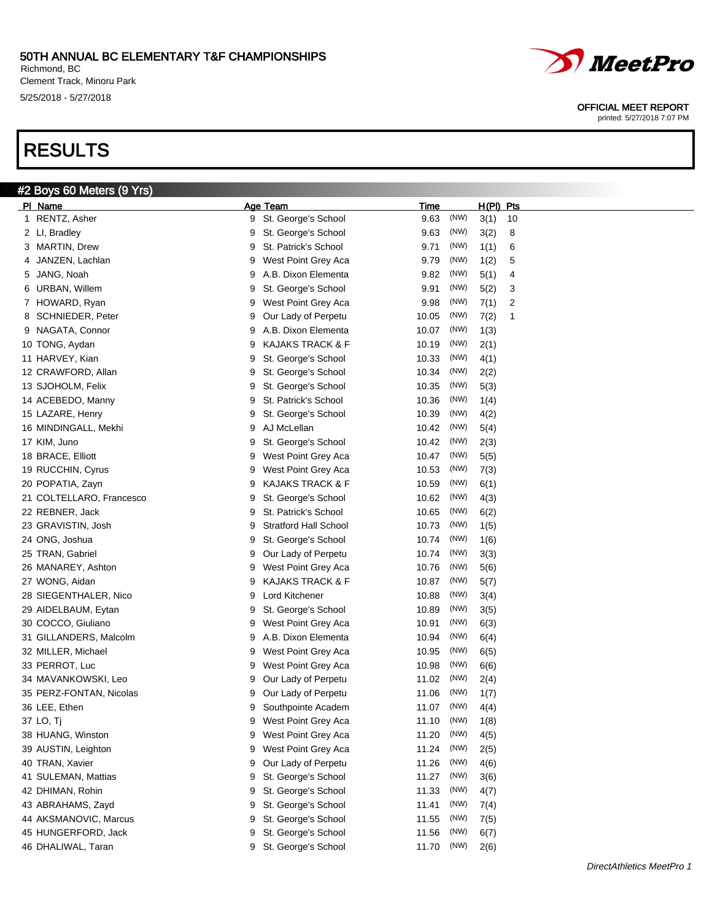50TH ANNUAL BC ELEMENTARY T&F CHAMPIONSHIPS
Richmond, BC
Clement Track, Minoru Park
5/25/2018 - 5/27/2018

OFFICIAL MEET REPORT
printed: 5/27/2018 7:07 PM

# RESULTS

## #2 Boys 60 Meters (9 Yrs)

| Pl | Name | Age | Team | Time | | H(Pl) | Pts |
|---|---|---|---|---|---|---|---|
| 1 | RENTZ, Asher | 9 | St. George's School | 9.63 | (NW) | 3(1) | 10 |
| 2 | LI, Bradley | 9 | St. George's School | 9.63 | (NW) | 3(2) | 8 |
| 3 | MARTIN, Drew | 9 | St. Patrick's School | 9.71 | (NW) | 1(1) | 6 |
| 4 | JANZEN, Lachlan | 9 | West Point Grey Aca | 9.79 | (NW) | 1(2) | 5 |
| 5 | JANG, Noah | 9 | A.B. Dixon Elementa | 9.82 | (NW) | 5(1) | 4 |
| 6 | URBAN, Willem | 9 | St. George's School | 9.91 | (NW) | 5(2) | 3 |
| 7 | HOWARD, Ryan | 9 | West Point Grey Aca | 9.98 | (NW) | 7(1) | 2 |
| 8 | SCHNEIDER, Peter | 9 | Our Lady of Perpetu | 10.05 | (NW) | 7(2) | 1 |
| 9 | NAGATA, Connor | 9 | A.B. Dixon Elementa | 10.07 | (NW) | 1(3) | |
| 10 | TONG, Aydan | 9 | KAJAKS TRACK & F | 10.19 | (NW) | 2(1) | |
| 11 | HARVEY, Kian | 9 | St. George's School | 10.33 | (NW) | 4(1) | |
| 12 | CRAWFORD, Allan | 9 | St. George's School | 10.34 | (NW) | 2(2) | |
| 13 | SJOHOLM, Felix | 9 | St. George's School | 10.35 | (NW) | 5(3) | |
| 14 | ACEBEDO, Manny | 9 | St. Patrick's School | 10.36 | (NW) | 1(4) | |
| 15 | LAZARE, Henry | 9 | St. George's School | 10.39 | (NW) | 4(2) | |
| 16 | MINDINGALL, Mekhi | 9 | AJ McLellan | 10.42 | (NW) | 5(4) | |
| 17 | KIM, Juno | 9 | St. George's School | 10.42 | (NW) | 2(3) | |
| 18 | BRACE, Elliott | 9 | West Point Grey Aca | 10.47 | (NW) | 5(5) | |
| 19 | RUCCHIN, Cyrus | 9 | West Point Grey Aca | 10.53 | (NW) | 7(3) | |
| 20 | POPATIA, Zayn | 9 | KAJAKS TRACK & F | 10.59 | (NW) | 6(1) | |
| 21 | COLTELLARO, Francesco | 9 | St. George's School | 10.62 | (NW) | 4(3) | |
| 22 | REBNER, Jack | 9 | St. Patrick's School | 10.65 | (NW) | 6(2) | |
| 23 | GRAVISTIN, Josh | 9 | Stratford Hall School | 10.73 | (NW) | 1(5) | |
| 24 | ONG, Joshua | 9 | St. George's School | 10.74 | (NW) | 1(6) | |
| 25 | TRAN, Gabriel | 9 | Our Lady of Perpetu | 10.74 | (NW) | 3(3) | |
| 26 | MANAREY, Ashton | 9 | West Point Grey Aca | 10.76 | (NW) | 5(6) | |
| 27 | WONG, Aidan | 9 | KAJAKS TRACK & F | 10.87 | (NW) | 5(7) | |
| 28 | SIEGENTHALER, Nico | 9 | Lord Kitchener | 10.88 | (NW) | 3(4) | |
| 29 | AIDELBAUM, Eytan | 9 | St. George's School | 10.89 | (NW) | 3(5) | |
| 30 | COCCO, Giuliano | 9 | West Point Grey Aca | 10.91 | (NW) | 6(3) | |
| 31 | GILLANDERS, Malcolm | 9 | A.B. Dixon Elementa | 10.94 | (NW) | 6(4) | |
| 32 | MILLER, Michael | 9 | West Point Grey Aca | 10.95 | (NW) | 6(5) | |
| 33 | PERROT, Luc | 9 | West Point Grey Aca | 10.98 | (NW) | 6(6) | |
| 34 | MAVANKOWSKI, Leo | 9 | Our Lady of Perpetu | 11.02 | (NW) | 2(4) | |
| 35 | PERZ-FONTAN, Nicolas | 9 | Our Lady of Perpetu | 11.06 | (NW) | 1(7) | |
| 36 | LEE, Ethen | 9 | Southpointe Academ | 11.07 | (NW) | 4(4) | |
| 37 | LO, Tj | 9 | West Point Grey Aca | 11.10 | (NW) | 1(8) | |
| 38 | HUANG, Winston | 9 | West Point Grey Aca | 11.20 | (NW) | 4(5) | |
| 39 | AUSTIN, Leighton | 9 | West Point Grey Aca | 11.24 | (NW) | 2(5) | |
| 40 | TRAN, Xavier | 9 | Our Lady of Perpetu | 11.26 | (NW) | 4(6) | |
| 41 | SULEMAN, Mattias | 9 | St. George's School | 11.27 | (NW) | 3(6) | |
| 42 | DHIMAN, Rohin | 9 | St. George's School | 11.33 | (NW) | 4(7) | |
| 43 | ABRAHAMS, Zayd | 9 | St. George's School | 11.41 | (NW) | 7(4) | |
| 44 | AKSMANOVIC, Marcus | 9 | St. George's School | 11.55 | (NW) | 7(5) | |
| 45 | HUNGERFORD, Jack | 9 | St. George's School | 11.56 | (NW) | 6(7) | |
| 46 | DHALIWAL, Taran | 9 | St. George's School | 11.70 | (NW) | 2(6) | |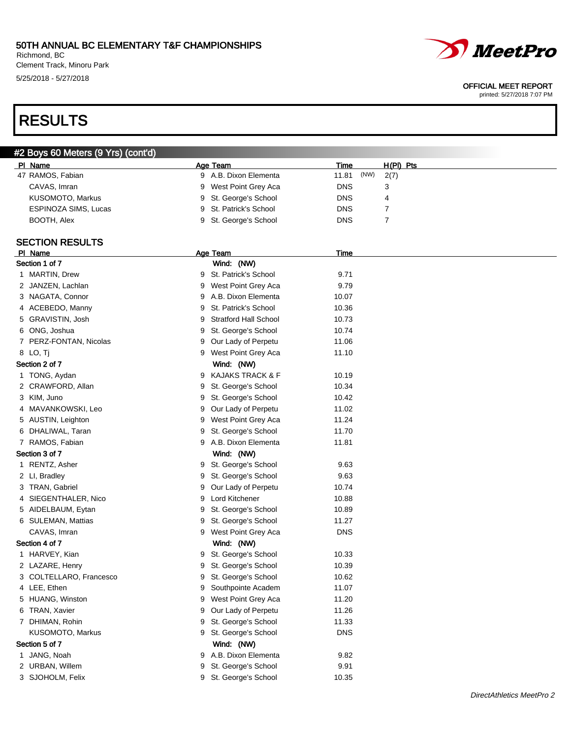# RESULTS

## #2 Boys 60 Meters (9 Yrs) (cont'd)

| Pl | Name | Age | Team | Time | | H(Pl) | Pts |
|---|---|---|---|---|---|---|---|
| 47 | RAMOS, Fabian | 9 | A.B. Dixon Elementa | 11.81 | (NW) | 2(7) | |
| | CAVAS, Imran | 9 | West Point Grey Aca | DNS | | 3 | |
| | KUSOMOTO, Markus | 9 | St. George's School | DNS | | 4 | |
| | ESPINOZA SIMS, Lucas | 9 | St. Patrick's School | DNS | | 7 | |
| | BOOTH, Alex | 9 | St. George's School | DNS | | 7 | |

### SECTION RESULTS

| Pl | Name | Age | Team | Time |
|---|---|---|---|---|
| **Section 1 of 7** | | | Wind: (NW) | |
| 1 | MARTIN, Drew | 9 | St. Patrick's School | 9.71 |
| 2 | JANZEN, Lachlan | 9 | West Point Grey Aca | 9.79 |
| 3 | NAGATA, Connor | 9 | A.B. Dixon Elementa | 10.07 |
| 4 | ACEBEDO, Manny | 9 | St. Patrick's School | 10.36 |
| 5 | GRAVISTIN, Josh | 9 | Stratford Hall School | 10.73 |
| 6 | ONG, Joshua | 9 | St. George's School | 10.74 |
| 7 | PERZ-FONTAN, Nicolas | 9 | Our Lady of Perpetu | 11.06 |
| 8 | LO, Tj | 9 | West Point Grey Aca | 11.10 |
| **Section 2 of 7** | | | Wind: (NW) | |
| 1 | TONG, Aydan | 9 | KAJAKS TRACK & F | 10.19 |
| 2 | CRAWFORD, Allan | 9 | St. George's School | 10.34 |
| 3 | KIM, Juno | 9 | St. George's School | 10.42 |
| 4 | MAVANKOWSKI, Leo | 9 | Our Lady of Perpetu | 11.02 |
| 5 | AUSTIN, Leighton | 9 | West Point Grey Aca | 11.24 |
| 6 | DHALIWAL, Taran | 9 | St. George's School | 11.70 |
| 7 | RAMOS, Fabian | 9 | A.B. Dixon Elementa | 11.81 |
| **Section 3 of 7** | | | Wind: (NW) | |
| 1 | RENTZ, Asher | 9 | St. George's School | 9.63 |
| 2 | LI, Bradley | 9 | St. George's School | 9.63 |
| 3 | TRAN, Gabriel | 9 | Our Lady of Perpetu | 10.74 |
| 4 | SIEGENTHALER, Nico | 9 | Lord Kitchener | 10.88 |
| 5 | AIDELBAUM, Eytan | 9 | St. George's School | 10.89 |
| 6 | SULEMAN, Mattias | 9 | St. George's School | 11.27 |
| | CAVAS, Imran | 9 | West Point Grey Aca | DNS |
| **Section 4 of 7** | | | Wind: (NW) | |
| 1 | HARVEY, Kian | 9 | St. George's School | 10.33 |
| 2 | LAZARE, Henry | 9 | St. George's School | 10.39 |
| 3 | COLTELLARO, Francesco | 9 | St. George's School | 10.62 |
| 4 | LEE, Ethen | 9 | Southpointe Academ | 11.07 |
| 5 | HUANG, Winston | 9 | West Point Grey Aca | 11.20 |
| 6 | TRAN, Xavier | 9 | Our Lady of Perpetu | 11.26 |
| 7 | DHIMAN, Rohin | 9 | St. George's School | 11.33 |
| | KUSOMOTO, Markus | 9 | St. George's School | DNS |
| **Section 5 of 7** | | | Wind: (NW) | |
| 1 | JANG, Noah | 9 | A.B. Dixon Elementa | 9.82 |
| 2 | URBAN, Willem | 9 | St. George's School | 9.91 |
| 3 | SJOHOLM, Felix | 9 | St. George's School | 10.35 |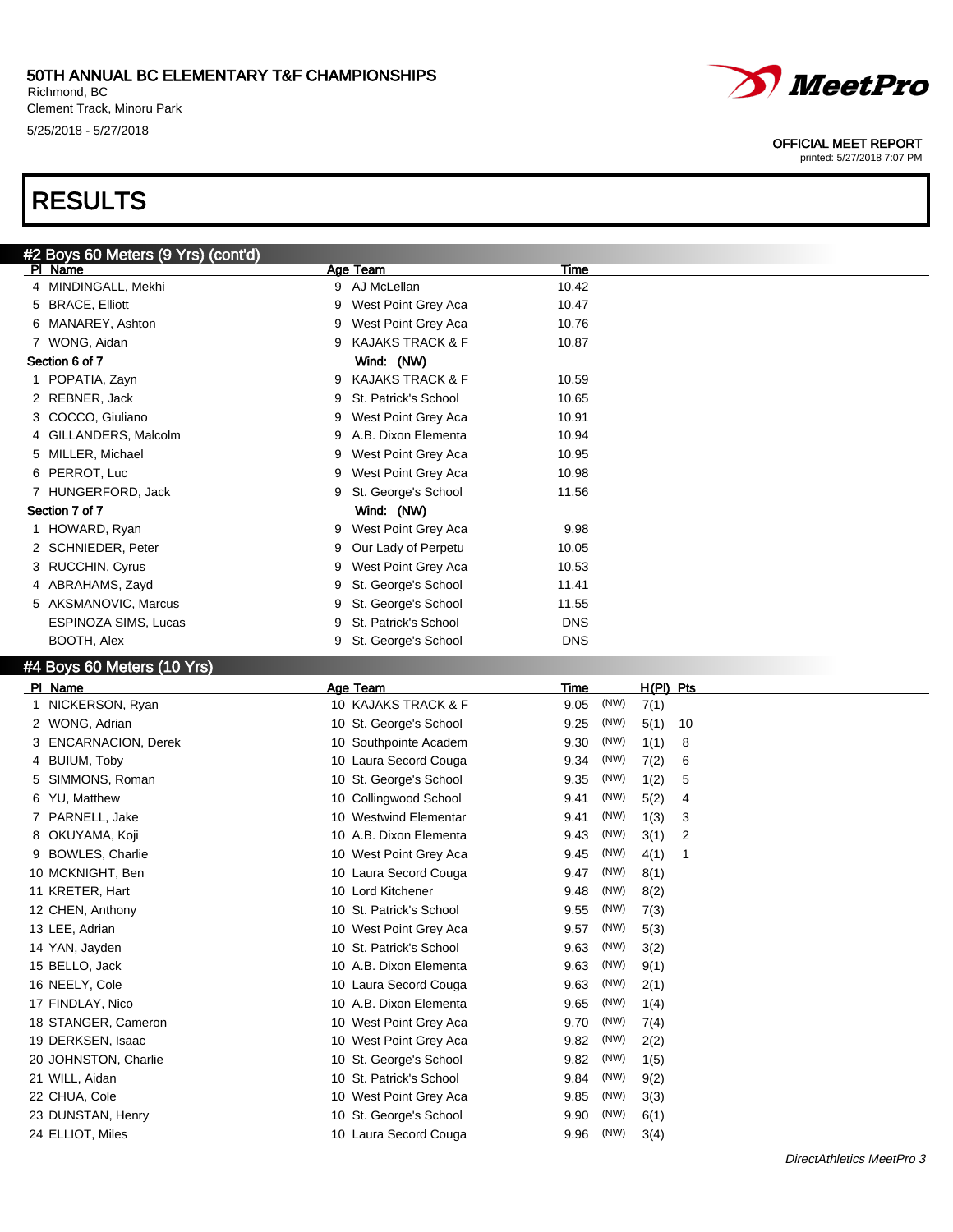# RESULTS

## #2 Boys 60 Meters (9 Yrs) (cont'd)

| Pl | Name | Age | Team | Time |
|---|---|---|---|---|
| 4 | MINDINGALL, Mekhi | 9 | AJ McLellan | 10.42 |
| 5 | BRACE, Elliott | 9 | West Point Grey Aca | 10.47 |
| 6 | MANAREY, Ashton | 9 | West Point Grey Aca | 10.76 |
| 7 | WONG, Aidan | 9 | KAJAKS TRACK & F | 10.87 |
| **Section 6 of 7** | | | Wind: (NW) | |
| 1 | POPATIA, Zayn | 9 | KAJAKS TRACK & F | 10.59 |
| 2 | REBNER, Jack | 9 | St. Patrick's School | 10.65 |
| 3 | COCCO, Giuliano | 9 | West Point Grey Aca | 10.91 |
| 4 | GILLANDERS, Malcolm | 9 | A.B. Dixon Elementa | 10.94 |
| 5 | MILLER, Michael | 9 | West Point Grey Aca | 10.95 |
| 6 | PERROT, Luc | 9 | West Point Grey Aca | 10.98 |
| 7 | HUNGERFORD, Jack | 9 | St. George's School | 11.56 |
| **Section 7 of 7** | | | Wind: (NW) | |
| 1 | HOWARD, Ryan | 9 | West Point Grey Aca | 9.98 |
| 2 | SCHNIEDER, Peter | 9 | Our Lady of Perpetu | 10.05 |
| 3 | RUCCHIN, Cyrus | 9 | West Point Grey Aca | 10.53 |
| 4 | ABRAHAMS, Zayd | 9 | St. George's School | 11.41 |
| 5 | AKSMANOVIC, Marcus | 9 | St. George's School | 11.55 |
| | ESPINOZA SIMS, Lucas | 9 | St. Patrick's School | DNS |
| | BOOTH, Alex | 9 | St. George's School | DNS |

## #4 Boys 60 Meters (10 Yrs)

| Pl | Name | Age | Team | Time | | H(Pl) | Pts |
|---|---|---|---|---|---|---|---|
| 1 | NICKERSON, Ryan | 10 | KAJAKS TRACK & F | 9.05 | (NW) | 7(1) | |
| 2 | WONG, Adrian | 10 | St. George's School | 9.25 | (NW) | 5(1) | 10 |
| 3 | ENCARNACION, Derek | 10 | Southpointe Academ | 9.30 | (NW) | 1(1) | 8 |
| 4 | BUIUM, Toby | 10 | Laura Secord Couga | 9.34 | (NW) | 7(2) | 6 |
| 5 | SIMMONS, Roman | 10 | St. George's School | 9.35 | (NW) | 1(2) | 5 |
| 6 | YU, Matthew | 10 | Collingwood School | 9.41 | (NW) | 5(2) | 4 |
| 7 | PARNELL, Jake | 10 | Westwind Elementar | 9.41 | (NW) | 1(3) | 3 |
| 8 | OKUYAMA, Koji | 10 | A.B. Dixon Elementa | 9.43 | (NW) | 3(1) | 2 |
| 9 | BOWLES, Charlie | 10 | West Point Grey Aca | 9.45 | (NW) | 4(1) | 1 |
| 10 | MCKNIGHT, Ben | 10 | Laura Secord Couga | 9.47 | (NW) | 8(1) | |
| 11 | KRETER, Hart | 10 | Lord Kitchener | 9.48 | (NW) | 8(2) | |
| 12 | CHEN, Anthony | 10 | St. Patrick's School | 9.55 | (NW) | 7(3) | |
| 13 | LEE, Adrian | 10 | West Point Grey Aca | 9.57 | (NW) | 5(3) | |
| 14 | YAN, Jayden | 10 | St. Patrick's School | 9.63 | (NW) | 3(2) | |
| 15 | BELLO, Jack | 10 | A.B. Dixon Elementa | 9.63 | (NW) | 9(1) | |
| 16 | NEELY, Cole | 10 | Laura Secord Couga | 9.63 | (NW) | 2(1) | |
| 17 | FINDLAY, Nico | 10 | A.B. Dixon Elementa | 9.65 | (NW) | 1(4) | |
| 18 | STANGER, Cameron | 10 | West Point Grey Aca | 9.70 | (NW) | 7(4) | |
| 19 | DERKSEN, Isaac | 10 | West Point Grey Aca | 9.82 | (NW) | 2(2) | |
| 20 | JOHNSTON, Charlie | 10 | St. George's School | 9.82 | (NW) | 1(5) | |
| 21 | WILL, Aidan | 10 | St. Patrick's School | 9.84 | (NW) | 9(2) | |
| 22 | CHUA, Cole | 10 | West Point Grey Aca | 9.85 | (NW) | 3(3) | |
| 23 | DUNSTAN, Henry | 10 | St. George's School | 9.90 | (NW) | 6(1) | |
| 24 | ELLIOT, Miles | 10 | Laura Secord Couga | 9.96 | (NW) | 3(4) | |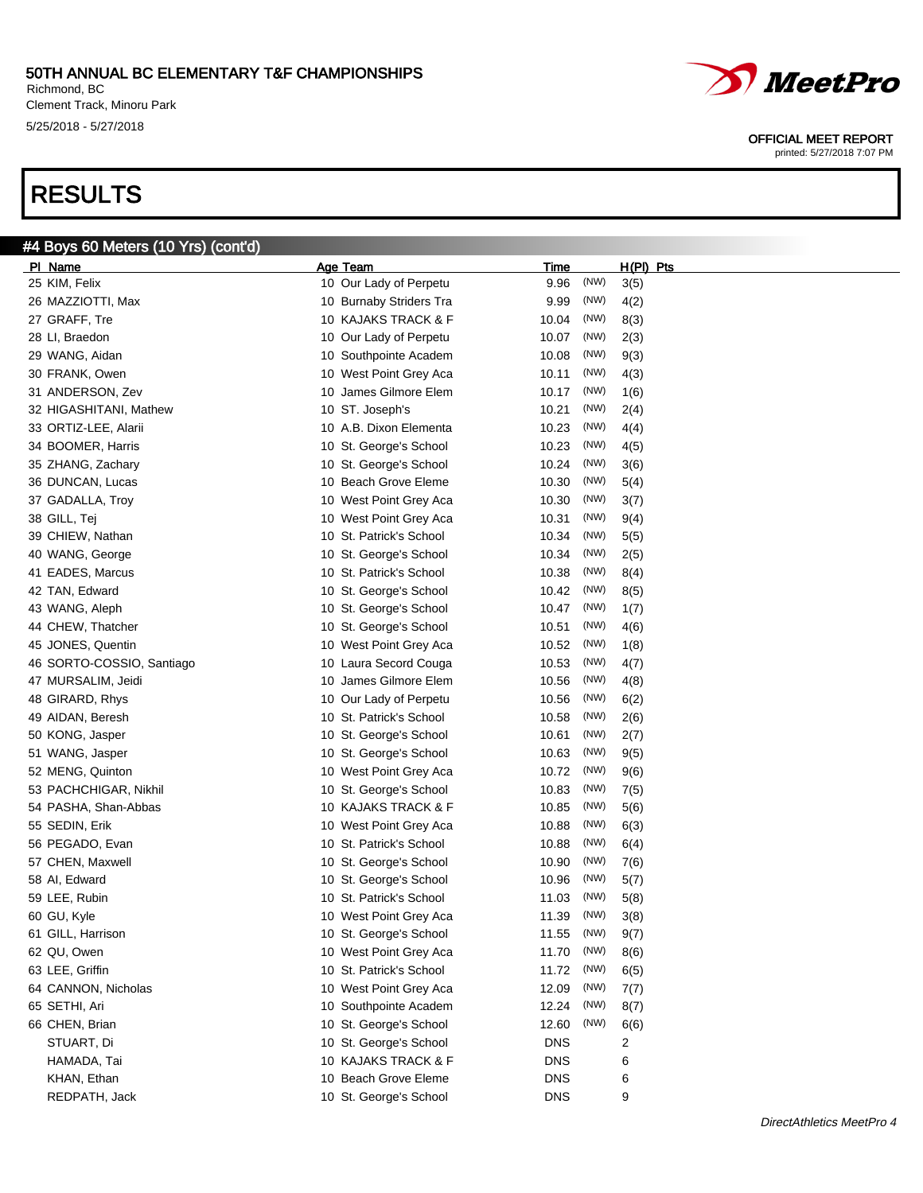# 50TH ANNUAL BC ELEMENTARY T&F CHAMPIONSHIPS

Richmond, BC
Clement Track, Minoru Park
5/25/2018 - 5/27/2018

OFFICIAL MEET REPORT
printed: 5/27/2018 7:07 PM

# RESULTS

## #4 Boys 60 Meters (10 Yrs) (cont'd)

| Pl | Name | Age | Team | Time | | H(Pl) | Pts |
|---|---|---|---|---|---|---|---|
| 25 | KIM, Felix | 10 | Our Lady of Perpetu | 9.96 | (NW) | 3(5) | |
| 26 | MAZZIOTTI, Max | 10 | Burnaby Striders Tra | 9.99 | (NW) | 4(2) | |
| 27 | GRAFF, Tre | 10 | KAJAKS TRACK & F | 10.04 | (NW) | 8(3) | |
| 28 | LI, Braedon | 10 | Our Lady of Perpetu | 10.07 | (NW) | 2(3) | |
| 29 | WANG, Aidan | 10 | Southpointe Academ | 10.08 | (NW) | 9(3) | |
| 30 | FRANK, Owen | 10 | West Point Grey Aca | 10.11 | (NW) | 4(3) | |
| 31 | ANDERSON, Zev | 10 | James Gilmore Elem | 10.17 | (NW) | 1(6) | |
| 32 | HIGASHITANI, Mathew | 10 | ST. Joseph's | 10.21 | (NW) | 2(4) | |
| 33 | ORTIZ-LEE, Alarii | 10 | A.B. Dixon Elementa | 10.23 | (NW) | 4(4) | |
| 34 | BOOMER, Harris | 10 | St. George's School | 10.23 | (NW) | 4(5) | |
| 35 | ZHANG, Zachary | 10 | St. George's School | 10.24 | (NW) | 3(6) | |
| 36 | DUNCAN, Lucas | 10 | Beach Grove Eleme | 10.30 | (NW) | 5(4) | |
| 37 | GADALLA, Troy | 10 | West Point Grey Aca | 10.30 | (NW) | 3(7) | |
| 38 | GILL, Tej | 10 | West Point Grey Aca | 10.31 | (NW) | 9(4) | |
| 39 | CHIEW, Nathan | 10 | St. Patrick's School | 10.34 | (NW) | 5(5) | |
| 40 | WANG, George | 10 | St. George's School | 10.34 | (NW) | 2(5) | |
| 41 | EADES, Marcus | 10 | St. Patrick's School | 10.38 | (NW) | 8(4) | |
| 42 | TAN, Edward | 10 | St. George's School | 10.42 | (NW) | 8(5) | |
| 43 | WANG, Aleph | 10 | St. George's School | 10.47 | (NW) | 1(7) | |
| 44 | CHEW, Thatcher | 10 | St. George's School | 10.51 | (NW) | 4(6) | |
| 45 | JONES, Quentin | 10 | West Point Grey Aca | 10.52 | (NW) | 1(8) | |
| 46 | SORTO-COSSIO, Santiago | 10 | Laura Secord Couga | 10.53 | (NW) | 4(7) | |
| 47 | MURSALIM, Jeidi | 10 | James Gilmore Elem | 10.56 | (NW) | 4(8) | |
| 48 | GIRARD, Rhys | 10 | Our Lady of Perpetu | 10.56 | (NW) | 6(2) | |
| 49 | AIDAN, Beresh | 10 | St. Patrick's School | 10.58 | (NW) | 2(6) | |
| 50 | KONG, Jasper | 10 | St. George's School | 10.61 | (NW) | 2(7) | |
| 51 | WANG, Jasper | 10 | St. George's School | 10.63 | (NW) | 9(5) | |
| 52 | MENG, Quinton | 10 | West Point Grey Aca | 10.72 | (NW) | 9(6) | |
| 53 | PACHCHIGAR, Nikhil | 10 | St. George's School | 10.83 | (NW) | 7(5) | |
| 54 | PASHA, Shan-Abbas | 10 | KAJAKS TRACK & F | 10.85 | (NW) | 5(6) | |
| 55 | SEDIN, Erik | 10 | West Point Grey Aca | 10.88 | (NW) | 6(3) | |
| 56 | PEGADO, Evan | 10 | St. Patrick's School | 10.88 | (NW) | 6(4) | |
| 57 | CHEN, Maxwell | 10 | St. George's School | 10.90 | (NW) | 7(6) | |
| 58 | AI, Edward | 10 | St. George's School | 10.96 | (NW) | 5(7) | |
| 59 | LEE, Rubin | 10 | St. Patrick's School | 11.03 | (NW) | 5(8) | |
| 60 | GU, Kyle | 10 | West Point Grey Aca | 11.39 | (NW) | 3(8) | |
| 61 | GILL, Harrison | 10 | St. George's School | 11.55 | (NW) | 9(7) | |
| 62 | QU, Owen | 10 | West Point Grey Aca | 11.70 | (NW) | 8(6) | |
| 63 | LEE, Griffin | 10 | St. Patrick's School | 11.72 | (NW) | 6(5) | |
| 64 | CANNON, Nicholas | 10 | West Point Grey Aca | 12.09 | (NW) | 7(7) | |
| 65 | SETHI, Ari | 10 | Southpointe Academ | 12.24 | (NW) | 8(7) | |
| 66 | CHEN, Brian | 10 | St. George's School | 12.60 | (NW) | 6(6) | |
| | STUART, Di | 10 | St. George's School | DNS | | 2 | |
| | HAMADA, Tai | 10 | KAJAKS TRACK & F | DNS | | 6 | |
| | KHAN, Ethan | 10 | Beach Grove Eleme | DNS | | 6 | |
| | REDPATH, Jack | 10 | St. George's School | DNS | | 9 | |

*DirectAthletics MeetPro 4*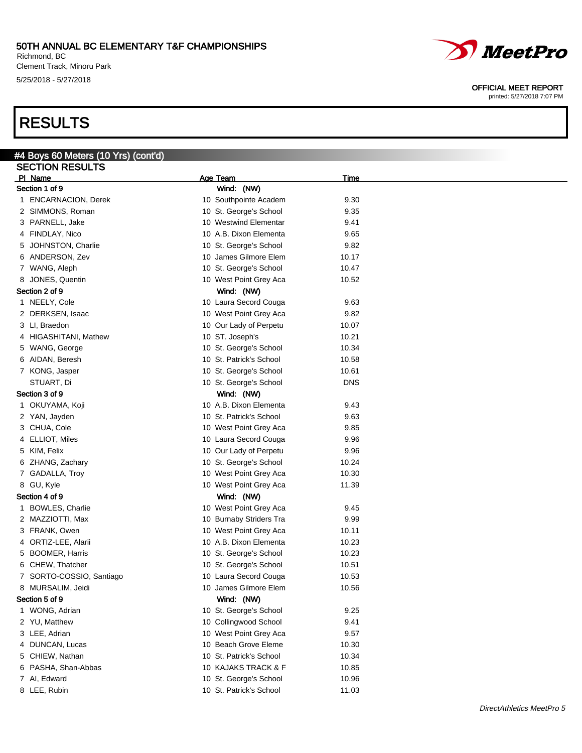# RESULTS

## #4 Boys 60 Meters (10 Yrs) (cont'd)

### SECTION RESULTS

| Pl | Name | Age | Team | Time |
|---|---|---|---|---|
| **Section 1 of 9** | | | Wind: (NW) | |
| 1 | ENCARNACION, Derek | 10 | Southpointe Academ | 9.30 |
| 2 | SIMMONS, Roman | 10 | St. George's School | 9.35 |
| 3 | PARNELL, Jake | 10 | Westwind Elementar | 9.41 |
| 4 | FINDLAY, Nico | 10 | A.B. Dixon Elementa | 9.65 |
| 5 | JOHNSTON, Charlie | 10 | St. George's School | 9.82 |
| 6 | ANDERSON, Zev | 10 | James Gilmore Elem | 10.17 |
| 7 | WANG, Aleph | 10 | St. George's School | 10.47 |
| 8 | JONES, Quentin | 10 | West Point Grey Aca | 10.52 |
| **Section 2 of 9** | | | Wind: (NW) | |
| 1 | NEELY, Cole | 10 | Laura Secord Couga | 9.63 |
| 2 | DERKSEN, Isaac | 10 | West Point Grey Aca | 9.82 |
| 3 | LI, Braedon | 10 | Our Lady of Perpetu | 10.07 |
| 4 | HIGASHITANI, Mathew | 10 | ST. Joseph's | 10.21 |
| 5 | WANG, George | 10 | St. George's School | 10.34 |
| 6 | AIDAN, Beresh | 10 | St. Patrick's School | 10.58 |
| 7 | KONG, Jasper | 10 | St. George's School | 10.61 |
| | STUART, Di | 10 | St. George's School | DNS |
| **Section 3 of 9** | | | Wind: (NW) | |
| 1 | OKUYAMA, Koji | 10 | A.B. Dixon Elementa | 9.43 |
| 2 | YAN, Jayden | 10 | St. Patrick's School | 9.63 |
| 3 | CHUA, Cole | 10 | West Point Grey Aca | 9.85 |
| 4 | ELLIOT, Miles | 10 | Laura Secord Couga | 9.96 |
| 5 | KIM, Felix | 10 | Our Lady of Perpetu | 9.96 |
| 6 | ZHANG, Zachary | 10 | St. George's School | 10.24 |
| 7 | GADALLA, Troy | 10 | West Point Grey Aca | 10.30 |
| 8 | GU, Kyle | 10 | West Point Grey Aca | 11.39 |
| **Section 4 of 9** | | | Wind: (NW) | |
| 1 | BOWLES, Charlie | 10 | West Point Grey Aca | 9.45 |
| 2 | MAZZIOTTI, Max | 10 | Burnaby Striders Tra | 9.99 |
| 3 | FRANK, Owen | 10 | West Point Grey Aca | 10.11 |
| 4 | ORTIZ-LEE, Alarii | 10 | A.B. Dixon Elementa | 10.23 |
| 5 | BOOMER, Harris | 10 | St. George's School | 10.23 |
| 6 | CHEW, Thatcher | 10 | St. George's School | 10.51 |
| 7 | SORTO-COSSIO, Santiago | 10 | Laura Secord Couga | 10.53 |
| 8 | MURSALIM, Jeidi | 10 | James Gilmore Elem | 10.56 |
| **Section 5 of 9** | | | Wind: (NW) | |
| 1 | WONG, Adrian | 10 | St. George's School | 9.25 |
| 2 | YU, Matthew | 10 | Collingwood School | 9.41 |
| 3 | LEE, Adrian | 10 | West Point Grey Aca | 9.57 |
| 4 | DUNCAN, Lucas | 10 | Beach Grove Eleme | 10.30 |
| 5 | CHIEW, Nathan | 10 | St. Patrick's School | 10.34 |
| 6 | PASHA, Shan-Abbas | 10 | KAJAKS TRACK & F | 10.85 |
| 7 | AI, Edward | 10 | St. George's School | 10.96 |
| 8 | LEE, Rubin | 10 | St. Patrick's School | 11.03 |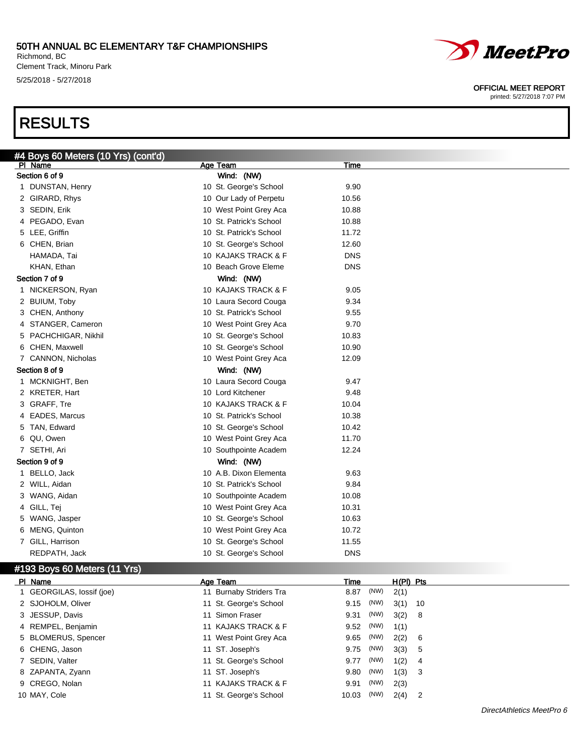# RESULTS

## #4 Boys 60 Meters (10 Yrs) (cont'd)

| Pl | Name | Age | Team | Time |
|---|---|---|---|---|
| **Section 6 of 9** | | | Wind: (NW) | |
| 1 | DUNSTAN, Henry | 10 | St. George's School | 9.90 |
| 2 | GIRARD, Rhys | 10 | Our Lady of Perpetu | 10.56 |
| 3 | SEDIN, Erik | 10 | West Point Grey Aca | 10.88 |
| 4 | PEGADO, Evan | 10 | St. Patrick's School | 10.88 |
| 5 | LEE, Griffin | 10 | St. Patrick's School | 11.72 |
| 6 | CHEN, Brian | 10 | St. George's School | 12.60 |
| | HAMADA, Tai | 10 | KAJAKS TRACK & F | DNS |
| | KHAN, Ethan | 10 | Beach Grove Eleme | DNS |
| **Section 7 of 9** | | | Wind: (NW) | |
| 1 | NICKERSON, Ryan | 10 | KAJAKS TRACK & F | 9.05 |
| 2 | BUIUM, Toby | 10 | Laura Secord Couga | 9.34 |
| 3 | CHEN, Anthony | 10 | St. Patrick's School | 9.55 |
| 4 | STANGER, Cameron | 10 | West Point Grey Aca | 9.70 |
| 5 | PACHCHIGAR, Nikhil | 10 | St. George's School | 10.83 |
| 6 | CHEN, Maxwell | 10 | St. George's School | 10.90 |
| 7 | CANNON, Nicholas | 10 | West Point Grey Aca | 12.09 |
| **Section 8 of 9** | | | Wind: (NW) | |
| 1 | MCKNIGHT, Ben | 10 | Laura Secord Couga | 9.47 |
| 2 | KRETER, Hart | 10 | Lord Kitchener | 9.48 |
| 3 | GRAFF, Tre | 10 | KAJAKS TRACK & F | 10.04 |
| 4 | EADES, Marcus | 10 | St. Patrick's School | 10.38 |
| 5 | TAN, Edward | 10 | St. George's School | 10.42 |
| 6 | QU, Owen | 10 | West Point Grey Aca | 11.70 |
| 7 | SETHI, Ari | 10 | Southpointe Academ | 12.24 |
| **Section 9 of 9** | | | Wind: (NW) | |
| 1 | BELLO, Jack | 10 | A.B. Dixon Elementa | 9.63 |
| 2 | WILL, Aidan | 10 | St. Patrick's School | 9.84 |
| 3 | WANG, Aidan | 10 | Southpointe Academ | 10.08 |
| 4 | GILL, Tej | 10 | West Point Grey Aca | 10.31 |
| 5 | WANG, Jasper | 10 | St. George's School | 10.63 |
| 6 | MENG, Quinton | 10 | West Point Grey Aca | 10.72 |
| 7 | GILL, Harrison | 10 | St. George's School | 11.55 |
| | REDPATH, Jack | 10 | St. George's School | DNS |

## #193 Boys 60 Meters (11 Yrs)

| Pl | Name | Age | Team | Time | | H(Pl) | Pts |
|---|---|---|---|---|---|---|---|
| 1 | GEORGILAS, Iossif (joe) | 11 | Burnaby Striders Tra | 8.87 | (NW) | 2(1) | |
| 2 | SJOHOLM, Oliver | 11 | St. George's School | 9.15 | (NW) | 3(1) | 10 |
| 3 | JESSUP, Davis | 11 | Simon Fraser | 9.31 | (NW) | 3(2) | 8 |
| 4 | REMPEL, Benjamin | 11 | KAJAKS TRACK & F | 9.52 | (NW) | 1(1) | |
| 5 | BLOMERUS, Spencer | 11 | West Point Grey Aca | 9.65 | (NW) | 2(2) | 6 |
| 6 | CHENG, Jason | 11 | ST. Joseph's | 9.75 | (NW) | 3(3) | 5 |
| 7 | SEDIN, Valter | 11 | St. George's School | 9.77 | (NW) | 1(2) | 4 |
| 8 | ZAPANTA, Zyann | 11 | ST. Joseph's | 9.80 | (NW) | 1(3) | 3 |
| 9 | CREGO, Nolan | 11 | KAJAKS TRACK & F | 9.91 | (NW) | 2(3) | |
| 10 | MAY, Cole | 11 | St. George's School | 10.03 | (NW) | 2(4) | 2 |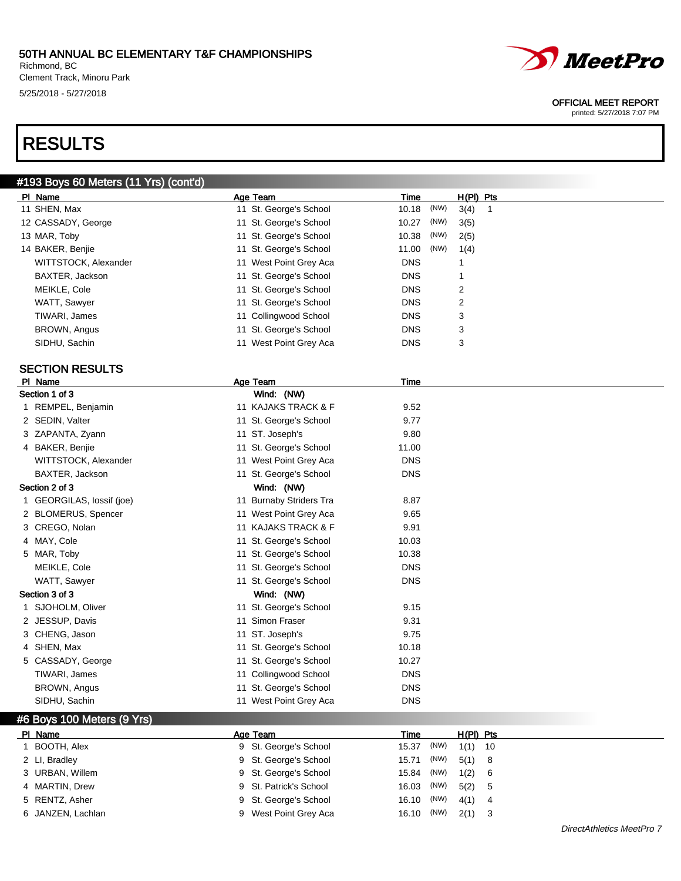50TH ANNUAL BC ELEMENTARY T&F CHAMPIONSHIPS
Richmond, BC
Clement Track, Minoru Park
5/25/2018 - 5/27/2018

OFFICIAL MEET REPORT
printed: 5/27/2018 7:07 PM

# RESULTS

## #193 Boys 60 Meters (11 Yrs) (cont'd)

| Pl | Name | Age | Team | Time | | H(Pl) | Pts |
|---|---|---|---|---|---|---|---|
| 11 | SHEN, Max | 11 | St. George's School | 10.18 | (NW) | 3(4) | 1 |
| 12 | CASSADY, George | 11 | St. George's School | 10.27 | (NW) | 3(5) | |
| 13 | MAR, Toby | 11 | St. George's School | 10.38 | (NW) | 2(5) | |
| 14 | BAKER, Benjie | 11 | St. George's School | 11.00 | (NW) | 1(4) | |
| | WITTSTOCK, Alexander | 11 | West Point Grey Aca | DNS | | 1 | |
| | BAXTER, Jackson | 11 | St. George's School | DNS | | 1 | |
| | MEIKLE, Cole | 11 | St. George's School | DNS | | 2 | |
| | WATT, Sawyer | 11 | St. George's School | DNS | | 2 | |
| | TIWARI, James | 11 | Collingwood School | DNS | | 3 | |
| | BROWN, Angus | 11 | St. George's School | DNS | | 3 | |
| | SIDHU, Sachin | 11 | West Point Grey Aca | DNS | | 3 | |

### SECTION RESULTS

| Pl | Name | Age | Team | Time |
|---|---|---|---|---|
| **Section 1 of 3** | | | Wind: (NW) | |
| 1 | REMPEL, Benjamin | 11 | KAJAKS TRACK & F | 9.52 |
| 2 | SEDIN, Valter | 11 | St. George's School | 9.77 |
| 3 | ZAPANTA, Zyann | 11 | ST. Joseph's | 9.80 |
| 4 | BAKER, Benjie | 11 | St. George's School | 11.00 |
| | WITTSTOCK, Alexander | 11 | West Point Grey Aca | DNS |
| | BAXTER, Jackson | 11 | St. George's School | DNS |
| **Section 2 of 3** | | | Wind: (NW) | |
| 1 | GEORGILAS, Iossif (joe) | 11 | Burnaby Striders Tra | 8.87 |
| 2 | BLOMERUS, Spencer | 11 | West Point Grey Aca | 9.65 |
| 3 | CREGO, Nolan | 11 | KAJAKS TRACK & F | 9.91 |
| 4 | MAY, Cole | 11 | St. George's School | 10.03 |
| 5 | MAR, Toby | 11 | St. George's School | 10.38 |
| | MEIKLE, Cole | 11 | St. George's School | DNS |
| | WATT, Sawyer | 11 | St. George's School | DNS |
| **Section 3 of 3** | | | Wind: (NW) | |
| 1 | SJOHOLM, Oliver | 11 | St. George's School | 9.15 |
| 2 | JESSUP, Davis | 11 | Simon Fraser | 9.31 |
| 3 | CHENG, Jason | 11 | ST. Joseph's | 9.75 |
| 4 | SHEN, Max | 11 | St. George's School | 10.18 |
| 5 | CASSADY, George | 11 | St. George's School | 10.27 |
| | TIWARI, James | 11 | Collingwood School | DNS |
| | BROWN, Angus | 11 | St. George's School | DNS |
| | SIDHU, Sachin | 11 | West Point Grey Aca | DNS |

## #6 Boys 100 Meters (9 Yrs)

| Pl | Name | Age | Team | Time | | H(Pl) | Pts |
|---|---|---|---|---|---|---|---|
| 1 | BOOTH, Alex | 9 | St. George's School | 15.37 | (NW) | 1(1) | 10 |
| 2 | LI, Bradley | 9 | St. George's School | 15.71 | (NW) | 5(1) | 8 |
| 3 | URBAN, Willem | 9 | St. George's School | 15.84 | (NW) | 1(2) | 6 |
| 4 | MARTIN, Drew | 9 | St. Patrick's School | 16.03 | (NW) | 5(2) | 5 |
| 5 | RENTZ, Asher | 9 | St. George's School | 16.10 | (NW) | 4(1) | 4 |
| 6 | JANZEN, Lachlan | 9 | West Point Grey Aca | 16.10 | (NW) | 2(1) | 3 |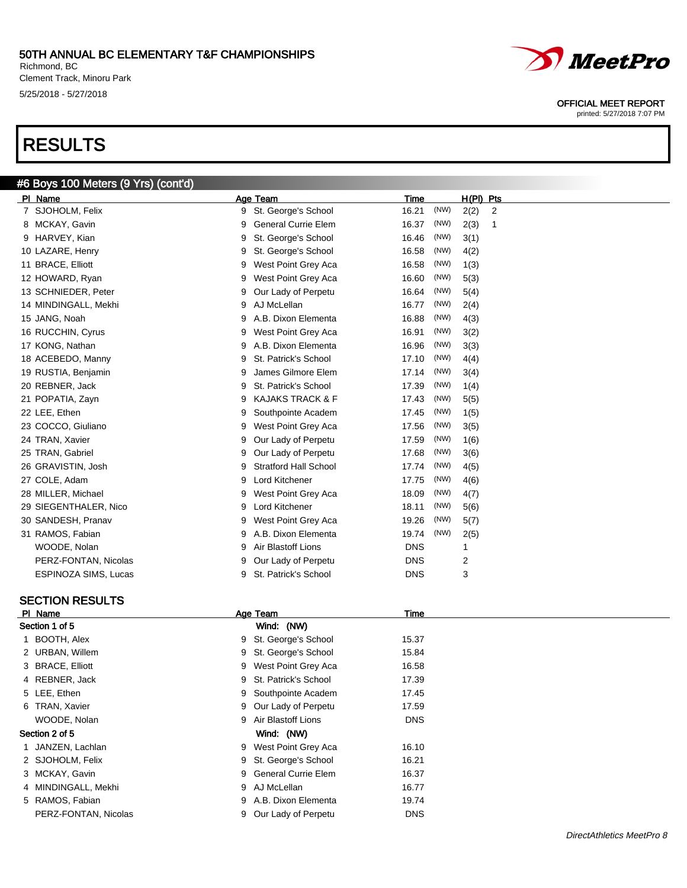# 50TH ANNUAL BC ELEMENTARY T&F CHAMPIONSHIPS

Richmond, BC
Clement Track, Minoru Park
5/25/2018 - 5/27/2018

OFFICIAL MEET REPORT
printed: 5/27/2018 7:07 PM

# RESULTS

## #6 Boys 100 Meters (9 Yrs) (cont'd)

| Pl | Name | Age | Team | Time | | H(Pl) | Pts |
|---|---|---|---|---|---|---|---|
| 7 | SJOHOLM, Felix | 9 | St. George's School | 16.21 | (NW) | 2(2) | 2 |
| 8 | MCKAY, Gavin | 9 | General Currie Elem | 16.37 | (NW) | 2(3) | 1 |
| 9 | HARVEY, Kian | 9 | St. George's School | 16.46 | (NW) | 3(1) | |
| 10 | LAZARE, Henry | 9 | St. George's School | 16.58 | (NW) | 4(2) | |
| 11 | BRACE, Elliott | 9 | West Point Grey Aca | 16.58 | (NW) | 1(3) | |
| 12 | HOWARD, Ryan | 9 | West Point Grey Aca | 16.60 | (NW) | 5(3) | |
| 13 | SCHNIEDER, Peter | 9 | Our Lady of Perpetu | 16.64 | (NW) | 5(4) | |
| 14 | MINDINGALL, Mekhi | 9 | AJ McLellan | 16.77 | (NW) | 2(4) | |
| 15 | JANG, Noah | 9 | A.B. Dixon Elementa | 16.88 | (NW) | 4(3) | |
| 16 | RUCCHIN, Cyrus | 9 | West Point Grey Aca | 16.91 | (NW) | 3(2) | |
| 17 | KONG, Nathan | 9 | A.B. Dixon Elementa | 16.96 | (NW) | 3(3) | |
| 18 | ACEBEDO, Manny | 9 | St. Patrick's School | 17.10 | (NW) | 4(4) | |
| 19 | RUSTIA, Benjamin | 9 | James Gilmore Elem | 17.14 | (NW) | 3(4) | |
| 20 | REBNER, Jack | 9 | St. Patrick's School | 17.39 | (NW) | 1(4) | |
| 21 | POPATIA, Zayn | 9 | KAJAKS TRACK & F | 17.43 | (NW) | 5(5) | |
| 22 | LEE, Ethen | 9 | Southpointe Academ | 17.45 | (NW) | 1(5) | |
| 23 | COCCO, Giuliano | 9 | West Point Grey Aca | 17.56 | (NW) | 3(5) | |
| 24 | TRAN, Xavier | 9 | Our Lady of Perpetu | 17.59 | (NW) | 1(6) | |
| 25 | TRAN, Gabriel | 9 | Our Lady of Perpetu | 17.68 | (NW) | 3(6) | |
| 26 | GRAVISTIN, Josh | 9 | Stratford Hall School | 17.74 | (NW) | 4(5) | |
| 27 | COLE, Adam | 9 | Lord Kitchener | 17.75 | (NW) | 4(6) | |
| 28 | MILLER, Michael | 9 | West Point Grey Aca | 18.09 | (NW) | 4(7) | |
| 29 | SIEGENTHALER, Nico | 9 | Lord Kitchener | 18.11 | (NW) | 5(6) | |
| 30 | SANDESH, Pranav | 9 | West Point Grey Aca | 19.26 | (NW) | 5(7) | |
| 31 | RAMOS, Fabian | 9 | A.B. Dixon Elementa | 19.74 | (NW) | 2(5) | |
| | WOODE, Nolan | 9 | Air Blastoff Lions | DNS | | 1 | |
| | PERZ-FONTAN, Nicolas | 9 | Our Lady of Perpetu | DNS | | 2 | |
| | ESPINOZA SIMS, Lucas | 9 | St. Patrick's School | DNS | | 3 | |

## SECTION RESULTS

| Pl | Name | Age | Team | Time |
|---|---|---|---|---|
| **Section 1 of 5** | | | Wind: (NW) | |
| 1 | BOOTH, Alex | 9 | St. George's School | 15.37 |
| 2 | URBAN, Willem | 9 | St. George's School | 15.84 |
| 3 | BRACE, Elliott | 9 | West Point Grey Aca | 16.58 |
| 4 | REBNER, Jack | 9 | St. Patrick's School | 17.39 |
| 5 | LEE, Ethen | 9 | Southpointe Academ | 17.45 |
| 6 | TRAN, Xavier | 9 | Our Lady of Perpetu | 17.59 |
| | WOODE, Nolan | 9 | Air Blastoff Lions | DNS |
| **Section 2 of 5** | | | Wind: (NW) | |
| 1 | JANZEN, Lachlan | 9 | West Point Grey Aca | 16.10 |
| 2 | SJOHOLM, Felix | 9 | St. George's School | 16.21 |
| 3 | MCKAY, Gavin | 9 | General Currie Elem | 16.37 |
| 4 | MINDINGALL, Mekhi | 9 | AJ McLellan | 16.77 |
| 5 | RAMOS, Fabian | 9 | A.B. Dixon Elementa | 19.74 |
| | PERZ-FONTAN, Nicolas | 9 | Our Lady of Perpetu | DNS |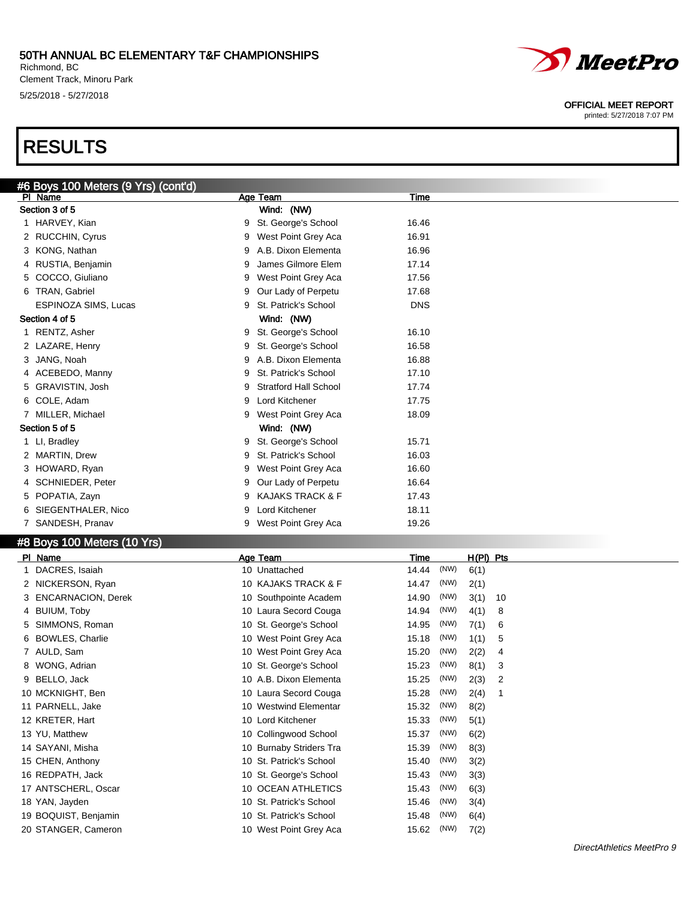# RESULTS

## #6 Boys 100 Meters (9 Yrs) (cont'd)

| Pl | Name | Age | Team | Time |
|---|---|---|---|---|
| **Section 3 of 5** | | | **Wind: (NW)** | |
| 1 | HARVEY, Kian | 9 | St. George's School | 16.46 |
| 2 | RUCCHIN, Cyrus | 9 | West Point Grey Aca | 16.91 |
| 3 | KONG, Nathan | 9 | A.B. Dixon Elementa | 16.96 |
| 4 | RUSTIA, Benjamin | 9 | James Gilmore Elem | 17.14 |
| 5 | COCCO, Giuliano | 9 | West Point Grey Aca | 17.56 |
| 6 | TRAN, Gabriel | 9 | Our Lady of Perpetu | 17.68 |
| | ESPINOZA SIMS, Lucas | 9 | St. Patrick's School | DNS |
| **Section 4 of 5** | | | **Wind: (NW)** | |
| 1 | RENTZ, Asher | 9 | St. George's School | 16.10 |
| 2 | LAZARE, Henry | 9 | St. George's School | 16.58 |
| 3 | JANG, Noah | 9 | A.B. Dixon Elementa | 16.88 |
| 4 | ACEBEDO, Manny | 9 | St. Patrick's School | 17.10 |
| 5 | GRAVISTIN, Josh | 9 | Stratford Hall School | 17.74 |
| 6 | COLE, Adam | 9 | Lord Kitchener | 17.75 |
| 7 | MILLER, Michael | 9 | West Point Grey Aca | 18.09 |
| **Section 5 of 5** | | | **Wind: (NW)** | |
| 1 | LI, Bradley | 9 | St. George's School | 15.71 |
| 2 | MARTIN, Drew | 9 | St. Patrick's School | 16.03 |
| 3 | HOWARD, Ryan | 9 | West Point Grey Aca | 16.60 |
| 4 | SCHNIEDER, Peter | 9 | Our Lady of Perpetu | 16.64 |
| 5 | POPATIA, Zayn | 9 | KAJAKS TRACK & F | 17.43 |
| 6 | SIEGENTHALER, Nico | 9 | Lord Kitchener | 18.11 |
| 7 | SANDESH, Pranav | 9 | West Point Grey Aca | 19.26 |

## #8 Boys 100 Meters (10 Yrs)

| Pl | Name | Age | Team | Time | | H(Pl) | Pts |
|---|---|---|---|---|---|---|---|
| 1 | DACRES, Isaiah | 10 | Unattached | 14.44 | (NW) | 6(1) | |
| 2 | NICKERSON, Ryan | 10 | KAJAKS TRACK & F | 14.47 | (NW) | 2(1) | |
| 3 | ENCARNACION, Derek | 10 | Southpointe Academ | 14.90 | (NW) | 3(1) | 10 |
| 4 | BUIUM, Toby | 10 | Laura Secord Couga | 14.94 | (NW) | 4(1) | 8 |
| 5 | SIMMONS, Roman | 10 | St. George's School | 14.95 | (NW) | 7(1) | 6 |
| 6 | BOWLES, Charlie | 10 | West Point Grey Aca | 15.18 | (NW) | 1(1) | 5 |
| 7 | AULD, Sam | 10 | West Point Grey Aca | 15.20 | (NW) | 2(2) | 4 |
| 8 | WONG, Adrian | 10 | St. George's School | 15.23 | (NW) | 8(1) | 3 |
| 9 | BELLO, Jack | 10 | A.B. Dixon Elementa | 15.25 | (NW) | 2(3) | 2 |
| 10 | MCKNIGHT, Ben | 10 | Laura Secord Couga | 15.28 | (NW) | 2(4) | 1 |
| 11 | PARNELL, Jake | 10 | Westwind Elementar | 15.32 | (NW) | 8(2) | |
| 12 | KRETER, Hart | 10 | Lord Kitchener | 15.33 | (NW) | 5(1) | |
| 13 | YU, Matthew | 10 | Collingwood School | 15.37 | (NW) | 6(2) | |
| 14 | SAYANI, Misha | 10 | Burnaby Striders Tra | 15.39 | (NW) | 8(3) | |
| 15 | CHEN, Anthony | 10 | St. Patrick's School | 15.40 | (NW) | 3(2) | |
| 16 | REDPATH, Jack | 10 | St. George's School | 15.43 | (NW) | 3(3) | |
| 17 | ANTSCHERL, Oscar | 10 | OCEAN ATHLETICS | 15.43 | (NW) | 6(3) | |
| 18 | YAN, Jayden | 10 | St. Patrick's School | 15.46 | (NW) | 3(4) | |
| 19 | BOQUIST, Benjamin | 10 | St. Patrick's School | 15.48 | (NW) | 6(4) | |
| 20 | STANGER, Cameron | 10 | West Point Grey Aca | 15.62 | (NW) | 7(2) | |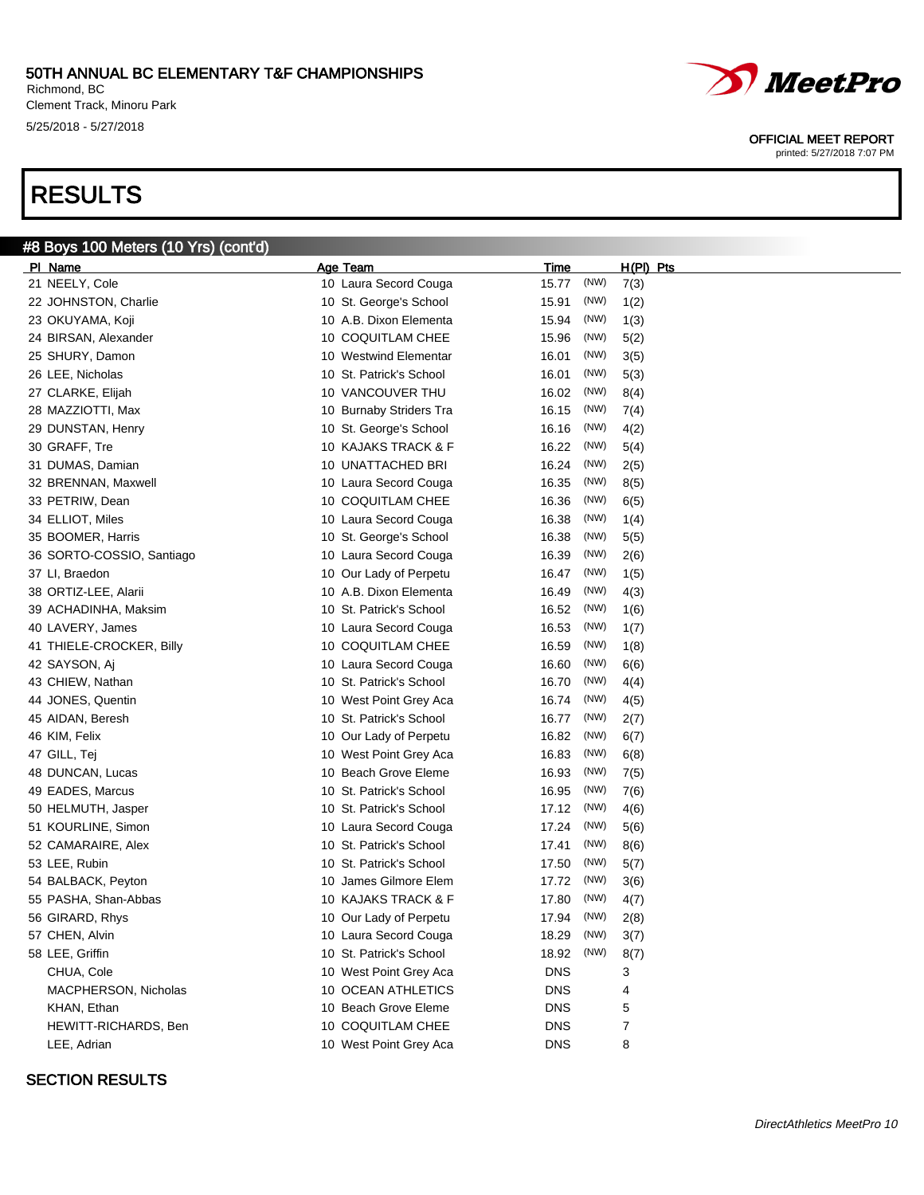# RESULTS

## #8 Boys 100 Meters (10 Yrs) (cont'd)

| Pl | Name | Age | Team | Time | | H(Pl) | Pts |
|---|---|---|---|---|---|---|---|
| 21 | NEELY, Cole | 10 | Laura Secord Couga | 15.77 | (NW) | 7(3) | |
| 22 | JOHNSTON, Charlie | 10 | St. George's School | 15.91 | (NW) | 1(2) | |
| 23 | OKUYAMA, Koji | 10 | A.B. Dixon Elementa | 15.94 | (NW) | 1(3) | |
| 24 | BIRSAN, Alexander | 10 | COQUITLAM CHEE | 15.96 | (NW) | 5(2) | |
| 25 | SHURY, Damon | 10 | Westwind Elementar | 16.01 | (NW) | 3(5) | |
| 26 | LEE, Nicholas | 10 | St. Patrick's School | 16.01 | (NW) | 5(3) | |
| 27 | CLARKE, Elijah | 10 | VANCOUVER THU | 16.02 | (NW) | 8(4) | |
| 28 | MAZZIOTTI, Max | 10 | Burnaby Striders Tra | 16.15 | (NW) | 7(4) | |
| 29 | DUNSTAN, Henry | 10 | St. George's School | 16.16 | (NW) | 4(2) | |
| 30 | GRAFF, Tre | 10 | KAJAKS TRACK & F | 16.22 | (NW) | 5(4) | |
| 31 | DUMAS, Damian | 10 | UNATTACHED BRI | 16.24 | (NW) | 2(5) | |
| 32 | BRENNAN, Maxwell | 10 | Laura Secord Couga | 16.35 | (NW) | 8(5) | |
| 33 | PETRIW, Dean | 10 | COQUITLAM CHEE | 16.36 | (NW) | 6(5) | |
| 34 | ELLIOT, Miles | 10 | Laura Secord Couga | 16.38 | (NW) | 1(4) | |
| 35 | BOOMER, Harris | 10 | St. George's School | 16.38 | (NW) | 5(5) | |
| 36 | SORTO-COSSIO, Santiago | 10 | Laura Secord Couga | 16.39 | (NW) | 2(6) | |
| 37 | LI, Braedon | 10 | Our Lady of Perpetu | 16.47 | (NW) | 1(5) | |
| 38 | ORTIZ-LEE, Alarii | 10 | A.B. Dixon Elementa | 16.49 | (NW) | 4(3) | |
| 39 | ACHADINHA, Maksim | 10 | St. Patrick's School | 16.52 | (NW) | 1(6) | |
| 40 | LAVERY, James | 10 | Laura Secord Couga | 16.53 | (NW) | 1(7) | |
| 41 | THIELE-CROCKER, Billy | 10 | COQUITLAM CHEE | 16.59 | (NW) | 1(8) | |
| 42 | SAYSON, Aj | 10 | Laura Secord Couga | 16.60 | (NW) | 6(6) | |
| 43 | CHIEW, Nathan | 10 | St. Patrick's School | 16.70 | (NW) | 4(4) | |
| 44 | JONES, Quentin | 10 | West Point Grey Aca | 16.74 | (NW) | 4(5) | |
| 45 | AIDAN, Beresh | 10 | St. Patrick's School | 16.77 | (NW) | 2(7) | |
| 46 | KIM, Felix | 10 | Our Lady of Perpetu | 16.82 | (NW) | 6(7) | |
| 47 | GILL, Tej | 10 | West Point Grey Aca | 16.83 | (NW) | 6(8) | |
| 48 | DUNCAN, Lucas | 10 | Beach Grove Eleme | 16.93 | (NW) | 7(5) | |
| 49 | EADES, Marcus | 10 | St. Patrick's School | 16.95 | (NW) | 7(6) | |
| 50 | HELMUTH, Jasper | 10 | St. Patrick's School | 17.12 | (NW) | 4(6) | |
| 51 | KOURLINE, Simon | 10 | Laura Secord Couga | 17.24 | (NW) | 5(6) | |
| 52 | CAMARAIRE, Alex | 10 | St. Patrick's School | 17.41 | (NW) | 8(6) | |
| 53 | LEE, Rubin | 10 | St. Patrick's School | 17.50 | (NW) | 5(7) | |
| 54 | BALBACK, Peyton | 10 | James Gilmore Elem | 17.72 | (NW) | 3(6) | |
| 55 | PASHA, Shan-Abbas | 10 | KAJAKS TRACK & F | 17.80 | (NW) | 4(7) | |
| 56 | GIRARD, Rhys | 10 | Our Lady of Perpetu | 17.94 | (NW) | 2(8) | |
| 57 | CHEN, Alvin | 10 | Laura Secord Couga | 18.29 | (NW) | 3(7) | |
| 58 | LEE, Griffin | 10 | St. Patrick's School | 18.92 | (NW) | 8(7) | |
| | CHUA, Cole | 10 | West Point Grey Aca | DNS | | 3 | |
| | MACPHERSON, Nicholas | 10 | OCEAN ATHLETICS | DNS | | 4 | |
| | KHAN, Ethan | 10 | Beach Grove Eleme | DNS | | 5 | |
| | HEWITT-RICHARDS, Ben | 10 | COQUITLAM CHEE | DNS | | 7 | |
| | LEE, Adrian | 10 | West Point Grey Aca | DNS | | 8 | |

SECTION RESULTS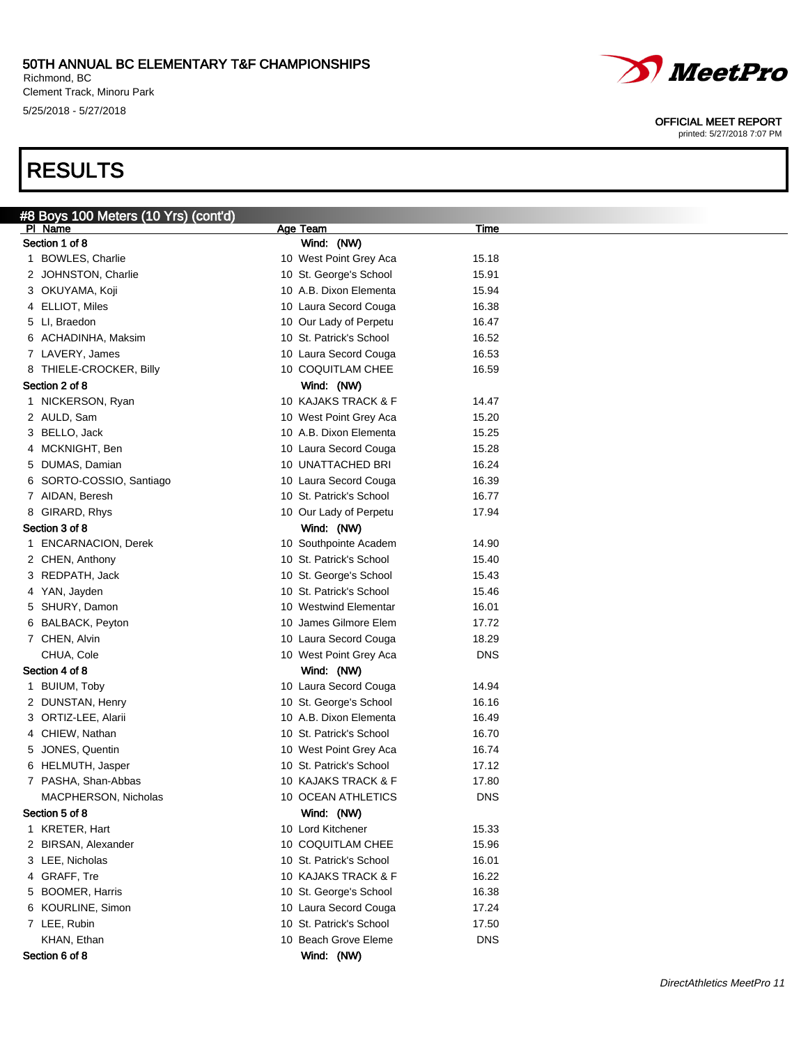# 50TH ANNUAL BC ELEMENTARY T&F CHAMPIONSHIPS

Richmond, BC
Clement Track, Minoru Park
5/25/2018 - 5/27/2018

OFFICIAL MEET REPORT
printed: 5/27/2018 7:07 PM

# RESULTS

## #8 Boys 100 Meters (10 Yrs) (cont'd)

| Pl | Name | Age | Team | Time |
|---|---|---|---|---|
| **Section 1 of 8** | | | **Wind: (NW)** | |
| 1 | BOWLES, Charlie | 10 | West Point Grey Aca | 15.18 |
| 2 | JOHNSTON, Charlie | 10 | St. George's School | 15.91 |
| 3 | OKUYAMA, Koji | 10 | A.B. Dixon Elementa | 15.94 |
| 4 | ELLIOT, Miles | 10 | Laura Secord Couga | 16.38 |
| 5 | LI, Braedon | 10 | Our Lady of Perpetu | 16.47 |
| 6 | ACHADINHA, Maksim | 10 | St. Patrick's School | 16.52 |
| 7 | LAVERY, James | 10 | Laura Secord Couga | 16.53 |
| 8 | THIELE-CROCKER, Billy | 10 | COQUITLAM CHEE | 16.59 |
| **Section 2 of 8** | | | **Wind: (NW)** | |
| 1 | NICKERSON, Ryan | 10 | KAJAKS TRACK & F | 14.47 |
| 2 | AULD, Sam | 10 | West Point Grey Aca | 15.20 |
| 3 | BELLO, Jack | 10 | A.B. Dixon Elementa | 15.25 |
| 4 | MCKNIGHT, Ben | 10 | Laura Secord Couga | 15.28 |
| 5 | DUMAS, Damian | 10 | UNATTACHED BRI | 16.24 |
| 6 | SORTO-COSSIO, Santiago | 10 | Laura Secord Couga | 16.39 |
| 7 | AIDAN, Beresh | 10 | St. Patrick's School | 16.77 |
| 8 | GIRARD, Rhys | 10 | Our Lady of Perpetu | 17.94 |
| **Section 3 of 8** | | | **Wind: (NW)** | |
| 1 | ENCARNACION, Derek | 10 | Southpointe Academ | 14.90 |
| 2 | CHEN, Anthony | 10 | St. Patrick's School | 15.40 |
| 3 | REDPATH, Jack | 10 | St. George's School | 15.43 |
| 4 | YAN, Jayden | 10 | St. Patrick's School | 15.46 |
| 5 | SHURY, Damon | 10 | Westwind Elementar | 16.01 |
| 6 | BALBACK, Peyton | 10 | James Gilmore Elem | 17.72 |
| 7 | CHEN, Alvin | 10 | Laura Secord Couga | 18.29 |
| | CHUA, Cole | 10 | West Point Grey Aca | DNS |
| **Section 4 of 8** | | | **Wind: (NW)** | |
| 1 | BUIUM, Toby | 10 | Laura Secord Couga | 14.94 |
| 2 | DUNSTAN, Henry | 10 | St. George's School | 16.16 |
| 3 | ORTIZ-LEE, Alarii | 10 | A.B. Dixon Elementa | 16.49 |
| 4 | CHIEW, Nathan | 10 | St. Patrick's School | 16.70 |
| 5 | JONES, Quentin | 10 | West Point Grey Aca | 16.74 |
| 6 | HELMUTH, Jasper | 10 | St. Patrick's School | 17.12 |
| 7 | PASHA, Shan-Abbas | 10 | KAJAKS TRACK & F | 17.80 |
| | MACPHERSON, Nicholas | 10 | OCEAN ATHLETICS | DNS |
| **Section 5 of 8** | | | **Wind: (NW)** | |
| 1 | KRETER, Hart | 10 | Lord Kitchener | 15.33 |
| 2 | BIRSAN, Alexander | 10 | COQUITLAM CHEE | 15.96 |
| 3 | LEE, Nicholas | 10 | St. Patrick's School | 16.01 |
| 4 | GRAFF, Tre | 10 | KAJAKS TRACK & F | 16.22 |
| 5 | BOOMER, Harris | 10 | St. George's School | 16.38 |
| 6 | KOURLINE, Simon | 10 | Laura Secord Couga | 17.24 |
| 7 | LEE, Rubin | 10 | St. Patrick's School | 17.50 |
| | KHAN, Ethan | 10 | Beach Grove Eleme | DNS |
| **Section 6 of 8** | | | **Wind: (NW)** | |

*DirectAthletics MeetPro 11*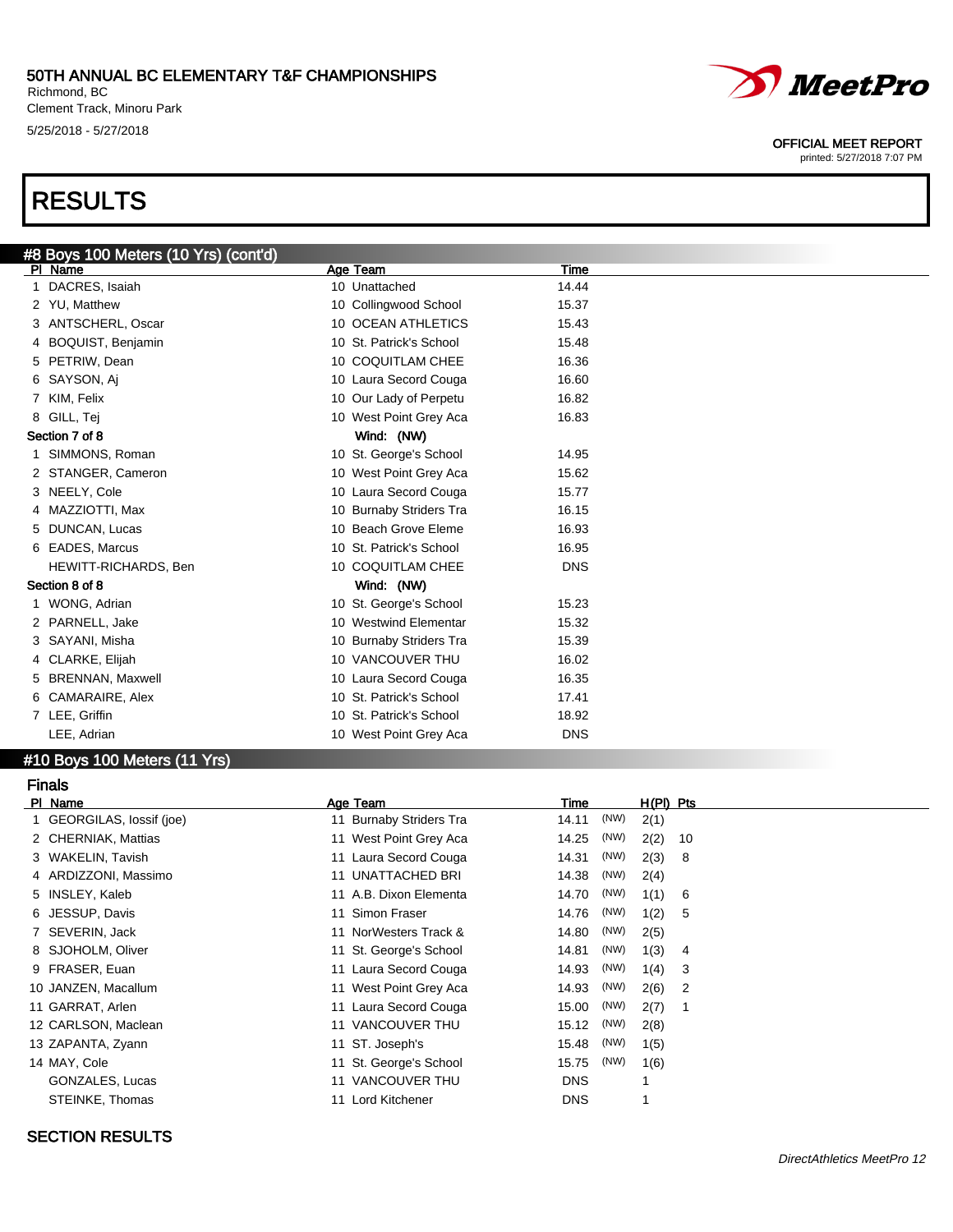# 50TH ANNUAL BC ELEMENTARY T&F CHAMPIONSHIPS

Richmond, BC
Clement Track, Minoru Park
5/25/2018 - 5/27/2018

OFFICIAL MEET REPORT
printed: 5/27/2018 7:07 PM

# RESULTS

## #8 Boys 100 Meters (10 Yrs) (cont'd)

| Pl | Name | Age | Team | Time |
|---|---|---|---|---|
| 1 | DACRES, Isaiah | 10 | Unattached | 14.44 |
| 2 | YU, Matthew | 10 | Collingwood School | 15.37 |
| 3 | ANTSCHERL, Oscar | 10 | OCEAN ATHLETICS | 15.43 |
| 4 | BOQUIST, Benjamin | 10 | St. Patrick's School | 15.48 |
| 5 | PETRIW, Dean | 10 | COQUITLAM CHEE | 16.36 |
| 6 | SAYSON, Aj | 10 | Laura Secord Couga | 16.60 |
| 7 | KIM, Felix | 10 | Our Lady of Perpetu | 16.82 |
| 8 | GILL, Tej | 10 | West Point Grey Aca | 16.83 |

**Section 7 of 8** Wind: (NW)

| Pl | Name | Age | Team | Time |
|---|---|---|---|---|
| 1 | SIMMONS, Roman | 10 | St. George's School | 14.95 |
| 2 | STANGER, Cameron | 10 | West Point Grey Aca | 15.62 |
| 3 | NEELY, Cole | 10 | Laura Secord Couga | 15.77 |
| 4 | MAZZIOTTI, Max | 10 | Burnaby Striders Tra | 16.15 |
| 5 | DUNCAN, Lucas | 10 | Beach Grove Eleme | 16.93 |
| 6 | EADES, Marcus | 10 | St. Patrick's School | 16.95 |
| | HEWITT-RICHARDS, Ben | 10 | COQUITLAM CHEE | DNS |

**Section 8 of 8** Wind: (NW)

| Pl | Name | Age | Team | Time |
|---|---|---|---|---|
| 1 | WONG, Adrian | 10 | St. George's School | 15.23 |
| 2 | PARNELL, Jake | 10 | Westwind Elementar | 15.32 |
| 3 | SAYANI, Misha | 10 | Burnaby Striders Tra | 15.39 |
| 4 | CLARKE, Elijah | 10 | VANCOUVER THU | 16.02 |
| 5 | BRENNAN, Maxwell | 10 | Laura Secord Couga | 16.35 |
| 6 | CAMARAIRE, Alex | 10 | St. Patrick's School | 17.41 |
| 7 | LEE, Griffin | 10 | St. Patrick's School | 18.92 |
| | LEE, Adrian | 10 | West Point Grey Aca | DNS |

## #10 Boys 100 Meters (11 Yrs)

### Finals

| Pl | Name | Age | Team | Time | | H(Pl) | Pts |
|---|---|---|---|---|---|---|---|
| 1 | GEORGILAS, Iossif (joe) | 11 | Burnaby Striders Tra | 14.11 | (NW) | 2(1) | |
| 2 | CHERNIAK, Mattias | 11 | West Point Grey Aca | 14.25 | (NW) | 2(2) | 10 |
| 3 | WAKELIN, Tavish | 11 | Laura Secord Couga | 14.31 | (NW) | 2(3) | 8 |
| 4 | ARDIZZONI, Massimo | 11 | UNATTACHED BRI | 14.38 | (NW) | 2(4) | |
| 5 | INSLEY, Kaleb | 11 | A.B. Dixon Elementa | 14.70 | (NW) | 1(1) | 6 |
| 6 | JESSUP, Davis | 11 | Simon Fraser | 14.76 | (NW) | 1(2) | 5 |
| 7 | SEVERIN, Jack | 11 | NorWesters Track & | 14.80 | (NW) | 2(5) | |
| 8 | SJOHOLM, Oliver | 11 | St. George's School | 14.81 | (NW) | 1(3) | 4 |
| 9 | FRASER, Euan | 11 | Laura Secord Couga | 14.93 | (NW) | 1(4) | 3 |
| 10 | JANZEN, Macallum | 11 | West Point Grey Aca | 14.93 | (NW) | 2(6) | 2 |
| 11 | GARRAT, Arlen | 11 | Laura Secord Couga | 15.00 | (NW) | 2(7) | 1 |
| 12 | CARLSON, Maclean | 11 | VANCOUVER THU | 15.12 | (NW) | 2(8) | |
| 13 | ZAPANTA, Zyann | 11 | ST. Joseph's | 15.48 | (NW) | 1(5) | |
| 14 | MAY, Cole | 11 | St. George's School | 15.75 | (NW) | 1(6) | |
| | GONZALES, Lucas | 11 | VANCOUVER THU | DNS | | 1 | |
| | STEINKE, Thomas | 11 | Lord Kitchener | DNS | | 1 | |

SECTION RESULTS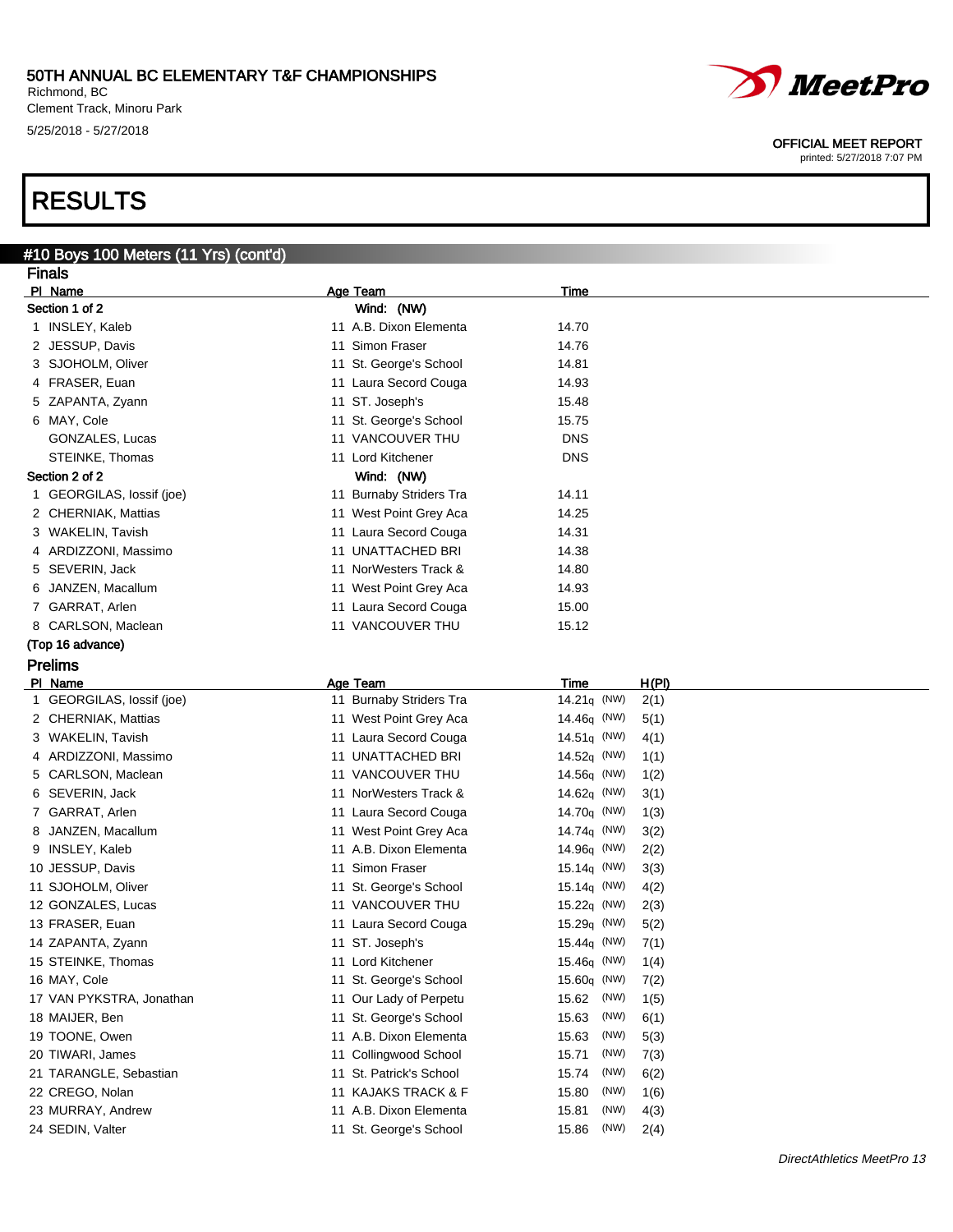# 50TH ANNUAL BC ELEMENTARY T&F CHAMPIONSHIPS

Richmond, BC
Clement Track, Minoru Park
5/25/2018 - 5/27/2018

OFFICIAL MEET REPORT
printed: 5/27/2018 7:07 PM

# RESULTS

## #10 Boys 100 Meters (11 Yrs) (cont'd)

### Finals

**Section 1 of 2** — Wind: (NW)

| Pl | Name | Age | Team | Time |
|---|---|---|---|---|
| 1 | INSLEY, Kaleb | 11 | A.B. Dixon Elementa | 14.70 |
| 2 | JESSUP, Davis | 11 | Simon Fraser | 14.76 |
| 3 | SJOHOLM, Oliver | 11 | St. George's School | 14.81 |
| 4 | FRASER, Euan | 11 | Laura Secord Couga | 14.93 |
| 5 | ZAPANTA, Zyann | 11 | ST. Joseph's | 15.48 |
| 6 | MAY, Cole | 11 | St. George's School | 15.75 |
| | GONZALES, Lucas | 11 | VANCOUVER THU | DNS |
| | STEINKE, Thomas | 11 | Lord Kitchener | DNS |

**Section 2 of 2** — Wind: (NW)

| Pl | Name | Age | Team | Time |
|---|---|---|---|---|
| 1 | GEORGILAS, Iossif (joe) | 11 | Burnaby Striders Tra | 14.11 |
| 2 | CHERNIAK, Mattias | 11 | West Point Grey Aca | 14.25 |
| 3 | WAKELIN, Tavish | 11 | Laura Secord Couga | 14.31 |
| 4 | ARDIZZONI, Massimo | 11 | UNATTACHED BRI | 14.38 |
| 5 | SEVERIN, Jack | 11 | NorWesters Track & | 14.80 |
| 6 | JANZEN, Macallum | 11 | West Point Grey Aca | 14.93 |
| 7 | GARRAT, Arlen | 11 | Laura Secord Couga | 15.00 |
| 8 | CARLSON, Maclean | 11 | VANCOUVER THU | 15.12 |

**(Top 16 advance)**

### Prelims

| Pl | Name | Age | Team | Time | Wind | H(Pl) |
|---|---|---|---|---|---|---|
| 1 | GEORGILAS, Iossif (joe) | 11 | Burnaby Striders Tra | 14.21q | (NW) | 2(1) |
| 2 | CHERNIAK, Mattias | 11 | West Point Grey Aca | 14.46q | (NW) | 5(1) |
| 3 | WAKELIN, Tavish | 11 | Laura Secord Couga | 14.51q | (NW) | 4(1) |
| 4 | ARDIZZONI, Massimo | 11 | UNATTACHED BRI | 14.52q | (NW) | 1(1) |
| 5 | CARLSON, Maclean | 11 | VANCOUVER THU | 14.56q | (NW) | 1(2) |
| 6 | SEVERIN, Jack | 11 | NorWesters Track & | 14.62q | (NW) | 3(1) |
| 7 | GARRAT, Arlen | 11 | Laura Secord Couga | 14.70q | (NW) | 1(3) |
| 8 | JANZEN, Macallum | 11 | West Point Grey Aca | 14.74q | (NW) | 3(2) |
| 9 | INSLEY, Kaleb | 11 | A.B. Dixon Elementa | 14.96q | (NW) | 2(2) |
| 10 | JESSUP, Davis | 11 | Simon Fraser | 15.14q | (NW) | 3(3) |
| 11 | SJOHOLM, Oliver | 11 | St. George's School | 15.14q | (NW) | 4(2) |
| 12 | GONZALES, Lucas | 11 | VANCOUVER THU | 15.22q | (NW) | 2(3) |
| 13 | FRASER, Euan | 11 | Laura Secord Couga | 15.29q | (NW) | 5(2) |
| 14 | ZAPANTA, Zyann | 11 | ST. Joseph's | 15.44q | (NW) | 7(1) |
| 15 | STEINKE, Thomas | 11 | Lord Kitchener | 15.46q | (NW) | 1(4) |
| 16 | MAY, Cole | 11 | St. George's School | 15.60q | (NW) | 7(2) |
| 17 | VAN PYKSTRA, Jonathan | 11 | Our Lady of Perpetu | 15.62 | (NW) | 1(5) |
| 18 | MAIJER, Ben | 11 | St. George's School | 15.63 | (NW) | 6(1) |
| 19 | TOONE, Owen | 11 | A.B. Dixon Elementa | 15.63 | (NW) | 5(3) |
| 20 | TIWARI, James | 11 | Collingwood School | 15.71 | (NW) | 7(3) |
| 21 | TARANGLE, Sebastian | 11 | St. Patrick's School | 15.74 | (NW) | 6(2) |
| 22 | CREGO, Nolan | 11 | KAJAKS TRACK & F | 15.80 | (NW) | 1(6) |
| 23 | MURRAY, Andrew | 11 | A.B. Dixon Elementa | 15.81 | (NW) | 4(3) |
| 24 | SEDIN, Valter | 11 | St. George's School | 15.86 | (NW) | 2(4) |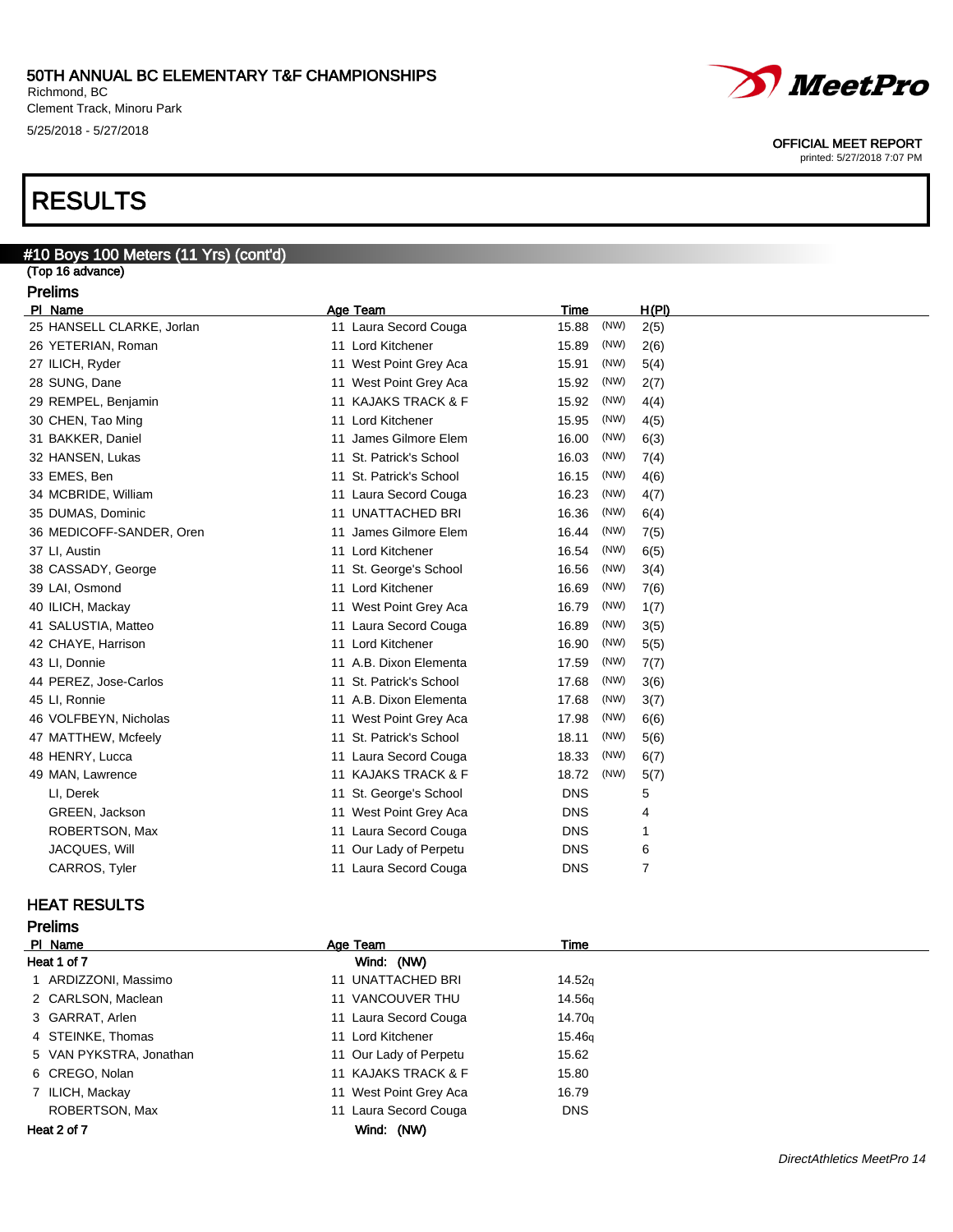50TH ANNUAL BC ELEMENTARY T&F CHAMPIONSHIPS
Richmond, BC
Clement Track, Minoru Park
5/25/2018 - 5/27/2018

OFFICIAL MEET REPORT
printed: 5/27/2018 7:07 PM

# RESULTS

## #10 Boys 100 Meters (11 Yrs) (cont'd)

(Top 16 advance)

### Prelims

| Pl | Name | Age | Team | Time | | H(Pl) |
|---|---|---|---|---|---|---|
| 25 | HANSELL CLARKE, Jorlan | 11 | Laura Secord Couga | 15.88 | (NW) | 2(5) |
| 26 | YETERIAN, Roman | 11 | Lord Kitchener | 15.89 | (NW) | 2(6) |
| 27 | ILICH, Ryder | 11 | West Point Grey Aca | 15.91 | (NW) | 5(4) |
| 28 | SUNG, Dane | 11 | West Point Grey Aca | 15.92 | (NW) | 2(7) |
| 29 | REMPEL, Benjamin | 11 | KAJAKS TRACK & F | 15.92 | (NW) | 4(4) |
| 30 | CHEN, Tao Ming | 11 | Lord Kitchener | 15.95 | (NW) | 4(5) |
| 31 | BAKKER, Daniel | 11 | James Gilmore Elem | 16.00 | (NW) | 6(3) |
| 32 | HANSEN, Lukas | 11 | St. Patrick's School | 16.03 | (NW) | 7(4) |
| 33 | EMES, Ben | 11 | St. Patrick's School | 16.15 | (NW) | 4(6) |
| 34 | MCBRIDE, William | 11 | Laura Secord Couga | 16.23 | (NW) | 4(7) |
| 35 | DUMAS, Dominic | 11 | UNATTACHED BRI | 16.36 | (NW) | 6(4) |
| 36 | MEDICOFF-SANDER, Oren | 11 | James Gilmore Elem | 16.44 | (NW) | 7(5) |
| 37 | LI, Austin | 11 | Lord Kitchener | 16.54 | (NW) | 6(5) |
| 38 | CASSADY, George | 11 | St. George's School | 16.56 | (NW) | 3(4) |
| 39 | LAI, Osmond | 11 | Lord Kitchener | 16.69 | (NW) | 7(6) |
| 40 | ILICH, Mackay | 11 | West Point Grey Aca | 16.79 | (NW) | 1(7) |
| 41 | SALUSTIA, Matteo | 11 | Laura Secord Couga | 16.89 | (NW) | 3(5) |
| 42 | CHAYE, Harrison | 11 | Lord Kitchener | 16.90 | (NW) | 5(5) |
| 43 | LI, Donnie | 11 | A.B. Dixon Elementa | 17.59 | (NW) | 7(7) |
| 44 | PEREZ, Jose-Carlos | 11 | St. Patrick's School | 17.68 | (NW) | 3(6) |
| 45 | LI, Ronnie | 11 | A.B. Dixon Elementa | 17.68 | (NW) | 3(7) |
| 46 | VOLFBEYN, Nicholas | 11 | West Point Grey Aca | 17.98 | (NW) | 6(6) |
| 47 | MATTHEW, Mcfeely | 11 | St. Patrick's School | 18.11 | (NW) | 5(6) |
| 48 | HENRY, Lucca | 11 | Laura Secord Couga | 18.33 | (NW) | 6(7) |
| 49 | MAN, Lawrence | 11 | KAJAKS TRACK & F | 18.72 | (NW) | 5(7) |
| | LI, Derek | 11 | St. George's School | DNS | | 5 |
| | GREEN, Jackson | 11 | West Point Grey Aca | DNS | | 4 |
| | ROBERTSON, Max | 11 | Laura Secord Couga | DNS | | 1 |
| | JACQUES, Will | 11 | Our Lady of Perpetu | DNS | | 6 |
| | CARROS, Tyler | 11 | Laura Secord Couga | DNS | | 7 |

## HEAT RESULTS

### Prelims

| Pl | Name | Age | Team | Time |
|---|---|---|---|---|
| **Heat 1 of 7** | | | Wind: (NW) | |
| 1 | ARDIZZONI, Massimo | 11 | UNATTACHED BRI | 14.52q |
| 2 | CARLSON, Maclean | 11 | VANCOUVER THU | 14.56q |
| 3 | GARRAT, Arlen | 11 | Laura Secord Couga | 14.70q |
| 4 | STEINKE, Thomas | 11 | Lord Kitchener | 15.46q |
| 5 | VAN PYKSTRA, Jonathan | 11 | Our Lady of Perpetu | 15.62 |
| 6 | CREGO, Nolan | 11 | KAJAKS TRACK & F | 15.80 |
| 7 | ILICH, Mackay | 11 | West Point Grey Aca | 16.79 |
| | ROBERTSON, Max | 11 | Laura Secord Couga | DNS |
| **Heat 2 of 7** | | | Wind: (NW) | |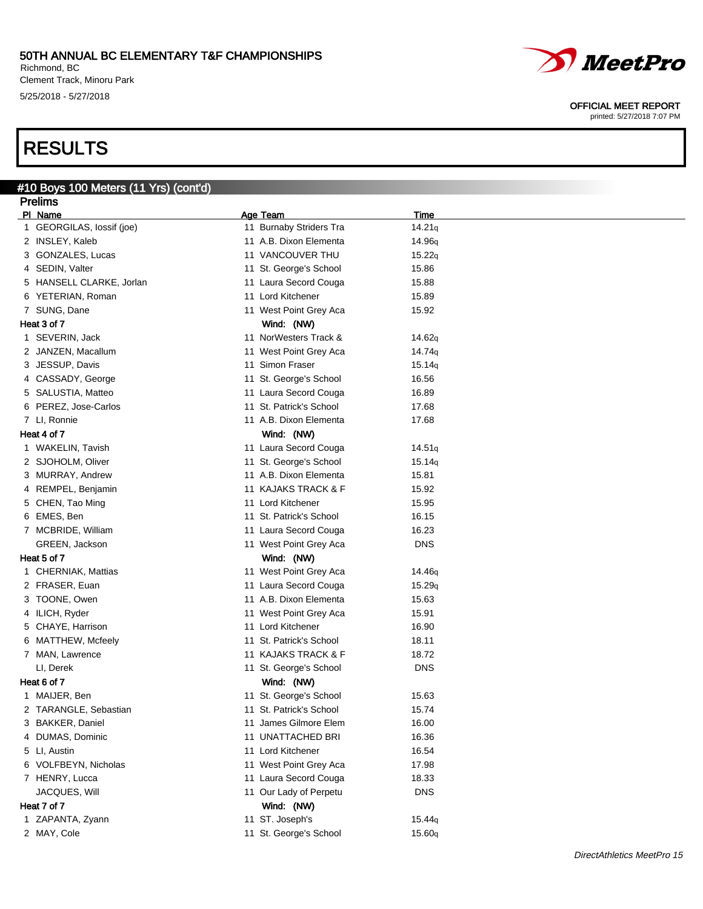# 50TH ANNUAL BC ELEMENTARY T&F CHAMPIONSHIPS

Richmond, BC
Clement Track, Minoru Park
5/25/2018 - 5/27/2018

OFFICIAL MEET REPORT
printed: 5/27/2018 7:07 PM

# RESULTS

## #10 Boys 100 Meters (11 Yrs) (cont'd)

### Prelims

| Pl | Name | Age | Team | Time |
|---|---|---|---|---|
| 1 | GEORGILAS, Iossif (joe) | 11 | Burnaby Striders Tra | 14.21q |
| 2 | INSLEY, Kaleb | 11 | A.B. Dixon Elementa | 14.96q |
| 3 | GONZALES, Lucas | 11 | VANCOUVER THU | 15.22q |
| 4 | SEDIN, Valter | 11 | St. George's School | 15.86 |
| 5 | HANSELL CLARKE, Jorlan | 11 | Laura Secord Couga | 15.88 |
| 6 | YETERIAN, Roman | 11 | Lord Kitchener | 15.89 |
| 7 | SUNG, Dane | 11 | West Point Grey Aca | 15.92 |
| **Heat 3 of 7** | | | **Wind: (NW)** | |
| 1 | SEVERIN, Jack | 11 | NorWesters Track & | 14.62q |
| 2 | JANZEN, Macallum | 11 | West Point Grey Aca | 14.74q |
| 3 | JESSUP, Davis | 11 | Simon Fraser | 15.14q |
| 4 | CASSADY, George | 11 | St. George's School | 16.56 |
| 5 | SALUSTIA, Matteo | 11 | Laura Secord Couga | 16.89 |
| 6 | PEREZ, Jose-Carlos | 11 | St. Patrick's School | 17.68 |
| 7 | LI, Ronnie | 11 | A.B. Dixon Elementa | 17.68 |
| **Heat 4 of 7** | | | **Wind: (NW)** | |
| 1 | WAKELIN, Tavish | 11 | Laura Secord Couga | 14.51q |
| 2 | SJOHOLM, Oliver | 11 | St. George's School | 15.14q |
| 3 | MURRAY, Andrew | 11 | A.B. Dixon Elementa | 15.81 |
| 4 | REMPEL, Benjamin | 11 | KAJAKS TRACK & F | 15.92 |
| 5 | CHEN, Tao Ming | 11 | Lord Kitchener | 15.95 |
| 6 | EMES, Ben | 11 | St. Patrick's School | 16.15 |
| 7 | MCBRIDE, William | 11 | Laura Secord Couga | 16.23 |
| | GREEN, Jackson | 11 | West Point Grey Aca | DNS |
| **Heat 5 of 7** | | | **Wind: (NW)** | |
| 1 | CHERNIAK, Mattias | 11 | West Point Grey Aca | 14.46q |
| 2 | FRASER, Euan | 11 | Laura Secord Couga | 15.29q |
| 3 | TOONE, Owen | 11 | A.B. Dixon Elementa | 15.63 |
| 4 | ILICH, Ryder | 11 | West Point Grey Aca | 15.91 |
| 5 | CHAYE, Harrison | 11 | Lord Kitchener | 16.90 |
| 6 | MATTHEW, Mcfeely | 11 | St. Patrick's School | 18.11 |
| 7 | MAN, Lawrence | 11 | KAJAKS TRACK & F | 18.72 |
| | LI, Derek | 11 | St. George's School | DNS |
| **Heat 6 of 7** | | | **Wind: (NW)** | |
| 1 | MAIJER, Ben | 11 | St. George's School | 15.63 |
| 2 | TARANGLE, Sebastian | 11 | St. Patrick's School | 15.74 |
| 3 | BAKKER, Daniel | 11 | James Gilmore Elem | 16.00 |
| 4 | DUMAS, Dominic | 11 | UNATTACHED BRI | 16.36 |
| 5 | LI, Austin | 11 | Lord Kitchener | 16.54 |
| 6 | VOLFBEYN, Nicholas | 11 | West Point Grey Aca | 17.98 |
| 7 | HENRY, Lucca | 11 | Laura Secord Couga | 18.33 |
| | JACQUES, Will | 11 | Our Lady of Perpetu | DNS |
| **Heat 7 of 7** | | | **Wind: (NW)** | |
| 1 | ZAPANTA, Zyann | 11 | ST. Joseph's | 15.44q |
| 2 | MAY, Cole | 11 | St. George's School | 15.60q |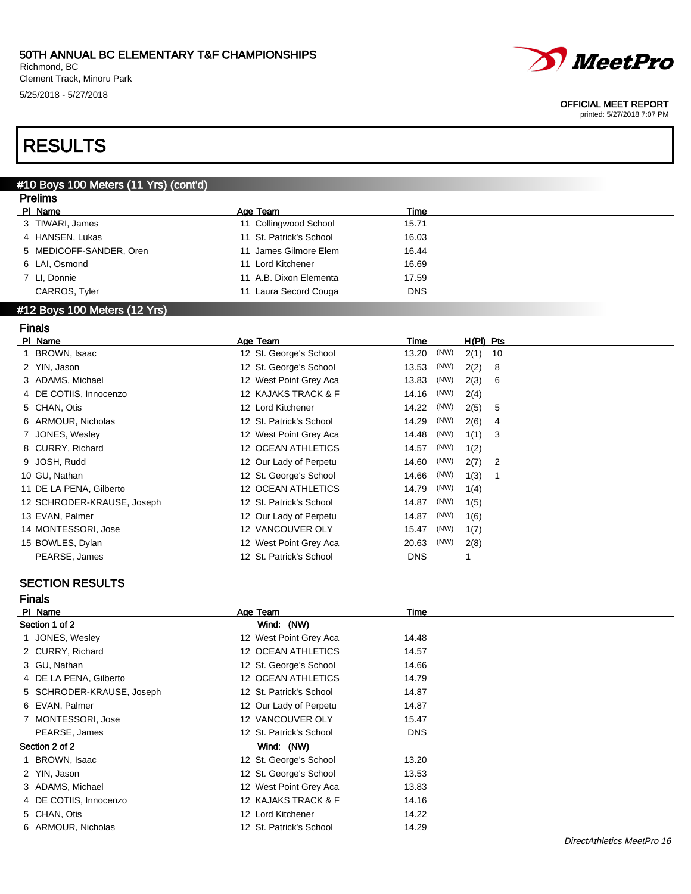# RESULTS

## #10 Boys 100 Meters (11 Yrs) (cont'd)

### Prelims

| Pl | Name | Age | Team | Time |
|---|---|---|---|---|
| 3 | TIWARI, James | 11 | Collingwood School | 15.71 |
| 4 | HANSEN, Lukas | 11 | St. Patrick's School | 16.03 |
| 5 | MEDICOFF-SANDER, Oren | 11 | James Gilmore Elem | 16.44 |
| 6 | LAI, Osmond | 11 | Lord Kitchener | 16.69 |
| 7 | LI, Donnie | 11 | A.B. Dixon Elementa | 17.59 |
| | CARROS, Tyler | 11 | Laura Secord Couga | DNS |

## #12 Boys 100 Meters (12 Yrs)

### Finals

| Pl | Name | Age | Team | Time | Wind | H(Pl) | Pts |
|---|---|---|---|---|---|---|---|
| 1 | BROWN, Isaac | 12 | St. George's School | 13.20 | (NW) | 2(1) | 10 |
| 2 | YIN, Jason | 12 | St. George's School | 13.53 | (NW) | 2(2) | 8 |
| 3 | ADAMS, Michael | 12 | West Point Grey Aca | 13.83 | (NW) | 2(3) | 6 |
| 4 | DE COTIIS, Innocenzo | 12 | KAJAKS TRACK & F | 14.16 | (NW) | 2(4) | |
| 5 | CHAN, Otis | 12 | Lord Kitchener | 14.22 | (NW) | 2(5) | 5 |
| 6 | ARMOUR, Nicholas | 12 | St. Patrick's School | 14.29 | (NW) | 2(6) | 4 |
| 7 | JONES, Wesley | 12 | West Point Grey Aca | 14.48 | (NW) | 1(1) | 3 |
| 8 | CURRY, Richard | 12 | OCEAN ATHLETICS | 14.57 | (NW) | 1(2) | |
| 9 | JOSH, Rudd | 12 | Our Lady of Perpetu | 14.60 | (NW) | 2(7) | 2 |
| 10 | GU, Nathan | 12 | St. George's School | 14.66 | (NW) | 1(3) | 1 |
| 11 | DE LA PENA, Gilberto | 12 | OCEAN ATHLETICS | 14.79 | (NW) | 1(4) | |
| 12 | SCHRODER-KRAUSE, Joseph | 12 | St. Patrick's School | 14.87 | (NW) | 1(5) | |
| 13 | EVAN, Palmer | 12 | Our Lady of Perpetu | 14.87 | (NW) | 1(6) | |
| 14 | MONTESSORI, Jose | 12 | VANCOUVER OLY | 15.47 | (NW) | 1(7) | |
| 15 | BOWLES, Dylan | 12 | West Point Grey Aca | 20.63 | (NW) | 2(8) | |
| | PEARSE, James | 12 | St. Patrick's School | DNS | | 1 | |

### SECTION RESULTS

### Finals

| Pl | Name | Age | Team | Time |
|---|---|---|---|---|
| **Section 1 of 2** | | | Wind: (NW) | |
| 1 | JONES, Wesley | 12 | West Point Grey Aca | 14.48 |
| 2 | CURRY, Richard | 12 | OCEAN ATHLETICS | 14.57 |
| 3 | GU, Nathan | 12 | St. George's School | 14.66 |
| 4 | DE LA PENA, Gilberto | 12 | OCEAN ATHLETICS | 14.79 |
| 5 | SCHRODER-KRAUSE, Joseph | 12 | St. Patrick's School | 14.87 |
| 6 | EVAN, Palmer | 12 | Our Lady of Perpetu | 14.87 |
| 7 | MONTESSORI, Jose | 12 | VANCOUVER OLY | 15.47 |
| | PEARSE, James | 12 | St. Patrick's School | DNS |
| **Section 2 of 2** | | | Wind: (NW) | |
| 1 | BROWN, Isaac | 12 | St. George's School | 13.20 |
| 2 | YIN, Jason | 12 | St. George's School | 13.53 |
| 3 | ADAMS, Michael | 12 | West Point Grey Aca | 13.83 |
| 4 | DE COTIIS, Innocenzo | 12 | KAJAKS TRACK & F | 14.16 |
| 5 | CHAN, Otis | 12 | Lord Kitchener | 14.22 |
| 6 | ARMOUR, Nicholas | 12 | St. Patrick's School | 14.29 |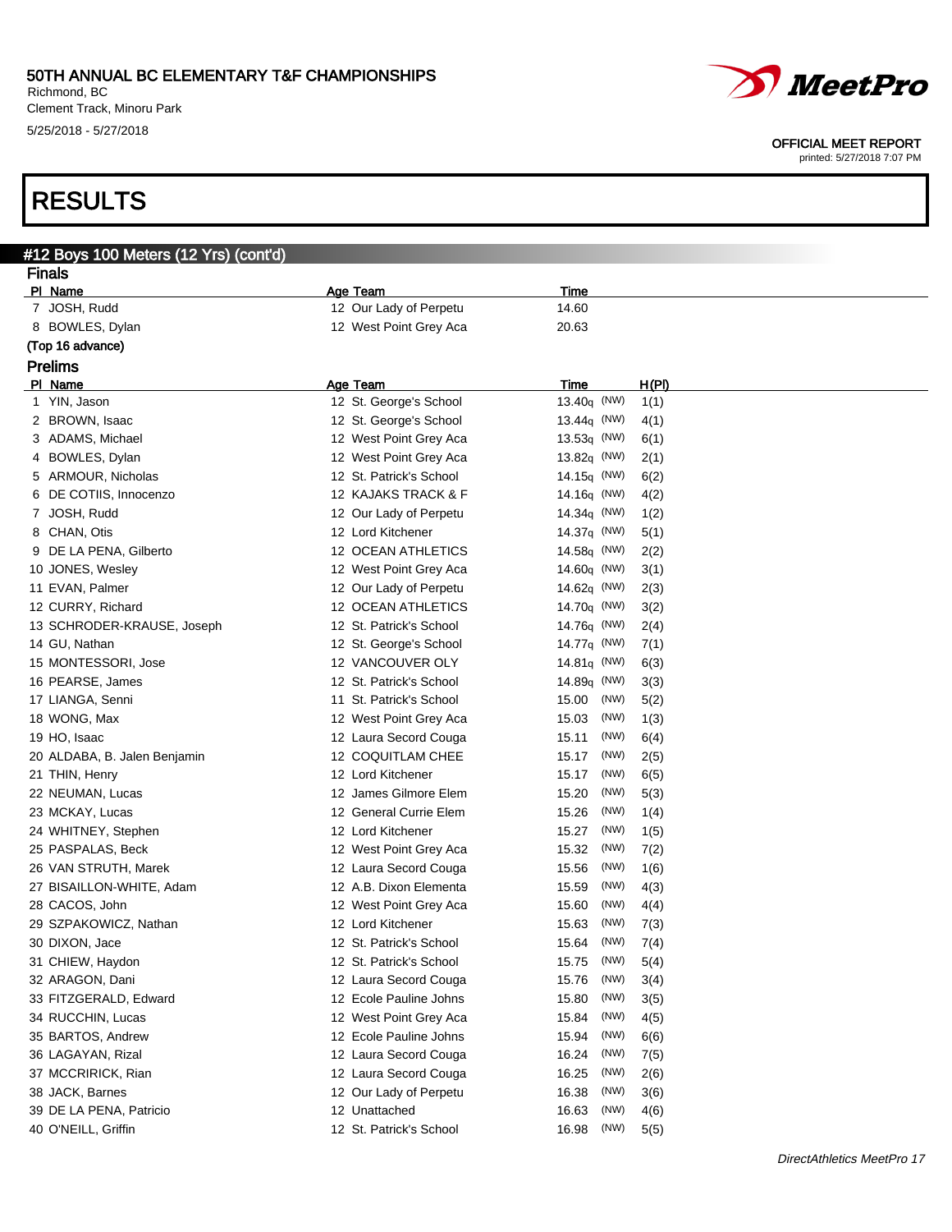# 50TH ANNUAL BC ELEMENTARY T&F CHAMPIONSHIPS

Richmond, BC
Clement Track, Minoru Park
5/25/2018 - 5/27/2018

OFFICIAL MEET REPORT
printed: 5/27/2018 7:07 PM

# RESULTS

## #12 Boys 100 Meters (12 Yrs) (cont'd)

### Finals

| Pl | Name | Age | Team | Time |
|---|---|---|---|---|
| 7 | JOSH, Rudd | 12 | Our Lady of Perpetu | 14.60 |
| 8 | BOWLES, Dylan | 12 | West Point Grey Aca | 20.63 |

**(Top 16 advance)**

### Prelims

| Pl | Name | Age | Team | Time | | H(Pl) |
|---|---|---|---|---|---|---|
| 1 | YIN, Jason | 12 | St. George's School | 13.40q | (NW) | 1(1) |
| 2 | BROWN, Isaac | 12 | St. George's School | 13.44q | (NW) | 4(1) |
| 3 | ADAMS, Michael | 12 | West Point Grey Aca | 13.53q | (NW) | 6(1) |
| 4 | BOWLES, Dylan | 12 | West Point Grey Aca | 13.82q | (NW) | 2(1) |
| 5 | ARMOUR, Nicholas | 12 | St. Patrick's School | 14.15q | (NW) | 6(2) |
| 6 | DE COTIIS, Innocenzo | 12 | KAJAKS TRACK & F | 14.16q | (NW) | 4(2) |
| 7 | JOSH, Rudd | 12 | Our Lady of Perpetu | 14.34q | (NW) | 1(2) |
| 8 | CHAN, Otis | 12 | Lord Kitchener | 14.37q | (NW) | 5(1) |
| 9 | DE LA PENA, Gilberto | 12 | OCEAN ATHLETICS | 14.58q | (NW) | 2(2) |
| 10 | JONES, Wesley | 12 | West Point Grey Aca | 14.60q | (NW) | 3(1) |
| 11 | EVAN, Palmer | 12 | Our Lady of Perpetu | 14.62q | (NW) | 2(3) |
| 12 | CURRY, Richard | 12 | OCEAN ATHLETICS | 14.70q | (NW) | 3(2) |
| 13 | SCHRODER-KRAUSE, Joseph | 12 | St. Patrick's School | 14.76q | (NW) | 2(4) |
| 14 | GU, Nathan | 12 | St. George's School | 14.77q | (NW) | 7(1) |
| 15 | MONTESSORI, Jose | 12 | VANCOUVER OLY | 14.81q | (NW) | 6(3) |
| 16 | PEARSE, James | 12 | St. Patrick's School | 14.89q | (NW) | 3(3) |
| 17 | LIANGA, Senni | 11 | St. Patrick's School | 15.00 | (NW) | 5(2) |
| 18 | WONG, Max | 12 | West Point Grey Aca | 15.03 | (NW) | 1(3) |
| 19 | HO, Isaac | 12 | Laura Secord Couga | 15.11 | (NW) | 6(4) |
| 20 | ALDABA, B. Jalen Benjamin | 12 | COQUITLAM CHEE | 15.17 | (NW) | 2(5) |
| 21 | THIN, Henry | 12 | Lord Kitchener | 15.17 | (NW) | 6(5) |
| 22 | NEUMAN, Lucas | 12 | James Gilmore Elem | 15.20 | (NW) | 5(3) |
| 23 | MCKAY, Lucas | 12 | General Currie Elem | 15.26 | (NW) | 1(4) |
| 24 | WHITNEY, Stephen | 12 | Lord Kitchener | 15.27 | (NW) | 1(5) |
| 25 | PASPALAS, Beck | 12 | West Point Grey Aca | 15.32 | (NW) | 7(2) |
| 26 | VAN STRUTH, Marek | 12 | Laura Secord Couga | 15.56 | (NW) | 1(6) |
| 27 | BISAILLON-WHITE, Adam | 12 | A.B. Dixon Elementa | 15.59 | (NW) | 4(3) |
| 28 | CACOS, John | 12 | West Point Grey Aca | 15.60 | (NW) | 4(4) |
| 29 | SZPAKOWICZ, Nathan | 12 | Lord Kitchener | 15.63 | (NW) | 7(3) |
| 30 | DIXON, Jace | 12 | St. Patrick's School | 15.64 | (NW) | 7(4) |
| 31 | CHIEW, Haydon | 12 | St. Patrick's School | 15.75 | (NW) | 5(4) |
| 32 | ARAGON, Dani | 12 | Laura Secord Couga | 15.76 | (NW) | 3(4) |
| 33 | FITZGERALD, Edward | 12 | Ecole Pauline Johns | 15.80 | (NW) | 3(5) |
| 34 | RUCCHIN, Lucas | 12 | West Point Grey Aca | 15.84 | (NW) | 4(5) |
| 35 | BARTOS, Andrew | 12 | Ecole Pauline Johns | 15.94 | (NW) | 6(6) |
| 36 | LAGAYAN, Rizal | 12 | Laura Secord Couga | 16.24 | (NW) | 7(5) |
| 37 | MCCRIRICK, Rian | 12 | Laura Secord Couga | 16.25 | (NW) | 2(6) |
| 38 | JACK, Barnes | 12 | Our Lady of Perpetu | 16.38 | (NW) | 3(6) |
| 39 | DE LA PENA, Patricio | 12 | Unattached | 16.63 | (NW) | 4(6) |
| 40 | O'NEILL, Griffin | 12 | St. Patrick's School | 16.98 | (NW) | 5(5) |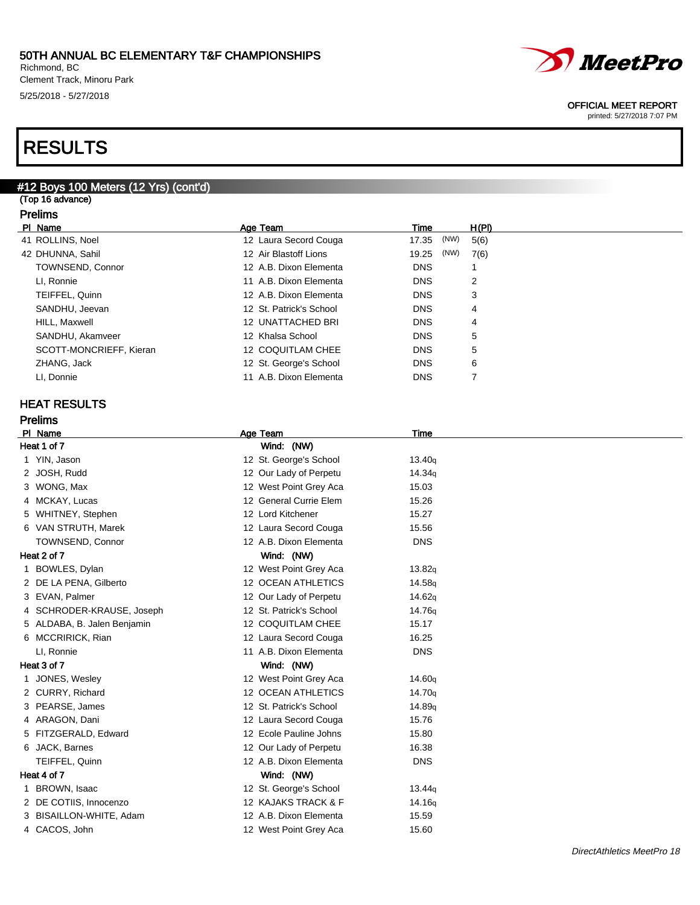# 50TH ANNUAL BC ELEMENTARY T&F CHAMPIONSHIPS

Richmond, BC
Clement Track, Minoru Park
5/25/2018 - 5/27/2018

OFFICIAL MEET REPORT
printed: 5/27/2018 7:07 PM

# RESULTS

## #12 Boys 100 Meters (12 Yrs) (cont'd)

(Top 16 advance)

### Prelims

| Pl | Name | Age | Team | Time | | H(Pl) |
|---|---|---|---|---|---|---|
| 41 | ROLLINS, Noel | 12 | Laura Secord Couga | 17.35 | (NW) | 5(6) |
| 42 | DHUNNA, Sahil | 12 | Air Blastoff Lions | 19.25 | (NW) | 7(6) |
| | TOWNSEND, Connor | 12 | A.B. Dixon Elementa | DNS | | 1 |
| | LI, Ronnie | 11 | A.B. Dixon Elementa | DNS | | 2 |
| | TEIFFEL, Quinn | 12 | A.B. Dixon Elementa | DNS | | 3 |
| | SANDHU, Jeevan | 12 | St. Patrick's School | DNS | | 4 |
| | HILL, Maxwell | 12 | UNATTACHED BRI | DNS | | 4 |
| | SANDHU, Akamveer | 12 | Khalsa School | DNS | | 5 |
| | SCOTT-MONCRIEFF, Kieran | 12 | COQUITLAM CHEE | DNS | | 5 |
| | ZHANG, Jack | 12 | St. George's School | DNS | | 6 |
| | LI, Donnie | 11 | A.B. Dixon Elementa | DNS | | 7 |

## HEAT RESULTS

### Prelims

| Pl | Name | Age | Team | Time |
|---|---|---|---|---|
| **Heat 1 of 7** | | | Wind: (NW) | |
| 1 | YIN, Jason | 12 | St. George's School | 13.40q |
| 2 | JOSH, Rudd | 12 | Our Lady of Perpetu | 14.34q |
| 3 | WONG, Max | 12 | West Point Grey Aca | 15.03 |
| 4 | MCKAY, Lucas | 12 | General Currie Elem | 15.26 |
| 5 | WHITNEY, Stephen | 12 | Lord Kitchener | 15.27 |
| 6 | VAN STRUTH, Marek | 12 | Laura Secord Couga | 15.56 |
| | TOWNSEND, Connor | 12 | A.B. Dixon Elementa | DNS |
| **Heat 2 of 7** | | | Wind: (NW) | |
| 1 | BOWLES, Dylan | 12 | West Point Grey Aca | 13.82q |
| 2 | DE LA PENA, Gilberto | 12 | OCEAN ATHLETICS | 14.58q |
| 3 | EVAN, Palmer | 12 | Our Lady of Perpetu | 14.62q |
| 4 | SCHRODER-KRAUSE, Joseph | 12 | St. Patrick's School | 14.76q |
| 5 | ALDABA, B. Jalen Benjamin | 12 | COQUITLAM CHEE | 15.17 |
| 6 | MCCRIRICK, Rian | 12 | Laura Secord Couga | 16.25 |
| | LI, Ronnie | 11 | A.B. Dixon Elementa | DNS |
| **Heat 3 of 7** | | | Wind: (NW) | |
| 1 | JONES, Wesley | 12 | West Point Grey Aca | 14.60q |
| 2 | CURRY, Richard | 12 | OCEAN ATHLETICS | 14.70q |
| 3 | PEARSE, James | 12 | St. Patrick's School | 14.89q |
| 4 | ARAGON, Dani | 12 | Laura Secord Couga | 15.76 |
| 5 | FITZGERALD, Edward | 12 | Ecole Pauline Johns | 15.80 |
| 6 | JACK, Barnes | 12 | Our Lady of Perpetu | 16.38 |
| | TEIFFEL, Quinn | 12 | A.B. Dixon Elementa | DNS |
| **Heat 4 of 7** | | | Wind: (NW) | |
| 1 | BROWN, Isaac | 12 | St. George's School | 13.44q |
| 2 | DE COTIIS, Innocenzo | 12 | KAJAKS TRACK & F | 14.16q |
| 3 | BISAILLON-WHITE, Adam | 12 | A.B. Dixon Elementa | 15.59 |
| 4 | CACOS, John | 12 | West Point Grey Aca | 15.60 |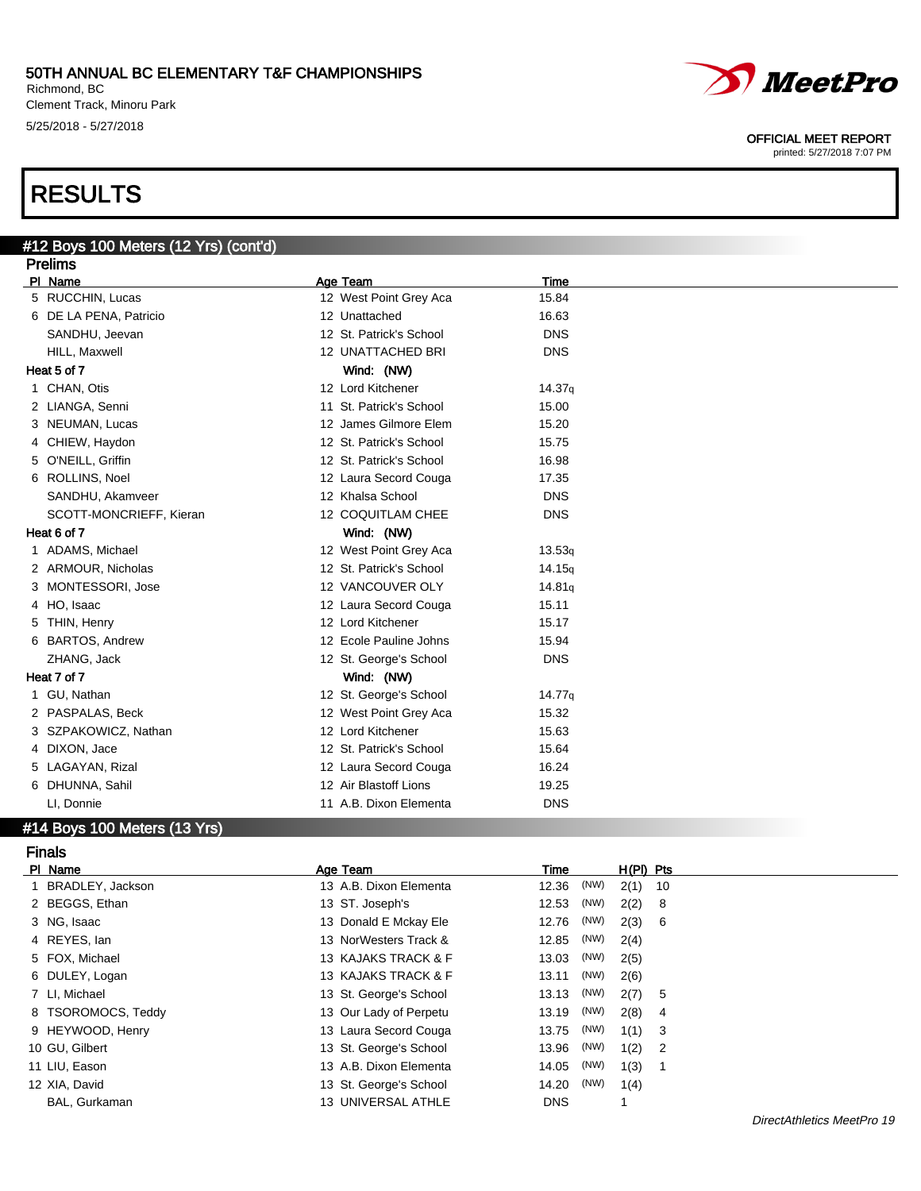# 50TH ANNUAL BC ELEMENTARY T&F CHAMPIONSHIPS

Richmond, BC
Clement Track, Minoru Park
5/25/2018 - 5/27/2018

OFFICIAL MEET REPORT
printed: 5/27/2018 7:07 PM

# RESULTS

## #12 Boys 100 Meters (12 Yrs) (cont'd)

### Prelims

| Pl | Name | Age | Team | Time |
|---|---|---|---|---|
| 5 | RUCCHIN, Lucas | 12 | West Point Grey Aca | 15.84 |
| 6 | DE LA PENA, Patricio | 12 | Unattached | 16.63 |
| | SANDHU, Jeevan | 12 | St. Patrick's School | DNS |
| | HILL, Maxwell | 12 | UNATTACHED BRI | DNS |

**Heat 5 of 7** Wind: (NW)

| Pl | Name | Age | Team | Time |
|---|---|---|---|---|
| 1 | CHAN, Otis | 12 | Lord Kitchener | 14.37q |
| 2 | LIANGA, Senni | 11 | St. Patrick's School | 15.00 |
| 3 | NEUMAN, Lucas | 12 | James Gilmore Elem | 15.20 |
| 4 | CHIEW, Haydon | 12 | St. Patrick's School | 15.75 |
| 5 | O'NEILL, Griffin | 12 | St. Patrick's School | 16.98 |
| 6 | ROLLINS, Noel | 12 | Laura Secord Couga | 17.35 |
| | SANDHU, Akamveer | 12 | Khalsa School | DNS |
| | SCOTT-MONCRIEFF, Kieran | 12 | COQUITLAM CHEE | DNS |

**Heat 6 of 7** Wind: (NW)

| Pl | Name | Age | Team | Time |
|---|---|---|---|---|
| 1 | ADAMS, Michael | 12 | West Point Grey Aca | 13.53q |
| 2 | ARMOUR, Nicholas | 12 | St. Patrick's School | 14.15q |
| 3 | MONTESSORI, Jose | 12 | VANCOUVER OLY | 14.81q |
| 4 | HO, Isaac | 12 | Laura Secord Couga | 15.11 |
| 5 | THIN, Henry | 12 | Lord Kitchener | 15.17 |
| 6 | BARTOS, Andrew | 12 | Ecole Pauline Johns | 15.94 |
| | ZHANG, Jack | 12 | St. George's School | DNS |

**Heat 7 of 7** Wind: (NW)

| Pl | Name | Age | Team | Time |
|---|---|---|---|---|
| 1 | GU, Nathan | 12 | St. George's School | 14.77q |
| 2 | PASPALAS, Beck | 12 | West Point Grey Aca | 15.32 |
| 3 | SZPAKOWICZ, Nathan | 12 | Lord Kitchener | 15.63 |
| 4 | DIXON, Jace | 12 | St. Patrick's School | 15.64 |
| 5 | LAGAYAN, Rizal | 12 | Laura Secord Couga | 16.24 |
| 6 | DHUNNA, Sahil | 12 | Air Blastoff Lions | 19.25 |
| | LI, Donnie | 11 | A.B. Dixon Elementa | DNS |

## #14 Boys 100 Meters (13 Yrs)

### Finals

| Pl | Name | Age | Team | Time | | H(Pl) | Pts |
|---|---|---|---|---|---|---|---|
| 1 | BRADLEY, Jackson | 13 | A.B. Dixon Elementa | 12.36 | (NW) | 2(1) | 10 |
| 2 | BEGGS, Ethan | 13 | ST. Joseph's | 12.53 | (NW) | 2(2) | 8 |
| 3 | NG, Isaac | 13 | Donald E Mckay Ele | 12.76 | (NW) | 2(3) | 6 |
| 4 | REYES, Ian | 13 | NorWesters Track & | 12.85 | (NW) | 2(4) | |
| 5 | FOX, Michael | 13 | KAJAKS TRACK & F | 13.03 | (NW) | 2(5) | |
| 6 | DULEY, Logan | 13 | KAJAKS TRACK & F | 13.11 | (NW) | 2(6) | |
| 7 | LI, Michael | 13 | St. George's School | 13.13 | (NW) | 2(7) | 5 |
| 8 | TSOROMOCS, Teddy | 13 | Our Lady of Perpetu | 13.19 | (NW) | 2(8) | 4 |
| 9 | HEYWOOD, Henry | 13 | Laura Secord Couga | 13.75 | (NW) | 1(1) | 3 |
| 10 | GU, Gilbert | 13 | St. George's School | 13.96 | (NW) | 1(2) | 2 |
| 11 | LIU, Eason | 13 | A.B. Dixon Elementa | 14.05 | (NW) | 1(3) | 1 |
| 12 | XIA, David | 13 | St. George's School | 14.20 | (NW) | 1(4) | |
| | BAL, Gurkaman | 13 | UNIVERSAL ATHLE | DNS | | 1 | |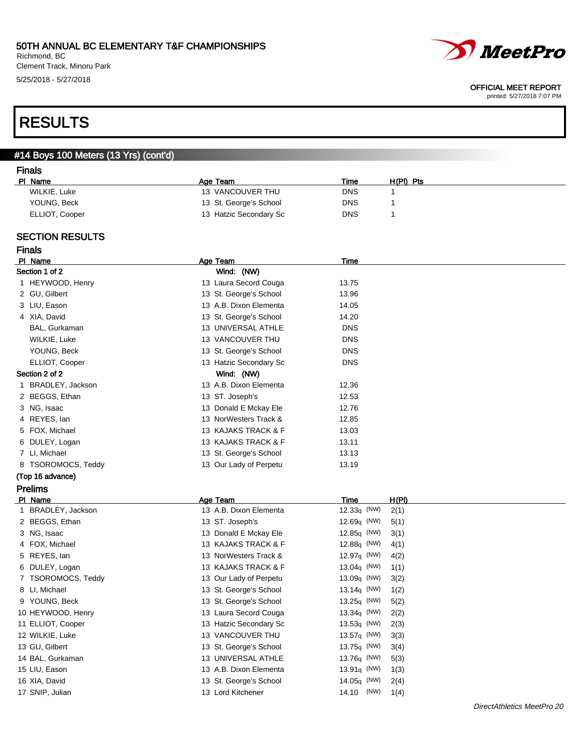# 50TH ANNUAL BC ELEMENTARY T&F CHAMPIONSHIPS

Richmond, BC
Clement Track, Minoru Park
5/25/2018 - 5/27/2018

OFFICIAL MEET REPORT
printed: 5/27/2018 7:07 PM

# RESULTS

## #14 Boys 100 Meters (13 Yrs) (cont'd)

### Finals

| Pl | Name | Age | Team | Time | H(Pl) | Pts |
|---|---|---|---|---|---|---|
| | WILKIE, Luke | 13 | VANCOUVER THU | DNS | 1 | |
| | YOUNG, Beck | 13 | St. George's School | DNS | 1 | |
| | ELLIOT, Cooper | 13 | Hatzic Secondary Sc | DNS | 1 | |

## SECTION RESULTS

### Finals

| Pl | Name | Age | Team | Time |
|---|---|---|---|---|
| **Section 1 of 2** | | | Wind: (NW) | |
| 1 | HEYWOOD, Henry | 13 | Laura Secord Couga | 13.75 |
| 2 | GU, Gilbert | 13 | St. George's School | 13.96 |
| 3 | LIU, Eason | 13 | A.B. Dixon Elementa | 14.05 |
| 4 | XIA, David | 13 | St. George's School | 14.20 |
| | BAL, Gurkaman | 13 | UNIVERSAL ATHLE | DNS |
| | WILKIE, Luke | 13 | VANCOUVER THU | DNS |
| | YOUNG, Beck | 13 | St. George's School | DNS |
| | ELLIOT, Cooper | 13 | Hatzic Secondary Sc | DNS |
| **Section 2 of 2** | | | Wind: (NW) | |
| 1 | BRADLEY, Jackson | 13 | A.B. Dixon Elementa | 12.36 |
| 2 | BEGGS, Ethan | 13 | ST. Joseph's | 12.53 |
| 3 | NG, Isaac | 13 | Donald E Mckay Ele | 12.76 |
| 4 | REYES, Ian | 13 | NorWesters Track & | 12.85 |
| 5 | FOX, Michael | 13 | KAJAKS TRACK & F | 13.03 |
| 6 | DULEY, Logan | 13 | KAJAKS TRACK & F | 13.11 |
| 7 | LI, Michael | 13 | St. George's School | 13.13 |
| 8 | TSOROMOCS, Teddy | 13 | Our Lady of Perpetu | 13.19 |

**(Top 16 advance)**

### Prelims

| Pl | Name | Age | Team | Time | | H(Pl) |
|---|---|---|---|---|---|---|
| 1 | BRADLEY, Jackson | 13 | A.B. Dixon Elementa | 12.33q | (NW) | 2(1) |
| 2 | BEGGS, Ethan | 13 | ST. Joseph's | 12.69q | (NW) | 5(1) |
| 3 | NG, Isaac | 13 | Donald E Mckay Ele | 12.85q | (NW) | 3(1) |
| 4 | FOX, Michael | 13 | KAJAKS TRACK & F | 12.88q | (NW) | 4(1) |
| 5 | REYES, Ian | 13 | NorWesters Track & | 12.97q | (NW) | 4(2) |
| 6 | DULEY, Logan | 13 | KAJAKS TRACK & F | 13.04q | (NW) | 1(1) |
| 7 | TSOROMOCS, Teddy | 13 | Our Lady of Perpetu | 13.09q | (NW) | 3(2) |
| 8 | LI, Michael | 13 | St. George's School | 13.14q | (NW) | 1(2) |
| 9 | YOUNG, Beck | 13 | St. George's School | 13.25q | (NW) | 5(2) |
| 10 | HEYWOOD, Henry | 13 | Laura Secord Couga | 13.34q | (NW) | 2(2) |
| 11 | ELLIOT, Cooper | 13 | Hatzic Secondary Sc | 13.53q | (NW) | 2(3) |
| 12 | WILKIE, Luke | 13 | VANCOUVER THU | 13.57q | (NW) | 3(3) |
| 13 | GU, Gilbert | 13 | St. George's School | 13.75q | (NW) | 3(4) |
| 14 | BAL, Gurkaman | 13 | UNIVERSAL ATHLE | 13.76q | (NW) | 5(3) |
| 15 | LIU, Eason | 13 | A.B. Dixon Elementa | 13.91q | (NW) | 1(3) |
| 16 | XIA, David | 13 | St. George's School | 14.05q | (NW) | 2(4) |
| 17 | SNIP, Julian | 13 | Lord Kitchener | 14.10 | (NW) | 1(4) |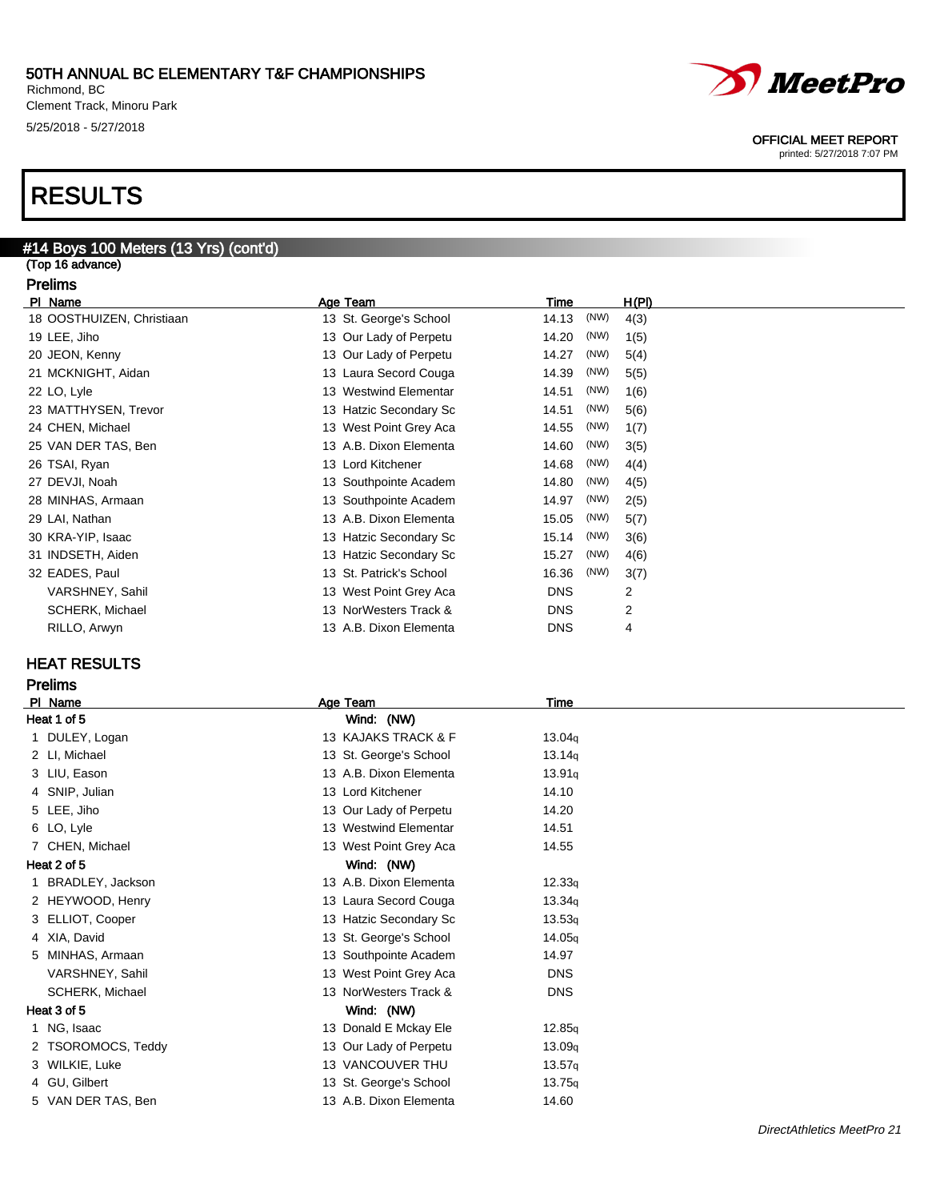# RESULTS

## #14 Boys 100 Meters (13 Yrs) (cont'd)

(Top 16 advance)

### Prelims

| Pl | Name | Age | Team | Time | | H(Pl) |
|---|---|---|---|---|---|---|
| 18 | OOSTHUIZEN, Christiaan | 13 | St. George's School | 14.13 | (NW) | 4(3) |
| 19 | LEE, Jiho | 13 | Our Lady of Perpetu | 14.20 | (NW) | 1(5) |
| 20 | JEON, Kenny | 13 | Our Lady of Perpetu | 14.27 | (NW) | 5(4) |
| 21 | MCKNIGHT, Aidan | 13 | Laura Secord Couga | 14.39 | (NW) | 5(5) |
| 22 | LO, Lyle | 13 | Westwind Elementar | 14.51 | (NW) | 1(6) |
| 23 | MATTHYSEN, Trevor | 13 | Hatzic Secondary Sc | 14.51 | (NW) | 5(6) |
| 24 | CHEN, Michael | 13 | West Point Grey Aca | 14.55 | (NW) | 1(7) |
| 25 | VAN DER TAS, Ben | 13 | A.B. Dixon Elementa | 14.60 | (NW) | 3(5) |
| 26 | TSAI, Ryan | 13 | Lord Kitchener | 14.68 | (NW) | 4(4) |
| 27 | DEVJI, Noah | 13 | Southpointe Academ | 14.80 | (NW) | 4(5) |
| 28 | MINHAS, Armaan | 13 | Southpointe Academ | 14.97 | (NW) | 2(5) |
| 29 | LAI, Nathan | 13 | A.B. Dixon Elementa | 15.05 | (NW) | 5(7) |
| 30 | KRA-YIP, Isaac | 13 | Hatzic Secondary Sc | 15.14 | (NW) | 3(6) |
| 31 | INDSETH, Aiden | 13 | Hatzic Secondary Sc | 15.27 | (NW) | 4(6) |
| 32 | EADES, Paul | 13 | St. Patrick's School | 16.36 | (NW) | 3(7) |
| | VARSHNEY, Sahil | 13 | West Point Grey Aca | DNS | | 2 |
| | SCHERK, Michael | 13 | NorWesters Track & | DNS | | 2 |
| | RILLO, Arwyn | 13 | A.B. Dixon Elementa | DNS | | 4 |

## HEAT RESULTS

### Prelims

| Pl | Name | Age | Team | Time |
|---|---|---|---|---|
| **Heat 1 of 5** | | | Wind: (NW) | |
| 1 | DULEY, Logan | 13 | KAJAKS TRACK & F | 13.04q |
| 2 | LI, Michael | 13 | St. George's School | 13.14q |
| 3 | LIU, Eason | 13 | A.B. Dixon Elementa | 13.91q |
| 4 | SNIP, Julian | 13 | Lord Kitchener | 14.10 |
| 5 | LEE, Jiho | 13 | Our Lady of Perpetu | 14.20 |
| 6 | LO, Lyle | 13 | Westwind Elementar | 14.51 |
| 7 | CHEN, Michael | 13 | West Point Grey Aca | 14.55 |
| **Heat 2 of 5** | | | Wind: (NW) | |
| 1 | BRADLEY, Jackson | 13 | A.B. Dixon Elementa | 12.33q |
| 2 | HEYWOOD, Henry | 13 | Laura Secord Couga | 13.34q |
| 3 | ELLIOT, Cooper | 13 | Hatzic Secondary Sc | 13.53q |
| 4 | XIA, David | 13 | St. George's School | 14.05q |
| 5 | MINHAS, Armaan | 13 | Southpointe Academ | 14.97 |
| | VARSHNEY, Sahil | 13 | West Point Grey Aca | DNS |
| | SCHERK, Michael | 13 | NorWesters Track & | DNS |
| **Heat 3 of 5** | | | Wind: (NW) | |
| 1 | NG, Isaac | 13 | Donald E Mckay Ele | 12.85q |
| 2 | TSOROMOCS, Teddy | 13 | Our Lady of Perpetu | 13.09q |
| 3 | WILKIE, Luke | 13 | VANCOUVER THU | 13.57q |
| 4 | GU, Gilbert | 13 | St. George's School | 13.75q |
| 5 | VAN DER TAS, Ben | 13 | A.B. Dixon Elementa | 14.60 |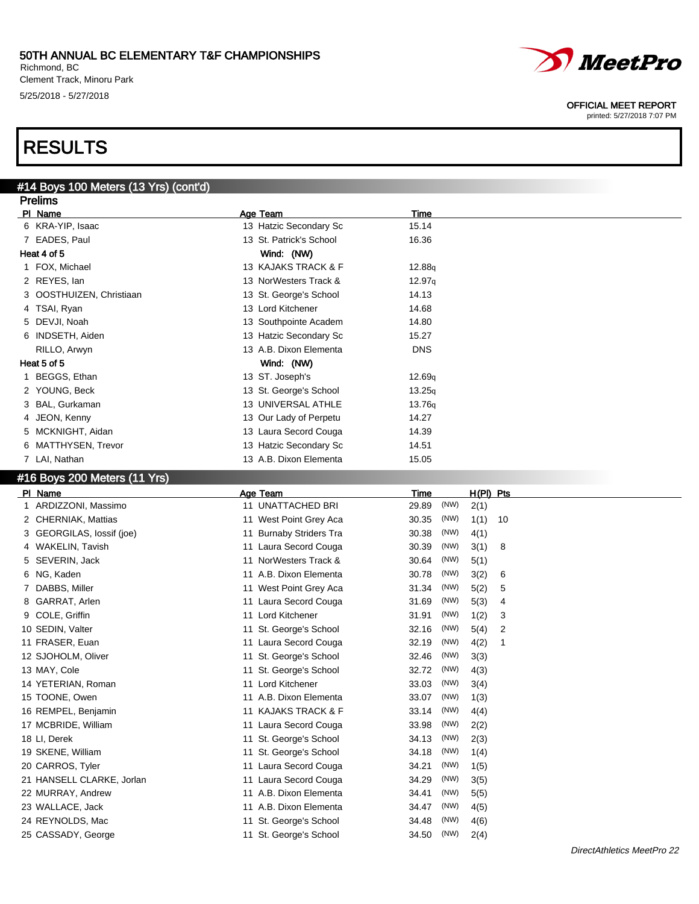50TH ANNUAL BC ELEMENTARY T&F CHAMPIONSHIPS
Richmond, BC
Clement Track, Minoru Park
5/25/2018 - 5/27/2018

OFFICIAL MEET REPORT
printed: 5/27/2018 7:07 PM

# RESULTS

## #14 Boys 100 Meters (13 Yrs) (cont'd)

### Prelims

| Pl | Name | Age | Team | Time |
|---|---|---|---|---|
| 6 | KRA-YIP, Isaac | 13 | Hatzic Secondary Sc | 15.14 |
| 7 | EADES, Paul | 13 | St. Patrick's School | 16.36 |
| **Heat 4 of 5** | | | **Wind: (NW)** | |
| 1 | FOX, Michael | 13 | KAJAKS TRACK & F | 12.88q |
| 2 | REYES, Ian | 13 | NorWesters Track & | 12.97q |
| 3 | OOSTHUIZEN, Christiaan | 13 | St. George's School | 14.13 |
| 4 | TSAI, Ryan | 13 | Lord Kitchener | 14.68 |
| 5 | DEVJI, Noah | 13 | Southpointe Academ | 14.80 |
| 6 | INDSETH, Aiden | 13 | Hatzic Secondary Sc | 15.27 |
| | RILLO, Arwyn | 13 | A.B. Dixon Elementa | DNS |
| **Heat 5 of 5** | | | **Wind: (NW)** | |
| 1 | BEGGS, Ethan | 13 | ST. Joseph's | 12.69q |
| 2 | YOUNG, Beck | 13 | St. George's School | 13.25q |
| 3 | BAL, Gurkaman | 13 | UNIVERSAL ATHLE | 13.76q |
| 4 | JEON, Kenny | 13 | Our Lady of Perpetu | 14.27 |
| 5 | MCKNIGHT, Aidan | 13 | Laura Secord Couga | 14.39 |
| 6 | MATTHYSEN, Trevor | 13 | Hatzic Secondary Sc | 14.51 |
| 7 | LAI, Nathan | 13 | A.B. Dixon Elementa | 15.05 |

## #16 Boys 200 Meters (11 Yrs)

| Pl | Name | Age | Team | Time | Wind | H(Pl) | Pts |
|---|---|---|---|---|---|---|---|
| 1 | ARDIZZONI, Massimo | 11 | UNATTACHED BRI | 29.89 | (NW) | 2(1) | |
| 2 | CHERNIAK, Mattias | 11 | West Point Grey Aca | 30.35 | (NW) | 1(1) | 10 |
| 3 | GEORGILAS, Iossif (joe) | 11 | Burnaby Striders Tra | 30.38 | (NW) | 4(1) | |
| 4 | WAKELIN, Tavish | 11 | Laura Secord Couga | 30.39 | (NW) | 3(1) | 8 |
| 5 | SEVERIN, Jack | 11 | NorWesters Track & | 30.64 | (NW) | 5(1) | |
| 6 | NG, Kaden | 11 | A.B. Dixon Elementa | 30.78 | (NW) | 3(2) | 6 |
| 7 | DABBS, Miller | 11 | West Point Grey Aca | 31.34 | (NW) | 5(2) | 5 |
| 8 | GARRAT, Arlen | 11 | Laura Secord Couga | 31.69 | (NW) | 5(3) | 4 |
| 9 | COLE, Griffin | 11 | Lord Kitchener | 31.91 | (NW) | 1(2) | 3 |
| 10 | SEDIN, Valter | 11 | St. George's School | 32.16 | (NW) | 5(4) | 2 |
| 11 | FRASER, Euan | 11 | Laura Secord Couga | 32.19 | (NW) | 4(2) | 1 |
| 12 | SJOHOLM, Oliver | 11 | St. George's School | 32.46 | (NW) | 3(3) | |
| 13 | MAY, Cole | 11 | St. George's School | 32.72 | (NW) | 4(3) | |
| 14 | YETERIAN, Roman | 11 | Lord Kitchener | 33.03 | (NW) | 3(4) | |
| 15 | TOONE, Owen | 11 | A.B. Dixon Elementa | 33.07 | (NW) | 1(3) | |
| 16 | REMPEL, Benjamin | 11 | KAJAKS TRACK & F | 33.14 | (NW) | 4(4) | |
| 17 | MCBRIDE, William | 11 | Laura Secord Couga | 33.98 | (NW) | 2(2) | |
| 18 | LI, Derek | 11 | St. George's School | 34.13 | (NW) | 2(3) | |
| 19 | SKENE, William | 11 | St. George's School | 34.18 | (NW) | 1(4) | |
| 20 | CARROS, Tyler | 11 | Laura Secord Couga | 34.21 | (NW) | 1(5) | |
| 21 | HANSELL CLARKE, Jorlan | 11 | Laura Secord Couga | 34.29 | (NW) | 3(5) | |
| 22 | MURRAY, Andrew | 11 | A.B. Dixon Elementa | 34.41 | (NW) | 5(5) | |
| 23 | WALLACE, Jack | 11 | A.B. Dixon Elementa | 34.47 | (NW) | 4(5) | |
| 24 | REYNOLDS, Mac | 11 | St. George's School | 34.48 | (NW) | 4(6) | |
| 25 | CASSADY, George | 11 | St. George's School | 34.50 | (NW) | 2(4) | |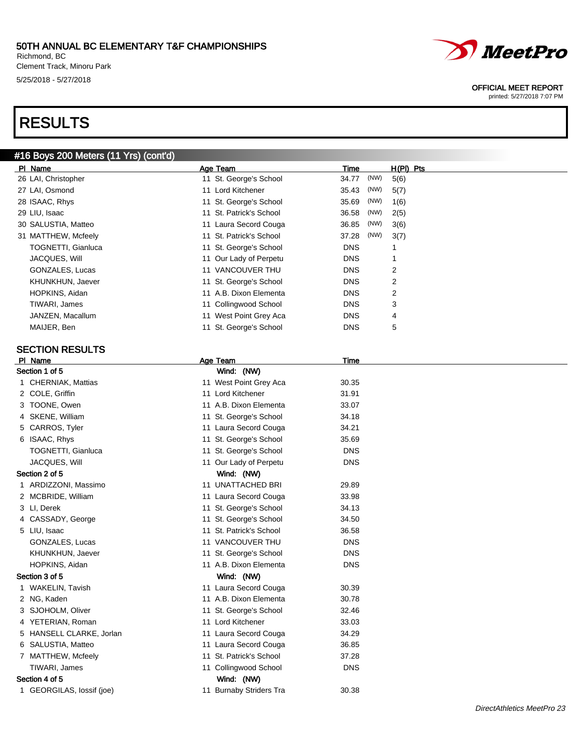# RESULTS

## #16 Boys 200 Meters (11 Yrs) (cont'd)

| Pl | Name | Age | Team | Time | | H(Pl) | Pts |
|---|---|---|---|---|---|---|---|
| 26 | LAI, Christopher | 11 | St. George's School | 34.77 | (NW) | 5(6) | |
| 27 | LAI, Osmond | 11 | Lord Kitchener | 35.43 | (NW) | 5(7) | |
| 28 | ISAAC, Rhys | 11 | St. George's School | 35.69 | (NW) | 1(6) | |
| 29 | LIU, Isaac | 11 | St. Patrick's School | 36.58 | (NW) | 2(5) | |
| 30 | SALUSTIA, Matteo | 11 | Laura Secord Couga | 36.85 | (NW) | 3(6) | |
| 31 | MATTHEW, Mcfeely | 11 | St. Patrick's School | 37.28 | (NW) | 3(7) | |
| | TOGNETTI, Gianluca | 11 | St. George's School | DNS | | 1 | |
| | JACQUES, Will | 11 | Our Lady of Perpetu | DNS | | 1 | |
| | GONZALES, Lucas | 11 | VANCOUVER THU | DNS | | 2 | |
| | KHUNKHUN, Jaever | 11 | St. George's School | DNS | | 2 | |
| | HOPKINS, Aidan | 11 | A.B. Dixon Elementa | DNS | | 2 | |
| | TIWARI, James | 11 | Collingwood School | DNS | | 3 | |
| | JANZEN, Macallum | 11 | West Point Grey Aca | DNS | | 4 | |
| | MAIJER, Ben | 11 | St. George's School | DNS | | 5 | |

### SECTION RESULTS

| Pl | Name | Age | Team | Time |
|---|---|---|---|---|
| **Section 1 of 5** | | | Wind: (NW) | |
| 1 | CHERNIAK, Mattias | 11 | West Point Grey Aca | 30.35 |
| 2 | COLE, Griffin | 11 | Lord Kitchener | 31.91 |
| 3 | TOONE, Owen | 11 | A.B. Dixon Elementa | 33.07 |
| 4 | SKENE, William | 11 | St. George's School | 34.18 |
| 5 | CARROS, Tyler | 11 | Laura Secord Couga | 34.21 |
| 6 | ISAAC, Rhys | 11 | St. George's School | 35.69 |
| | TOGNETTI, Gianluca | 11 | St. George's School | DNS |
| | JACQUES, Will | 11 | Our Lady of Perpetu | DNS |
| **Section 2 of 5** | | | Wind: (NW) | |
| 1 | ARDIZZONI, Massimo | 11 | UNATTACHED BRI | 29.89 |
| 2 | MCBRIDE, William | 11 | Laura Secord Couga | 33.98 |
| 3 | LI, Derek | 11 | St. George's School | 34.13 |
| 4 | CASSADY, George | 11 | St. George's School | 34.50 |
| 5 | LIU, Isaac | 11 | St. Patrick's School | 36.58 |
| | GONZALES, Lucas | 11 | VANCOUVER THU | DNS |
| | KHUNKHUN, Jaever | 11 | St. George's School | DNS |
| | HOPKINS, Aidan | 11 | A.B. Dixon Elementa | DNS |
| **Section 3 of 5** | | | Wind: (NW) | |
| 1 | WAKELIN, Tavish | 11 | Laura Secord Couga | 30.39 |
| 2 | NG, Kaden | 11 | A.B. Dixon Elementa | 30.78 |
| 3 | SJOHOLM, Oliver | 11 | St. George's School | 32.46 |
| 4 | YETERIAN, Roman | 11 | Lord Kitchener | 33.03 |
| 5 | HANSELL CLARKE, Jorlan | 11 | Laura Secord Couga | 34.29 |
| 6 | SALUSTIA, Matteo | 11 | Laura Secord Couga | 36.85 |
| 7 | MATTHEW, Mcfeely | 11 | St. Patrick's School | 37.28 |
| | TIWARI, James | 11 | Collingwood School | DNS |
| **Section 4 of 5** | | | Wind: (NW) | |
| 1 | GEORGILAS, Iossif (joe) | 11 | Burnaby Striders Tra | 30.38 |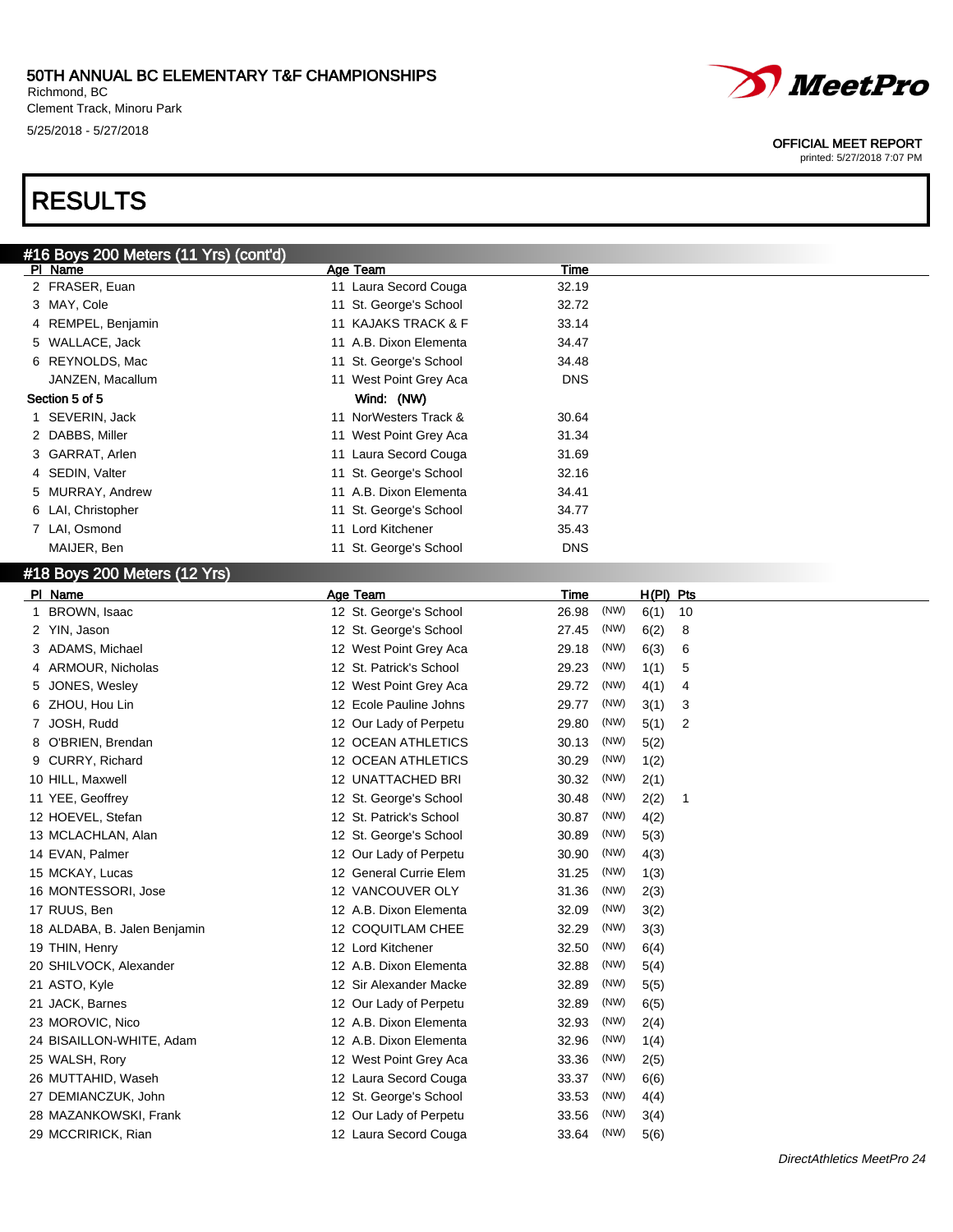50TH ANNUAL BC ELEMENTARY T&F CHAMPIONSHIPS
Richmond, BC
Clement Track, Minoru Park
5/25/2018 - 5/27/2018

OFFICIAL MEET REPORT
printed: 5/27/2018 7:07 PM

# RESULTS

## #16 Boys 200 Meters (11 Yrs) (cont'd)

| Pl | Name | Age | Team | Time |
|---|---|---|---|---|
| 2 | FRASER, Euan | 11 | Laura Secord Couga | 32.19 |
| 3 | MAY, Cole | 11 | St. George's School | 32.72 |
| 4 | REMPEL, Benjamin | 11 | KAJAKS TRACK & F | 33.14 |
| 5 | WALLACE, Jack | 11 | A.B. Dixon Elementa | 34.47 |
| 6 | REYNOLDS, Mac | 11 | St. George's School | 34.48 |
| | JANZEN, Macallum | 11 | West Point Grey Aca | DNS |

**Section 5 of 5** Wind: (NW)

| Pl | Name | Age | Team | Time |
|---|---|---|---|---|
| 1 | SEVERIN, Jack | 11 | NorWesters Track & | 30.64 |
| 2 | DABBS, Miller | 11 | West Point Grey Aca | 31.34 |
| 3 | GARRAT, Arlen | 11 | Laura Secord Couga | 31.69 |
| 4 | SEDIN, Valter | 11 | St. George's School | 32.16 |
| 5 | MURRAY, Andrew | 11 | A.B. Dixon Elementa | 34.41 |
| 6 | LAI, Christopher | 11 | St. George's School | 34.77 |
| 7 | LAI, Osmond | 11 | Lord Kitchener | 35.43 |
| | MAIJER, Ben | 11 | St. George's School | DNS |

## #18 Boys 200 Meters (12 Yrs)

| Pl | Name | Age | Team | Time | | H(Pl) | Pts |
|---|---|---|---|---|---|---|---|
| 1 | BROWN, Isaac | 12 | St. George's School | 26.98 | (NW) | 6(1) | 10 |
| 2 | YIN, Jason | 12 | St. George's School | 27.45 | (NW) | 6(2) | 8 |
| 3 | ADAMS, Michael | 12 | West Point Grey Aca | 29.18 | (NW) | 6(3) | 6 |
| 4 | ARMOUR, Nicholas | 12 | St. Patrick's School | 29.23 | (NW) | 1(1) | 5 |
| 5 | JONES, Wesley | 12 | West Point Grey Aca | 29.72 | (NW) | 4(1) | 4 |
| 6 | ZHOU, Hou Lin | 12 | Ecole Pauline Johns | 29.77 | (NW) | 3(1) | 3 |
| 7 | JOSH, Rudd | 12 | Our Lady of Perpetu | 29.80 | (NW) | 5(1) | 2 |
| 8 | O'BRIEN, Brendan | 12 | OCEAN ATHLETICS | 30.13 | (NW) | 5(2) | |
| 9 | CURRY, Richard | 12 | OCEAN ATHLETICS | 30.29 | (NW) | 1(2) | |
| 10 | HILL, Maxwell | 12 | UNATTACHED BRI | 30.32 | (NW) | 2(1) | |
| 11 | YEE, Geoffrey | 12 | St. George's School | 30.48 | (NW) | 2(2) | 1 |
| 12 | HOEVEL, Stefan | 12 | St. Patrick's School | 30.87 | (NW) | 4(2) | |
| 13 | MCLACHLAN, Alan | 12 | St. George's School | 30.89 | (NW) | 5(3) | |
| 14 | EVAN, Palmer | 12 | Our Lady of Perpetu | 30.90 | (NW) | 4(3) | |
| 15 | MCKAY, Lucas | 12 | General Currie Elem | 31.25 | (NW) | 1(3) | |
| 16 | MONTESSORI, Jose | 12 | VANCOUVER OLY | 31.36 | (NW) | 2(3) | |
| 17 | RUUS, Ben | 12 | A.B. Dixon Elementa | 32.09 | (NW) | 3(2) | |
| 18 | ALDABA, B. Jalen Benjamin | 12 | COQUITLAM CHEE | 32.29 | (NW) | 3(3) | |
| 19 | THIN, Henry | 12 | Lord Kitchener | 32.50 | (NW) | 6(4) | |
| 20 | SHILVOCK, Alexander | 12 | A.B. Dixon Elementa | 32.88 | (NW) | 5(4) | |
| 21 | ASTO, Kyle | 12 | Sir Alexander Macke | 32.89 | (NW) | 5(5) | |
| 21 | JACK, Barnes | 12 | Our Lady of Perpetu | 32.89 | (NW) | 6(5) | |
| 23 | MOROVIC, Nico | 12 | A.B. Dixon Elementa | 32.93 | (NW) | 2(4) | |
| 24 | BISAILLON-WHITE, Adam | 12 | A.B. Dixon Elementa | 32.96 | (NW) | 1(4) | |
| 25 | WALSH, Rory | 12 | West Point Grey Aca | 33.36 | (NW) | 2(5) | |
| 26 | MUTTAHID, Waseh | 12 | Laura Secord Couga | 33.37 | (NW) | 6(6) | |
| 27 | DEMIANCZUK, John | 12 | St. George's School | 33.53 | (NW) | 4(4) | |
| 28 | MAZANKOWSKI, Frank | 12 | Our Lady of Perpetu | 33.56 | (NW) | 3(4) | |
| 29 | MCCRIRICK, Rian | 12 | Laura Secord Couga | 33.64 | (NW) | 5(6) | |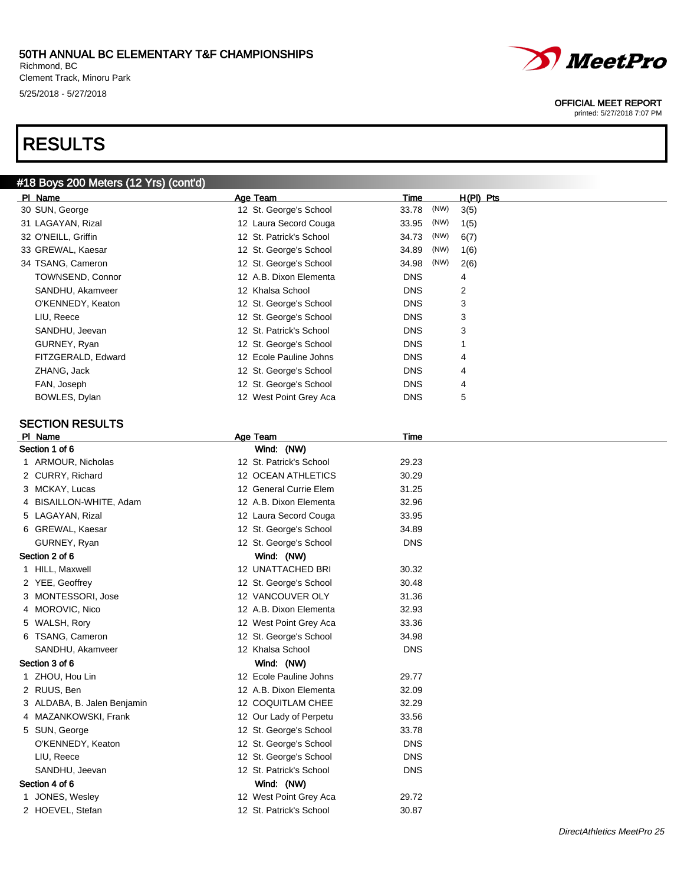# 50TH ANNUAL BC ELEMENTARY T&F CHAMPIONSHIPS

Richmond, BC
Clement Track, Minoru Park
5/25/2018 - 5/27/2018

OFFICIAL MEET REPORT
printed: 5/27/2018 7:07 PM

## RESULTS

### #18 Boys 200 Meters (12 Yrs) (cont'd)

| Pl | Name | Age | Team | Time | | H(Pl) | Pts |
|---|---|---|---|---|---|---|---|
| 30 | SUN, George | 12 | St. George's School | 33.78 | (NW) | 3(5) | |
| 31 | LAGAYAN, Rizal | 12 | Laura Secord Couga | 33.95 | (NW) | 1(5) | |
| 32 | O'NEILL, Griffin | 12 | St. Patrick's School | 34.73 | (NW) | 6(7) | |
| 33 | GREWAL, Kaesar | 12 | St. George's School | 34.89 | (NW) | 1(6) | |
| 34 | TSANG, Cameron | 12 | St. George's School | 34.98 | (NW) | 2(6) | |
| | TOWNSEND, Connor | 12 | A.B. Dixon Elementa | DNS | | 4 | |
| | SANDHU, Akamveer | 12 | Khalsa School | DNS | | 2 | |
| | O'KENNEDY, Keaton | 12 | St. George's School | DNS | | 3 | |
| | LIU, Reece | 12 | St. George's School | DNS | | 3 | |
| | SANDHU, Jeevan | 12 | St. Patrick's School | DNS | | 3 | |
| | GURNEY, Ryan | 12 | St. George's School | DNS | | 1 | |
| | FITZGERALD, Edward | 12 | Ecole Pauline Johns | DNS | | 4 | |
| | ZHANG, Jack | 12 | St. George's School | DNS | | 4 | |
| | FAN, Joseph | 12 | St. George's School | DNS | | 4 | |
| | BOWLES, Dylan | 12 | West Point Grey Aca | DNS | | 5 | |

### SECTION RESULTS

| Pl | Name | Age | Team | Time |
|---|---|---|---|---|
| **Section 1 of 6** | | | Wind: (NW) | |
| 1 | ARMOUR, Nicholas | 12 | St. Patrick's School | 29.23 |
| 2 | CURRY, Richard | 12 | OCEAN ATHLETICS | 30.29 |
| 3 | MCKAY, Lucas | 12 | General Currie Elem | 31.25 |
| 4 | BISAILLON-WHITE, Adam | 12 | A.B. Dixon Elementa | 32.96 |
| 5 | LAGAYAN, Rizal | 12 | Laura Secord Couga | 33.95 |
| 6 | GREWAL, Kaesar | 12 | St. George's School | 34.89 |
| | GURNEY, Ryan | 12 | St. George's School | DNS |
| **Section 2 of 6** | | | Wind: (NW) | |
| 1 | HILL, Maxwell | 12 | UNATTACHED BRI | 30.32 |
| 2 | YEE, Geoffrey | 12 | St. George's School | 30.48 |
| 3 | MONTESSORI, Jose | 12 | VANCOUVER OLY | 31.36 |
| 4 | MOROVIC, Nico | 12 | A.B. Dixon Elementa | 32.93 |
| 5 | WALSH, Rory | 12 | West Point Grey Aca | 33.36 |
| 6 | TSANG, Cameron | 12 | St. George's School | 34.98 |
| | SANDHU, Akamveer | 12 | Khalsa School | DNS |
| **Section 3 of 6** | | | Wind: (NW) | |
| 1 | ZHOU, Hou Lin | 12 | Ecole Pauline Johns | 29.77 |
| 2 | RUUS, Ben | 12 | A.B. Dixon Elementa | 32.09 |
| 3 | ALDABA, B. Jalen Benjamin | 12 | COQUITLAM CHEE | 32.29 |
| 4 | MAZANKOWSKI, Frank | 12 | Our Lady of Perpetu | 33.56 |
| 5 | SUN, George | 12 | St. George's School | 33.78 |
| | O'KENNEDY, Keaton | 12 | St. George's School | DNS |
| | LIU, Reece | 12 | St. George's School | DNS |
| | SANDHU, Jeevan | 12 | St. Patrick's School | DNS |
| **Section 4 of 6** | | | Wind: (NW) | |
| 1 | JONES, Wesley | 12 | West Point Grey Aca | 29.72 |
| 2 | HOEVEL, Stefan | 12 | St. Patrick's School | 30.87 |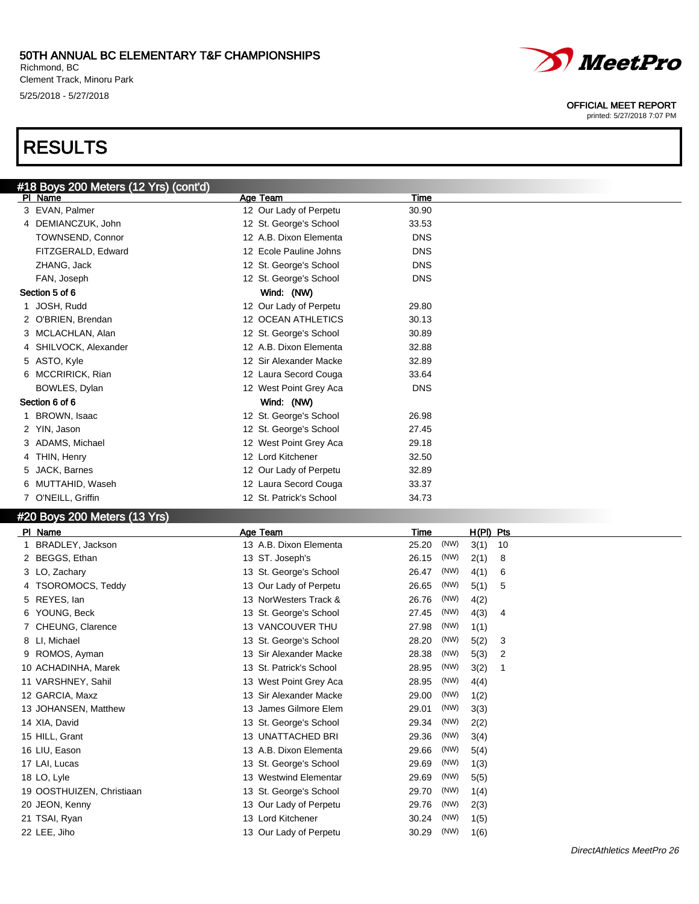# RESULTS

## #18 Boys 200 Meters (12 Yrs) (cont'd)

| Pl | Name | Age | Team | Time |
|---|---|---|---|---|
| 3 | EVAN, Palmer | 12 | Our Lady of Perpetu | 30.90 |
| 4 | DEMIANCZUK, John | 12 | St. George's School | 33.53 |
| | TOWNSEND, Connor | 12 | A.B. Dixon Elementa | DNS |
| | FITZGERALD, Edward | 12 | Ecole Pauline Johns | DNS |
| | ZHANG, Jack | 12 | St. George's School | DNS |
| | FAN, Joseph | 12 | St. George's School | DNS |
| **Section 5 of 6** | | | Wind: (NW) | |
| 1 | JOSH, Rudd | 12 | Our Lady of Perpetu | 29.80 |
| 2 | O'BRIEN, Brendan | 12 | OCEAN ATHLETICS | 30.13 |
| 3 | MCLACHLAN, Alan | 12 | St. George's School | 30.89 |
| 4 | SHILVOCK, Alexander | 12 | A.B. Dixon Elementa | 32.88 |
| 5 | ASTO, Kyle | 12 | Sir Alexander Macke | 32.89 |
| 6 | MCCRIRICK, Rian | 12 | Laura Secord Couga | 33.64 |
| | BOWLES, Dylan | 12 | West Point Grey Aca | DNS |
| **Section 6 of 6** | | | Wind: (NW) | |
| 1 | BROWN, Isaac | 12 | St. George's School | 26.98 |
| 2 | YIN, Jason | 12 | St. George's School | 27.45 |
| 3 | ADAMS, Michael | 12 | West Point Grey Aca | 29.18 |
| 4 | THIN, Henry | 12 | Lord Kitchener | 32.50 |
| 5 | JACK, Barnes | 12 | Our Lady of Perpetu | 32.89 |
| 6 | MUTTAHID, Waseh | 12 | Laura Secord Couga | 33.37 |
| 7 | O'NEILL, Griffin | 12 | St. Patrick's School | 34.73 |

## #20 Boys 200 Meters (13 Yrs)

| Pl | Name | Age | Team | Time | | H(Pl) | Pts |
|---|---|---|---|---|---|---|---|
| 1 | BRADLEY, Jackson | 13 | A.B. Dixon Elementa | 25.20 | (NW) | 3(1) | 10 |
| 2 | BEGGS, Ethan | 13 | ST. Joseph's | 26.15 | (NW) | 2(1) | 8 |
| 3 | LO, Zachary | 13 | St. George's School | 26.47 | (NW) | 4(1) | 6 |
| 4 | TSOROMOCS, Teddy | 13 | Our Lady of Perpetu | 26.65 | (NW) | 5(1) | 5 |
| 5 | REYES, Ian | 13 | NorWesters Track & | 26.76 | (NW) | 4(2) | |
| 6 | YOUNG, Beck | 13 | St. George's School | 27.45 | (NW) | 4(3) | 4 |
| 7 | CHEUNG, Clarence | 13 | VANCOUVER THU | 27.98 | (NW) | 1(1) | |
| 8 | LI, Michael | 13 | St. George's School | 28.20 | (NW) | 5(2) | 3 |
| 9 | ROMOS, Ayman | 13 | Sir Alexander Macke | 28.38 | (NW) | 5(3) | 2 |
| 10 | ACHADINHA, Marek | 13 | St. Patrick's School | 28.95 | (NW) | 3(2) | 1 |
| 11 | VARSHNEY, Sahil | 13 | West Point Grey Aca | 28.95 | (NW) | 4(4) | |
| 12 | GARCIA, Maxz | 13 | Sir Alexander Macke | 29.00 | (NW) | 1(2) | |
| 13 | JOHANSEN, Matthew | 13 | James Gilmore Elem | 29.01 | (NW) | 3(3) | |
| 14 | XIA, David | 13 | St. George's School | 29.34 | (NW) | 2(2) | |
| 15 | HILL, Grant | 13 | UNATTACHED BRI | 29.36 | (NW) | 3(4) | |
| 16 | LIU, Eason | 13 | A.B. Dixon Elementa | 29.66 | (NW) | 5(4) | |
| 17 | LAI, Lucas | 13 | St. George's School | 29.69 | (NW) | 1(3) | |
| 18 | LO, Lyle | 13 | Westwind Elementar | 29.69 | (NW) | 5(5) | |
| 19 | OOSTHUIZEN, Christiaan | 13 | St. George's School | 29.70 | (NW) | 1(4) | |
| 20 | JEON, Kenny | 13 | Our Lady of Perpetu | 29.76 | (NW) | 2(3) | |
| 21 | TSAI, Ryan | 13 | Lord Kitchener | 30.24 | (NW) | 1(5) | |
| 22 | LEE, Jiho | 13 | Our Lady of Perpetu | 30.29 | (NW) | 1(6) | |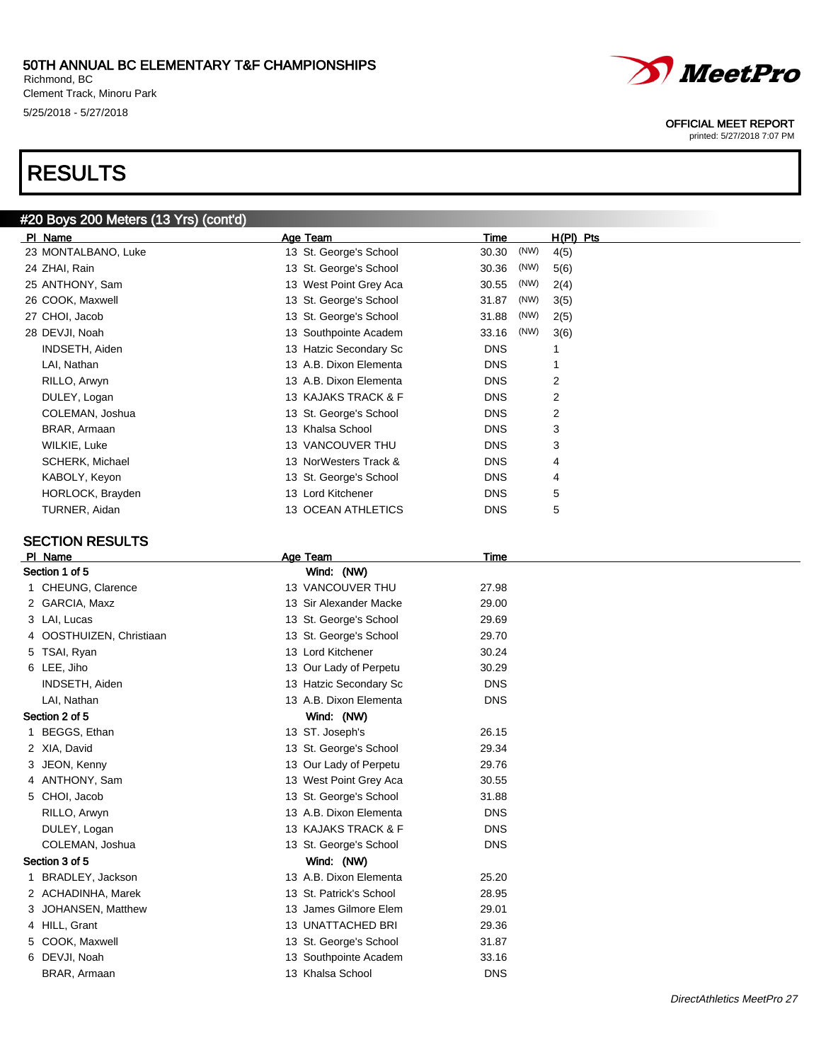# RESULTS

## #20 Boys 200 Meters (13 Yrs) (cont'd)

| Pl | Name | Age | Team | Time | | H(Pl) | Pts |
|---|---|---|---|---|---|---|---|
| 23 | MONTALBANO, Luke | 13 | St. George's School | 30.30 | (NW) | 4(5) | |
| 24 | ZHAI, Rain | 13 | St. George's School | 30.36 | (NW) | 5(6) | |
| 25 | ANTHONY, Sam | 13 | West Point Grey Aca | 30.55 | (NW) | 2(4) | |
| 26 | COOK, Maxwell | 13 | St. George's School | 31.87 | (NW) | 3(5) | |
| 27 | CHOI, Jacob | 13 | St. George's School | 31.88 | (NW) | 2(5) | |
| 28 | DEVJI, Noah | 13 | Southpointe Academ | 33.16 | (NW) | 3(6) | |
| | INDSETH, Aiden | 13 | Hatzic Secondary Sc | DNS | | 1 | |
| | LAI, Nathan | 13 | A.B. Dixon Elementa | DNS | | 1 | |
| | RILLO, Arwyn | 13 | A.B. Dixon Elementa | DNS | | 2 | |
| | DULEY, Logan | 13 | KAJAKS TRACK & F | DNS | | 2 | |
| | COLEMAN, Joshua | 13 | St. George's School | DNS | | 2 | |
| | BRAR, Armaan | 13 | Khalsa School | DNS | | 3 | |
| | WILKIE, Luke | 13 | VANCOUVER THU | DNS | | 3 | |
| | SCHERK, Michael | 13 | NorWesters Track & | DNS | | 4 | |
| | KABOLY, Keyon | 13 | St. George's School | DNS | | 4 | |
| | HORLOCK, Brayden | 13 | Lord Kitchener | DNS | | 5 | |
| | TURNER, Aidan | 13 | OCEAN ATHLETICS | DNS | | 5 | |

### SECTION RESULTS

| Pl | Name | Age | Team | Time |
|---|---|---|---|---|
| **Section 1 of 5** | | | **Wind: (NW)** | |
| 1 | CHEUNG, Clarence | 13 | VANCOUVER THU | 27.98 |
| 2 | GARCIA, Maxz | 13 | Sir Alexander Macke | 29.00 |
| 3 | LAI, Lucas | 13 | St. George's School | 29.69 |
| 4 | OOSTHUIZEN, Christiaan | 13 | St. George's School | 29.70 |
| 5 | TSAI, Ryan | 13 | Lord Kitchener | 30.24 |
| 6 | LEE, Jiho | 13 | Our Lady of Perpetu | 30.29 |
| | INDSETH, Aiden | 13 | Hatzic Secondary Sc | DNS |
| | LAI, Nathan | 13 | A.B. Dixon Elementa | DNS |
| **Section 2 of 5** | | | **Wind: (NW)** | |
| 1 | BEGGS, Ethan | 13 | ST. Joseph's | 26.15 |
| 2 | XIA, David | 13 | St. George's School | 29.34 |
| 3 | JEON, Kenny | 13 | Our Lady of Perpetu | 29.76 |
| 4 | ANTHONY, Sam | 13 | West Point Grey Aca | 30.55 |
| 5 | CHOI, Jacob | 13 | St. George's School | 31.88 |
| | RILLO, Arwyn | 13 | A.B. Dixon Elementa | DNS |
| | DULEY, Logan | 13 | KAJAKS TRACK & F | DNS |
| | COLEMAN, Joshua | 13 | St. George's School | DNS |
| **Section 3 of 5** | | | **Wind: (NW)** | |
| 1 | BRADLEY, Jackson | 13 | A.B. Dixon Elementa | 25.20 |
| 2 | ACHADINHA, Marek | 13 | St. Patrick's School | 28.95 |
| 3 | JOHANSEN, Matthew | 13 | James Gilmore Elem | 29.01 |
| 4 | HILL, Grant | 13 | UNATTACHED BRI | 29.36 |
| 5 | COOK, Maxwell | 13 | St. George's School | 31.87 |
| 6 | DEVJI, Noah | 13 | Southpointe Academ | 33.16 |
| | BRAR, Armaan | 13 | Khalsa School | DNS |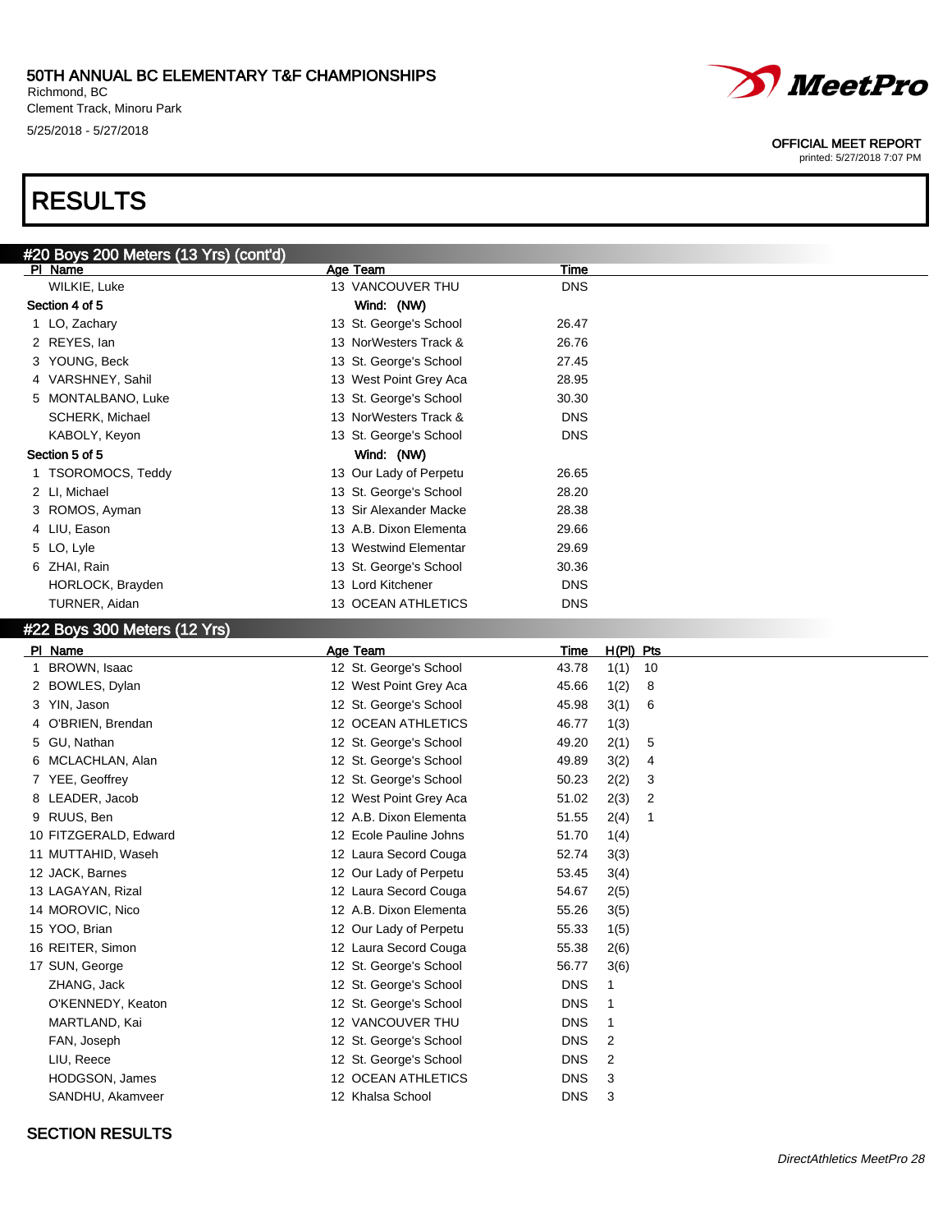# RESULTS

## #20 Boys 200 Meters (13 Yrs) (cont'd)

| Pl | Name | Age | Team | Time |
|---|---|---|---|---|
| | WILKIE, Luke | 13 | VANCOUVER THU | DNS |
| **Section 4 of 5** | | | Wind: (NW) | |
| 1 | LO, Zachary | 13 | St. George's School | 26.47 |
| 2 | REYES, Ian | 13 | NorWesters Track & | 26.76 |
| 3 | YOUNG, Beck | 13 | St. George's School | 27.45 |
| 4 | VARSHNEY, Sahil | 13 | West Point Grey Aca | 28.95 |
| 5 | MONTALBANO, Luke | 13 | St. George's School | 30.30 |
| | SCHERK, Michael | 13 | NorWesters Track & | DNS |
| | KABOLY, Keyon | 13 | St. George's School | DNS |
| **Section 5 of 5** | | | Wind: (NW) | |
| 1 | TSOROMOCS, Teddy | 13 | Our Lady of Perpetu | 26.65 |
| 2 | LI, Michael | 13 | St. George's School | 28.20 |
| 3 | ROMOS, Ayman | 13 | Sir Alexander Macke | 28.38 |
| 4 | LIU, Eason | 13 | A.B. Dixon Elementa | 29.66 |
| 5 | LO, Lyle | 13 | Westwind Elementar | 29.69 |
| 6 | ZHAI, Rain | 13 | St. George's School | 30.36 |
| | HORLOCK, Brayden | 13 | Lord Kitchener | DNS |
| | TURNER, Aidan | 13 | OCEAN ATHLETICS | DNS |

## #22 Boys 300 Meters (12 Yrs)

| Pl | Name | Age | Team | Time | H(Pl) | Pts |
|---|---|---|---|---|---|---|
| 1 | BROWN, Isaac | 12 | St. George's School | 43.78 | 1(1) | 10 |
| 2 | BOWLES, Dylan | 12 | West Point Grey Aca | 45.66 | 1(2) | 8 |
| 3 | YIN, Jason | 12 | St. George's School | 45.98 | 3(1) | 6 |
| 4 | O'BRIEN, Brendan | 12 | OCEAN ATHLETICS | 46.77 | 1(3) | |
| 5 | GU, Nathan | 12 | St. George's School | 49.20 | 2(1) | 5 |
| 6 | MCLACHLAN, Alan | 12 | St. George's School | 49.89 | 3(2) | 4 |
| 7 | YEE, Geoffrey | 12 | St. George's School | 50.23 | 2(2) | 3 |
| 8 | LEADER, Jacob | 12 | West Point Grey Aca | 51.02 | 2(3) | 2 |
| 9 | RUUS, Ben | 12 | A.B. Dixon Elementa | 51.55 | 2(4) | 1 |
| 10 | FITZGERALD, Edward | 12 | Ecole Pauline Johns | 51.70 | 1(4) | |
| 11 | MUTTAHID, Waseh | 12 | Laura Secord Couga | 52.74 | 3(3) | |
| 12 | JACK, Barnes | 12 | Our Lady of Perpetu | 53.45 | 3(4) | |
| 13 | LAGAYAN, Rizal | 12 | Laura Secord Couga | 54.67 | 2(5) | |
| 14 | MOROVIC, Nico | 12 | A.B. Dixon Elementa | 55.26 | 3(5) | |
| 15 | YOO, Brian | 12 | Our Lady of Perpetu | 55.33 | 1(5) | |
| 16 | REITER, Simon | 12 | Laura Secord Couga | 55.38 | 2(6) | |
| 17 | SUN, George | 12 | St. George's School | 56.77 | 3(6) | |
| | ZHANG, Jack | 12 | St. George's School | DNS | 1 | |
| | O'KENNEDY, Keaton | 12 | St. George's School | DNS | 1 | |
| | MARTLAND, Kai | 12 | VANCOUVER THU | DNS | 1 | |
| | FAN, Joseph | 12 | St. George's School | DNS | 2 | |
| | LIU, Reece | 12 | St. George's School | DNS | 2 | |
| | HODGSON, James | 12 | OCEAN ATHLETICS | DNS | 3 | |
| | SANDHU, Akamveer | 12 | Khalsa School | DNS | 3 | |

SECTION RESULTS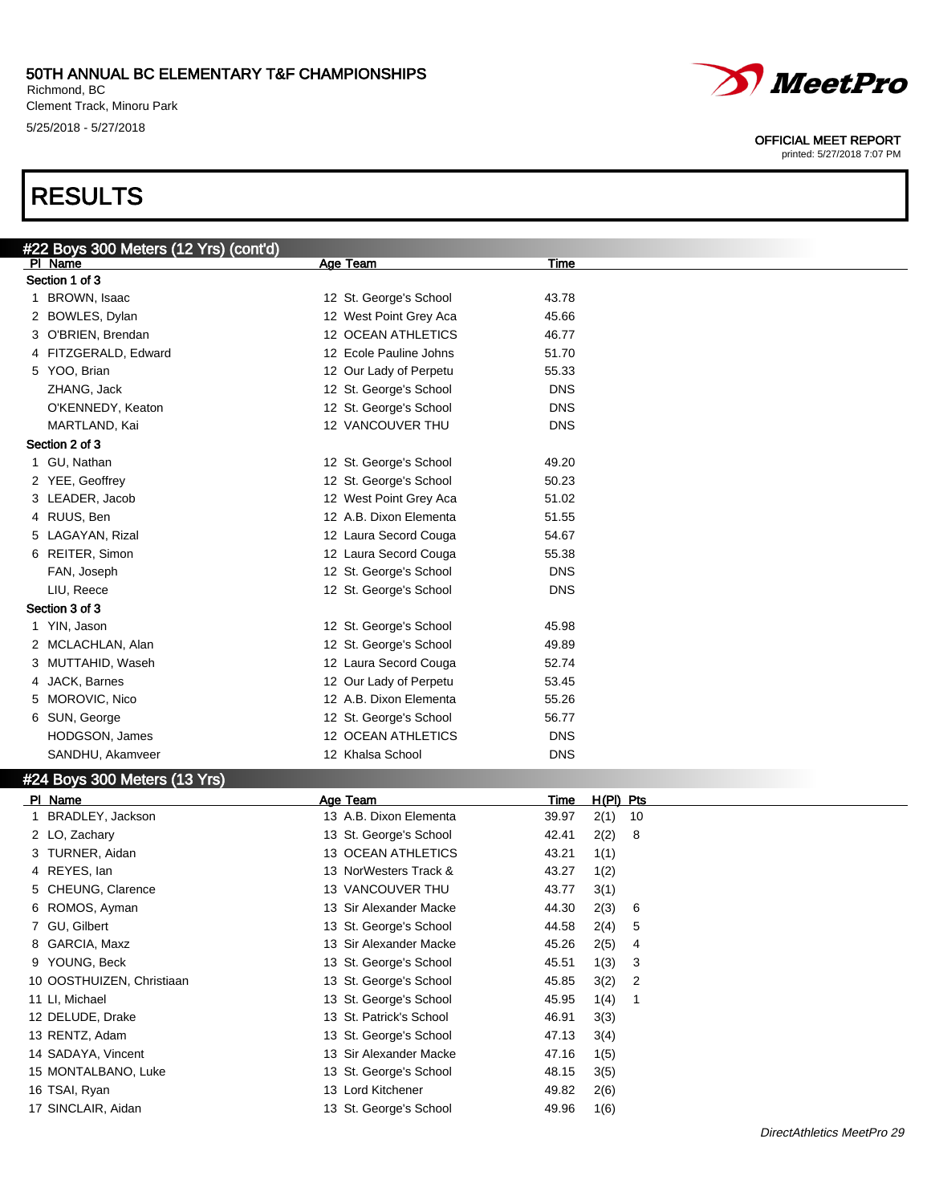# RESULTS

## #22 Boys 300 Meters (12 Yrs) (cont'd)

| Pl | Name | Age | Team | Time |
|---|---|---|---|---|
| **Section 1 of 3** | | | | |
| 1 | BROWN, Isaac | 12 | St. George's School | 43.78 |
| 2 | BOWLES, Dylan | 12 | West Point Grey Aca | 45.66 |
| 3 | O'BRIEN, Brendan | 12 | OCEAN ATHLETICS | 46.77 |
| 4 | FITZGERALD, Edward | 12 | Ecole Pauline Johns | 51.70 |
| 5 | YOO, Brian | 12 | Our Lady of Perpetu | 55.33 |
| | ZHANG, Jack | 12 | St. George's School | DNS |
| | O'KENNEDY, Keaton | 12 | St. George's School | DNS |
| | MARTLAND, Kai | 12 | VANCOUVER THU | DNS |
| **Section 2 of 3** | | | | |
| 1 | GU, Nathan | 12 | St. George's School | 49.20 |
| 2 | YEE, Geoffrey | 12 | St. George's School | 50.23 |
| 3 | LEADER, Jacob | 12 | West Point Grey Aca | 51.02 |
| 4 | RUUS, Ben | 12 | A.B. Dixon Elementa | 51.55 |
| 5 | LAGAYAN, Rizal | 12 | Laura Secord Couga | 54.67 |
| 6 | REITER, Simon | 12 | Laura Secord Couga | 55.38 |
| | FAN, Joseph | 12 | St. George's School | DNS |
| | LIU, Reece | 12 | St. George's School | DNS |
| **Section 3 of 3** | | | | |
| 1 | YIN, Jason | 12 | St. George's School | 45.98 |
| 2 | MCLACHLAN, Alan | 12 | St. George's School | 49.89 |
| 3 | MUTTAHID, Waseh | 12 | Laura Secord Couga | 52.74 |
| 4 | JACK, Barnes | 12 | Our Lady of Perpetu | 53.45 |
| 5 | MOROVIC, Nico | 12 | A.B. Dixon Elementa | 55.26 |
| 6 | SUN, George | 12 | St. George's School | 56.77 |
| | HODGSON, James | 12 | OCEAN ATHLETICS | DNS |
| | SANDHU, Akamveer | 12 | Khalsa School | DNS |

## #24 Boys 300 Meters (13 Yrs)

| Pl | Name | Age | Team | Time | H(Pl) | Pts |
|---|---|---|---|---|---|---|
| 1 | BRADLEY, Jackson | 13 | A.B. Dixon Elementa | 39.97 | 2(1) | 10 |
| 2 | LO, Zachary | 13 | St. George's School | 42.41 | 2(2) | 8 |
| 3 | TURNER, Aidan | 13 | OCEAN ATHLETICS | 43.21 | 1(1) | |
| 4 | REYES, Ian | 13 | NorWesters Track & | 43.27 | 1(2) | |
| 5 | CHEUNG, Clarence | 13 | VANCOUVER THU | 43.77 | 3(1) | |
| 6 | ROMOS, Ayman | 13 | Sir Alexander Macke | 44.30 | 2(3) | 6 |
| 7 | GU, Gilbert | 13 | St. George's School | 44.58 | 2(4) | 5 |
| 8 | GARCIA, Maxz | 13 | Sir Alexander Macke | 45.26 | 2(5) | 4 |
| 9 | YOUNG, Beck | 13 | St. George's School | 45.51 | 1(3) | 3 |
| 10 | OOSTHUIZEN, Christiaan | 13 | St. George's School | 45.85 | 3(2) | 2 |
| 11 | LI, Michael | 13 | St. George's School | 45.95 | 1(4) | 1 |
| 12 | DELUDE, Drake | 13 | St. Patrick's School | 46.91 | 3(3) | |
| 13 | RENTZ, Adam | 13 | St. George's School | 47.13 | 3(4) | |
| 14 | SADAYA, Vincent | 13 | Sir Alexander Macke | 47.16 | 1(5) | |
| 15 | MONTALBANO, Luke | 13 | St. George's School | 48.15 | 3(5) | |
| 16 | TSAI, Ryan | 13 | Lord Kitchener | 49.82 | 2(6) | |
| 17 | SINCLAIR, Aidan | 13 | St. George's School | 49.96 | 1(6) | |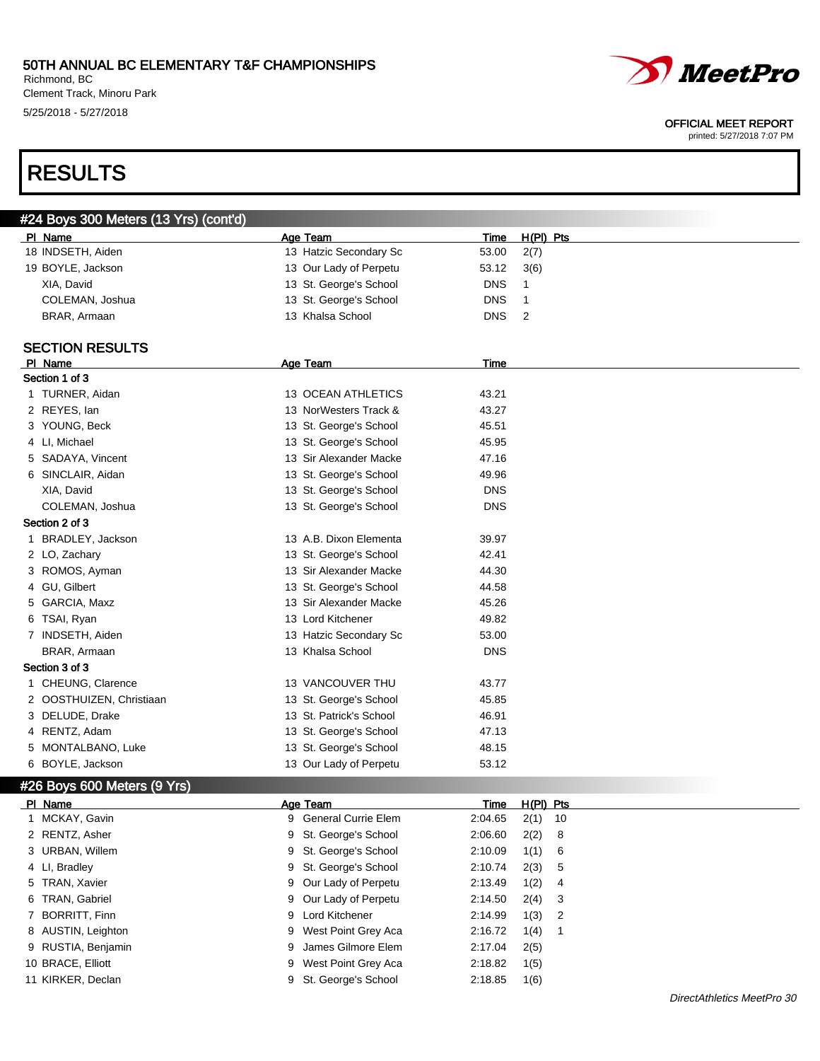# RESULTS

## #24 Boys 300 Meters (13 Yrs) (cont'd)

| Pl | Name | Age | Team | Time | H(Pl) | Pts |
|---|---|---|---|---|---|---|
| 18 | INDSETH, Aiden | 13 | Hatzic Secondary Sc | 53.00 | 2(7) | |
| 19 | BOYLE, Jackson | 13 | Our Lady of Perpetu | 53.12 | 3(6) | |
| | XIA, David | 13 | St. George's School | DNS | 1 | |
| | COLEMAN, Joshua | 13 | St. George's School | DNS | 1 | |
| | BRAR, Armaan | 13 | Khalsa School | DNS | 2 | |

### SECTION RESULTS

| Pl | Name | Age | Team | Time |
|---|---|---|---|---|
| **Section 1 of 3** | | | | |
| 1 | TURNER, Aidan | 13 | OCEAN ATHLETICS | 43.21 |
| 2 | REYES, Ian | 13 | NorWesters Track & | 43.27 |
| 3 | YOUNG, Beck | 13 | St. George's School | 45.51 |
| 4 | LI, Michael | 13 | St. George's School | 45.95 |
| 5 | SADAYA, Vincent | 13 | Sir Alexander Macke | 47.16 |
| 6 | SINCLAIR, Aidan | 13 | St. George's School | 49.96 |
| | XIA, David | 13 | St. George's School | DNS |
| | COLEMAN, Joshua | 13 | St. George's School | DNS |
| **Section 2 of 3** | | | | |
| 1 | BRADLEY, Jackson | 13 | A.B. Dixon Elementa | 39.97 |
| 2 | LO, Zachary | 13 | St. George's School | 42.41 |
| 3 | ROMOS, Ayman | 13 | Sir Alexander Macke | 44.30 |
| 4 | GU, Gilbert | 13 | St. George's School | 44.58 |
| 5 | GARCIA, Maxz | 13 | Sir Alexander Macke | 45.26 |
| 6 | TSAI, Ryan | 13 | Lord Kitchener | 49.82 |
| 7 | INDSETH, Aiden | 13 | Hatzic Secondary Sc | 53.00 |
| | BRAR, Armaan | 13 | Khalsa School | DNS |
| **Section 3 of 3** | | | | |
| 1 | CHEUNG, Clarence | 13 | VANCOUVER THU | 43.77 |
| 2 | OOSTHUIZEN, Christiaan | 13 | St. George's School | 45.85 |
| 3 | DELUDE, Drake | 13 | St. Patrick's School | 46.91 |
| 4 | RENTZ, Adam | 13 | St. George's School | 47.13 |
| 5 | MONTALBANO, Luke | 13 | St. George's School | 48.15 |
| 6 | BOYLE, Jackson | 13 | Our Lady of Perpetu | 53.12 |

## #26 Boys 600 Meters (9 Yrs)

| Pl | Name | Age | Team | Time | H(Pl) | Pts |
|---|---|---|---|---|---|---|
| 1 | MCKAY, Gavin | 9 | General Currie Elem | 2:04.65 | 2(1) | 10 |
| 2 | RENTZ, Asher | 9 | St. George's School | 2:06.60 | 2(2) | 8 |
| 3 | URBAN, Willem | 9 | St. George's School | 2:10.09 | 1(1) | 6 |
| 4 | LI, Bradley | 9 | St. George's School | 2:10.74 | 2(3) | 5 |
| 5 | TRAN, Xavier | 9 | Our Lady of Perpetu | 2:13.49 | 1(2) | 4 |
| 6 | TRAN, Gabriel | 9 | Our Lady of Perpetu | 2:14.50 | 2(4) | 3 |
| 7 | BORRITT, Finn | 9 | Lord Kitchener | 2:14.99 | 1(3) | 2 |
| 8 | AUSTIN, Leighton | 9 | West Point Grey Aca | 2:16.72 | 1(4) | 1 |
| 9 | RUSTIA, Benjamin | 9 | James Gilmore Elem | 2:17.04 | 2(5) | |
| 10 | BRACE, Elliott | 9 | West Point Grey Aca | 2:18.82 | 1(5) | |
| 11 | KIRKER, Declan | 9 | St. George's School | 2:18.85 | 1(6) | |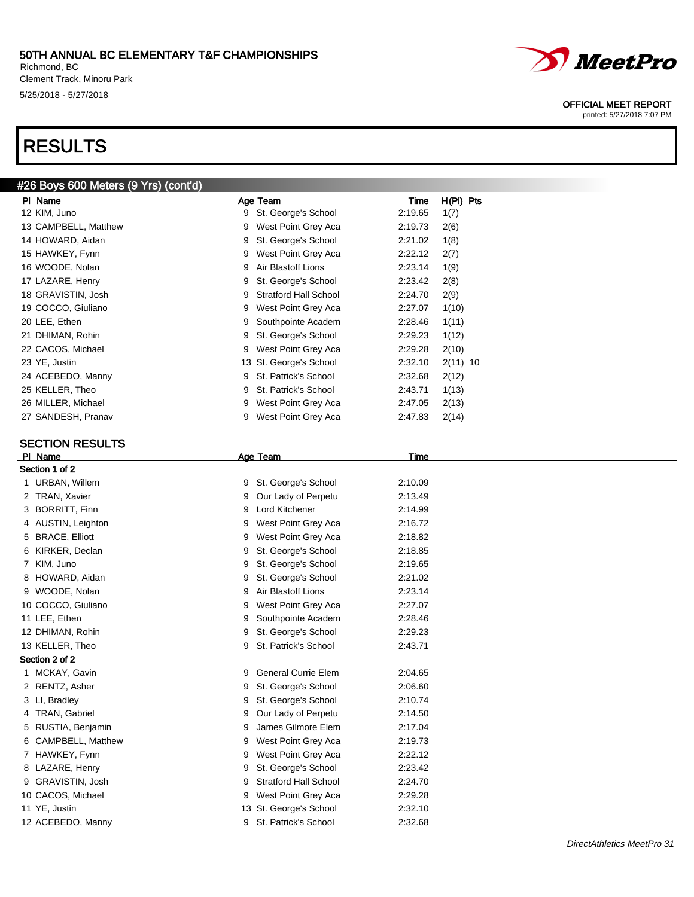# RESULTS

## #26 Boys 600 Meters (9 Yrs) (cont'd)

| Pl | Name | Age | Team | Time | H(Pl) | Pts |
|---|---|---|---|---|---|---|
| 12 | KIM, Juno | 9 | St. George's School | 2:19.65 | 1(7) | |
| 13 | CAMPBELL, Matthew | 9 | West Point Grey Aca | 2:19.73 | 2(6) | |
| 14 | HOWARD, Aidan | 9 | St. George's School | 2:21.02 | 1(8) | |
| 15 | HAWKEY, Fynn | 9 | West Point Grey Aca | 2:22.12 | 2(7) | |
| 16 | WOODE, Nolan | 9 | Air Blastoff Lions | 2:23.14 | 1(9) | |
| 17 | LAZARE, Henry | 9 | St. George's School | 2:23.42 | 2(8) | |
| 18 | GRAVISTIN, Josh | 9 | Stratford Hall School | 2:24.70 | 2(9) | |
| 19 | COCCO, Giuliano | 9 | West Point Grey Aca | 2:27.07 | 1(10) | |
| 20 | LEE, Ethen | 9 | Southpointe Academ | 2:28.46 | 1(11) | |
| 21 | DHIMAN, Rohin | 9 | St. George's School | 2:29.23 | 1(12) | |
| 22 | CACOS, Michael | 9 | West Point Grey Aca | 2:29.28 | 2(10) | |
| 23 | YE, Justin | 13 | St. George's School | 2:32.10 | 2(11) | 10 |
| 24 | ACEBEDO, Manny | 9 | St. Patrick's School | 2:32.68 | 2(12) | |
| 25 | KELLER, Theo | 9 | St. Patrick's School | 2:43.71 | 1(13) | |
| 26 | MILLER, Michael | 9 | West Point Grey Aca | 2:47.05 | 2(13) | |
| 27 | SANDESH, Pranav | 9 | West Point Grey Aca | 2:47.83 | 2(14) | |

## SECTION RESULTS

| Pl | Name | Age | Team | Time |
|---|---|---|---|---|
| **Section 1 of 2** | | | | |
| 1 | URBAN, Willem | 9 | St. George's School | 2:10.09 |
| 2 | TRAN, Xavier | 9 | Our Lady of Perpetu | 2:13.49 |
| 3 | BORRITT, Finn | 9 | Lord Kitchener | 2:14.99 |
| 4 | AUSTIN, Leighton | 9 | West Point Grey Aca | 2:16.72 |
| 5 | BRACE, Elliott | 9 | West Point Grey Aca | 2:18.82 |
| 6 | KIRKER, Declan | 9 | St. George's School | 2:18.85 |
| 7 | KIM, Juno | 9 | St. George's School | 2:19.65 |
| 8 | HOWARD, Aidan | 9 | St. George's School | 2:21.02 |
| 9 | WOODE, Nolan | 9 | Air Blastoff Lions | 2:23.14 |
| 10 | COCCO, Giuliano | 9 | West Point Grey Aca | 2:27.07 |
| 11 | LEE, Ethen | 9 | Southpointe Academ | 2:28.46 |
| 12 | DHIMAN, Rohin | 9 | St. George's School | 2:29.23 |
| 13 | KELLER, Theo | 9 | St. Patrick's School | 2:43.71 |
| **Section 2 of 2** | | | | |
| 1 | MCKAY, Gavin | 9 | General Currie Elem | 2:04.65 |
| 2 | RENTZ, Asher | 9 | St. George's School | 2:06.60 |
| 3 | LI, Bradley | 9 | St. George's School | 2:10.74 |
| 4 | TRAN, Gabriel | 9 | Our Lady of Perpetu | 2:14.50 |
| 5 | RUSTIA, Benjamin | 9 | James Gilmore Elem | 2:17.04 |
| 6 | CAMPBELL, Matthew | 9 | West Point Grey Aca | 2:19.73 |
| 7 | HAWKEY, Fynn | 9 | West Point Grey Aca | 2:22.12 |
| 8 | LAZARE, Henry | 9 | St. George's School | 2:23.42 |
| 9 | GRAVISTIN, Josh | 9 | Stratford Hall School | 2:24.70 |
| 10 | CACOS, Michael | 9 | West Point Grey Aca | 2:29.28 |
| 11 | YE, Justin | 13 | St. George's School | 2:32.10 |
| 12 | ACEBEDO, Manny | 9 | St. Patrick's School | 2:32.68 |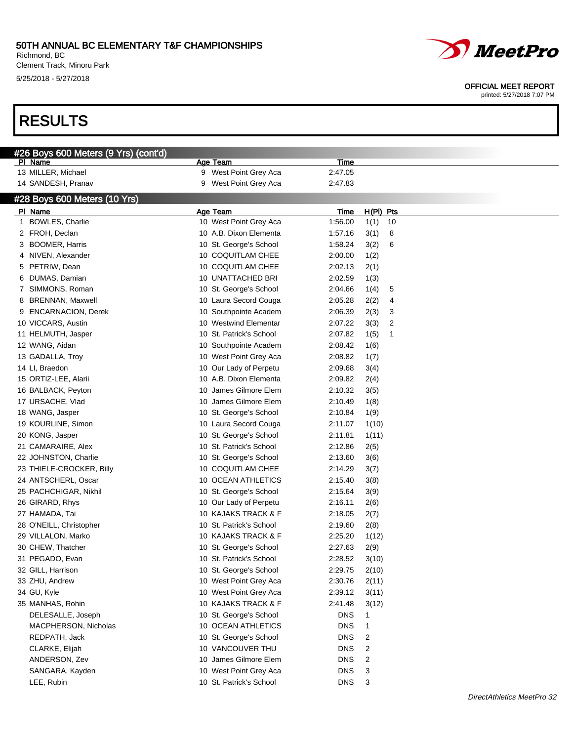# 50TH ANNUAL BC ELEMENTARY T&F CHAMPIONSHIPS

Richmond, BC
Clement Track, Minoru Park
5/25/2018 - 5/27/2018

OFFICIAL MEET REPORT
printed: 5/27/2018 7:07 PM

# RESULTS

## #26 Boys 600 Meters (9 Yrs) (cont'd)

| Pl | Name | Age | Team | Time |
|---|---|---|---|---|
| 13 | MILLER, Michael | 9 | West Point Grey Aca | 2:47.05 |
| 14 | SANDESH, Pranav | 9 | West Point Grey Aca | 2:47.83 |

## #28 Boys 600 Meters (10 Yrs)

| Pl | Name | Age | Team | Time | H(Pl) | Pts |
|---|---|---|---|---|---|---|
| 1 | BOWLES, Charlie | 10 | West Point Grey Aca | 1:56.00 | 1(1) | 10 |
| 2 | FROH, Declan | 10 | A.B. Dixon Elementa | 1:57.16 | 3(1) | 8 |
| 3 | BOOMER, Harris | 10 | St. George's School | 1:58.24 | 3(2) | 6 |
| 4 | NIVEN, Alexander | 10 | COQUITLAM CHEE | 2:00.00 | 1(2) | |
| 5 | PETRIW, Dean | 10 | COQUITLAM CHEE | 2:02.13 | 2(1) | |
| 6 | DUMAS, Damian | 10 | UNATTACHED BRI | 2:02.59 | 1(3) | |
| 7 | SIMMONS, Roman | 10 | St. George's School | 2:04.66 | 1(4) | 5 |
| 8 | BRENNAN, Maxwell | 10 | Laura Secord Couga | 2:05.28 | 2(2) | 4 |
| 9 | ENCARNACION, Derek | 10 | Southpointe Academ | 2:06.39 | 2(3) | 3 |
| 10 | VICCARS, Austin | 10 | Westwind Elementar | 2:07.22 | 3(3) | 2 |
| 11 | HELMUTH, Jasper | 10 | St. Patrick's School | 2:07.82 | 1(5) | 1 |
| 12 | WANG, Aidan | 10 | Southpointe Academ | 2:08.42 | 1(6) | |
| 13 | GADALLA, Troy | 10 | West Point Grey Aca | 2:08.82 | 1(7) | |
| 14 | LI, Braedon | 10 | Our Lady of Perpetu | 2:09.68 | 3(4) | |
| 15 | ORTIZ-LEE, Alarii | 10 | A.B. Dixon Elementa | 2:09.82 | 2(4) | |
| 16 | BALBACK, Peyton | 10 | James Gilmore Elem | 2:10.32 | 3(5) | |
| 17 | URSACHE, Vlad | 10 | James Gilmore Elem | 2:10.49 | 1(8) | |
| 18 | WANG, Jasper | 10 | St. George's School | 2:10.84 | 1(9) | |
| 19 | KOURLINE, Simon | 10 | Laura Secord Couga | 2:11.07 | 1(10) | |
| 20 | KONG, Jasper | 10 | St. George's School | 2:11.81 | 1(11) | |
| 21 | CAMARAIRE, Alex | 10 | St. Patrick's School | 2:12.86 | 2(5) | |
| 22 | JOHNSTON, Charlie | 10 | St. George's School | 2:13.60 | 3(6) | |
| 23 | THIELE-CROCKER, Billy | 10 | COQUITLAM CHEE | 2:14.29 | 3(7) | |
| 24 | ANTSCHERL, Oscar | 10 | OCEAN ATHLETICS | 2:15.40 | 3(8) | |
| 25 | PACHCHIGAR, Nikhil | 10 | St. George's School | 2:15.64 | 3(9) | |
| 26 | GIRARD, Rhys | 10 | Our Lady of Perpetu | 2:16.11 | 2(6) | |
| 27 | HAMADA, Tai | 10 | KAJAKS TRACK & F | 2:18.05 | 2(7) | |
| 28 | O'NEILL, Christopher | 10 | St. Patrick's School | 2:19.60 | 2(8) | |
| 29 | VILLALON, Marko | 10 | KAJAKS TRACK & F | 2:25.20 | 1(12) | |
| 30 | CHEW, Thatcher | 10 | St. George's School | 2:27.63 | 2(9) | |
| 31 | PEGADO, Evan | 10 | St. Patrick's School | 2:28.52 | 3(10) | |
| 32 | GILL, Harrison | 10 | St. George's School | 2:29.75 | 2(10) | |
| 33 | ZHU, Andrew | 10 | West Point Grey Aca | 2:30.76 | 2(11) | |
| 34 | GU, Kyle | 10 | West Point Grey Aca | 2:39.12 | 3(11) | |
| 35 | MANHAS, Rohin | 10 | KAJAKS TRACK & F | 2:41.48 | 3(12) | |
| | DELESALLE, Joseph | 10 | St. George's School | DNS | 1 | |
| | MACPHERSON, Nicholas | 10 | OCEAN ATHLETICS | DNS | 1 | |
| | REDPATH, Jack | 10 | St. George's School | DNS | 2 | |
| | CLARKE, Elijah | 10 | VANCOUVER THU | DNS | 2 | |
| | ANDERSON, Zev | 10 | James Gilmore Elem | DNS | 2 | |
| | SANGARA, Kayden | 10 | West Point Grey Aca | DNS | 3 | |
| | LEE, Rubin | 10 | St. Patrick's School | DNS | 3 | |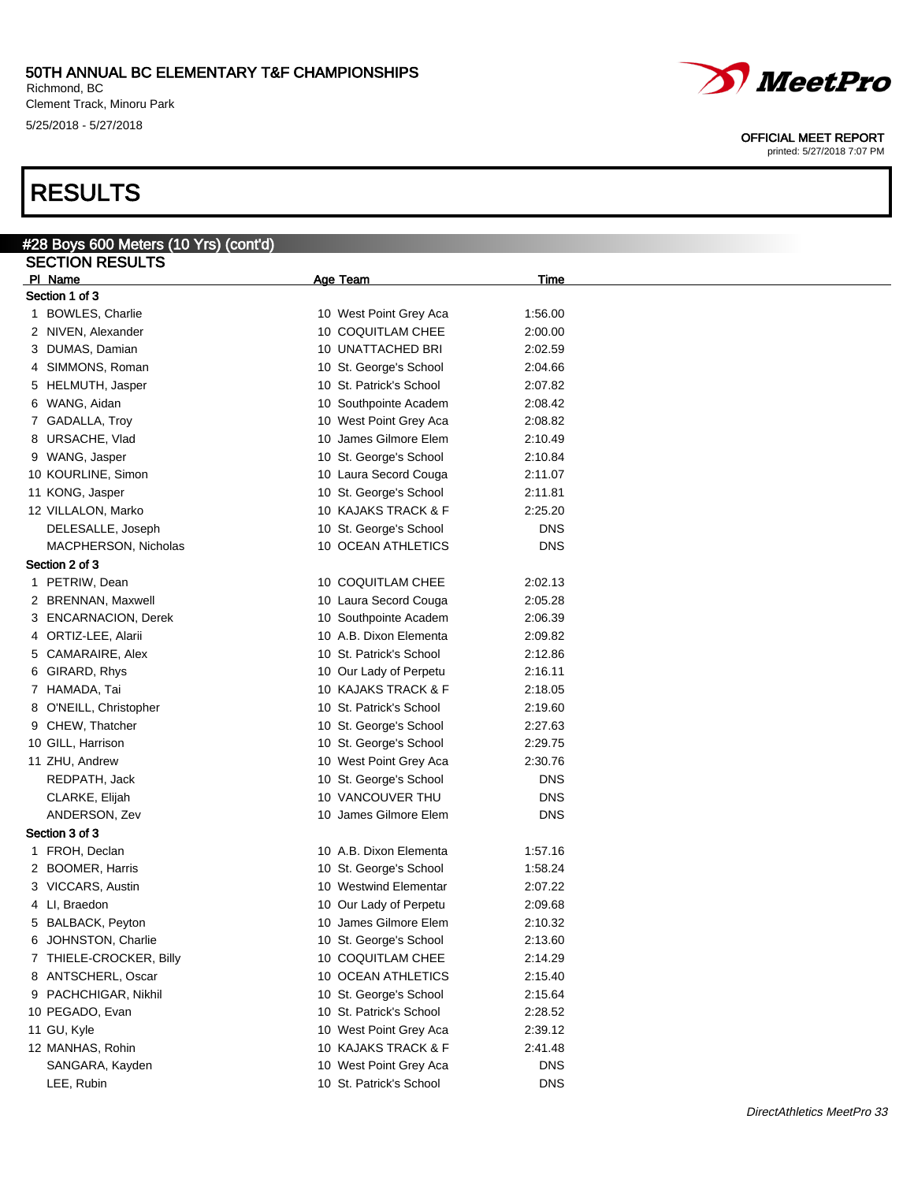# 50TH ANNUAL BC ELEMENTARY T&F CHAMPIONSHIPS

Richmond, BC
Clement Track, Minoru Park
5/25/2018 - 5/27/2018

OFFICIAL MEET REPORT
printed: 5/27/2018 7:07 PM

# RESULTS

## #28 Boys 600 Meters (10 Yrs) (cont'd)

### SECTION RESULTS

| Pl | Name | Age | Team | Time |
|---|---|---|---|---|
| **Section 1 of 3** | | | | |
| 1 | BOWLES, Charlie | 10 | West Point Grey Aca | 1:56.00 |
| 2 | NIVEN, Alexander | 10 | COQUITLAM CHEE | 2:00.00 |
| 3 | DUMAS, Damian | 10 | UNATTACHED BRI | 2:02.59 |
| 4 | SIMMONS, Roman | 10 | St. George's School | 2:04.66 |
| 5 | HELMUTH, Jasper | 10 | St. Patrick's School | 2:07.82 |
| 6 | WANG, Aidan | 10 | Southpointe Academ | 2:08.42 |
| 7 | GADALLA, Troy | 10 | West Point Grey Aca | 2:08.82 |
| 8 | URSACHE, Vlad | 10 | James Gilmore Elem | 2:10.49 |
| 9 | WANG, Jasper | 10 | St. George's School | 2:10.84 |
| 10 | KOURLINE, Simon | 10 | Laura Secord Couga | 2:11.07 |
| 11 | KONG, Jasper | 10 | St. George's School | 2:11.81 |
| 12 | VILLALON, Marko | 10 | KAJAKS TRACK & F | 2:25.20 |
| | DELESALLE, Joseph | 10 | St. George's School | DNS |
| | MACPHERSON, Nicholas | 10 | OCEAN ATHLETICS | DNS |
| **Section 2 of 3** | | | | |
| 1 | PETRIW, Dean | 10 | COQUITLAM CHEE | 2:02.13 |
| 2 | BRENNAN, Maxwell | 10 | Laura Secord Couga | 2:05.28 |
| 3 | ENCARNACION, Derek | 10 | Southpointe Academ | 2:06.39 |
| 4 | ORTIZ-LEE, Alarii | 10 | A.B. Dixon Elementa | 2:09.82 |
| 5 | CAMARAIRE, Alex | 10 | St. Patrick's School | 2:12.86 |
| 6 | GIRARD, Rhys | 10 | Our Lady of Perpetu | 2:16.11 |
| 7 | HAMADA, Tai | 10 | KAJAKS TRACK & F | 2:18.05 |
| 8 | O'NEILL, Christopher | 10 | St. Patrick's School | 2:19.60 |
| 9 | CHEW, Thatcher | 10 | St. George's School | 2:27.63 |
| 10 | GILL, Harrison | 10 | St. George's School | 2:29.75 |
| 11 | ZHU, Andrew | 10 | West Point Grey Aca | 2:30.76 |
| | REDPATH, Jack | 10 | St. George's School | DNS |
| | CLARKE, Elijah | 10 | VANCOUVER THU | DNS |
| | ANDERSON, Zev | 10 | James Gilmore Elem | DNS |
| **Section 3 of 3** | | | | |
| 1 | FROH, Declan | 10 | A.B. Dixon Elementa | 1:57.16 |
| 2 | BOOMER, Harris | 10 | St. George's School | 1:58.24 |
| 3 | VICCARS, Austin | 10 | Westwind Elementar | 2:07.22 |
| 4 | LI, Braedon | 10 | Our Lady of Perpetu | 2:09.68 |
| 5 | BALBACK, Peyton | 10 | James Gilmore Elem | 2:10.32 |
| 6 | JOHNSTON, Charlie | 10 | St. George's School | 2:13.60 |
| 7 | THIELE-CROCKER, Billy | 10 | COQUITLAM CHEE | 2:14.29 |
| 8 | ANTSCHERL, Oscar | 10 | OCEAN ATHLETICS | 2:15.40 |
| 9 | PACHCHIGAR, Nikhil | 10 | St. George's School | 2:15.64 |
| 10 | PEGADO, Evan | 10 | St. Patrick's School | 2:28.52 |
| 11 | GU, Kyle | 10 | West Point Grey Aca | 2:39.12 |
| 12 | MANHAS, Rohin | 10 | KAJAKS TRACK & F | 2:41.48 |
| | SANGARA, Kayden | 10 | West Point Grey Aca | DNS |
| | LEE, Rubin | 10 | St. Patrick's School | DNS |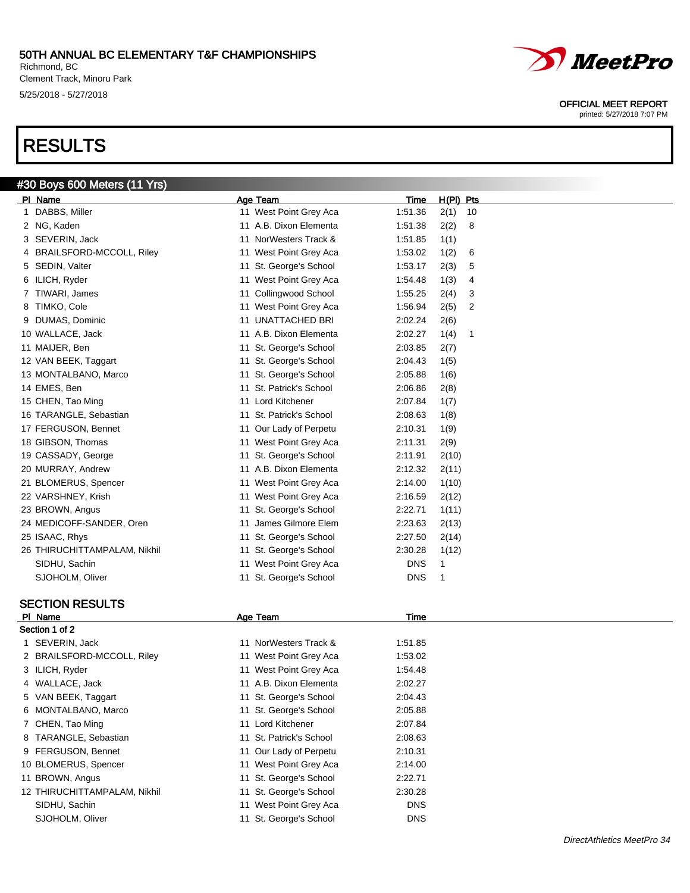# RESULTS

## #30 Boys 600 Meters (11 Yrs)

| Pl | Name | Age | Team | Time | H(Pl) | Pts |
|---|---|---|---|---|---|---|
| 1 | DABBS, Miller | 11 | West Point Grey Aca | 1:51.36 | 2(1) | 10 |
| 2 | NG, Kaden | 11 | A.B. Dixon Elementa | 1:51.38 | 2(2) | 8 |
| 3 | SEVERIN, Jack | 11 | NorWesters Track & | 1:51.85 | 1(1) | |
| 4 | BRAILSFORD-MCCOLL, Riley | 11 | West Point Grey Aca | 1:53.02 | 1(2) | 6 |
| 5 | SEDIN, Valter | 11 | St. George's School | 1:53.17 | 2(3) | 5 |
| 6 | ILICH, Ryder | 11 | West Point Grey Aca | 1:54.48 | 1(3) | 4 |
| 7 | TIWARI, James | 11 | Collingwood School | 1:55.25 | 2(4) | 3 |
| 8 | TIMKO, Cole | 11 | West Point Grey Aca | 1:56.94 | 2(5) | 2 |
| 9 | DUMAS, Dominic | 11 | UNATTACHED BRI | 2:02.24 | 2(6) | |
| 10 | WALLACE, Jack | 11 | A.B. Dixon Elementa | 2:02.27 | 1(4) | 1 |
| 11 | MAIJER, Ben | 11 | St. George's School | 2:03.85 | 2(7) | |
| 12 | VAN BEEK, Taggart | 11 | St. George's School | 2:04.43 | 1(5) | |
| 13 | MONTALBANO, Marco | 11 | St. George's School | 2:05.88 | 1(6) | |
| 14 | EMES, Ben | 11 | St. Patrick's School | 2:06.86 | 2(8) | |
| 15 | CHEN, Tao Ming | 11 | Lord Kitchener | 2:07.84 | 1(7) | |
| 16 | TARANGLE, Sebastian | 11 | St. Patrick's School | 2:08.63 | 1(8) | |
| 17 | FERGUSON, Bennet | 11 | Our Lady of Perpetu | 2:10.31 | 1(9) | |
| 18 | GIBSON, Thomas | 11 | West Point Grey Aca | 2:11.31 | 2(9) | |
| 19 | CASSADY, George | 11 | St. George's School | 2:11.91 | 2(10) | |
| 20 | MURRAY, Andrew | 11 | A.B. Dixon Elementa | 2:12.32 | 2(11) | |
| 21 | BLOMERUS, Spencer | 11 | West Point Grey Aca | 2:14.00 | 1(10) | |
| 22 | VARSHNEY, Krish | 11 | West Point Grey Aca | 2:16.59 | 2(12) | |
| 23 | BROWN, Angus | 11 | St. George's School | 2:22.71 | 1(11) | |
| 24 | MEDICOFF-SANDER, Oren | 11 | James Gilmore Elem | 2:23.63 | 2(13) | |
| 25 | ISAAC, Rhys | 11 | St. George's School | 2:27.50 | 2(14) | |
| 26 | THIRUCHITTAMPALAM, Nikhil | 11 | St. George's School | 2:30.28 | 1(12) | |
| | SIDHU, Sachin | 11 | West Point Grey Aca | DNS | 1 | |
| | SJOHOLM, Oliver | 11 | St. George's School | DNS | 1 | |

## SECTION RESULTS

**Section 1 of 2**

| Pl | Name | Age | Team | Time |
|---|---|---|---|---|
| 1 | SEVERIN, Jack | 11 | NorWesters Track & | 1:51.85 |
| 2 | BRAILSFORD-MCCOLL, Riley | 11 | West Point Grey Aca | 1:53.02 |
| 3 | ILICH, Ryder | 11 | West Point Grey Aca | 1:54.48 |
| 4 | WALLACE, Jack | 11 | A.B. Dixon Elementa | 2:02.27 |
| 5 | VAN BEEK, Taggart | 11 | St. George's School | 2:04.43 |
| 6 | MONTALBANO, Marco | 11 | St. George's School | 2:05.88 |
| 7 | CHEN, Tao Ming | 11 | Lord Kitchener | 2:07.84 |
| 8 | TARANGLE, Sebastian | 11 | St. Patrick's School | 2:08.63 |
| 9 | FERGUSON, Bennet | 11 | Our Lady of Perpetu | 2:10.31 |
| 10 | BLOMERUS, Spencer | 11 | West Point Grey Aca | 2:14.00 |
| 11 | BROWN, Angus | 11 | St. George's School | 2:22.71 |
| 12 | THIRUCHITTAMPALAM, Nikhil | 11 | St. George's School | 2:30.28 |
| | SIDHU, Sachin | 11 | West Point Grey Aca | DNS |
| | SJOHOLM, Oliver | 11 | St. George's School | DNS |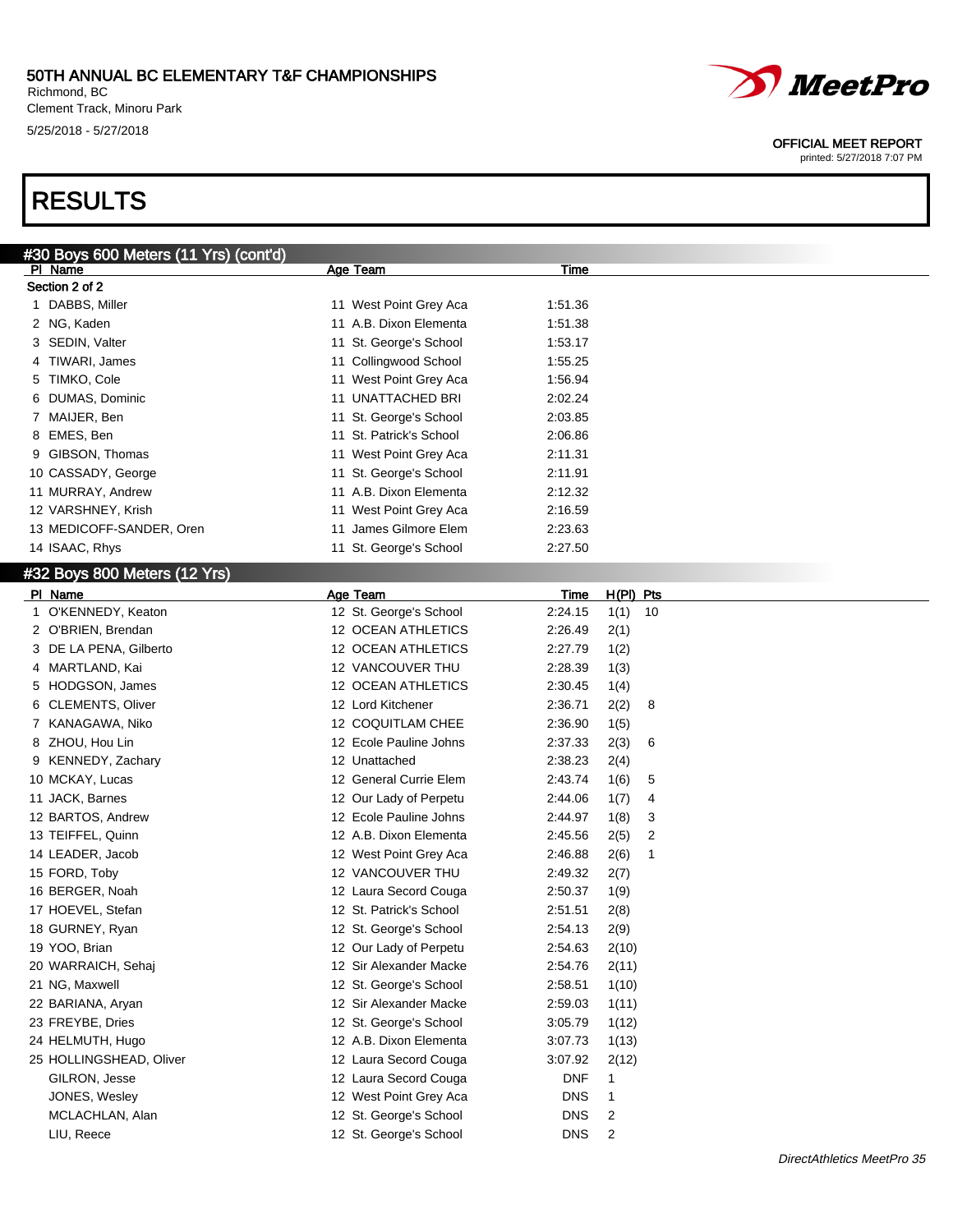# 50TH ANNUAL BC ELEMENTARY T&F CHAMPIONSHIPS

Richmond, BC
Clement Track, Minoru Park
5/25/2018 - 5/27/2018

OFFICIAL MEET REPORT
printed: 5/27/2018 7:07 PM

# RESULTS

## #30 Boys 600 Meters (11 Yrs) (cont'd)

Section 2 of 2

| Pl | Name | Age | Team | Time |
|---|---|---|---|---|
| 1 | DABBS, Miller | 11 | West Point Grey Aca | 1:51.36 |
| 2 | NG, Kaden | 11 | A.B. Dixon Elementa | 1:51.38 |
| 3 | SEDIN, Valter | 11 | St. George's School | 1:53.17 |
| 4 | TIWARI, James | 11 | Collingwood School | 1:55.25 |
| 5 | TIMKO, Cole | 11 | West Point Grey Aca | 1:56.94 |
| 6 | DUMAS, Dominic | 11 | UNATTACHED BRI | 2:02.24 |
| 7 | MAIJER, Ben | 11 | St. George's School | 2:03.85 |
| 8 | EMES, Ben | 11 | St. Patrick's School | 2:06.86 |
| 9 | GIBSON, Thomas | 11 | West Point Grey Aca | 2:11.31 |
| 10 | CASSADY, George | 11 | St. George's School | 2:11.91 |
| 11 | MURRAY, Andrew | 11 | A.B. Dixon Elementa | 2:12.32 |
| 12 | VARSHNEY, Krish | 11 | West Point Grey Aca | 2:16.59 |
| 13 | MEDICOFF-SANDER, Oren | 11 | James Gilmore Elem | 2:23.63 |
| 14 | ISAAC, Rhys | 11 | St. George's School | 2:27.50 |

## #32 Boys 800 Meters (12 Yrs)

| Pl | Name | Age | Team | Time | H(Pl) | Pts |
|---|---|---|---|---|---|---|
| 1 | O'KENNEDY, Keaton | 12 | St. George's School | 2:24.15 | 1(1) | 10 |
| 2 | O'BRIEN, Brendan | 12 | OCEAN ATHLETICS | 2:26.49 | 2(1) | |
| 3 | DE LA PENA, Gilberto | 12 | OCEAN ATHLETICS | 2:27.79 | 1(2) | |
| 4 | MARTLAND, Kai | 12 | VANCOUVER THU | 2:28.39 | 1(3) | |
| 5 | HODGSON, James | 12 | OCEAN ATHLETICS | 2:30.45 | 1(4) | |
| 6 | CLEMENTS, Oliver | 12 | Lord Kitchener | 2:36.71 | 2(2) | 8 |
| 7 | KANAGAWA, Niko | 12 | COQUITLAM CHEE | 2:36.90 | 1(5) | |
| 8 | ZHOU, Hou Lin | 12 | Ecole Pauline Johns | 2:37.33 | 2(3) | 6 |
| 9 | KENNEDY, Zachary | 12 | Unattached | 2:38.23 | 2(4) | |
| 10 | MCKAY, Lucas | 12 | General Currie Elem | 2:43.74 | 1(6) | 5 |
| 11 | JACK, Barnes | 12 | Our Lady of Perpetu | 2:44.06 | 1(7) | 4 |
| 12 | BARTOS, Andrew | 12 | Ecole Pauline Johns | 2:44.97 | 1(8) | 3 |
| 13 | TEIFFEL, Quinn | 12 | A.B. Dixon Elementa | 2:45.56 | 2(5) | 2 |
| 14 | LEADER, Jacob | 12 | West Point Grey Aca | 2:46.88 | 2(6) | 1 |
| 15 | FORD, Toby | 12 | VANCOUVER THU | 2:49.32 | 2(7) | |
| 16 | BERGER, Noah | 12 | Laura Secord Couga | 2:50.37 | 1(9) | |
| 17 | HOEVEL, Stefan | 12 | St. Patrick's School | 2:51.51 | 2(8) | |
| 18 | GURNEY, Ryan | 12 | St. George's School | 2:54.13 | 2(9) | |
| 19 | YOO, Brian | 12 | Our Lady of Perpetu | 2:54.63 | 2(10) | |
| 20 | WARRAICH, Sehaj | 12 | Sir Alexander Macke | 2:54.76 | 2(11) | |
| 21 | NG, Maxwell | 12 | St. George's School | 2:58.51 | 1(10) | |
| 22 | BARIANA, Aryan | 12 | Sir Alexander Macke | 2:59.03 | 1(11) | |
| 23 | FREYBE, Dries | 12 | St. George's School | 3:05.79 | 1(12) | |
| 24 | HELMUTH, Hugo | 12 | A.B. Dixon Elementa | 3:07.73 | 1(13) | |
| 25 | HOLLINGSHEAD, Oliver | 12 | Laura Secord Couga | 3:07.92 | 2(12) | |
| | GILRON, Jesse | 12 | Laura Secord Couga | DNF | 1 | |
| | JONES, Wesley | 12 | West Point Grey Aca | DNS | 1 | |
| | MCLACHLAN, Alan | 12 | St. George's School | DNS | 2 | |
| | LIU, Reece | 12 | St. George's School | DNS | 2 | |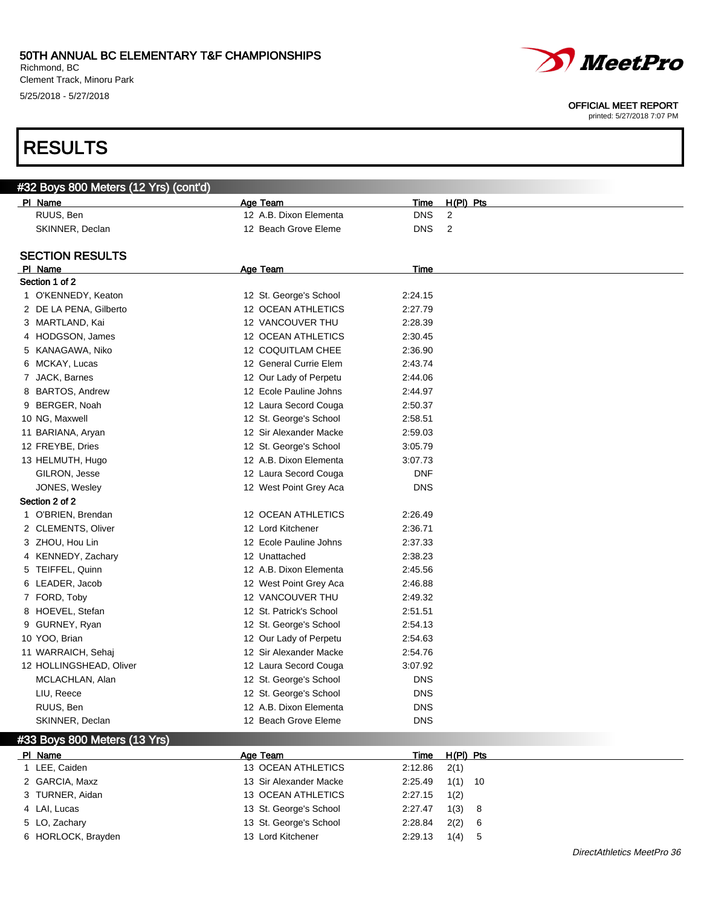# RESULTS

## #32 Boys 800 Meters (12 Yrs) (cont'd)

| Pl | Name | Age | Team | Time | H(Pl) | Pts |
|---|---|---|---|---|---|---|
| | RUUS, Ben | 12 | A.B. Dixon Elementa | DNS | 2 | |
| | SKINNER, Declan | 12 | Beach Grove Eleme | DNS | 2 | |

### SECTION RESULTS

| Pl | Name | Age | Team | Time |
|---|---|---|---|---|
| **Section 1 of 2** | | | | |
| 1 | O'KENNEDY, Keaton | 12 | St. George's School | 2:24.15 |
| 2 | DE LA PENA, Gilberto | 12 | OCEAN ATHLETICS | 2:27.79 |
| 3 | MARTLAND, Kai | 12 | VANCOUVER THU | 2:28.39 |
| 4 | HODGSON, James | 12 | OCEAN ATHLETICS | 2:30.45 |
| 5 | KANAGAWA, Niko | 12 | COQUITLAM CHEE | 2:36.90 |
| 6 | MCKAY, Lucas | 12 | General Currie Elem | 2:43.74 |
| 7 | JACK, Barnes | 12 | Our Lady of Perpetu | 2:44.06 |
| 8 | BARTOS, Andrew | 12 | Ecole Pauline Johns | 2:44.97 |
| 9 | BERGER, Noah | 12 | Laura Secord Couga | 2:50.37 |
| 10 | NG, Maxwell | 12 | St. George's School | 2:58.51 |
| 11 | BARIANA, Aryan | 12 | Sir Alexander Macke | 2:59.03 |
| 12 | FREYBE, Dries | 12 | St. George's School | 3:05.79 |
| 13 | HELMUTH, Hugo | 12 | A.B. Dixon Elementa | 3:07.73 |
| | GILRON, Jesse | 12 | Laura Secord Couga | DNF |
| | JONES, Wesley | 12 | West Point Grey Aca | DNS |
| **Section 2 of 2** | | | | |
| 1 | O'BRIEN, Brendan | 12 | OCEAN ATHLETICS | 2:26.49 |
| 2 | CLEMENTS, Oliver | 12 | Lord Kitchener | 2:36.71 |
| 3 | ZHOU, Hou Lin | 12 | Ecole Pauline Johns | 2:37.33 |
| 4 | KENNEDY, Zachary | 12 | Unattached | 2:38.23 |
| 5 | TEIFFEL, Quinn | 12 | A.B. Dixon Elementa | 2:45.56 |
| 6 | LEADER, Jacob | 12 | West Point Grey Aca | 2:46.88 |
| 7 | FORD, Toby | 12 | VANCOUVER THU | 2:49.32 |
| 8 | HOEVEL, Stefan | 12 | St. Patrick's School | 2:51.51 |
| 9 | GURNEY, Ryan | 12 | St. George's School | 2:54.13 |
| 10 | YOO, Brian | 12 | Our Lady of Perpetu | 2:54.63 |
| 11 | WARRAICH, Sehaj | 12 | Sir Alexander Macke | 2:54.76 |
| 12 | HOLLINGSHEAD, Oliver | 12 | Laura Secord Couga | 3:07.92 |
| | MCLACHLAN, Alan | 12 | St. George's School | DNS |
| | LIU, Reece | 12 | St. George's School | DNS |
| | RUUS, Ben | 12 | A.B. Dixon Elementa | DNS |
| | SKINNER, Declan | 12 | Beach Grove Eleme | DNS |

## #33 Boys 800 Meters (13 Yrs)

| Pl | Name | Age | Team | Time | H(Pl) | Pts |
|---|---|---|---|---|---|---|
| 1 | LEE, Caiden | 13 | OCEAN ATHLETICS | 2:12.86 | 2(1) | |
| 2 | GARCIA, Maxz | 13 | Sir Alexander Macke | 2:25.49 | 1(1) | 10 |
| 3 | TURNER, Aidan | 13 | OCEAN ATHLETICS | 2:27.15 | 1(2) | |
| 4 | LAI, Lucas | 13 | St. George's School | 2:27.47 | 1(3) | 8 |
| 5 | LO, Zachary | 13 | St. George's School | 2:28.84 | 2(2) | 6 |
| 6 | HORLOCK, Brayden | 13 | Lord Kitchener | 2:29.13 | 1(4) | 5 |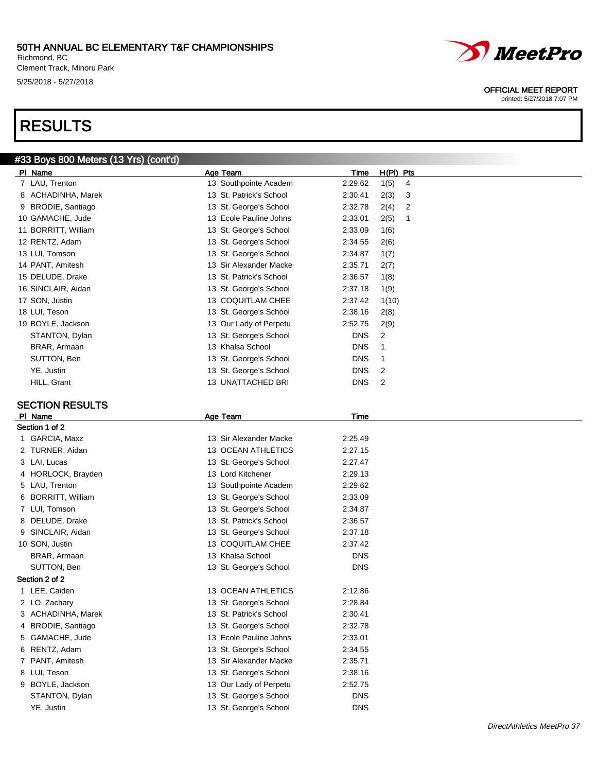# 50TH ANNUAL BC ELEMENTARY T&F CHAMPIONSHIPS

Richmond, BC
Clement Track, Minoru Park
5/25/2018 - 5/27/2018

OFFICIAL MEET REPORT
printed: 5/27/2018 7:07 PM

# RESULTS

## #33 Boys 800 Meters (13 Yrs) (cont'd)

| Pl | Name | Age | Team | Time | H(Pl) | Pts |
|---|---|---|---|---|---|---|
| 7 | LAU, Trenton | 13 | Southpointe Academ | 2:29.62 | 1(5) | 4 |
| 8 | ACHADINHA, Marek | 13 | St. Patrick's School | 2:30.41 | 2(3) | 3 |
| 9 | BRODIE, Santiago | 13 | St. George's School | 2:32.78 | 2(4) | 2 |
| 10 | GAMACHE, Jude | 13 | Ecole Pauline Johns | 2:33.01 | 2(5) | 1 |
| 11 | BORRITT, William | 13 | St. George's School | 2:33.09 | 1(6) | |
| 12 | RENTZ, Adam | 13 | St. George's School | 2:34.55 | 2(6) | |
| 13 | LUI, Tomson | 13 | St. George's School | 2:34.87 | 1(7) | |
| 14 | PANT, Amitesh | 13 | Sir Alexander Macke | 2:35.71 | 2(7) | |
| 15 | DELUDE, Drake | 13 | St. Patrick's School | 2:36.57 | 1(8) | |
| 16 | SINCLAIR, Aidan | 13 | St. George's School | 2:37.18 | 1(9) | |
| 17 | SON, Justin | 13 | COQUITLAM CHEE | 2:37.42 | 1(10) | |
| 18 | LUI, Teson | 13 | St. George's School | 2:38.16 | 2(8) | |
| 19 | BOYLE, Jackson | 13 | Our Lady of Perpetu | 2:52.75 | 2(9) | |
| | STANTON, Dylan | 13 | St. George's School | DNS | 2 | |
| | BRAR, Armaan | 13 | Khalsa School | DNS | 1 | |
| | SUTTON, Ben | 13 | St. George's School | DNS | 1 | |
| | YE, Justin | 13 | St. George's School | DNS | 2 | |
| | HILL, Grant | 13 | UNATTACHED BRI | DNS | 2 | |

## SECTION RESULTS

| Pl | Name | Age | Team | Time |
|---|---|---|---|---|
| **Section 1 of 2** | | | | |
| 1 | GARCIA, Maxz | 13 | Sir Alexander Macke | 2:25.49 |
| 2 | TURNER, Aidan | 13 | OCEAN ATHLETICS | 2:27.15 |
| 3 | LAI, Lucas | 13 | St. George's School | 2:27.47 |
| 4 | HORLOCK, Brayden | 13 | Lord Kitchener | 2:29.13 |
| 5 | LAU, Trenton | 13 | Southpointe Academ | 2:29.62 |
| 6 | BORRITT, William | 13 | St. George's School | 2:33.09 |
| 7 | LUI, Tomson | 13 | St. George's School | 2:34.87 |
| 8 | DELUDE, Drake | 13 | St. Patrick's School | 2:36.57 |
| 9 | SINCLAIR, Aidan | 13 | St. George's School | 2:37.18 |
| 10 | SON, Justin | 13 | COQUITLAM CHEE | 2:37.42 |
| | BRAR, Armaan | 13 | Khalsa School | DNS |
| | SUTTON, Ben | 13 | St. George's School | DNS |
| **Section 2 of 2** | | | | |
| 1 | LEE, Caiden | 13 | OCEAN ATHLETICS | 2:12.86 |
| 2 | LO, Zachary | 13 | St. George's School | 2:28.84 |
| 3 | ACHADINHA, Marek | 13 | St. Patrick's School | 2:30.41 |
| 4 | BRODIE, Santiago | 13 | St. George's School | 2:32.78 |
| 5 | GAMACHE, Jude | 13 | Ecole Pauline Johns | 2:33.01 |
| 6 | RENTZ, Adam | 13 | St. George's School | 2:34.55 |
| 7 | PANT, Amitesh | 13 | Sir Alexander Macke | 2:35.71 |
| 8 | LUI, Teson | 13 | St. George's School | 2:38.16 |
| 9 | BOYLE, Jackson | 13 | Our Lady of Perpetu | 2:52.75 |
| | STANTON, Dylan | 13 | St. George's School | DNS |
| | YE, Justin | 13 | St. George's School | DNS |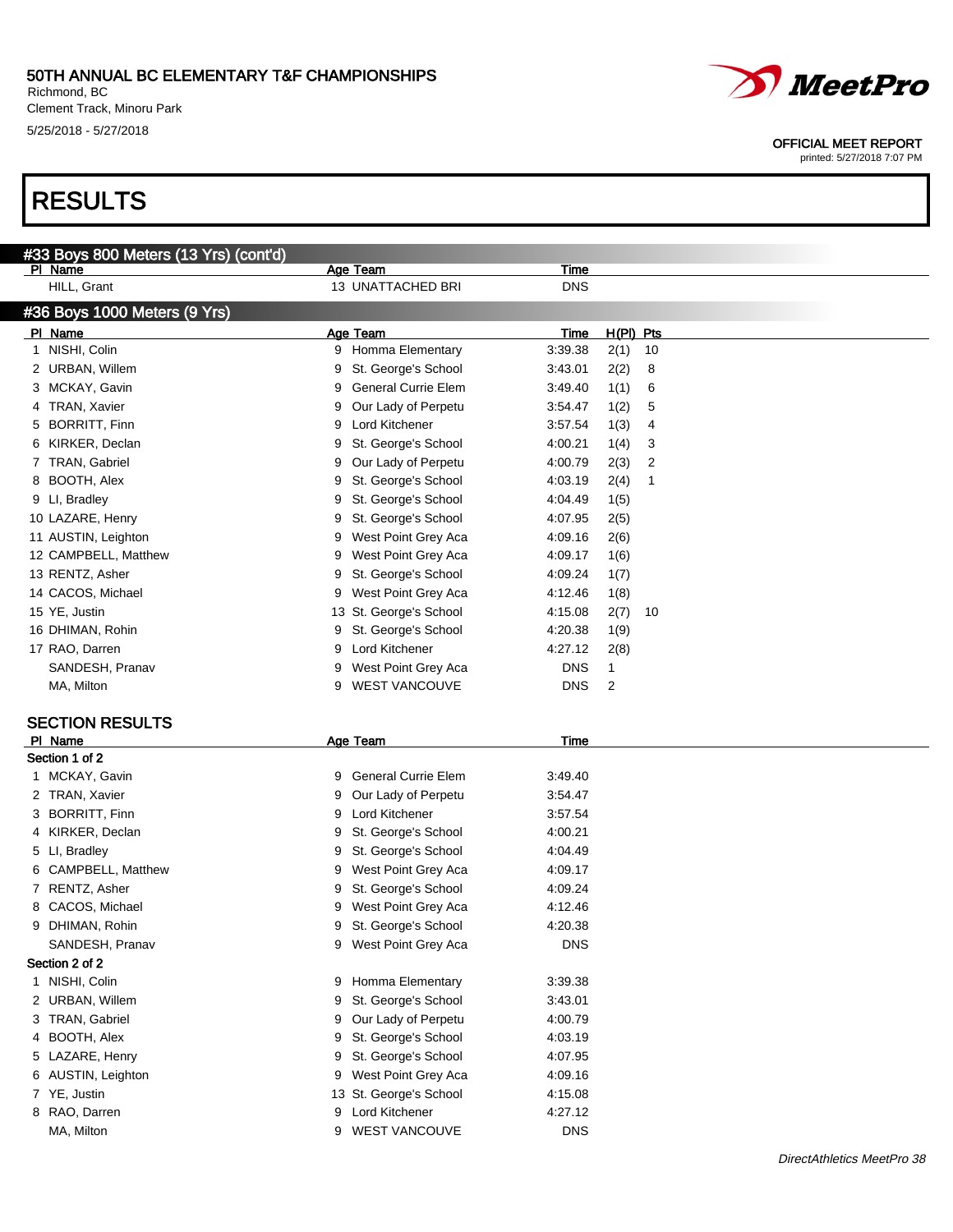# RESULTS

## #33 Boys 800 Meters (13 Yrs) (cont'd)

| Pl | Name | Age | Team | Time |
|---|---|---|---|---|
| | HILL, Grant | 13 | UNATTACHED BRI | DNS |

## #36 Boys 1000 Meters (9 Yrs)

| Pl | Name | Age | Team | Time | H(Pl) | Pts |
|---|---|---|---|---|---|---|
| 1 | NISHI, Colin | 9 | Homma Elementary | 3:39.38 | 2(1) | 10 |
| 2 | URBAN, Willem | 9 | St. George's School | 3:43.01 | 2(2) | 8 |
| 3 | MCKAY, Gavin | 9 | General Currie Elem | 3:49.40 | 1(1) | 6 |
| 4 | TRAN, Xavier | 9 | Our Lady of Perpetu | 3:54.47 | 1(2) | 5 |
| 5 | BORRITT, Finn | 9 | Lord Kitchener | 3:57.54 | 1(3) | 4 |
| 6 | KIRKER, Declan | 9 | St. George's School | 4:00.21 | 1(4) | 3 |
| 7 | TRAN, Gabriel | 9 | Our Lady of Perpetu | 4:00.79 | 2(3) | 2 |
| 8 | BOOTH, Alex | 9 | St. George's School | 4:03.19 | 2(4) | 1 |
| 9 | LI, Bradley | 9 | St. George's School | 4:04.49 | 1(5) | |
| 10 | LAZARE, Henry | 9 | St. George's School | 4:07.95 | 2(5) | |
| 11 | AUSTIN, Leighton | 9 | West Point Grey Aca | 4:09.16 | 2(6) | |
| 12 | CAMPBELL, Matthew | 9 | West Point Grey Aca | 4:09.17 | 1(6) | |
| 13 | RENTZ, Asher | 9 | St. George's School | 4:09.24 | 1(7) | |
| 14 | CACOS, Michael | 9 | West Point Grey Aca | 4:12.46 | 1(8) | |
| 15 | YE, Justin | 13 | St. George's School | 4:15.08 | 2(7) | 10 |
| 16 | DHIMAN, Rohin | 9 | St. George's School | 4:20.38 | 1(9) | |
| 17 | RAO, Darren | 9 | Lord Kitchener | 4:27.12 | 2(8) | |
| | SANDESH, Pranav | 9 | West Point Grey Aca | DNS | 1 | |
| | MA, Milton | 9 | WEST VANCOUVE | DNS | 2 | |

### SECTION RESULTS

| Pl | Name | Age | Team | Time |
|---|---|---|---|---|
| **Section 1 of 2** | | | | |
| 1 | MCKAY, Gavin | 9 | General Currie Elem | 3:49.40 |
| 2 | TRAN, Xavier | 9 | Our Lady of Perpetu | 3:54.47 |
| 3 | BORRITT, Finn | 9 | Lord Kitchener | 3:57.54 |
| 4 | KIRKER, Declan | 9 | St. George's School | 4:00.21 |
| 5 | LI, Bradley | 9 | St. George's School | 4:04.49 |
| 6 | CAMPBELL, Matthew | 9 | West Point Grey Aca | 4:09.17 |
| 7 | RENTZ, Asher | 9 | St. George's School | 4:09.24 |
| 8 | CACOS, Michael | 9 | West Point Grey Aca | 4:12.46 |
| 9 | DHIMAN, Rohin | 9 | St. George's School | 4:20.38 |
| | SANDESH, Pranav | 9 | West Point Grey Aca | DNS |
| **Section 2 of 2** | | | | |
| 1 | NISHI, Colin | 9 | Homma Elementary | 3:39.38 |
| 2 | URBAN, Willem | 9 | St. George's School | 3:43.01 |
| 3 | TRAN, Gabriel | 9 | Our Lady of Perpetu | 4:00.79 |
| 4 | BOOTH, Alex | 9 | St. George's School | 4:03.19 |
| 5 | LAZARE, Henry | 9 | St. George's School | 4:07.95 |
| 6 | AUSTIN, Leighton | 9 | West Point Grey Aca | 4:09.16 |
| 7 | YE, Justin | 13 | St. George's School | 4:15.08 |
| 8 | RAO, Darren | 9 | Lord Kitchener | 4:27.12 |
| | MA, Milton | 9 | WEST VANCOUVE | DNS |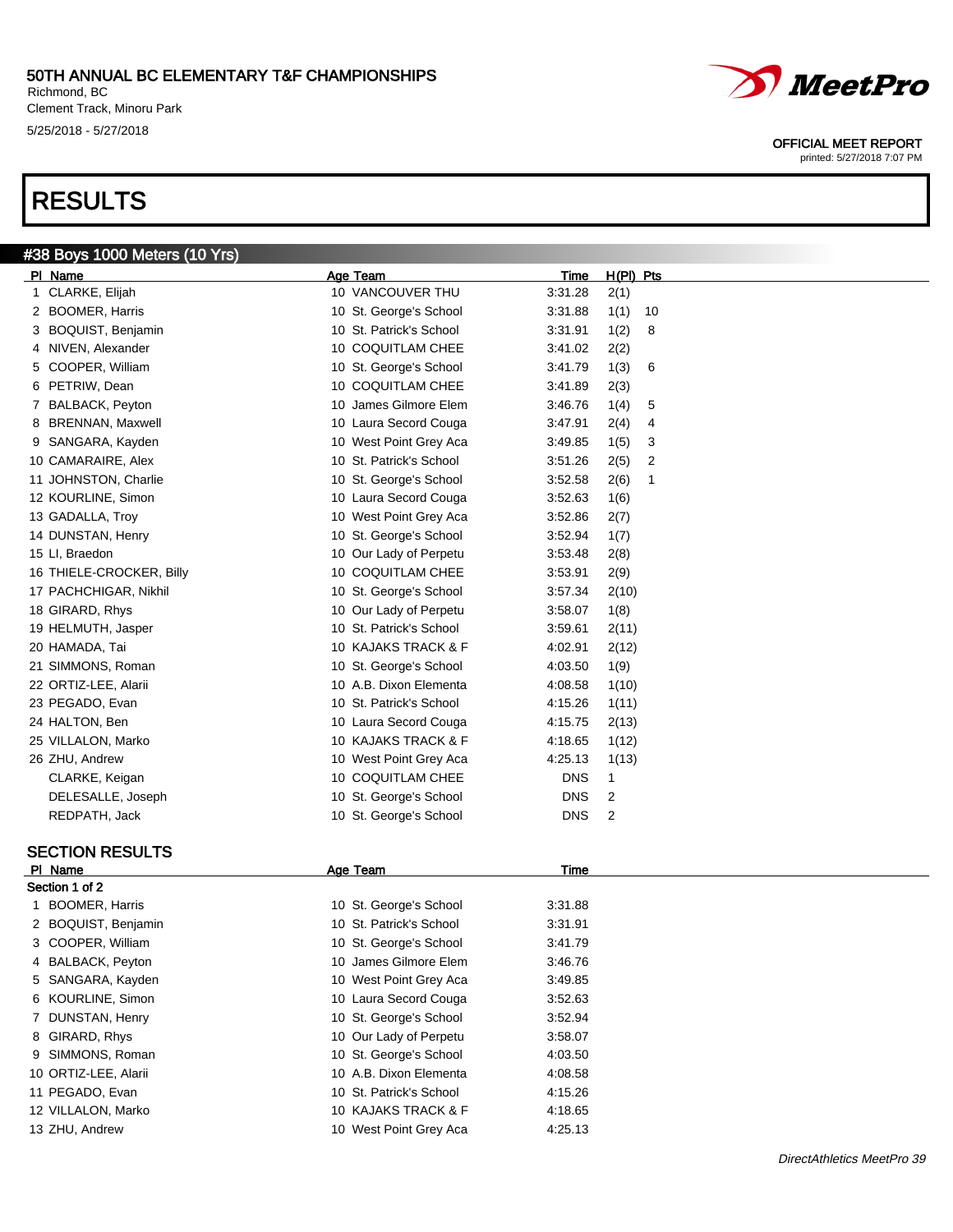# 50TH ANNUAL BC ELEMENTARY T&F CHAMPIONSHIPS

Richmond, BC
Clement Track, Minoru Park
5/25/2018 - 5/27/2018

OFFICIAL MEET REPORT
printed: 5/27/2018 7:07 PM

# RESULTS

## #38 Boys 1000 Meters (10 Yrs)

| Pl | Name | Age | Team | Time | H(Pl) | Pts |
|---|---|---|---|---|---|---|
| 1 | CLARKE, Elijah | 10 | VANCOUVER THU | 3:31.28 | 2(1) | |
| 2 | BOOMER, Harris | 10 | St. George's School | 3:31.88 | 1(1) | 10 |
| 3 | BOQUIST, Benjamin | 10 | St. Patrick's School | 3:31.91 | 1(2) | 8 |
| 4 | NIVEN, Alexander | 10 | COQUITLAM CHEE | 3:41.02 | 2(2) | |
| 5 | COOPER, William | 10 | St. George's School | 3:41.79 | 1(3) | 6 |
| 6 | PETRIW, Dean | 10 | COQUITLAM CHEE | 3:41.89 | 2(3) | |
| 7 | BALBACK, Peyton | 10 | James Gilmore Elem | 3:46.76 | 1(4) | 5 |
| 8 | BRENNAN, Maxwell | 10 | Laura Secord Couga | 3:47.91 | 2(4) | 4 |
| 9 | SANGARA, Kayden | 10 | West Point Grey Aca | 3:49.85 | 1(5) | 3 |
| 10 | CAMARAIRE, Alex | 10 | St. Patrick's School | 3:51.26 | 2(5) | 2 |
| 11 | JOHNSTON, Charlie | 10 | St. George's School | 3:52.58 | 2(6) | 1 |
| 12 | KOURLINE, Simon | 10 | Laura Secord Couga | 3:52.63 | 1(6) | |
| 13 | GADALLA, Troy | 10 | West Point Grey Aca | 3:52.86 | 2(7) | |
| 14 | DUNSTAN, Henry | 10 | St. George's School | 3:52.94 | 1(7) | |
| 15 | LI, Braedon | 10 | Our Lady of Perpetu | 3:53.48 | 2(8) | |
| 16 | THIELE-CROCKER, Billy | 10 | COQUITLAM CHEE | 3:53.91 | 2(9) | |
| 17 | PACHCHIGAR, Nikhil | 10 | St. George's School | 3:57.34 | 2(10) | |
| 18 | GIRARD, Rhys | 10 | Our Lady of Perpetu | 3:58.07 | 1(8) | |
| 19 | HELMUTH, Jasper | 10 | St. Patrick's School | 3:59.61 | 2(11) | |
| 20 | HAMADA, Tai | 10 | KAJAKS TRACK & F | 4:02.91 | 2(12) | |
| 21 | SIMMONS, Roman | 10 | St. George's School | 4:03.50 | 1(9) | |
| 22 | ORTIZ-LEE, Alarii | 10 | A.B. Dixon Elementa | 4:08.58 | 1(10) | |
| 23 | PEGADO, Evan | 10 | St. Patrick's School | 4:15.26 | 1(11) | |
| 24 | HALTON, Ben | 10 | Laura Secord Couga | 4:15.75 | 2(13) | |
| 25 | VILLALON, Marko | 10 | KAJAKS TRACK & F | 4:18.65 | 1(12) | |
| 26 | ZHU, Andrew | 10 | West Point Grey Aca | 4:25.13 | 1(13) | |
| | CLARKE, Keigan | 10 | COQUITLAM CHEE | DNS | 1 | |
| | DELESALLE, Joseph | 10 | St. George's School | DNS | 2 | |
| | REDPATH, Jack | 10 | St. George's School | DNS | 2 | |

### SECTION RESULTS

Section 1 of 2

| Pl | Name | Age | Team | Time |
|---|---|---|---|---|
| 1 | BOOMER, Harris | 10 | St. George's School | 3:31.88 |
| 2 | BOQUIST, Benjamin | 10 | St. Patrick's School | 3:31.91 |
| 3 | COOPER, William | 10 | St. George's School | 3:41.79 |
| 4 | BALBACK, Peyton | 10 | James Gilmore Elem | 3:46.76 |
| 5 | SANGARA, Kayden | 10 | West Point Grey Aca | 3:49.85 |
| 6 | KOURLINE, Simon | 10 | Laura Secord Couga | 3:52.63 |
| 7 | DUNSTAN, Henry | 10 | St. George's School | 3:52.94 |
| 8 | GIRARD, Rhys | 10 | Our Lady of Perpetu | 3:58.07 |
| 9 | SIMMONS, Roman | 10 | St. George's School | 4:03.50 |
| 10 | ORTIZ-LEE, Alarii | 10 | A.B. Dixon Elementa | 4:08.58 |
| 11 | PEGADO, Evan | 10 | St. Patrick's School | 4:15.26 |
| 12 | VILLALON, Marko | 10 | KAJAKS TRACK & F | 4:18.65 |
| 13 | ZHU, Andrew | 10 | West Point Grey Aca | 4:25.13 |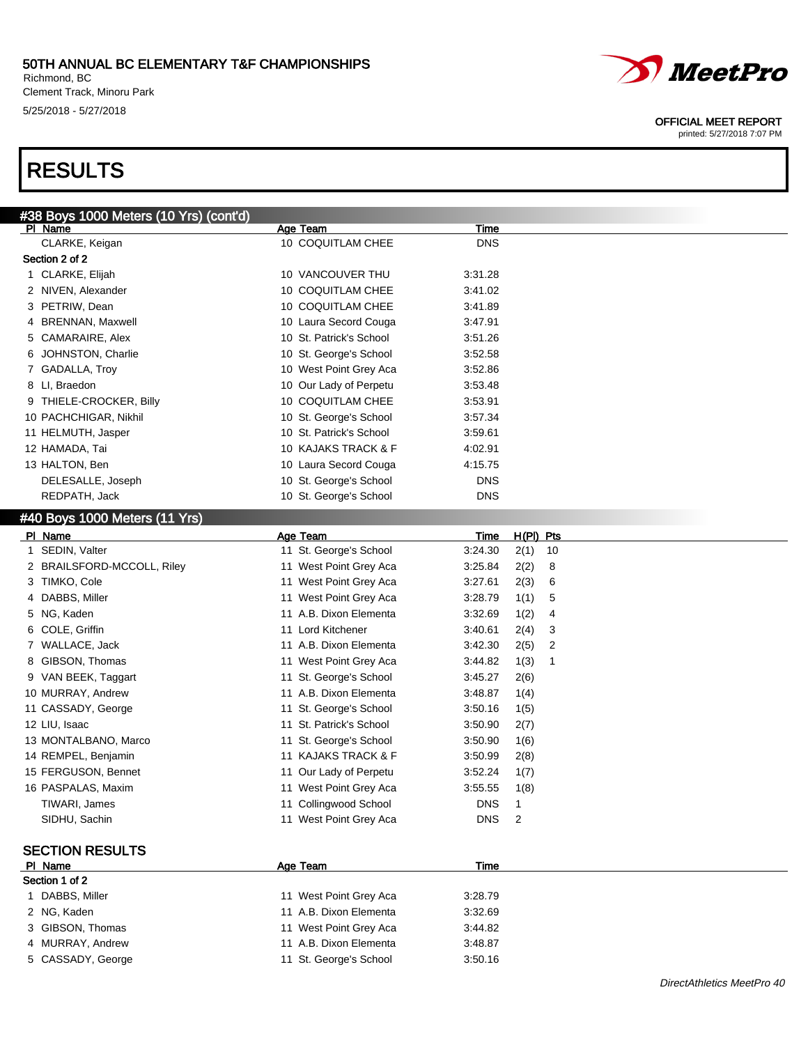# RESULTS

## #38 Boys 1000 Meters (10 Yrs) (cont'd)

| Pl | Name | Age | Team | Time |
|---|---|---|---|---|
| | CLARKE, Keigan | 10 | COQUITLAM CHEE | DNS |
| **Section 2 of 2** | | | | |
| 1 | CLARKE, Elijah | 10 | VANCOUVER THU | 3:31.28 |
| 2 | NIVEN, Alexander | 10 | COQUITLAM CHEE | 3:41.02 |
| 3 | PETRIW, Dean | 10 | COQUITLAM CHEE | 3:41.89 |
| 4 | BRENNAN, Maxwell | 10 | Laura Secord Couga | 3:47.91 |
| 5 | CAMARAIRE, Alex | 10 | St. Patrick's School | 3:51.26 |
| 6 | JOHNSTON, Charlie | 10 | St. George's School | 3:52.58 |
| 7 | GADALLA, Troy | 10 | West Point Grey Aca | 3:52.86 |
| 8 | LI, Braedon | 10 | Our Lady of Perpetu | 3:53.48 |
| 9 | THIELE-CROCKER, Billy | 10 | COQUITLAM CHEE | 3:53.91 |
| 10 | PACHCHIGAR, Nikhil | 10 | St. George's School | 3:57.34 |
| 11 | HELMUTH, Jasper | 10 | St. Patrick's School | 3:59.61 |
| 12 | HAMADA, Tai | 10 | KAJAKS TRACK & F | 4:02.91 |
| 13 | HALTON, Ben | 10 | Laura Secord Couga | 4:15.75 |
| | DELESALLE, Joseph | 10 | St. George's School | DNS |
| | REDPATH, Jack | 10 | St. George's School | DNS |

## #40 Boys 1000 Meters (11 Yrs)

| Pl | Name | Age | Team | Time | H(Pl) | Pts |
|---|---|---|---|---|---|---|
| 1 | SEDIN, Valter | 11 | St. George's School | 3:24.30 | 2(1) | 10 |
| 2 | BRAILSFORD-MCCOLL, Riley | 11 | West Point Grey Aca | 3:25.84 | 2(2) | 8 |
| 3 | TIMKO, Cole | 11 | West Point Grey Aca | 3:27.61 | 2(3) | 6 |
| 4 | DABBS, Miller | 11 | West Point Grey Aca | 3:28.79 | 1(1) | 5 |
| 5 | NG, Kaden | 11 | A.B. Dixon Elementa | 3:32.69 | 1(2) | 4 |
| 6 | COLE, Griffin | 11 | Lord Kitchener | 3:40.61 | 2(4) | 3 |
| 7 | WALLACE, Jack | 11 | A.B. Dixon Elementa | 3:42.30 | 2(5) | 2 |
| 8 | GIBSON, Thomas | 11 | West Point Grey Aca | 3:44.82 | 1(3) | 1 |
| 9 | VAN BEEK, Taggart | 11 | St. George's School | 3:45.27 | 2(6) | |
| 10 | MURRAY, Andrew | 11 | A.B. Dixon Elementa | 3:48.87 | 1(4) | |
| 11 | CASSADY, George | 11 | St. George's School | 3:50.16 | 1(5) | |
| 12 | LIU, Isaac | 11 | St. Patrick's School | 3:50.90 | 2(7) | |
| 13 | MONTALBANO, Marco | 11 | St. George's School | 3:50.90 | 1(6) | |
| 14 | REMPEL, Benjamin | 11 | KAJAKS TRACK & F | 3:50.99 | 2(8) | |
| 15 | FERGUSON, Bennet | 11 | Our Lady of Perpetu | 3:52.24 | 1(7) | |
| 16 | PASPALAS, Maxim | 11 | West Point Grey Aca | 3:55.55 | 1(8) | |
| | TIWARI, James | 11 | Collingwood School | DNS | 1 | |
| | SIDHU, Sachin | 11 | West Point Grey Aca | DNS | 2 | |

### SECTION RESULTS

| Pl | Name | Age | Team | Time |
|---|---|---|---|---|
| **Section 1 of 2** | | | | |
| 1 | DABBS, Miller | 11 | West Point Grey Aca | 3:28.79 |
| 2 | NG, Kaden | 11 | A.B. Dixon Elementa | 3:32.69 |
| 3 | GIBSON, Thomas | 11 | West Point Grey Aca | 3:44.82 |
| 4 | MURRAY, Andrew | 11 | A.B. Dixon Elementa | 3:48.87 |
| 5 | CASSADY, George | 11 | St. George's School | 3:50.16 |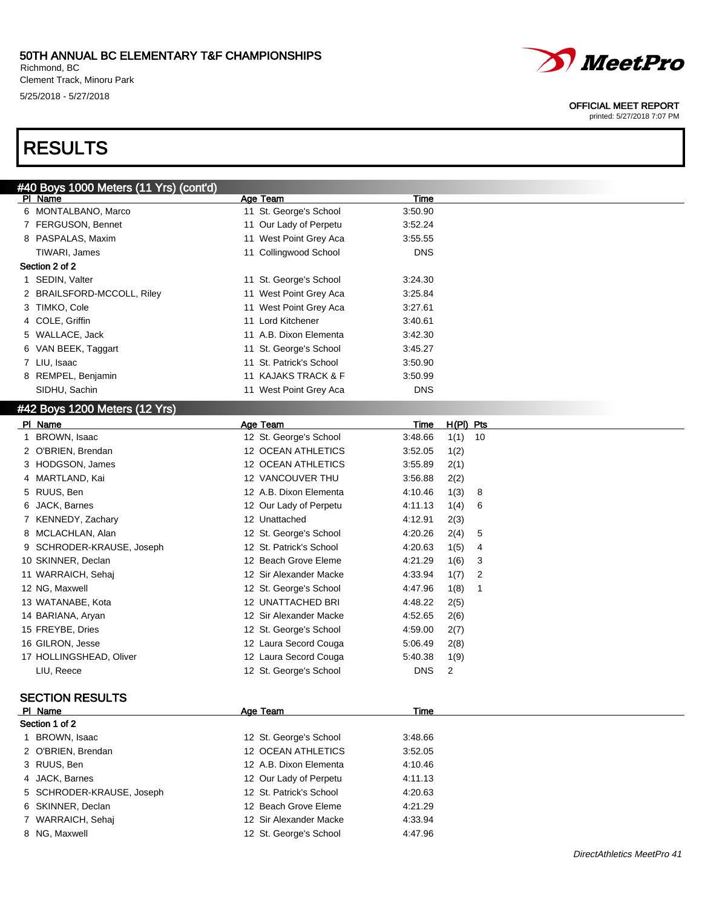# 50TH ANNUAL BC ELEMENTARY T&F CHAMPIONSHIPS

Richmond, BC
Clement Track, Minoru Park
5/25/2018 - 5/27/2018

OFFICIAL MEET REPORT
printed: 5/27/2018 7:07 PM

# RESULTS

## #40 Boys 1000 Meters (11 Yrs) (cont'd)

| Pl | Name | Age | Team | Time |
|---|---|---|---|---|
| 6 | MONTALBANO, Marco | 11 | St. George's School | 3:50.90 |
| 7 | FERGUSON, Bennet | 11 | Our Lady of Perpetu | 3:52.24 |
| 8 | PASPALAS, Maxim | 11 | West Point Grey Aca | 3:55.55 |
| | TIWARI, James | 11 | Collingwood School | DNS |
| **Section 2 of 2** | | | | |
| 1 | SEDIN, Valter | 11 | St. George's School | 3:24.30 |
| 2 | BRAILSFORD-MCCOLL, Riley | 11 | West Point Grey Aca | 3:25.84 |
| 3 | TIMKO, Cole | 11 | West Point Grey Aca | 3:27.61 |
| 4 | COLE, Griffin | 11 | Lord Kitchener | 3:40.61 |
| 5 | WALLACE, Jack | 11 | A.B. Dixon Elementa | 3:42.30 |
| 6 | VAN BEEK, Taggart | 11 | St. George's School | 3:45.27 |
| 7 | LIU, Isaac | 11 | St. Patrick's School | 3:50.90 |
| 8 | REMPEL, Benjamin | 11 | KAJAKS TRACK & F | 3:50.99 |
| | SIDHU, Sachin | 11 | West Point Grey Aca | DNS |

## #42 Boys 1200 Meters (12 Yrs)

| Pl | Name | Age | Team | Time | H(Pl) | Pts |
|---|---|---|---|---|---|---|
| 1 | BROWN, Isaac | 12 | St. George's School | 3:48.66 | 1(1) | 10 |
| 2 | O'BRIEN, Brendan | 12 | OCEAN ATHLETICS | 3:52.05 | 1(2) | |
| 3 | HODGSON, James | 12 | OCEAN ATHLETICS | 3:55.89 | 2(1) | |
| 4 | MARTLAND, Kai | 12 | VANCOUVER THU | 3:56.88 | 2(2) | |
| 5 | RUUS, Ben | 12 | A.B. Dixon Elementa | 4:10.46 | 1(3) | 8 |
| 6 | JACK, Barnes | 12 | Our Lady of Perpetu | 4:11.13 | 1(4) | 6 |
| 7 | KENNEDY, Zachary | 12 | Unattached | 4:12.91 | 2(3) | |
| 8 | MCLACHLAN, Alan | 12 | St. George's School | 4:20.26 | 2(4) | 5 |
| 9 | SCHRODER-KRAUSE, Joseph | 12 | St. Patrick's School | 4:20.63 | 1(5) | 4 |
| 10 | SKINNER, Declan | 12 | Beach Grove Eleme | 4:21.29 | 1(6) | 3 |
| 11 | WARRAICH, Sehaj | 12 | Sir Alexander Macke | 4:33.94 | 1(7) | 2 |
| 12 | NG, Maxwell | 12 | St. George's School | 4:47.96 | 1(8) | 1 |
| 13 | WATANABE, Kota | 12 | UNATTACHED BRI | 4:48.22 | 2(5) | |
| 14 | BARIANA, Aryan | 12 | Sir Alexander Macke | 4:52.65 | 2(6) | |
| 15 | FREYBE, Dries | 12 | St. George's School | 4:59.00 | 2(7) | |
| 16 | GILRON, Jesse | 12 | Laura Secord Couga | 5:06.49 | 2(8) | |
| 17 | HOLLINGSHEAD, Oliver | 12 | Laura Secord Couga | 5:40.38 | 1(9) | |
| | LIU, Reece | 12 | St. George's School | DNS | 2 | |

### SECTION RESULTS

| Pl | Name | Age | Team | Time |
|---|---|---|---|---|
| **Section 1 of 2** | | | | |
| 1 | BROWN, Isaac | 12 | St. George's School | 3:48.66 |
| 2 | O'BRIEN, Brendan | 12 | OCEAN ATHLETICS | 3:52.05 |
| 3 | RUUS, Ben | 12 | A.B. Dixon Elementa | 4:10.46 |
| 4 | JACK, Barnes | 12 | Our Lady of Perpetu | 4:11.13 |
| 5 | SCHRODER-KRAUSE, Joseph | 12 | St. Patrick's School | 4:20.63 |
| 6 | SKINNER, Declan | 12 | Beach Grove Eleme | 4:21.29 |
| 7 | WARRAICH, Sehaj | 12 | Sir Alexander Macke | 4:33.94 |
| 8 | NG, Maxwell | 12 | St. George's School | 4:47.96 |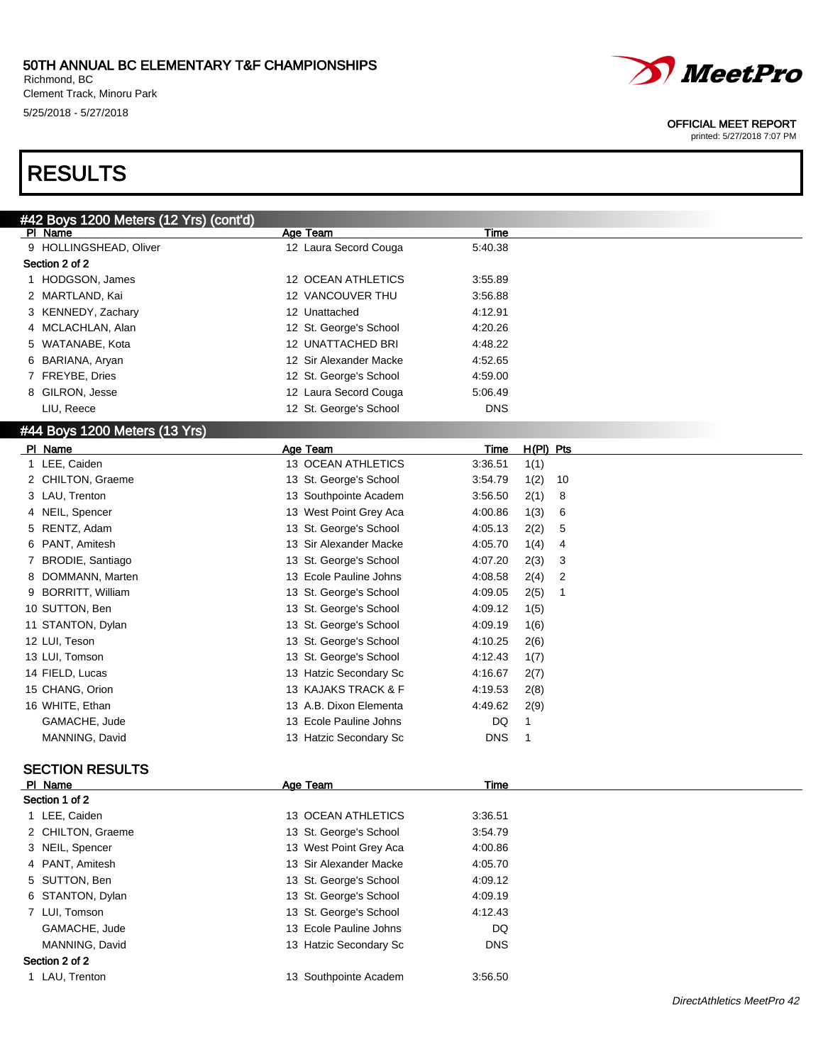# RESULTS

## #42 Boys 1200 Meters (12 Yrs) (cont'd)

| Pl | Name | Age | Team | Time |
|---|---|---|---|---|
| 9 | HOLLINGSHEAD, Oliver | 12 | Laura Secord Couga | 5:40.38 |
| **Section 2 of 2** | | | | |
| 1 | HODGSON, James | 12 | OCEAN ATHLETICS | 3:55.89 |
| 2 | MARTLAND, Kai | 12 | VANCOUVER THU | 3:56.88 |
| 3 | KENNEDY, Zachary | 12 | Unattached | 4:12.91 |
| 4 | MCLACHLAN, Alan | 12 | St. George's School | 4:20.26 |
| 5 | WATANABE, Kota | 12 | UNATTACHED BRI | 4:48.22 |
| 6 | BARIANA, Aryan | 12 | Sir Alexander Macke | 4:52.65 |
| 7 | FREYBE, Dries | 12 | St. George's School | 4:59.00 |
| 8 | GILRON, Jesse | 12 | Laura Secord Couga | 5:06.49 |
| | LIU, Reece | 12 | St. George's School | DNS |

## #44 Boys 1200 Meters (13 Yrs)

| Pl | Name | Age | Team | Time | H(Pl) | Pts |
|---|---|---|---|---|---|---|
| 1 | LEE, Caiden | 13 | OCEAN ATHLETICS | 3:36.51 | 1(1) | |
| 2 | CHILTON, Graeme | 13 | St. George's School | 3:54.79 | 1(2) | 10 |
| 3 | LAU, Trenton | 13 | Southpointe Academ | 3:56.50 | 2(1) | 8 |
| 4 | NEIL, Spencer | 13 | West Point Grey Aca | 4:00.86 | 1(3) | 6 |
| 5 | RENTZ, Adam | 13 | St. George's School | 4:05.13 | 2(2) | 5 |
| 6 | PANT, Amitesh | 13 | Sir Alexander Macke | 4:05.70 | 1(4) | 4 |
| 7 | BRODIE, Santiago | 13 | St. George's School | 4:07.20 | 2(3) | 3 |
| 8 | DOMMANN, Marten | 13 | Ecole Pauline Johns | 4:08.58 | 2(4) | 2 |
| 9 | BORRITT, William | 13 | St. George's School | 4:09.05 | 2(5) | 1 |
| 10 | SUTTON, Ben | 13 | St. George's School | 4:09.12 | 1(5) | |
| 11 | STANTON, Dylan | 13 | St. George's School | 4:09.19 | 1(6) | |
| 12 | LUI, Teson | 13 | St. George's School | 4:10.25 | 2(6) | |
| 13 | LUI, Tomson | 13 | St. George's School | 4:12.43 | 1(7) | |
| 14 | FIELD, Lucas | 13 | Hatzic Secondary Sc | 4:16.67 | 2(7) | |
| 15 | CHANG, Orion | 13 | KAJAKS TRACK & F | 4:19.53 | 2(8) | |
| 16 | WHITE, Ethan | 13 | A.B. Dixon Elementa | 4:49.62 | 2(9) | |
| | GAMACHE, Jude | 13 | Ecole Pauline Johns | DQ | 1 | |
| | MANNING, David | 13 | Hatzic Secondary Sc | DNS | 1 | |

### SECTION RESULTS

| Pl | Name | Age | Team | Time |
|---|---|---|---|---|
| **Section 1 of 2** | | | | |
| 1 | LEE, Caiden | 13 | OCEAN ATHLETICS | 3:36.51 |
| 2 | CHILTON, Graeme | 13 | St. George's School | 3:54.79 |
| 3 | NEIL, Spencer | 13 | West Point Grey Aca | 4:00.86 |
| 4 | PANT, Amitesh | 13 | Sir Alexander Macke | 4:05.70 |
| 5 | SUTTON, Ben | 13 | St. George's School | 4:09.12 |
| 6 | STANTON, Dylan | 13 | St. George's School | 4:09.19 |
| 7 | LUI, Tomson | 13 | St. George's School | 4:12.43 |
| | GAMACHE, Jude | 13 | Ecole Pauline Johns | DQ |
| | MANNING, David | 13 | Hatzic Secondary Sc | DNS |
| **Section 2 of 2** | | | | |
| 1 | LAU, Trenton | 13 | Southpointe Academ | 3:56.50 |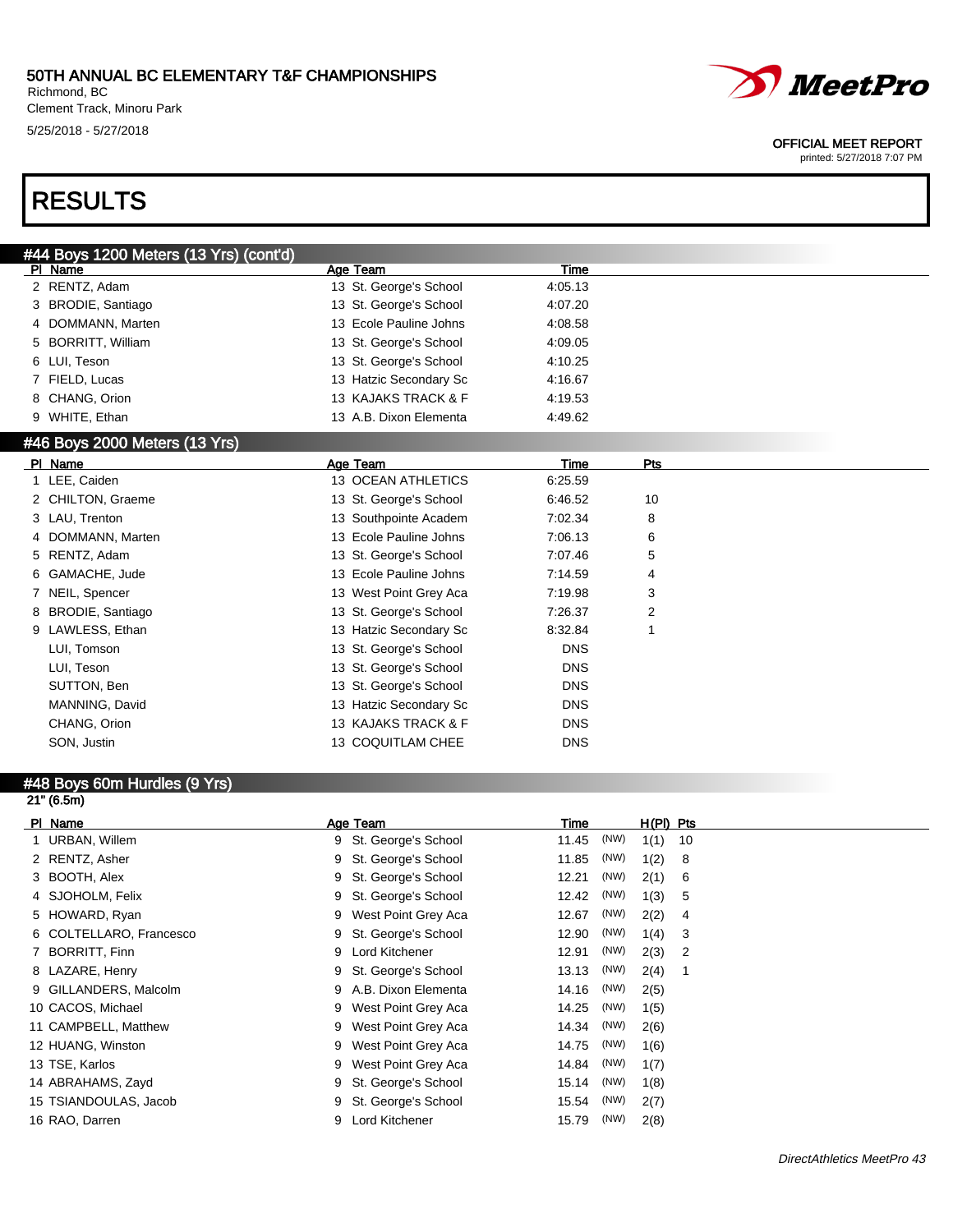# 50TH ANNUAL BC ELEMENTARY T&F CHAMPIONSHIPS

Richmond, BC
Clement Track, Minoru Park
5/25/2018 - 5/27/2018

OFFICIAL MEET REPORT
printed: 5/27/2018 7:07 PM

# RESULTS

## #44 Boys 1200 Meters (13 Yrs) (cont'd)

| Pl | Name | Age | Team | Time |
|---|---|---|---|---|
| 2 | RENTZ, Adam | 13 | St. George's School | 4:05.13 |
| 3 | BRODIE, Santiago | 13 | St. George's School | 4:07.20 |
| 4 | DOMMANN, Marten | 13 | Ecole Pauline Johns | 4:08.58 |
| 5 | BORRITT, William | 13 | St. George's School | 4:09.05 |
| 6 | LUI, Teson | 13 | St. George's School | 4:10.25 |
| 7 | FIELD, Lucas | 13 | Hatzic Secondary Sc | 4:16.67 |
| 8 | CHANG, Orion | 13 | KAJAKS TRACK & F | 4:19.53 |
| 9 | WHITE, Ethan | 13 | A.B. Dixon Elementa | 4:49.62 |

## #46 Boys 2000 Meters (13 Yrs)

| Pl | Name | Age | Team | Time | Pts |
|---|---|---|---|---|---|
| 1 | LEE, Caiden | 13 | OCEAN ATHLETICS | 6:25.59 | |
| 2 | CHILTON, Graeme | 13 | St. George's School | 6:46.52 | 10 |
| 3 | LAU, Trenton | 13 | Southpointe Academ | 7:02.34 | 8 |
| 4 | DOMMANN, Marten | 13 | Ecole Pauline Johns | 7:06.13 | 6 |
| 5 | RENTZ, Adam | 13 | St. George's School | 7:07.46 | 5 |
| 6 | GAMACHE, Jude | 13 | Ecole Pauline Johns | 7:14.59 | 4 |
| 7 | NEIL, Spencer | 13 | West Point Grey Aca | 7:19.98 | 3 |
| 8 | BRODIE, Santiago | 13 | St. George's School | 7:26.37 | 2 |
| 9 | LAWLESS, Ethan | 13 | Hatzic Secondary Sc | 8:32.84 | 1 |
| | LUI, Tomson | 13 | St. George's School | DNS | |
| | LUI, Teson | 13 | St. George's School | DNS | |
| | SUTTON, Ben | 13 | St. George's School | DNS | |
| | MANNING, David | 13 | Hatzic Secondary Sc | DNS | |
| | CHANG, Orion | 13 | KAJAKS TRACK & F | DNS | |
| | SON, Justin | 13 | COQUITLAM CHEE | DNS | |

## #48 Boys 60m Hurdles (9 Yrs)

21" (6.5m)

| Pl | Name | Age | Team | Time | | H(Pl) | Pts |
|---|---|---|---|---|---|---|---|
| 1 | URBAN, Willem | 9 | St. George's School | 11.45 | (NW) | 1(1) | 10 |
| 2 | RENTZ, Asher | 9 | St. George's School | 11.85 | (NW) | 1(2) | 8 |
| 3 | BOOTH, Alex | 9 | St. George's School | 12.21 | (NW) | 2(1) | 6 |
| 4 | SJOHOLM, Felix | 9 | St. George's School | 12.42 | (NW) | 1(3) | 5 |
| 5 | HOWARD, Ryan | 9 | West Point Grey Aca | 12.67 | (NW) | 2(2) | 4 |
| 6 | COLTELLARO, Francesco | 9 | St. George's School | 12.90 | (NW) | 1(4) | 3 |
| 7 | BORRITT, Finn | 9 | Lord Kitchener | 12.91 | (NW) | 2(3) | 2 |
| 8 | LAZARE, Henry | 9 | St. George's School | 13.13 | (NW) | 2(4) | 1 |
| 9 | GILLANDERS, Malcolm | 9 | A.B. Dixon Elementa | 14.16 | (NW) | 2(5) | |
| 10 | CACOS, Michael | 9 | West Point Grey Aca | 14.25 | (NW) | 1(5) | |
| 11 | CAMPBELL, Matthew | 9 | West Point Grey Aca | 14.34 | (NW) | 2(6) | |
| 12 | HUANG, Winston | 9 | West Point Grey Aca | 14.75 | (NW) | 1(6) | |
| 13 | TSE, Karlos | 9 | West Point Grey Aca | 14.84 | (NW) | 1(7) | |
| 14 | ABRAHAMS, Zayd | 9 | St. George's School | 15.14 | (NW) | 1(8) | |
| 15 | TSIANDOULAS, Jacob | 9 | St. George's School | 15.54 | (NW) | 2(7) | |
| 16 | RAO, Darren | 9 | Lord Kitchener | 15.79 | (NW) | 2(8) | |

*DirectAthletics MeetPro 43*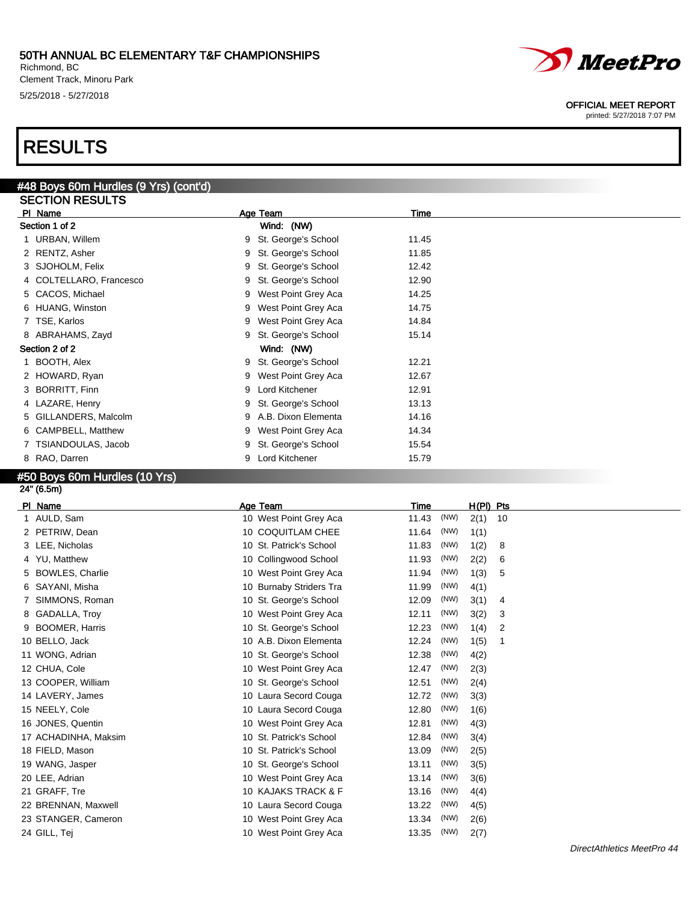# 50TH ANNUAL BC ELEMENTARY T&F CHAMPIONSHIPS

Richmond, BC
Clement Track, Minoru Park
5/25/2018 - 5/27/2018

OFFICIAL MEET REPORT
printed: 5/27/2018 7:07 PM

# RESULTS

## #48 Boys 60m Hurdles (9 Yrs) (cont'd)

### SECTION RESULTS

| Pl | Name | Age | Team | Time |
|---|---|---|---|---|
| **Section 1 of 2** | | | Wind: (NW) | |
| 1 | URBAN, Willem | 9 | St. George's School | 11.45 |
| 2 | RENTZ, Asher | 9 | St. George's School | 11.85 |
| 3 | SJOHOLM, Felix | 9 | St. George's School | 12.42 |
| 4 | COLTELLARO, Francesco | 9 | St. George's School | 12.90 |
| 5 | CACOS, Michael | 9 | West Point Grey Aca | 14.25 |
| 6 | HUANG, Winston | 9 | West Point Grey Aca | 14.75 |
| 7 | TSE, Karlos | 9 | West Point Grey Aca | 14.84 |
| 8 | ABRAHAMS, Zayd | 9 | St. George's School | 15.14 |
| **Section 2 of 2** | | | Wind: (NW) | |
| 1 | BOOTH, Alex | 9 | St. George's School | 12.21 |
| 2 | HOWARD, Ryan | 9 | West Point Grey Aca | 12.67 |
| 3 | BORRITT, Finn | 9 | Lord Kitchener | 12.91 |
| 4 | LAZARE, Henry | 9 | St. George's School | 13.13 |
| 5 | GILLANDERS, Malcolm | 9 | A.B. Dixon Elementa | 14.16 |
| 6 | CAMPBELL, Matthew | 9 | West Point Grey Aca | 14.34 |
| 7 | TSIANDOULAS, Jacob | 9 | St. George's School | 15.54 |
| 8 | RAO, Darren | 9 | Lord Kitchener | 15.79 |

## #50 Boys 60m Hurdles (10 Yrs)

24" (6.5m)

| Pl | Name | Age | Team | Time | Wind | H(Pl) | Pts |
|---|---|---|---|---|---|---|---|
| 1 | AULD, Sam | 10 | West Point Grey Aca | 11.43 | (NW) | 2(1) | 10 |
| 2 | PETRIW, Dean | 10 | COQUITLAM CHEE | 11.64 | (NW) | 1(1) | |
| 3 | LEE, Nicholas | 10 | St. Patrick's School | 11.83 | (NW) | 1(2) | 8 |
| 4 | YU, Matthew | 10 | Collingwood School | 11.93 | (NW) | 2(2) | 6 |
| 5 | BOWLES, Charlie | 10 | West Point Grey Aca | 11.94 | (NW) | 1(3) | 5 |
| 6 | SAYANI, Misha | 10 | Burnaby Striders Tra | 11.99 | (NW) | 4(1) | |
| 7 | SIMMONS, Roman | 10 | St. George's School | 12.09 | (NW) | 3(1) | 4 |
| 8 | GADALLA, Troy | 10 | West Point Grey Aca | 12.11 | (NW) | 3(2) | 3 |
| 9 | BOOMER, Harris | 10 | St. George's School | 12.23 | (NW) | 1(4) | 2 |
| 10 | BELLO, Jack | 10 | A.B. Dixon Elementa | 12.24 | (NW) | 1(5) | 1 |
| 11 | WONG, Adrian | 10 | St. George's School | 12.38 | (NW) | 4(2) | |
| 12 | CHUA, Cole | 10 | West Point Grey Aca | 12.47 | (NW) | 2(3) | |
| 13 | COOPER, William | 10 | St. George's School | 12.51 | (NW) | 2(4) | |
| 14 | LAVERY, James | 10 | Laura Secord Couga | 12.72 | (NW) | 3(3) | |
| 15 | NEELY, Cole | 10 | Laura Secord Couga | 12.80 | (NW) | 1(6) | |
| 16 | JONES, Quentin | 10 | West Point Grey Aca | 12.81 | (NW) | 4(3) | |
| 17 | ACHADINHA, Maksim | 10 | St. Patrick's School | 12.84 | (NW) | 3(4) | |
| 18 | FIELD, Mason | 10 | St. Patrick's School | 13.09 | (NW) | 2(5) | |
| 19 | WANG, Jasper | 10 | St. George's School | 13.11 | (NW) | 3(5) | |
| 20 | LEE, Adrian | 10 | West Point Grey Aca | 13.14 | (NW) | 3(6) | |
| 21 | GRAFF, Tre | 10 | KAJAKS TRACK & F | 13.16 | (NW) | 4(4) | |
| 22 | BRENNAN, Maxwell | 10 | Laura Secord Couga | 13.22 | (NW) | 4(5) | |
| 23 | STANGER, Cameron | 10 | West Point Grey Aca | 13.34 | (NW) | 2(6) | |
| 24 | GILL, Tej | 10 | West Point Grey Aca | 13.35 | (NW) | 2(7) | |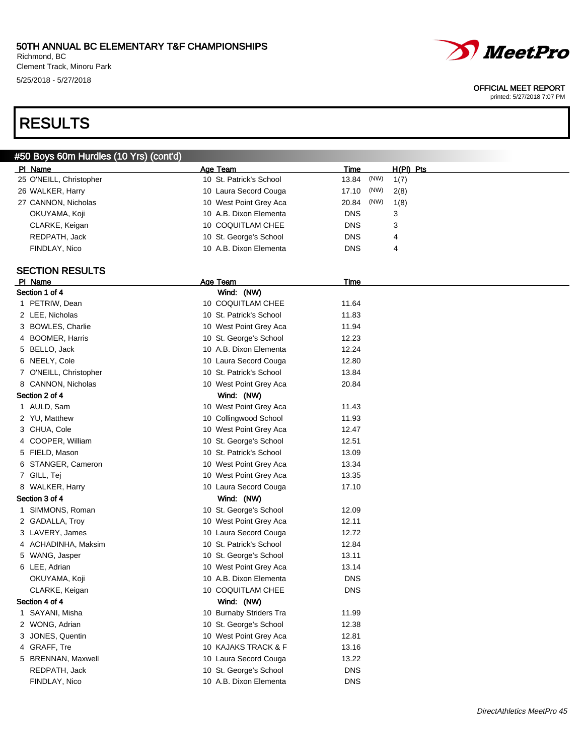# 50TH ANNUAL BC ELEMENTARY T&F CHAMPIONSHIPS

Richmond, BC
Clement Track, Minoru Park
5/25/2018 - 5/27/2018

OFFICIAL MEET REPORT
printed: 5/27/2018 7:07 PM

# RESULTS

## #50 Boys 60m Hurdles (10 Yrs) (cont'd)

| Pl | Name | Age | Team | Time | | H(Pl) | Pts |
|---|---|---|---|---|---|---|---|
| 25 | O'NEILL, Christopher | 10 | St. Patrick's School | 13.84 | (NW) | 1(7) | |
| 26 | WALKER, Harry | 10 | Laura Secord Couga | 17.10 | (NW) | 2(8) | |
| 27 | CANNON, Nicholas | 10 | West Point Grey Aca | 20.84 | (NW) | 1(8) | |
| | OKUYAMA, Koji | 10 | A.B. Dixon Elementa | DNS | | 3 | |
| | CLARKE, Keigan | 10 | COQUITLAM CHEE | DNS | | 3 | |
| | REDPATH, Jack | 10 | St. George's School | DNS | | 4 | |
| | FINDLAY, Nico | 10 | A.B. Dixon Elementa | DNS | | 4 | |

## SECTION RESULTS

| Pl | Name | Age | Team | Time |
|---|---|---|---|---|
| **Section 1 of 4** | | | **Wind: (NW)** | |
| 1 | PETRIW, Dean | 10 | COQUITLAM CHEE | 11.64 |
| 2 | LEE, Nicholas | 10 | St. Patrick's School | 11.83 |
| 3 | BOWLES, Charlie | 10 | West Point Grey Aca | 11.94 |
| 4 | BOOMER, Harris | 10 | St. George's School | 12.23 |
| 5 | BELLO, Jack | 10 | A.B. Dixon Elementa | 12.24 |
| 6 | NEELY, Cole | 10 | Laura Secord Couga | 12.80 |
| 7 | O'NEILL, Christopher | 10 | St. Patrick's School | 13.84 |
| 8 | CANNON, Nicholas | 10 | West Point Grey Aca | 20.84 |
| **Section 2 of 4** | | | **Wind: (NW)** | |
| 1 | AULD, Sam | 10 | West Point Grey Aca | 11.43 |
| 2 | YU, Matthew | 10 | Collingwood School | 11.93 |
| 3 | CHUA, Cole | 10 | West Point Grey Aca | 12.47 |
| 4 | COOPER, William | 10 | St. George's School | 12.51 |
| 5 | FIELD, Mason | 10 | St. Patrick's School | 13.09 |
| 6 | STANGER, Cameron | 10 | West Point Grey Aca | 13.34 |
| 7 | GILL, Tej | 10 | West Point Grey Aca | 13.35 |
| 8 | WALKER, Harry | 10 | Laura Secord Couga | 17.10 |
| **Section 3 of 4** | | | **Wind: (NW)** | |
| 1 | SIMMONS, Roman | 10 | St. George's School | 12.09 |
| 2 | GADALLA, Troy | 10 | West Point Grey Aca | 12.11 |
| 3 | LAVERY, James | 10 | Laura Secord Couga | 12.72 |
| 4 | ACHADINHA, Maksim | 10 | St. Patrick's School | 12.84 |
| 5 | WANG, Jasper | 10 | St. George's School | 13.11 |
| 6 | LEE, Adrian | 10 | West Point Grey Aca | 13.14 |
| | OKUYAMA, Koji | 10 | A.B. Dixon Elementa | DNS |
| | CLARKE, Keigan | 10 | COQUITLAM CHEE | DNS |
| **Section 4 of 4** | | | **Wind: (NW)** | |
| 1 | SAYANI, Misha | 10 | Burnaby Striders Tra | 11.99 |
| 2 | WONG, Adrian | 10 | St. George's School | 12.38 |
| 3 | JONES, Quentin | 10 | West Point Grey Aca | 12.81 |
| 4 | GRAFF, Tre | 10 | KAJAKS TRACK & F | 13.16 |
| 5 | BRENNAN, Maxwell | 10 | Laura Secord Couga | 13.22 |
| | REDPATH, Jack | 10 | St. George's School | DNS |
| | FINDLAY, Nico | 10 | A.B. Dixon Elementa | DNS |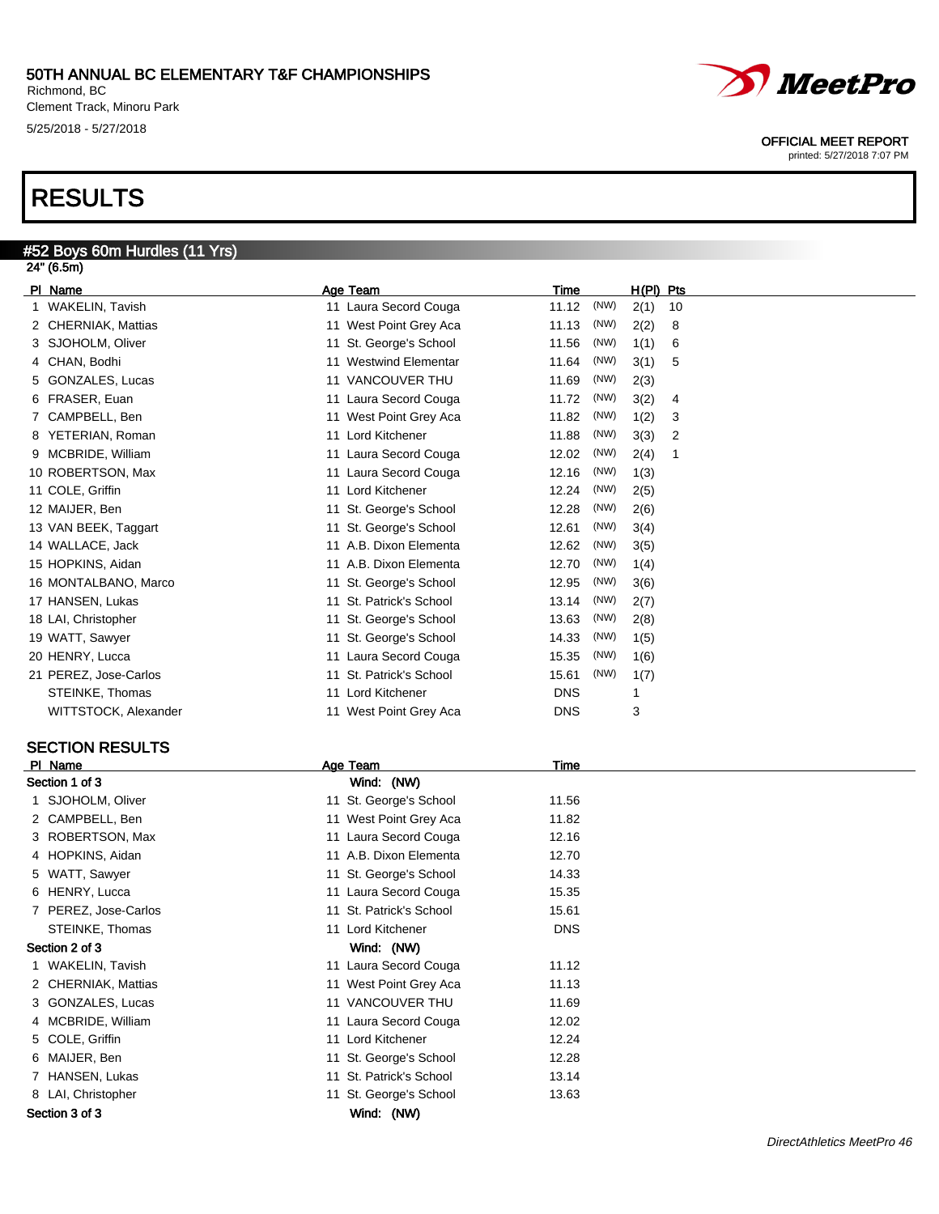# 50TH ANNUAL BC ELEMENTARY T&F CHAMPIONSHIPS

Richmond, BC
Clement Track, Minoru Park
5/25/2018 - 5/27/2018

OFFICIAL MEET REPORT
printed: 5/27/2018 7:07 PM

# RESULTS

## #52 Boys 60m Hurdles (11 Yrs)

24" (6.5m)

| Pl | Name | Age | Team | Time | | H(Pl) | Pts |
|---|---|---|---|---|---|---|---|
| 1 | WAKELIN, Tavish | 11 | Laura Secord Couga | 11.12 | (NW) | 2(1) | 10 |
| 2 | CHERNIAK, Mattias | 11 | West Point Grey Aca | 11.13 | (NW) | 2(2) | 8 |
| 3 | SJOHOLM, Oliver | 11 | St. George's School | 11.56 | (NW) | 1(1) | 6 |
| 4 | CHAN, Bodhi | 11 | Westwind Elementar | 11.64 | (NW) | 3(1) | 5 |
| 5 | GONZALES, Lucas | 11 | VANCOUVER THU | 11.69 | (NW) | 2(3) | |
| 6 | FRASER, Euan | 11 | Laura Secord Couga | 11.72 | (NW) | 3(2) | 4 |
| 7 | CAMPBELL, Ben | 11 | West Point Grey Aca | 11.82 | (NW) | 1(2) | 3 |
| 8 | YETERIAN, Roman | 11 | Lord Kitchener | 11.88 | (NW) | 3(3) | 2 |
| 9 | MCBRIDE, William | 11 | Laura Secord Couga | 12.02 | (NW) | 2(4) | 1 |
| 10 | ROBERTSON, Max | 11 | Laura Secord Couga | 12.16 | (NW) | 1(3) | |
| 11 | COLE, Griffin | 11 | Lord Kitchener | 12.24 | (NW) | 2(5) | |
| 12 | MAIJER, Ben | 11 | St. George's School | 12.28 | (NW) | 2(6) | |
| 13 | VAN BEEK, Taggart | 11 | St. George's School | 12.61 | (NW) | 3(4) | |
| 14 | WALLACE, Jack | 11 | A.B. Dixon Elementa | 12.62 | (NW) | 3(5) | |
| 15 | HOPKINS, Aidan | 11 | A.B. Dixon Elementa | 12.70 | (NW) | 1(4) | |
| 16 | MONTALBANO, Marco | 11 | St. George's School | 12.95 | (NW) | 3(6) | |
| 17 | HANSEN, Lukas | 11 | St. Patrick's School | 13.14 | (NW) | 2(7) | |
| 18 | LAI, Christopher | 11 | St. George's School | 13.63 | (NW) | 2(8) | |
| 19 | WATT, Sawyer | 11 | St. George's School | 14.33 | (NW) | 1(5) | |
| 20 | HENRY, Lucca | 11 | Laura Secord Couga | 15.35 | (NW) | 1(6) | |
| 21 | PEREZ, Jose-Carlos | 11 | St. Patrick's School | 15.61 | (NW) | 1(7) | |
| | STEINKE, Thomas | 11 | Lord Kitchener | DNS | | 1 | |
| | WITTSTOCK, Alexander | 11 | West Point Grey Aca | DNS | | 3 | |

## SECTION RESULTS

| Pl | Name | Age | Team | Time |
|---|---|---|---|---|
| **Section 1 of 3** | | | Wind: (NW) | |
| 1 | SJOHOLM, Oliver | 11 | St. George's School | 11.56 |
| 2 | CAMPBELL, Ben | 11 | West Point Grey Aca | 11.82 |
| 3 | ROBERTSON, Max | 11 | Laura Secord Couga | 12.16 |
| 4 | HOPKINS, Aidan | 11 | A.B. Dixon Elementa | 12.70 |
| 5 | WATT, Sawyer | 11 | St. George's School | 14.33 |
| 6 | HENRY, Lucca | 11 | Laura Secord Couga | 15.35 |
| 7 | PEREZ, Jose-Carlos | 11 | St. Patrick's School | 15.61 |
| | STEINKE, Thomas | 11 | Lord Kitchener | DNS |
| **Section 2 of 3** | | | Wind: (NW) | |
| 1 | WAKELIN, Tavish | 11 | Laura Secord Couga | 11.12 |
| 2 | CHERNIAK, Mattias | 11 | West Point Grey Aca | 11.13 |
| 3 | GONZALES, Lucas | 11 | VANCOUVER THU | 11.69 |
| 4 | MCBRIDE, William | 11 | Laura Secord Couga | 12.02 |
| 5 | COLE, Griffin | 11 | Lord Kitchener | 12.24 |
| 6 | MAIJER, Ben | 11 | St. George's School | 12.28 |
| 7 | HANSEN, Lukas | 11 | St. Patrick's School | 13.14 |
| 8 | LAI, Christopher | 11 | St. George's School | 13.63 |
| **Section 3 of 3** | | | Wind: (NW) | |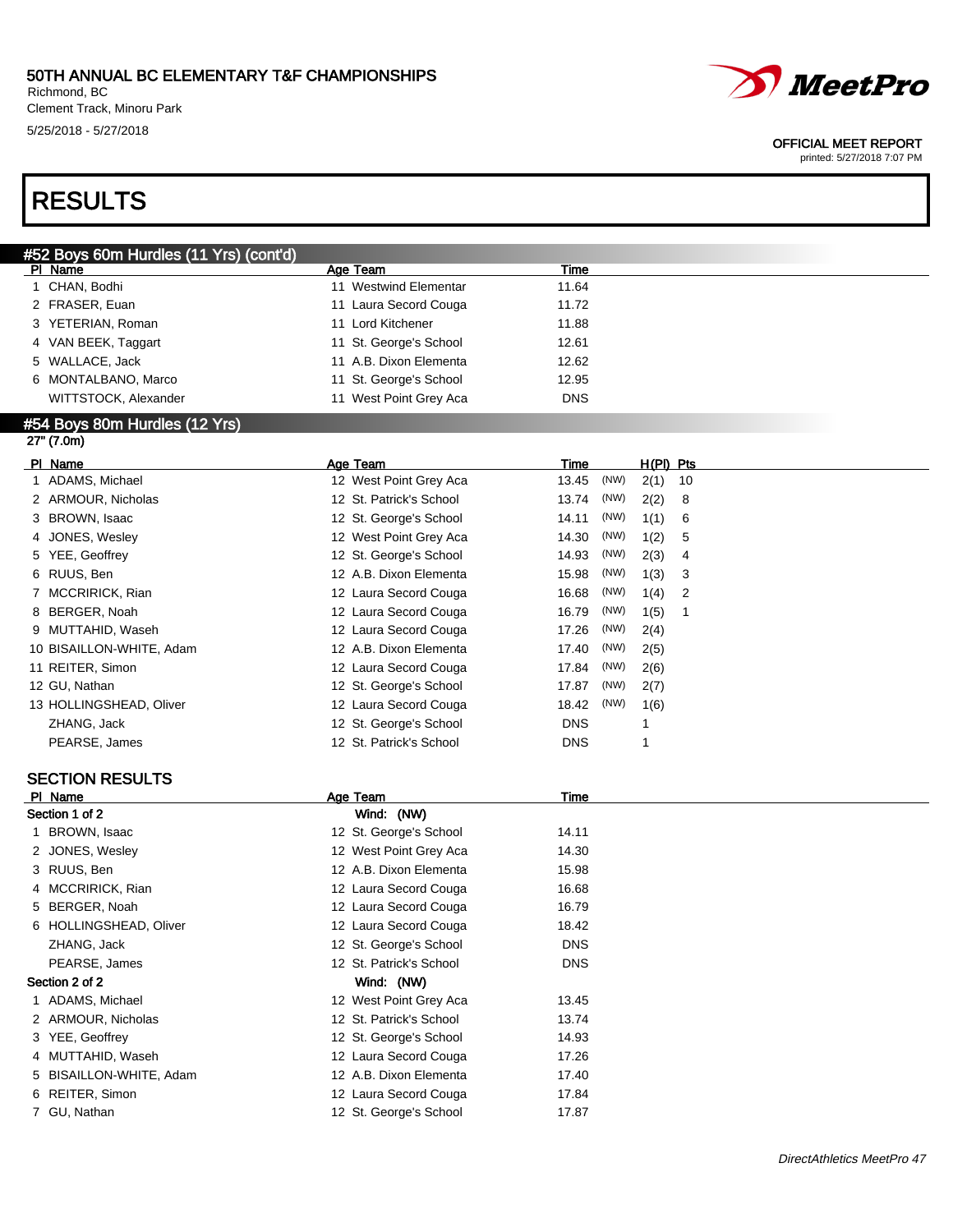# RESULTS

## #52 Boys 60m Hurdles (11 Yrs) (cont'd)

| Pl | Name | Age | Team | Time |
|---|---|---|---|---|
| 1 | CHAN, Bodhi | 11 | Westwind Elementar | 11.64 |
| 2 | FRASER, Euan | 11 | Laura Secord Couga | 11.72 |
| 3 | YETERIAN, Roman | 11 | Lord Kitchener | 11.88 |
| 4 | VAN BEEK, Taggart | 11 | St. George's School | 12.61 |
| 5 | WALLACE, Jack | 11 | A.B. Dixon Elementa | 12.62 |
| 6 | MONTALBANO, Marco | 11 | St. George's School | 12.95 |
| | WITTSTOCK, Alexander | 11 | West Point Grey Aca | DNS |

## #54 Boys 80m Hurdles (12 Yrs)

27" (7.0m)

| Pl | Name | Age | Team | Time | | H(Pl) | Pts |
|---|---|---|---|---|---|---|---|
| 1 | ADAMS, Michael | 12 | West Point Grey Aca | 13.45 | (NW) | 2(1) | 10 |
| 2 | ARMOUR, Nicholas | 12 | St. Patrick's School | 13.74 | (NW) | 2(2) | 8 |
| 3 | BROWN, Isaac | 12 | St. George's School | 14.11 | (NW) | 1(1) | 6 |
| 4 | JONES, Wesley | 12 | West Point Grey Aca | 14.30 | (NW) | 1(2) | 5 |
| 5 | YEE, Geoffrey | 12 | St. George's School | 14.93 | (NW) | 2(3) | 4 |
| 6 | RUUS, Ben | 12 | A.B. Dixon Elementa | 15.98 | (NW) | 1(3) | 3 |
| 7 | MCCRIRICK, Rian | 12 | Laura Secord Couga | 16.68 | (NW) | 1(4) | 2 |
| 8 | BERGER, Noah | 12 | Laura Secord Couga | 16.79 | (NW) | 1(5) | 1 |
| 9 | MUTTAHID, Waseh | 12 | Laura Secord Couga | 17.26 | (NW) | 2(4) | |
| 10 | BISAILLON-WHITE, Adam | 12 | A.B. Dixon Elementa | 17.40 | (NW) | 2(5) | |
| 11 | REITER, Simon | 12 | Laura Secord Couga | 17.84 | (NW) | 2(6) | |
| 12 | GU, Nathan | 12 | St. George's School | 17.87 | (NW) | 2(7) | |
| 13 | HOLLINGSHEAD, Oliver | 12 | Laura Secord Couga | 18.42 | (NW) | 1(6) | |
| | ZHANG, Jack | 12 | St. George's School | DNS | | 1 | |
| | PEARSE, James | 12 | St. Patrick's School | DNS | | 1 | |

### SECTION RESULTS

| Pl | Name | Age | Team | Time |
|---|---|---|---|---|
| **Section 1 of 2** | | | Wind: (NW) | |
| 1 | BROWN, Isaac | 12 | St. George's School | 14.11 |
| 2 | JONES, Wesley | 12 | West Point Grey Aca | 14.30 |
| 3 | RUUS, Ben | 12 | A.B. Dixon Elementa | 15.98 |
| 4 | MCCRIRICK, Rian | 12 | Laura Secord Couga | 16.68 |
| 5 | BERGER, Noah | 12 | Laura Secord Couga | 16.79 |
| 6 | HOLLINGSHEAD, Oliver | 12 | Laura Secord Couga | 18.42 |
| | ZHANG, Jack | 12 | St. George's School | DNS |
| | PEARSE, James | 12 | St. Patrick's School | DNS |
| **Section 2 of 2** | | | Wind: (NW) | |
| 1 | ADAMS, Michael | 12 | West Point Grey Aca | 13.45 |
| 2 | ARMOUR, Nicholas | 12 | St. Patrick's School | 13.74 |
| 3 | YEE, Geoffrey | 12 | St. George's School | 14.93 |
| 4 | MUTTAHID, Waseh | 12 | Laura Secord Couga | 17.26 |
| 5 | BISAILLON-WHITE, Adam | 12 | A.B. Dixon Elementa | 17.40 |
| 6 | REITER, Simon | 12 | Laura Secord Couga | 17.84 |
| 7 | GU, Nathan | 12 | St. George's School | 17.87 |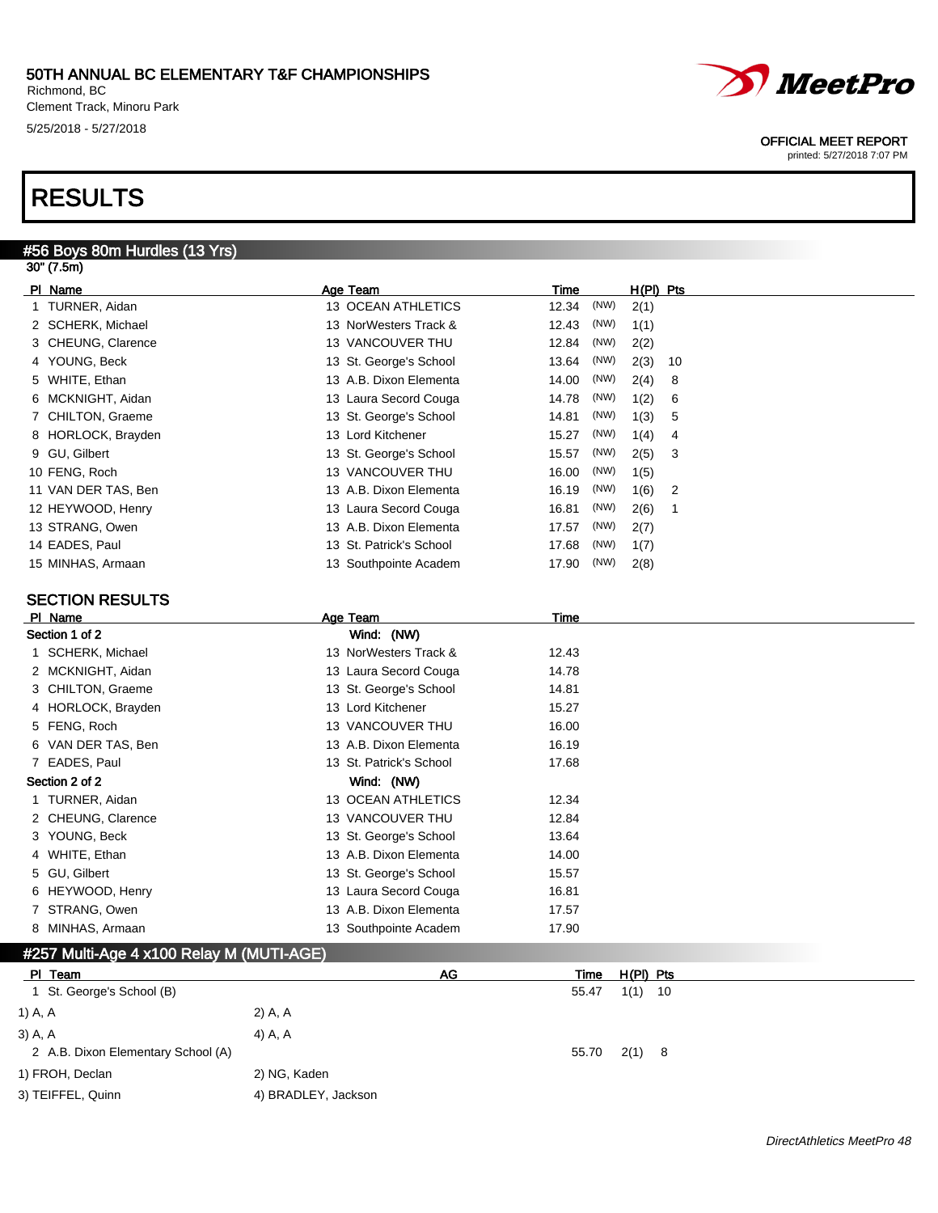50TH ANNUAL BC ELEMENTARY T&F CHAMPIONSHIPS
Richmond, BC
Clement Track, Minoru Park
5/25/2018 - 5/27/2018

OFFICIAL MEET REPORT
printed: 5/27/2018 7:07 PM

# RESULTS

## #56 Boys 80m Hurdles (13 Yrs)

30" (7.5m)

| Pl | Name | Age | Team | Time | | H(Pl) | Pts |
|---|---|---|---|---|---|---|---|
| 1 | TURNER, Aidan | 13 | OCEAN ATHLETICS | 12.34 | (NW) | 2(1) | |
| 2 | SCHERK, Michael | 13 | NorWesters Track & | 12.43 | (NW) | 1(1) | |
| 3 | CHEUNG, Clarence | 13 | VANCOUVER THU | 12.84 | (NW) | 2(2) | |
| 4 | YOUNG, Beck | 13 | St. George's School | 13.64 | (NW) | 2(3) | 10 |
| 5 | WHITE, Ethan | 13 | A.B. Dixon Elementa | 14.00 | (NW) | 2(4) | 8 |
| 6 | MCKNIGHT, Aidan | 13 | Laura Secord Couga | 14.78 | (NW) | 1(2) | 6 |
| 7 | CHILTON, Graeme | 13 | St. George's School | 14.81 | (NW) | 1(3) | 5 |
| 8 | HORLOCK, Brayden | 13 | Lord Kitchener | 15.27 | (NW) | 1(4) | 4 |
| 9 | GU, Gilbert | 13 | St. George's School | 15.57 | (NW) | 2(5) | 3 |
| 10 | FENG, Roch | 13 | VANCOUVER THU | 16.00 | (NW) | 1(5) | |
| 11 | VAN DER TAS, Ben | 13 | A.B. Dixon Elementa | 16.19 | (NW) | 1(6) | 2 |
| 12 | HEYWOOD, Henry | 13 | Laura Secord Couga | 16.81 | (NW) | 2(6) | 1 |
| 13 | STRANG, Owen | 13 | A.B. Dixon Elementa | 17.57 | (NW) | 2(7) | |
| 14 | EADES, Paul | 13 | St. Patrick's School | 17.68 | (NW) | 1(7) | |
| 15 | MINHAS, Armaan | 13 | Southpointe Academ | 17.90 | (NW) | 2(8) | |

### SECTION RESULTS

| Pl | Name | Age | Team | Time |
|---|---|---|---|---|
| **Section 1 of 2** | | | Wind: (NW) | |
| 1 | SCHERK, Michael | 13 | NorWesters Track & | 12.43 |
| 2 | MCKNIGHT, Aidan | 13 | Laura Secord Couga | 14.78 |
| 3 | CHILTON, Graeme | 13 | St. George's School | 14.81 |
| 4 | HORLOCK, Brayden | 13 | Lord Kitchener | 15.27 |
| 5 | FENG, Roch | 13 | VANCOUVER THU | 16.00 |
| 6 | VAN DER TAS, Ben | 13 | A.B. Dixon Elementa | 16.19 |
| 7 | EADES, Paul | 13 | St. Patrick's School | 17.68 |
| **Section 2 of 2** | | | Wind: (NW) | |
| 1 | TURNER, Aidan | 13 | OCEAN ATHLETICS | 12.34 |
| 2 | CHEUNG, Clarence | 13 | VANCOUVER THU | 12.84 |
| 3 | YOUNG, Beck | 13 | St. George's School | 13.64 |
| 4 | WHITE, Ethan | 13 | A.B. Dixon Elementa | 14.00 |
| 5 | GU, Gilbert | 13 | St. George's School | 15.57 |
| 6 | HEYWOOD, Henry | 13 | Laura Secord Couga | 16.81 |
| 7 | STRANG, Owen | 13 | A.B. Dixon Elementa | 17.57 |
| 8 | MINHAS, Armaan | 13 | Southpointe Academ | 17.90 |

## #257 Multi-Age 4 x100 Relay M (MUTI-AGE)

| Pl | Team | AG | Time | H(Pl) | Pts |
|---|---|---|---|---|---|
| 1 | St. George's School (B) | | 55.47 | 1(1) | 10 |
| | 1) A, A — 2) A, A — 3) A, A — 4) A, A | | | | |
| 2 | A.B. Dixon Elementary School (A) | | 55.70 | 2(1) | 8 |
| | 1) FROH, Declan — 2) NG, Kaden — 3) TEIFFEL, Quinn — 4) BRADLEY, Jackson | | | | |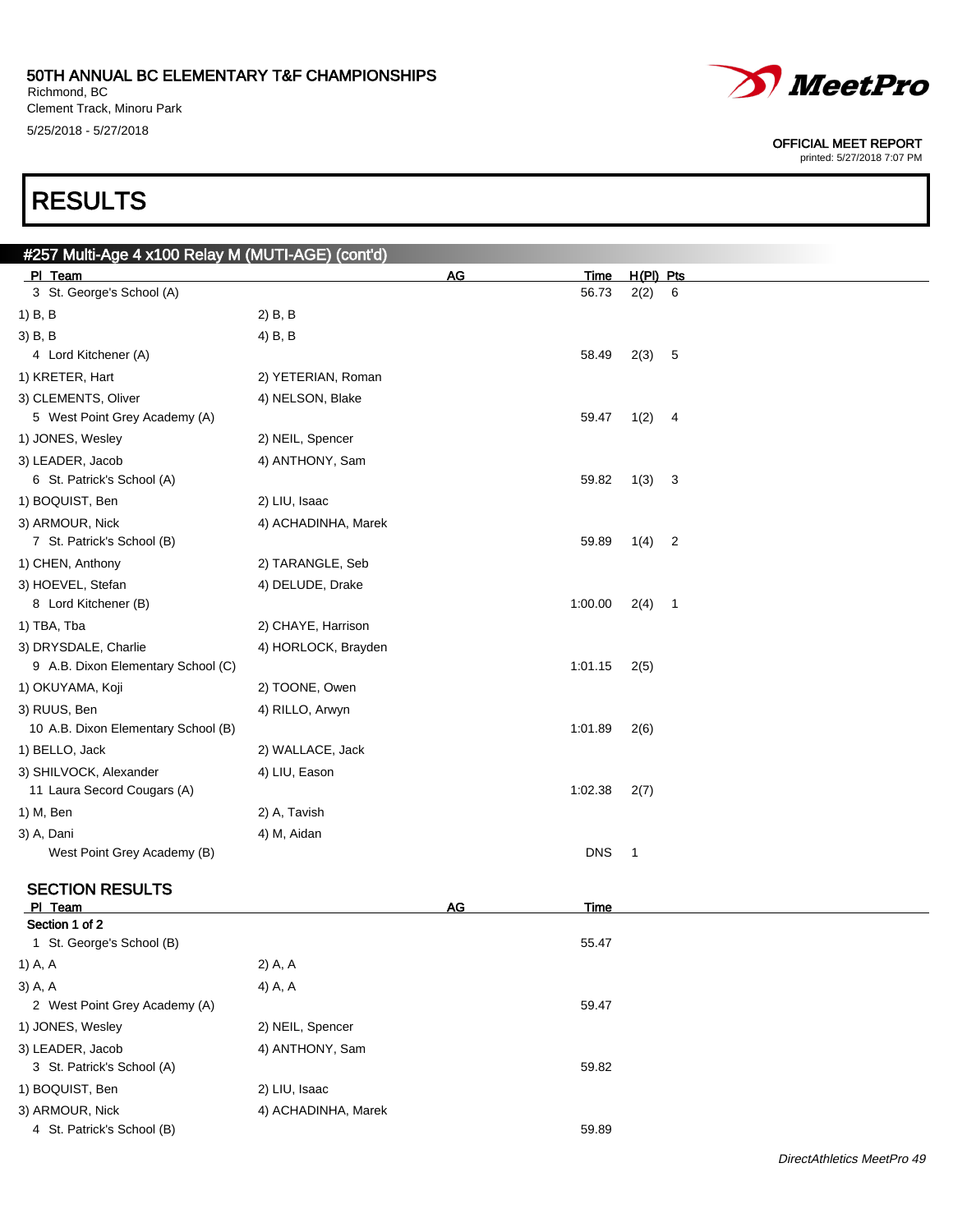# 50TH ANNUAL BC ELEMENTARY T&F CHAMPIONSHIPS

Richmond, BC
Clement Track, Minoru Park
5/25/2018 - 5/27/2018

OFFICIAL MEET REPORT
printed: 5/27/2018 7:07 PM

# RESULTS

## #257 Multi-Age 4 x100 Relay M (MUTI-AGE) (cont'd)

| Pl | Team | AG | Time | H(Pl) | Pts |
|---|---|---|---|---|---|
| 3 | St. George's School (A) | | 56.73 | 2(2) | 6 |
| | 1) B, B; 2) B, B; 3) B, B; 4) B, B | | | | |
| 4 | Lord Kitchener (A) | | 58.49 | 2(3) | 5 |
| | 1) KRETER, Hart; 2) YETERIAN, Roman; 3) CLEMENTS, Oliver; 4) NELSON, Blake | | | | |
| 5 | West Point Grey Academy (A) | | 59.47 | 1(2) | 4 |
| | 1) JONES, Wesley; 2) NEIL, Spencer; 3) LEADER, Jacob; 4) ANTHONY, Sam | | | | |
| 6 | St. Patrick's School (A) | | 59.82 | 1(3) | 3 |
| | 1) BOQUIST, Ben; 2) LIU, Isaac; 3) ARMOUR, Nick; 4) ACHADINHA, Marek | | | | |
| 7 | St. Patrick's School (B) | | 59.89 | 1(4) | 2 |
| | 1) CHEN, Anthony; 2) TARANGLE, Seb; 3) HOEVEL, Stefan; 4) DELUDE, Drake | | | | |
| 8 | Lord Kitchener (B) | | 1:00.00 | 2(4) | 1 |
| | 1) TBA, Tba; 2) CHAYE, Harrison; 3) DRYSDALE, Charlie; 4) HORLOCK, Brayden | | | | |
| 9 | A.B. Dixon Elementary School (C) | | 1:01.15 | 2(5) | |
| | 1) OKUYAMA, Koji; 2) TOONE, Owen; 3) RUUS, Ben; 4) RILLO, Arwyn | | | | |
| 10 | A.B. Dixon Elementary School (B) | | 1:01.89 | 2(6) | |
| | 1) BELLO, Jack; 2) WALLACE, Jack; 3) SHILVOCK, Alexander; 4) LIU, Eason | | | | |
| 11 | Laura Secord Cougars (A) | | 1:02.38 | 2(7) | |
| | 1) M, Ben; 2) A, Tavish; 3) A, Dani; 4) M, Aidan | | | | |
| | West Point Grey Academy (B) | | DNS | 1 | |

## SECTION RESULTS

| Pl | Team | AG | Time |
|---|---|---|---|
| **Section 1 of 2** | | | |
| 1 | St. George's School (B) | | 55.47 |
| | 1) A, A; 2) A, A; 3) A, A; 4) A, A | | |
| 2 | West Point Grey Academy (A) | | 59.47 |
| | 1) JONES, Wesley; 2) NEIL, Spencer; 3) LEADER, Jacob; 4) ANTHONY, Sam | | |
| 3 | St. Patrick's School (A) | | 59.82 |
| | 1) BOQUIST, Ben; 2) LIU, Isaac; 3) ARMOUR, Nick; 4) ACHADINHA, Marek | | |
| 4 | St. Patrick's School (B) | | 59.89 |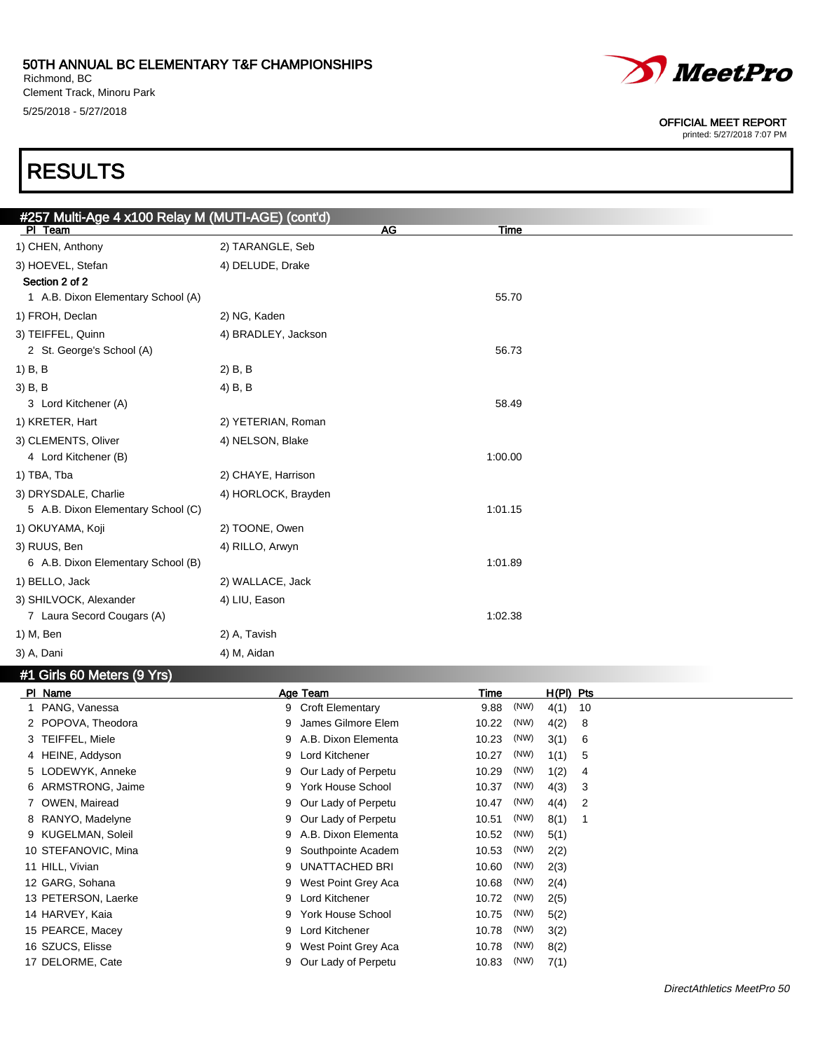# RESULTS

## #257 Multi-Age 4 x100 Relay M (MUTI-AGE) (cont'd)

| Pl | Team | AG | Time |
|---|---|---|---|
| | 1) CHEN, Anthony 2) TARANGLE, Seb | | |
| | 3) HOEVEL, Stefan 4) DELUDE, Drake | | |

**Section 2 of 2**

| Pl | Team | AG | Time |
|---|---|---|---|
| 1 | A.B. Dixon Elementary School (A) | | 55.70 |
| | 1) FROH, Declan 2) NG, Kaden | | |
| | 3) TEIFFEL, Quinn 4) BRADLEY, Jackson | | |
| 2 | St. George's School (A) | | 56.73 |
| | 1) B, B 2) B, B | | |
| | 3) B, B 4) B, B | | |
| 3 | Lord Kitchener (A) | | 58.49 |
| | 1) KRETER, Hart 2) YETERIAN, Roman | | |
| | 3) CLEMENTS, Oliver 4) NELSON, Blake | | |
| 4 | Lord Kitchener (B) | | 1:00.00 |
| | 1) TBA, Tba 2) CHAYE, Harrison | | |
| | 3) DRYSDALE, Charlie 4) HORLOCK, Brayden | | |
| 5 | A.B. Dixon Elementary School (C) | | 1:01.15 |
| | 1) OKUYAMA, Koji 2) TOONE, Owen | | |
| | 3) RUUS, Ben 4) RILLO, Arwyn | | |
| 6 | A.B. Dixon Elementary School (B) | | 1:01.89 |
| | 1) BELLO, Jack 2) WALLACE, Jack | | |
| | 3) SHILVOCK, Alexander 4) LIU, Eason | | |
| 7 | Laura Secord Cougars (A) | | 1:02.38 |
| | 1) M, Ben 2) A, Tavish | | |
| | 3) A, Dani 4) M, Aidan | | |

## #1 Girls 60 Meters (9 Yrs)

| Pl | Name | Age | Team | Time | | H(Pl) | Pts |
|---|---|---|---|---|---|---|---|
| 1 | PANG, Vanessa | 9 | Croft Elementary | 9.88 | (NW) | 4(1) | 10 |
| 2 | POPOVA, Theodora | 9 | James Gilmore Elem | 10.22 | (NW) | 4(2) | 8 |
| 3 | TEIFFEL, Miele | 9 | A.B. Dixon Elementa | 10.23 | (NW) | 3(1) | 6 |
| 4 | HEINE, Addyson | 9 | Lord Kitchener | 10.27 | (NW) | 1(1) | 5 |
| 5 | LODEWYK, Anneke | 9 | Our Lady of Perpetu | 10.29 | (NW) | 1(2) | 4 |
| 6 | ARMSTRONG, Jaime | 9 | York House School | 10.37 | (NW) | 4(3) | 3 |
| 7 | OWEN, Mairead | 9 | Our Lady of Perpetu | 10.47 | (NW) | 4(4) | 2 |
| 8 | RANYO, Madelyne | 9 | Our Lady of Perpetu | 10.51 | (NW) | 8(1) | 1 |
| 9 | KUGELMAN, Soleil | 9 | A.B. Dixon Elementa | 10.52 | (NW) | 5(1) | |
| 10 | STEFANOVIC, Mina | 9 | Southpointe Academ | 10.53 | (NW) | 2(2) | |
| 11 | HILL, Vivian | 9 | UNATTACHED BRI | 10.60 | (NW) | 2(3) | |
| 12 | GARG, Sohana | 9 | West Point Grey Aca | 10.68 | (NW) | 2(4) | |
| 13 | PETERSON, Laerke | 9 | Lord Kitchener | 10.72 | (NW) | 2(5) | |
| 14 | HARVEY, Kaia | 9 | York House School | 10.75 | (NW) | 5(2) | |
| 15 | PEARCE, Macey | 9 | Lord Kitchener | 10.78 | (NW) | 3(2) | |
| 16 | SZUCS, Elisse | 9 | West Point Grey Aca | 10.78 | (NW) | 8(2) | |
| 17 | DELORME, Cate | 9 | Our Lady of Perpetu | 10.83 | (NW) | 7(1) | |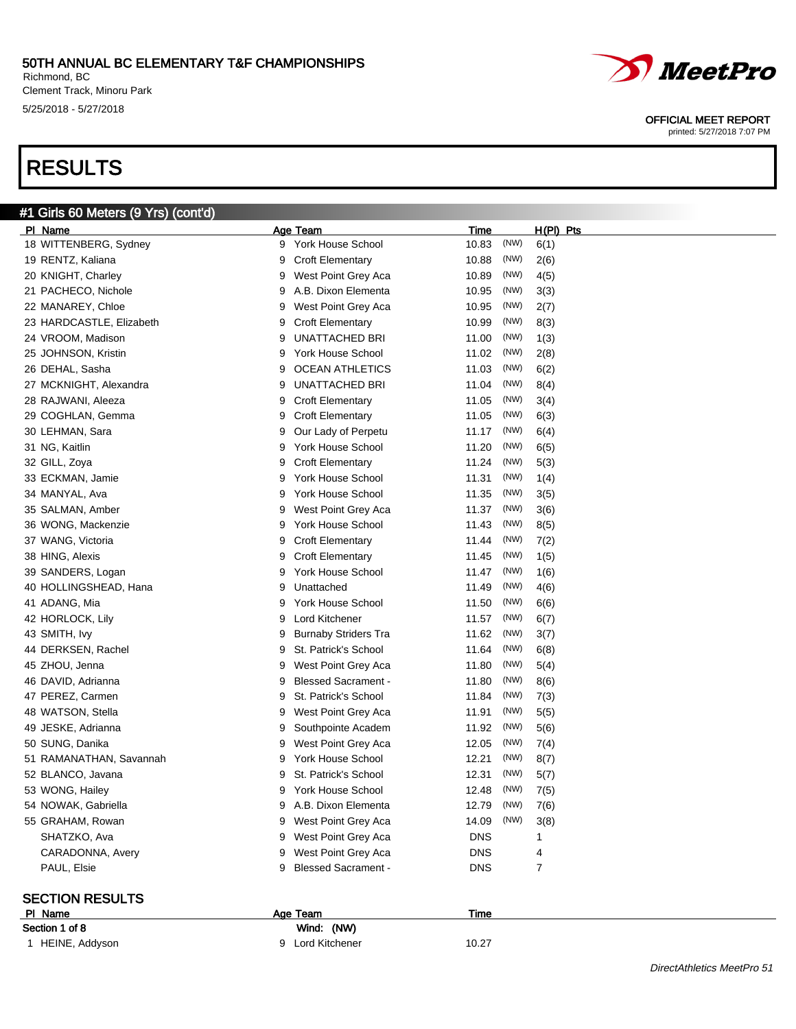50TH ANNUAL BC ELEMENTARY T&F CHAMPIONSHIPS
Richmond, BC
Clement Track, Minoru Park
5/25/2018 - 5/27/2018

OFFICIAL MEET REPORT
printed: 5/27/2018 7:07 PM

# RESULTS

## #1 Girls 60 Meters (9 Yrs) (cont'd)

| Pl | Name | Age | Team | Time | | H(Pl) | Pts |
|---|---|---|---|---|---|---|---|
| 18 | WITTENBERG, Sydney | 9 | York House School | 10.83 | (NW) | 6(1) | |
| 19 | RENTZ, Kaliana | 9 | Croft Elementary | 10.88 | (NW) | 2(6) | |
| 20 | KNIGHT, Charley | 9 | West Point Grey Aca | 10.89 | (NW) | 4(5) | |
| 21 | PACHECO, Nichole | 9 | A.B. Dixon Elementa | 10.95 | (NW) | 3(3) | |
| 22 | MANAREY, Chloe | 9 | West Point Grey Aca | 10.95 | (NW) | 2(7) | |
| 23 | HARDCASTLE, Elizabeth | 9 | Croft Elementary | 10.99 | (NW) | 8(3) | |
| 24 | VROOM, Madison | 9 | UNATTACHED BRI | 11.00 | (NW) | 1(3) | |
| 25 | JOHNSON, Kristin | 9 | York House School | 11.02 | (NW) | 2(8) | |
| 26 | DEHAL, Sasha | 9 | OCEAN ATHLETICS | 11.03 | (NW) | 6(2) | |
| 27 | MCKNIGHT, Alexandra | 9 | UNATTACHED BRI | 11.04 | (NW) | 8(4) | |
| 28 | RAJWANI, Aleeza | 9 | Croft Elementary | 11.05 | (NW) | 3(4) | |
| 29 | COGHLAN, Gemma | 9 | Croft Elementary | 11.05 | (NW) | 6(3) | |
| 30 | LEHMAN, Sara | 9 | Our Lady of Perpetu | 11.17 | (NW) | 6(4) | |
| 31 | NG, Kaitlin | 9 | York House School | 11.20 | (NW) | 6(5) | |
| 32 | GILL, Zoya | 9 | Croft Elementary | 11.24 | (NW) | 5(3) | |
| 33 | ECKMAN, Jamie | 9 | York House School | 11.31 | (NW) | 1(4) | |
| 34 | MANYAL, Ava | 9 | York House School | 11.35 | (NW) | 3(5) | |
| 35 | SALMAN, Amber | 9 | West Point Grey Aca | 11.37 | (NW) | 3(6) | |
| 36 | WONG, Mackenzie | 9 | York House School | 11.43 | (NW) | 8(5) | |
| 37 | WANG, Victoria | 9 | Croft Elementary | 11.44 | (NW) | 7(2) | |
| 38 | HING, Alexis | 9 | Croft Elementary | 11.45 | (NW) | 1(5) | |
| 39 | SANDERS, Logan | 9 | York House School | 11.47 | (NW) | 1(6) | |
| 40 | HOLLINGSHEAD, Hana | 9 | Unattached | 11.49 | (NW) | 4(6) | |
| 41 | ADANG, Mia | 9 | York House School | 11.50 | (NW) | 6(6) | |
| 42 | HORLOCK, Lily | 9 | Lord Kitchener | 11.57 | (NW) | 6(7) | |
| 43 | SMITH, Ivy | 9 | Burnaby Striders Tra | 11.62 | (NW) | 3(7) | |
| 44 | DERKSEN, Rachel | 9 | St. Patrick's School | 11.64 | (NW) | 6(8) | |
| 45 | ZHOU, Jenna | 9 | West Point Grey Aca | 11.80 | (NW) | 5(4) | |
| 46 | DAVID, Adrianna | 9 | Blessed Sacrament - | 11.80 | (NW) | 8(6) | |
| 47 | PEREZ, Carmen | 9 | St. Patrick's School | 11.84 | (NW) | 7(3) | |
| 48 | WATSON, Stella | 9 | West Point Grey Aca | 11.91 | (NW) | 5(5) | |
| 49 | JESKE, Adrianna | 9 | Southpointe Academ | 11.92 | (NW) | 5(6) | |
| 50 | SUNG, Danika | 9 | West Point Grey Aca | 12.05 | (NW) | 7(4) | |
| 51 | RAMANATHAN, Savannah | 9 | York House School | 12.21 | (NW) | 8(7) | |
| 52 | BLANCO, Javana | 9 | St. Patrick's School | 12.31 | (NW) | 5(7) | |
| 53 | WONG, Hailey | 9 | York House School | 12.48 | (NW) | 7(5) | |
| 54 | NOWAK, Gabriella | 9 | A.B. Dixon Elementa | 12.79 | (NW) | 7(6) | |
| 55 | GRAHAM, Rowan | 9 | West Point Grey Aca | 14.09 | (NW) | 3(8) | |
| | SHATZKO, Ava | 9 | West Point Grey Aca | DNS | | 1 | |
| | CARADONNA, Avery | 9 | West Point Grey Aca | DNS | | 4 | |
| | PAUL, Elsie | 9 | Blessed Sacrament - | DNS | | 7 | |

### SECTION RESULTS

| Pl | Name | Age | Team | Time |
|---|---|---|---|---|
| **Section 1 of 8** | | | **Wind: (NW)** | |
| 1 | HEINE, Addyson | 9 | Lord Kitchener | 10.27 |

*DirectAthletics MeetPro 51*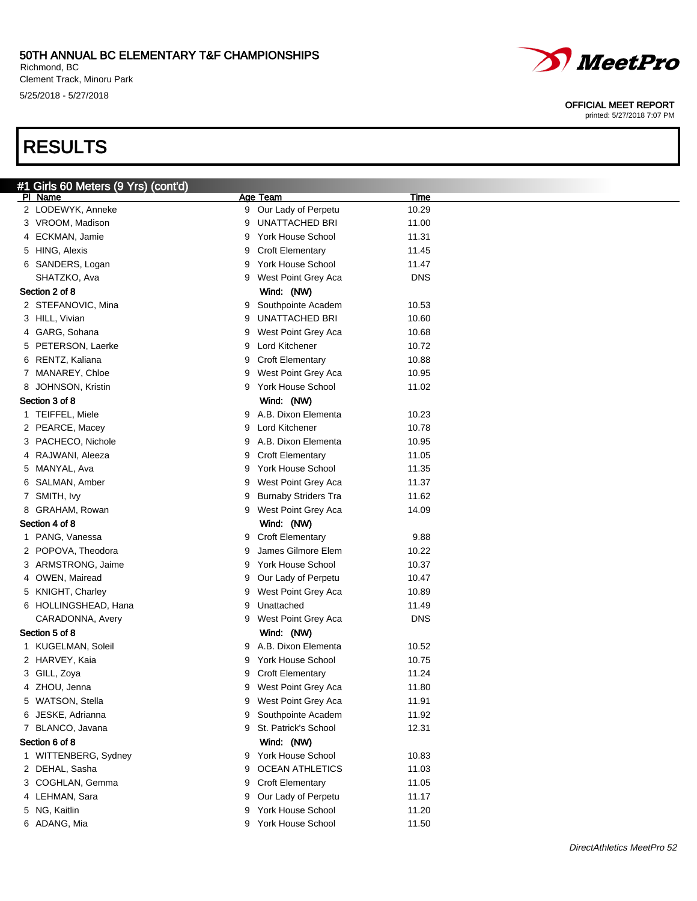# 50TH ANNUAL BC ELEMENTARY T&F CHAMPIONSHIPS

Richmond, BC
Clement Track, Minoru Park
5/25/2018 - 5/27/2018

OFFICIAL MEET REPORT
printed: 5/27/2018 7:07 PM

# RESULTS

## #1 Girls 60 Meters (9 Yrs) (cont'd)

| Pl | Name | Age | Team | Time |
|---|---|---|---|---|
| 2 | LODEWYK, Anneke | 9 | Our Lady of Perpetu | 10.29 |
| 3 | VROOM, Madison | 9 | UNATTACHED BRI | 11.00 |
| 4 | ECKMAN, Jamie | 9 | York House School | 11.31 |
| 5 | HING, Alexis | 9 | Croft Elementary | 11.45 |
| 6 | SANDERS, Logan | 9 | York House School | 11.47 |
| | SHATZKO, Ava | 9 | West Point Grey Aca | DNS |
| **Section 2 of 8** | | | **Wind: (NW)** | |
| 2 | STEFANOVIC, Mina | 9 | Southpointe Academ | 10.53 |
| 3 | HILL, Vivian | 9 | UNATTACHED BRI | 10.60 |
| 4 | GARG, Sohana | 9 | West Point Grey Aca | 10.68 |
| 5 | PETERSON, Laerke | 9 | Lord Kitchener | 10.72 |
| 6 | RENTZ, Kaliana | 9 | Croft Elementary | 10.88 |
| 7 | MANAREY, Chloe | 9 | West Point Grey Aca | 10.95 |
| 8 | JOHNSON, Kristin | 9 | York House School | 11.02 |
| **Section 3 of 8** | | | **Wind: (NW)** | |
| 1 | TEIFFEL, Miele | 9 | A.B. Dixon Elementa | 10.23 |
| 2 | PEARCE, Macey | 9 | Lord Kitchener | 10.78 |
| 3 | PACHECO, Nichole | 9 | A.B. Dixon Elementa | 10.95 |
| 4 | RAJWANI, Aleeza | 9 | Croft Elementary | 11.05 |
| 5 | MANYAL, Ava | 9 | York House School | 11.35 |
| 6 | SALMAN, Amber | 9 | West Point Grey Aca | 11.37 |
| 7 | SMITH, Ivy | 9 | Burnaby Striders Tra | 11.62 |
| 8 | GRAHAM, Rowan | 9 | West Point Grey Aca | 14.09 |
| **Section 4 of 8** | | | **Wind: (NW)** | |
| 1 | PANG, Vanessa | 9 | Croft Elementary | 9.88 |
| 2 | POPOVA, Theodora | 9 | James Gilmore Elem | 10.22 |
| 3 | ARMSTRONG, Jaime | 9 | York House School | 10.37 |
| 4 | OWEN, Mairead | 9 | Our Lady of Perpetu | 10.47 |
| 5 | KNIGHT, Charley | 9 | West Point Grey Aca | 10.89 |
| 6 | HOLLINGSHEAD, Hana | 9 | Unattached | 11.49 |
| | CARADONNA, Avery | 9 | West Point Grey Aca | DNS |
| **Section 5 of 8** | | | **Wind: (NW)** | |
| 1 | KUGELMAN, Soleil | 9 | A.B. Dixon Elementa | 10.52 |
| 2 | HARVEY, Kaia | 9 | York House School | 10.75 |
| 3 | GILL, Zoya | 9 | Croft Elementary | 11.24 |
| 4 | ZHOU, Jenna | 9 | West Point Grey Aca | 11.80 |
| 5 | WATSON, Stella | 9 | West Point Grey Aca | 11.91 |
| 6 | JESKE, Adrianna | 9 | Southpointe Academ | 11.92 |
| 7 | BLANCO, Javana | 9 | St. Patrick's School | 12.31 |
| **Section 6 of 8** | | | **Wind: (NW)** | |
| 1 | WITTENBERG, Sydney | 9 | York House School | 10.83 |
| 2 | DEHAL, Sasha | 9 | OCEAN ATHLETICS | 11.03 |
| 3 | COGHLAN, Gemma | 9 | Croft Elementary | 11.05 |
| 4 | LEHMAN, Sara | 9 | Our Lady of Perpetu | 11.17 |
| 5 | NG, Kaitlin | 9 | York House School | 11.20 |
| 6 | ADANG, Mia | 9 | York House School | 11.50 |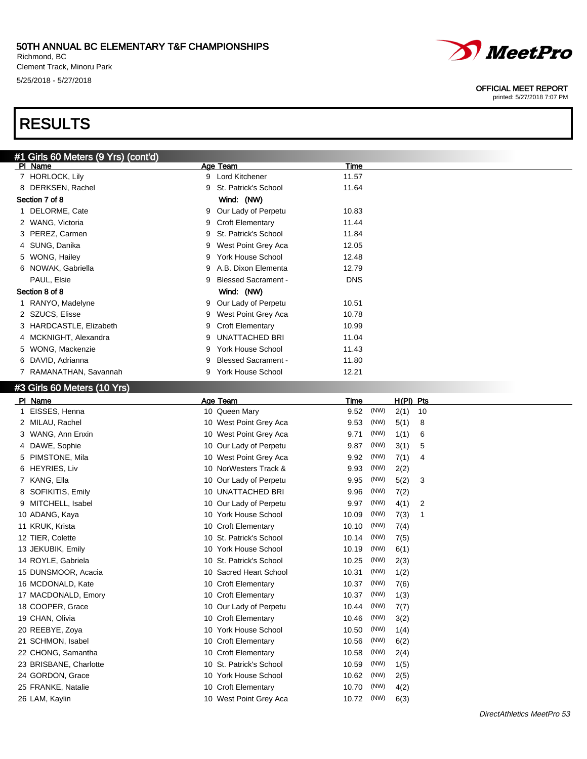# RESULTS

## #1 Girls 60 Meters (9 Yrs) (cont'd)

| Pl | Name | Age | Team | Time |
|---|---|---|---|---|
| 7 | HORLOCK, Lily | 9 | Lord Kitchener | 11.57 |
| 8 | DERKSEN, Rachel | 9 | St. Patrick's School | 11.64 |
| **Section 7 of 8** | | | **Wind: (NW)** | |
| 1 | DELORME, Cate | 9 | Our Lady of Perpetu | 10.83 |
| 2 | WANG, Victoria | 9 | Croft Elementary | 11.44 |
| 3 | PEREZ, Carmen | 9 | St. Patrick's School | 11.84 |
| 4 | SUNG, Danika | 9 | West Point Grey Aca | 12.05 |
| 5 | WONG, Hailey | 9 | York House School | 12.48 |
| 6 | NOWAK, Gabriella | 9 | A.B. Dixon Elementa | 12.79 |
| | PAUL, Elsie | 9 | Blessed Sacrament - | DNS |
| **Section 8 of 8** | | | **Wind: (NW)** | |
| 1 | RANYO, Madelyne | 9 | Our Lady of Perpetu | 10.51 |
| 2 | SZUCS, Elisse | 9 | West Point Grey Aca | 10.78 |
| 3 | HARDCASTLE, Elizabeth | 9 | Croft Elementary | 10.99 |
| 4 | MCKNIGHT, Alexandra | 9 | UNATTACHED BRI | 11.04 |
| 5 | WONG, Mackenzie | 9 | York House School | 11.43 |
| 6 | DAVID, Adrianna | 9 | Blessed Sacrament - | 11.80 |
| 7 | RAMANATHAN, Savannah | 9 | York House School | 12.21 |

## #3 Girls 60 Meters (10 Yrs)

| Pl | Name | Age | Team | Time | | H(Pl) | Pts |
|---|---|---|---|---|---|---|---|
| 1 | EISSES, Henna | 10 | Queen Mary | 9.52 | (NW) | 2(1) | 10 |
| 2 | MILAU, Rachel | 10 | West Point Grey Aca | 9.53 | (NW) | 5(1) | 8 |
| 3 | WANG, Ann Enxin | 10 | West Point Grey Aca | 9.71 | (NW) | 1(1) | 6 |
| 4 | DAWE, Sophie | 10 | Our Lady of Perpetu | 9.87 | (NW) | 3(1) | 5 |
| 5 | PIMSTONE, Mila | 10 | West Point Grey Aca | 9.92 | (NW) | 7(1) | 4 |
| 6 | HEYRIES, Liv | 10 | NorWesters Track & | 9.93 | (NW) | 2(2) | |
| 7 | KANG, Ella | 10 | Our Lady of Perpetu | 9.95 | (NW) | 5(2) | 3 |
| 8 | SOFIKITIS, Emily | 10 | UNATTACHED BRI | 9.96 | (NW) | 7(2) | |
| 9 | MITCHELL, Isabel | 10 | Our Lady of Perpetu | 9.97 | (NW) | 4(1) | 2 |
| 10 | ADANG, Kaya | 10 | York House School | 10.09 | (NW) | 7(3) | 1 |
| 11 | KRUK, Krista | 10 | Croft Elementary | 10.10 | (NW) | 7(4) | |
| 12 | TIER, Colette | 10 | St. Patrick's School | 10.14 | (NW) | 7(5) | |
| 13 | JEKUBIK, Emily | 10 | York House School | 10.19 | (NW) | 6(1) | |
| 14 | ROYLE, Gabriela | 10 | St. Patrick's School | 10.25 | (NW) | 2(3) | |
| 15 | DUNSMOOR, Acacia | 10 | Sacred Heart School | 10.31 | (NW) | 1(2) | |
| 16 | MCDONALD, Kate | 10 | Croft Elementary | 10.37 | (NW) | 7(6) | |
| 17 | MACDONALD, Emory | 10 | Croft Elementary | 10.37 | (NW) | 1(3) | |
| 18 | COOPER, Grace | 10 | Our Lady of Perpetu | 10.44 | (NW) | 7(7) | |
| 19 | CHAN, Olivia | 10 | Croft Elementary | 10.46 | (NW) | 3(2) | |
| 20 | REEBYE, Zoya | 10 | York House School | 10.50 | (NW) | 1(4) | |
| 21 | SCHMON, Isabel | 10 | Croft Elementary | 10.56 | (NW) | 6(2) | |
| 22 | CHONG, Samantha | 10 | Croft Elementary | 10.58 | (NW) | 2(4) | |
| 23 | BRISBANE, Charlotte | 10 | St. Patrick's School | 10.59 | (NW) | 1(5) | |
| 24 | GORDON, Grace | 10 | York House School | 10.62 | (NW) | 2(5) | |
| 25 | FRANKE, Natalie | 10 | Croft Elementary | 10.70 | (NW) | 4(2) | |
| 26 | LAM, Kaylin | 10 | West Point Grey Aca | 10.72 | (NW) | 6(3) | |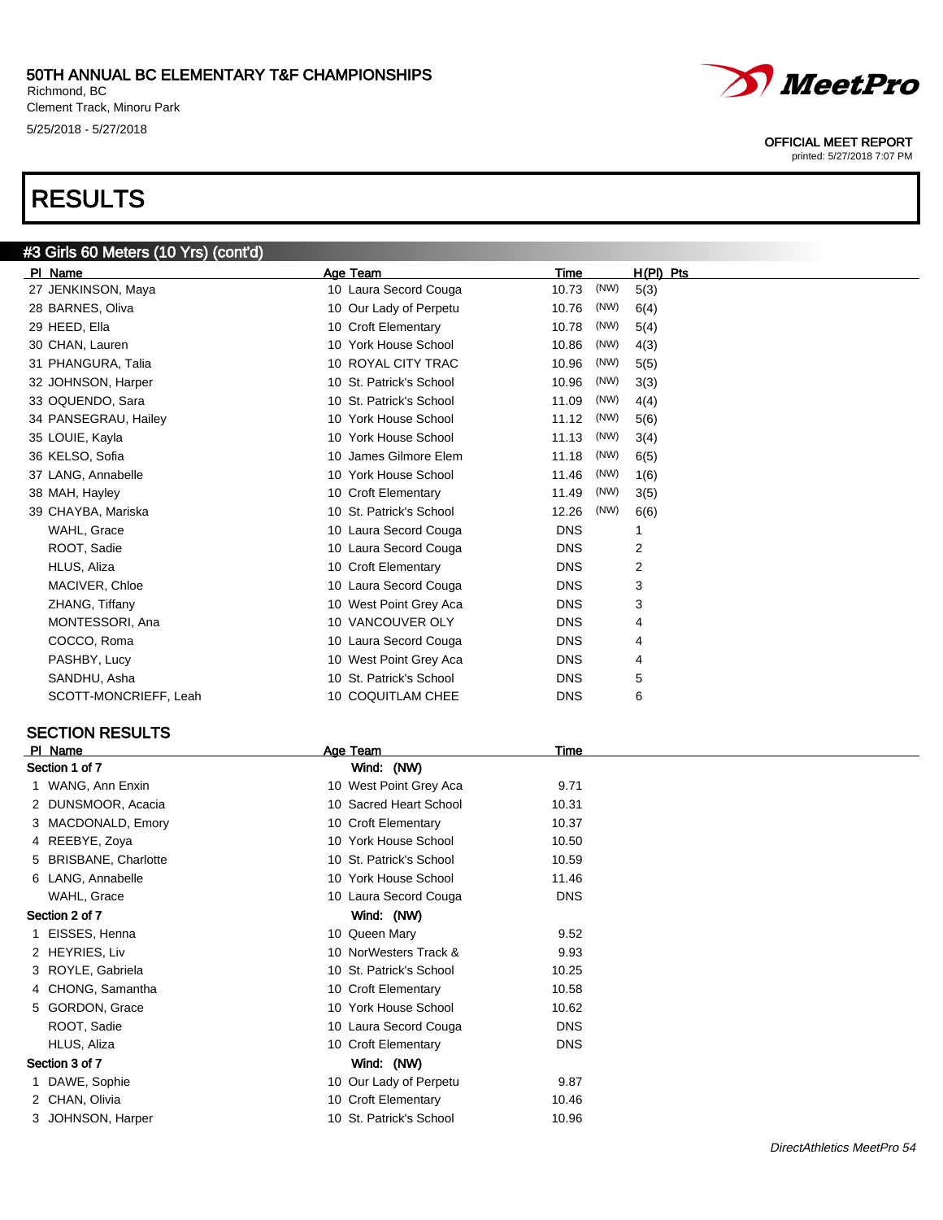# RESULTS

## #3 Girls 60 Meters (10 Yrs) (cont'd)

| Pl | Name | Age | Team | Time | | H(Pl) | Pts |
|---|---|---|---|---|---|---|---|
| 27 | JENKINSON, Maya | 10 | Laura Secord Couga | 10.73 | (NW) | 5(3) | |
| 28 | BARNES, Oliva | 10 | Our Lady of Perpetu | 10.76 | (NW) | 6(4) | |
| 29 | HEED, Ella | 10 | Croft Elementary | 10.78 | (NW) | 5(4) | |
| 30 | CHAN, Lauren | 10 | York House School | 10.86 | (NW) | 4(3) | |
| 31 | PHANGURA, Talia | 10 | ROYAL CITY TRAC | 10.96 | (NW) | 5(5) | |
| 32 | JOHNSON, Harper | 10 | St. Patrick's School | 10.96 | (NW) | 3(3) | |
| 33 | OQUENDO, Sara | 10 | St. Patrick's School | 11.09 | (NW) | 4(4) | |
| 34 | PANSEGRAU, Hailey | 10 | York House School | 11.12 | (NW) | 5(6) | |
| 35 | LOUIE, Kayla | 10 | York House School | 11.13 | (NW) | 3(4) | |
| 36 | KELSO, Sofia | 10 | James Gilmore Elem | 11.18 | (NW) | 6(5) | |
| 37 | LANG, Annabelle | 10 | York House School | 11.46 | (NW) | 1(6) | |
| 38 | MAH, Hayley | 10 | Croft Elementary | 11.49 | (NW) | 3(5) | |
| 39 | CHAYBA, Mariska | 10 | St. Patrick's School | 12.26 | (NW) | 6(6) | |
| | WAHL, Grace | 10 | Laura Secord Couga | DNS | | 1 | |
| | ROOT, Sadie | 10 | Laura Secord Couga | DNS | | 2 | |
| | HLUS, Aliza | 10 | Croft Elementary | DNS | | 2 | |
| | MACIVER, Chloe | 10 | Laura Secord Couga | DNS | | 3 | |
| | ZHANG, Tiffany | 10 | West Point Grey Aca | DNS | | 3 | |
| | MONTESSORI, Ana | 10 | VANCOUVER OLY | DNS | | 4 | |
| | COCCO, Roma | 10 | Laura Secord Couga | DNS | | 4 | |
| | PASHBY, Lucy | 10 | West Point Grey Aca | DNS | | 4 | |
| | SANDHU, Asha | 10 | St. Patrick's School | DNS | | 5 | |
| | SCOTT-MONCRIEFF, Leah | 10 | COQUITLAM CHEE | DNS | | 6 | |

## SECTION RESULTS

| Pl | Name | Age | Team | Time |
|---|---|---|---|---|
| **Section 1 of 7** | | | Wind: (NW) | |
| 1 | WANG, Ann Enxin | 10 | West Point Grey Aca | 9.71 |
| 2 | DUNSMOOR, Acacia | 10 | Sacred Heart School | 10.31 |
| 3 | MACDONALD, Emory | 10 | Croft Elementary | 10.37 |
| 4 | REEBYE, Zoya | 10 | York House School | 10.50 |
| 5 | BRISBANE, Charlotte | 10 | St. Patrick's School | 10.59 |
| 6 | LANG, Annabelle | 10 | York House School | 11.46 |
| | WAHL, Grace | 10 | Laura Secord Couga | DNS |
| **Section 2 of 7** | | | Wind: (NW) | |
| 1 | EISSES, Henna | 10 | Queen Mary | 9.52 |
| 2 | HEYRIES, Liv | 10 | NorWesters Track & | 9.93 |
| 3 | ROYLE, Gabriela | 10 | St. Patrick's School | 10.25 |
| 4 | CHONG, Samantha | 10 | Croft Elementary | 10.58 |
| 5 | GORDON, Grace | 10 | York House School | 10.62 |
| | ROOT, Sadie | 10 | Laura Secord Couga | DNS |
| | HLUS, Aliza | 10 | Croft Elementary | DNS |
| **Section 3 of 7** | | | Wind: (NW) | |
| 1 | DAWE, Sophie | 10 | Our Lady of Perpetu | 9.87 |
| 2 | CHAN, Olivia | 10 | Croft Elementary | 10.46 |
| 3 | JOHNSON, Harper | 10 | St. Patrick's School | 10.96 |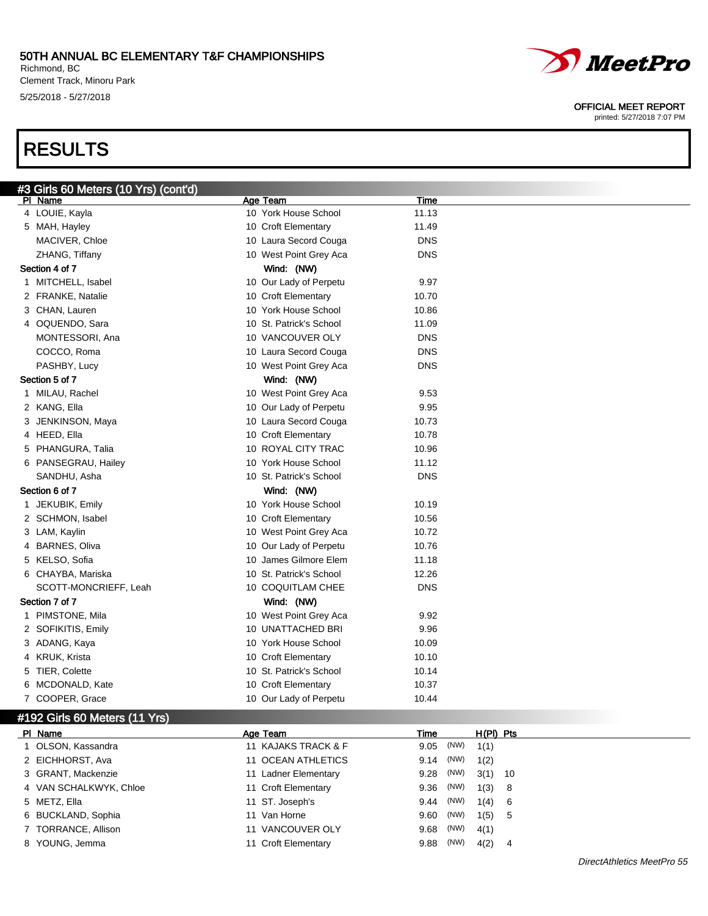# 50TH ANNUAL BC ELEMENTARY T&F CHAMPIONSHIPS

Richmond, BC
Clement Track, Minoru Park
5/25/2018 - 5/27/2018

OFFICIAL MEET REPORT
printed: 5/27/2018 7:07 PM

# RESULTS

## #3 Girls 60 Meters (10 Yrs) (cont'd)

| Pl | Name | Age | Team | Time |
|---|---|---|---|---|
| 4 | LOUIE, Kayla | 10 | York House School | 11.13 |
| 5 | MAH, Hayley | 10 | Croft Elementary | 11.49 |
| | MACIVER, Chloe | 10 | Laura Secord Couga | DNS |
| | ZHANG, Tiffany | 10 | West Point Grey Aca | DNS |
| **Section 4 of 7** | | | **Wind: (NW)** | |
| 1 | MITCHELL, Isabel | 10 | Our Lady of Perpetu | 9.97 |
| 2 | FRANKE, Natalie | 10 | Croft Elementary | 10.70 |
| 3 | CHAN, Lauren | 10 | York House School | 10.86 |
| 4 | OQUENDO, Sara | 10 | St. Patrick's School | 11.09 |
| | MONTESSORI, Ana | 10 | VANCOUVER OLY | DNS |
| | COCCO, Roma | 10 | Laura Secord Couga | DNS |
| | PASHBY, Lucy | 10 | West Point Grey Aca | DNS |
| **Section 5 of 7** | | | **Wind: (NW)** | |
| 1 | MILAU, Rachel | 10 | West Point Grey Aca | 9.53 |
| 2 | KANG, Ella | 10 | Our Lady of Perpetu | 9.95 |
| 3 | JENKINSON, Maya | 10 | Laura Secord Couga | 10.73 |
| 4 | HEED, Ella | 10 | Croft Elementary | 10.78 |
| 5 | PHANGURA, Talia | 10 | ROYAL CITY TRAC | 10.96 |
| 6 | PANSEGRAU, Hailey | 10 | York House School | 11.12 |
| | SANDHU, Asha | 10 | St. Patrick's School | DNS |
| **Section 6 of 7** | | | **Wind: (NW)** | |
| 1 | JEKUBIK, Emily | 10 | York House School | 10.19 |
| 2 | SCHMON, Isabel | 10 | Croft Elementary | 10.56 |
| 3 | LAM, Kaylin | 10 | West Point Grey Aca | 10.72 |
| 4 | BARNES, Oliva | 10 | Our Lady of Perpetu | 10.76 |
| 5 | KELSO, Sofia | 10 | James Gilmore Elem | 11.18 |
| 6 | CHAYBA, Mariska | 10 | St. Patrick's School | 12.26 |
| | SCOTT-MONCRIEFF, Leah | 10 | COQUITLAM CHEE | DNS |
| **Section 7 of 7** | | | **Wind: (NW)** | |
| 1 | PIMSTONE, Mila | 10 | West Point Grey Aca | 9.92 |
| 2 | SOFIKITIS, Emily | 10 | UNATTACHED BRI | 9.96 |
| 3 | ADANG, Kaya | 10 | York House School | 10.09 |
| 4 | KRUK, Krista | 10 | Croft Elementary | 10.10 |
| 5 | TIER, Colette | 10 | St. Patrick's School | 10.14 |
| 6 | MCDONALD, Kate | 10 | Croft Elementary | 10.37 |
| 7 | COOPER, Grace | 10 | Our Lady of Perpetu | 10.44 |

## #192 Girls 60 Meters (11 Yrs)

| Pl | Name | Age | Team | Time | | H(Pl) | Pts |
|---|---|---|---|---|---|---|---|
| 1 | OLSON, Kassandra | 11 | KAJAKS TRACK & F | 9.05 | (NW) | 1(1) | |
| 2 | EICHHORST, Ava | 11 | OCEAN ATHLETICS | 9.14 | (NW) | 1(2) | |
| 3 | GRANT, Mackenzie | 11 | Ladner Elementary | 9.28 | (NW) | 3(1) | 10 |
| 4 | VAN SCHALKWYK, Chloe | 11 | Croft Elementary | 9.36 | (NW) | 1(3) | 8 |
| 5 | METZ, Ella | 11 | ST. Joseph's | 9.44 | (NW) | 1(4) | 6 |
| 6 | BUCKLAND, Sophia | 11 | Van Horne | 9.60 | (NW) | 1(5) | 5 |
| 7 | TORRANCE, Allison | 11 | VANCOUVER OLY | 9.68 | (NW) | 4(1) | |
| 8 | YOUNG, Jemma | 11 | Croft Elementary | 9.88 | (NW) | 4(2) | 4 |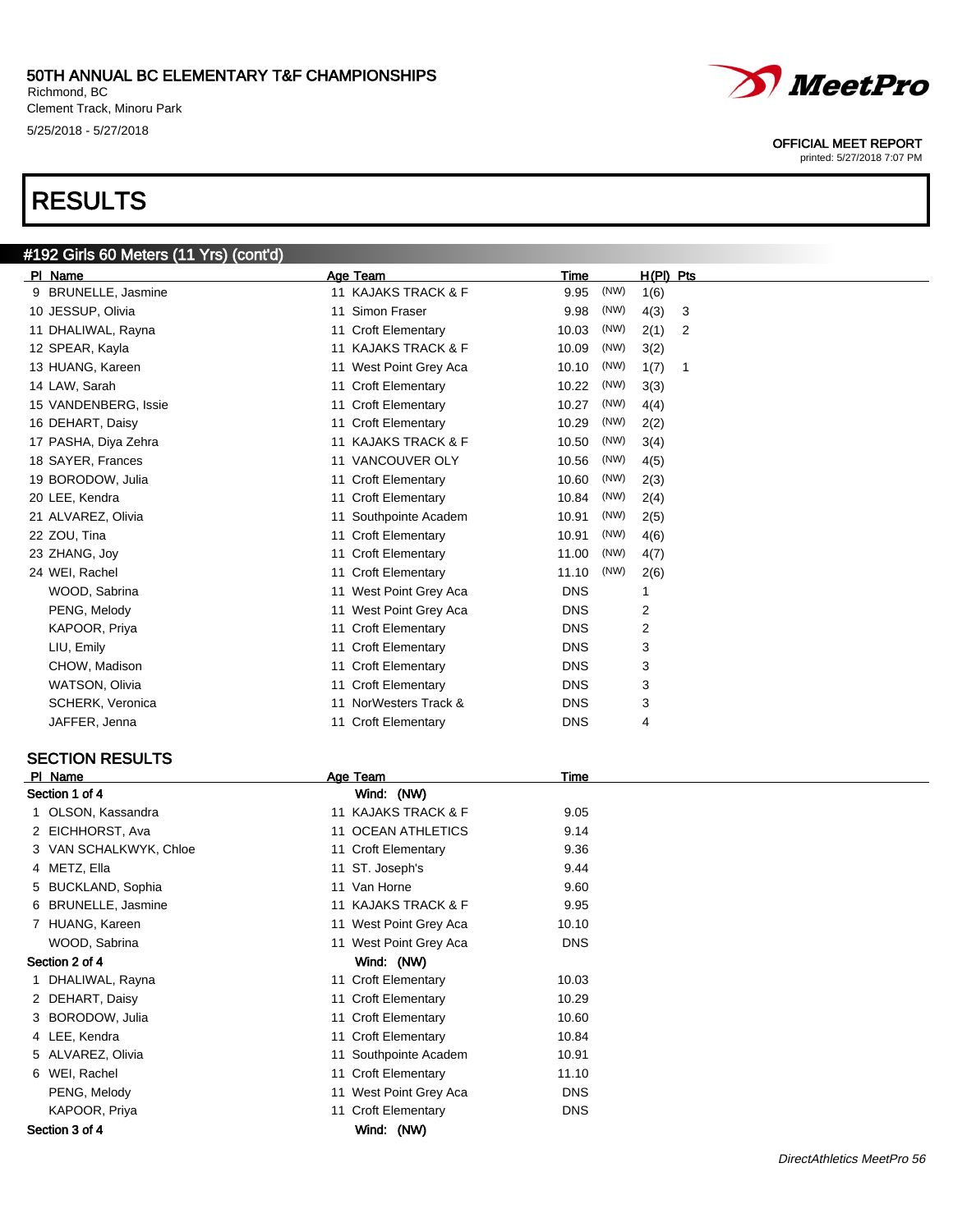# RESULTS

## #192 Girls 60 Meters (11 Yrs) (cont'd)

| Pl | Name | Age | Team | Time | | H(Pl) | Pts |
|---|---|---|---|---|---|---|---|
| 9 | BRUNELLE, Jasmine | 11 | KAJAKS TRACK & F | 9.95 | (NW) | 1(6) | |
| 10 | JESSUP, Olivia | 11 | Simon Fraser | 9.98 | (NW) | 4(3) | 3 |
| 11 | DHALIWAL, Rayna | 11 | Croft Elementary | 10.03 | (NW) | 2(1) | 2 |
| 12 | SPEAR, Kayla | 11 | KAJAKS TRACK & F | 10.09 | (NW) | 3(2) | |
| 13 | HUANG, Kareen | 11 | West Point Grey Aca | 10.10 | (NW) | 1(7) | 1 |
| 14 | LAW, Sarah | 11 | Croft Elementary | 10.22 | (NW) | 3(3) | |
| 15 | VANDENBERG, Issie | 11 | Croft Elementary | 10.27 | (NW) | 4(4) | |
| 16 | DEHART, Daisy | 11 | Croft Elementary | 10.29 | (NW) | 2(2) | |
| 17 | PASHA, Diya Zehra | 11 | KAJAKS TRACK & F | 10.50 | (NW) | 3(4) | |
| 18 | SAYER, Frances | 11 | VANCOUVER OLY | 10.56 | (NW) | 4(5) | |
| 19 | BORODOW, Julia | 11 | Croft Elementary | 10.60 | (NW) | 2(3) | |
| 20 | LEE, Kendra | 11 | Croft Elementary | 10.84 | (NW) | 2(4) | |
| 21 | ALVAREZ, Olivia | 11 | Southpointe Academ | 10.91 | (NW) | 2(5) | |
| 22 | ZOU, Tina | 11 | Croft Elementary | 10.91 | (NW) | 4(6) | |
| 23 | ZHANG, Joy | 11 | Croft Elementary | 11.00 | (NW) | 4(7) | |
| 24 | WEI, Rachel | 11 | Croft Elementary | 11.10 | (NW) | 2(6) | |
| | WOOD, Sabrina | 11 | West Point Grey Aca | DNS | | 1 | |
| | PENG, Melody | 11 | West Point Grey Aca | DNS | | 2 | |
| | KAPOOR, Priya | 11 | Croft Elementary | DNS | | 2 | |
| | LIU, Emily | 11 | Croft Elementary | DNS | | 3 | |
| | CHOW, Madison | 11 | Croft Elementary | DNS | | 3 | |
| | WATSON, Olivia | 11 | Croft Elementary | DNS | | 3 | |
| | SCHERK, Veronica | 11 | NorWesters Track & | DNS | | 3 | |
| | JAFFER, Jenna | 11 | Croft Elementary | DNS | | 4 | |

### SECTION RESULTS

| Pl | Name | Age | Team | Time |
|---|---|---|---|---|
| **Section 1 of 4** | | | Wind: (NW) | |
| 1 | OLSON, Kassandra | 11 | KAJAKS TRACK & F | 9.05 |
| 2 | EICHHORST, Ava | 11 | OCEAN ATHLETICS | 9.14 |
| 3 | VAN SCHALKWYK, Chloe | 11 | Croft Elementary | 9.36 |
| 4 | METZ, Ella | 11 | ST. Joseph's | 9.44 |
| 5 | BUCKLAND, Sophia | 11 | Van Horne | 9.60 |
| 6 | BRUNELLE, Jasmine | 11 | KAJAKS TRACK & F | 9.95 |
| 7 | HUANG, Kareen | 11 | West Point Grey Aca | 10.10 |
| | WOOD, Sabrina | 11 | West Point Grey Aca | DNS |
| **Section 2 of 4** | | | Wind: (NW) | |
| 1 | DHALIWAL, Rayna | 11 | Croft Elementary | 10.03 |
| 2 | DEHART, Daisy | 11 | Croft Elementary | 10.29 |
| 3 | BORODOW, Julia | 11 | Croft Elementary | 10.60 |
| 4 | LEE, Kendra | 11 | Croft Elementary | 10.84 |
| 5 | ALVAREZ, Olivia | 11 | Southpointe Academ | 10.91 |
| 6 | WEI, Rachel | 11 | Croft Elementary | 11.10 |
| | PENG, Melody | 11 | West Point Grey Aca | DNS |
| | KAPOOR, Priya | 11 | Croft Elementary | DNS |
| **Section 3 of 4** | | | Wind: (NW) | |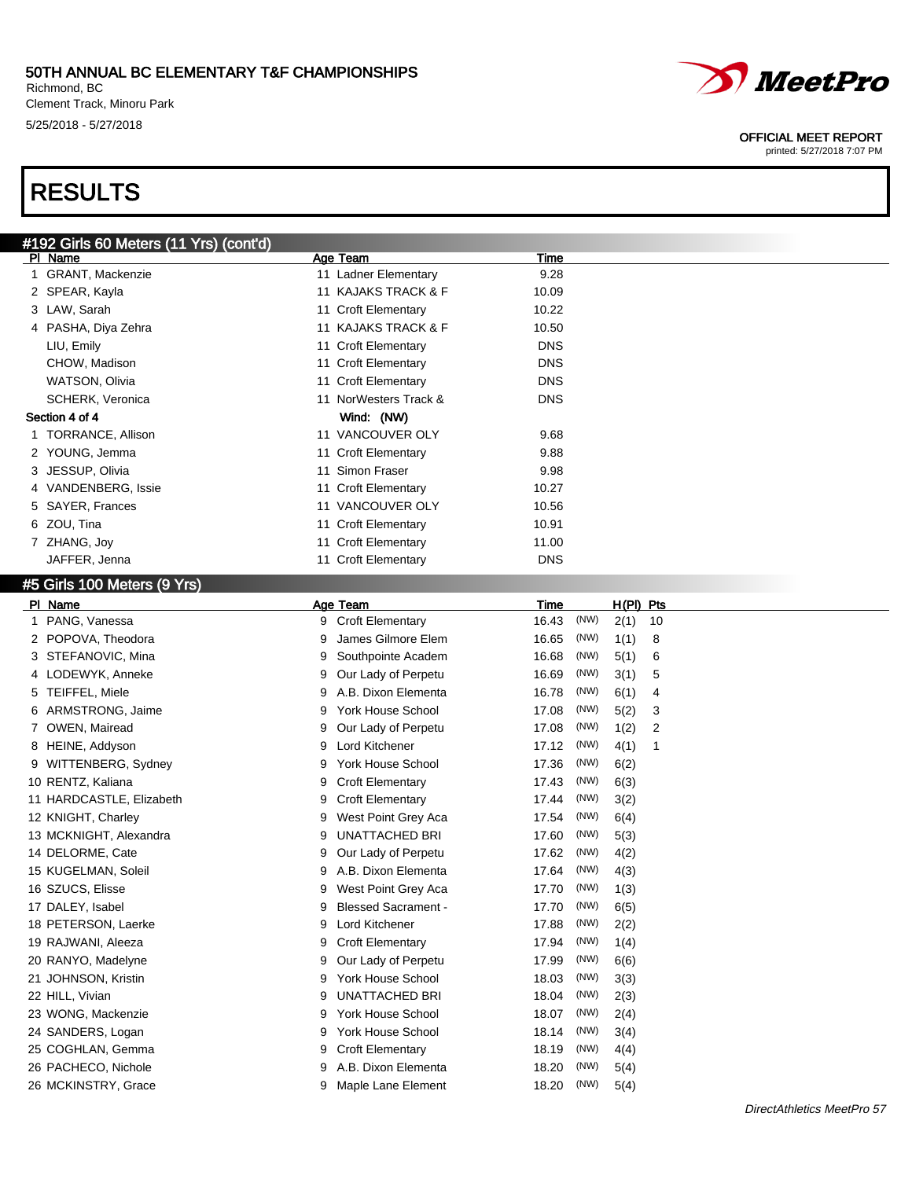# 50TH ANNUAL BC ELEMENTARY T&F CHAMPIONSHIPS

Richmond, BC
Clement Track, Minoru Park
5/25/2018 - 5/27/2018

OFFICIAL MEET REPORT
printed: 5/27/2018 7:07 PM

# RESULTS

## #192 Girls 60 Meters (11 Yrs) (cont'd)

| Pl | Name | Age | Team | Time |
|---|---|---|---|---|
| 1 | GRANT, Mackenzie | 11 | Ladner Elementary | 9.28 |
| 2 | SPEAR, Kayla | 11 | KAJAKS TRACK & F | 10.09 |
| 3 | LAW, Sarah | 11 | Croft Elementary | 10.22 |
| 4 | PASHA, Diya Zehra | 11 | KAJAKS TRACK & F | 10.50 |
| | LIU, Emily | 11 | Croft Elementary | DNS |
| | CHOW, Madison | 11 | Croft Elementary | DNS |
| | WATSON, Olivia | 11 | Croft Elementary | DNS |
| | SCHERK, Veronica | 11 | NorWesters Track & | DNS |

**Section 4 of 4** Wind: (NW)

| Pl | Name | Age | Team | Time |
|---|---|---|---|---|
| 1 | TORRANCE, Allison | 11 | VANCOUVER OLY | 9.68 |
| 2 | YOUNG, Jemma | 11 | Croft Elementary | 9.88 |
| 3 | JESSUP, Olivia | 11 | Simon Fraser | 9.98 |
| 4 | VANDENBERG, Issie | 11 | Croft Elementary | 10.27 |
| 5 | SAYER, Frances | 11 | VANCOUVER OLY | 10.56 |
| 6 | ZOU, Tina | 11 | Croft Elementary | 10.91 |
| 7 | ZHANG, Joy | 11 | Croft Elementary | 11.00 |
| | JAFFER, Jenna | 11 | Croft Elementary | DNS |

## #5 Girls 100 Meters (9 Yrs)

| Pl | Name | Age | Team | Time | | H(Pl) | Pts |
|---|---|---|---|---|---|---|---|
| 1 | PANG, Vanessa | 9 | Croft Elementary | 16.43 | (NW) | 2(1) | 10 |
| 2 | POPOVA, Theodora | 9 | James Gilmore Elem | 16.65 | (NW) | 1(1) | 8 |
| 3 | STEFANOVIC, Mina | 9 | Southpointe Academ | 16.68 | (NW) | 5(1) | 6 |
| 4 | LODEWYK, Anneke | 9 | Our Lady of Perpetu | 16.69 | (NW) | 3(1) | 5 |
| 5 | TEIFFEL, Miele | 9 | A.B. Dixon Elementa | 16.78 | (NW) | 6(1) | 4 |
| 6 | ARMSTRONG, Jaime | 9 | York House School | 17.08 | (NW) | 5(2) | 3 |
| 7 | OWEN, Mairead | 9 | Our Lady of Perpetu | 17.08 | (NW) | 1(2) | 2 |
| 8 | HEINE, Addyson | 9 | Lord Kitchener | 17.12 | (NW) | 4(1) | 1 |
| 9 | WITTENBERG, Sydney | 9 | York House School | 17.36 | (NW) | 6(2) | |
| 10 | RENTZ, Kaliana | 9 | Croft Elementary | 17.43 | (NW) | 6(3) | |
| 11 | HARDCASTLE, Elizabeth | 9 | Croft Elementary | 17.44 | (NW) | 3(2) | |
| 12 | KNIGHT, Charley | 9 | West Point Grey Aca | 17.54 | (NW) | 6(4) | |
| 13 | MCKNIGHT, Alexandra | 9 | UNATTACHED BRI | 17.60 | (NW) | 5(3) | |
| 14 | DELORME, Cate | 9 | Our Lady of Perpetu | 17.62 | (NW) | 4(2) | |
| 15 | KUGELMAN, Soleil | 9 | A.B. Dixon Elementa | 17.64 | (NW) | 4(3) | |
| 16 | SZUCS, Elisse | 9 | West Point Grey Aca | 17.70 | (NW) | 1(3) | |
| 17 | DALEY, Isabel | 9 | Blessed Sacrament - | 17.70 | (NW) | 6(5) | |
| 18 | PETERSON, Laerke | 9 | Lord Kitchener | 17.88 | (NW) | 2(2) | |
| 19 | RAJWANI, Aleeza | 9 | Croft Elementary | 17.94 | (NW) | 1(4) | |
| 20 | RANYO, Madelyne | 9 | Our Lady of Perpetu | 17.99 | (NW) | 6(6) | |
| 21 | JOHNSON, Kristin | 9 | York House School | 18.03 | (NW) | 3(3) | |
| 22 | HILL, Vivian | 9 | UNATTACHED BRI | 18.04 | (NW) | 2(3) | |
| 23 | WONG, Mackenzie | 9 | York House School | 18.07 | (NW) | 2(4) | |
| 24 | SANDERS, Logan | 9 | York House School | 18.14 | (NW) | 3(4) | |
| 25 | COGHLAN, Gemma | 9 | Croft Elementary | 18.19 | (NW) | 4(4) | |
| 26 | PACHECO, Nichole | 9 | A.B. Dixon Elementa | 18.20 | (NW) | 5(4) | |
| 26 | MCKINSTRY, Grace | 9 | Maple Lane Element | 18.20 | (NW) | 5(4) | |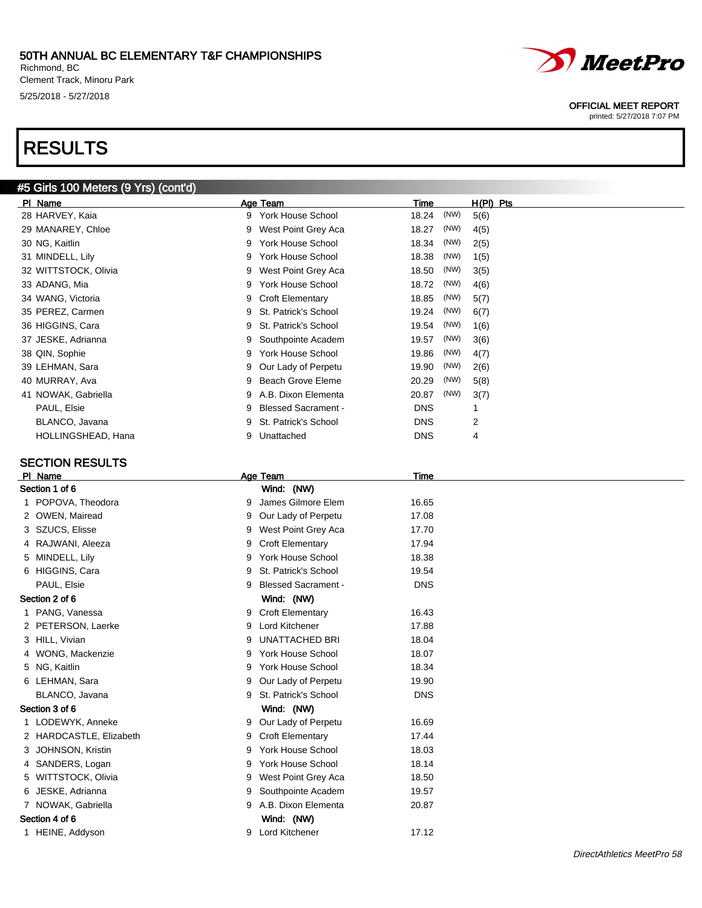# RESULTS

## #5 Girls 100 Meters (9 Yrs) (cont'd)

| Pl | Name | Age | Team | Time | | H(Pl) | Pts |
|---|---|---|---|---|---|---|---|
| 28 | HARVEY, Kaia | 9 | York House School | 18.24 | (NW) | 5(6) | |
| 29 | MANAREY, Chloe | 9 | West Point Grey Aca | 18.27 | (NW) | 4(5) | |
| 30 | NG, Kaitlin | 9 | York House School | 18.34 | (NW) | 2(5) | |
| 31 | MINDELL, Lily | 9 | York House School | 18.38 | (NW) | 1(5) | |
| 32 | WITTSTOCK, Olivia | 9 | West Point Grey Aca | 18.50 | (NW) | 3(5) | |
| 33 | ADANG, Mia | 9 | York House School | 18.72 | (NW) | 4(6) | |
| 34 | WANG, Victoria | 9 | Croft Elementary | 18.85 | (NW) | 5(7) | |
| 35 | PEREZ, Carmen | 9 | St. Patrick's School | 19.24 | (NW) | 6(7) | |
| 36 | HIGGINS, Cara | 9 | St. Patrick's School | 19.54 | (NW) | 1(6) | |
| 37 | JESKE, Adrianna | 9 | Southpointe Academ | 19.57 | (NW) | 3(6) | |
| 38 | QIN, Sophie | 9 | York House School | 19.86 | (NW) | 4(7) | |
| 39 | LEHMAN, Sara | 9 | Our Lady of Perpetu | 19.90 | (NW) | 2(6) | |
| 40 | MURRAY, Ava | 9 | Beach Grove Eleme | 20.29 | (NW) | 5(8) | |
| 41 | NOWAK, Gabriella | 9 | A.B. Dixon Elementa | 20.87 | (NW) | 3(7) | |
| | PAUL, Elsie | 9 | Blessed Sacrament - | DNS | | 1 | |
| | BLANCO, Javana | 9 | St. Patrick's School | DNS | | 2 | |
| | HOLLINGSHEAD, Hana | 9 | Unattached | DNS | | 4 | |

### SECTION RESULTS

| Pl | Name | Age | Team | Time |
|---|---|---|---|---|
| **Section 1 of 6** | | | **Wind: (NW)** | |
| 1 | POPOVA, Theodora | 9 | James Gilmore Elem | 16.65 |
| 2 | OWEN, Mairead | 9 | Our Lady of Perpetu | 17.08 |
| 3 | SZUCS, Elisse | 9 | West Point Grey Aca | 17.70 |
| 4 | RAJWANI, Aleeza | 9 | Croft Elementary | 17.94 |
| 5 | MINDELL, Lily | 9 | York House School | 18.38 |
| 6 | HIGGINS, Cara | 9 | St. Patrick's School | 19.54 |
| | PAUL, Elsie | 9 | Blessed Sacrament - | DNS |
| **Section 2 of 6** | | | **Wind: (NW)** | |
| 1 | PANG, Vanessa | 9 | Croft Elementary | 16.43 |
| 2 | PETERSON, Laerke | 9 | Lord Kitchener | 17.88 |
| 3 | HILL, Vivian | 9 | UNATTACHED BRI | 18.04 |
| 4 | WONG, Mackenzie | 9 | York House School | 18.07 |
| 5 | NG, Kaitlin | 9 | York House School | 18.34 |
| 6 | LEHMAN, Sara | 9 | Our Lady of Perpetu | 19.90 |
| | BLANCO, Javana | 9 | St. Patrick's School | DNS |
| **Section 3 of 6** | | | **Wind: (NW)** | |
| 1 | LODEWYK, Anneke | 9 | Our Lady of Perpetu | 16.69 |
| 2 | HARDCASTLE, Elizabeth | 9 | Croft Elementary | 17.44 |
| 3 | JOHNSON, Kristin | 9 | York House School | 18.03 |
| 4 | SANDERS, Logan | 9 | York House School | 18.14 |
| 5 | WITTSTOCK, Olivia | 9 | West Point Grey Aca | 18.50 |
| 6 | JESKE, Adrianna | 9 | Southpointe Academ | 19.57 |
| 7 | NOWAK, Gabriella | 9 | A.B. Dixon Elementa | 20.87 |
| **Section 4 of 6** | | | **Wind: (NW)** | |
| 1 | HEINE, Addyson | 9 | Lord Kitchener | 17.12 |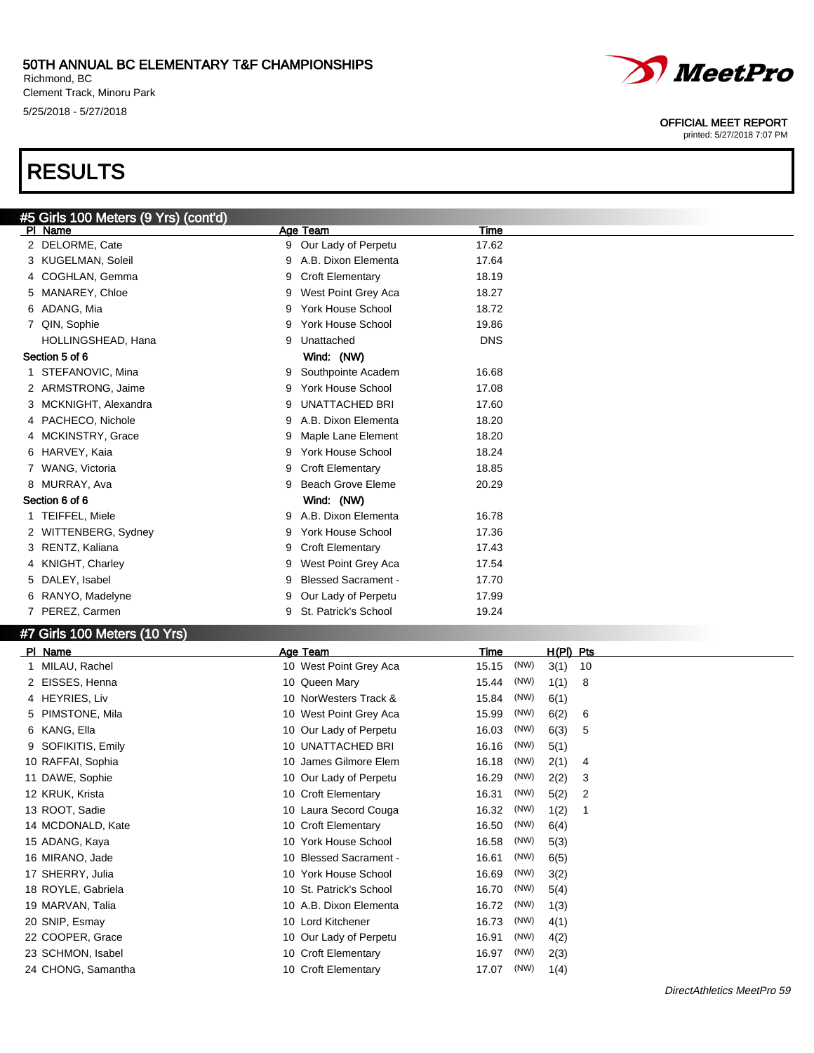# RESULTS

## #5 Girls 100 Meters (9 Yrs) (cont'd)

| Pl | Name | Age | Team | Time |
|---|---|---|---|---|
| 2 | DELORME, Cate | 9 | Our Lady of Perpetu | 17.62 |
| 3 | KUGELMAN, Soleil | 9 | A.B. Dixon Elementa | 17.64 |
| 4 | COGHLAN, Gemma | 9 | Croft Elementary | 18.19 |
| 5 | MANAREY, Chloe | 9 | West Point Grey Aca | 18.27 |
| 6 | ADANG, Mia | 9 | York House School | 18.72 |
| 7 | QIN, Sophie | 9 | York House School | 19.86 |
| | HOLLINGSHEAD, Hana | 9 | Unattached | DNS |

**Section 5 of 6** Wind: (NW)

| Pl | Name | Age | Team | Time |
|---|---|---|---|---|
| 1 | STEFANOVIC, Mina | 9 | Southpointe Academ | 16.68 |
| 2 | ARMSTRONG, Jaime | 9 | York House School | 17.08 |
| 3 | MCKNIGHT, Alexandra | 9 | UNATTACHED BRI | 17.60 |
| 4 | PACHECO, Nichole | 9 | A.B. Dixon Elementa | 18.20 |
| 4 | MCKINSTRY, Grace | 9 | Maple Lane Element | 18.20 |
| 6 | HARVEY, Kaia | 9 | York House School | 18.24 |
| 7 | WANG, Victoria | 9 | Croft Elementary | 18.85 |
| 8 | MURRAY, Ava | 9 | Beach Grove Eleme | 20.29 |

**Section 6 of 6** Wind: (NW)

| Pl | Name | Age | Team | Time |
|---|---|---|---|---|
| 1 | TEIFFEL, Miele | 9 | A.B. Dixon Elementa | 16.78 |
| 2 | WITTENBERG, Sydney | 9 | York House School | 17.36 |
| 3 | RENTZ, Kaliana | 9 | Croft Elementary | 17.43 |
| 4 | KNIGHT, Charley | 9 | West Point Grey Aca | 17.54 |
| 5 | DALEY, Isabel | 9 | Blessed Sacrament - | 17.70 |
| 6 | RANYO, Madelyne | 9 | Our Lady of Perpetu | 17.99 |
| 7 | PEREZ, Carmen | 9 | St. Patrick's School | 19.24 |

## #7 Girls 100 Meters (10 Yrs)

| Pl | Name | Age | Team | Time | | H(Pl) | Pts |
|---|---|---|---|---|---|---|---|
| 1 | MILAU, Rachel | 10 | West Point Grey Aca | 15.15 | (NW) | 3(1) | 10 |
| 2 | EISSES, Henna | 10 | Queen Mary | 15.44 | (NW) | 1(1) | 8 |
| 4 | HEYRIES, Liv | 10 | NorWesters Track & | 15.84 | (NW) | 6(1) | |
| 5 | PIMSTONE, Mila | 10 | West Point Grey Aca | 15.99 | (NW) | 6(2) | 6 |
| 6 | KANG, Ella | 10 | Our Lady of Perpetu | 16.03 | (NW) | 6(3) | 5 |
| 9 | SOFIKITIS, Emily | 10 | UNATTACHED BRI | 16.16 | (NW) | 5(1) | |
| 10 | RAFFAI, Sophia | 10 | James Gilmore Elem | 16.18 | (NW) | 2(1) | 4 |
| 11 | DAWE, Sophie | 10 | Our Lady of Perpetu | 16.29 | (NW) | 2(2) | 3 |
| 12 | KRUK, Krista | 10 | Croft Elementary | 16.31 | (NW) | 5(2) | 2 |
| 13 | ROOT, Sadie | 10 | Laura Secord Couga | 16.32 | (NW) | 1(2) | 1 |
| 14 | MCDONALD, Kate | 10 | Croft Elementary | 16.50 | (NW) | 6(4) | |
| 15 | ADANG, Kaya | 10 | York House School | 16.58 | (NW) | 5(3) | |
| 16 | MIRANO, Jade | 10 | Blessed Sacrament - | 16.61 | (NW) | 6(5) | |
| 17 | SHERRY, Julia | 10 | York House School | 16.69 | (NW) | 3(2) | |
| 18 | ROYLE, Gabriela | 10 | St. Patrick's School | 16.70 | (NW) | 5(4) | |
| 19 | MARVAN, Talia | 10 | A.B. Dixon Elementa | 16.72 | (NW) | 1(3) | |
| 20 | SNIP, Esmay | 10 | Lord Kitchener | 16.73 | (NW) | 4(1) | |
| 22 | COOPER, Grace | 10 | Our Lady of Perpetu | 16.91 | (NW) | 4(2) | |
| 23 | SCHMON, Isabel | 10 | Croft Elementary | 16.97 | (NW) | 2(3) | |
| 24 | CHONG, Samantha | 10 | Croft Elementary | 17.07 | (NW) | 1(4) | |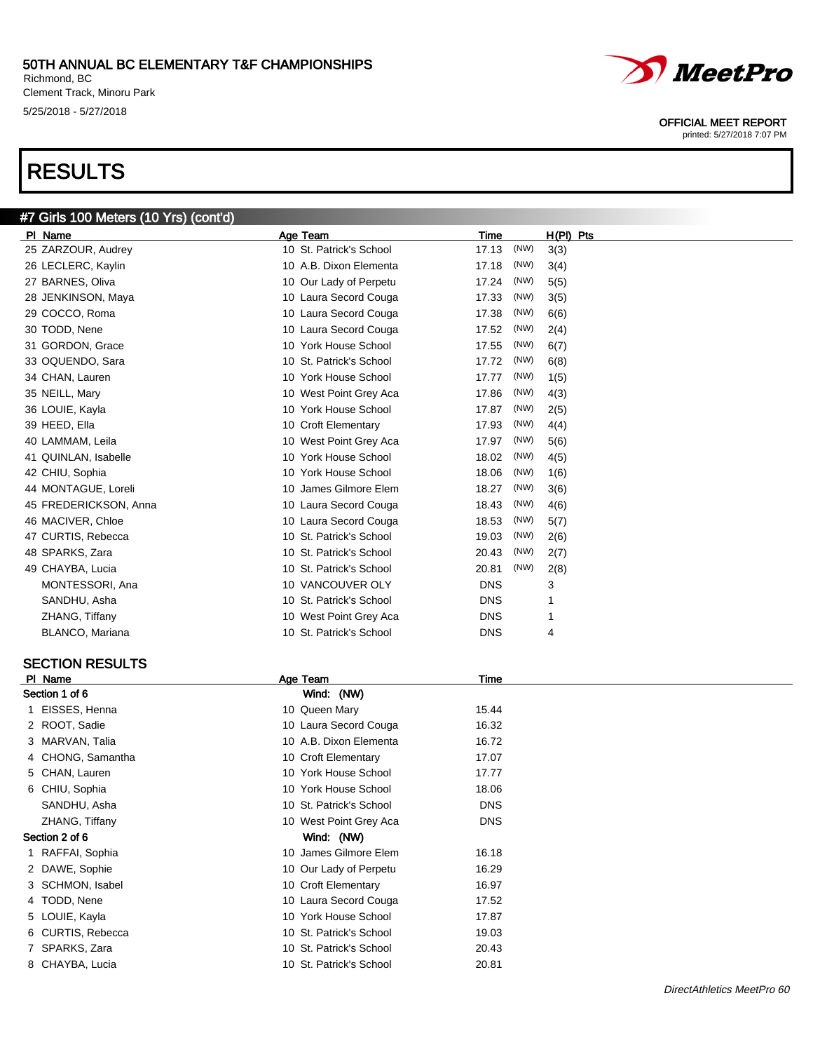# RESULTS

## #7 Girls 100 Meters (10 Yrs) (cont'd)

| Pl | Name | Age | Team | Time | | H(Pl) | Pts |
|---|---|---|---|---|---|---|---|
| 25 | ZARZOUR, Audrey | 10 | St. Patrick's School | 17.13 | (NW) | 3(3) | |
| 26 | LECLERC, Kaylin | 10 | A.B. Dixon Elementa | 17.18 | (NW) | 3(4) | |
| 27 | BARNES, Oliva | 10 | Our Lady of Perpetu | 17.24 | (NW) | 5(5) | |
| 28 | JENKINSON, Maya | 10 | Laura Secord Couga | 17.33 | (NW) | 3(5) | |
| 29 | COCCO, Roma | 10 | Laura Secord Couga | 17.38 | (NW) | 6(6) | |
| 30 | TODD, Nene | 10 | Laura Secord Couga | 17.52 | (NW) | 2(4) | |
| 31 | GORDON, Grace | 10 | York House School | 17.55 | (NW) | 6(7) | |
| 33 | OQUENDO, Sara | 10 | St. Patrick's School | 17.72 | (NW) | 6(8) | |
| 34 | CHAN, Lauren | 10 | York House School | 17.77 | (NW) | 1(5) | |
| 35 | NEILL, Mary | 10 | West Point Grey Aca | 17.86 | (NW) | 4(3) | |
| 36 | LOUIE, Kayla | 10 | York House School | 17.87 | (NW) | 2(5) | |
| 39 | HEED, Ella | 10 | Croft Elementary | 17.93 | (NW) | 4(4) | |
| 40 | LAMMAM, Leila | 10 | West Point Grey Aca | 17.97 | (NW) | 5(6) | |
| 41 | QUINLAN, Isabelle | 10 | York House School | 18.02 | (NW) | 4(5) | |
| 42 | CHIU, Sophia | 10 | York House School | 18.06 | (NW) | 1(6) | |
| 44 | MONTAGUE, Loreli | 10 | James Gilmore Elem | 18.27 | (NW) | 3(6) | |
| 45 | FREDERICKSON, Anna | 10 | Laura Second Couga | 18.43 | (NW) | 4(6) | |
| 46 | MACIVER, Chloe | 10 | Laura Secord Couga | 18.53 | (NW) | 5(7) | |
| 47 | CURTIS, Rebecca | 10 | St. Patrick's School | 19.03 | (NW) | 2(6) | |
| 48 | SPARKS, Zara | 10 | St. Patrick's School | 20.43 | (NW) | 2(7) | |
| 49 | CHAYBA, Lucia | 10 | St. Patrick's School | 20.81 | (NW) | 2(8) | |
| | MONTESSORI, Ana | 10 | VANCOUVER OLY | DNS | | 3 | |
| | SANDHU, Asha | 10 | St. Patrick's School | DNS | | 1 | |
| | ZHANG, Tiffany | 10 | West Point Grey Aca | DNS | | 1 | |
| | BLANCO, Mariana | 10 | St. Patrick's School | DNS | | 4 | |

### SECTION RESULTS

| Pl | Name | Age | Team | Time |
|---|---|---|---|---|
| **Section 1 of 6** | | | Wind: (NW) | |
| 1 | EISSES, Henna | 10 | Queen Mary | 15.44 |
| 2 | ROOT, Sadie | 10 | Laura Secord Couga | 16.32 |
| 3 | MARVAN, Talia | 10 | A.B. Dixon Elementa | 16.72 |
| 4 | CHONG, Samantha | 10 | Croft Elementary | 17.07 |
| 5 | CHAN, Lauren | 10 | York House School | 17.77 |
| 6 | CHIU, Sophia | 10 | York House School | 18.06 |
| | SANDHU, Asha | 10 | St. Patrick's School | DNS |
| | ZHANG, Tiffany | 10 | West Point Grey Aca | DNS |
| **Section 2 of 6** | | | Wind: (NW) | |
| 1 | RAFFAI, Sophia | 10 | James Gilmore Elem | 16.18 |
| 2 | DAWE, Sophie | 10 | Our Lady of Perpetu | 16.29 |
| 3 | SCHMON, Isabel | 10 | Croft Elementary | 16.97 |
| 4 | TODD, Nene | 10 | Laura Secord Couga | 17.52 |
| 5 | LOUIE, Kayla | 10 | York House School | 17.87 |
| 6 | CURTIS, Rebecca | 10 | St. Patrick's School | 19.03 |
| 7 | SPARKS, Zara | 10 | St. Patrick's School | 20.43 |
| 8 | CHAYBA, Lucia | 10 | St. Patrick's School | 20.81 |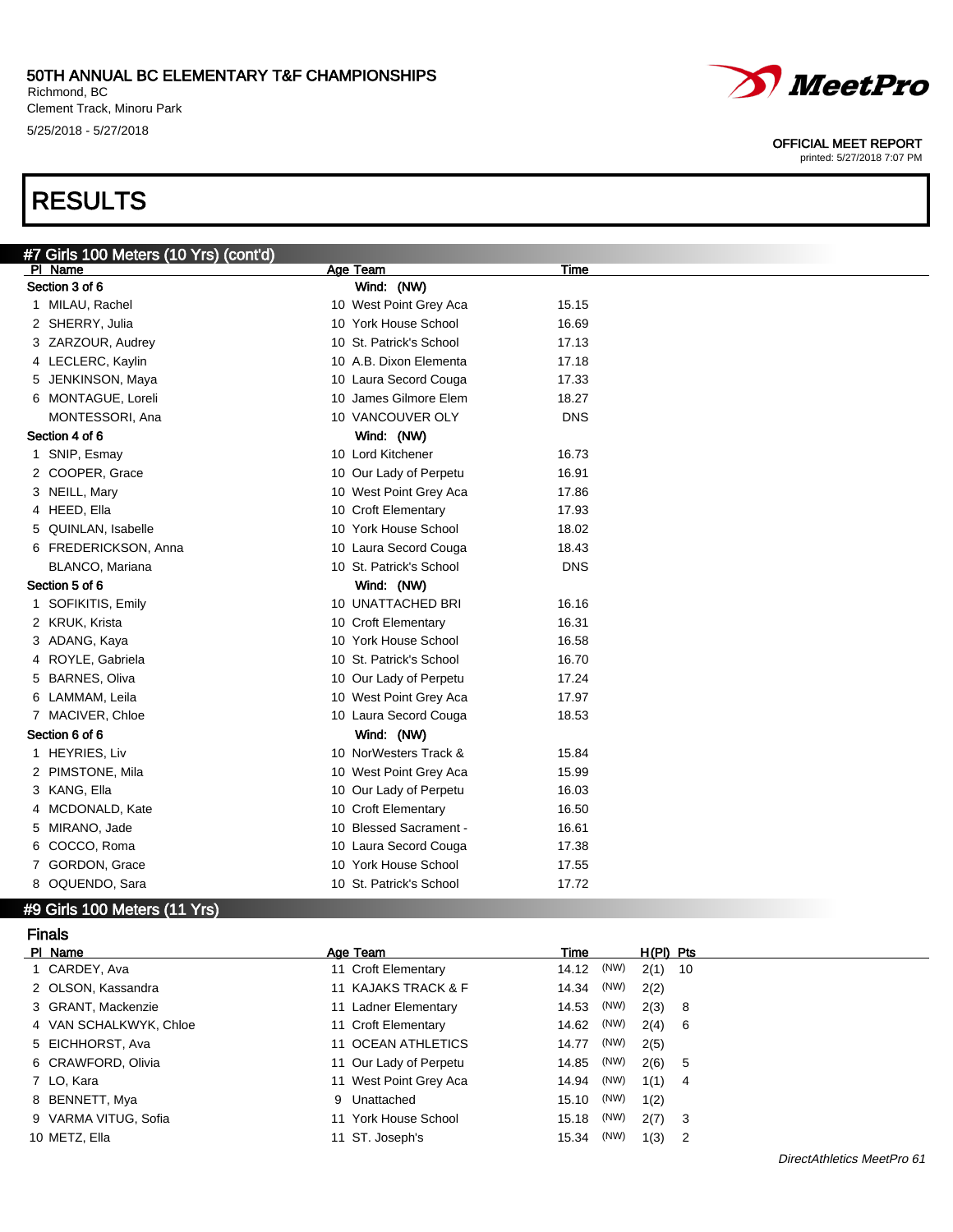# RESULTS

## #7 Girls 100 Meters (10 Yrs) (cont'd)

| Pl | Name | Age | Team | Time |
|---|---|---|---|---|
| **Section 3 of 6** | | | Wind: (NW) | |
| 1 | MILAU, Rachel | 10 | West Point Grey Aca | 15.15 |
| 2 | SHERRY, Julia | 10 | York House School | 16.69 |
| 3 | ZARZOUR, Audrey | 10 | St. Patrick's School | 17.13 |
| 4 | LECLERC, Kaylin | 10 | A.B. Dixon Elementa | 17.18 |
| 5 | JENKINSON, Maya | 10 | Laura Secord Couga | 17.33 |
| 6 | MONTAGUE, Loreli | 10 | James Gilmore Elem | 18.27 |
| | MONTESSORI, Ana | 10 | VANCOUVER OLY | DNS |
| **Section 4 of 6** | | | Wind: (NW) | |
| 1 | SNIP, Esmay | 10 | Lord Kitchener | 16.73 |
| 2 | COOPER, Grace | 10 | Our Lady of Perpetu | 16.91 |
| 3 | NEILL, Mary | 10 | West Point Grey Aca | 17.86 |
| 4 | HEED, Ella | 10 | Croft Elementary | 17.93 |
| 5 | QUINLAN, Isabelle | 10 | York House School | 18.02 |
| 6 | FREDERICKSON, Anna | 10 | Laura Secord Couga | 18.43 |
| | BLANCO, Mariana | 10 | St. Patrick's School | DNS |
| **Section 5 of 6** | | | Wind: (NW) | |
| 1 | SOFIKITIS, Emily | 10 | UNATTACHED BRI | 16.16 |
| 2 | KRUK, Krista | 10 | Croft Elementary | 16.31 |
| 3 | ADANG, Kaya | 10 | York House School | 16.58 |
| 4 | ROYLE, Gabriela | 10 | St. Patrick's School | 16.70 |
| 5 | BARNES, Oliva | 10 | Our Lady of Perpetu | 17.24 |
| 6 | LAMMAM, Leila | 10 | West Point Grey Aca | 17.97 |
| 7 | MACIVER, Chloe | 10 | Laura Secord Couga | 18.53 |
| **Section 6 of 6** | | | Wind: (NW) | |
| 1 | HEYRIES, Liv | 10 | NorWesters Track & | 15.84 |
| 2 | PIMSTONE, Mila | 10 | West Point Grey Aca | 15.99 |
| 3 | KANG, Ella | 10 | Our Lady of Perpetu | 16.03 |
| 4 | MCDONALD, Kate | 10 | Croft Elementary | 16.50 |
| 5 | MIRANO, Jade | 10 | Blessed Sacrament - | 16.61 |
| 6 | COCCO, Roma | 10 | Laura Secord Couga | 17.38 |
| 7 | GORDON, Grace | 10 | York House School | 17.55 |
| 8 | OQUENDO, Sara | 10 | St. Patrick's School | 17.72 |

## #9 Girls 100 Meters (11 Yrs)

### Finals

| Pl | Name | Age | Team | Time | | H(Pl) | Pts |
|---|---|---|---|---|---|---|---|
| 1 | CARDEY, Ava | 11 | Croft Elementary | 14.12 | (NW) | 2(1) | 10 |
| 2 | OLSON, Kassandra | 11 | KAJAKS TRACK & F | 14.34 | (NW) | 2(2) | |
| 3 | GRANT, Mackenzie | 11 | Ladner Elementary | 14.53 | (NW) | 2(3) | 8 |
| 4 | VAN SCHALKWYK, Chloe | 11 | Croft Elementary | 14.62 | (NW) | 2(4) | 6 |
| 5 | EICHHORST, Ava | 11 | OCEAN ATHLETICS | 14.77 | (NW) | 2(5) | |
| 6 | CRAWFORD, Olivia | 11 | Our Lady of Perpetu | 14.85 | (NW) | 2(6) | 5 |
| 7 | LO, Kara | 11 | West Point Grey Aca | 14.94 | (NW) | 1(1) | 4 |
| 8 | BENNETT, Mya | 9 | Unattached | 15.10 | (NW) | 1(2) | |
| 9 | VARMA VITUG, Sofia | 11 | York House School | 15.18 | (NW) | 2(7) | 3 |
| 10 | METZ, Ella | 11 | ST. Joseph's | 15.34 | (NW) | 1(3) | 2 |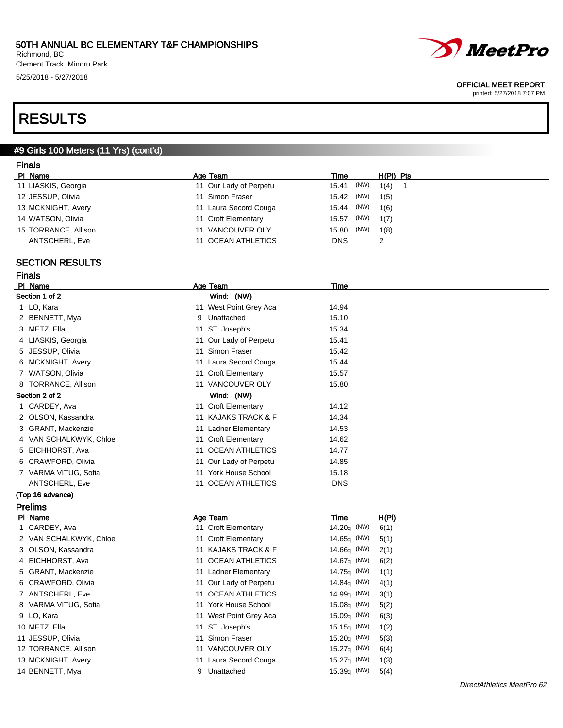# RESULTS

## #9 Girls 100 Meters (11 Yrs) (cont'd)

### Finals

| Pl | Name | Age | Team | Time | | H(Pl) | Pts |
|---|---|---|---|---|---|---|---|
| 11 | LIASKIS, Georgia | 11 | Our Lady of Perpetu | 15.41 | (NW) | 1(4) | 1 |
| 12 | JESSUP, Olivia | 11 | Simon Fraser | 15.42 | (NW) | 1(5) | |
| 13 | MCKNIGHT, Avery | 11 | Laura Secord Couga | 15.44 | (NW) | 1(6) | |
| 14 | WATSON, Olivia | 11 | Croft Elementary | 15.57 | (NW) | 1(7) | |
| 15 | TORRANCE, Allison | 11 | VANCOUVER OLY | 15.80 | (NW) | 1(8) | |
| | ANTSCHERL, Eve | 11 | OCEAN ATHLETICS | DNS | | 2 | |

## SECTION RESULTS

### Finals

| Pl | Name | Age | Team | Time |
|---|---|---|---|---|
| **Section 1 of 2** | | | **Wind: (NW)** | |
| 1 | LO, Kara | 11 | West Point Grey Aca | 14.94 |
| 2 | BENNETT, Mya | 9 | Unattached | 15.10 |
| 3 | METZ, Ella | 11 | ST. Joseph's | 15.34 |
| 4 | LIASKIS, Georgia | 11 | Our Lady of Perpetu | 15.41 |
| 5 | JESSUP, Olivia | 11 | Simon Fraser | 15.42 |
| 6 | MCKNIGHT, Avery | 11 | Laura Secord Couga | 15.44 |
| 7 | WATSON, Olivia | 11 | Croft Elementary | 15.57 |
| 8 | TORRANCE, Allison | 11 | VANCOUVER OLY | 15.80 |
| **Section 2 of 2** | | | **Wind: (NW)** | |
| 1 | CARDEY, Ava | 11 | Croft Elementary | 14.12 |
| 2 | OLSON, Kassandra | 11 | KAJAKS TRACK & F | 14.34 |
| 3 | GRANT, Mackenzie | 11 | Ladner Elementary | 14.53 |
| 4 | VAN SCHALKWYK, Chloe | 11 | Croft Elementary | 14.62 |
| 5 | EICHHORST, Ava | 11 | OCEAN ATHLETICS | 14.77 |
| 6 | CRAWFORD, Olivia | 11 | Our Lady of Perpetu | 14.85 |
| 7 | VARMA VITUG, Sofia | 11 | York House School | 15.18 |
| | ANTSCHERL, Eve | 11 | OCEAN ATHLETICS | DNS |

**(Top 16 advance)**

### Prelims

| Pl | Name | Age | Team | Time | | H(Pl) |
|---|---|---|---|---|---|---|
| 1 | CARDEY, Ava | 11 | Croft Elementary | 14.20q | (NW) | 6(1) |
| 2 | VAN SCHALKWYK, Chloe | 11 | Croft Elementary | 14.65q | (NW) | 5(1) |
| 3 | OLSON, Kassandra | 11 | KAJAKS TRACK & F | 14.66q | (NW) | 2(1) |
| 4 | EICHHORST, Ava | 11 | OCEAN ATHLETICS | 14.67q | (NW) | 6(2) |
| 5 | GRANT, Mackenzie | 11 | Ladner Elementary | 14.75q | (NW) | 1(1) |
| 6 | CRAWFORD, Olivia | 11 | Our Lady of Perpetu | 14.84q | (NW) | 4(1) |
| 7 | ANTSCHERL, Eve | 11 | OCEAN ATHLETICS | 14.99q | (NW) | 3(1) |
| 8 | VARMA VITUG, Sofia | 11 | York House School | 15.08q | (NW) | 5(2) |
| 9 | LO, Kara | 11 | West Point Grey Aca | 15.09q | (NW) | 6(3) |
| 10 | METZ, Ella | 11 | ST. Joseph's | 15.15q | (NW) | 1(2) |
| 11 | JESSUP, Olivia | 11 | Simon Fraser | 15.20q | (NW) | 5(3) |
| 12 | TORRANCE, Allison | 11 | VANCOUVER OLY | 15.27q | (NW) | 6(4) |
| 13 | MCKNIGHT, Avery | 11 | Laura Secord Couga | 15.27q | (NW) | 1(3) |
| 14 | BENNETT, Mya | 9 | Unattached | 15.39q | (NW) | 5(4) |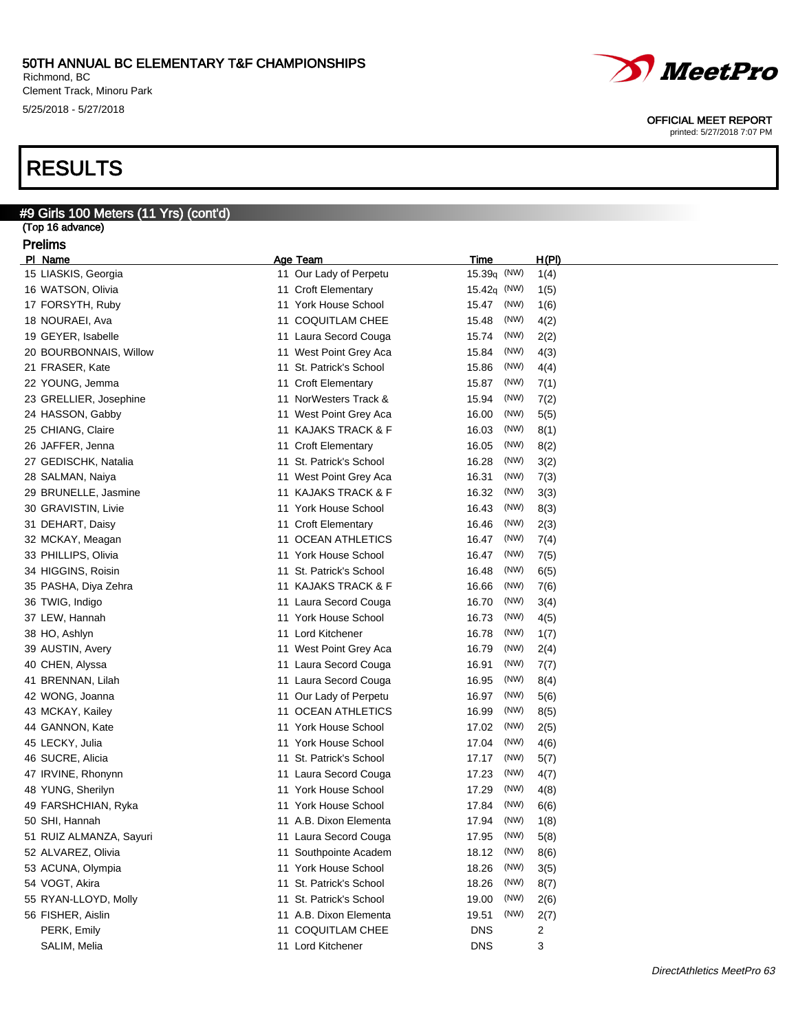# 50TH ANNUAL BC ELEMENTARY T&F CHAMPIONSHIPS

Richmond, BC
Clement Track, Minoru Park
5/25/2018 - 5/27/2018

OFFICIAL MEET REPORT
printed: 5/27/2018 7:07 PM

# RESULTS

## #9 Girls 100 Meters (11 Yrs) (cont'd)

(Top 16 advance)

### Prelims

| Pl | Name | Age | Team | Time | | H(Pl) |
|---|---|---|---|---|---|---|
| 15 | LIASKIS, Georgia | 11 | Our Lady of Perpetu | 15.39q | (NW) | 1(4) |
| 16 | WATSON, Olivia | 11 | Croft Elementary | 15.42q | (NW) | 1(5) |
| 17 | FORSYTH, Ruby | 11 | York House School | 15.47 | (NW) | 1(6) |
| 18 | NOURAEI, Ava | 11 | COQUITLAM CHEE | 15.48 | (NW) | 4(2) |
| 19 | GEYER, Isabelle | 11 | Laura Secord Couga | 15.74 | (NW) | 2(2) |
| 20 | BOURBONNAIS, Willow | 11 | West Point Grey Aca | 15.84 | (NW) | 4(3) |
| 21 | FRASER, Kate | 11 | St. Patrick's School | 15.86 | (NW) | 4(4) |
| 22 | YOUNG, Jemma | 11 | Croft Elementary | 15.87 | (NW) | 7(1) |
| 23 | GRELLIER, Josephine | 11 | NorWesters Track & | 15.94 | (NW) | 7(2) |
| 24 | HASSON, Gabby | 11 | West Point Grey Aca | 16.00 | (NW) | 5(5) |
| 25 | CHIANG, Claire | 11 | KAJAKS TRACK & F | 16.03 | (NW) | 8(1) |
| 26 | JAFFER, Jenna | 11 | Croft Elementary | 16.05 | (NW) | 8(2) |
| 27 | GEDISCHK, Natalia | 11 | St. Patrick's School | 16.28 | (NW) | 3(2) |
| 28 | SALMAN, Naiya | 11 | West Point Grey Aca | 16.31 | (NW) | 7(3) |
| 29 | BRUNELLE, Jasmine | 11 | KAJAKS TRACK & F | 16.32 | (NW) | 3(3) |
| 30 | GRAVISTIN, Livie | 11 | York House School | 16.43 | (NW) | 8(3) |
| 31 | DEHART, Daisy | 11 | Croft Elementary | 16.46 | (NW) | 2(3) |
| 32 | MCKAY, Meagan | 11 | OCEAN ATHLETICS | 16.47 | (NW) | 7(4) |
| 33 | PHILLIPS, Olivia | 11 | York House School | 16.47 | (NW) | 7(5) |
| 34 | HIGGINS, Roisin | 11 | St. Patrick's School | 16.48 | (NW) | 6(5) |
| 35 | PASHA, Diya Zehra | 11 | KAJAKS TRACK & F | 16.66 | (NW) | 7(6) |
| 36 | TWIG, Indigo | 11 | Laura Secord Couga | 16.70 | (NW) | 3(4) |
| 37 | LEW, Hannah | 11 | York House School | 16.73 | (NW) | 4(5) |
| 38 | HO, Ashlyn | 11 | Lord Kitchener | 16.78 | (NW) | 1(7) |
| 39 | AUSTIN, Avery | 11 | West Point Grey Aca | 16.79 | (NW) | 2(4) |
| 40 | CHEN, Alyssa | 11 | Laura Secord Couga | 16.91 | (NW) | 7(7) |
| 41 | BRENNAN, Lilah | 11 | Laura Secord Couga | 16.95 | (NW) | 8(4) |
| 42 | WONG, Joanna | 11 | Our Lady of Perpetu | 16.97 | (NW) | 5(6) |
| 43 | MCKAY, Kailey | 11 | OCEAN ATHLETICS | 16.99 | (NW) | 8(5) |
| 44 | GANNON, Kate | 11 | York House School | 17.02 | (NW) | 2(5) |
| 45 | LECKY, Julia | 11 | York House School | 17.04 | (NW) | 4(6) |
| 46 | SUCRE, Alicia | 11 | St. Patrick's School | 17.17 | (NW) | 5(7) |
| 47 | IRVINE, Rhonynn | 11 | Laura Secord Couga | 17.23 | (NW) | 4(7) |
| 48 | YUNG, Sherilyn | 11 | York House School | 17.29 | (NW) | 4(8) |
| 49 | FARSHCHIAN, Ryka | 11 | York House School | 17.84 | (NW) | 6(6) |
| 50 | SHI, Hannah | 11 | A.B. Dixon Elementa | 17.94 | (NW) | 1(8) |
| 51 | RUIZ ALMANZA, Sayuri | 11 | Laura Secord Couga | 17.95 | (NW) | 5(8) |
| 52 | ALVAREZ, Olivia | 11 | Southpointe Academ | 18.12 | (NW) | 8(6) |
| 53 | ACUNA, Olympia | 11 | York House School | 18.26 | (NW) | 3(5) |
| 54 | VOGT, Akira | 11 | St. Patrick's School | 18.26 | (NW) | 8(7) |
| 55 | RYAN-LLOYD, Molly | 11 | St. Patrick's School | 19.00 | (NW) | 2(6) |
| 56 | FISHER, Aislin | 11 | A.B. Dixon Elementa | 19.51 | (NW) | 2(7) |
| | PERK, Emily | 11 | COQUITLAM CHEE | DNS | | 2 |
| | SALIM, Melia | 11 | Lord Kitchener | DNS | | 3 |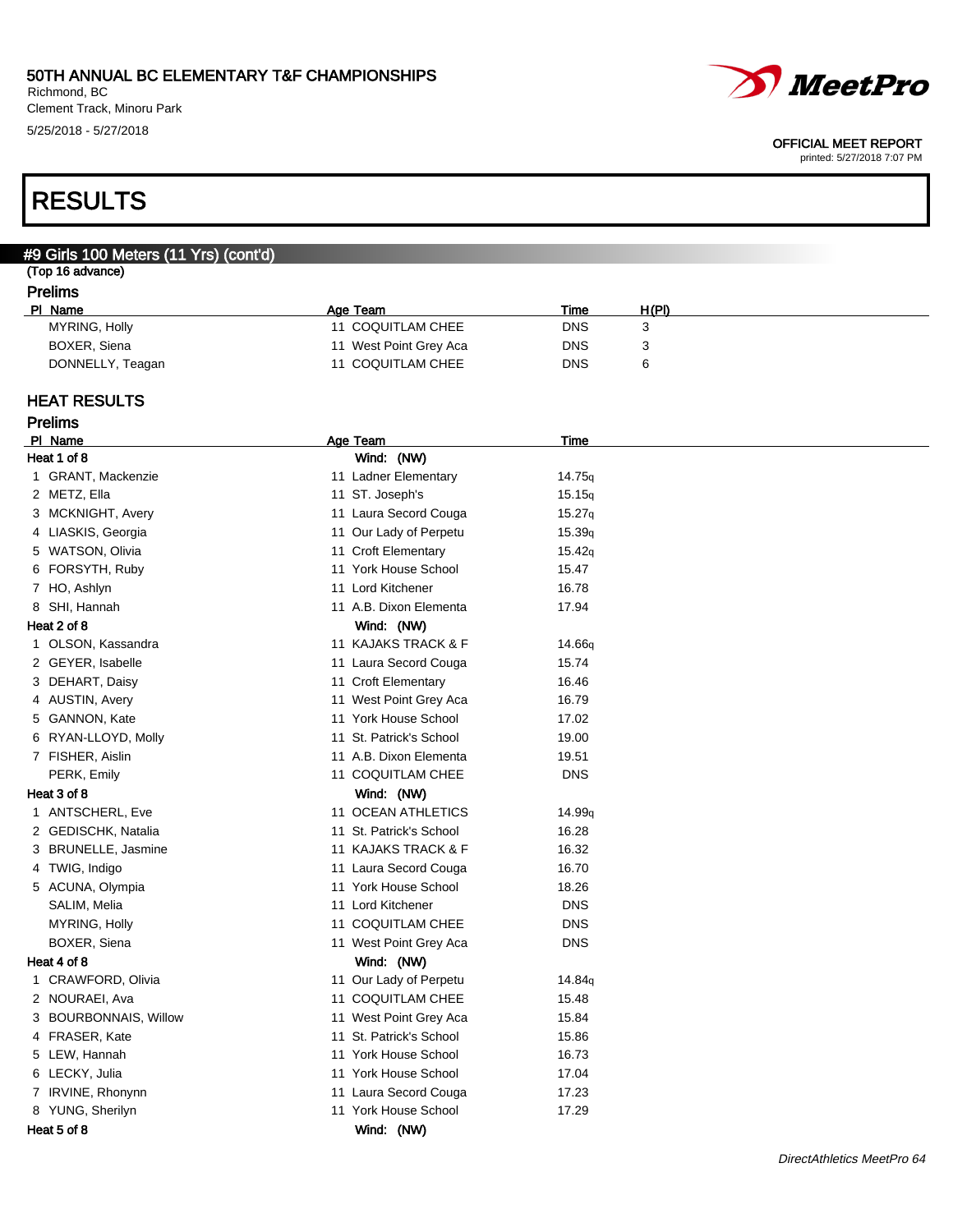# 50TH ANNUAL BC ELEMENTARY T&F CHAMPIONSHIPS

Richmond, BC
Clement Track, Minoru Park
5/25/2018 - 5/27/2018

OFFICIAL MEET REPORT
printed: 5/27/2018 7:07 PM

# RESULTS

## #9 Girls 100 Meters (11 Yrs) (cont'd)

(Top 16 advance)

### Prelims

| Pl | Name | Age | Team | Time | H(Pl) |
|---|---|---|---|---|---|
| | MYRING, Holly | 11 | COQUITLAM CHEE | DNS | 3 |
| | BOXER, Siena | 11 | West Point Grey Aca | DNS | 3 |
| | DONNELLY, Teagan | 11 | COQUITLAM CHEE | DNS | 6 |

## HEAT RESULTS

### Prelims

| Pl | Name | Age | Team | Time |
|---|---|---|---|---|
| **Heat 1 of 8** | | | Wind: (NW) | |
| 1 | GRANT, Mackenzie | 11 | Ladner Elementary | 14.75q |
| 2 | METZ, Ella | 11 | ST. Joseph's | 15.15q |
| 3 | MCKNIGHT, Avery | 11 | Laura Secord Couga | 15.27q |
| 4 | LIASKIS, Georgia | 11 | Our Lady of Perpetu | 15.39q |
| 5 | WATSON, Olivia | 11 | Croft Elementary | 15.42q |
| 6 | FORSYTH, Ruby | 11 | York House School | 15.47 |
| 7 | HO, Ashlyn | 11 | Lord Kitchener | 16.78 |
| 8 | SHI, Hannah | 11 | A.B. Dixon Elementa | 17.94 |
| **Heat 2 of 8** | | | Wind: (NW) | |
| 1 | OLSON, Kassandra | 11 | KAJAKS TRACK & F | 14.66q |
| 2 | GEYER, Isabelle | 11 | Laura Secord Couga | 15.74 |
| 3 | DEHART, Daisy | 11 | Croft Elementary | 16.46 |
| 4 | AUSTIN, Avery | 11 | West Point Grey Aca | 16.79 |
| 5 | GANNON, Kate | 11 | York House School | 17.02 |
| 6 | RYAN-LLOYD, Molly | 11 | St. Patrick's School | 19.00 |
| 7 | FISHER, Aislin | 11 | A.B. Dixon Elementa | 19.51 |
| | PERK, Emily | 11 | COQUITLAM CHEE | DNS |
| **Heat 3 of 8** | | | Wind: (NW) | |
| 1 | ANTSCHERL, Eve | 11 | OCEAN ATHLETICS | 14.99q |
| 2 | GEDISCHK, Natalia | 11 | St. Patrick's School | 16.28 |
| 3 | BRUNELLE, Jasmine | 11 | KAJAKS TRACK & F | 16.32 |
| 4 | TWIG, Indigo | 11 | Laura Secord Couga | 16.70 |
| 5 | ACUNA, Olympia | 11 | York House School | 18.26 |
| | SALIM, Melia | 11 | Lord Kitchener | DNS |
| | MYRING, Holly | 11 | COQUITLAM CHEE | DNS |
| | BOXER, Siena | 11 | West Point Grey Aca | DNS |
| **Heat 4 of 8** | | | Wind: (NW) | |
| 1 | CRAWFORD, Olivia | 11 | Our Lady of Perpetu | 14.84q |
| 2 | NOURAEI, Ava | 11 | COQUITLAM CHEE | 15.48 |
| 3 | BOURBONNAIS, Willow | 11 | West Point Grey Aca | 15.84 |
| 4 | FRASER, Kate | 11 | St. Patrick's School | 15.86 |
| 5 | LEW, Hannah | 11 | York House School | 16.73 |
| 6 | LECKY, Julia | 11 | York House School | 17.04 |
| 7 | IRVINE, Rhonynn | 11 | Laura Secord Couga | 17.23 |
| 8 | YUNG, Sherilyn | 11 | York House School | 17.29 |
| **Heat 5 of 8** | | | Wind: (NW) | |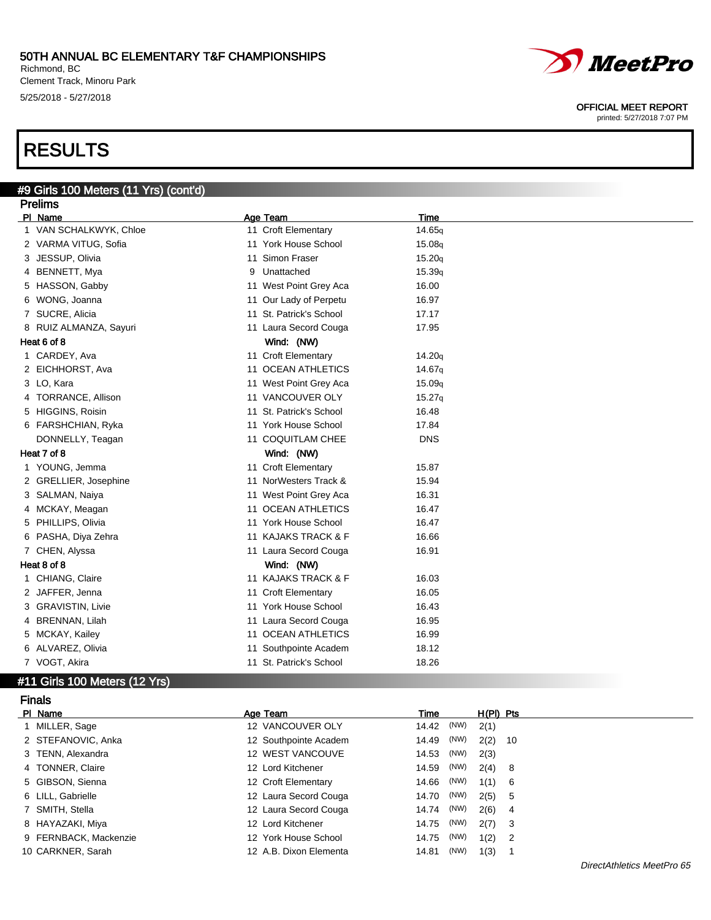# RESULTS

## #9 Girls 100 Meters (11 Yrs) (cont'd)

### Prelims

| Pl | Name | Age | Team | Time |
|---|---|---|---|---|
| 1 | VAN SCHALKWYK, Chloe | 11 | Croft Elementary | 14.65q |
| 2 | VARMA VITUG, Sofia | 11 | York House School | 15.08q |
| 3 | JESSUP, Olivia | 11 | Simon Fraser | 15.20q |
| 4 | BENNETT, Mya | 9 | Unattached | 15.39q |
| 5 | HASSON, Gabby | 11 | West Point Grey Aca | 16.00 |
| 6 | WONG, Joanna | 11 | Our Lady of Perpetu | 16.97 |
| 7 | SUCRE, Alicia | 11 | St. Patrick's School | 17.17 |
| 8 | RUIZ ALMANZA, Sayuri | 11 | Laura Secord Couga | 17.95 |

**Heat 6 of 8** Wind: (NW)

| Pl | Name | Age | Team | Time |
|---|---|---|---|---|
| 1 | CARDEY, Ava | 11 | Croft Elementary | 14.20q |
| 2 | EICHHORST, Ava | 11 | OCEAN ATHLETICS | 14.67q |
| 3 | LO, Kara | 11 | West Point Grey Aca | 15.09q |
| 4 | TORRANCE, Allison | 11 | VANCOUVER OLY | 15.27q |
| 5 | HIGGINS, Roisin | 11 | St. Patrick's School | 16.48 |
| 6 | FARSHCHIAN, Ryka | 11 | York House School | 17.84 |
| | DONNELLY, Teagan | 11 | COQUITLAM CHEE | DNS |

**Heat 7 of 8** Wind: (NW)

| Pl | Name | Age | Team | Time |
|---|---|---|---|---|
| 1 | YOUNG, Jemma | 11 | Croft Elementary | 15.87 |
| 2 | GRELLIER, Josephine | 11 | NorWesters Track & | 15.94 |
| 3 | SALMAN, Naiya | 11 | West Point Grey Aca | 16.31 |
| 4 | MCKAY, Meagan | 11 | OCEAN ATHLETICS | 16.47 |
| 5 | PHILLIPS, Olivia | 11 | York House School | 16.47 |
| 6 | PASHA, Diya Zehra | 11 | KAJAKS TRACK & F | 16.66 |
| 7 | CHEN, Alyssa | 11 | Laura Secord Couga | 16.91 |

**Heat 8 of 8** Wind: (NW)

| Pl | Name | Age | Team | Time |
|---|---|---|---|---|
| 1 | CHIANG, Claire | 11 | KAJAKS TRACK & F | 16.03 |
| 2 | JAFFER, Jenna | 11 | Croft Elementary | 16.05 |
| 3 | GRAVISTIN, Livie | 11 | York House School | 16.43 |
| 4 | BRENNAN, Lilah | 11 | Laura Secord Couga | 16.95 |
| 5 | MCKAY, Kailey | 11 | OCEAN ATHLETICS | 16.99 |
| 6 | ALVAREZ, Olivia | 11 | Southpointe Academ | 18.12 |
| 7 | VOGT, Akira | 11 | St. Patrick's School | 18.26 |

## #11 Girls 100 Meters (12 Yrs)

### Finals

| Pl | Name | Age | Team | Time | Wind | H(Pl) | Pts |
|---|---|---|---|---|---|---|---|
| 1 | MILLER, Sage | 12 | VANCOUVER OLY | 14.42 | (NW) | 2(1) | |
| 2 | STEFANOVIC, Anka | 12 | Southpointe Academ | 14.49 | (NW) | 2(2) | 10 |
| 3 | TENN, Alexandra | 12 | WEST VANCOUVE | 14.53 | (NW) | 2(3) | |
| 4 | TONNER, Claire | 12 | Lord Kitchener | 14.59 | (NW) | 2(4) | 8 |
| 5 | GIBSON, Sienna | 12 | Croft Elementary | 14.66 | (NW) | 1(1) | 6 |
| 6 | LILL, Gabrielle | 12 | Laura Secord Couga | 14.70 | (NW) | 2(5) | 5 |
| 7 | SMITH, Stella | 12 | Laura Secord Couga | 14.74 | (NW) | 2(6) | 4 |
| 8 | HAYAZAKI, Miya | 12 | Lord Kitchener | 14.75 | (NW) | 2(7) | 3 |
| 9 | FERNBACK, Mackenzie | 12 | York House School | 14.75 | (NW) | 1(2) | 2 |
| 10 | CARKNER, Sarah | 12 | A.B. Dixon Elementa | 14.81 | (NW) | 1(3) | 1 |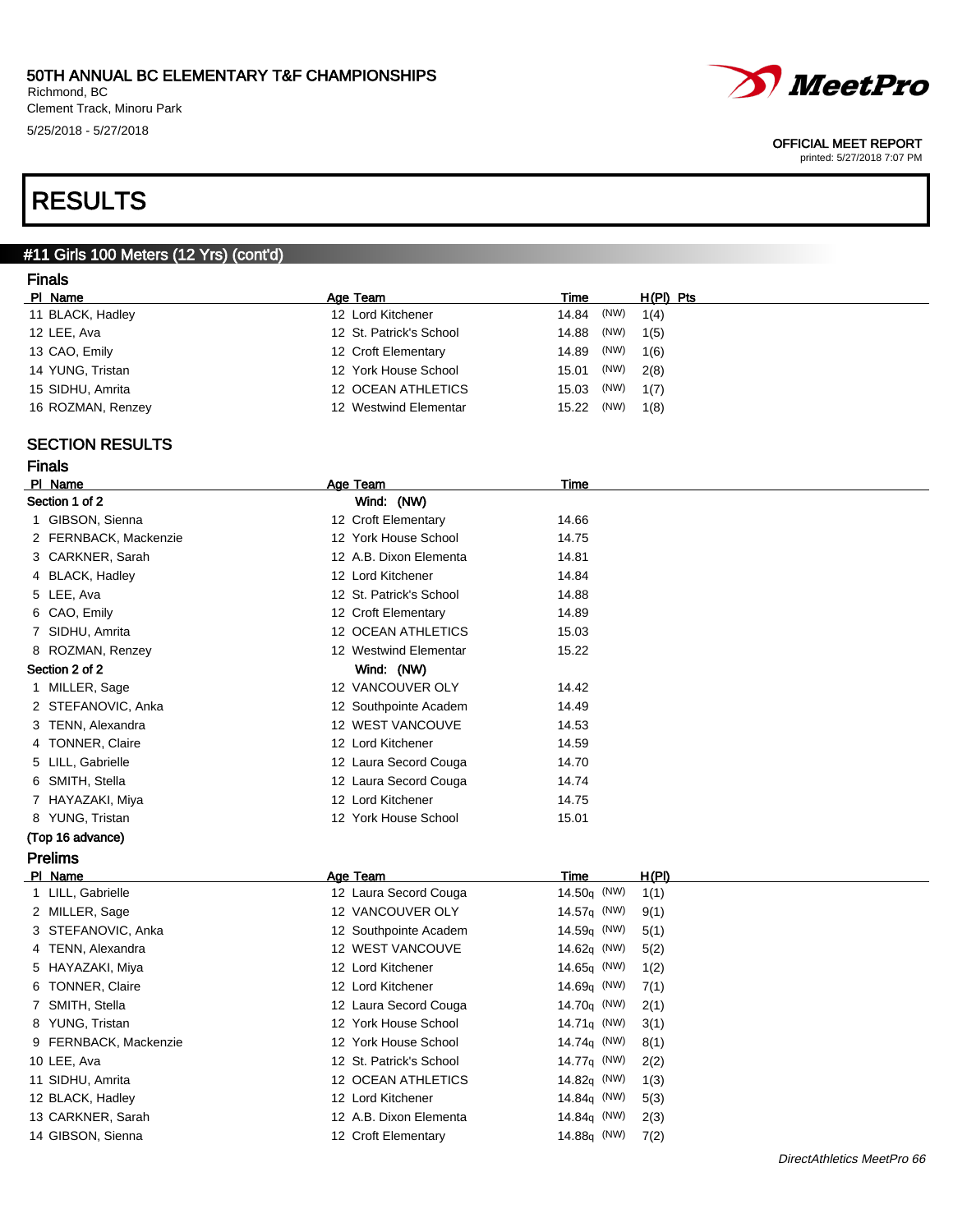# 50TH ANNUAL BC ELEMENTARY T&F CHAMPIONSHIPS

Richmond, BC
Clement Track, Minoru Park
5/25/2018 - 5/27/2018

OFFICIAL MEET REPORT
printed: 5/27/2018 7:07 PM

# RESULTS

## #11 Girls 100 Meters (12 Yrs) (cont'd)

### Finals

| Pl | Name | Age | Team | Time | | H(Pl) | Pts |
|---|---|---|---|---|---|---|---|
| 11 | BLACK, Hadley | 12 | Lord Kitchener | 14.84 | (NW) | 1(4) | |
| 12 | LEE, Ava | 12 | St. Patrick's School | 14.88 | (NW) | 1(5) | |
| 13 | CAO, Emily | 12 | Croft Elementary | 14.89 | (NW) | 1(6) | |
| 14 | YUNG, Tristan | 12 | York House School | 15.01 | (NW) | 2(8) | |
| 15 | SIDHU, Amrita | 12 | OCEAN ATHLETICS | 15.03 | (NW) | 1(7) | |
| 16 | ROZMAN, Renzey | 12 | Westwind Elementar | 15.22 | (NW) | 1(8) | |

## SECTION RESULTS

### Finals

| Pl | Name | Age | Team | Time |
|---|---|---|---|---|
| **Section 1 of 2** | | | **Wind: (NW)** | |
| 1 | GIBSON, Sienna | 12 | Croft Elementary | 14.66 |
| 2 | FERNBACK, Mackenzie | 12 | York House School | 14.75 |
| 3 | CARKNER, Sarah | 12 | A.B. Dixon Elementa | 14.81 |
| 4 | BLACK, Hadley | 12 | Lord Kitchener | 14.84 |
| 5 | LEE, Ava | 12 | St. Patrick's School | 14.88 |
| 6 | CAO, Emily | 12 | Croft Elementary | 14.89 |
| 7 | SIDHU, Amrita | 12 | OCEAN ATHLETICS | 15.03 |
| 8 | ROZMAN, Renzey | 12 | Westwind Elementar | 15.22 |
| **Section 2 of 2** | | | **Wind: (NW)** | |
| 1 | MILLER, Sage | 12 | VANCOUVER OLY | 14.42 |
| 2 | STEFANOVIC, Anka | 12 | Southpointe Academ | 14.49 |
| 3 | TENN, Alexandra | 12 | WEST VANCOUVE | 14.53 |
| 4 | TONNER, Claire | 12 | Lord Kitchener | 14.59 |
| 5 | LILL, Gabrielle | 12 | Laura Secord Couga | 14.70 |
| 6 | SMITH, Stella | 12 | Laura Secord Couga | 14.74 |
| 7 | HAYAZAKI, Miya | 12 | Lord Kitchener | 14.75 |
| 8 | YUNG, Tristan | 12 | York House School | 15.01 |

**(Top 16 advance)**

### Prelims

| Pl | Name | Age | Team | Time | | H(Pl) |
|---|---|---|---|---|---|---|
| 1 | LILL, Gabrielle | 12 | Laura Secord Couga | 14.50q | (NW) | 1(1) |
| 2 | MILLER, Sage | 12 | VANCOUVER OLY | 14.57q | (NW) | 9(1) |
| 3 | STEFANOVIC, Anka | 12 | Southpointe Academ | 14.59q | (NW) | 5(1) |
| 4 | TENN, Alexandra | 12 | WEST VANCOUVE | 14.62q | (NW) | 5(2) |
| 5 | HAYAZAKI, Miya | 12 | Lord Kitchener | 14.65q | (NW) | 1(2) |
| 6 | TONNER, Claire | 12 | Lord Kitchener | 14.69q | (NW) | 7(1) |
| 7 | SMITH, Stella | 12 | Laura Secord Couga | 14.70q | (NW) | 2(1) |
| 8 | YUNG, Tristan | 12 | York House School | 14.71q | (NW) | 3(1) |
| 9 | FERNBACK, Mackenzie | 12 | York House School | 14.74q | (NW) | 8(1) |
| 10 | LEE, Ava | 12 | St. Patrick's School | 14.77q | (NW) | 2(2) |
| 11 | SIDHU, Amrita | 12 | OCEAN ATHLETICS | 14.82q | (NW) | 1(3) |
| 12 | BLACK, Hadley | 12 | Lord Kitchener | 14.84q | (NW) | 5(3) |
| 13 | CARKNER, Sarah | 12 | A.B. Dixon Elementa | 14.84q | (NW) | 2(3) |
| 14 | GIBSON, Sienna | 12 | Croft Elementary | 14.88q | (NW) | 7(2) |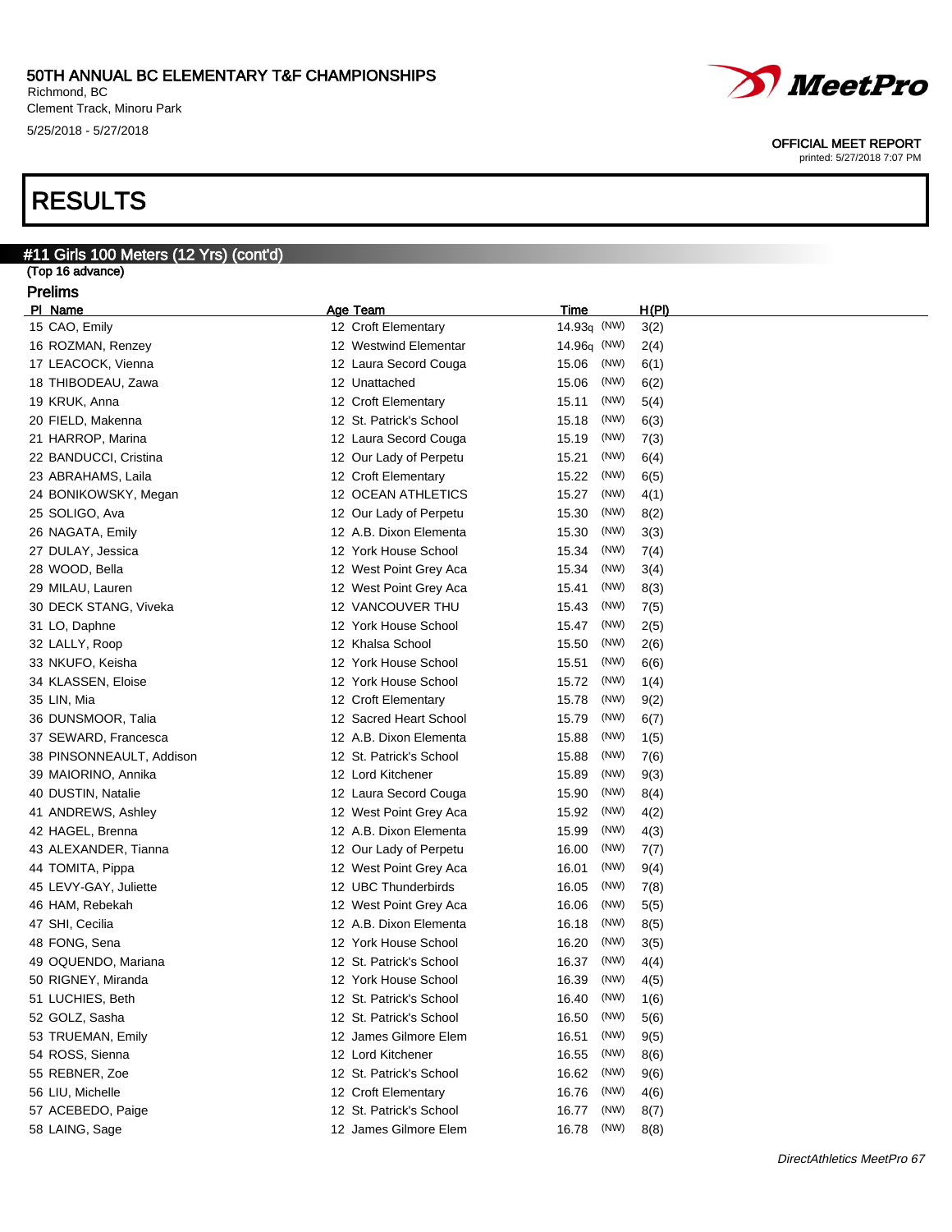# 50TH ANNUAL BC ELEMENTARY T&F CHAMPIONSHIPS

Richmond, BC
Clement Track, Minoru Park
5/25/2018 - 5/27/2018

OFFICIAL MEET REPORT
printed: 5/27/2018 7:07 PM

# RESULTS

## #11 Girls 100 Meters (12 Yrs) (cont'd)

(Top 16 advance)

### Prelims

| Pl | Name | Age | Team | Time | | H(Pl) |
|---|---|---|---|---|---|---|
| 15 | CAO, Emily | 12 | Croft Elementary | 14.93q | (NW) | 3(2) |
| 16 | ROZMAN, Renzey | 12 | Westwind Elementar | 14.96q | (NW) | 2(4) |
| 17 | LEACOCK, Vienna | 12 | Laura Secord Couga | 15.06 | (NW) | 6(1) |
| 18 | THIBODEAU, Zawa | 12 | Unattached | 15.06 | (NW) | 6(2) |
| 19 | KRUK, Anna | 12 | Croft Elementary | 15.11 | (NW) | 5(4) |
| 20 | FIELD, Makenna | 12 | St. Patrick's School | 15.18 | (NW) | 6(3) |
| 21 | HARROP, Marina | 12 | Laura Secord Couga | 15.19 | (NW) | 7(3) |
| 22 | BANDUCCI, Cristina | 12 | Our Lady of Perpetu | 15.21 | (NW) | 6(4) |
| 23 | ABRAHAMS, Laila | 12 | Croft Elementary | 15.22 | (NW) | 6(5) |
| 24 | BONIKOWSKY, Megan | 12 | OCEAN ATHLETICS | 15.27 | (NW) | 4(1) |
| 25 | SOLIGO, Ava | 12 | Our Lady of Perpetu | 15.30 | (NW) | 8(2) |
| 26 | NAGATA, Emily | 12 | A.B. Dixon Elementa | 15.30 | (NW) | 3(3) |
| 27 | DULAY, Jessica | 12 | York House School | 15.34 | (NW) | 7(4) |
| 28 | WOOD, Bella | 12 | West Point Grey Aca | 15.34 | (NW) | 3(4) |
| 29 | MILAU, Lauren | 12 | West Point Grey Aca | 15.41 | (NW) | 8(3) |
| 30 | DECK STANG, Viveka | 12 | VANCOUVER THU | 15.43 | (NW) | 7(5) |
| 31 | LO, Daphne | 12 | York House School | 15.47 | (NW) | 2(5) |
| 32 | LALLY, Roop | 12 | Khalsa School | 15.50 | (NW) | 2(6) |
| 33 | NKUFO, Keisha | 12 | York House School | 15.51 | (NW) | 6(6) |
| 34 | KLASSEN, Eloise | 12 | York House School | 15.72 | (NW) | 1(4) |
| 35 | LIN, Mia | 12 | Croft Elementary | 15.78 | (NW) | 9(2) |
| 36 | DUNSMOOR, Talia | 12 | Sacred Heart School | 15.79 | (NW) | 6(7) |
| 37 | SEWARD, Francesca | 12 | A.B. Dixon Elementa | 15.88 | (NW) | 1(5) |
| 38 | PINSONNEAULT, Addison | 12 | St. Patrick's School | 15.88 | (NW) | 7(6) |
| 39 | MAIORINO, Annika | 12 | Lord Kitchener | 15.89 | (NW) | 9(3) |
| 40 | DUSTIN, Natalie | 12 | Laura Secord Couga | 15.90 | (NW) | 8(4) |
| 41 | ANDREWS, Ashley | 12 | West Point Grey Aca | 15.92 | (NW) | 4(2) |
| 42 | HAGEL, Brenna | 12 | A.B. Dixon Elementa | 15.99 | (NW) | 4(3) |
| 43 | ALEXANDER, Tianna | 12 | Our Lady of Perpetu | 16.00 | (NW) | 7(7) |
| 44 | TOMITA, Pippa | 12 | West Point Grey Aca | 16.01 | (NW) | 9(4) |
| 45 | LEVY-GAY, Juliette | 12 | UBC Thunderbirds | 16.05 | (NW) | 7(8) |
| 46 | HAM, Rebekah | 12 | West Point Grey Aca | 16.06 | (NW) | 5(5) |
| 47 | SHI, Cecilia | 12 | A.B. Dixon Elementa | 16.18 | (NW) | 8(5) |
| 48 | FONG, Sena | 12 | York House School | 16.20 | (NW) | 3(5) |
| 49 | OQUENDO, Mariana | 12 | St. Patrick's School | 16.37 | (NW) | 4(4) |
| 50 | RIGNEY, Miranda | 12 | York House School | 16.39 | (NW) | 4(5) |
| 51 | LUCHIES, Beth | 12 | St. Patrick's School | 16.40 | (NW) | 1(6) |
| 52 | GOLZ, Sasha | 12 | St. Patrick's School | 16.50 | (NW) | 5(6) |
| 53 | TRUEMAN, Emily | 12 | James Gilmore Elem | 16.51 | (NW) | 9(5) |
| 54 | ROSS, Sienna | 12 | Lord Kitchener | 16.55 | (NW) | 8(6) |
| 55 | REBNER, Zoe | 12 | St. Patrick's School | 16.62 | (NW) | 9(6) |
| 56 | LIU, Michelle | 12 | Croft Elementary | 16.76 | (NW) | 4(6) |
| 57 | ACEBEDO, Paige | 12 | St. Patrick's School | 16.77 | (NW) | 8(7) |
| 58 | LAING, Sage | 12 | James Gilmore Elem | 16.78 | (NW) | 8(8) |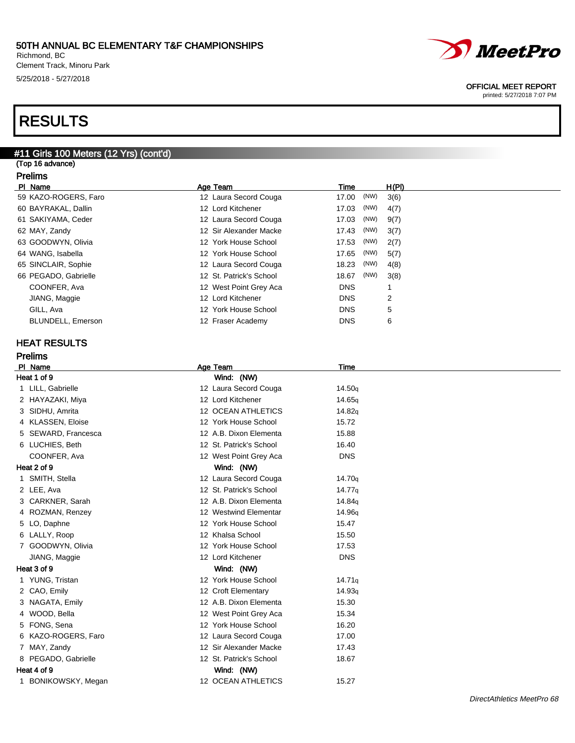50TH ANNUAL BC ELEMENTARY T&F CHAMPIONSHIPS
Richmond, BC
Clement Track, Minoru Park
5/25/2018 - 5/27/2018

OFFICIAL MEET REPORT
printed: 5/27/2018 7:07 PM

# RESULTS

## #11 Girls 100 Meters (12 Yrs) (cont'd)

(Top 16 advance)

### Prelims

| Pl | Name | Age | Team | Time | | H(Pl) |
|---|---|---|---|---|---|---|
| 59 | KAZO-ROGERS, Faro | 12 | Laura Secord Couga | 17.00 | (NW) | 3(6) |
| 60 | BAYRAKAL, Dallin | 12 | Lord Kitchener | 17.03 | (NW) | 4(7) |
| 61 | SAKIYAMA, Ceder | 12 | Laura Secord Couga | 17.03 | (NW) | 9(7) |
| 62 | MAY, Zandy | 12 | Sir Alexander Macke | 17.43 | (NW) | 3(7) |
| 63 | GOODWYN, Olivia | 12 | York House School | 17.53 | (NW) | 2(7) |
| 64 | WANG, Isabella | 12 | York House School | 17.65 | (NW) | 5(7) |
| 65 | SINCLAIR, Sophie | 12 | Laura Secord Couga | 18.23 | (NW) | 4(8) |
| 66 | PEGADO, Gabrielle | 12 | St. Patrick's School | 18.67 | (NW) | 3(8) |
| | COONFER, Ava | 12 | West Point Grey Aca | DNS | | 1 |
| | JIANG, Maggie | 12 | Lord Kitchener | DNS | | 2 |
| | GILL, Ava | 12 | York House School | DNS | | 5 |
| | BLUNDELL, Emerson | 12 | Fraser Academy | DNS | | 6 |

## HEAT RESULTS

### Prelims

| Pl | Name | Age | Team | Time |
|---|---|---|---|---|
| **Heat 1 of 9** | | | Wind: (NW) | |
| 1 | LILL, Gabrielle | 12 | Laura Secord Couga | 14.50q |
| 2 | HAYAZAKI, Miya | 12 | Lord Kitchener | 14.65q |
| 3 | SIDHU, Amrita | 12 | OCEAN ATHLETICS | 14.82q |
| 4 | KLASSEN, Eloise | 12 | York House School | 15.72 |
| 5 | SEWARD, Francesca | 12 | A.B. Dixon Elementa | 15.88 |
| 6 | LUCHIES, Beth | 12 | St. Patrick's School | 16.40 |
| | COONFER, Ava | 12 | West Point Grey Aca | DNS |
| **Heat 2 of 9** | | | Wind: (NW) | |
| 1 | SMITH, Stella | 12 | Laura Secord Couga | 14.70q |
| 2 | LEE, Ava | 12 | St. Patrick's School | 14.77q |
| 3 | CARKNER, Sarah | 12 | A.B. Dixon Elementa | 14.84q |
| 4 | ROZMAN, Renzey | 12 | Westwind Elementar | 14.96q |
| 5 | LO, Daphne | 12 | York House School | 15.47 |
| 6 | LALLY, Roop | 12 | Khalsa School | 15.50 |
| 7 | GOODWYN, Olivia | 12 | York House School | 17.53 |
| | JIANG, Maggie | 12 | Lord Kitchener | DNS |
| **Heat 3 of 9** | | | Wind: (NW) | |
| 1 | YUNG, Tristan | 12 | York House School | 14.71q |
| 2 | CAO, Emily | 12 | Croft Elementary | 14.93q |
| 3 | NAGATA, Emily | 12 | A.B. Dixon Elementa | 15.30 |
| 4 | WOOD, Bella | 12 | West Point Grey Aca | 15.34 |
| 5 | FONG, Sena | 12 | York House School | 16.20 |
| 6 | KAZO-ROGERS, Faro | 12 | Laura Secord Couga | 17.00 |
| 7 | MAY, Zandy | 12 | Sir Alexander Macke | 17.43 |
| 8 | PEGADO, Gabrielle | 12 | St. Patrick's School | 18.67 |
| **Heat 4 of 9** | | | Wind: (NW) | |
| 1 | BONIKOWSKY, Megan | 12 | OCEAN ATHLETICS | 15.27 |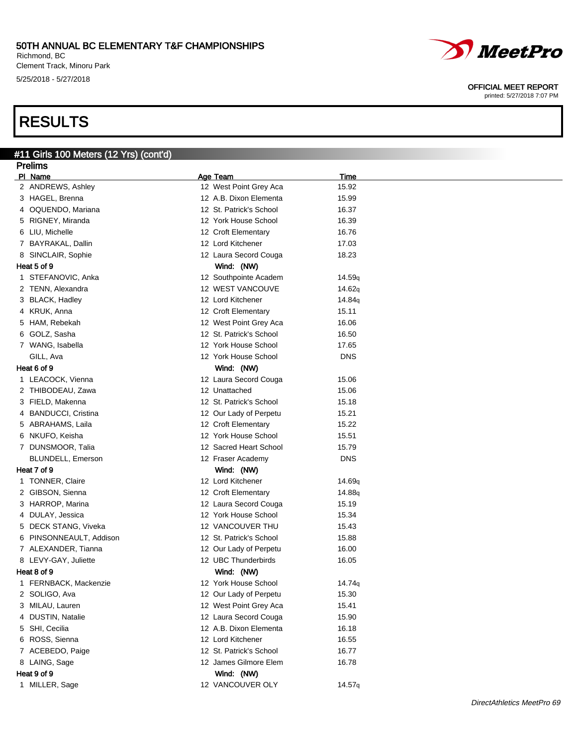# RESULTS

## #11 Girls 100 Meters (12 Yrs) (cont'd)

### Prelims

| Pl | Name | Age | Team | Time |
|---|---|---|---|---|
| 2 | ANDREWS, Ashley | 12 | West Point Grey Aca | 15.92 |
| 3 | HAGEL, Brenna | 12 | A.B. Dixon Elementa | 15.99 |
| 4 | OQUENDO, Mariana | 12 | St. Patrick's School | 16.37 |
| 5 | RIGNEY, Miranda | 12 | York House School | 16.39 |
| 6 | LIU, Michelle | 12 | Croft Elementary | 16.76 |
| 7 | BAYRAKAL, Dallin | 12 | Lord Kitchener | 17.03 |
| 8 | SINCLAIR, Sophie | 12 | Laura Secord Couga | 18.23 |
| **Heat 5 of 9** | | | **Wind: (NW)** | |
| 1 | STEFANOVIC, Anka | 12 | Southpointe Academ | 14.59q |
| 2 | TENN, Alexandra | 12 | WEST VANCOUVE | 14.62q |
| 3 | BLACK, Hadley | 12 | Lord Kitchener | 14.84q |
| 4 | KRUK, Anna | 12 | Croft Elementary | 15.11 |
| 5 | HAM, Rebekah | 12 | West Point Grey Aca | 16.06 |
| 6 | GOLZ, Sasha | 12 | St. Patrick's School | 16.50 |
| 7 | WANG, Isabella | 12 | York House School | 17.65 |
| | GILL, Ava | 12 | York House School | DNS |
| **Heat 6 of 9** | | | **Wind: (NW)** | |
| 1 | LEACOCK, Vienna | 12 | Laura Secord Couga | 15.06 |
| 2 | THIBODEAU, Zawa | 12 | Unattached | 15.06 |
| 3 | FIELD, Makenna | 12 | St. Patrick's School | 15.18 |
| 4 | BANDUCCI, Cristina | 12 | Our Lady of Perpetu | 15.21 |
| 5 | ABRAHAMS, Laila | 12 | Croft Elementary | 15.22 |
| 6 | NKUFO, Keisha | 12 | York House School | 15.51 |
| 7 | DUNSMOOR, Talia | 12 | Sacred Heart School | 15.79 |
| | BLUNDELL, Emerson | 12 | Fraser Academy | DNS |
| **Heat 7 of 9** | | | **Wind: (NW)** | |
| 1 | TONNER, Claire | 12 | Lord Kitchener | 14.69q |
| 2 | GIBSON, Sienna | 12 | Croft Elementary | 14.88q |
| 3 | HARROP, Marina | 12 | Laura Secord Couga | 15.19 |
| 4 | DULAY, Jessica | 12 | York House School | 15.34 |
| 5 | DECK STANG, Viveka | 12 | VANCOUVER THU | 15.43 |
| 6 | PINSONNEAULT, Addison | 12 | St. Patrick's School | 15.88 |
| 7 | ALEXANDER, Tianna | 12 | Our Lady of Perpetu | 16.00 |
| 8 | LEVY-GAY, Juliette | 12 | UBC Thunderbirds | 16.05 |
| **Heat 8 of 9** | | | **Wind: (NW)** | |
| 1 | FERNBACK, Mackenzie | 12 | York House School | 14.74q |
| 2 | SOLIGO, Ava | 12 | Our Lady of Perpetu | 15.30 |
| 3 | MILAU, Lauren | 12 | West Point Grey Aca | 15.41 |
| 4 | DUSTIN, Natalie | 12 | Laura Secord Couga | 15.90 |
| 5 | SHI, Cecilia | 12 | A.B. Dixon Elementa | 16.18 |
| 6 | ROSS, Sienna | 12 | Lord Kitchener | 16.55 |
| 7 | ACEBEDO, Paige | 12 | St. Patrick's School | 16.77 |
| 8 | LAING, Sage | 12 | James Gilmore Elem | 16.78 |
| **Heat 9 of 9** | | | **Wind: (NW)** | |
| 1 | MILLER, Sage | 12 | VANCOUVER OLY | 14.57q |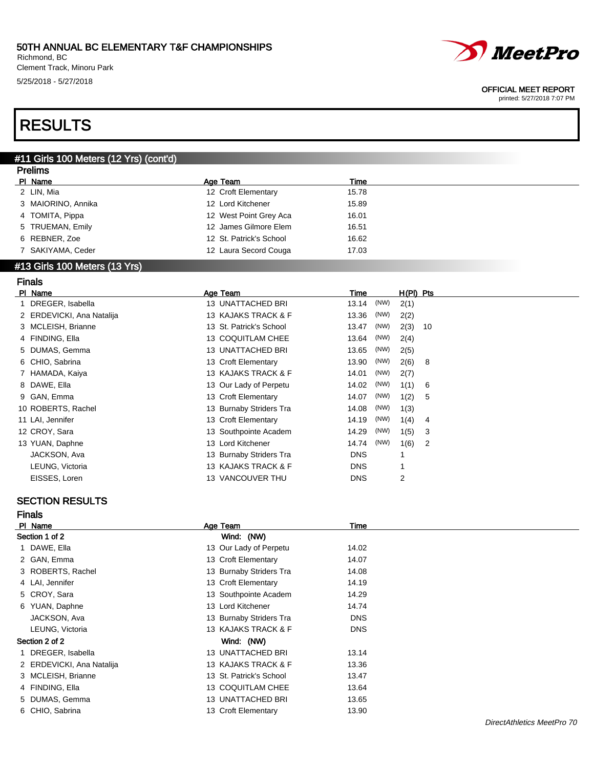# RESULTS

## #11 Girls 100 Meters (12 Yrs) (cont'd)

### Prelims

| Pl | Name | Age | Team | Time |
|---|---|---|---|---|
| 2 | LIN, Mia | 12 | Croft Elementary | 15.78 |
| 3 | MAIORINO, Annika | 12 | Lord Kitchener | 15.89 |
| 4 | TOMITA, Pippa | 12 | West Point Grey Aca | 16.01 |
| 5 | TRUEMAN, Emily | 12 | James Gilmore Elem | 16.51 |
| 6 | REBNER, Zoe | 12 | St. Patrick's School | 16.62 |
| 7 | SAKIYAMA, Ceder | 12 | Laura Secord Couga | 17.03 |

## #13 Girls 100 Meters (13 Yrs)

### Finals

| Pl | Name | Age | Team | Time | | H(Pl) | Pts |
|---|---|---|---|---|---|---|---|
| 1 | DREGER, Isabella | 13 | UNATTACHED BRI | 13.14 | (NW) | 2(1) | |
| 2 | ERDEVICKI, Ana Natalija | 13 | KAJAKS TRACK & F | 13.36 | (NW) | 2(2) | |
| 3 | MCLEISH, Brianne | 13 | St. Patrick's School | 13.47 | (NW) | 2(3) | 10 |
| 4 | FINDING, Ella | 13 | COQUITLAM CHEE | 13.64 | (NW) | 2(4) | |
| 5 | DUMAS, Gemma | 13 | UNATTACHED BRI | 13.65 | (NW) | 2(5) | |
| 6 | CHIO, Sabrina | 13 | Croft Elementary | 13.90 | (NW) | 2(6) | 8 |
| 7 | HAMADA, Kaiya | 13 | KAJAKS TRACK & F | 14.01 | (NW) | 2(7) | |
| 8 | DAWE, Ella | 13 | Our Lady of Perpetu | 14.02 | (NW) | 1(1) | 6 |
| 9 | GAN, Emma | 13 | Croft Elementary | 14.07 | (NW) | 1(2) | 5 |
| 10 | ROBERTS, Rachel | 13 | Burnaby Striders Tra | 14.08 | (NW) | 1(3) | |
| 11 | LAI, Jennifer | 13 | Croft Elementary | 14.19 | (NW) | 1(4) | 4 |
| 12 | CROY, Sara | 13 | Southpointe Academ | 14.29 | (NW) | 1(5) | 3 |
| 13 | YUAN, Daphne | 13 | Lord Kitchener | 14.74 | (NW) | 1(6) | 2 |
| | JACKSON, Ava | 13 | Burnaby Striders Tra | DNS | | 1 | |
| | LEUNG, Victoria | 13 | KAJAKS TRACK & F | DNS | | 1 | |
| | EISSES, Loren | 13 | VANCOUVER THU | DNS | | 2 | |

## SECTION RESULTS

### Finals

| Pl | Name | Age | Team | Time |
|---|---|---|---|---|
| **Section 1 of 2** | | | Wind: (NW) | |
| 1 | DAWE, Ella | 13 | Our Lady of Perpetu | 14.02 |
| 2 | GAN, Emma | 13 | Croft Elementary | 14.07 |
| 3 | ROBERTS, Rachel | 13 | Burnaby Striders Tra | 14.08 |
| 4 | LAI, Jennifer | 13 | Croft Elementary | 14.19 |
| 5 | CROY, Sara | 13 | Southpointe Academ | 14.29 |
| 6 | YUAN, Daphne | 13 | Lord Kitchener | 14.74 |
| | JACKSON, Ava | 13 | Burnaby Striders Tra | DNS |
| | LEUNG, Victoria | 13 | KAJAKS TRACK & F | DNS |
| **Section 2 of 2** | | | Wind: (NW) | |
| 1 | DREGER, Isabella | 13 | UNATTACHED BRI | 13.14 |
| 2 | ERDEVICKI, Ana Natalija | 13 | KAJAKS TRACK & F | 13.36 |
| 3 | MCLEISH, Brianne | 13 | St. Patrick's School | 13.47 |
| 4 | FINDING, Ella | 13 | COQUITLAM CHEE | 13.64 |
| 5 | DUMAS, Gemma | 13 | UNATTACHED BRI | 13.65 |
| 6 | CHIO, Sabrina | 13 | Croft Elementary | 13.90 |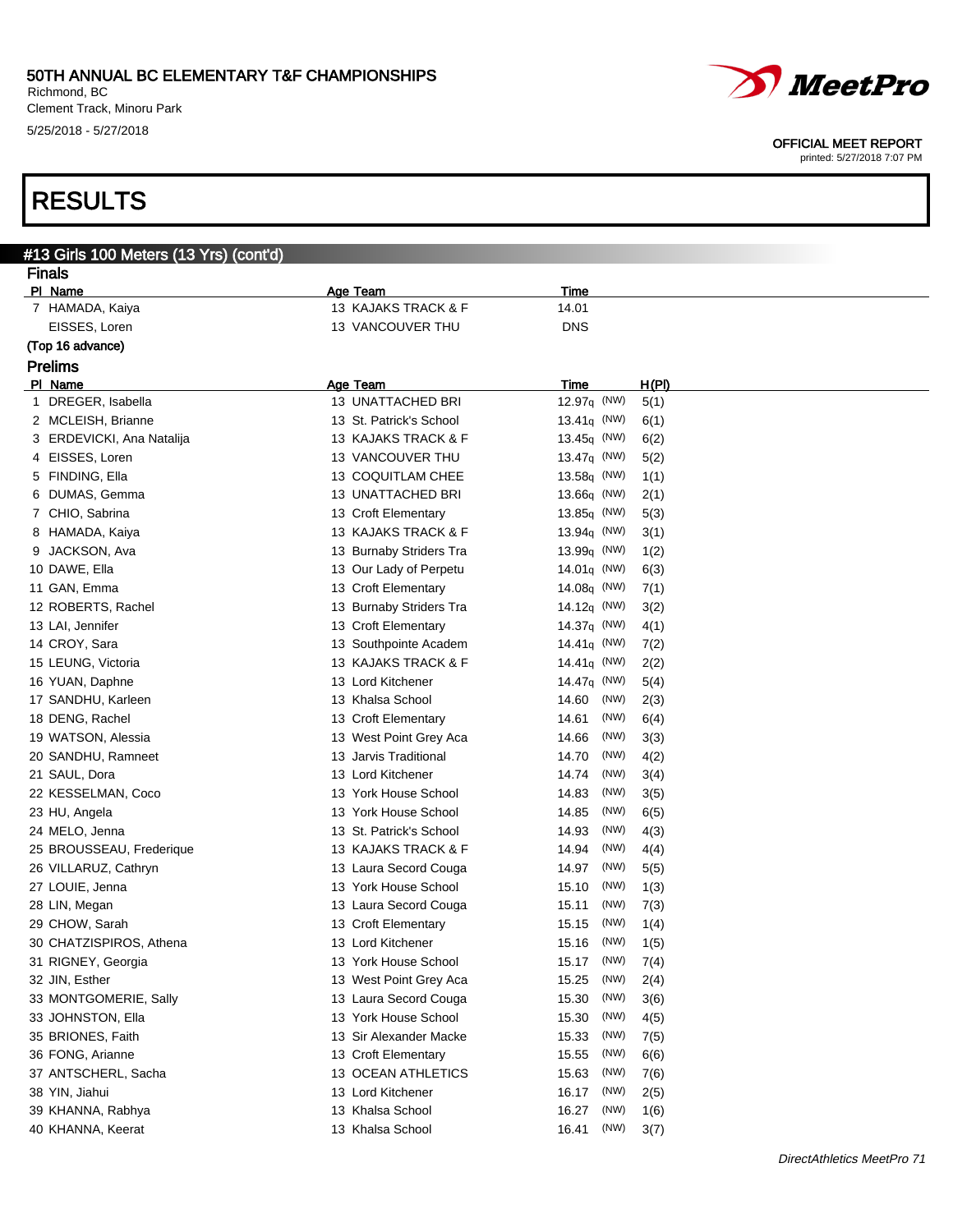# 50TH ANNUAL BC ELEMENTARY T&F CHAMPIONSHIPS

Richmond, BC
Clement Track, Minoru Park
5/25/2018 - 5/27/2018

OFFICIAL MEET REPORT
printed: 5/27/2018 7:07 PM

# RESULTS

## #13 Girls 100 Meters (13 Yrs) (cont'd)

### Finals

| Pl | Name | Age | Team | Time |
|---|---|---|---|---|
| 7 | HAMADA, Kaiya | 13 | KAJAKS TRACK & F | 14.01 |
| | EISSES, Loren | 13 | VANCOUVER THU | DNS |

(Top 16 advance)

### Prelims

| Pl | Name | Age | Team | Time | | H(Pl) |
|---|---|---|---|---|---|---|
| 1 | DREGER, Isabella | 13 | UNATTACHED BRI | 12.97q | (NW) | 5(1) |
| 2 | MCLEISH, Brianne | 13 | St. Patrick's School | 13.41q | (NW) | 6(1) |
| 3 | ERDEVICKI, Ana Natalija | 13 | KAJAKS TRACK & F | 13.45q | (NW) | 6(2) |
| 4 | EISSES, Loren | 13 | VANCOUVER THU | 13.47q | (NW) | 5(2) |
| 5 | FINDING, Ella | 13 | COQUITLAM CHEE | 13.58q | (NW) | 1(1) |
| 6 | DUMAS, Gemma | 13 | UNATTACHED BRI | 13.66q | (NW) | 2(1) |
| 7 | CHIO, Sabrina | 13 | Croft Elementary | 13.85q | (NW) | 5(3) |
| 8 | HAMADA, Kaiya | 13 | KAJAKS TRACK & F | 13.94q | (NW) | 3(1) |
| 9 | JACKSON, Ava | 13 | Burnaby Striders Tra | 13.99q | (NW) | 1(2) |
| 10 | DAWE, Ella | 13 | Our Lady of Perpetu | 14.01q | (NW) | 6(3) |
| 11 | GAN, Emma | 13 | Croft Elementary | 14.08q | (NW) | 7(1) |
| 12 | ROBERTS, Rachel | 13 | Burnaby Striders Tra | 14.12q | (NW) | 3(2) |
| 13 | LAI, Jennifer | 13 | Croft Elementary | 14.37q | (NW) | 4(1) |
| 14 | CROY, Sara | 13 | Southpointe Academ | 14.41q | (NW) | 7(2) |
| 15 | LEUNG, Victoria | 13 | KAJAKS TRACK & F | 14.41q | (NW) | 2(2) |
| 16 | YUAN, Daphne | 13 | Lord Kitchener | 14.47q | (NW) | 5(4) |
| 17 | SANDHU, Karleen | 13 | Khalsa School | 14.60 | (NW) | 2(3) |
| 18 | DENG, Rachel | 13 | Croft Elementary | 14.61 | (NW) | 6(4) |
| 19 | WATSON, Alessia | 13 | West Point Grey Aca | 14.66 | (NW) | 3(3) |
| 20 | SANDHU, Ramneet | 13 | Jarvis Traditional | 14.70 | (NW) | 4(2) |
| 21 | SAUL, Dora | 13 | Lord Kitchener | 14.74 | (NW) | 3(4) |
| 22 | KESSELMAN, Coco | 13 | York House School | 14.83 | (NW) | 3(5) |
| 23 | HU, Angela | 13 | York House School | 14.85 | (NW) | 6(5) |
| 24 | MELO, Jenna | 13 | St. Patrick's School | 14.93 | (NW) | 4(3) |
| 25 | BROUSSEAU, Frederique | 13 | KAJAKS TRACK & F | 14.94 | (NW) | 4(4) |
| 26 | VILLARUZ, Cathryn | 13 | Laura Secord Couga | 14.97 | (NW) | 5(5) |
| 27 | LOUIE, Jenna | 13 | York House School | 15.10 | (NW) | 1(3) |
| 28 | LIN, Megan | 13 | Laura Secord Couga | 15.11 | (NW) | 7(3) |
| 29 | CHOW, Sarah | 13 | Croft Elementary | 15.15 | (NW) | 1(4) |
| 30 | CHATZISPIROS, Athena | 13 | Lord Kitchener | 15.16 | (NW) | 1(5) |
| 31 | RIGNEY, Georgia | 13 | York House School | 15.17 | (NW) | 7(4) |
| 32 | JIN, Esther | 13 | West Point Grey Aca | 15.25 | (NW) | 2(4) |
| 33 | MONTGOMERIE, Sally | 13 | Laura Secord Couga | 15.30 | (NW) | 3(6) |
| 33 | JOHNSTON, Ella | 13 | York House School | 15.30 | (NW) | 4(5) |
| 35 | BRIONES, Faith | 13 | Sir Alexander Macke | 15.33 | (NW) | 7(5) |
| 36 | FONG, Arianne | 13 | Croft Elementary | 15.55 | (NW) | 6(6) |
| 37 | ANTSCHERL, Sacha | 13 | OCEAN ATHLETICS | 15.63 | (NW) | 7(6) |
| 38 | YIN, Jiahui | 13 | Lord Kitchener | 16.17 | (NW) | 2(5) |
| 39 | KHANNA, Rabhya | 13 | Khalsa School | 16.27 | (NW) | 1(6) |
| 40 | KHANNA, Keerat | 13 | Khalsa School | 16.41 | (NW) | 3(7) |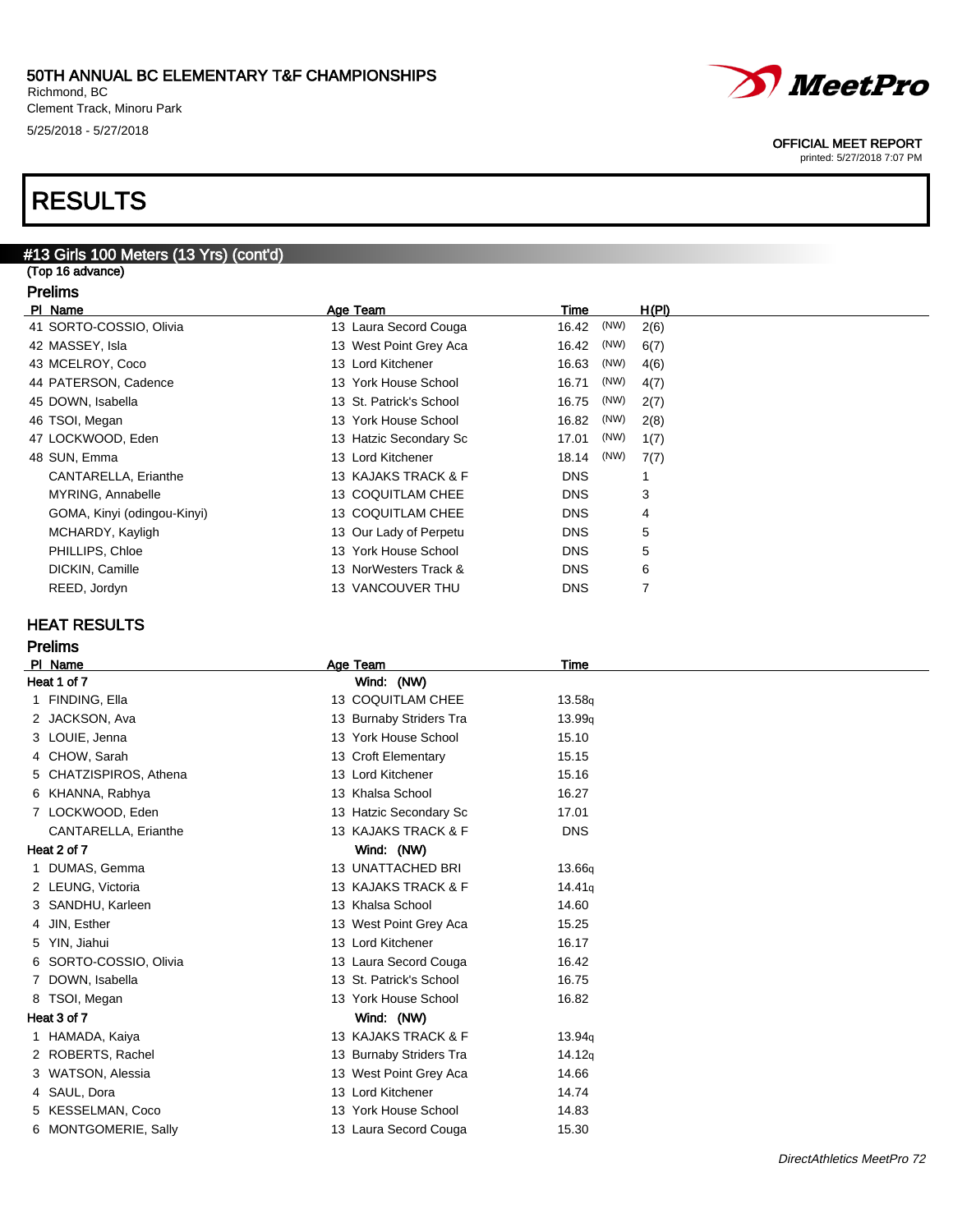# 50TH ANNUAL BC ELEMENTARY T&F CHAMPIONSHIPS

Richmond, BC
Clement Track, Minoru Park
5/25/2018 - 5/27/2018

OFFICIAL MEET REPORT
printed: 5/27/2018 7:07 PM

# RESULTS

## #13 Girls 100 Meters (13 Yrs) (cont'd)

(Top 16 advance)

### Prelims

| Pl | Name | Age | Team | Time | | H(Pl) |
|---|---|---|---|---|---|---|
| 41 | SORTO-COSSIO, Olivia | 13 | Laura Secord Couga | 16.42 | (NW) | 2(6) |
| 42 | MASSEY, Isla | 13 | West Point Grey Aca | 16.42 | (NW) | 6(7) |
| 43 | MCELROY, Coco | 13 | Lord Kitchener | 16.63 | (NW) | 4(6) |
| 44 | PATERSON, Cadence | 13 | York House School | 16.71 | (NW) | 4(7) |
| 45 | DOWN, Isabella | 13 | St. Patrick's School | 16.75 | (NW) | 2(7) |
| 46 | TSOI, Megan | 13 | York House School | 16.82 | (NW) | 2(8) |
| 47 | LOCKWOOD, Eden | 13 | Hatzic Secondary Sc | 17.01 | (NW) | 1(7) |
| 48 | SUN, Emma | 13 | Lord Kitchener | 18.14 | (NW) | 7(7) |
| | CANTARELLA, Erianthe | 13 | KAJAKS TRACK & F | DNS | | 1 |
| | MYRING, Annabelle | 13 | COQUITLAM CHEE | DNS | | 3 |
| | GOMA, Kinyi (odingou-Kinyi) | 13 | COQUITLAM CHEE | DNS | | 4 |
| | MCHARDY, Kayligh | 13 | Our Lady of Perpetu | DNS | | 5 |
| | PHILLIPS, Chloe | 13 | York House School | DNS | | 5 |
| | DICKIN, Camille | 13 | NorWesters Track & | DNS | | 6 |
| | REED, Jordyn | 13 | VANCOUVER THU | DNS | | 7 |

## HEAT RESULTS

### Prelims

| Pl | Name | Age | Team | Time |
|---|---|---|---|---|
| **Heat 1 of 7** | | | Wind: (NW) | |
| 1 | FINDING, Ella | 13 | COQUITLAM CHEE | 13.58q |
| 2 | JACKSON, Ava | 13 | Burnaby Striders Tra | 13.99q |
| 3 | LOUIE, Jenna | 13 | York House School | 15.10 |
| 4 | CHOW, Sarah | 13 | Croft Elementary | 15.15 |
| 5 | CHATZISPIROS, Athena | 13 | Lord Kitchener | 15.16 |
| 6 | KHANNA, Rabhya | 13 | Khalsa School | 16.27 |
| 7 | LOCKWOOD, Eden | 13 | Hatzic Secondary Sc | 17.01 |
| | CANTARELLA, Erianthe | 13 | KAJAKS TRACK & F | DNS |
| **Heat 2 of 7** | | | Wind: (NW) | |
| 1 | DUMAS, Gemma | 13 | UNATTACHED BRI | 13.66q |
| 2 | LEUNG, Victoria | 13 | KAJAKS TRACK & F | 14.41q |
| 3 | SANDHU, Karleen | 13 | Khalsa School | 14.60 |
| 4 | JIN, Esther | 13 | West Point Grey Aca | 15.25 |
| 5 | YIN, Jiahui | 13 | Lord Kitchener | 16.17 |
| 6 | SORTO-COSSIO, Olivia | 13 | Laura Secord Couga | 16.42 |
| 7 | DOWN, Isabella | 13 | St. Patrick's School | 16.75 |
| 8 | TSOI, Megan | 13 | York House School | 16.82 |
| **Heat 3 of 7** | | | Wind: (NW) | |
| 1 | HAMADA, Kaiya | 13 | KAJAKS TRACK & F | 13.94q |
| 2 | ROBERTS, Rachel | 13 | Burnaby Striders Tra | 14.12q |
| 3 | WATSON, Alessia | 13 | West Point Grey Aca | 14.66 |
| 4 | SAUL, Dora | 13 | Lord Kitchener | 14.74 |
| 5 | KESSELMAN, Coco | 13 | York House School | 14.83 |
| 6 | MONTGOMERIE, Sally | 13 | Laura Secord Couga | 15.30 |

DirectAthletics MeetPro 72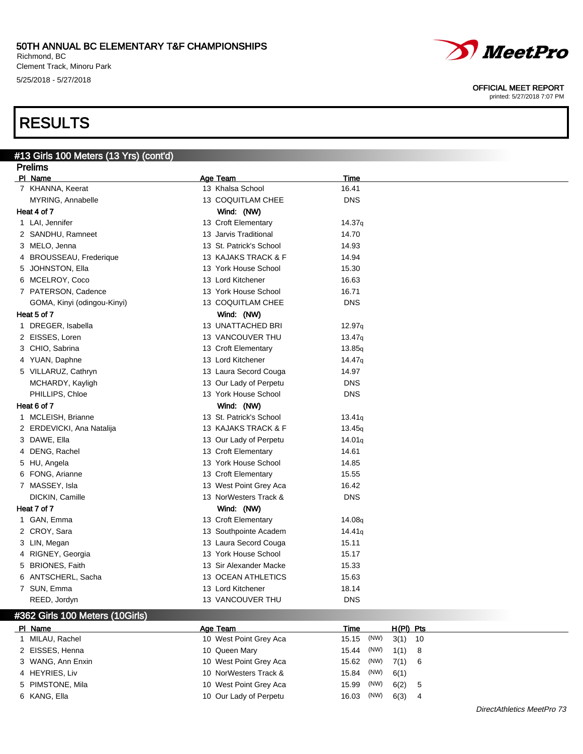50TH ANNUAL BC ELEMENTARY T&F CHAMPIONSHIPS
Richmond, BC
Clement Track, Minoru Park
5/25/2018 - 5/27/2018

OFFICIAL MEET REPORT
printed: 5/27/2018 7:07 PM

# RESULTS

## #13 Girls 100 Meters (13 Yrs) (cont'd)

### Prelims

| Pl | Name | Age | Team | Time |
|---|---|---|---|---|
| 7 | KHANNA, Keerat | 13 | Khalsa School | 16.41 |
| | MYRING, Annabelle | 13 | COQUITLAM CHEE | DNS |
| **Heat 4 of 7** | | | Wind: (NW) | |
| 1 | LAI, Jennifer | 13 | Croft Elementary | 14.37q |
| 2 | SANDHU, Ramneet | 13 | Jarvis Traditional | 14.70 |
| 3 | MELO, Jenna | 13 | St. Patrick's School | 14.93 |
| 4 | BROUSSEAU, Frederique | 13 | KAJAKS TRACK & F | 14.94 |
| 5 | JOHNSTON, Ella | 13 | York House School | 15.30 |
| 6 | MCELROY, Coco | 13 | Lord Kitchener | 16.63 |
| 7 | PATERSON, Cadence | 13 | York House School | 16.71 |
| | GOMA, Kinyi (odingou-Kinyi) | 13 | COQUITLAM CHEE | DNS |
| **Heat 5 of 7** | | | Wind: (NW) | |
| 1 | DREGER, Isabella | 13 | UNATTACHED BRI | 12.97q |
| 2 | EISSES, Loren | 13 | VANCOUVER THU | 13.47q |
| 3 | CHIO, Sabrina | 13 | Croft Elementary | 13.85q |
| 4 | YUAN, Daphne | 13 | Lord Kitchener | 14.47q |
| 5 | VILLARUZ, Cathryn | 13 | Laura Secord Couga | 14.97 |
| | MCHARDY, Kayligh | 13 | Our Lady of Perpetu | DNS |
| | PHILLIPS, Chloe | 13 | York House School | DNS |
| **Heat 6 of 7** | | | Wind: (NW) | |
| 1 | MCLEISH, Brianne | 13 | St. Patrick's School | 13.41q |
| 2 | ERDEVICKI, Ana Natalija | 13 | KAJAKS TRACK & F | 13.45q |
| 3 | DAWE, Ella | 13 | Our Lady of Perpetu | 14.01q |
| 4 | DENG, Rachel | 13 | Croft Elementary | 14.61 |
| 5 | HU, Angela | 13 | York House School | 14.85 |
| 6 | FONG, Arianne | 13 | Croft Elementary | 15.55 |
| 7 | MASSEY, Isla | 13 | West Point Grey Aca | 16.42 |
| | DICKIN, Camille | 13 | NorWesters Track & | DNS |
| **Heat 7 of 7** | | | Wind: (NW) | |
| 1 | GAN, Emma | 13 | Croft Elementary | 14.08q |
| 2 | CROY, Sara | 13 | Southpointe Academ | 14.41q |
| 3 | LIN, Megan | 13 | Laura Secord Couga | 15.11 |
| 4 | RIGNEY, Georgia | 13 | York House School | 15.17 |
| 5 | BRIONES, Faith | 13 | Sir Alexander Macke | 15.33 |
| 6 | ANTSCHERL, Sacha | 13 | OCEAN ATHLETICS | 15.63 |
| 7 | SUN, Emma | 13 | Lord Kitchener | 18.14 |
| | REED, Jordyn | 13 | VANCOUVER THU | DNS |

## #362 Girls 100 Meters (10Girls)

| Pl | Name | Age | Team | Time | Wind | H(Pl) | Pts |
|---|---|---|---|---|---|---|---|
| 1 | MILAU, Rachel | 10 | West Point Grey Aca | 15.15 | (NW) | 3(1) | 10 |
| 2 | EISSES, Henna | 10 | Queen Mary | 15.44 | (NW) | 1(1) | 8 |
| 3 | WANG, Ann Enxin | 10 | West Point Grey Aca | 15.62 | (NW) | 7(1) | 6 |
| 4 | HEYRIES, Liv | 10 | NorWesters Track & | 15.84 | (NW) | 6(1) | |
| 5 | PIMSTONE, Mila | 10 | West Point Grey Aca | 15.99 | (NW) | 6(2) | 5 |
| 6 | KANG, Ella | 10 | Our Lady of Perpetu | 16.03 | (NW) | 6(3) | 4 |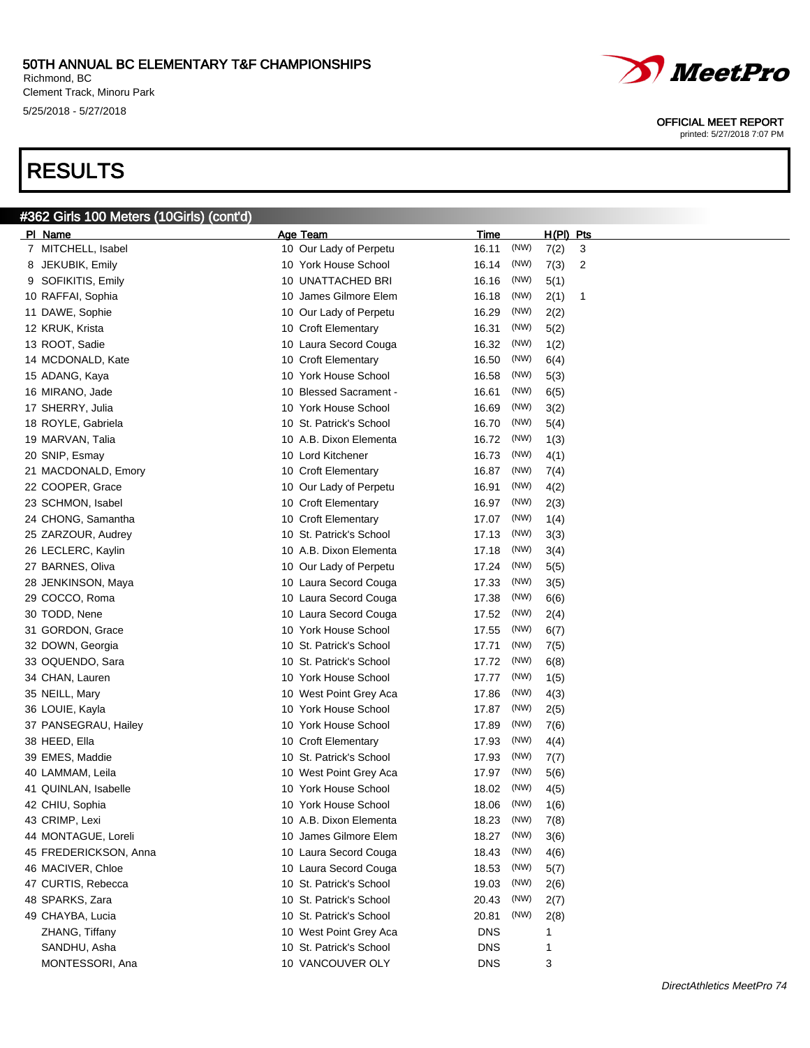# 50TH ANNUAL BC ELEMENTARY T&F CHAMPIONSHIPS

Richmond, BC
Clement Track, Minoru Park
5/25/2018 - 5/27/2018

OFFICIAL MEET REPORT
printed: 5/27/2018 7:07 PM

# RESULTS

## #362 Girls 100 Meters (10Girls) (cont'd)

| Pl | Name | Age | Team | Time | | H(Pl) | Pts |
|---|---|---|---|---|---|---|---|
| 7 | MITCHELL, Isabel | 10 | Our Lady of Perpetu | 16.11 | (NW) | 7(2) | 3 |
| 8 | JEKUBIK, Emily | 10 | York House School | 16.14 | (NW) | 7(3) | 2 |
| 9 | SOFIKITIS, Emily | 10 | UNATTACHED BRI | 16.16 | (NW) | 5(1) | |
| 10 | RAFFAI, Sophia | 10 | James Gilmore Elem | 16.18 | (NW) | 2(1) | 1 |
| 11 | DAWE, Sophie | 10 | Our Lady of Perpetu | 16.29 | (NW) | 2(2) | |
| 12 | KRUK, Krista | 10 | Croft Elementary | 16.31 | (NW) | 5(2) | |
| 13 | ROOT, Sadie | 10 | Laura Secord Couga | 16.32 | (NW) | 1(2) | |
| 14 | MCDONALD, Kate | 10 | Croft Elementary | 16.50 | (NW) | 6(4) | |
| 15 | ADANG, Kaya | 10 | York House School | 16.58 | (NW) | 5(3) | |
| 16 | MIRANO, Jade | 10 | Blessed Sacrament - | 16.61 | (NW) | 6(5) | |
| 17 | SHERRY, Julia | 10 | York House School | 16.69 | (NW) | 3(2) | |
| 18 | ROYLE, Gabriela | 10 | St. Patrick's School | 16.70 | (NW) | 5(4) | |
| 19 | MARVAN, Talia | 10 | A.B. Dixon Elementa | 16.72 | (NW) | 1(3) | |
| 20 | SNIP, Esmay | 10 | Lord Kitchener | 16.73 | (NW) | 4(1) | |
| 21 | MACDONALD, Emory | 10 | Croft Elementary | 16.87 | (NW) | 7(4) | |
| 22 | COOPER, Grace | 10 | Our Lady of Perpetu | 16.91 | (NW) | 4(2) | |
| 23 | SCHMON, Isabel | 10 | Croft Elementary | 16.97 | (NW) | 2(3) | |
| 24 | CHONG, Samantha | 10 | Croft Elementary | 17.07 | (NW) | 1(4) | |
| 25 | ZARZOUR, Audrey | 10 | St. Patrick's School | 17.13 | (NW) | 3(3) | |
| 26 | LECLERC, Kaylin | 10 | A.B. Dixon Elementa | 17.18 | (NW) | 3(4) | |
| 27 | BARNES, Oliva | 10 | Our Lady of Perpetu | 17.24 | (NW) | 5(5) | |
| 28 | JENKINSON, Maya | 10 | Laura Secord Couga | 17.33 | (NW) | 3(5) | |
| 29 | COCCO, Roma | 10 | Laura Secord Couga | 17.38 | (NW) | 6(6) | |
| 30 | TODD, Nene | 10 | Laura Secord Couga | 17.52 | (NW) | 2(4) | |
| 31 | GORDON, Grace | 10 | York House School | 17.55 | (NW) | 6(7) | |
| 32 | DOWN, Georgia | 10 | St. Patrick's School | 17.71 | (NW) | 7(5) | |
| 33 | OQUENDO, Sara | 10 | St. Patrick's School | 17.72 | (NW) | 6(8) | |
| 34 | CHAN, Lauren | 10 | York House School | 17.77 | (NW) | 1(5) | |
| 35 | NEILL, Mary | 10 | West Point Grey Aca | 17.86 | (NW) | 4(3) | |
| 36 | LOUIE, Kayla | 10 | York House School | 17.87 | (NW) | 2(5) | |
| 37 | PANSEGRAU, Hailey | 10 | York House School | 17.89 | (NW) | 7(6) | |
| 38 | HEED, Ella | 10 | Croft Elementary | 17.93 | (NW) | 4(4) | |
| 39 | EMES, Maddie | 10 | St. Patrick's School | 17.93 | (NW) | 7(7) | |
| 40 | LAMMAM, Leila | 10 | West Point Grey Aca | 17.97 | (NW) | 5(6) | |
| 41 | QUINLAN, Isabelle | 10 | York House School | 18.02 | (NW) | 4(5) | |
| 42 | CHIU, Sophia | 10 | York House School | 18.06 | (NW) | 1(6) | |
| 43 | CRIMP, Lexi | 10 | A.B. Dixon Elementa | 18.23 | (NW) | 7(8) | |
| 44 | MONTAGUE, Loreli | 10 | James Gilmore Elem | 18.27 | (NW) | 3(6) | |
| 45 | FREDERICKSON, Anna | 10 | Laura Secord Couga | 18.43 | (NW) | 4(6) | |
| 46 | MACIVER, Chloe | 10 | Laura Secord Couga | 18.53 | (NW) | 5(7) | |
| 47 | CURTIS, Rebecca | 10 | St. Patrick's School | 19.03 | (NW) | 2(6) | |
| 48 | SPARKS, Zara | 10 | St. Patrick's School | 20.43 | (NW) | 2(7) | |
| 49 | CHAYBA, Lucia | 10 | St. Patrick's School | 20.81 | (NW) | 2(8) | |
| | ZHANG, Tiffany | 10 | West Point Grey Aca | DNS | | 1 | |
| | SANDHU, Asha | 10 | St. Patrick's School | DNS | | 1 | |
| | MONTESSORI, Ana | 10 | VANCOUVER OLY | DNS | | 3 | |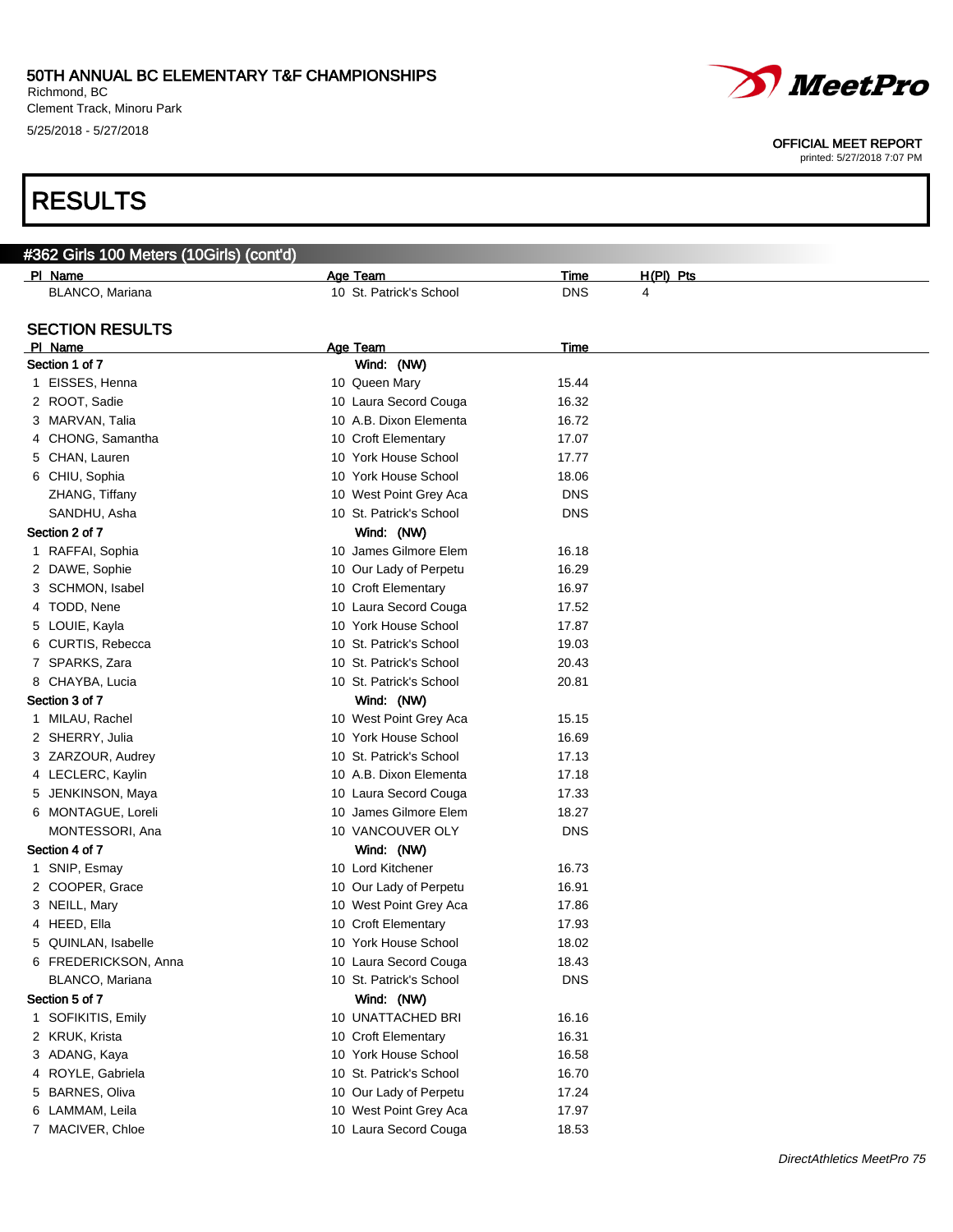# RESULTS

## #362 Girls 100 Meters (10Girls) (cont'd)

| Pl | Name | Age | Team | Time | H(Pl) | Pts |
|---|---|---|---|---|---|---|
| | BLANCO, Mariana | 10 | St. Patrick's School | DNS | 4 | |

## SECTION RESULTS

| Pl | Name | Age | Team | Time |
|---|---|---|---|---|
| **Section 1 of 7** | | | Wind: (NW) | |
| 1 | EISSES, Henna | 10 | Queen Mary | 15.44 |
| 2 | ROOT, Sadie | 10 | Laura Secord Couga | 16.32 |
| 3 | MARVAN, Talia | 10 | A.B. Dixon Elementa | 16.72 |
| 4 | CHONG, Samantha | 10 | Croft Elementary | 17.07 |
| 5 | CHAN, Lauren | 10 | York House School | 17.77 |
| 6 | CHIU, Sophia | 10 | York House School | 18.06 |
| | ZHANG, Tiffany | 10 | West Point Grey Aca | DNS |
| | SANDHU, Asha | 10 | St. Patrick's School | DNS |
| **Section 2 of 7** | | | Wind: (NW) | |
| 1 | RAFFAI, Sophia | 10 | James Gilmore Elem | 16.18 |
| 2 | DAWE, Sophie | 10 | Our Lady of Perpetu | 16.29 |
| 3 | SCHMON, Isabel | 10 | Croft Elementary | 16.97 |
| 4 | TODD, Nene | 10 | Laura Secord Couga | 17.52 |
| 5 | LOUIE, Kayla | 10 | York House School | 17.87 |
| 6 | CURTIS, Rebecca | 10 | St. Patrick's School | 19.03 |
| 7 | SPARKS, Zara | 10 | St. Patrick's School | 20.43 |
| 8 | CHAYBA, Lucia | 10 | St. Patrick's School | 20.81 |
| **Section 3 of 7** | | | Wind: (NW) | |
| 1 | MILAU, Rachel | 10 | West Point Grey Aca | 15.15 |
| 2 | SHERRY, Julia | 10 | York House School | 16.69 |
| 3 | ZARZOUR, Audrey | 10 | St. Patrick's School | 17.13 |
| 4 | LECLERC, Kaylin | 10 | A.B. Dixon Elementa | 17.18 |
| 5 | JENKINSON, Maya | 10 | Laura Secord Couga | 17.33 |
| 6 | MONTAGUE, Loreli | 10 | James Gilmore Elem | 18.27 |
| | MONTESSORI, Ana | 10 | VANCOUVER OLY | DNS |
| **Section 4 of 7** | | | Wind: (NW) | |
| 1 | SNIP, Esmay | 10 | Lord Kitchener | 16.73 |
| 2 | COOPER, Grace | 10 | Our Lady of Perpetu | 16.91 |
| 3 | NEILL, Mary | 10 | West Point Grey Aca | 17.86 |
| 4 | HEED, Ella | 10 | Croft Elementary | 17.93 |
| 5 | QUINLAN, Isabelle | 10 | York House School | 18.02 |
| 6 | FREDERICKSON, Anna | 10 | Laura Secord Couga | 18.43 |
| | BLANCO, Mariana | 10 | St. Patrick's School | DNS |
| **Section 5 of 7** | | | Wind: (NW) | |
| 1 | SOFIKITIS, Emily | 10 | UNATTACHED BRI | 16.16 |
| 2 | KRUK, Krista | 10 | Croft Elementary | 16.31 |
| 3 | ADANG, Kaya | 10 | York House School | 16.58 |
| 4 | ROYLE, Gabriela | 10 | St. Patrick's School | 16.70 |
| 5 | BARNES, Oliva | 10 | Our Lady of Perpetu | 17.24 |
| 6 | LAMMAM, Leila | 10 | West Point Grey Aca | 17.97 |
| 7 | MACIVER, Chloe | 10 | Laura Secord Couga | 18.53 |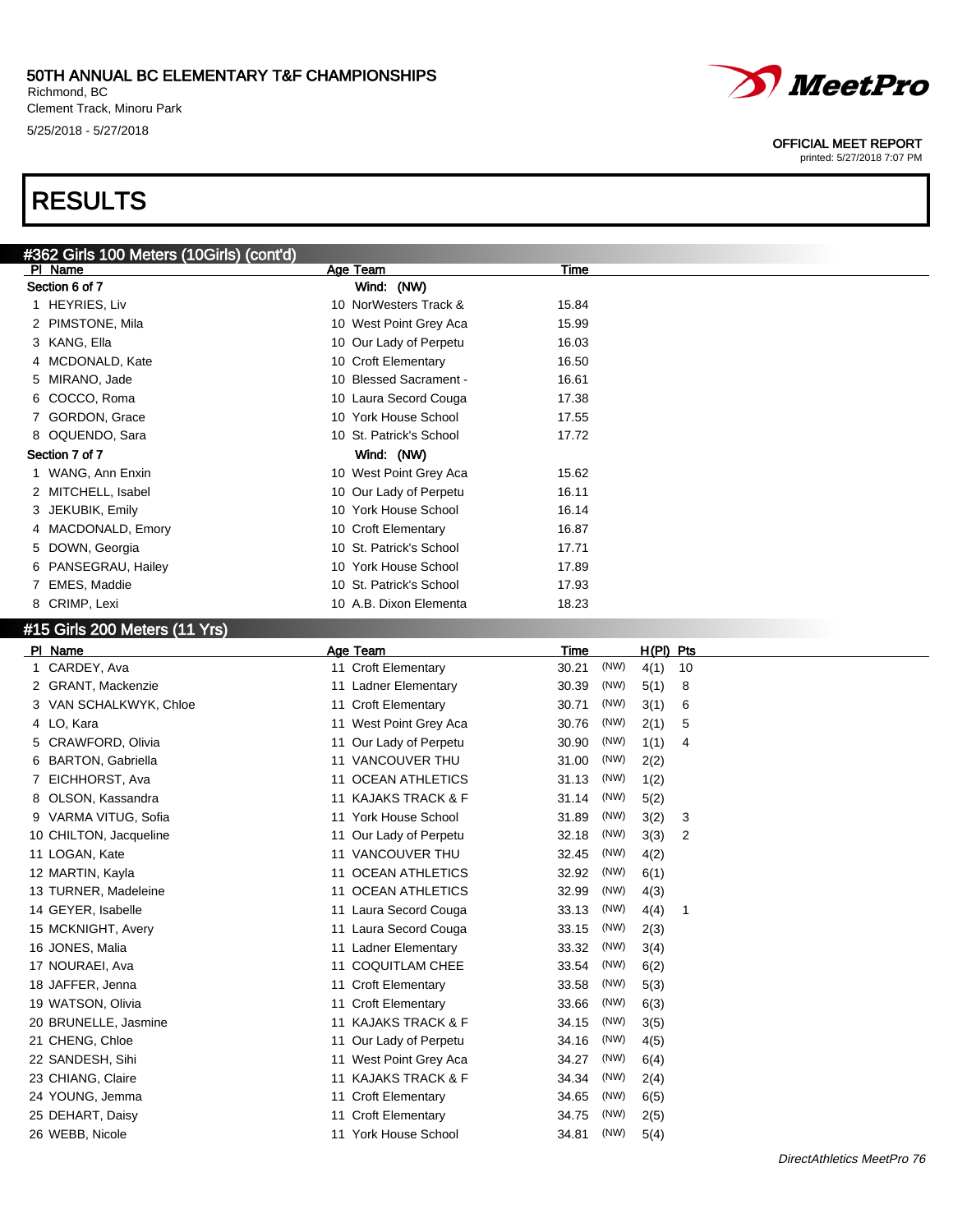# RESULTS

## #362 Girls 100 Meters (10Girls) (cont'd)

| Pl | Name | Age | Team | Time |
|---|---|---|---|---|
| **Section 6 of 7** | | | Wind: (NW) | |
| 1 | HEYRIES, Liv | 10 | NorWesters Track & | 15.84 |
| 2 | PIMSTONE, Mila | 10 | West Point Grey Aca | 15.99 |
| 3 | KANG, Ella | 10 | Our Lady of Perpetu | 16.03 |
| 4 | MCDONALD, Kate | 10 | Croft Elementary | 16.50 |
| 5 | MIRANO, Jade | 10 | Blessed Sacrament - | 16.61 |
| 6 | COCCO, Roma | 10 | Laura Secord Couga | 17.38 |
| 7 | GORDON, Grace | 10 | York House School | 17.55 |
| 8 | OQUENDO, Sara | 10 | St. Patrick's School | 17.72 |
| **Section 7 of 7** | | | Wind: (NW) | |
| 1 | WANG, Ann Enxin | 10 | West Point Grey Aca | 15.62 |
| 2 | MITCHELL, Isabel | 10 | Our Lady of Perpetu | 16.11 |
| 3 | JEKUBIK, Emily | 10 | York House School | 16.14 |
| 4 | MACDONALD, Emory | 10 | Croft Elementary | 16.87 |
| 5 | DOWN, Georgia | 10 | St. Patrick's School | 17.71 |
| 6 | PANSEGRAU, Hailey | 10 | York House School | 17.89 |
| 7 | EMES, Maddie | 10 | St. Patrick's School | 17.93 |
| 8 | CRIMP, Lexi | 10 | A.B. Dixon Elementa | 18.23 |

## #15 Girls 200 Meters (11 Yrs)

| Pl | Name | Age | Team | Time | | H(Pl) | Pts |
|---|---|---|---|---|---|---|---|
| 1 | CARDEY, Ava | 11 | Croft Elementary | 30.21 | (NW) | 4(1) | 10 |
| 2 | GRANT, Mackenzie | 11 | Ladner Elementary | 30.39 | (NW) | 5(1) | 8 |
| 3 | VAN SCHALKWYK, Chloe | 11 | Croft Elementary | 30.71 | (NW) | 3(1) | 6 |
| 4 | LO, Kara | 11 | West Point Grey Aca | 30.76 | (NW) | 2(1) | 5 |
| 5 | CRAWFORD, Olivia | 11 | Our Lady of Perpetu | 30.90 | (NW) | 1(1) | 4 |
| 6 | BARTON, Gabriella | 11 | VANCOUVER THU | 31.00 | (NW) | 2(2) | |
| 7 | EICHHORST, Ava | 11 | OCEAN ATHLETICS | 31.13 | (NW) | 1(2) | |
| 8 | OLSON, Kassandra | 11 | KAJAKS TRACK & F | 31.14 | (NW) | 5(2) | |
| 9 | VARMA VITUG, Sofia | 11 | York House School | 31.89 | (NW) | 3(2) | 3 |
| 10 | CHILTON, Jacqueline | 11 | Our Lady of Perpetu | 32.18 | (NW) | 3(3) | 2 |
| 11 | LOGAN, Kate | 11 | VANCOUVER THU | 32.45 | (NW) | 4(2) | |
| 12 | MARTIN, Kayla | 11 | OCEAN ATHLETICS | 32.92 | (NW) | 6(1) | |
| 13 | TURNER, Madeleine | 11 | OCEAN ATHLETICS | 32.99 | (NW) | 4(3) | |
| 14 | GEYER, Isabelle | 11 | Laura Secord Couga | 33.13 | (NW) | 4(4) | 1 |
| 15 | MCKNIGHT, Avery | 11 | Laura Secord Couga | 33.15 | (NW) | 2(3) | |
| 16 | JONES, Malia | 11 | Ladner Elementary | 33.32 | (NW) | 3(4) | |
| 17 | NOURAEI, Ava | 11 | COQUITLAM CHEE | 33.54 | (NW) | 6(2) | |
| 18 | JAFFER, Jenna | 11 | Croft Elementary | 33.58 | (NW) | 5(3) | |
| 19 | WATSON, Olivia | 11 | Croft Elementary | 33.66 | (NW) | 6(3) | |
| 20 | BRUNELLE, Jasmine | 11 | KAJAKS TRACK & F | 34.15 | (NW) | 3(5) | |
| 21 | CHENG, Chloe | 11 | Our Lady of Perpetu | 34.16 | (NW) | 4(5) | |
| 22 | SANDESH, Sihi | 11 | West Point Grey Aca | 34.27 | (NW) | 6(4) | |
| 23 | CHIANG, Claire | 11 | KAJAKS TRACK & F | 34.34 | (NW) | 2(4) | |
| 24 | YOUNG, Jemma | 11 | Croft Elementary | 34.65 | (NW) | 6(5) | |
| 25 | DEHART, Daisy | 11 | Croft Elementary | 34.75 | (NW) | 2(5) | |
| 26 | WEBB, Nicole | 11 | York House School | 34.81 | (NW) | 5(4) | |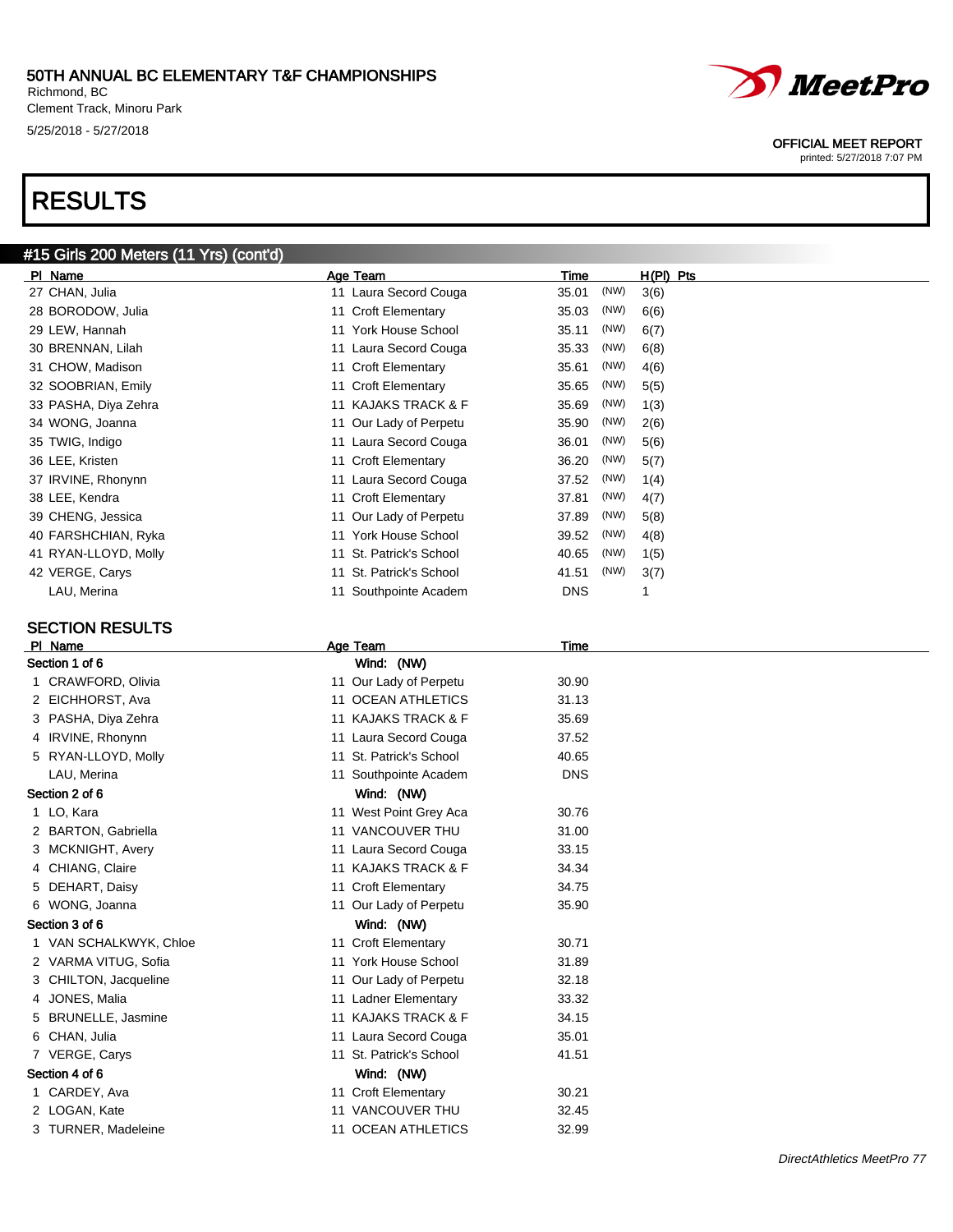# RESULTS

## #15 Girls 200 Meters (11 Yrs) (cont'd)

| Pl | Name | Age | Team | Time | | H(Pl) | Pts |
|---|---|---|---|---|---|---|---|
| 27 | CHAN, Julia | 11 | Laura Secord Couga | 35.01 | (NW) | 3(6) | |
| 28 | BORODOW, Julia | 11 | Croft Elementary | 35.03 | (NW) | 6(6) | |
| 29 | LEW, Hannah | 11 | York House School | 35.11 | (NW) | 6(7) | |
| 30 | BRENNAN, Lilah | 11 | Laura Secord Couga | 35.33 | (NW) | 6(8) | |
| 31 | CHOW, Madison | 11 | Croft Elementary | 35.61 | (NW) | 4(6) | |
| 32 | SOOBRIAN, Emily | 11 | Croft Elementary | 35.65 | (NW) | 5(5) | |
| 33 | PASHA, Diya Zehra | 11 | KAJAKS TRACK & F | 35.69 | (NW) | 1(3) | |
| 34 | WONG, Joanna | 11 | Our Lady of Perpetu | 35.90 | (NW) | 2(6) | |
| 35 | TWIG, Indigo | 11 | Laura Secord Couga | 36.01 | (NW) | 5(6) | |
| 36 | LEE, Kristen | 11 | Croft Elementary | 36.20 | (NW) | 5(7) | |
| 37 | IRVINE, Rhonynn | 11 | Laura Secord Couga | 37.52 | (NW) | 1(4) | |
| 38 | LEE, Kendra | 11 | Croft Elementary | 37.81 | (NW) | 4(7) | |
| 39 | CHENG, Jessica | 11 | Our Lady of Perpetu | 37.89 | (NW) | 5(8) | |
| 40 | FARSHCHIAN, Ryka | 11 | York House School | 39.52 | (NW) | 4(8) | |
| 41 | RYAN-LLOYD, Molly | 11 | St. Patrick's School | 40.65 | (NW) | 1(5) | |
| 42 | VERGE, Carys | 11 | St. Patrick's School | 41.51 | (NW) | 3(7) | |
| | LAU, Merina | 11 | Southpointe Academ | DNS | | 1 | |

## SECTION RESULTS

| Pl | Name | Age | Team | Time |
|---|---|---|---|---|
| **Section 1 of 6** | | | Wind: (NW) | |
| 1 | CRAWFORD, Olivia | 11 | Our Lady of Perpetu | 30.90 |
| 2 | EICHHORST, Ava | 11 | OCEAN ATHLETICS | 31.13 |
| 3 | PASHA, Diya Zehra | 11 | KAJAKS TRACK & F | 35.69 |
| 4 | IRVINE, Rhonynn | 11 | Laura Secord Couga | 37.52 |
| 5 | RYAN-LLOYD, Molly | 11 | St. Patrick's School | 40.65 |
| | LAU, Merina | 11 | Southpointe Academ | DNS |
| **Section 2 of 6** | | | Wind: (NW) | |
| 1 | LO, Kara | 11 | West Point Grey Aca | 30.76 |
| 2 | BARTON, Gabriella | 11 | VANCOUVER THU | 31.00 |
| 3 | MCKNIGHT, Avery | 11 | Laura Secord Couga | 33.15 |
| 4 | CHIANG, Claire | 11 | KAJAKS TRACK & F | 34.34 |
| 5 | DEHART, Daisy | 11 | Croft Elementary | 34.75 |
| 6 | WONG, Joanna | 11 | Our Lady of Perpetu | 35.90 |
| **Section 3 of 6** | | | Wind: (NW) | |
| 1 | VAN SCHALKWYK, Chloe | 11 | Croft Elementary | 30.71 |
| 2 | VARMA VITUG, Sofia | 11 | York House School | 31.89 |
| 3 | CHILTON, Jacqueline | 11 | Our Lady of Perpetu | 32.18 |
| 4 | JONES, Malia | 11 | Ladner Elementary | 33.32 |
| 5 | BRUNELLE, Jasmine | 11 | KAJAKS TRACK & F | 34.15 |
| 6 | CHAN, Julia | 11 | Laura Secord Couga | 35.01 |
| 7 | VERGE, Carys | 11 | St. Patrick's School | 41.51 |
| **Section 4 of 6** | | | Wind: (NW) | |
| 1 | CARDEY, Ava | 11 | Croft Elementary | 30.21 |
| 2 | LOGAN, Kate | 11 | VANCOUVER THU | 32.45 |
| 3 | TURNER, Madeleine | 11 | OCEAN ATHLETICS | 32.99 |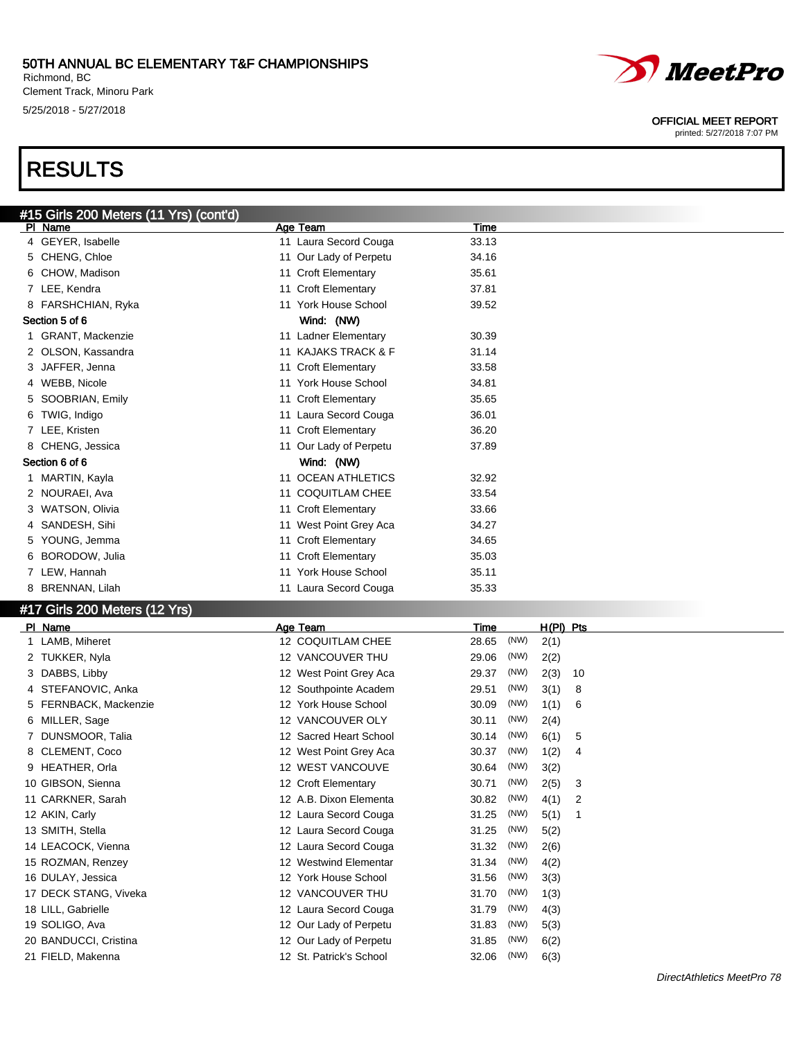# RESULTS

## #15 Girls 200 Meters (11 Yrs) (cont'd)

| Pl | Name | Age | Team | Time |
|---|---|---|---|---|
| 4 | GEYER, Isabelle | 11 | Laura Secord Couga | 33.13 |
| 5 | CHENG, Chloe | 11 | Our Lady of Perpetu | 34.16 |
| 6 | CHOW, Madison | 11 | Croft Elementary | 35.61 |
| 7 | LEE, Kendra | 11 | Croft Elementary | 37.81 |
| 8 | FARSHCHIAN, Ryka | 11 | York House School | 39.52 |

**Section 5 of 6** Wind: (NW)

| Pl | Name | Age | Team | Time |
|---|---|---|---|---|
| 1 | GRANT, Mackenzie | 11 | Ladner Elementary | 30.39 |
| 2 | OLSON, Kassandra | 11 | KAJAKS TRACK & F | 31.14 |
| 3 | JAFFER, Jenna | 11 | Croft Elementary | 33.58 |
| 4 | WEBB, Nicole | 11 | York House School | 34.81 |
| 5 | SOOBRIAN, Emily | 11 | Croft Elementary | 35.65 |
| 6 | TWIG, Indigo | 11 | Laura Secord Couga | 36.01 |
| 7 | LEE, Kristen | 11 | Croft Elementary | 36.20 |
| 8 | CHENG, Jessica | 11 | Our Lady of Perpetu | 37.89 |

**Section 6 of 6** Wind: (NW)

| Pl | Name | Age | Team | Time |
|---|---|---|---|---|
| 1 | MARTIN, Kayla | 11 | OCEAN ATHLETICS | 32.92 |
| 2 | NOURAEI, Ava | 11 | COQUITLAM CHEE | 33.54 |
| 3 | WATSON, Olivia | 11 | Croft Elementary | 33.66 |
| 4 | SANDESH, Sihi | 11 | West Point Grey Aca | 34.27 |
| 5 | YOUNG, Jemma | 11 | Croft Elementary | 34.65 |
| 6 | BORODOW, Julia | 11 | Croft Elementary | 35.03 |
| 7 | LEW, Hannah | 11 | York House School | 35.11 |
| 8 | BRENNAN, Lilah | 11 | Laura Secord Couga | 35.33 |

## #17 Girls 200 Meters (12 Yrs)

| Pl | Name | Age | Team | Time | Wind | H(Pl) | Pts |
|---|---|---|---|---|---|---|---|
| 1 | LAMB, Miheret | 12 | COQUITLAM CHEE | 28.65 | (NW) | 2(1) | |
| 2 | TUKKER, Nyla | 12 | VANCOUVER THU | 29.06 | (NW) | 2(2) | |
| 3 | DABBS, Libby | 12 | West Point Grey Aca | 29.37 | (NW) | 2(3) | 10 |
| 4 | STEFANOVIC, Anka | 12 | Southpointe Academ | 29.51 | (NW) | 3(1) | 8 |
| 5 | FERNBACK, Mackenzie | 12 | York House School | 30.09 | (NW) | 1(1) | 6 |
| 6 | MILLER, Sage | 12 | VANCOUVER OLY | 30.11 | (NW) | 2(4) | |
| 7 | DUNSMOOR, Talia | 12 | Sacred Heart School | 30.14 | (NW) | 6(1) | 5 |
| 8 | CLEMENT, Coco | 12 | West Point Grey Aca | 30.37 | (NW) | 1(2) | 4 |
| 9 | HEATHER, Orla | 12 | WEST VANCOUVE | 30.64 | (NW) | 3(2) | |
| 10 | GIBSON, Sienna | 12 | Croft Elementary | 30.71 | (NW) | 2(5) | 3 |
| 11 | CARKNER, Sarah | 12 | A.B. Dixon Elementa | 30.82 | (NW) | 4(1) | 2 |
| 12 | AKIN, Carly | 12 | Laura Secord Couga | 31.25 | (NW) | 5(1) | 1 |
| 13 | SMITH, Stella | 12 | Laura Secord Couga | 31.25 | (NW) | 5(2) | |
| 14 | LEACOCK, Vienna | 12 | Laura Secord Couga | 31.32 | (NW) | 2(6) | |
| 15 | ROZMAN, Renzey | 12 | Westwind Elementar | 31.34 | (NW) | 4(2) | |
| 16 | DULAY, Jessica | 12 | York House School | 31.56 | (NW) | 3(3) | |
| 17 | DECK STANG, Viveka | 12 | VANCOUVER THU | 31.70 | (NW) | 1(3) | |
| 18 | LILL, Gabrielle | 12 | Laura Secord Couga | 31.79 | (NW) | 4(3) | |
| 19 | SOLIGO, Ava | 12 | Our Lady of Perpetu | 31.83 | (NW) | 5(3) | |
| 20 | BANDUCCI, Cristina | 12 | Our Lady of Perpetu | 31.85 | (NW) | 6(2) | |
| 21 | FIELD, Makenna | 12 | St. Patrick's School | 32.06 | (NW) | 6(3) | |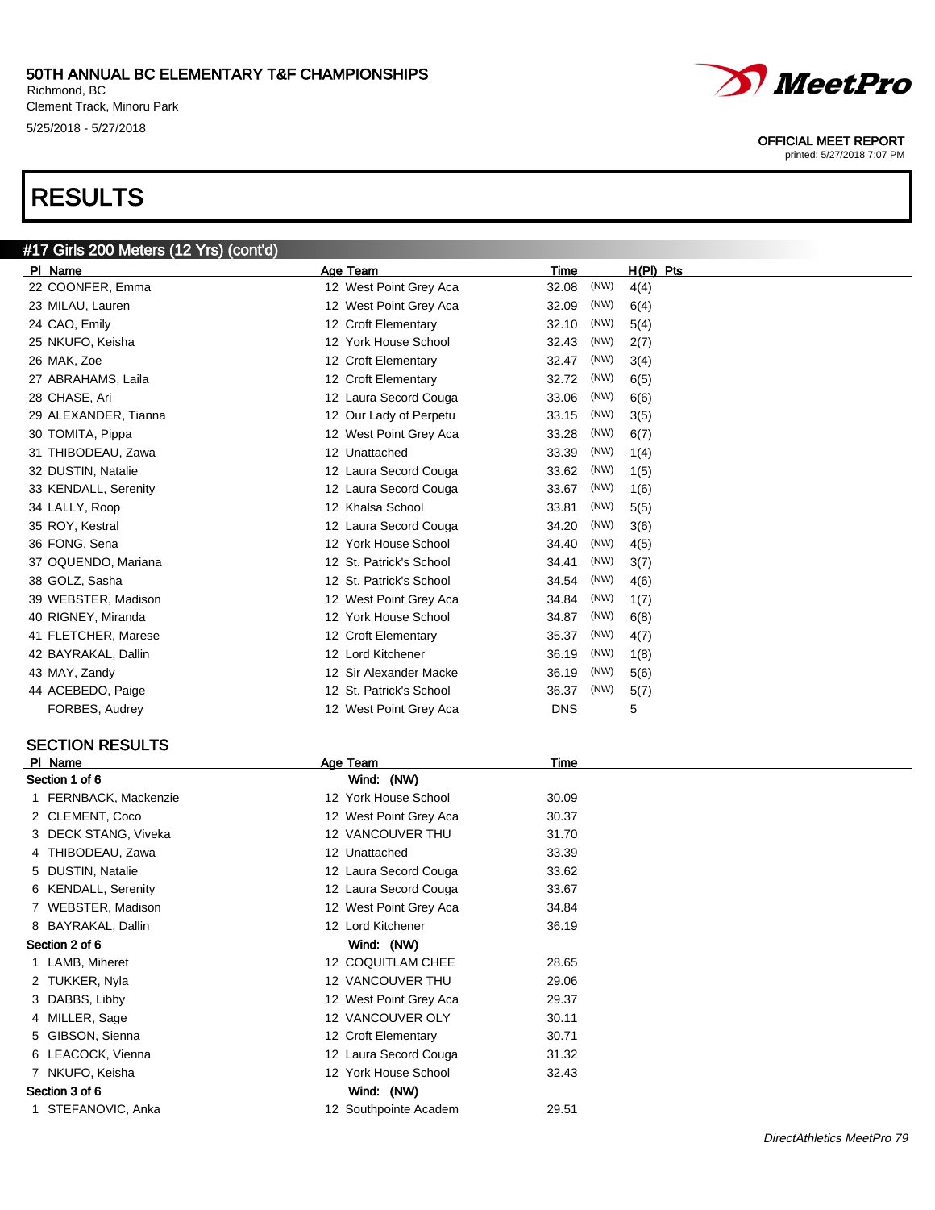# RESULTS

## #17 Girls 200 Meters (12 Yrs) (cont'd)

| Pl | Name | Age | Team | Time | | H(Pl) | Pts |
|---|---|---|---|---|---|---|---|
| 22 | COONFER, Emma | 12 | West Point Grey Aca | 32.08 | (NW) | 4(4) | |
| 23 | MILAU, Lauren | 12 | West Point Grey Aca | 32.09 | (NW) | 6(4) | |
| 24 | CAO, Emily | 12 | Croft Elementary | 32.10 | (NW) | 5(4) | |
| 25 | NKUFO, Keisha | 12 | York House School | 32.43 | (NW) | 2(7) | |
| 26 | MAK, Zoe | 12 | Croft Elementary | 32.47 | (NW) | 3(4) | |
| 27 | ABRAHAMS, Laila | 12 | Croft Elementary | 32.72 | (NW) | 6(5) | |
| 28 | CHASE, Ari | 12 | Laura Secord Couga | 33.06 | (NW) | 6(6) | |
| 29 | ALEXANDER, Tianna | 12 | Our Lady of Perpetu | 33.15 | (NW) | 3(5) | |
| 30 | TOMITA, Pippa | 12 | West Point Grey Aca | 33.28 | (NW) | 6(7) | |
| 31 | THIBODEAU, Zawa | 12 | Unattached | 33.39 | (NW) | 1(4) | |
| 32 | DUSTIN, Natalie | 12 | Laura Secord Couga | 33.62 | (NW) | 1(5) | |
| 33 | KENDALL, Serenity | 12 | Laura Secord Couga | 33.67 | (NW) | 1(6) | |
| 34 | LALLY, Roop | 12 | Khalsa School | 33.81 | (NW) | 5(5) | |
| 35 | ROY, Kestral | 12 | Laura Secord Couga | 34.20 | (NW) | 3(6) | |
| 36 | FONG, Sena | 12 | York House School | 34.40 | (NW) | 4(5) | |
| 37 | OQUENDO, Mariana | 12 | St. Patrick's School | 34.41 | (NW) | 3(7) | |
| 38 | GOLZ, Sasha | 12 | St. Patrick's School | 34.54 | (NW) | 4(6) | |
| 39 | WEBSTER, Madison | 12 | West Point Grey Aca | 34.84 | (NW) | 1(7) | |
| 40 | RIGNEY, Miranda | 12 | York House School | 34.87 | (NW) | 6(8) | |
| 41 | FLETCHER, Marese | 12 | Croft Elementary | 35.37 | (NW) | 4(7) | |
| 42 | BAYRAKAL, Dallin | 12 | Lord Kitchener | 36.19 | (NW) | 1(8) | |
| 43 | MAY, Zandy | 12 | Sir Alexander Macke | 36.19 | (NW) | 5(6) | |
| 44 | ACEBEDO, Paige | 12 | St. Patrick's School | 36.37 | (NW) | 5(7) | |
| | FORBES, Audrey | 12 | West Point Grey Aca | DNS | | 5 | |

## SECTION RESULTS

| Pl | Name | Age | Team | Time |
|---|---|---|---|---|
| **Section 1 of 6** | | | Wind: (NW) | |
| 1 | FERNBACK, Mackenzie | 12 | York House School | 30.09 |
| 2 | CLEMENT, Coco | 12 | West Point Grey Aca | 30.37 |
| 3 | DECK STANG, Viveka | 12 | VANCOUVER THU | 31.70 |
| 4 | THIBODEAU, Zawa | 12 | Unattached | 33.39 |
| 5 | DUSTIN, Natalie | 12 | Laura Secord Couga | 33.62 |
| 6 | KENDALL, Serenity | 12 | Laura Secord Couga | 33.67 |
| 7 | WEBSTER, Madison | 12 | West Point Grey Aca | 34.84 |
| 8 | BAYRAKAL, Dallin | 12 | Lord Kitchener | 36.19 |
| **Section 2 of 6** | | | Wind: (NW) | |
| 1 | LAMB, Miheret | 12 | COQUITLAM CHEE | 28.65 |
| 2 | TUKKER, Nyla | 12 | VANCOUVER THU | 29.06 |
| 3 | DABBS, Libby | 12 | West Point Grey Aca | 29.37 |
| 4 | MILLER, Sage | 12 | VANCOUVER OLY | 30.11 |
| 5 | GIBSON, Sienna | 12 | Croft Elementary | 30.71 |
| 6 | LEACOCK, Vienna | 12 | Laura Secord Couga | 31.32 |
| 7 | NKUFO, Keisha | 12 | York House School | 32.43 |
| **Section 3 of 6** | | | Wind: (NW) | |
| 1 | STEFANOVIC, Anka | 12 | Southpointe Academ | 29.51 |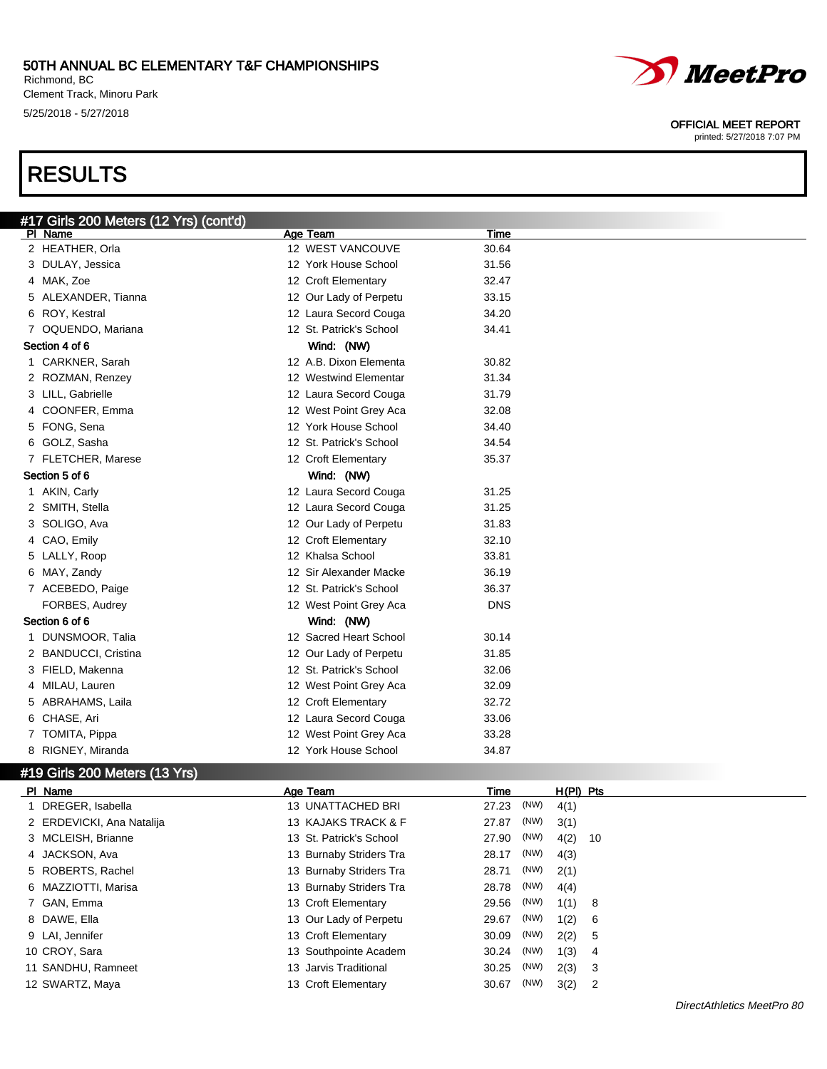# 50TH ANNUAL BC ELEMENTARY T&F CHAMPIONSHIPS

Richmond, BC
Clement Track, Minoru Park
5/25/2018 - 5/27/2018

OFFICIAL MEET REPORT
printed: 5/27/2018 7:07 PM

## RESULTS

### #17 Girls 200 Meters (12 Yrs) (cont'd)

| Pl | Name | Age | Team | Time |
|---|---|---|---|---|
| 2 | HEATHER, Orla | 12 | WEST VANCOUVE | 30.64 |
| 3 | DULAY, Jessica | 12 | York House School | 31.56 |
| 4 | MAK, Zoe | 12 | Croft Elementary | 32.47 |
| 5 | ALEXANDER, Tianna | 12 | Our Lady of Perpetu | 33.15 |
| 6 | ROY, Kestral | 12 | Laura Secord Couga | 34.20 |
| 7 | OQUENDO, Mariana | 12 | St. Patrick's School | 34.41 |
| **Section 4 of 6** | | | **Wind: (NW)** | |
| 1 | CARKNER, Sarah | 12 | A.B. Dixon Elementa | 30.82 |
| 2 | ROZMAN, Renzey | 12 | Westwind Elementar | 31.34 |
| 3 | LILL, Gabrielle | 12 | Laura Secord Couga | 31.79 |
| 4 | COONFER, Emma | 12 | West Point Grey Aca | 32.08 |
| 5 | FONG, Sena | 12 | York House School | 34.40 |
| 6 | GOLZ, Sasha | 12 | St. Patrick's School | 34.54 |
| 7 | FLETCHER, Marese | 12 | Croft Elementary | 35.37 |
| **Section 5 of 6** | | | **Wind: (NW)** | |
| 1 | AKIN, Carly | 12 | Laura Secord Couga | 31.25 |
| 2 | SMITH, Stella | 12 | Laura Secord Couga | 31.25 |
| 3 | SOLIGO, Ava | 12 | Our Lady of Perpetu | 31.83 |
| 4 | CAO, Emily | 12 | Croft Elementary | 32.10 |
| 5 | LALLY, Roop | 12 | Khalsa School | 33.81 |
| 6 | MAY, Zandy | 12 | Sir Alexander Macke | 36.19 |
| 7 | ACEBEDO, Paige | 12 | St. Patrick's School | 36.37 |
| | FORBES, Audrey | 12 | West Point Grey Aca | DNS |
| **Section 6 of 6** | | | **Wind: (NW)** | |
| 1 | DUNSMOOR, Talia | 12 | Sacred Heart School | 30.14 |
| 2 | BANDUCCI, Cristina | 12 | Our Lady of Perpetu | 31.85 |
| 3 | FIELD, Makenna | 12 | St. Patrick's School | 32.06 |
| 4 | MILAU, Lauren | 12 | West Point Grey Aca | 32.09 |
| 5 | ABRAHAMS, Laila | 12 | Croft Elementary | 32.72 |
| 6 | CHASE, Ari | 12 | Laura Secord Couga | 33.06 |
| 7 | TOMITA, Pippa | 12 | West Point Grey Aca | 33.28 |
| 8 | RIGNEY, Miranda | 12 | York House School | 34.87 |

### #19 Girls 200 Meters (13 Yrs)

| Pl | Name | Age | Team | Time | Wind | H(Pl) | Pts |
|---|---|---|---|---|---|---|---|
| 1 | DREGER, Isabella | 13 | UNATTACHED BRI | 27.23 | (NW) | 4(1) | |
| 2 | ERDEVICKI, Ana Natalija | 13 | KAJAKS TRACK & F | 27.87 | (NW) | 3(1) | |
| 3 | MCLEISH, Brianne | 13 | St. Patrick's School | 27.90 | (NW) | 4(2) | 10 |
| 4 | JACKSON, Ava | 13 | Burnaby Striders Tra | 28.17 | (NW) | 4(3) | |
| 5 | ROBERTS, Rachel | 13 | Burnaby Striders Tra | 28.71 | (NW) | 2(1) | |
| 6 | MAZZIOTTI, Marisa | 13 | Burnaby Striders Tra | 28.78 | (NW) | 4(4) | |
| 7 | GAN, Emma | 13 | Croft Elementary | 29.56 | (NW) | 1(1) | 8 |
| 8 | DAWE, Ella | 13 | Our Lady of Perpetu | 29.67 | (NW) | 1(2) | 6 |
| 9 | LAI, Jennifer | 13 | Croft Elementary | 30.09 | (NW) | 2(2) | 5 |
| 10 | CROY, Sara | 13 | Southpointe Academ | 30.24 | (NW) | 1(3) | 4 |
| 11 | SANDHU, Ramneet | 13 | Jarvis Traditional | 30.25 | (NW) | 2(3) | 3 |
| 12 | SWARTZ, Maya | 13 | Croft Elementary | 30.67 | (NW) | 3(2) | 2 |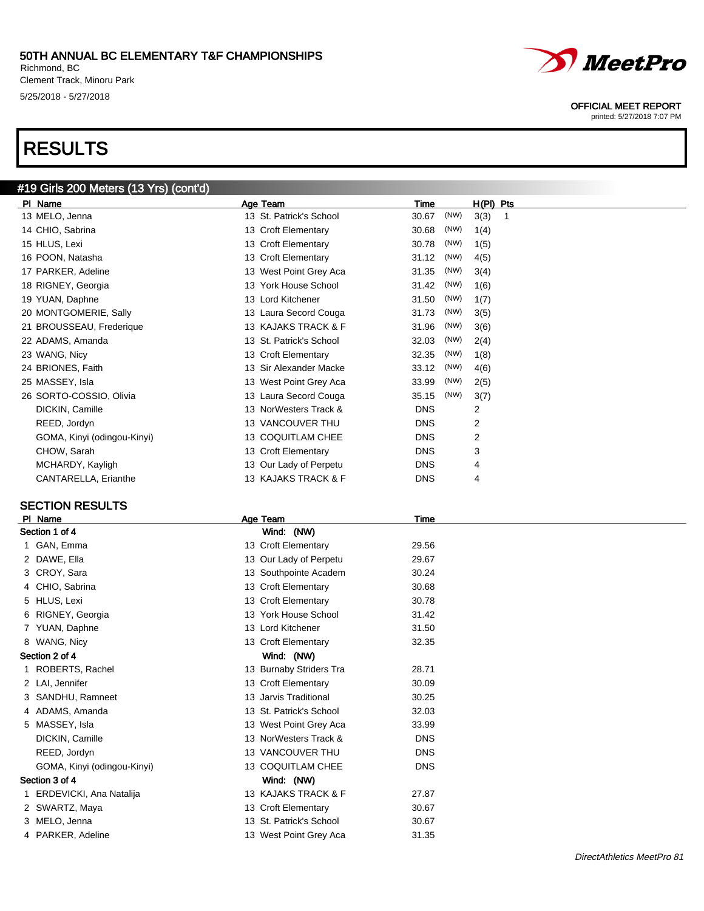# 50TH ANNUAL BC ELEMENTARY T&F CHAMPIONSHIPS

Richmond, BC
Clement Track, Minoru Park
5/25/2018 - 5/27/2018

OFFICIAL MEET REPORT
printed: 5/27/2018 7:07 PM

# RESULTS

## #19 Girls 200 Meters (13 Yrs) (cont'd)

| Pl | Name | Age | Team | Time | | H(Pl) | Pts |
|---|---|---|---|---|---|---|---|
| 13 | MELO, Jenna | 13 | St. Patrick's School | 30.67 | (NW) | 3(3) | 1 |
| 14 | CHIO, Sabrina | 13 | Croft Elementary | 30.68 | (NW) | 1(4) | |
| 15 | HLUS, Lexi | 13 | Croft Elementary | 30.78 | (NW) | 1(5) | |
| 16 | POON, Natasha | 13 | Croft Elementary | 31.12 | (NW) | 4(5) | |
| 17 | PARKER, Adeline | 13 | West Point Grey Aca | 31.35 | (NW) | 3(4) | |
| 18 | RIGNEY, Georgia | 13 | York House School | 31.42 | (NW) | 1(6) | |
| 19 | YUAN, Daphne | 13 | Lord Kitchener | 31.50 | (NW) | 1(7) | |
| 20 | MONTGOMERIE, Sally | 13 | Laura Secord Couga | 31.73 | (NW) | 3(5) | |
| 21 | BROUSSEAU, Frederique | 13 | KAJAKS TRACK & F | 31.96 | (NW) | 3(6) | |
| 22 | ADAMS, Amanda | 13 | St. Patrick's School | 32.03 | (NW) | 2(4) | |
| 23 | WANG, Nicy | 13 | Croft Elementary | 32.35 | (NW) | 1(8) | |
| 24 | BRIONES, Faith | 13 | Sir Alexander Macke | 33.12 | (NW) | 4(6) | |
| 25 | MASSEY, Isla | 13 | West Point Grey Aca | 33.99 | (NW) | 2(5) | |
| 26 | SORTO-COSSIO, Olivia | 13 | Laura Secord Couga | 35.15 | (NW) | 3(7) | |
| | DICKIN, Camille | 13 | NorWesters Track & | DNS | | 2 | |
| | REED, Jordyn | 13 | VANCOUVER THU | DNS | | 2 | |
| | GOMA, Kinyi (odingou-Kinyi) | 13 | COQUITLAM CHEE | DNS | | 2 | |
| | CHOW, Sarah | 13 | Croft Elementary | DNS | | 3 | |
| | MCHARDY, Kayligh | 13 | Our Lady of Perpetu | DNS | | 4 | |
| | CANTARELLA, Erianthe | 13 | KAJAKS TRACK & F | DNS | | 4 | |

## SECTION RESULTS

| Pl | Name | Age | Team | Time |
|---|---|---|---|---|
| **Section 1 of 4** | | | Wind: (NW) | |
| 1 | GAN, Emma | 13 | Croft Elementary | 29.56 |
| 2 | DAWE, Ella | 13 | Our Lady of Perpetu | 29.67 |
| 3 | CROY, Sara | 13 | Southpointe Academ | 30.24 |
| 4 | CHIO, Sabrina | 13 | Croft Elementary | 30.68 |
| 5 | HLUS, Lexi | 13 | Croft Elementary | 30.78 |
| 6 | RIGNEY, Georgia | 13 | York House School | 31.42 |
| 7 | YUAN, Daphne | 13 | Lord Kitchener | 31.50 |
| 8 | WANG, Nicy | 13 | Croft Elementary | 32.35 |
| **Section 2 of 4** | | | Wind: (NW) | |
| 1 | ROBERTS, Rachel | 13 | Burnaby Striders Tra | 28.71 |
| 2 | LAI, Jennifer | 13 | Croft Elementary | 30.09 |
| 3 | SANDHU, Ramneet | 13 | Jarvis Traditional | 30.25 |
| 4 | ADAMS, Amanda | 13 | St. Patrick's School | 32.03 |
| 5 | MASSEY, Isla | 13 | West Point Grey Aca | 33.99 |
| | DICKIN, Camille | 13 | NorWesters Track & | DNS |
| | REED, Jordyn | 13 | VANCOUVER THU | DNS |
| | GOMA, Kinyi (odingou-Kinyi) | 13 | COQUITLAM CHEE | DNS |
| **Section 3 of 4** | | | Wind: (NW) | |
| 1 | ERDEVICKI, Ana Natalija | 13 | KAJAKS TRACK & F | 27.87 |
| 2 | SWARTZ, Maya | 13 | Croft Elementary | 30.67 |
| 3 | MELO, Jenna | 13 | St. Patrick's School | 30.67 |
| 4 | PARKER, Adeline | 13 | West Point Grey Aca | 31.35 |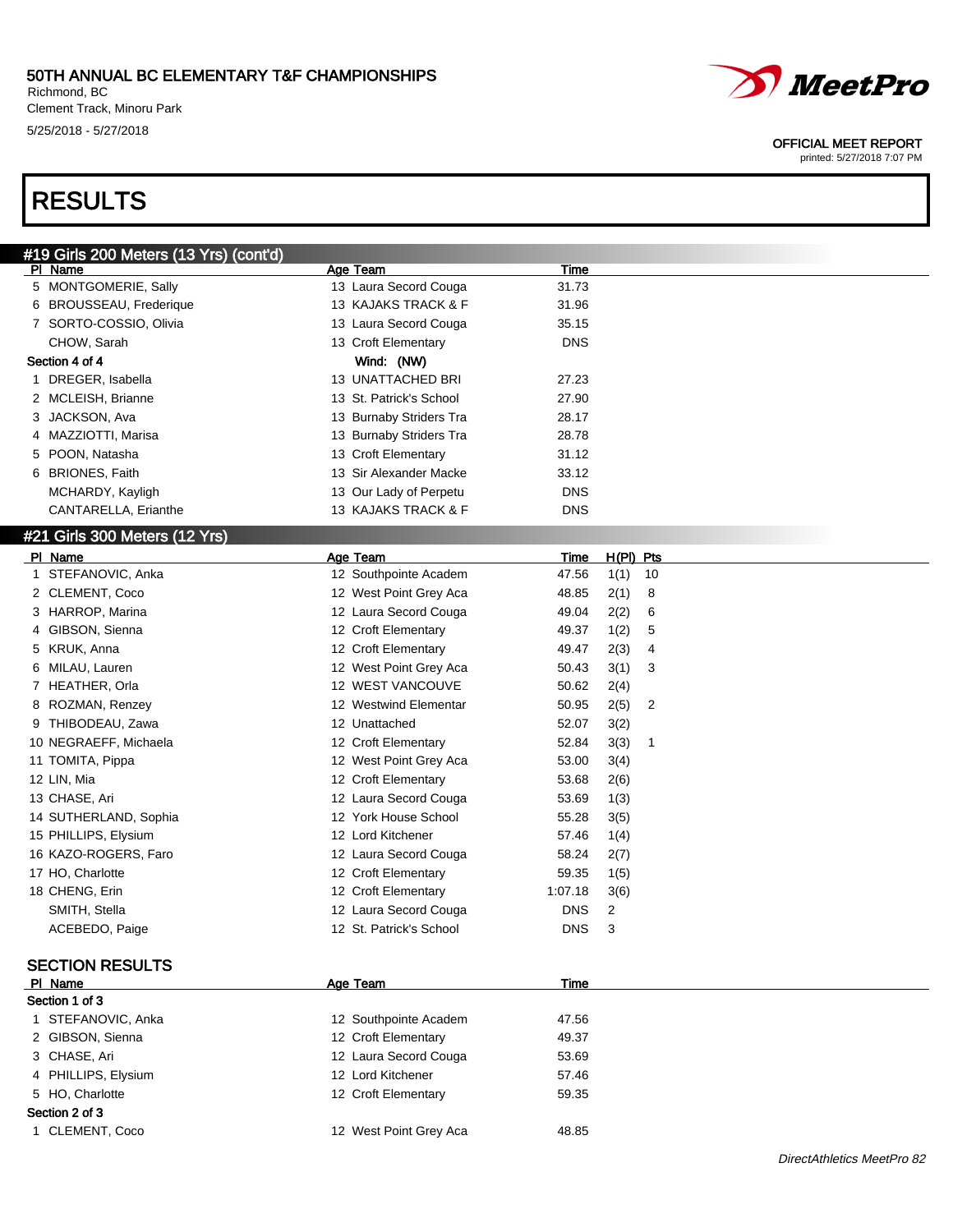## RESULTS

### #19 Girls 200 Meters (13 Yrs) (cont'd)

| Pl | Name | Age | Team | Time |
|---|---|---|---|---|
| 5 | MONTGOMERIE, Sally | 13 | Laura Secord Couga | 31.73 |
| 6 | BROUSSEAU, Frederique | 13 | KAJAKS TRACK & F | 31.96 |
| 7 | SORTO-COSSIO, Olivia | 13 | Laura Secord Couga | 35.15 |
| | CHOW, Sarah | 13 | Croft Elementary | DNS |
| **Section 4 of 4** | | | Wind: (NW) | |
| 1 | DREGER, Isabella | 13 | UNATTACHED BRI | 27.23 |
| 2 | MCLEISH, Brianne | 13 | St. Patrick's School | 27.90 |
| 3 | JACKSON, Ava | 13 | Burnaby Striders Tra | 28.17 |
| 4 | MAZZIOTTI, Marisa | 13 | Burnaby Striders Tra | 28.78 |
| 5 | POON, Natasha | 13 | Croft Elementary | 31.12 |
| 6 | BRIONES, Faith | 13 | Sir Alexander Macke | 33.12 |
| | MCHARDY, Kayligh | 13 | Our Lady of Perpetu | DNS |
| | CANTARELLA, Erianthe | 13 | KAJAKS TRACK & F | DNS |

### #21 Girls 300 Meters (12 Yrs)

| Pl | Name | Age | Team | Time | H(Pl) | Pts |
|---|---|---|---|---|---|---|
| 1 | STEFANOVIC, Anka | 12 | Southpointe Academ | 47.56 | 1(1) | 10 |
| 2 | CLEMENT, Coco | 12 | West Point Grey Aca | 48.85 | 2(1) | 8 |
| 3 | HARROP, Marina | 12 | Laura Secord Couga | 49.04 | 2(2) | 6 |
| 4 | GIBSON, Sienna | 12 | Croft Elementary | 49.37 | 1(2) | 5 |
| 5 | KRUK, Anna | 12 | Croft Elementary | 49.47 | 2(3) | 4 |
| 6 | MILAU, Lauren | 12 | West Point Grey Aca | 50.43 | 3(1) | 3 |
| 7 | HEATHER, Orla | 12 | WEST VANCOUVE | 50.62 | 2(4) | |
| 8 | ROZMAN, Renzey | 12 | Westwind Elementar | 50.95 | 2(5) | 2 |
| 9 | THIBODEAU, Zawa | 12 | Unattached | 52.07 | 3(2) | |
| 10 | NEGRAEFF, Michaela | 12 | Croft Elementary | 52.84 | 3(3) | 1 |
| 11 | TOMITA, Pippa | 12 | West Point Grey Aca | 53.00 | 3(4) | |
| 12 | LIN, Mia | 12 | Croft Elementary | 53.68 | 2(6) | |
| 13 | CHASE, Ari | 12 | Laura Secord Couga | 53.69 | 1(3) | |
| 14 | SUTHERLAND, Sophia | 12 | York House School | 55.28 | 3(5) | |
| 15 | PHILLIPS, Elysium | 12 | Lord Kitchener | 57.46 | 1(4) | |
| 16 | KAZO-ROGERS, Faro | 12 | Laura Secord Couga | 58.24 | 2(7) | |
| 17 | HO, Charlotte | 12 | Croft Elementary | 59.35 | 1(5) | |
| 18 | CHENG, Erin | 12 | Croft Elementary | 1:07.18 | 3(6) | |
| | SMITH, Stella | 12 | Laura Secord Couga | DNS | 2 | |
| | ACEBEDO, Paige | 12 | St. Patrick's School | DNS | 3 | |

### SECTION RESULTS

| Pl | Name | Age | Team | Time |
|---|---|---|---|---|
| **Section 1 of 3** | | | | |
| 1 | STEFANOVIC, Anka | 12 | Southpointe Academ | 47.56 |
| 2 | GIBSON, Sienna | 12 | Croft Elementary | 49.37 |
| 3 | CHASE, Ari | 12 | Laura Secord Couga | 53.69 |
| 4 | PHILLIPS, Elysium | 12 | Lord Kitchener | 57.46 |
| 5 | HO, Charlotte | 12 | Croft Elementary | 59.35 |
| **Section 2 of 3** | | | | |
| 1 | CLEMENT, Coco | 12 | West Point Grey Aca | 48.85 |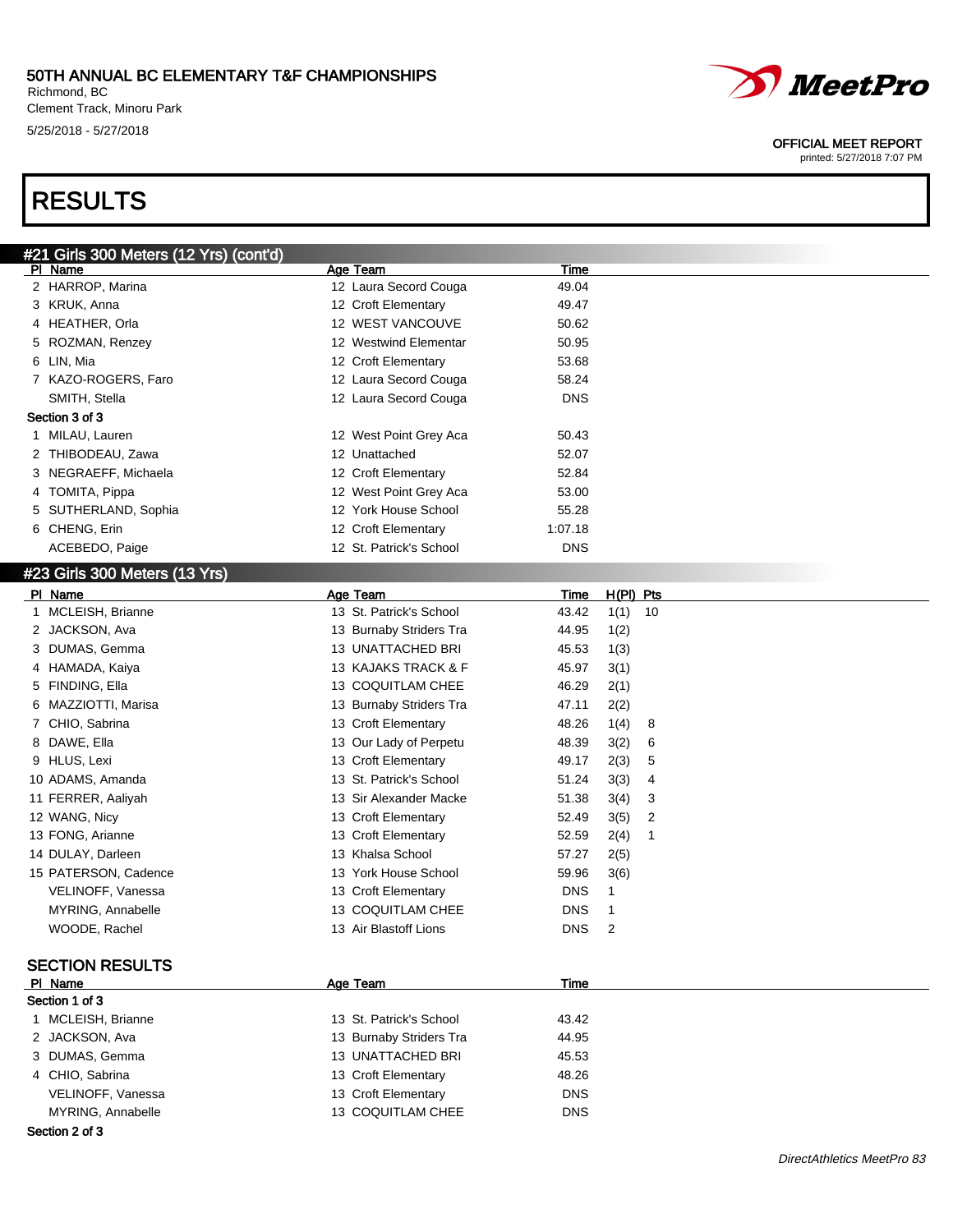# RESULTS

## #21 Girls 300 Meters (12 Yrs) (cont'd)

| Pl | Name | Age | Team | Time |
|---|---|---|---|---|
| 2 | HARROP, Marina | 12 | Laura Secord Couga | 49.04 |
| 3 | KRUK, Anna | 12 | Croft Elementary | 49.47 |
| 4 | HEATHER, Orla | 12 | WEST VANCOUVE | 50.62 |
| 5 | ROZMAN, Renzey | 12 | Westwind Elementar | 50.95 |
| 6 | LIN, Mia | 12 | Croft Elementary | 53.68 |
| 7 | KAZO-ROGERS, Faro | 12 | Laura Secord Couga | 58.24 |
| | SMITH, Stella | 12 | Laura Secord Couga | DNS |
| **Section 3 of 3** | | | | |
| 1 | MILAU, Lauren | 12 | West Point Grey Aca | 50.43 |
| 2 | THIBODEAU, Zawa | 12 | Unattached | 52.07 |
| 3 | NEGRAEFF, Michaela | 12 | Croft Elementary | 52.84 |
| 4 | TOMITA, Pippa | 12 | West Point Grey Aca | 53.00 |
| 5 | SUTHERLAND, Sophia | 12 | York House School | 55.28 |
| 6 | CHENG, Erin | 12 | Croft Elementary | 1:07.18 |
| | ACEBEDO, Paige | 12 | St. Patrick's School | DNS |

## #23 Girls 300 Meters (13 Yrs)

| Pl | Name | Age | Team | Time | H(Pl) | Pts |
|---|---|---|---|---|---|---|
| 1 | MCLEISH, Brianne | 13 | St. Patrick's School | 43.42 | 1(1) | 10 |
| 2 | JACKSON, Ava | 13 | Burnaby Striders Tra | 44.95 | 1(2) | |
| 3 | DUMAS, Gemma | 13 | UNATTACHED BRI | 45.53 | 1(3) | |
| 4 | HAMADA, Kaiya | 13 | KAJAKS TRACK & F | 45.97 | 3(1) | |
| 5 | FINDING, Ella | 13 | COQUITLAM CHEE | 46.29 | 2(1) | |
| 6 | MAZZIOTTI, Marisa | 13 | Burnaby Striders Tra | 47.11 | 2(2) | |
| 7 | CHIO, Sabrina | 13 | Croft Elementary | 48.26 | 1(4) | 8 |
| 8 | DAWE, Ella | 13 | Our Lady of Perpetu | 48.39 | 3(2) | 6 |
| 9 | HLUS, Lexi | 13 | Croft Elementary | 49.17 | 2(3) | 5 |
| 10 | ADAMS, Amanda | 13 | St. Patrick's School | 51.24 | 3(3) | 4 |
| 11 | FERRER, Aaliyah | 13 | Sir Alexander Macke | 51.38 | 3(4) | 3 |
| 12 | WANG, Nicy | 13 | Croft Elementary | 52.49 | 3(5) | 2 |
| 13 | FONG, Arianne | 13 | Croft Elementary | 52.59 | 2(4) | 1 |
| 14 | DULAY, Darleen | 13 | Khalsa School | 57.27 | 2(5) | |
| 15 | PATERSON, Cadence | 13 | York House School | 59.96 | 3(6) | |
| | VELINOFF, Vanessa | 13 | Croft Elementary | DNS | 1 | |
| | MYRING, Annabelle | 13 | COQUITLAM CHEE | DNS | 1 | |
| | WOODE, Rachel | 13 | Air Blastoff Lions | DNS | 2 | |

### SECTION RESULTS

| Pl | Name | Age | Team | Time |
|---|---|---|---|---|
| **Section 1 of 3** | | | | |
| 1 | MCLEISH, Brianne | 13 | St. Patrick's School | 43.42 |
| 2 | JACKSON, Ava | 13 | Burnaby Striders Tra | 44.95 |
| 3 | DUMAS, Gemma | 13 | UNATTACHED BRI | 45.53 |
| 4 | CHIO, Sabrina | 13 | Croft Elementary | 48.26 |
| | VELINOFF, Vanessa | 13 | Croft Elementary | DNS |
| | MYRING, Annabelle | 13 | COQUITLAM CHEE | DNS |

**Section 2 of 3**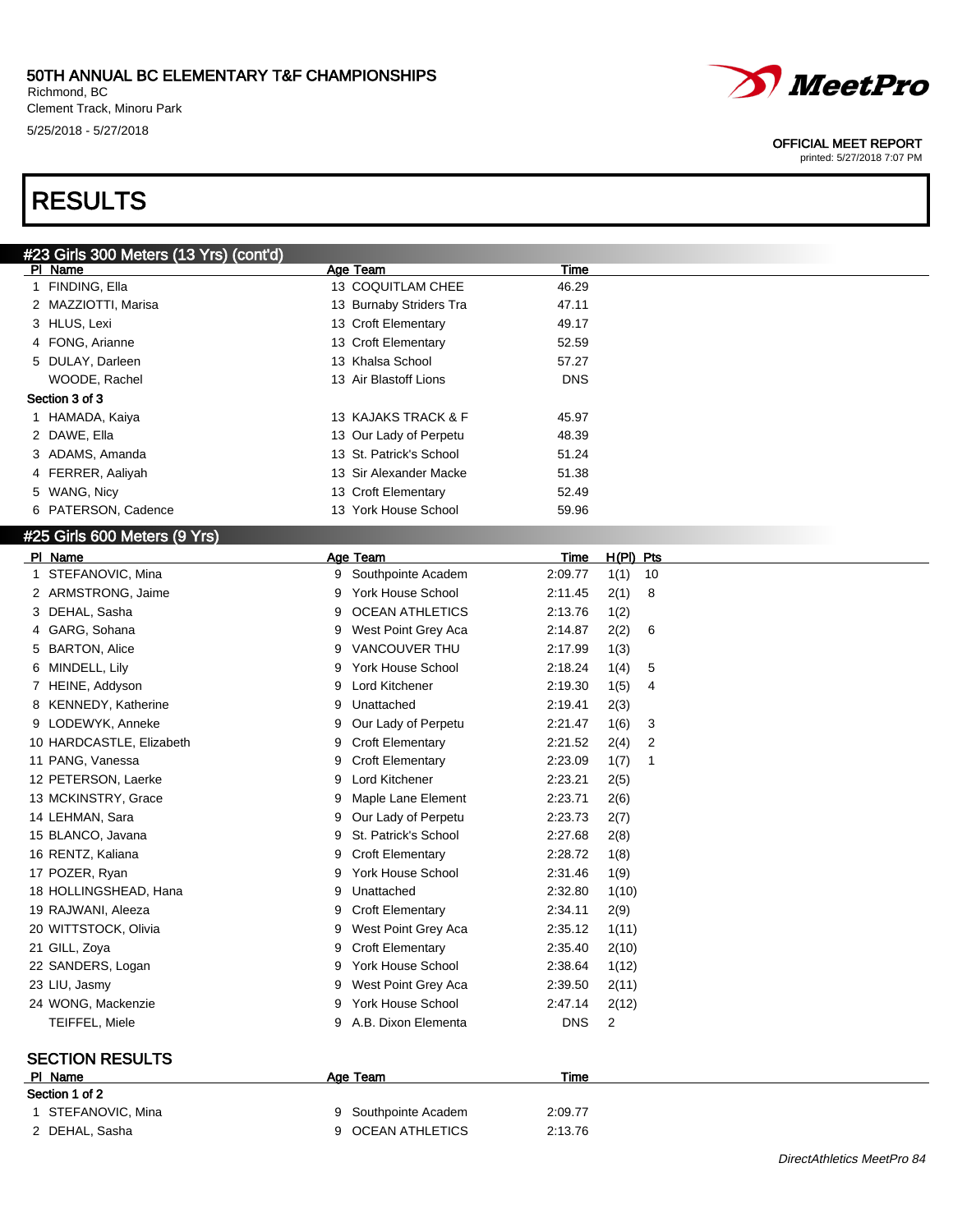50TH ANNUAL BC ELEMENTARY T&F CHAMPIONSHIPS
Richmond, BC
Clement Track, Minoru Park
5/25/2018 - 5/27/2018

OFFICIAL MEET REPORT
printed: 5/27/2018 7:07 PM

# RESULTS

## #23 Girls 300 Meters (13 Yrs) (cont'd)

| Pl | Name | Age | Team | Time |
|---|---|---|---|---|
| 1 | FINDING, Ella | 13 | COQUITLAM CHEE | 46.29 |
| 2 | MAZZIOTTI, Marisa | 13 | Burnaby Striders Tra | 47.11 |
| 3 | HLUS, Lexi | 13 | Croft Elementary | 49.17 |
| 4 | FONG, Arianne | 13 | Croft Elementary | 52.59 |
| 5 | DULAY, Darleen | 13 | Khalsa School | 57.27 |
| | WOODE, Rachel | 13 | Air Blastoff Lions | DNS |
| **Section 3 of 3** | | | | |
| 1 | HAMADA, Kaiya | 13 | KAJAKS TRACK & F | 45.97 |
| 2 | DAWE, Ella | 13 | Our Lady of Perpetu | 48.39 |
| 3 | ADAMS, Amanda | 13 | St. Patrick's School | 51.24 |
| 4 | FERRER, Aaliyah | 13 | Sir Alexander Macke | 51.38 |
| 5 | WANG, Nicy | 13 | Croft Elementary | 52.49 |
| 6 | PATERSON, Cadence | 13 | York House School | 59.96 |

## #25 Girls 600 Meters (9 Yrs)

| Pl | Name | Age | Team | Time | H(Pl) | Pts |
|---|---|---|---|---|---|---|
| 1 | STEFANOVIC, Mina | 9 | Southpointe Academ | 2:09.77 | 1(1) | 10 |
| 2 | ARMSTRONG, Jaime | 9 | York House School | 2:11.45 | 2(1) | 8 |
| 3 | DEHAL, Sasha | 9 | OCEAN ATHLETICS | 2:13.76 | 1(2) | |
| 4 | GARG, Sohana | 9 | West Point Grey Aca | 2:14.87 | 2(2) | 6 |
| 5 | BARTON, Alice | 9 | VANCOUVER THU | 2:17.99 | 1(3) | |
| 6 | MINDELL, Lily | 9 | York House School | 2:18.24 | 1(4) | 5 |
| 7 | HEINE, Addyson | 9 | Lord Kitchener | 2:19.30 | 1(5) | 4 |
| 8 | KENNEDY, Katherine | 9 | Unattached | 2:19.41 | 2(3) | |
| 9 | LODEWYK, Anneke | 9 | Our Lady of Perpetu | 2:21.47 | 1(6) | 3 |
| 10 | HARDCASTLE, Elizabeth | 9 | Croft Elementary | 2:21.52 | 2(4) | 2 |
| 11 | PANG, Vanessa | 9 | Croft Elementary | 2:23.09 | 1(7) | 1 |
| 12 | PETERSON, Laerke | 9 | Lord Kitchener | 2:23.21 | 2(5) | |
| 13 | MCKINSTRY, Grace | 9 | Maple Lane Element | 2:23.71 | 2(6) | |
| 14 | LEHMAN, Sara | 9 | Our Lady of Perpetu | 2:23.73 | 2(7) | |
| 15 | BLANCO, Javana | 9 | St. Patrick's School | 2:27.68 | 2(8) | |
| 16 | RENTZ, Kaliana | 9 | Croft Elementary | 2:28.72 | 1(8) | |
| 17 | POZER, Ryan | 9 | York House School | 2:31.46 | 1(9) | |
| 18 | HOLLINGSHEAD, Hana | 9 | Unattached | 2:32.80 | 1(10) | |
| 19 | RAJWANI, Aleeza | 9 | Croft Elementary | 2:34.11 | 2(9) | |
| 20 | WITTSTOCK, Olivia | 9 | West Point Grey Aca | 2:35.12 | 1(11) | |
| 21 | GILL, Zoya | 9 | Croft Elementary | 2:35.40 | 2(10) | |
| 22 | SANDERS, Logan | 9 | York House School | 2:38.64 | 1(12) | |
| 23 | LIU, Jasmy | 9 | West Point Grey Aca | 2:39.50 | 2(11) | |
| 24 | WONG, Mackenzie | 9 | York House School | 2:47.14 | 2(12) | |
| | TEIFFEL, Miele | 9 | A.B. Dixon Elementa | DNS | 2 | |

### SECTION RESULTS

| Pl | Name | Age | Team | Time |
|---|---|---|---|---|
| **Section 1 of 2** | | | | |
| 1 | STEFANOVIC, Mina | 9 | Southpointe Academ | 2:09.77 |
| 2 | DEHAL, Sasha | 9 | OCEAN ATHLETICS | 2:13.76 |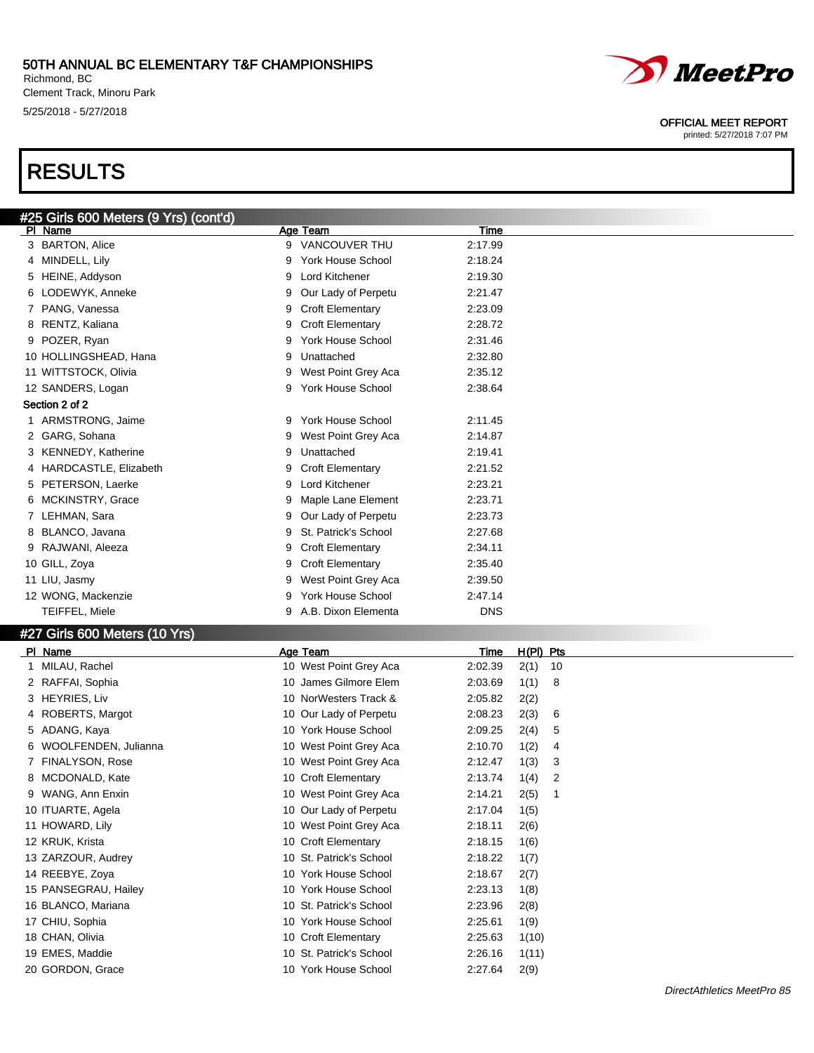# RESULTS

## #25 Girls 600 Meters (9 Yrs) (cont'd)

| Pl | Name | Age | Team | Time |
|---|---|---|---|---|
| 3 | BARTON, Alice | 9 | VANCOUVER THU | 2:17.99 |
| 4 | MINDELL, Lily | 9 | York House School | 2:18.24 |
| 5 | HEINE, Addyson | 9 | Lord Kitchener | 2:19.30 |
| 6 | LODEWYK, Anneke | 9 | Our Lady of Perpetu | 2:21.47 |
| 7 | PANG, Vanessa | 9 | Croft Elementary | 2:23.09 |
| 8 | RENTZ, Kaliana | 9 | Croft Elementary | 2:28.72 |
| 9 | POZER, Ryan | 9 | York House School | 2:31.46 |
| 10 | HOLLINGSHEAD, Hana | 9 | Unattached | 2:32.80 |
| 11 | WITTSTOCK, Olivia | 9 | West Point Grey Aca | 2:35.12 |
| 12 | SANDERS, Logan | 9 | York House School | 2:38.64 |

**Section 2 of 2**

| Pl | Name | Age | Team | Time |
|---|---|---|---|---|
| 1 | ARMSTRONG, Jaime | 9 | York House School | 2:11.45 |
| 2 | GARG, Sohana | 9 | West Point Grey Aca | 2:14.87 |
| 3 | KENNEDY, Katherine | 9 | Unattached | 2:19.41 |
| 4 | HARDCASTLE, Elizabeth | 9 | Croft Elementary | 2:21.52 |
| 5 | PETERSON, Laerke | 9 | Lord Kitchener | 2:23.21 |
| 6 | MCKINSTRY, Grace | 9 | Maple Lane Element | 2:23.71 |
| 7 | LEHMAN, Sara | 9 | Our Lady of Perpetu | 2:23.73 |
| 8 | BLANCO, Javana | 9 | St. Patrick's School | 2:27.68 |
| 9 | RAJWANI, Aleeza | 9 | Croft Elementary | 2:34.11 |
| 10 | GILL, Zoya | 9 | Croft Elementary | 2:35.40 |
| 11 | LIU, Jasmy | 9 | West Point Grey Aca | 2:39.50 |
| 12 | WONG, Mackenzie | 9 | York House School | 2:47.14 |
| | TEIFFEL, Miele | 9 | A.B. Dixon Elementa | DNS |

## #27 Girls 600 Meters (10 Yrs)

| Pl | Name | Age | Team | Time | H(Pl) | Pts |
|---|---|---|---|---|---|---|
| 1 | MILAU, Rachel | 10 | West Point Grey Aca | 2:02.39 | 2(1) | 10 |
| 2 | RAFFAI, Sophia | 10 | James Gilmore Elem | 2:03.69 | 1(1) | 8 |
| 3 | HEYRIES, Liv | 10 | NorWesters Track & | 2:05.82 | 2(2) | |
| 4 | ROBERTS, Margot | 10 | Our Lady of Perpetu | 2:08.23 | 2(3) | 6 |
| 5 | ADANG, Kaya | 10 | York House School | 2:09.25 | 2(4) | 5 |
| 6 | WOOLFENDEN, Julianna | 10 | West Point Grey Aca | 2:10.70 | 1(2) | 4 |
| 7 | FINALYSON, Rose | 10 | West Point Grey Aca | 2:12.47 | 1(3) | 3 |
| 8 | MCDONALD, Kate | 10 | Croft Elementary | 2:13.74 | 1(4) | 2 |
| 9 | WANG, Ann Enxin | 10 | West Point Grey Aca | 2:14.21 | 2(5) | 1 |
| 10 | ITUARTE, Agela | 10 | Our Lady of Perpetu | 2:17.04 | 1(5) | |
| 11 | HOWARD, Lily | 10 | West Point Grey Aca | 2:18.11 | 2(6) | |
| 12 | KRUK, Krista | 10 | Croft Elementary | 2:18.15 | 1(6) | |
| 13 | ZARZOUR, Audrey | 10 | St. Patrick's School | 2:18.22 | 1(7) | |
| 14 | REEBYE, Zoya | 10 | York House School | 2:18.67 | 2(7) | |
| 15 | PANSEGRAU, Hailey | 10 | York House School | 2:23.13 | 1(8) | |
| 16 | BLANCO, Mariana | 10 | St. Patrick's School | 2:23.96 | 2(8) | |
| 17 | CHIU, Sophia | 10 | York House School | 2:25.61 | 1(9) | |
| 18 | CHAN, Olivia | 10 | Croft Elementary | 2:25.63 | 1(10) | |
| 19 | EMES, Maddie | 10 | St. Patrick's School | 2:26.16 | 1(11) | |
| 20 | GORDON, Grace | 10 | York House School | 2:27.64 | 2(9) | |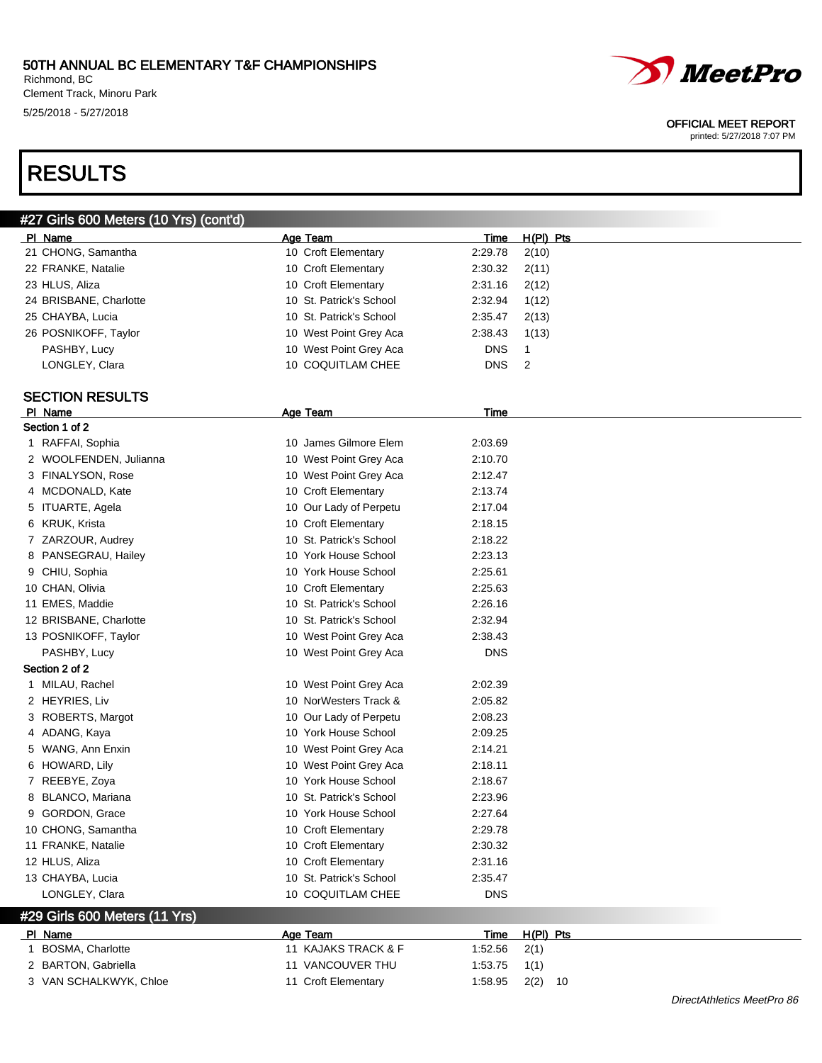# 50TH ANNUAL BC ELEMENTARY T&F CHAMPIONSHIPS

Richmond, BC
Clement Track, Minoru Park
5/25/2018 - 5/27/2018

OFFICIAL MEET REPORT
printed: 5/27/2018 7:07 PM

# RESULTS

## #27 Girls 600 Meters (10 Yrs) (cont'd)

| Pl | Name | Age | Team | Time | H(Pl) | Pts |
|---|---|---|---|---|---|---|
| 21 | CHONG, Samantha | 10 | Croft Elementary | 2:29.78 | 2(10) | |
| 22 | FRANKE, Natalie | 10 | Croft Elementary | 2:30.32 | 2(11) | |
| 23 | HLUS, Aliza | 10 | Croft Elementary | 2:31.16 | 2(12) | |
| 24 | BRISBANE, Charlotte | 10 | St. Patrick's School | 2:32.94 | 1(12) | |
| 25 | CHAYBA, Lucia | 10 | St. Patrick's School | 2:35.47 | 2(13) | |
| 26 | POSNIKOFF, Taylor | 10 | West Point Grey Aca | 2:38.43 | 1(13) | |
| | PASHBY, Lucy | 10 | West Point Grey Aca | DNS | 1 | |
| | LONGLEY, Clara | 10 | COQUITLAM CHEE | DNS | 2 | |

### SECTION RESULTS

| Pl | Name | Age | Team | Time |
|---|---|---|---|---|
| **Section 1 of 2** | | | | |
| 1 | RAFFAI, Sophia | 10 | James Gilmore Elem | 2:03.69 |
| 2 | WOOLFENDEN, Julianna | 10 | West Point Grey Aca | 2:10.70 |
| 3 | FINALYSON, Rose | 10 | West Point Grey Aca | 2:12.47 |
| 4 | MCDONALD, Kate | 10 | Croft Elementary | 2:13.74 |
| 5 | ITUARTE, Agela | 10 | Our Lady of Perpetu | 2:17.04 |
| 6 | KRUK, Krista | 10 | Croft Elementary | 2:18.15 |
| 7 | ZARZOUR, Audrey | 10 | St. Patrick's School | 2:18.22 |
| 8 | PANSEGRAU, Hailey | 10 | York House School | 2:23.13 |
| 9 | CHIU, Sophia | 10 | York House School | 2:25.61 |
| 10 | CHAN, Olivia | 10 | Croft Elementary | 2:25.63 |
| 11 | EMES, Maddie | 10 | St. Patrick's School | 2:26.16 |
| 12 | BRISBANE, Charlotte | 10 | St. Patrick's School | 2:32.94 |
| 13 | POSNIKOFF, Taylor | 10 | West Point Grey Aca | 2:38.43 |
| | PASHBY, Lucy | 10 | West Point Grey Aca | DNS |
| **Section 2 of 2** | | | | |
| 1 | MILAU, Rachel | 10 | West Point Grey Aca | 2:02.39 |
| 2 | HEYRIES, Liv | 10 | NorWesters Track & | 2:05.82 |
| 3 | ROBERTS, Margot | 10 | Our Lady of Perpetu | 2:08.23 |
| 4 | ADANG, Kaya | 10 | York House School | 2:09.25 |
| 5 | WANG, Ann Enxin | 10 | West Point Grey Aca | 2:14.21 |
| 6 | HOWARD, Lily | 10 | West Point Grey Aca | 2:18.11 |
| 7 | REEBYE, Zoya | 10 | York House School | 2:18.67 |
| 8 | BLANCO, Mariana | 10 | St. Patrick's School | 2:23.96 |
| 9 | GORDON, Grace | 10 | York House School | 2:27.64 |
| 10 | CHONG, Samantha | 10 | Croft Elementary | 2:29.78 |
| 11 | FRANKE, Natalie | 10 | Croft Elementary | 2:30.32 |
| 12 | HLUS, Aliza | 10 | Croft Elementary | 2:31.16 |
| 13 | CHAYBA, Lucia | 10 | St. Patrick's School | 2:35.47 |
| | LONGLEY, Clara | 10 | COQUITLAM CHEE | DNS |

## #29 Girls 600 Meters (11 Yrs)

| Pl | Name | Age | Team | Time | H(Pl) | Pts |
|---|---|---|---|---|---|---|
| 1 | BOSMA, Charlotte | 11 | KAJAKS TRACK & F | 1:52.56 | 2(1) | |
| 2 | BARTON, Gabriella | 11 | VANCOUVER THU | 1:53.75 | 1(1) | |
| 3 | VAN SCHALKWYK, Chloe | 11 | Croft Elementary | 1:58.95 | 2(2) | 10 |

DirectAthletics MeetPro 86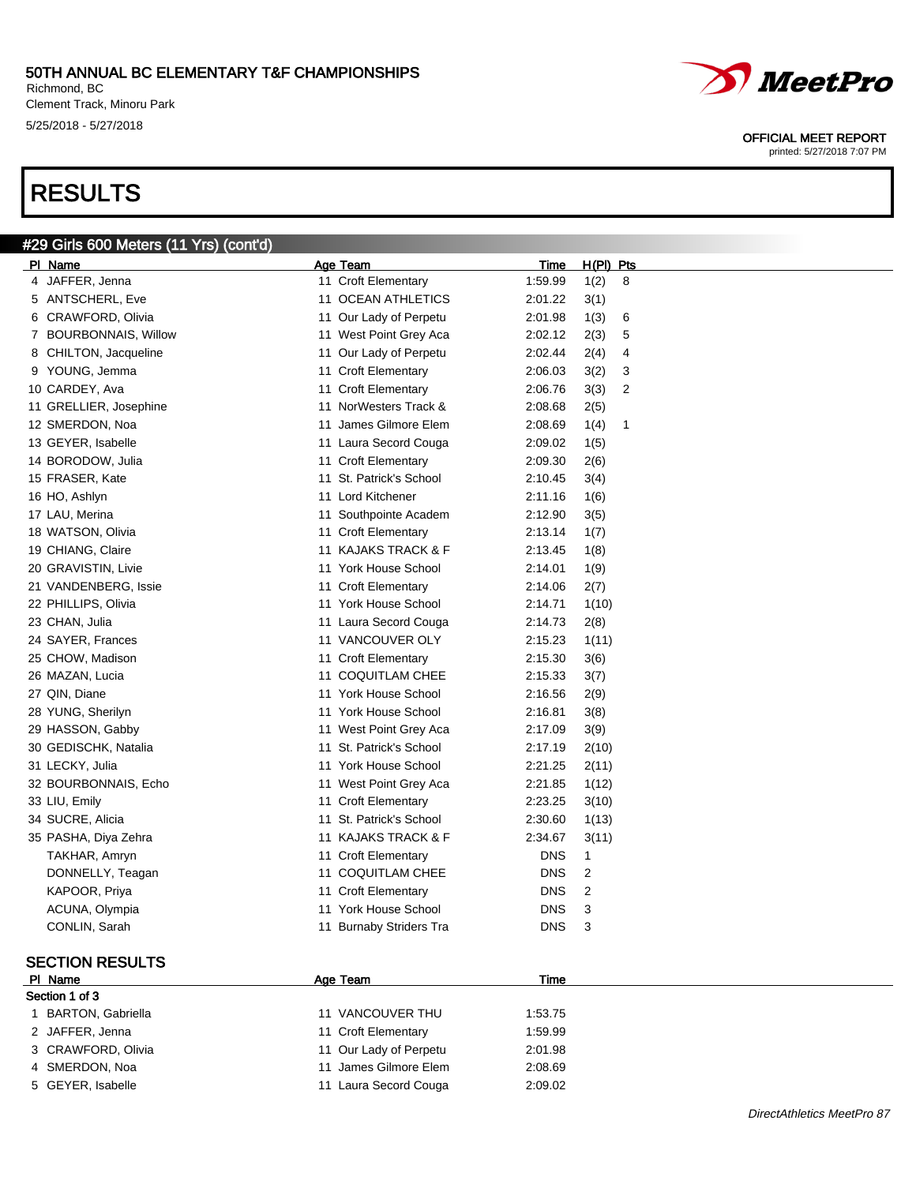# RESULTS

## #29 Girls 600 Meters (11 Yrs) (cont'd)

| Pl | Name | Age | Team | Time | H(Pl) | Pts |
|---|---|---|---|---|---|---|
| 4 | JAFFER, Jenna | 11 | Croft Elementary | 1:59.99 | 1(2) | 8 |
| 5 | ANTSCHERL, Eve | 11 | OCEAN ATHLETICS | 2:01.22 | 3(1) | |
| 6 | CRAWFORD, Olivia | 11 | Our Lady of Perpetu | 2:01.98 | 1(3) | 6 |
| 7 | BOURBONNAIS, Willow | 11 | West Point Grey Aca | 2:02.12 | 2(3) | 5 |
| 8 | CHILTON, Jacqueline | 11 | Our Lady of Perpetu | 2:02.44 | 2(4) | 4 |
| 9 | YOUNG, Jemma | 11 | Croft Elementary | 2:06.03 | 3(2) | 3 |
| 10 | CARDEY, Ava | 11 | Croft Elementary | 2:06.76 | 3(3) | 2 |
| 11 | GRELLIER, Josephine | 11 | NorWesters Track & | 2:08.68 | 2(5) | |
| 12 | SMERDON, Noa | 11 | James Gilmore Elem | 2:08.69 | 1(4) | 1 |
| 13 | GEYER, Isabelle | 11 | Laura Secord Couga | 2:09.02 | 1(5) | |
| 14 | BORODOW, Julia | 11 | Croft Elementary | 2:09.30 | 2(6) | |
| 15 | FRASER, Kate | 11 | St. Patrick's School | 2:10.45 | 3(4) | |
| 16 | HO, Ashlyn | 11 | Lord Kitchener | 2:11.16 | 1(6) | |
| 17 | LAU, Merina | 11 | Southpointe Academ | 2:12.90 | 3(5) | |
| 18 | WATSON, Olivia | 11 | Croft Elementary | 2:13.14 | 1(7) | |
| 19 | CHIANG, Claire | 11 | KAJAKS TRACK & F | 2:13.45 | 1(8) | |
| 20 | GRAVISTIN, Livie | 11 | York House School | 2:14.01 | 1(9) | |
| 21 | VANDENBERG, Issie | 11 | Croft Elementary | 2:14.06 | 2(7) | |
| 22 | PHILLIPS, Olivia | 11 | York House School | 2:14.71 | 1(10) | |
| 23 | CHAN, Julia | 11 | Laura Secord Couga | 2:14.73 | 2(8) | |
| 24 | SAYER, Frances | 11 | VANCOUVER OLY | 2:15.23 | 1(11) | |
| 25 | CHOW, Madison | 11 | Croft Elementary | 2:15.30 | 3(6) | |
| 26 | MAZAN, Lucia | 11 | COQUITLAM CHEE | 2:15.33 | 3(7) | |
| 27 | QIN, Diane | 11 | York House School | 2:16.56 | 2(9) | |
| 28 | YUNG, Sherilyn | 11 | York House School | 2:16.81 | 3(8) | |
| 29 | HASSON, Gabby | 11 | West Point Grey Aca | 2:17.09 | 3(9) | |
| 30 | GEDISCHK, Natalia | 11 | St. Patrick's School | 2:17.19 | 2(10) | |
| 31 | LECKY, Julia | 11 | York House School | 2:21.25 | 2(11) | |
| 32 | BOURBONNAIS, Echo | 11 | West Point Grey Aca | 2:21.85 | 1(12) | |
| 33 | LIU, Emily | 11 | Croft Elementary | 2:23.25 | 3(10) | |
| 34 | SUCRE, Alicia | 11 | St. Patrick's School | 2:30.60 | 1(13) | |
| 35 | PASHA, Diya Zehra | 11 | KAJAKS TRACK & F | 2:34.67 | 3(11) | |
| | TAKHAR, Amryn | 11 | Croft Elementary | DNS | 1 | |
| | DONNELLY, Teagan | 11 | COQUITLAM CHEE | DNS | 2 | |
| | KAPOOR, Priya | 11 | Croft Elementary | DNS | 2 | |
| | ACUNA, Olympia | 11 | York House School | DNS | 3 | |
| | CONLIN, Sarah | 11 | Burnaby Striders Tra | DNS | 3 | |

## SECTION RESULTS

| Pl | Name | Age | Team | Time |
|---|---|---|---|---|
| **Section 1 of 3** | | | | |
| 1 | BARTON, Gabriella | 11 | VANCOUVER THU | 1:53.75 |
| 2 | JAFFER, Jenna | 11 | Croft Elementary | 1:59.99 |
| 3 | CRAWFORD, Olivia | 11 | Our Lady of Perpetu | 2:01.98 |
| 4 | SMERDON, Noa | 11 | James Gilmore Elem | 2:08.69 |
| 5 | GEYER, Isabelle | 11 | Laura Secord Couga | 2:09.02 |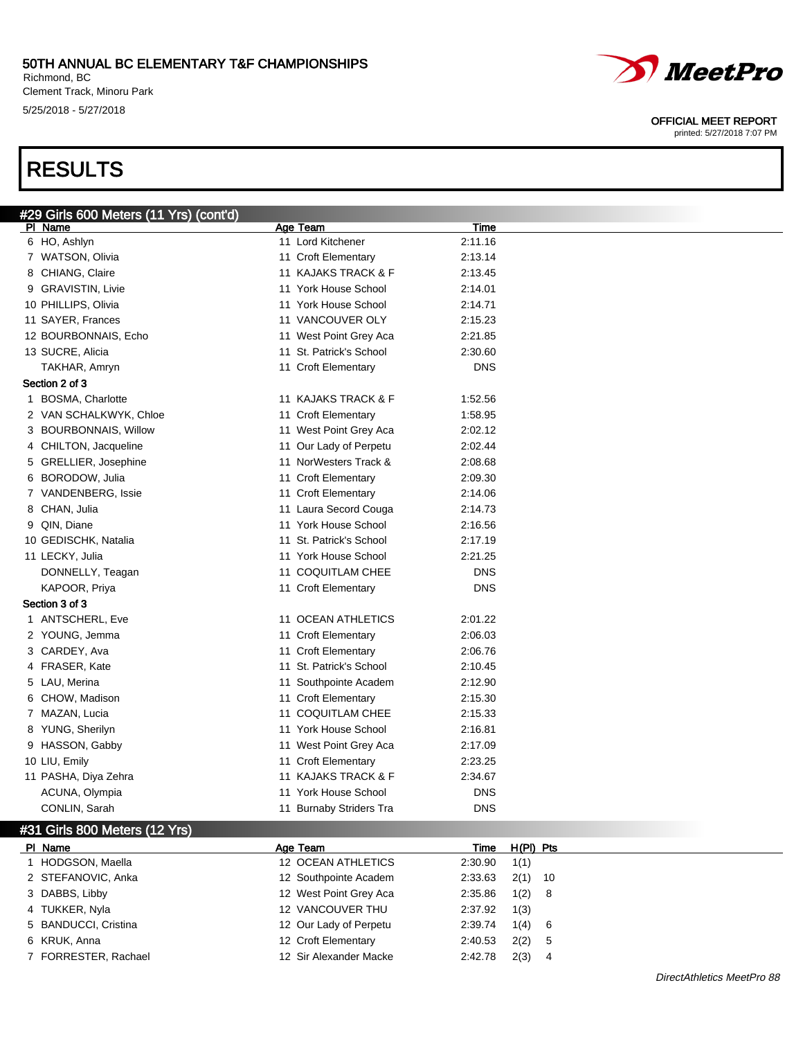# 50TH ANNUAL BC ELEMENTARY T&F CHAMPIONSHIPS

Richmond, BC
Clement Track, Minoru Park
5/25/2018 - 5/27/2018

OFFICIAL MEET REPORT
printed: 5/27/2018 7:07 PM

# RESULTS

## #29 Girls 600 Meters (11 Yrs) (cont'd)

| Pl | Name | Age | Team | Time |
|---|---|---|---|---|
| 6 | HO, Ashlyn | 11 | Lord Kitchener | 2:11.16 |
| 7 | WATSON, Olivia | 11 | Croft Elementary | 2:13.14 |
| 8 | CHIANG, Claire | 11 | KAJAKS TRACK & F | 2:13.45 |
| 9 | GRAVISTIN, Livie | 11 | York House School | 2:14.01 |
| 10 | PHILLIPS, Olivia | 11 | York House School | 2:14.71 |
| 11 | SAYER, Frances | 11 | VANCOUVER OLY | 2:15.23 |
| 12 | BOURBONNAIS, Echo | 11 | West Point Grey Aca | 2:21.85 |
| 13 | SUCRE, Alicia | 11 | St. Patrick's School | 2:30.60 |
| | TAKHAR, Amryn | 11 | Croft Elementary | DNS |

**Section 2 of 3**

| Pl | Name | Age | Team | Time |
|---|---|---|---|---|
| 1 | BOSMA, Charlotte | 11 | KAJAKS TRACK & F | 1:52.56 |
| 2 | VAN SCHALKWYK, Chloe | 11 | Croft Elementary | 1:58.95 |
| 3 | BOURBONNAIS, Willow | 11 | West Point Grey Aca | 2:02.12 |
| 4 | CHILTON, Jacqueline | 11 | Our Lady of Perpetu | 2:02.44 |
| 5 | GRELLIER, Josephine | 11 | NorWesters Track & | 2:08.68 |
| 6 | BORODOW, Julia | 11 | Croft Elementary | 2:09.30 |
| 7 | VANDENBERG, Issie | 11 | Croft Elementary | 2:14.06 |
| 8 | CHAN, Julia | 11 | Laura Secord Couga | 2:14.73 |
| 9 | QIN, Diane | 11 | York House School | 2:16.56 |
| 10 | GEDISCHK, Natalia | 11 | St. Patrick's School | 2:17.19 |
| 11 | LECKY, Julia | 11 | York House School | 2:21.25 |
| | DONNELLY, Teagan | 11 | COQUITLAM CHEE | DNS |
| | KAPOOR, Priya | 11 | Croft Elementary | DNS |

**Section 3 of 3**

| Pl | Name | Age | Team | Time |
|---|---|---|---|---|
| 1 | ANTSCHERL, Eve | 11 | OCEAN ATHLETICS | 2:01.22 |
| 2 | YOUNG, Jemma | 11 | Croft Elementary | 2:06.03 |
| 3 | CARDEY, Ava | 11 | Croft Elementary | 2:06.76 |
| 4 | FRASER, Kate | 11 | St. Patrick's School | 2:10.45 |
| 5 | LAU, Merina | 11 | Southpointe Academ | 2:12.90 |
| 6 | CHOW, Madison | 11 | Croft Elementary | 2:15.30 |
| 7 | MAZAN, Lucia | 11 | COQUITLAM CHEE | 2:15.33 |
| 8 | YUNG, Sherilyn | 11 | York House School | 2:16.81 |
| 9 | HASSON, Gabby | 11 | West Point Grey Aca | 2:17.09 |
| 10 | LIU, Emily | 11 | Croft Elementary | 2:23.25 |
| 11 | PASHA, Diya Zehra | 11 | KAJAKS TRACK & F | 2:34.67 |
| | ACUNA, Olympia | 11 | York House School | DNS |
| | CONLIN, Sarah | 11 | Burnaby Striders Tra | DNS |

## #31 Girls 800 Meters (12 Yrs)

| Pl | Name | Age | Team | Time | H(Pl) | Pts |
|---|---|---|---|---|---|---|
| 1 | HODGSON, Maella | 12 | OCEAN ATHLETICS | 2:30.90 | 1(1) | |
| 2 | STEFANOVIC, Anka | 12 | Southpointe Academ | 2:33.63 | 2(1) | 10 |
| 3 | DABBS, Libby | 12 | West Point Grey Aca | 2:35.86 | 1(2) | 8 |
| 4 | TUKKER, Nyla | 12 | VANCOUVER THU | 2:37.92 | 1(3) | |
| 5 | BANDUCCI, Cristina | 12 | Our Lady of Perpetu | 2:39.74 | 1(4) | 6 |
| 6 | KRUK, Anna | 12 | Croft Elementary | 2:40.53 | 2(2) | 5 |
| 7 | FORRESTER, Rachael | 12 | Sir Alexander Macke | 2:42.78 | 2(3) | 4 |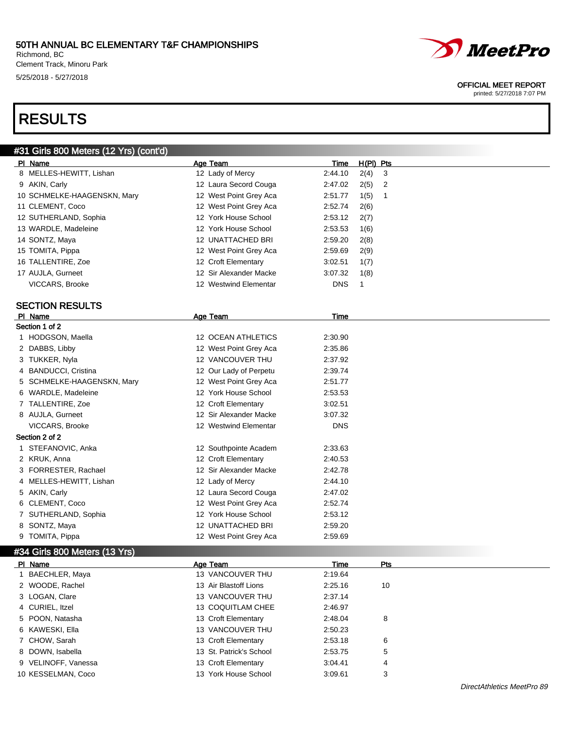# 50TH ANNUAL BC ELEMENTARY T&F CHAMPIONSHIPS

Richmond, BC
Clement Track, Minoru Park
5/25/2018 - 5/27/2018

OFFICIAL MEET REPORT
printed: 5/27/2018 7:07 PM

# RESULTS

## #31 Girls 800 Meters (12 Yrs) (cont'd)

| Pl | Name | Age | Team | Time | H(Pl) | Pts |
|---|---|---|---|---|---|---|
| 8 | MELLES-HEWITT, Lishan | 12 | Lady of Mercy | 2:44.10 | 2(4) | 3 |
| 9 | AKIN, Carly | 12 | Laura Secord Couga | 2:47.02 | 2(5) | 2 |
| 10 | SCHMELKE-HAAGENSKN, Mary | 12 | West Point Grey Aca | 2:51.77 | 1(5) | 1 |
| 11 | CLEMENT, Coco | 12 | West Point Grey Aca | 2:52.74 | 2(6) | |
| 12 | SUTHERLAND, Sophia | 12 | York House School | 2:53.12 | 2(7) | |
| 13 | WARDLE, Madeleine | 12 | York House School | 2:53.53 | 1(6) | |
| 14 | SONTZ, Maya | 12 | UNATTACHED BRI | 2:59.20 | 2(8) | |
| 15 | TOMITA, Pippa | 12 | West Point Grey Aca | 2:59.69 | 2(9) | |
| 16 | TALLENTIRE, Zoe | 12 | Croft Elementary | 3:02.51 | 1(7) | |
| 17 | AUJLA, Gurneet | 12 | Sir Alexander Macke | 3:07.32 | 1(8) | |
| | VICCARS, Brooke | 12 | Westwind Elementar | DNS | 1 | |

### SECTION RESULTS

| Pl | Name | Age | Team | Time |
|---|---|---|---|---|
| **Section 1 of 2** | | | | |
| 1 | HODGSON, Maella | 12 | OCEAN ATHLETICS | 2:30.90 |
| 2 | DABBS, Libby | 12 | West Point Grey Aca | 2:35.86 |
| 3 | TUKKER, Nyla | 12 | VANCOUVER THU | 2:37.92 |
| 4 | BANDUCCI, Cristina | 12 | Our Lady of Perpetu | 2:39.74 |
| 5 | SCHMELKE-HAAGENSKN, Mary | 12 | West Point Grey Aca | 2:51.77 |
| 6 | WARDLE, Madeleine | 12 | York House School | 2:53.53 |
| 7 | TALLENTIRE, Zoe | 12 | Croft Elementary | 3:02.51 |
| 8 | AUJLA, Gurneet | 12 | Sir Alexander Macke | 3:07.32 |
| | VICCARS, Brooke | 12 | Westwind Elementar | DNS |
| **Section 2 of 2** | | | | |
| 1 | STEFANOVIC, Anka | 12 | Southpointe Academ | 2:33.63 |
| 2 | KRUK, Anna | 12 | Croft Elementary | 2:40.53 |
| 3 | FORRESTER, Rachael | 12 | Sir Alexander Macke | 2:42.78 |
| 4 | MELLES-HEWITT, Lishan | 12 | Lady of Mercy | 2:44.10 |
| 5 | AKIN, Carly | 12 | Laura Secord Couga | 2:47.02 |
| 6 | CLEMENT, Coco | 12 | West Point Grey Aca | 2:52.74 |
| 7 | SUTHERLAND, Sophia | 12 | York House School | 2:53.12 |
| 8 | SONTZ, Maya | 12 | UNATTACHED BRI | 2:59.20 |
| 9 | TOMITA, Pippa | 12 | West Point Grey Aca | 2:59.69 |

## #34 Girls 800 Meters (13 Yrs)

| Pl | Name | Age | Team | Time | Pts |
|---|---|---|---|---|---|
| 1 | BAECHLER, Maya | 13 | VANCOUVER THU | 2:19.64 | |
| 2 | WOODE, Rachel | 13 | Air Blastoff Lions | 2:25.16 | 10 |
| 3 | LOGAN, Clare | 13 | VANCOUVER THU | 2:37.14 | |
| 4 | CURIEL, Itzel | 13 | COQUITLAM CHEE | 2:46.97 | |
| 5 | POON, Natasha | 13 | Croft Elementary | 2:48.04 | 8 |
| 6 | KAWESKI, Ella | 13 | VANCOUVER THU | 2:50.23 | |
| 7 | CHOW, Sarah | 13 | Croft Elementary | 2:53.18 | 6 |
| 8 | DOWN, Isabella | 13 | St. Patrick's School | 2:53.75 | 5 |
| 9 | VELINOFF, Vanessa | 13 | Croft Elementary | 3:04.41 | 4 |
| 10 | KESSELMAN, Coco | 13 | York House School | 3:09.61 | 3 |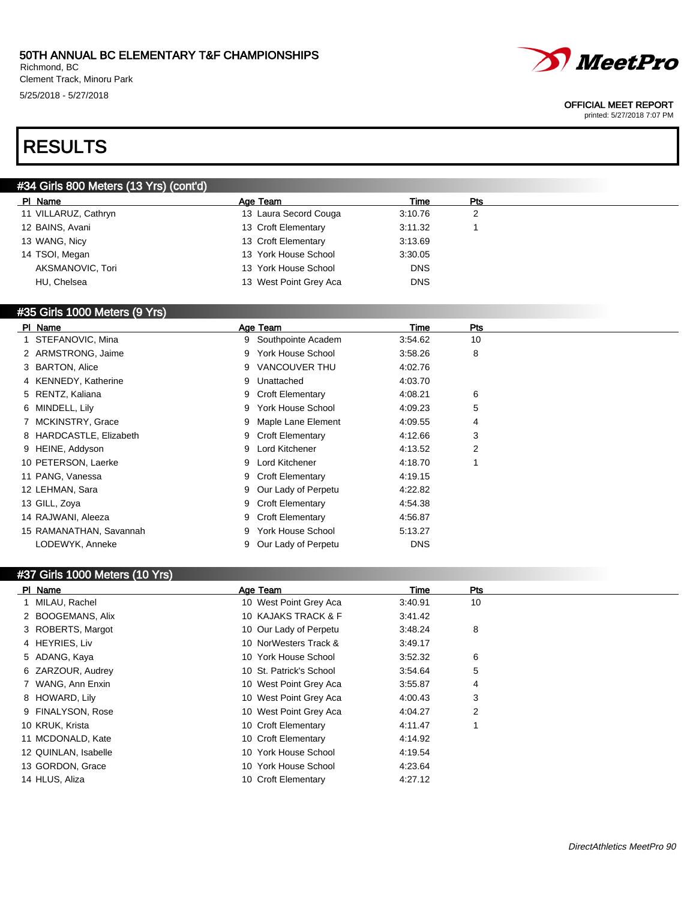# 50TH ANNUAL BC ELEMENTARY T&F CHAMPIONSHIPS

Richmond, BC
Clement Track, Minoru Park
5/25/2018 - 5/27/2018

OFFICIAL MEET REPORT
printed: 5/27/2018 7:07 PM

# RESULTS

## #34 Girls 800 Meters (13 Yrs) (cont'd)

| Pl | Name | Age | Team | Time | Pts |
|---|---|---|---|---|---|
| 11 | VILLARUZ, Cathryn | 13 | Laura Secord Couga | 3:10.76 | 2 |
| 12 | BAINS, Avani | 13 | Croft Elementary | 3:11.32 | 1 |
| 13 | WANG, Nicy | 13 | Croft Elementary | 3:13.69 | |
| 14 | TSOI, Megan | 13 | York House School | 3:30.05 | |
| | AKSMANOVIC, Tori | 13 | York House School | DNS | |
| | HU, Chelsea | 13 | West Point Grey Aca | DNS | |

## #35 Girls 1000 Meters (9 Yrs)

| Pl | Name | Age | Team | Time | Pts |
|---|---|---|---|---|---|
| 1 | STEFANOVIC, Mina | 9 | Southpointe Academ | 3:54.62 | 10 |
| 2 | ARMSTRONG, Jaime | 9 | York House School | 3:58.26 | 8 |
| 3 | BARTON, Alice | 9 | VANCOUVER THU | 4:02.76 | |
| 4 | KENNEDY, Katherine | 9 | Unattached | 4:03.70 | |
| 5 | RENTZ, Kaliana | 9 | Croft Elementary | 4:08.21 | 6 |
| 6 | MINDELL, Lily | 9 | York House School | 4:09.23 | 5 |
| 7 | MCKINSTRY, Grace | 9 | Maple Lane Element | 4:09.55 | 4 |
| 8 | HARDCASTLE, Elizabeth | 9 | Croft Elementary | 4:12.66 | 3 |
| 9 | HEINE, Addyson | 9 | Lord Kitchener | 4:13.52 | 2 |
| 10 | PETERSON, Laerke | 9 | Lord Kitchener | 4:18.70 | 1 |
| 11 | PANG, Vanessa | 9 | Croft Elementary | 4:19.15 | |
| 12 | LEHMAN, Sara | 9 | Our Lady of Perpetu | 4:22.82 | |
| 13 | GILL, Zoya | 9 | Croft Elementary | 4:54.38 | |
| 14 | RAJWANI, Aleeza | 9 | Croft Elementary | 4:56.87 | |
| 15 | RAMANATHAN, Savannah | 9 | York House School | 5:13.27 | |
| | LODEWYK, Anneke | 9 | Our Lady of Perpetu | DNS | |

## #37 Girls 1000 Meters (10 Yrs)

| Pl | Name | Age | Team | Time | Pts |
|---|---|---|---|---|---|
| 1 | MILAU, Rachel | 10 | West Point Grey Aca | 3:40.91 | 10 |
| 2 | BOOGEMANS, Alix | 10 | KAJAKS TRACK & F | 3:41.42 | |
| 3 | ROBERTS, Margot | 10 | Our Lady of Perpetu | 3:48.24 | 8 |
| 4 | HEYRIES, Liv | 10 | NorWesters Track & | 3:49.17 | |
| 5 | ADANG, Kaya | 10 | York House School | 3:52.32 | 6 |
| 6 | ZARZOUR, Audrey | 10 | St. Patrick's School | 3:54.64 | 5 |
| 7 | WANG, Ann Enxin | 10 | West Point Grey Aca | 3:55.87 | 4 |
| 8 | HOWARD, Lily | 10 | West Point Grey Aca | 4:00.43 | 3 |
| 9 | FINALYSON, Rose | 10 | West Point Grey Aca | 4:04.27 | 2 |
| 10 | KRUK, Krista | 10 | Croft Elementary | 4:11.47 | 1 |
| 11 | MCDONALD, Kate | 10 | Croft Elementary | 4:14.92 | |
| 12 | QUINLAN, Isabelle | 10 | York House School | 4:19.54 | |
| 13 | GORDON, Grace | 10 | York House School | 4:23.64 | |
| 14 | HLUS, Aliza | 10 | Croft Elementary | 4:27.12 | |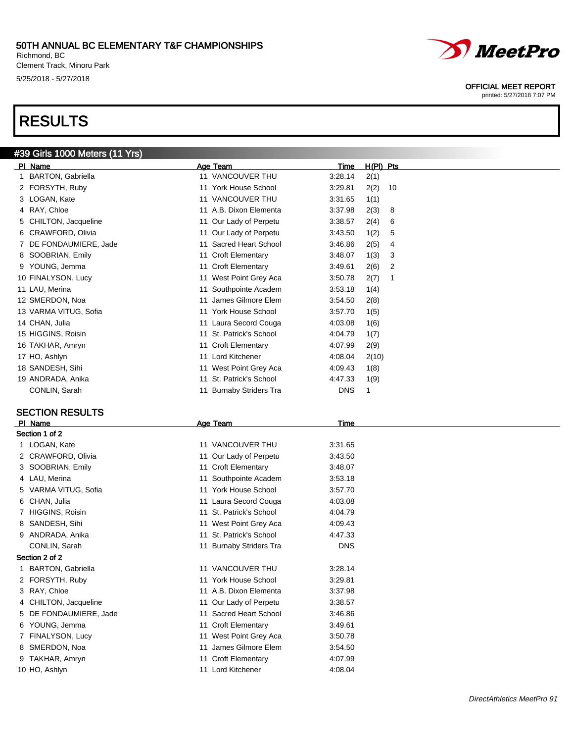50TH ANNUAL BC ELEMENTARY T&F CHAMPIONSHIPS
Richmond, BC
Clement Track, Minoru Park
5/25/2018 - 5/27/2018

OFFICIAL MEET REPORT
printed: 5/27/2018 7:07 PM

# RESULTS

## #39 Girls 1000 Meters (11 Yrs)

| Pl | Name | Age | Team | Time | H(Pl) | Pts |
|---|---|---|---|---|---|---|
| 1 | BARTON, Gabriella | 11 | VANCOUVER THU | 3:28.14 | 2(1) | |
| 2 | FORSYTH, Ruby | 11 | York House School | 3:29.81 | 2(2) | 10 |
| 3 | LOGAN, Kate | 11 | VANCOUVER THU | 3:31.65 | 1(1) | |
| 4 | RAY, Chloe | 11 | A.B. Dixon Elementa | 3:37.98 | 2(3) | 8 |
| 5 | CHILTON, Jacqueline | 11 | Our Lady of Perpetu | 3:38.57 | 2(4) | 6 |
| 6 | CRAWFORD, Olivia | 11 | Our Lady of Perpetu | 3:43.50 | 1(2) | 5 |
| 7 | DE FONDAUMIERE, Jade | 11 | Sacred Heart School | 3:46.86 | 2(5) | 4 |
| 8 | SOOBRIAN, Emily | 11 | Croft Elementary | 3:48.07 | 1(3) | 3 |
| 9 | YOUNG, Jemma | 11 | Croft Elementary | 3:49.61 | 2(6) | 2 |
| 10 | FINALYSON, Lucy | 11 | West Point Grey Aca | 3:50.78 | 2(7) | 1 |
| 11 | LAU, Merina | 11 | Southpointe Academ | 3:53.18 | 1(4) | |
| 12 | SMERDON, Noa | 11 | James Gilmore Elem | 3:54.50 | 2(8) | |
| 13 | VARMA VITUG, Sofia | 11 | York House School | 3:57.70 | 1(5) | |
| 14 | CHAN, Julia | 11 | Laura Secord Couga | 4:03.08 | 1(6) | |
| 15 | HIGGINS, Roisin | 11 | St. Patrick's School | 4:04.79 | 1(7) | |
| 16 | TAKHAR, Amryn | 11 | Croft Elementary | 4:07.99 | 2(9) | |
| 17 | HO, Ashlyn | 11 | Lord Kitchener | 4:08.04 | 2(10) | |
| 18 | SANDESH, Sihi | 11 | West Point Grey Aca | 4:09.43 | 1(8) | |
| 19 | ANDRADA, Anika | 11 | St. Patrick's School | 4:47.33 | 1(9) | |
| | CONLIN, Sarah | 11 | Burnaby Striders Tra | DNS | 1 | |

## SECTION RESULTS

| Pl | Name | Age | Team | Time |
|---|---|---|---|---|
| **Section 1 of 2** | | | | |
| 1 | LOGAN, Kate | 11 | VANCOUVER THU | 3:31.65 |
| 2 | CRAWFORD, Olivia | 11 | Our Lady of Perpetu | 3:43.50 |
| 3 | SOOBRIAN, Emily | 11 | Croft Elementary | 3:48.07 |
| 4 | LAU, Merina | 11 | Southpointe Academ | 3:53.18 |
| 5 | VARMA VITUG, Sofia | 11 | York House School | 3:57.70 |
| 6 | CHAN, Julia | 11 | Laura Secord Couga | 4:03.08 |
| 7 | HIGGINS, Roisin | 11 | St. Patrick's School | 4:04.79 |
| 8 | SANDESH, Sihi | 11 | West Point Grey Aca | 4:09.43 |
| 9 | ANDRADA, Anika | 11 | St. Patrick's School | 4:47.33 |
| | CONLIN, Sarah | 11 | Burnaby Striders Tra | DNS |
| **Section 2 of 2** | | | | |
| 1 | BARTON, Gabriella | 11 | VANCOUVER THU | 3:28.14 |
| 2 | FORSYTH, Ruby | 11 | York House School | 3:29.81 |
| 3 | RAY, Chloe | 11 | A.B. Dixon Elementa | 3:37.98 |
| 4 | CHILTON, Jacqueline | 11 | Our Lady of Perpetu | 3:38.57 |
| 5 | DE FONDAUMIERE, Jade | 11 | Sacred Heart School | 3:46.86 |
| 6 | YOUNG, Jemma | 11 | Croft Elementary | 3:49.61 |
| 7 | FINALYSON, Lucy | 11 | West Point Grey Aca | 3:50.78 |
| 8 | SMERDON, Noa | 11 | James Gilmore Elem | 3:54.50 |
| 9 | TAKHAR, Amryn | 11 | Croft Elementary | 4:07.99 |
| 10 | HO, Ashlyn | 11 | Lord Kitchener | 4:08.04 |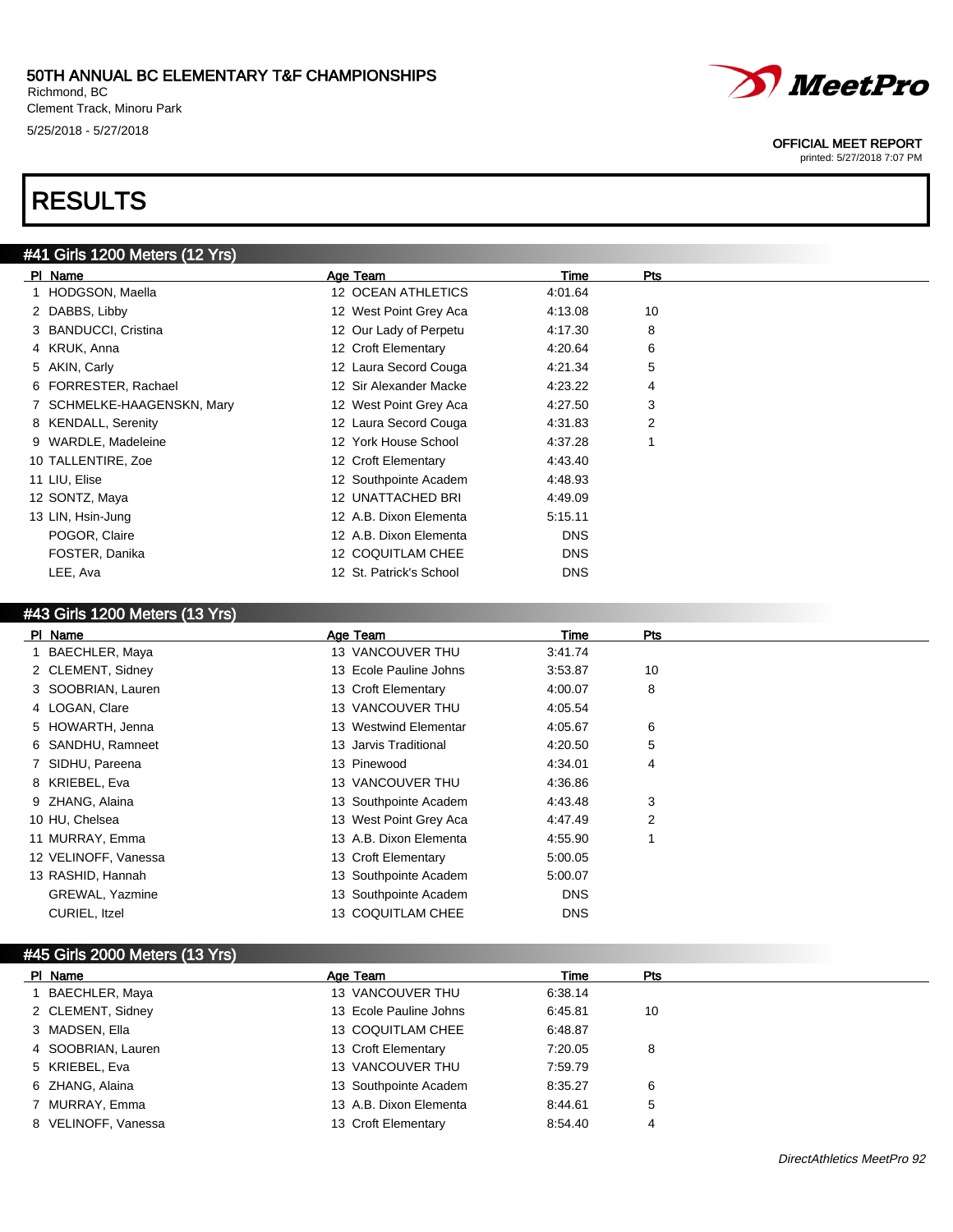50TH ANNUAL BC ELEMENTARY T&F CHAMPIONSHIPS
Richmond, BC
Clement Track, Minoru Park
5/25/2018 - 5/27/2018

OFFICIAL MEET REPORT
printed: 5/27/2018 7:07 PM

# RESULTS

## #41 Girls 1200 Meters (12 Yrs)

| Pl | Name | Age | Team | Time | Pts |
|---|---|---|---|---|---|
| 1 | HODGSON, Maella | 12 | OCEAN ATHLETICS | 4:01.64 | |
| 2 | DABBS, Libby | 12 | West Point Grey Aca | 4:13.08 | 10 |
| 3 | BANDUCCI, Cristina | 12 | Our Lady of Perpetu | 4:17.30 | 8 |
| 4 | KRUK, Anna | 12 | Croft Elementary | 4:20.64 | 6 |
| 5 | AKIN, Carly | 12 | Laura Secord Couga | 4:21.34 | 5 |
| 6 | FORRESTER, Rachael | 12 | Sir Alexander Macke | 4:23.22 | 4 |
| 7 | SCHMELKE-HAAGENSKN, Mary | 12 | West Point Grey Aca | 4:27.50 | 3 |
| 8 | KENDALL, Serenity | 12 | Laura Secord Couga | 4:31.83 | 2 |
| 9 | WARDLE, Madeleine | 12 | York House School | 4:37.28 | 1 |
| 10 | TALLENTIRE, Zoe | 12 | Croft Elementary | 4:43.40 | |
| 11 | LIU, Elise | 12 | Southpointe Academ | 4:48.93 | |
| 12 | SONTZ, Maya | 12 | UNATTACHED BRI | 4:49.09 | |
| 13 | LIN, Hsin-Jung | 12 | A.B. Dixon Elementa | 5:15.11 | |
| | POGOR, Claire | 12 | A.B. Dixon Elementa | DNS | |
| | FOSTER, Danika | 12 | COQUITLAM CHEE | DNS | |
| | LEE, Ava | 12 | St. Patrick's School | DNS | |

## #43 Girls 1200 Meters (13 Yrs)

| Pl | Name | Age | Team | Time | Pts |
|---|---|---|---|---|---|
| 1 | BAECHLER, Maya | 13 | VANCOUVER THU | 3:41.74 | |
| 2 | CLEMENT, Sidney | 13 | Ecole Pauline Johns | 3:53.87 | 10 |
| 3 | SOOBRIAN, Lauren | 13 | Croft Elementary | 4:00.07 | 8 |
| 4 | LOGAN, Clare | 13 | VANCOUVER THU | 4:05.54 | |
| 5 | HOWARTH, Jenna | 13 | Westwind Elementar | 4:05.67 | 6 |
| 6 | SANDHU, Ramneet | 13 | Jarvis Traditional | 4:20.50 | 5 |
| 7 | SIDHU, Pareena | 13 | Pinewood | 4:34.01 | 4 |
| 8 | KRIEBEL, Eva | 13 | VANCOUVER THU | 4:36.86 | |
| 9 | ZHANG, Alaina | 13 | Southpointe Academ | 4:43.48 | 3 |
| 10 | HU, Chelsea | 13 | West Point Grey Aca | 4:47.49 | 2 |
| 11 | MURRAY, Emma | 13 | A.B. Dixon Elementa | 4:55.90 | 1 |
| 12 | VELINOFF, Vanessa | 13 | Croft Elementary | 5:00.05 | |
| 13 | RASHID, Hannah | 13 | Southpointe Academ | 5:00.07 | |
| | GREWAL, Yazmine | 13 | Southpointe Academ | DNS | |
| | CURIEL, Itzel | 13 | COQUITLAM CHEE | DNS | |

## #45 Girls 2000 Meters (13 Yrs)

| Pl | Name | Age | Team | Time | Pts |
|---|---|---|---|---|---|
| 1 | BAECHLER, Maya | 13 | VANCOUVER THU | 6:38.14 | |
| 2 | CLEMENT, Sidney | 13 | Ecole Pauline Johns | 6:45.81 | 10 |
| 3 | MADSEN, Ella | 13 | COQUITLAM CHEE | 6:48.87 | |
| 4 | SOOBRIAN, Lauren | 13 | Croft Elementary | 7:20.05 | 8 |
| 5 | KRIEBEL, Eva | 13 | VANCOUVER THU | 7:59.79 | |
| 6 | ZHANG, Alaina | 13 | Southpointe Academ | 8:35.27 | 6 |
| 7 | MURRAY, Emma | 13 | A.B. Dixon Elementa | 8:44.61 | 5 |
| 8 | VELINOFF, Vanessa | 13 | Croft Elementary | 8:54.40 | 4 |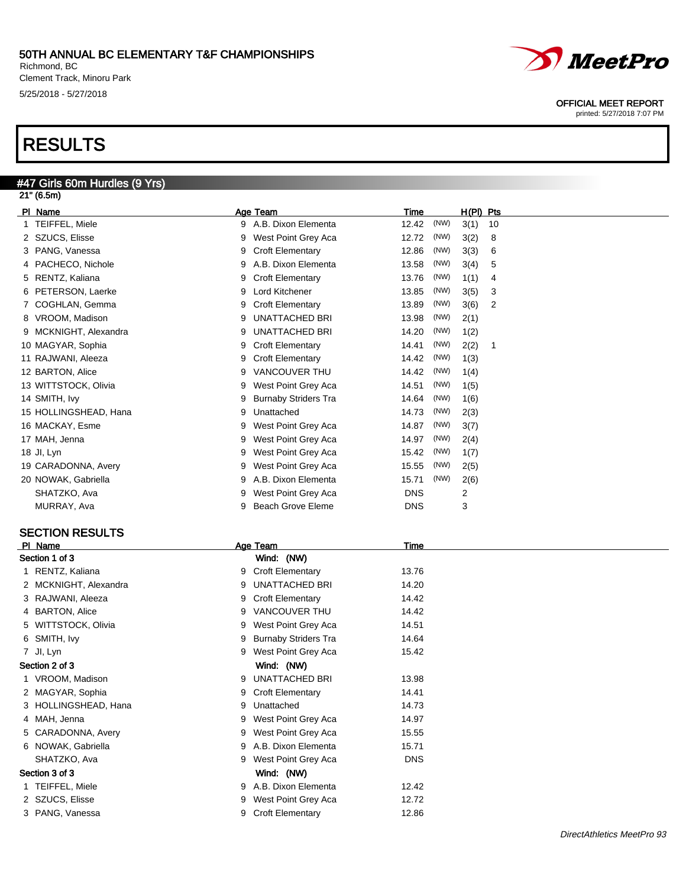50TH ANNUAL BC ELEMENTARY T&F CHAMPIONSHIPS
Richmond, BC
Clement Track, Minoru Park
5/25/2018 - 5/27/2018

OFFICIAL MEET REPORT
printed: 5/27/2018 7:07 PM

# RESULTS

## #47 Girls 60m Hurdles (9 Yrs)

21" (6.5m)

| Pl | Name | Age | Team | Time | | H(Pl) | Pts |
|---|---|---|---|---|---|---|---|
| 1 | TEIFFEL, Miele | 9 | A.B. Dixon Elementa | 12.42 | (NW) | 3(1) | 10 |
| 2 | SZUCS, Elisse | 9 | West Point Grey Aca | 12.72 | (NW) | 3(2) | 8 |
| 3 | PANG, Vanessa | 9 | Croft Elementary | 12.86 | (NW) | 3(3) | 6 |
| 4 | PACHECO, Nichole | 9 | A.B. Dixon Elementa | 13.58 | (NW) | 3(4) | 5 |
| 5 | RENTZ, Kaliana | 9 | Croft Elementary | 13.76 | (NW) | 1(1) | 4 |
| 6 | PETERSON, Laerke | 9 | Lord Kitchener | 13.85 | (NW) | 3(5) | 3 |
| 7 | COGHLAN, Gemma | 9 | Croft Elementary | 13.89 | (NW) | 3(6) | 2 |
| 8 | VROOM, Madison | 9 | UNATTACHED BRI | 13.98 | (NW) | 2(1) | |
| 9 | MCKNIGHT, Alexandra | 9 | UNATTACHED BRI | 14.20 | (NW) | 1(2) | |
| 10 | MAGYAR, Sophia | 9 | Croft Elementary | 14.41 | (NW) | 2(2) | 1 |
| 11 | RAJWANI, Aleeza | 9 | Croft Elementary | 14.42 | (NW) | 1(3) | |
| 12 | BARTON, Alice | 9 | VANCOUVER THU | 14.42 | (NW) | 1(4) | |
| 13 | WITTSTOCK, Olivia | 9 | West Point Grey Aca | 14.51 | (NW) | 1(5) | |
| 14 | SMITH, Ivy | 9 | Burnaby Striders Tra | 14.64 | (NW) | 1(6) | |
| 15 | HOLLINGSHEAD, Hana | 9 | Unattached | 14.73 | (NW) | 2(3) | |
| 16 | MACKAY, Esme | 9 | West Point Grey Aca | 14.87 | (NW) | 3(7) | |
| 17 | MAH, Jenna | 9 | West Point Grey Aca | 14.97 | (NW) | 2(4) | |
| 18 | JI, Lyn | 9 | West Point Grey Aca | 15.42 | (NW) | 1(7) | |
| 19 | CARADONNA, Avery | 9 | West Point Grey Aca | 15.55 | (NW) | 2(5) | |
| 20 | NOWAK, Gabriella | 9 | A.B. Dixon Elementa | 15.71 | (NW) | 2(6) | |
| | SHATZKO, Ava | 9 | West Point Grey Aca | DNS | | 2 | |
| | MURRAY, Ava | 9 | Beach Grove Eleme | DNS | | 3 | |

### SECTION RESULTS

| Pl | Name | Age | Team | Time |
|---|---|---|---|---|
| **Section 1 of 3** | | | **Wind: (NW)** | |
| 1 | RENTZ, Kaliana | 9 | Croft Elementary | 13.76 |
| 2 | MCKNIGHT, Alexandra | 9 | UNATTACHED BRI | 14.20 |
| 3 | RAJWANI, Aleeza | 9 | Croft Elementary | 14.42 |
| 4 | BARTON, Alice | 9 | VANCOUVER THU | 14.42 |
| 5 | WITTSTOCK, Olivia | 9 | West Point Grey Aca | 14.51 |
| 6 | SMITH, Ivy | 9 | Burnaby Striders Tra | 14.64 |
| 7 | JI, Lyn | 9 | West Point Grey Aca | 15.42 |
| **Section 2 of 3** | | | **Wind: (NW)** | |
| 1 | VROOM, Madison | 9 | UNATTACHED BRI | 13.98 |
| 2 | MAGYAR, Sophia | 9 | Croft Elementary | 14.41 |
| 3 | HOLLINGSHEAD, Hana | 9 | Unattached | 14.73 |
| 4 | MAH, Jenna | 9 | West Point Grey Aca | 14.97 |
| 5 | CARADONNA, Avery | 9 | West Point Grey Aca | 15.55 |
| 6 | NOWAK, Gabriella | 9 | A.B. Dixon Elementa | 15.71 |
| | SHATZKO, Ava | 9 | West Point Grey Aca | DNS |
| **Section 3 of 3** | | | **Wind: (NW)** | |
| 1 | TEIFFEL, Miele | 9 | A.B. Dixon Elementa | 12.42 |
| 2 | SZUCS, Elisse | 9 | West Point Grey Aca | 12.72 |
| 3 | PANG, Vanessa | 9 | Croft Elementary | 12.86 |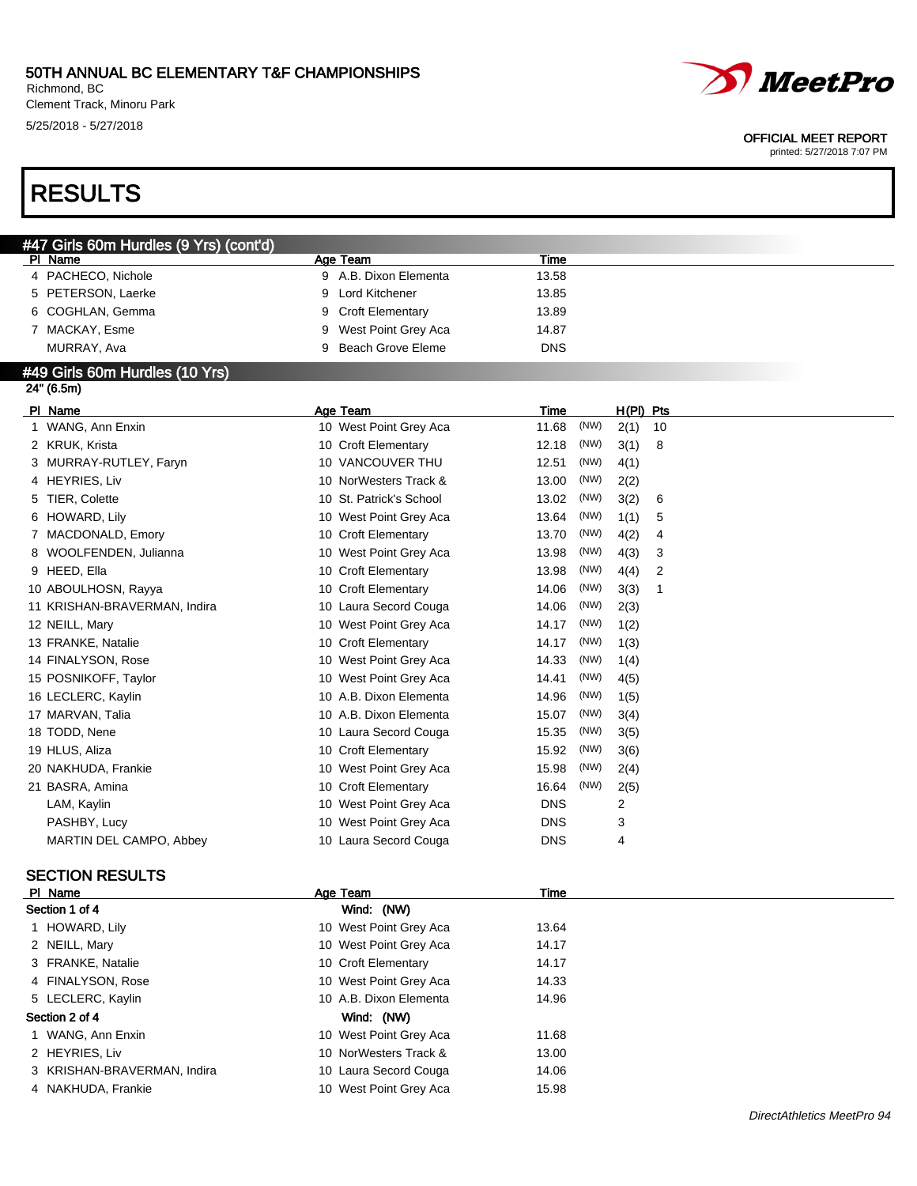# RESULTS

## #47 Girls 60m Hurdles (9 Yrs) (cont'd)

| Pl | Name | Age | Team | Time |
|---|---|---|---|---|
| 4 | PACHECO, Nichole | 9 | A.B. Dixon Elementa | 13.58 |
| 5 | PETERSON, Laerke | 9 | Lord Kitchener | 13.85 |
| 6 | COGHLAN, Gemma | 9 | Croft Elementary | 13.89 |
| 7 | MACKAY, Esme | 9 | West Point Grey Aca | 14.87 |
| | MURRAY, Ava | 9 | Beach Grove Eleme | DNS |

## #49 Girls 60m Hurdles (10 Yrs)

24" (6.5m)

| Pl | Name | Age | Team | Time | Wind | H(Pl) | Pts |
|---|---|---|---|---|---|---|---|
| 1 | WANG, Ann Enxin | 10 | West Point Grey Aca | 11.68 | (NW) | 2(1) | 10 |
| 2 | KRUK, Krista | 10 | Croft Elementary | 12.18 | (NW) | 3(1) | 8 |
| 3 | MURRAY-RUTLEY, Faryn | 10 | VANCOUVER THU | 12.51 | (NW) | 4(1) | |
| 4 | HEYRIES, Liv | 10 | NorWesters Track & | 13.00 | (NW) | 2(2) | |
| 5 | TIER, Colette | 10 | St. Patrick's School | 13.02 | (NW) | 3(2) | 6 |
| 6 | HOWARD, Lily | 10 | West Point Grey Aca | 13.64 | (NW) | 1(1) | 5 |
| 7 | MACDONALD, Emory | 10 | Croft Elementary | 13.70 | (NW) | 4(2) | 4 |
| 8 | WOOLFENDEN, Julianna | 10 | West Point Grey Aca | 13.98 | (NW) | 4(3) | 3 |
| 9 | HEED, Ella | 10 | Croft Elementary | 13.98 | (NW) | 4(4) | 2 |
| 10 | ABOULHOSN, Rayya | 10 | Croft Elementary | 14.06 | (NW) | 3(3) | 1 |
| 11 | KRISHAN-BRAVERMAN, Indira | 10 | Laura Secord Couga | 14.06 | (NW) | 2(3) | |
| 12 | NEILL, Mary | 10 | West Point Grey Aca | 14.17 | (NW) | 1(2) | |
| 13 | FRANKE, Natalie | 10 | Croft Elementary | 14.17 | (NW) | 1(3) | |
| 14 | FINALYSON, Rose | 10 | West Point Grey Aca | 14.33 | (NW) | 1(4) | |
| 15 | POSNIKOFF, Taylor | 10 | West Point Grey Aca | 14.41 | (NW) | 4(5) | |
| 16 | LECLERC, Kaylin | 10 | A.B. Dixon Elementa | 14.96 | (NW) | 1(5) | |
| 17 | MARVAN, Talia | 10 | A.B. Dixon Elementa | 15.07 | (NW) | 3(4) | |
| 18 | TODD, Nene | 10 | Laura Secord Couga | 15.35 | (NW) | 3(5) | |
| 19 | HLUS, Aliza | 10 | Croft Elementary | 15.92 | (NW) | 3(6) | |
| 20 | NAKHUDA, Frankie | 10 | West Point Grey Aca | 15.98 | (NW) | 2(4) | |
| 21 | BASRA, Amina | 10 | Croft Elementary | 16.64 | (NW) | 2(5) | |
| | LAM, Kaylin | 10 | West Point Grey Aca | DNS | | 2 | |
| | PASHBY, Lucy | 10 | West Point Grey Aca | DNS | | 3 | |
| | MARTIN DEL CAMPO, Abbey | 10 | Laura Secord Couga | DNS | | 4 | |

### SECTION RESULTS

| Pl | Name | Age | Team | Time |
|---|---|---|---|---|
| **Section 1 of 4** | | | Wind: (NW) | |
| 1 | HOWARD, Lily | 10 | West Point Grey Aca | 13.64 |
| 2 | NEILL, Mary | 10 | West Point Grey Aca | 14.17 |
| 3 | FRANKE, Natalie | 10 | Croft Elementary | 14.17 |
| 4 | FINALYSON, Rose | 10 | West Point Grey Aca | 14.33 |
| 5 | LECLERC, Kaylin | 10 | A.B. Dixon Elementa | 14.96 |
| **Section 2 of 4** | | | Wind: (NW) | |
| 1 | WANG, Ann Enxin | 10 | West Point Grey Aca | 11.68 |
| 2 | HEYRIES, Liv | 10 | NorWesters Track & | 13.00 |
| 3 | KRISHAN-BRAVERMAN, Indira | 10 | Laura Secord Couga | 14.06 |
| 4 | NAKHUDA, Frankie | 10 | West Point Grey Aca | 15.98 |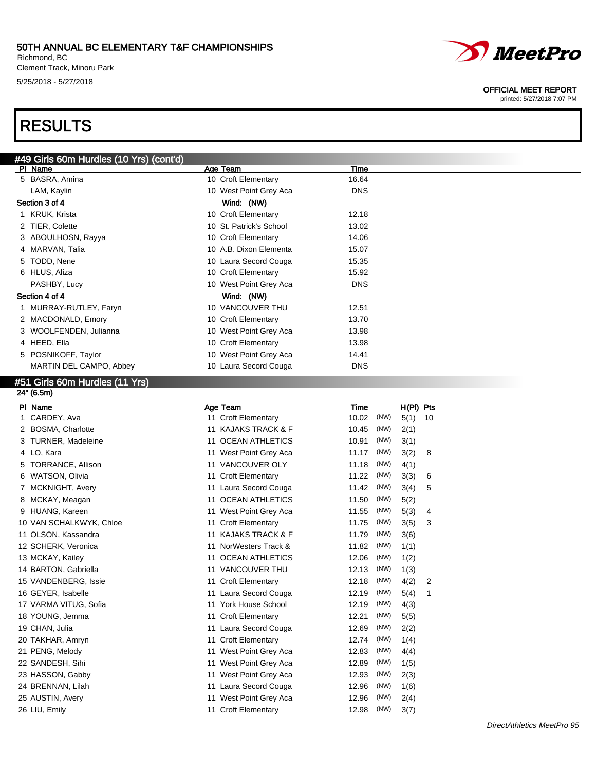# 50TH ANNUAL BC ELEMENTARY T&F CHAMPIONSHIPS

Richmond, BC
Clement Track, Minoru Park
5/25/2018 - 5/27/2018

OFFICIAL MEET REPORT
printed: 5/27/2018 7:07 PM

# RESULTS

## #49 Girls 60m Hurdles (10 Yrs) (cont'd)

| Pl | Name | Age | Team | Time |
|---|---|---|---|---|
| 5 | BASRA, Amina | 10 | Croft Elementary | 16.64 |
| | LAM, Kaylin | 10 | West Point Grey Aca | DNS |

**Section 3 of 4** Wind: (NW)

| Pl | Name | Age | Team | Time |
|---|---|---|---|---|
| 1 | KRUK, Krista | 10 | Croft Elementary | 12.18 |
| 2 | TIER, Colette | 10 | St. Patrick's School | 13.02 |
| 3 | ABOULHOSN, Rayya | 10 | Croft Elementary | 14.06 |
| 4 | MARVAN, Talia | 10 | A.B. Dixon Elementa | 15.07 |
| 5 | TODD, Nene | 10 | Laura Secord Couga | 15.35 |
| 6 | HLUS, Aliza | 10 | Croft Elementary | 15.92 |
| | PASHBY, Lucy | 10 | West Point Grey Aca | DNS |

**Section 4 of 4** Wind: (NW)

| Pl | Name | Age | Team | Time |
|---|---|---|---|---|
| 1 | MURRAY-RUTLEY, Faryn | 10 | VANCOUVER THU | 12.51 |
| 2 | MACDONALD, Emory | 10 | Croft Elementary | 13.70 |
| 3 | WOOLFENDEN, Julianna | 10 | West Point Grey Aca | 13.98 |
| 4 | HEED, Ella | 10 | Croft Elementary | 13.98 |
| 5 | POSNIKOFF, Taylor | 10 | West Point Grey Aca | 14.41 |
| | MARTIN DEL CAMPO, Abbey | 10 | Laura Secord Couga | DNS |

## #51 Girls 60m Hurdles (11 Yrs)

24" (6.5m)

| Pl | Name | Age | Team | Time | | H(Pl) | Pts |
|---|---|---|---|---|---|---|---|
| 1 | CARDEY, Ava | 11 | Croft Elementary | 10.02 | (NW) | 5(1) | 10 |
| 2 | BOSMA, Charlotte | 11 | KAJAKS TRACK & F | 10.45 | (NW) | 2(1) | |
| 3 | TURNER, Madeleine | 11 | OCEAN ATHLETICS | 10.91 | (NW) | 3(1) | |
| 4 | LO, Kara | 11 | West Point Grey Aca | 11.17 | (NW) | 3(2) | 8 |
| 5 | TORRANCE, Allison | 11 | VANCOUVER OLY | 11.18 | (NW) | 4(1) | |
| 6 | WATSON, Olivia | 11 | Croft Elementary | 11.22 | (NW) | 3(3) | 6 |
| 7 | MCKNIGHT, Avery | 11 | Laura Secord Couga | 11.42 | (NW) | 3(4) | 5 |
| 8 | MCKAY, Meagan | 11 | OCEAN ATHLETICS | 11.50 | (NW) | 5(2) | |
| 9 | HUANG, Kareen | 11 | West Point Grey Aca | 11.55 | (NW) | 5(3) | 4 |
| 10 | VAN SCHALKWYK, Chloe | 11 | Croft Elementary | 11.75 | (NW) | 3(5) | 3 |
| 11 | OLSON, Kassandra | 11 | KAJAKS TRACK & F | 11.79 | (NW) | 3(6) | |
| 12 | SCHERK, Veronica | 11 | NorWesters Track & | 11.82 | (NW) | 1(1) | |
| 13 | MCKAY, Kailey | 11 | OCEAN ATHLETICS | 12.06 | (NW) | 1(2) | |
| 14 | BARTON, Gabriella | 11 | VANCOUVER THU | 12.13 | (NW) | 1(3) | |
| 15 | VANDENBERG, Issie | 11 | Croft Elementary | 12.18 | (NW) | 4(2) | 2 |
| 16 | GEYER, Isabelle | 11 | Laura Secord Couga | 12.19 | (NW) | 5(4) | 1 |
| 17 | VARMA VITUG, Sofia | 11 | York House School | 12.19 | (NW) | 4(3) | |
| 18 | YOUNG, Jemma | 11 | Croft Elementary | 12.21 | (NW) | 5(5) | |
| 19 | CHAN, Julia | 11 | Laura Secord Couga | 12.69 | (NW) | 2(2) | |
| 20 | TAKHAR, Amryn | 11 | Croft Elementary | 12.74 | (NW) | 1(4) | |
| 21 | PENG, Melody | 11 | West Point Grey Aca | 12.83 | (NW) | 4(4) | |
| 22 | SANDESH, Sihi | 11 | West Point Grey Aca | 12.89 | (NW) | 1(5) | |
| 23 | HASSON, Gabby | 11 | West Point Grey Aca | 12.93 | (NW) | 2(3) | |
| 24 | BRENNAN, Lilah | 11 | Laura Secord Couga | 12.96 | (NW) | 1(6) | |
| 25 | AUSTIN, Avery | 11 | West Point Grey Aca | 12.96 | (NW) | 2(4) | |
| 26 | LIU, Emily | 11 | Croft Elementary | 12.98 | (NW) | 3(7) | |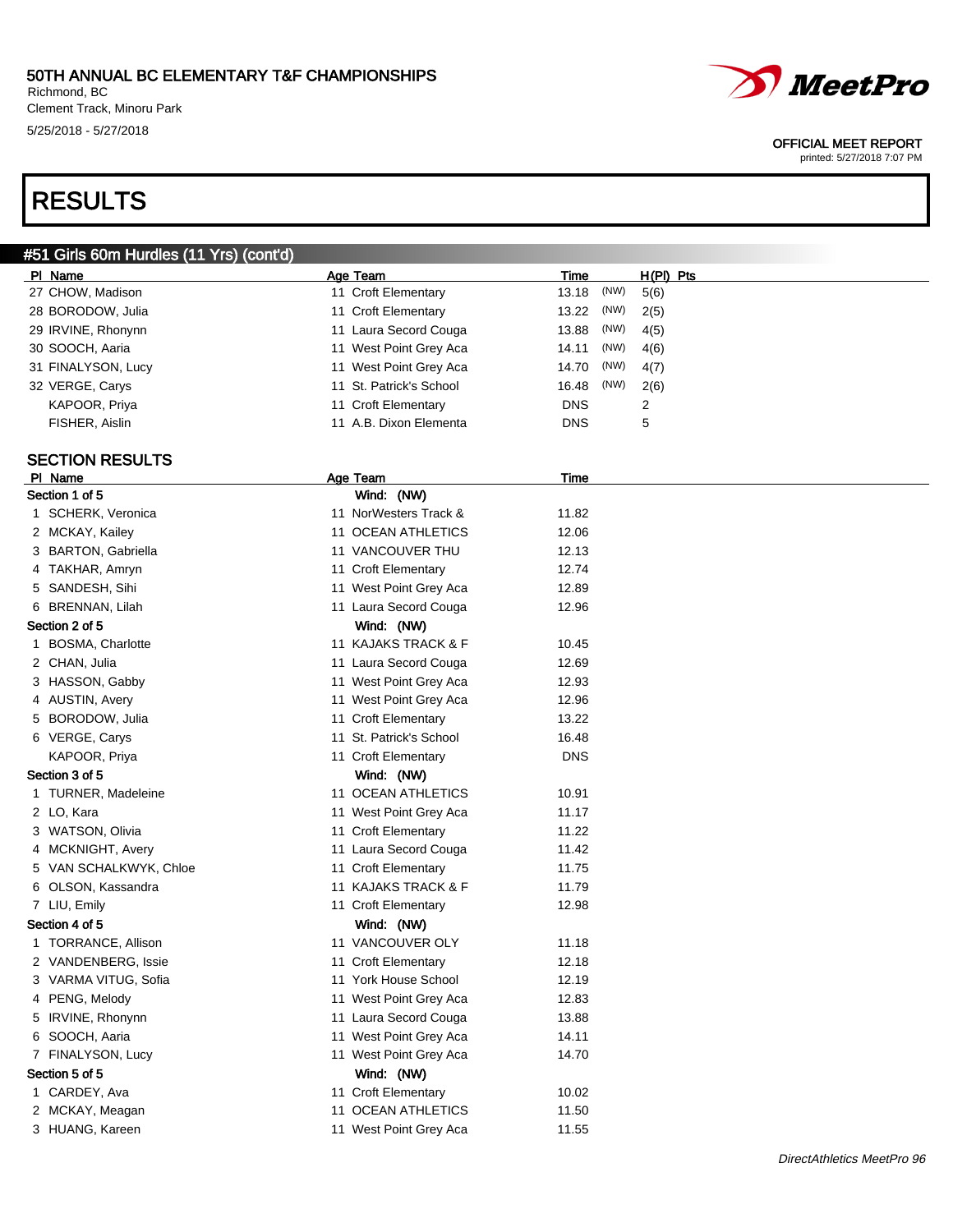# RESULTS

## #51 Girls 60m Hurdles (11 Yrs) (cont'd)

| Pl | Name | Age | Team | Time | | H(Pl) | Pts |
|---|---|---|---|---|---|---|---|
| 27 | CHOW, Madison | 11 | Croft Elementary | 13.18 | (NW) | 5(6) | |
| 28 | BORODOW, Julia | 11 | Croft Elementary | 13.22 | (NW) | 2(5) | |
| 29 | IRVINE, Rhonynn | 11 | Laura Secord Couga | 13.88 | (NW) | 4(5) | |
| 30 | SOOCH, Aaria | 11 | West Point Grey Aca | 14.11 | (NW) | 4(6) | |
| 31 | FINALYSON, Lucy | 11 | West Point Grey Aca | 14.70 | (NW) | 4(7) | |
| 32 | VERGE, Carys | 11 | St. Patrick's School | 16.48 | (NW) | 2(6) | |
| | KAPOOR, Priya | 11 | Croft Elementary | DNS | | 2 | |
| | FISHER, Aislin | 11 | A.B. Dixon Elementa | DNS | | 5 | |

### SECTION RESULTS

| Pl | Name | Age | Team | Time |
|---|---|---|---|---|
| **Section 1 of 5** | | | Wind: (NW) | |
| 1 | SCHERK, Veronica | 11 | NorWesters Track & | 11.82 |
| 2 | MCKAY, Kailey | 11 | OCEAN ATHLETICS | 12.06 |
| 3 | BARTON, Gabriella | 11 | VANCOUVER THU | 12.13 |
| 4 | TAKHAR, Amryn | 11 | Croft Elementary | 12.74 |
| 5 | SANDESH, Sihi | 11 | West Point Grey Aca | 12.89 |
| 6 | BRENNAN, Lilah | 11 | Laura Secord Couga | 12.96 |
| **Section 2 of 5** | | | Wind: (NW) | |
| 1 | BOSMA, Charlotte | 11 | KAJAKS TRACK & F | 10.45 |
| 2 | CHAN, Julia | 11 | Laura Secord Couga | 12.69 |
| 3 | HASSON, Gabby | 11 | West Point Grey Aca | 12.93 |
| 4 | AUSTIN, Avery | 11 | West Point Grey Aca | 12.96 |
| 5 | BORODOW, Julia | 11 | Croft Elementary | 13.22 |
| 6 | VERGE, Carys | 11 | St. Patrick's School | 16.48 |
| | KAPOOR, Priya | 11 | Croft Elementary | DNS |
| **Section 3 of 5** | | | Wind: (NW) | |
| 1 | TURNER, Madeleine | 11 | OCEAN ATHLETICS | 10.91 |
| 2 | LO, Kara | 11 | West Point Grey Aca | 11.17 |
| 3 | WATSON, Olivia | 11 | Croft Elementary | 11.22 |
| 4 | MCKNIGHT, Avery | 11 | Laura Secord Couga | 11.42 |
| 5 | VAN SCHALKWYK, Chloe | 11 | Croft Elementary | 11.75 |
| 6 | OLSON, Kassandra | 11 | KAJAKS TRACK & F | 11.79 |
| 7 | LIU, Emily | 11 | Croft Elementary | 12.98 |
| **Section 4 of 5** | | | Wind: (NW) | |
| 1 | TORRANCE, Allison | 11 | VANCOUVER OLY | 11.18 |
| 2 | VANDENBERG, Issie | 11 | Croft Elementary | 12.18 |
| 3 | VARMA VITUG, Sofia | 11 | York House School | 12.19 |
| 4 | PENG, Melody | 11 | West Point Grey Aca | 12.83 |
| 5 | IRVINE, Rhonynn | 11 | Laura Secord Couga | 13.88 |
| 6 | SOOCH, Aaria | 11 | West Point Grey Aca | 14.11 |
| 7 | FINALYSON, Lucy | 11 | West Point Grey Aca | 14.70 |
| **Section 5 of 5** | | | Wind: (NW) | |
| 1 | CARDEY, Ava | 11 | Croft Elementary | 10.02 |
| 2 | MCKAY, Meagan | 11 | OCEAN ATHLETICS | 11.50 |
| 3 | HUANG, Kareen | 11 | West Point Grey Aca | 11.55 |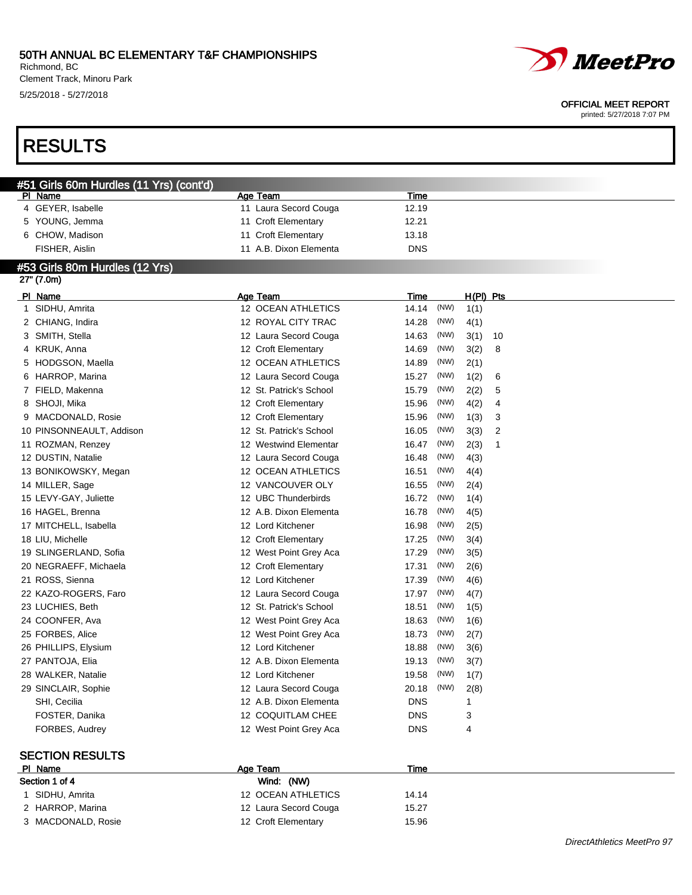# 50TH ANNUAL BC ELEMENTARY T&F CHAMPIONSHIPS

Richmond, BC
Clement Track, Minoru Park
5/25/2018 - 5/27/2018

OFFICIAL MEET REPORT
printed: 5/27/2018 7:07 PM

# RESULTS

## #51 Girls 60m Hurdles (11 Yrs) (cont'd)

| Pl | Name | Age | Team | Time |
|---|---|---|---|---|
| 4 | GEYER, Isabelle | 11 | Laura Secord Couga | 12.19 |
| 5 | YOUNG, Jemma | 11 | Croft Elementary | 12.21 |
| 6 | CHOW, Madison | 11 | Croft Elementary | 13.18 |
| | FISHER, Aislin | 11 | A.B. Dixon Elementa | DNS |

## #53 Girls 80m Hurdles (12 Yrs)

27" (7.0m)

| Pl | Name | Age | Team | Time | | H(Pl) | Pts |
|---|---|---|---|---|---|---|---|
| 1 | SIDHU, Amrita | 12 | OCEAN ATHLETICS | 14.14 | (NW) | 1(1) | |
| 2 | CHIANG, Indira | 12 | ROYAL CITY TRAC | 14.28 | (NW) | 4(1) | |
| 3 | SMITH, Stella | 12 | Laura Secord Couga | 14.63 | (NW) | 3(1) | 10 |
| 4 | KRUK, Anna | 12 | Croft Elementary | 14.69 | (NW) | 3(2) | 8 |
| 5 | HODGSON, Maella | 12 | OCEAN ATHLETICS | 14.89 | (NW) | 2(1) | |
| 6 | HARROP, Marina | 12 | Laura Secord Couga | 15.27 | (NW) | 1(2) | 6 |
| 7 | FIELD, Makenna | 12 | St. Patrick's School | 15.79 | (NW) | 2(2) | 5 |
| 8 | SHOJI, Mika | 12 | Croft Elementary | 15.96 | (NW) | 4(2) | 4 |
| 9 | MACDONALD, Rosie | 12 | Croft Elementary | 15.96 | (NW) | 1(3) | 3 |
| 10 | PINSONNEAULT, Addison | 12 | St. Patrick's School | 16.05 | (NW) | 3(3) | 2 |
| 11 | ROZMAN, Renzey | 12 | Westwind Elementar | 16.47 | (NW) | 2(3) | 1 |
| 12 | DUSTIN, Natalie | 12 | Laura Secord Couga | 16.48 | (NW) | 4(3) | |
| 13 | BONIKOWSKY, Megan | 12 | OCEAN ATHLETICS | 16.51 | (NW) | 4(4) | |
| 14 | MILLER, Sage | 12 | VANCOUVER OLY | 16.55 | (NW) | 2(4) | |
| 15 | LEVY-GAY, Juliette | 12 | UBC Thunderbirds | 16.72 | (NW) | 1(4) | |
| 16 | HAGEL, Brenna | 12 | A.B. Dixon Elementa | 16.78 | (NW) | 4(5) | |
| 17 | MITCHELL, Isabella | 12 | Lord Kitchener | 16.98 | (NW) | 2(5) | |
| 18 | LIU, Michelle | 12 | Croft Elementary | 17.25 | (NW) | 3(4) | |
| 19 | SLINGERLAND, Sofia | 12 | West Point Grey Aca | 17.29 | (NW) | 3(5) | |
| 20 | NEGRAEFF, Michaela | 12 | Croft Elementary | 17.31 | (NW) | 2(6) | |
| 21 | ROSS, Sienna | 12 | Lord Kitchener | 17.39 | (NW) | 4(6) | |
| 22 | KAZO-ROGERS, Faro | 12 | Laura Secord Couga | 17.97 | (NW) | 4(7) | |
| 23 | LUCHIES, Beth | 12 | St. Patrick's School | 18.51 | (NW) | 1(5) | |
| 24 | COONFER, Ava | 12 | West Point Grey Aca | 18.63 | (NW) | 1(6) | |
| 25 | FORBES, Alice | 12 | West Point Grey Aca | 18.73 | (NW) | 2(7) | |
| 26 | PHILLIPS, Elysium | 12 | Lord Kitchener | 18.88 | (NW) | 3(6) | |
| 27 | PANTOJA, Elia | 12 | A.B. Dixon Elementa | 19.13 | (NW) | 3(7) | |
| 28 | WALKER, Natalie | 12 | Lord Kitchener | 19.58 | (NW) | 1(7) | |
| 29 | SINCLAIR, Sophie | 12 | Laura Secord Couga | 20.18 | (NW) | 2(8) | |
| | SHI, Cecilia | 12 | A.B. Dixon Elementa | DNS | | 1 | |
| | FOSTER, Danika | 12 | COQUITLAM CHEE | DNS | | 3 | |
| | FORBES, Audrey | 12 | West Point Grey Aca | DNS | | 4 | |

### SECTION RESULTS

| Pl | Name | Age | Team | Time |
|---|---|---|---|---|
| Section 1 of 4 | | | Wind: (NW) | |
| 1 | SIDHU, Amrita | 12 | OCEAN ATHLETICS | 14.14 |
| 2 | HARROP, Marina | 12 | Laura Secord Couga | 15.27 |
| 3 | MACDONALD, Rosie | 12 | Croft Elementary | 15.96 |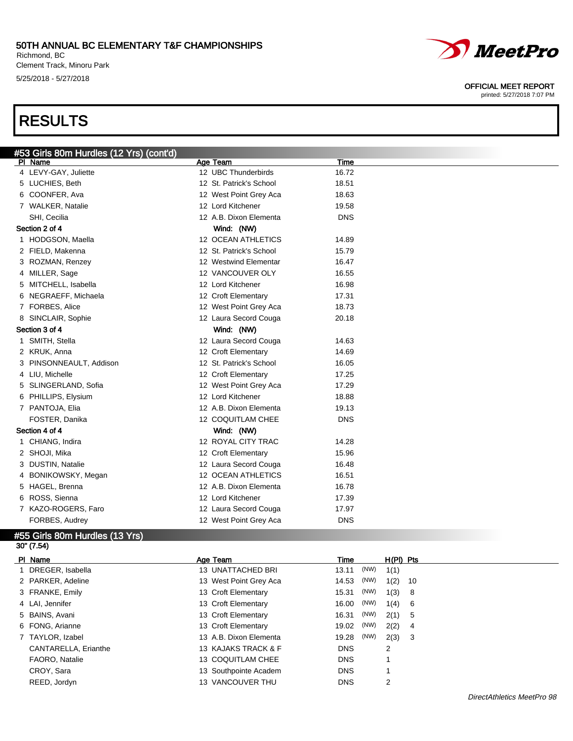# 50TH ANNUAL BC ELEMENTARY T&F CHAMPIONSHIPS

Richmond, BC
Clement Track, Minoru Park
5/25/2018 - 5/27/2018

OFFICIAL MEET REPORT
printed: 5/27/2018 7:07 PM

# RESULTS

## #53 Girls 80m Hurdles (12 Yrs) (cont'd)

| Pl | Name | Age | Team | Time |
|---|---|---|---|---|
| 4 | LEVY-GAY, Juliette | 12 | UBC Thunderbirds | 16.72 |
| 5 | LUCHIES, Beth | 12 | St. Patrick's School | 18.51 |
| 6 | COONFER, Ava | 12 | West Point Grey Aca | 18.63 |
| 7 | WALKER, Natalie | 12 | Lord Kitchener | 19.58 |
| | SHI, Cecilia | 12 | A.B. Dixon Elementa | DNS |
| **Section 2 of 4** | | | **Wind: (NW)** | |
| 1 | HODGSON, Maella | 12 | OCEAN ATHLETICS | 14.89 |
| 2 | FIELD, Makenna | 12 | St. Patrick's School | 15.79 |
| 3 | ROZMAN, Renzey | 12 | Westwind Elementar | 16.47 |
| 4 | MILLER, Sage | 12 | VANCOUVER OLY | 16.55 |
| 5 | MITCHELL, Isabella | 12 | Lord Kitchener | 16.98 |
| 6 | NEGRAEFF, Michaela | 12 | Croft Elementary | 17.31 |
| 7 | FORBES, Alice | 12 | West Point Grey Aca | 18.73 |
| 8 | SINCLAIR, Sophie | 12 | Laura Secord Couga | 20.18 |
| **Section 3 of 4** | | | **Wind: (NW)** | |
| 1 | SMITH, Stella | 12 | Laura Secord Couga | 14.63 |
| 2 | KRUK, Anna | 12 | Croft Elementary | 14.69 |
| 3 | PINSONNEAULT, Addison | 12 | St. Patrick's School | 16.05 |
| 4 | LIU, Michelle | 12 | Croft Elementary | 17.25 |
| 5 | SLINGERLAND, Sofia | 12 | West Point Grey Aca | 17.29 |
| 6 | PHILLIPS, Elysium | 12 | Lord Kitchener | 18.88 |
| 7 | PANTOJA, Elia | 12 | A.B. Dixon Elementa | 19.13 |
| | FOSTER, Danika | 12 | COQUITLAM CHEE | DNS |
| **Section 4 of 4** | | | **Wind: (NW)** | |
| 1 | CHIANG, Indira | 12 | ROYAL CITY TRAC | 14.28 |
| 2 | SHOJI, Mika | 12 | Croft Elementary | 15.96 |
| 3 | DUSTIN, Natalie | 12 | Laura Secord Couga | 16.48 |
| 4 | BONIKOWSKY, Megan | 12 | OCEAN ATHLETICS | 16.51 |
| 5 | HAGEL, Brenna | 12 | A.B. Dixon Elementa | 16.78 |
| 6 | ROSS, Sienna | 12 | Lord Kitchener | 17.39 |
| 7 | KAZO-ROGERS, Faro | 12 | Laura Secord Couga | 17.97 |
| | FORBES, Audrey | 12 | West Point Grey Aca | DNS |

## #55 Girls 80m Hurdles (13 Yrs)

30" (7.54)

| Pl | Name | Age | Team | Time | | H(Pl) | Pts |
|---|---|---|---|---|---|---|---|
| 1 | DREGER, Isabella | 13 | UNATTACHED BRI | 13.11 | (NW) | 1(1) | |
| 2 | PARKER, Adeline | 13 | West Point Grey Aca | 14.53 | (NW) | 1(2) | 10 |
| 3 | FRANKE, Emily | 13 | Croft Elementary | 15.31 | (NW) | 1(3) | 8 |
| 4 | LAI, Jennifer | 13 | Croft Elementary | 16.00 | (NW) | 1(4) | 6 |
| 5 | BAINS, Avani | 13 | Croft Elementary | 16.31 | (NW) | 2(1) | 5 |
| 6 | FONG, Arianne | 13 | Croft Elementary | 19.02 | (NW) | 2(2) | 4 |
| 7 | TAYLOR, Izabel | 13 | A.B. Dixon Elementa | 19.28 | (NW) | 2(3) | 3 |
| | CANTARELLA, Erianthe | 13 | KAJAKS TRACK & F | DNS | | 2 | |
| | FAORO, Natalie | 13 | COQUITLAM CHEE | DNS | | 1 | |
| | CROY, Sara | 13 | Southpointe Academ | DNS | | 1 | |
| | REED, Jordyn | 13 | VANCOUVER THU | DNS | | 2 | |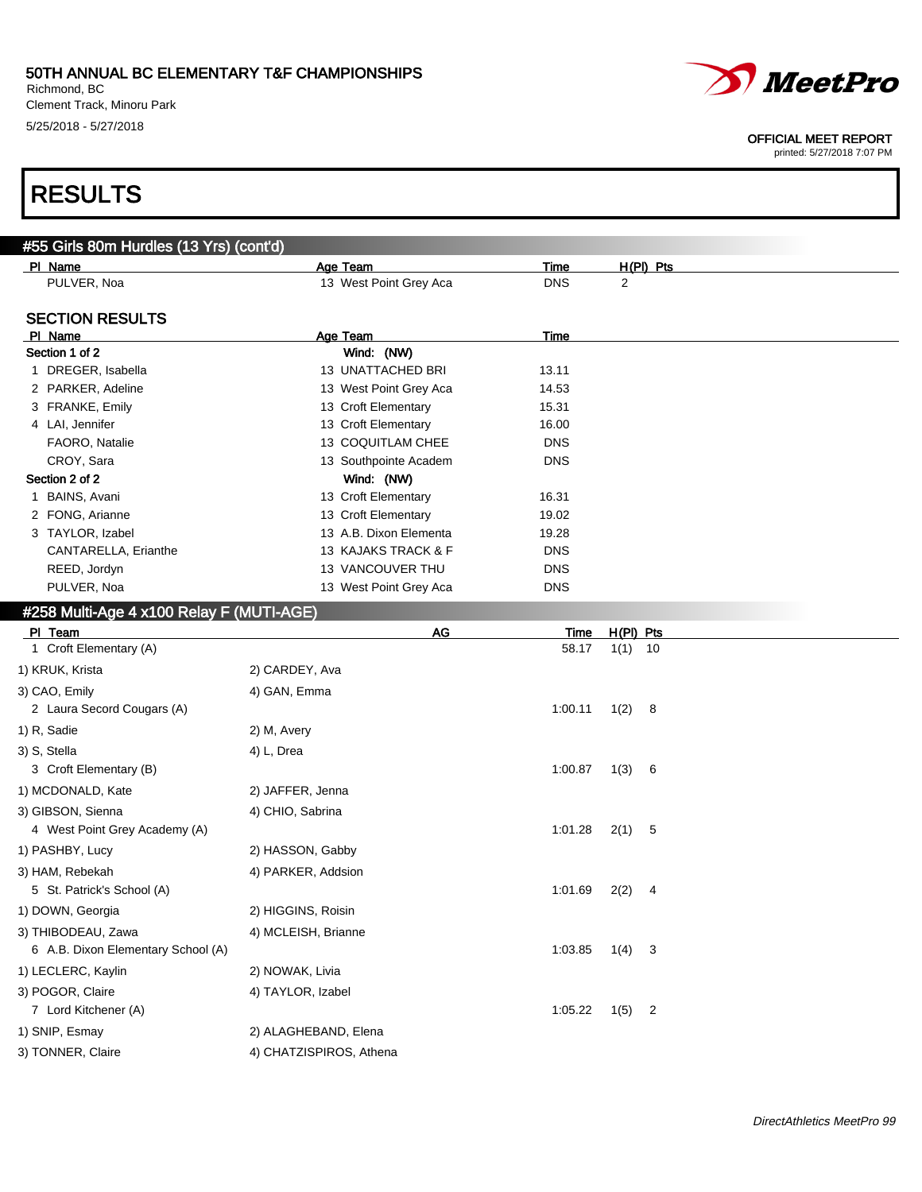50TH ANNUAL BC ELEMENTARY T&F CHAMPIONSHIPS
Richmond, BC
Clement Track, Minoru Park
5/25/2018 - 5/27/2018

OFFICIAL MEET REPORT
printed: 5/27/2018 7:07 PM

# RESULTS

## #55 Girls 80m Hurdles (13 Yrs) (cont'd)

| Pl | Name | Age | Team | Time | H(Pl) | Pts |
|---|---|---|---|---|---|---|
| | PULVER, Noa | 13 | West Point Grey Aca | DNS | 2 | |

### SECTION RESULTS

| Pl | Name | Age | Team | Time |
|---|---|---|---|---|
| **Section 1 of 2** | | | Wind: (NW) | |
| 1 | DREGER, Isabella | 13 | UNATTACHED BRI | 13.11 |
| 2 | PARKER, Adeline | 13 | West Point Grey Aca | 14.53 |
| 3 | FRANKE, Emily | 13 | Croft Elementary | 15.31 |
| 4 | LAI, Jennifer | 13 | Croft Elementary | 16.00 |
| | FAORO, Natalie | 13 | COQUITLAM CHEE | DNS |
| | CROY, Sara | 13 | Southpointe Academ | DNS |
| **Section 2 of 2** | | | Wind: (NW) | |
| 1 | BAINS, Avani | 13 | Croft Elementary | 16.31 |
| 2 | FONG, Arianne | 13 | Croft Elementary | 19.02 |
| 3 | TAYLOR, Izabel | 13 | A.B. Dixon Elementa | 19.28 |
| | CANTARELLA, Erianthe | 13 | KAJAKS TRACK & F | DNS |
| | REED, Jordyn | 13 | VANCOUVER THU | DNS |
| | PULVER, Noa | 13 | West Point Grey Aca | DNS |

## #258 Multi-Age 4 x100 Relay F (MUTI-AGE)

| Pl | Team | AG | Time | H(Pl) | Pts |
|---|---|---|---|---|---|
| 1 | Croft Elementary (A) | | 58.17 | 1(1) | 10 |
| | 1) KRUK, Krista; 2) CARDEY, Ava; 3) CAO, Emily; 4) GAN, Emma | | | | |
| 2 | Laura Secord Cougars (A) | | 1:00.11 | 1(2) | 8 |
| | 1) R, Sadie; 2) M, Avery; 3) S, Stella; 4) L, Drea | | | | |
| 3 | Croft Elementary (B) | | 1:00.87 | 1(3) | 6 |
| | 1) MCDONALD, Kate; 2) JAFFER, Jenna; 3) GIBSON, Sienna; 4) CHIO, Sabrina | | | | |
| 4 | West Point Grey Academy (A) | | 1:01.28 | 2(1) | 5 |
| | 1) PASHBY, Lucy; 2) HASSON, Gabby; 3) HAM, Rebekah; 4) PARKER, Addsion | | | | |
| 5 | St. Patrick's School (A) | | 1:01.69 | 2(2) | 4 |
| | 1) DOWN, Georgia; 2) HIGGINS, Roisin; 3) THIBODEAU, Zawa; 4) MCLEISH, Brianne | | | | |
| 6 | A.B. Dixon Elementary School (A) | | 1:03.85 | 1(4) | 3 |
| | 1) LECLERC, Kaylin; 2) NOWAK, Livia; 3) POGOR, Claire; 4) TAYLOR, Izabel | | | | |
| 7 | Lord Kitchener (A) | | 1:05.22 | 1(5) | 2 |
| | 1) SNIP, Esmay; 2) ALAGHEBAND, Elena; 3) TONNER, Claire; 4) CHATZISPIROS, Athena | | | | |

*DirectAthletics MeetPro 99*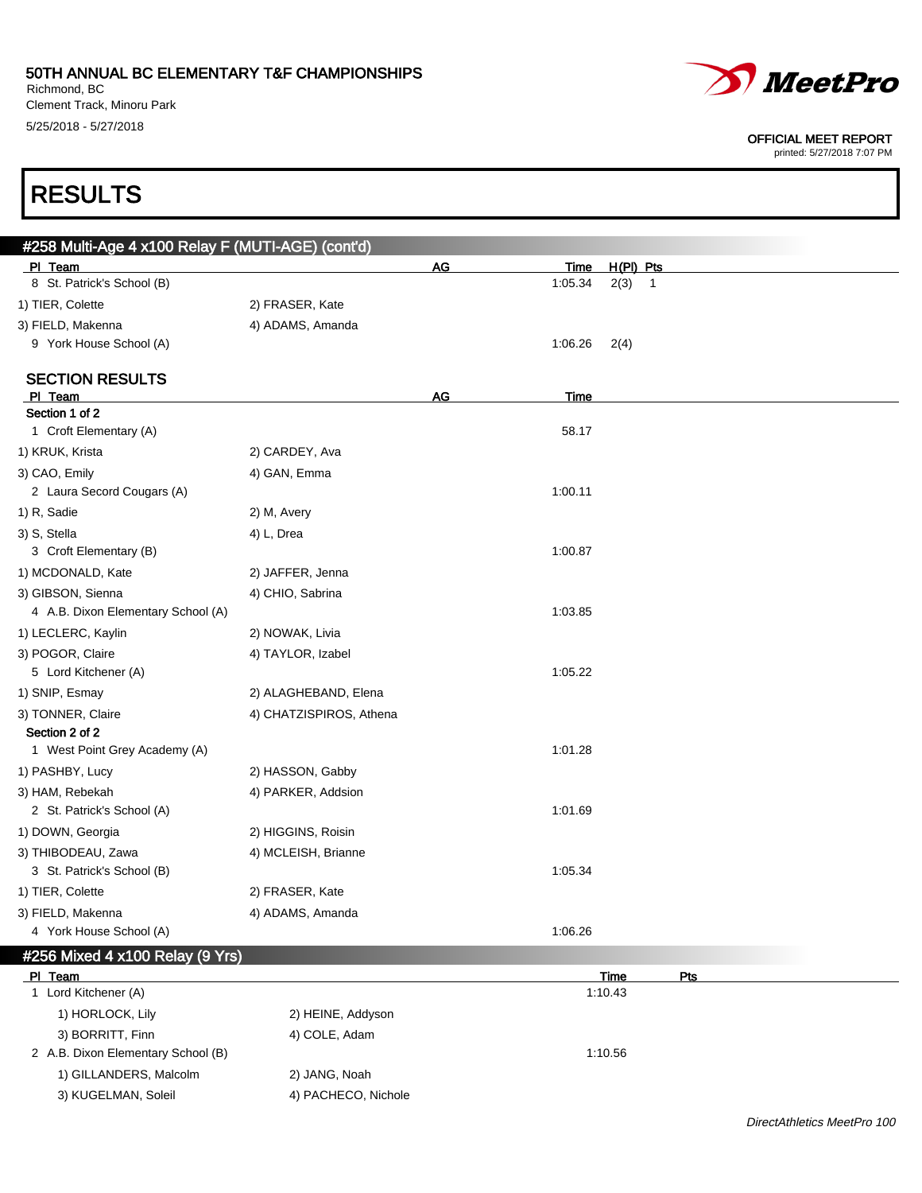# RESULTS

## #258 Multi-Age 4 x100 Relay F (MUTI-AGE) (cont'd)

| Pl | Team | AG | Time | H(Pl) | Pts |
|---|---|---|---|---|---|
| 8 | St. Patrick's School (B) | | 1:05.34 | 2(3) | 1 |
| | 1) TIER, Colette; 2) FRASER, Kate; 3) FIELD, Makenna; 4) ADAMS, Amanda | | | | |
| 9 | York House School (A) | | 1:06.26 | 2(4) | |

### SECTION RESULTS

| Pl | Team | AG | Time |
|---|---|---|---|
| **Section 1 of 2** | | | |
| 1 | Croft Elementary (A) | | 58.17 |
| | 1) KRUK, Krista; 2) CARDEY, Ava; 3) CAO, Emily; 4) GAN, Emma | | |
| 2 | Laura Secord Cougars (A) | | 1:00.11 |
| | 1) R, Sadie; 2) M, Avery; 3) S, Stella; 4) L, Drea | | |
| 3 | Croft Elementary (B) | | 1:00.87 |
| | 1) MCDONALD, Kate; 2) JAFFER, Jenna; 3) GIBSON, Sienna; 4) CHIO, Sabrina | | |
| 4 | A.B. Dixon Elementary School (A) | | 1:03.85 |
| | 1) LECLERC, Kaylin; 2) NOWAK, Livia; 3) POGOR, Claire; 4) TAYLOR, Izabel | | |
| 5 | Lord Kitchener (A) | | 1:05.22 |
| | 1) SNIP, Esmay; 2) ALAGHEBAND, Elena; 3) TONNER, Claire; 4) CHATZISPIROS, Athena | | |
| **Section 2 of 2** | | | |
| 1 | West Point Grey Academy (A) | | 1:01.28 |
| | 1) PASHBY, Lucy; 2) HASSON, Gabby; 3) HAM, Rebekah; 4) PARKER, Addsion | | |
| 2 | St. Patrick's School (A) | | 1:01.69 |
| | 1) DOWN, Georgia; 2) HIGGINS, Roisin; 3) THIBODEAU, Zawa; 4) MCLEISH, Brianne | | |
| 3 | St. Patrick's School (B) | | 1:05.34 |
| | 1) TIER, Colette; 2) FRASER, Kate; 3) FIELD, Makenna; 4) ADAMS, Amanda | | |
| 4 | York House School (A) | | 1:06.26 |

## #256 Mixed 4 x100 Relay (9 Yrs)

| Pl | Team | Time | Pts |
|---|---|---|---|
| 1 | Lord Kitchener (A) | 1:10.43 | |
| | 1) HORLOCK, Lily; 2) HEINE, Addyson; 3) BORRITT, Finn; 4) COLE, Adam | | |
| 2 | A.B. Dixon Elementary School (B) | 1:10.56 | |
| | 1) GILLANDERS, Malcolm; 2) JANG, Noah; 3) KUGELMAN, Soleil; 4) PACHECO, Nichole | | |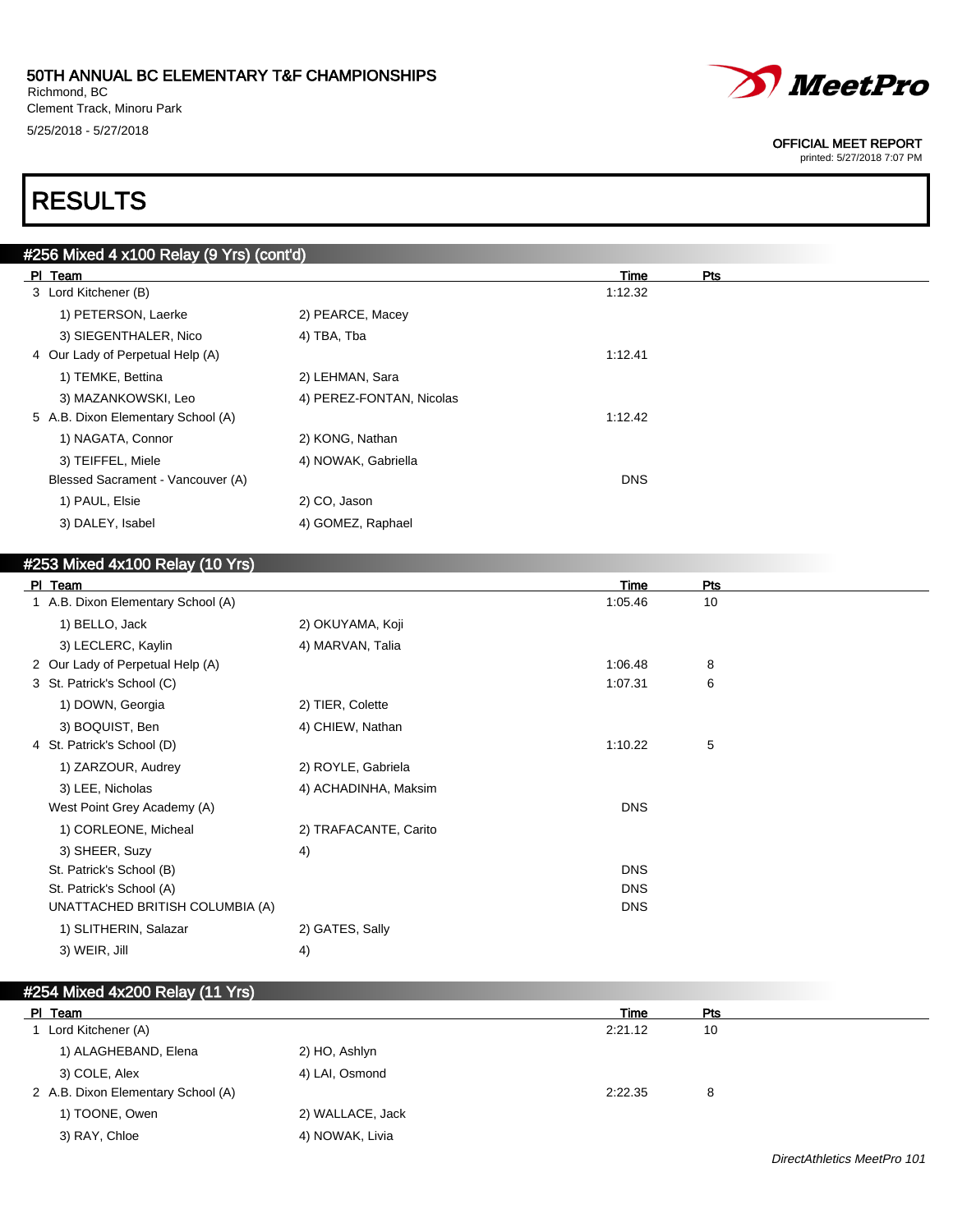# RESULTS

## #256 Mixed 4 x100 Relay (9 Yrs) (cont'd)

| Pl | Team | | Time | Pts |
|---|---|---|---|---|
| 3 | Lord Kitchener (B) | | 1:12.32 | |
| | 1) PETERSON, Laerke | 2) PEARCE, Macey | | |
| | 3) SIEGENTHALER, Nico | 4) TBA, Tba | | |
| 4 | Our Lady of Perpetual Help (A) | | 1:12.41 | |
| | 1) TEMKE, Bettina | 2) LEHMAN, Sara | | |
| | 3) MAZANKOWSKI, Leo | 4) PEREZ-FONTAN, Nicolas | | |
| 5 | A.B. Dixon Elementary School (A) | | 1:12.42 | |
| | 1) NAGATA, Connor | 2) KONG, Nathan | | |
| | 3) TEIFFEL, Miele | 4) NOWAK, Gabriella | | |
| | Blessed Sacrament - Vancouver (A) | | DNS | |
| | 1) PAUL, Elsie | 2) CO, Jason | | |
| | 3) DALEY, Isabel | 4) GOMEZ, Raphael | | |

## #253 Mixed 4x100 Relay (10 Yrs)

| Pl | Team | | Time | Pts |
|---|---|---|---|---|
| 1 | A.B. Dixon Elementary School (A) | | 1:05.46 | 10 |
| | 1) BELLO, Jack | 2) OKUYAMA, Koji | | |
| | 3) LECLERC, Kaylin | 4) MARVAN, Talia | | |
| 2 | Our Lady of Perpetual Help (A) | | 1:06.48 | 8 |
| 3 | St. Patrick's School (C) | | 1:07.31 | 6 |
| | 1) DOWN, Georgia | 2) TIER, Colette | | |
| | 3) BOQUIST, Ben | 4) CHIEW, Nathan | | |
| 4 | St. Patrick's School (D) | | 1:10.22 | 5 |
| | 1) ZARZOUR, Audrey | 2) ROYLE, Gabriela | | |
| | 3) LEE, Nicholas | 4) ACHADINHA, Maksim | | |
| | West Point Grey Academy (A) | | DNS | |
| | 1) CORLEONE, Micheal | 2) TRAFACANTE, Carito | | |
| | 3) SHEER, Suzy | 4) | | |
| | St. Patrick's School (B) | | DNS | |
| | St. Patrick's School (A) | | DNS | |
| | UNATTACHED BRITISH COLUMBIA (A) | | DNS | |
| | 1) SLITHERIN, Salazar | 2) GATES, Sally | | |
| | 3) WEIR, Jill | 4) | | |

## #254 Mixed 4x200 Relay (11 Yrs)

| Pl | Team | | Time | Pts |
|---|---|---|---|---|
| 1 | Lord Kitchener (A) | | 2:21.12 | 10 |
| | 1) ALAGHEBAND, Elena | 2) HO, Ashlyn | | |
| | 3) COLE, Alex | 4) LAI, Osmond | | |
| 2 | A.B. Dixon Elementary School (A) | | 2:22.35 | 8 |
| | 1) TOONE, Owen | 2) WALLACE, Jack | | |
| | 3) RAY, Chloe | 4) NOWAK, Livia | | |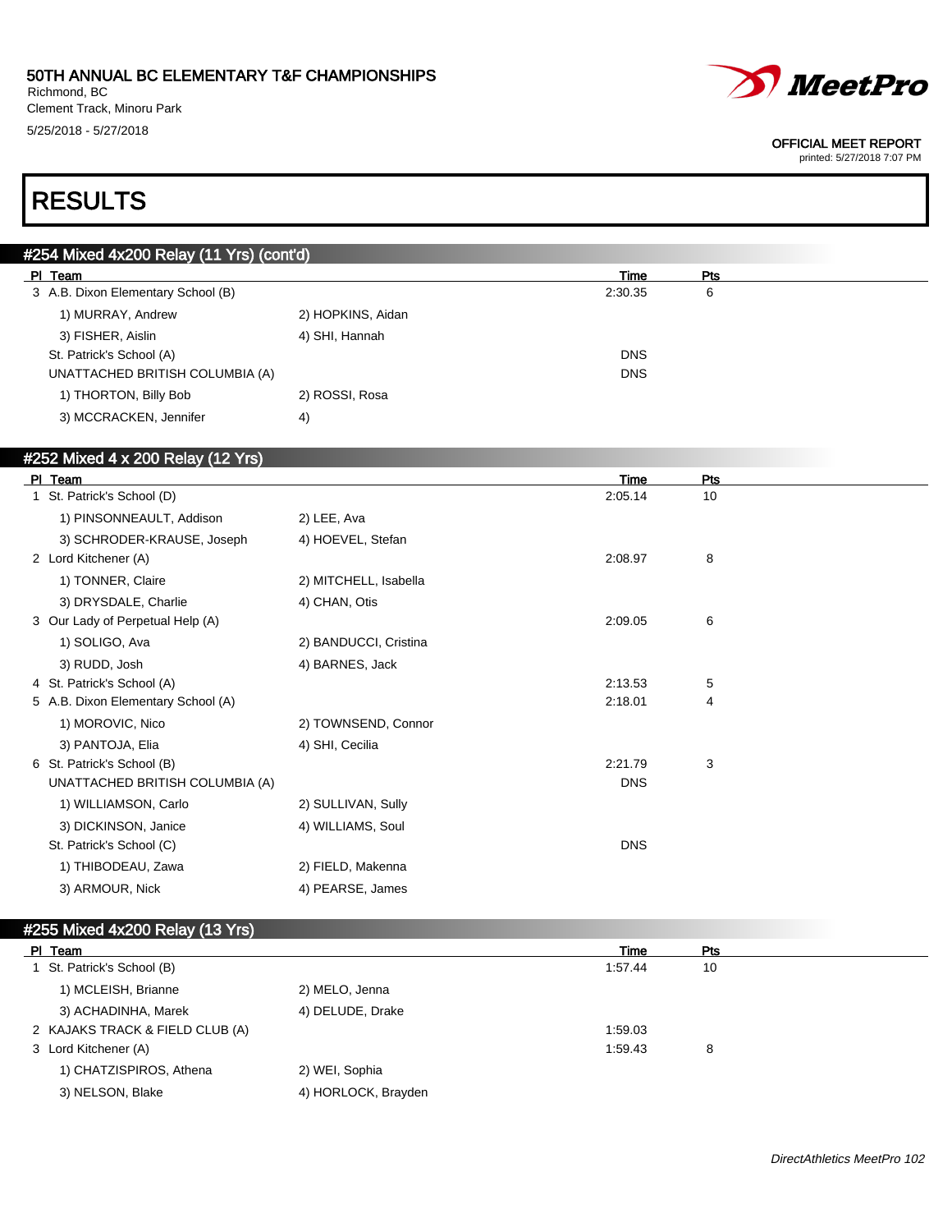# RESULTS

## #254 Mixed 4x200 Relay (11 Yrs) (cont'd)

| Pl | Team | | Time | Pts |
|---|---|---|---|---|
| 3 | A.B. Dixon Elementary School (B) | | 2:30.35 | 6 |
| | 1) MURRAY, Andrew | 2) HOPKINS, Aidan | | |
| | 3) FISHER, Aislin | 4) SHI, Hannah | | |
| | St. Patrick's School (A) | | DNS | |
| | UNATTACHED BRITISH COLUMBIA (A) | | DNS | |
| | 1) THORTON, Billy Bob | 2) ROSSI, Rosa | | |
| | 3) MCCRACKEN, Jennifer | 4) | | |

## #252 Mixed 4 x 200 Relay (12 Yrs)

| Pl | Team | | Time | Pts |
|---|---|---|---|---|
| 1 | St. Patrick's School (D) | | 2:05.14 | 10 |
| | 1) PINSONNEAULT, Addison | 2) LEE, Ava | | |
| | 3) SCHRODER-KRAUSE, Joseph | 4) HOEVEL, Stefan | | |
| 2 | Lord Kitchener (A) | | 2:08.97 | 8 |
| | 1) TONNER, Claire | 2) MITCHELL, Isabella | | |
| | 3) DRYSDALE, Charlie | 4) CHAN, Otis | | |
| 3 | Our Lady of Perpetual Help (A) | | 2:09.05 | 6 |
| | 1) SOLIGO, Ava | 2) BANDUCCI, Cristina | | |
| | 3) RUDD, Josh | 4) BARNES, Jack | | |
| 4 | St. Patrick's School (A) | | 2:13.53 | 5 |
| 5 | A.B. Dixon Elementary School (A) | | 2:18.01 | 4 |
| | 1) MOROVIC, Nico | 2) TOWNSEND, Connor | | |
| | 3) PANTOJA, Elia | 4) SHI, Cecilia | | |
| 6 | St. Patrick's School (B) | | 2:21.79 | 3 |
| | UNATTACHED BRITISH COLUMBIA (A) | | DNS | |
| | 1) WILLIAMSON, Carlo | 2) SULLIVAN, Sully | | |
| | 3) DICKINSON, Janice | 4) WILLIAMS, Soul | | |
| | St. Patrick's School (C) | | DNS | |
| | 1) THIBODEAU, Zawa | 2) FIELD, Makenna | | |
| | 3) ARMOUR, Nick | 4) PEARSE, James | | |

## #255 Mixed 4x200 Relay (13 Yrs)

| Pl | Team | | Time | Pts |
|---|---|---|---|---|
| 1 | St. Patrick's School (B) | | 1:57.44 | 10 |
| | 1) MCLEISH, Brianne | 2) MELO, Jenna | | |
| | 3) ACHADINHA, Marek | 4) DELUDE, Drake | | |
| 2 | KAJAKS TRACK & FIELD CLUB (A) | | 1:59.03 | |
| 3 | Lord Kitchener (A) | | 1:59.43 | 8 |
| | 1) CHATZISPIROS, Athena | 2) WEI, Sophia | | |
| | 3) NELSON, Blake | 4) HORLOCK, Brayden | | |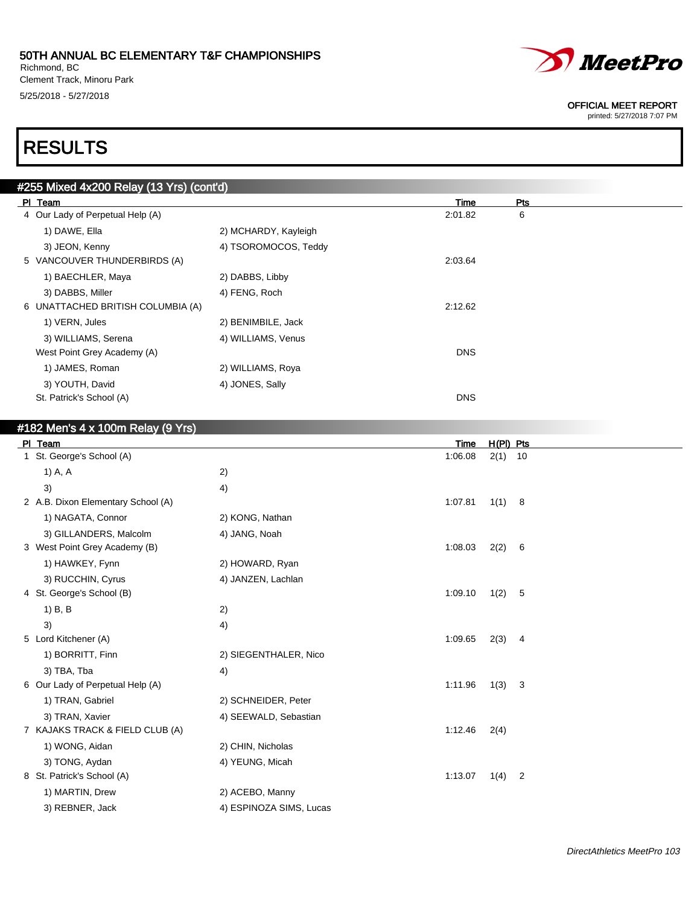# 50TH ANNUAL BC ELEMENTARY T&F CHAMPIONSHIPS

Richmond, BC
Clement Track, Minoru Park
5/25/2018 - 5/27/2018

OFFICIAL MEET REPORT
printed: 5/27/2018 7:07 PM

# RESULTS

## #255 Mixed 4x200 Relay (13 Yrs) (cont'd)

| Pl | Team | | Time | Pts |
|---|---|---|---|---|
| 4 | Our Lady of Perpetual Help (A) | | 2:01.82 | 6 |
| | 1) DAWE, Ella | 2) MCHARDY, Kayleigh | | |
| | 3) JEON, Kenny | 4) TSOROMOCOS, Teddy | | |
| 5 | VANCOUVER THUNDERBIRDS (A) | | 2:03.64 | |
| | 1) BAECHLER, Maya | 2) DABBS, Libby | | |
| | 3) DABBS, Miller | 4) FENG, Roch | | |
| 6 | UNATTACHED BRITISH COLUMBIA (A) | | 2:12.62 | |
| | 1) VERN, Jules | 2) BENIMBILE, Jack | | |
| | 3) WILLIAMS, Serena | 4) WILLIAMS, Venus | | |
| | West Point Grey Academy (A) | | DNS | |
| | 1) JAMES, Roman | 2) WILLIAMS, Roya | | |
| | 3) YOUTH, David | 4) JONES, Sally | | |
| | St. Patrick's School (A) | | DNS | |

## #182 Men's 4 x 100m Relay (9 Yrs)

| Pl | Team | | Time | H(Pl) | Pts |
|---|---|---|---|---|---|
| 1 | St. George's School (A) | | 1:06.08 | 2(1) | 10 |
| | 1) A, A | 2) | | | |
| | 3) | 4) | | | |
| 2 | A.B. Dixon Elementary School (A) | | 1:07.81 | 1(1) | 8 |
| | 1) NAGATA, Connor | 2) KONG, Nathan | | | |
| | 3) GILLANDERS, Malcolm | 4) JANG, Noah | | | |
| 3 | West Point Grey Academy (B) | | 1:08.03 | 2(2) | 6 |
| | 1) HAWKEY, Fynn | 2) HOWARD, Ryan | | | |
| | 3) RUCCHIN, Cyrus | 4) JANZEN, Lachlan | | | |
| 4 | St. George's School (B) | | 1:09.10 | 1(2) | 5 |
| | 1) B, B | 2) | | | |
| | 3) | 4) | | | |
| 5 | Lord Kitchener (A) | | 1:09.65 | 2(3) | 4 |
| | 1) BORRITT, Finn | 2) SIEGENTHALER, Nico | | | |
| | 3) TBA, Tba | 4) | | | |
| 6 | Our Lady of Perpetual Help (A) | | 1:11.96 | 1(3) | 3 |
| | 1) TRAN, Gabriel | 2) SCHNEIDER, Peter | | | |
| | 3) TRAN, Xavier | 4) SEEWALD, Sebastian | | | |
| 7 | KAJAKS TRACK & FIELD CLUB (A) | | 1:12.46 | 2(4) | |
| | 1) WONG, Aidan | 2) CHIN, Nicholas | | | |
| | 3) TONG, Aydan | 4) YEUNG, Micah | | | |
| 8 | St. Patrick's School (A) | | 1:13.07 | 1(4) | 2 |
| | 1) MARTIN, Drew | 2) ACEBO, Manny | | | |
| | 3) REBNER, Jack | 4) ESPINOZA SIMS, Lucas | | | |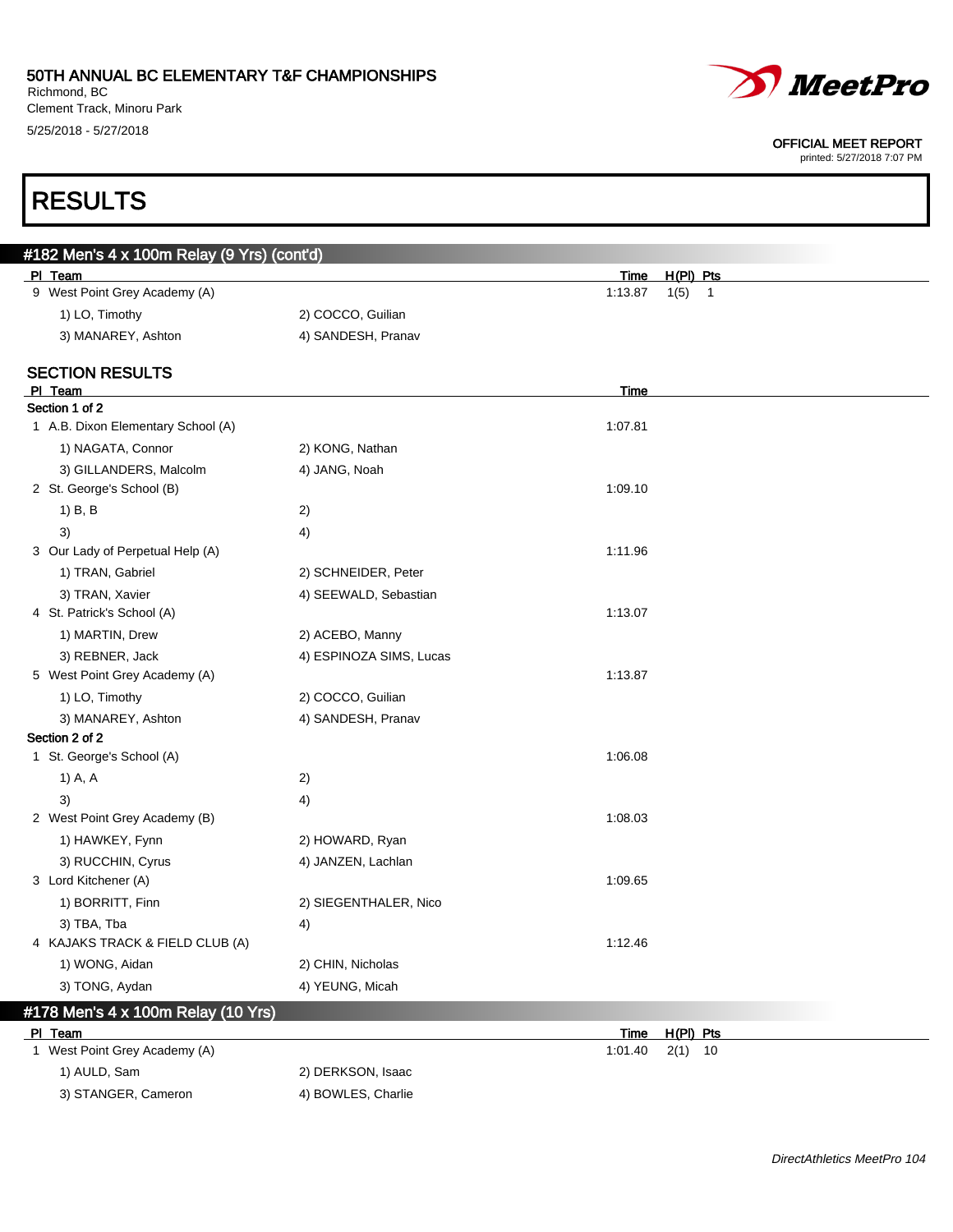# RESULTS

## #182 Men's 4 x 100m Relay (9 Yrs) (cont'd)

| Pl | Team | | Time | H(Pl) | Pts |
|---|---|---|---|---|---|
| 9 | West Point Grey Academy (A) | | 1:13.87 | 1(5) | 1 |
| | 1) LO, Timothy | 2) COCCO, Guilian | | | |
| | 3) MANAREY, Ashton | 4) SANDESH, Pranav | | | |

### SECTION RESULTS

| Pl | Team | | Time |
|---|---|---|---|
| **Section 1 of 2** | | | |
| 1 | A.B. Dixon Elementary School (A) | | 1:07.81 |
| | 1) NAGATA, Connor | 2) KONG, Nathan | |
| | 3) GILLANDERS, Malcolm | 4) JANG, Noah | |
| 2 | St. George's School (B) | | 1:09.10 |
| | 1) B, B | 2) | |
| | 3) | 4) | |
| 3 | Our Lady of Perpetual Help (A) | | 1:11.96 |
| | 1) TRAN, Gabriel | 2) SCHNEIDER, Peter | |
| | 3) TRAN, Xavier | 4) SEEWALD, Sebastian | |
| 4 | St. Patrick's School (A) | | 1:13.07 |
| | 1) MARTIN, Drew | 2) ACEBO, Manny | |
| | 3) REBNER, Jack | 4) ESPINOZA SIMS, Lucas | |
| 5 | West Point Grey Academy (A) | | 1:13.87 |
| | 1) LO, Timothy | 2) COCCO, Guilian | |
| | 3) MANAREY, Ashton | 4) SANDESH, Pranav | |
| **Section 2 of 2** | | | |
| 1 | St. George's School (A) | | 1:06.08 |
| | 1) A, A | 2) | |
| | 3) | 4) | |
| 2 | West Point Grey Academy (B) | | 1:08.03 |
| | 1) HAWKEY, Fynn | 2) HOWARD, Ryan | |
| | 3) RUCCHIN, Cyrus | 4) JANZEN, Lachlan | |
| 3 | Lord Kitchener (A) | | 1:09.65 |
| | 1) BORRITT, Finn | 2) SIEGENTHALER, Nico | |
| | 3) TBA, Tba | 4) | |
| 4 | KAJAKS TRACK & FIELD CLUB (A) | | 1:12.46 |
| | 1) WONG, Aidan | 2) CHIN, Nicholas | |
| | 3) TONG, Aydan | 4) YEUNG, Micah | |

## #178 Men's 4 x 100m Relay (10 Yrs)

| Pl | Team | | Time | H(Pl) | Pts |
|---|---|---|---|---|---|
| 1 | West Point Grey Academy (A) | | 1:01.40 | 2(1) | 10 |
| | 1) AULD, Sam | 2) DERKSON, Isaac | | | |
| | 3) STANGER, Cameron | 4) BOWLES, Charlie | | | |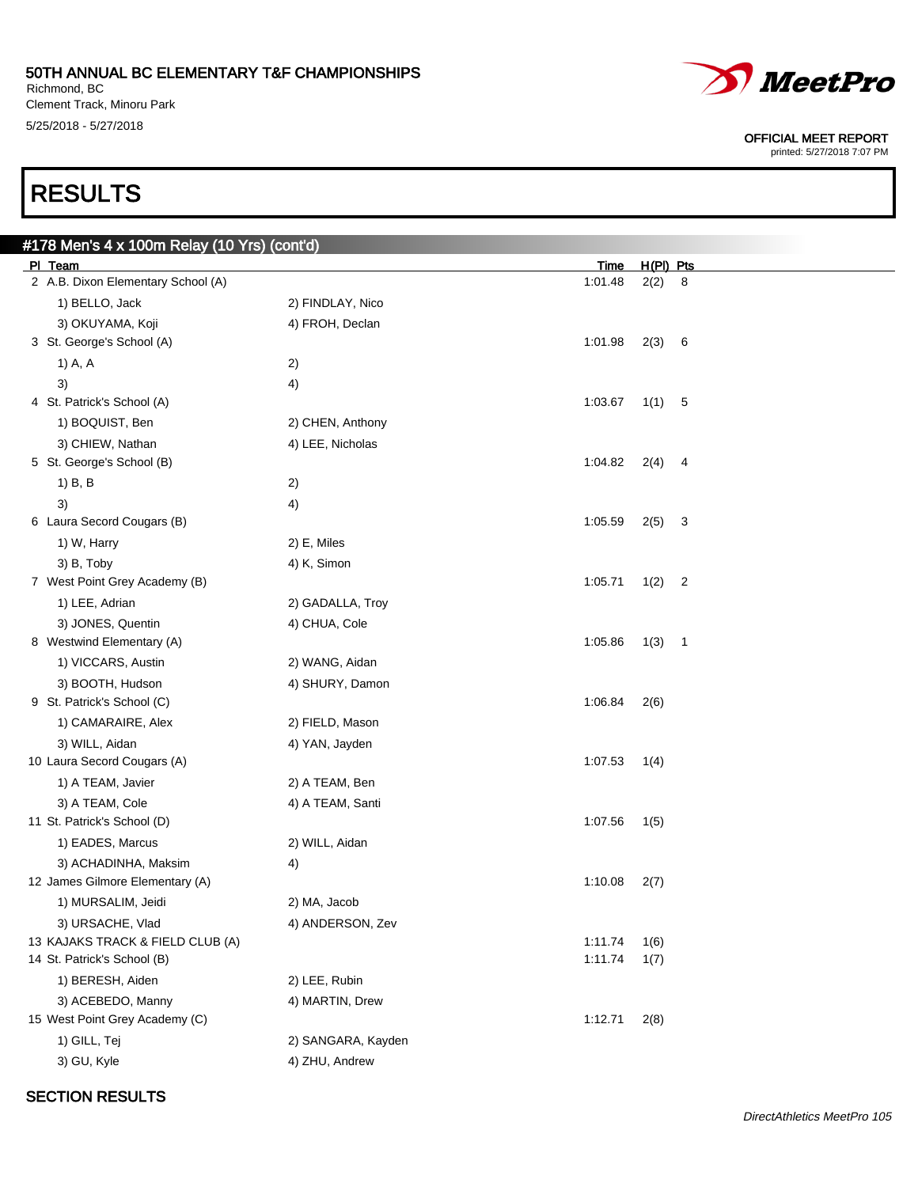# 50TH ANNUAL BC ELEMENTARY T&F CHAMPIONSHIPS

Richmond, BC
Clement Track, Minoru Park
5/25/2018 - 5/27/2018

OFFICIAL MEET REPORT
printed: 5/27/2018 7:07 PM

# RESULTS

## #178 Men's 4 x 100m Relay (10 Yrs) (cont'd)

| Pl | Team | | Time | H(Pl) | Pts |
|---|---|---|---|---|---|
| 2 | A.B. Dixon Elementary School (A) | | 1:01.48 | 2(2) | 8 |
| | 1) BELLO, Jack | 2) FINDLAY, Nico | | | |
| | 3) OKUYAMA, Koji | 4) FROH, Declan | | | |
| 3 | St. George's School (A) | | 1:01.98 | 2(3) | 6 |
| | 1) A, A | 2) | | | |
| | 3) | 4) | | | |
| 4 | St. Patrick's School (A) | | 1:03.67 | 1(1) | 5 |
| | 1) BOQUIST, Ben | 2) CHEN, Anthony | | | |
| | 3) CHIEW, Nathan | 4) LEE, Nicholas | | | |
| 5 | St. George's School (B) | | 1:04.82 | 2(4) | 4 |
| | 1) B, B | 2) | | | |
| | 3) | 4) | | | |
| 6 | Laura Secord Cougars (B) | | 1:05.59 | 2(5) | 3 |
| | 1) W, Harry | 2) E, Miles | | | |
| | 3) B, Toby | 4) K, Simon | | | |
| 7 | West Point Grey Academy (B) | | 1:05.71 | 1(2) | 2 |
| | 1) LEE, Adrian | 2) GADALLA, Troy | | | |
| | 3) JONES, Quentin | 4) CHUA, Cole | | | |
| 8 | Westwind Elementary (A) | | 1:05.86 | 1(3) | 1 |
| | 1) VICCARS, Austin | 2) WANG, Aidan | | | |
| | 3) BOOTH, Hudson | 4) SHURY, Damon | | | |
| 9 | St. Patrick's School (C) | | 1:06.84 | 2(6) | |
| | 1) CAMARAIRE, Alex | 2) FIELD, Mason | | | |
| | 3) WILL, Aidan | 4) YAN, Jayden | | | |
| 10 | Laura Secord Cougars (A) | | 1:07.53 | 1(4) | |
| | 1) A TEAM, Javier | 2) A TEAM, Ben | | | |
| | 3) A TEAM, Cole | 4) A TEAM, Santi | | | |
| 11 | St. Patrick's School (D) | | 1:07.56 | 1(5) | |
| | 1) EADES, Marcus | 2) WILL, Aidan | | | |
| | 3) ACHADINHA, Maksim | 4) | | | |
| 12 | James Gilmore Elementary (A) | | 1:10.08 | 2(7) | |
| | 1) MURSALIM, Jeidi | 2) MA, Jacob | | | |
| | 3) URSACHE, Vlad | 4) ANDERSON, Zev | | | |
| 13 | KAJAKS TRACK & FIELD CLUB (A) | | 1:11.74 | 1(6) | |
| 14 | St. Patrick's School (B) | | 1:11.74 | 1(7) | |
| | 1) BERESH, Aiden | 2) LEE, Rubin | | | |
| | 3) ACEBEDO, Manny | 4) MARTIN, Drew | | | |
| 15 | West Point Grey Academy (C) | | 1:12.71 | 2(8) | |
| | 1) GILL, Tej | 2) SANGARA, Kayden | | | |
| | 3) GU, Kyle | 4) ZHU, Andrew | | | |

### SECTION RESULTS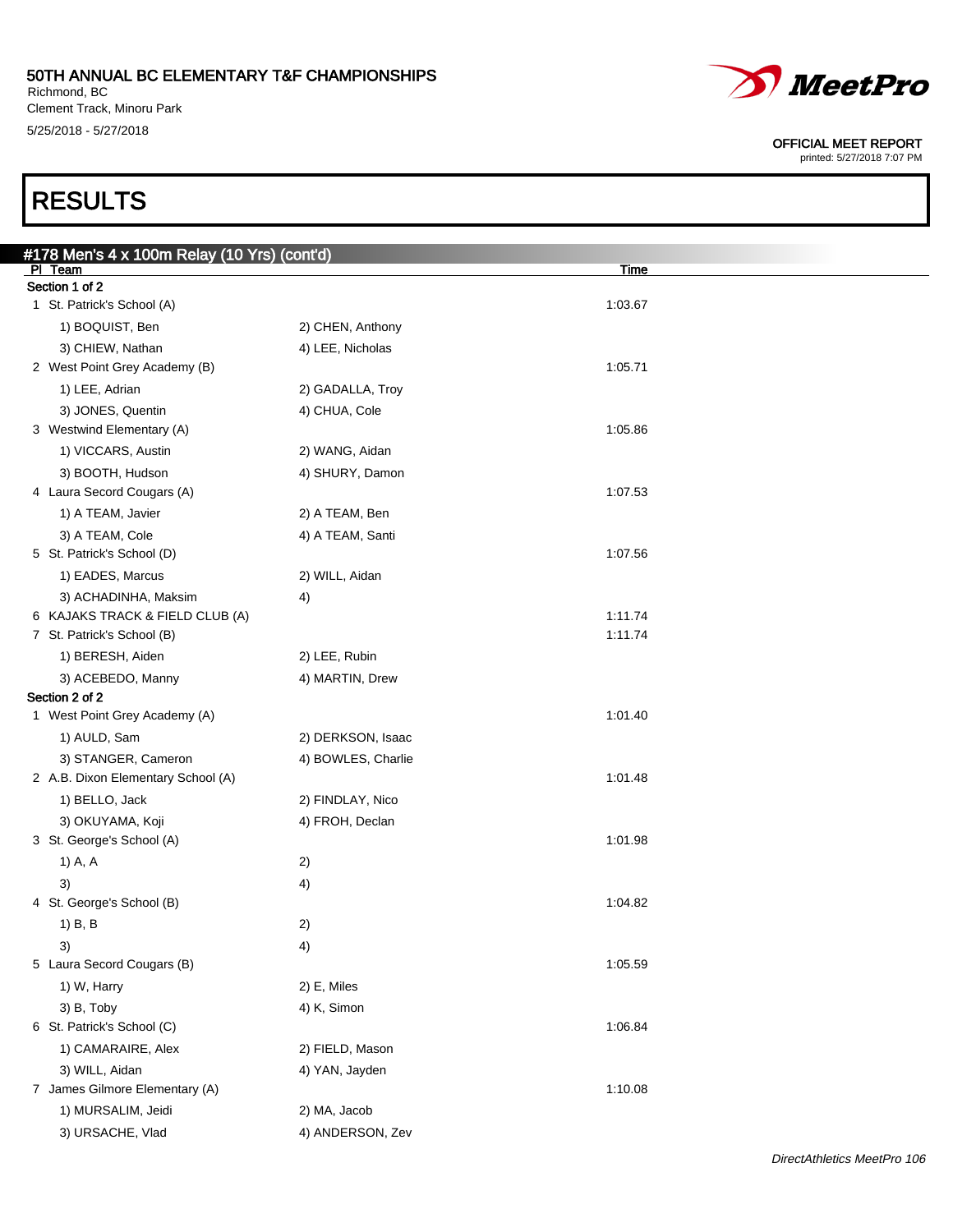# RESULTS

## #178 Men's 4 x 100m Relay (10 Yrs) (cont'd)

| Pl | Team | | Time |
|---|---|---|---|
| **Section 1 of 2** | | | |
| 1 | St. Patrick's School (A) | | 1:03.67 |
| | 1) BOQUIST, Ben | 2) CHEN, Anthony | |
| | 3) CHIEW, Nathan | 4) LEE, Nicholas | |
| 2 | West Point Grey Academy (B) | | 1:05.71 |
| | 1) LEE, Adrian | 2) GADALLA, Troy | |
| | 3) JONES, Quentin | 4) CHUA, Cole | |
| 3 | Westwind Elementary (A) | | 1:05.86 |
| | 1) VICCARS, Austin | 2) WANG, Aidan | |
| | 3) BOOTH, Hudson | 4) SHURY, Damon | |
| 4 | Laura Secord Cougars (A) | | 1:07.53 |
| | 1) A TEAM, Javier | 2) A TEAM, Ben | |
| | 3) A TEAM, Cole | 4) A TEAM, Santi | |
| 5 | St. Patrick's School (D) | | 1:07.56 |
| | 1) EADES, Marcus | 2) WILL, Aidan | |
| | 3) ACHADINHA, Maksim | 4) | |
| 6 | KAJAKS TRACK & FIELD CLUB (A) | | 1:11.74 |
| 7 | St. Patrick's School (B) | | 1:11.74 |
| | 1) BERESH, Aiden | 2) LEE, Rubin | |
| | 3) ACEBEDO, Manny | 4) MARTIN, Drew | |
| **Section 2 of 2** | | | |
| 1 | West Point Grey Academy (A) | | 1:01.40 |
| | 1) AULD, Sam | 2) DERKSON, Isaac | |
| | 3) STANGER, Cameron | 4) BOWLES, Charlie | |
| 2 | A.B. Dixon Elementary School (A) | | 1:01.48 |
| | 1) BELLO, Jack | 2) FINDLAY, Nico | |
| | 3) OKUYAMA, Koji | 4) FROH, Declan | |
| 3 | St. George's School (A) | | 1:01.98 |
| | 1) A, A | 2) | |
| | 3) | 4) | |
| 4 | St. George's School (B) | | 1:04.82 |
| | 1) B, B | 2) | |
| | 3) | 4) | |
| 5 | Laura Secord Cougars (B) | | 1:05.59 |
| | 1) W, Harry | 2) E, Miles | |
| | 3) B, Toby | 4) K, Simon | |
| 6 | St. Patrick's School (C) | | 1:06.84 |
| | 1) CAMARAIRE, Alex | 2) FIELD, Mason | |
| | 3) WILL, Aidan | 4) YAN, Jayden | |
| 7 | James Gilmore Elementary (A) | | 1:10.08 |
| | 1) MURSALIM, Jeidi | 2) MA, Jacob | |
| | 3) URSACHE, Vlad | 4) ANDERSON, Zev | |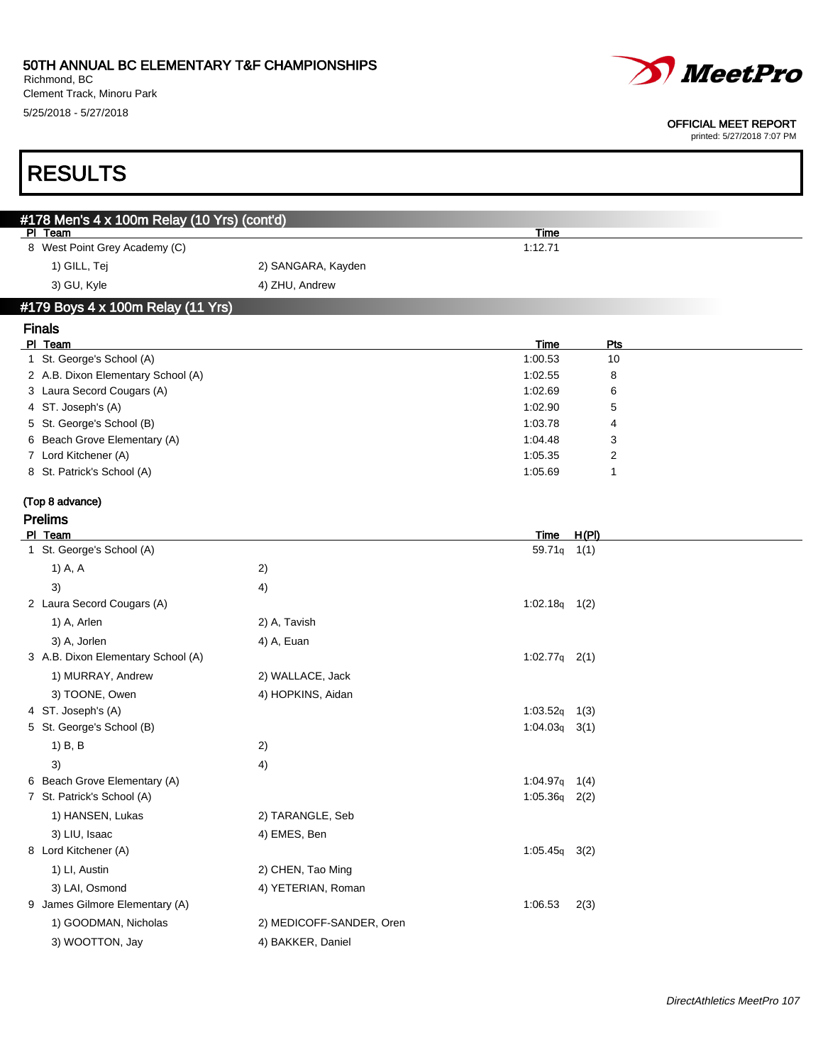# RESULTS

## #178 Men's 4 x 100m Relay (10 Yrs) (cont'd)

| Pl | Team | Time |
|---|---|---|
| 8 | West Point Grey Academy (C) | 1:12.71 |

1) GILL, Tej　2) SANGARA, Kayden
3) GU, Kyle　4) ZHU, Andrew

## #179 Boys 4 x 100m Relay (11 Yrs)

### Finals

| Pl | Team | Time | Pts |
|---|---|---|---|
| 1 | St. George's School (A) | 1:00.53 | 10 |
| 2 | A.B. Dixon Elementary School (A) | 1:02.55 | 8 |
| 3 | Laura Secord Cougars (A) | 1:02.69 | 6 |
| 4 | ST. Joseph's (A) | 1:02.90 | 5 |
| 5 | St. George's School (B) | 1:03.78 | 4 |
| 6 | Beach Grove Elementary (A) | 1:04.48 | 3 |
| 7 | Lord Kitchener (A) | 1:05.35 | 2 |
| 8 | St. Patrick's School (A) | 1:05.69 | 1 |

(Top 8 advance)

### Prelims

| Pl | Team | Time | H(Pl) |
|---|---|---|---|
| 1 | St. George's School (A) | 59.71q | 1(1) |
| | 1) A, A　2)　3)　4) | | |
| 2 | Laura Secord Cougars (A) | 1:02.18q | 1(2) |
| | 1) A, Arlen　2) A, Tavish　3) A, Jorlen　4) A, Euan | | |
| 3 | A.B. Dixon Elementary School (A) | 1:02.77q | 2(1) |
| | 1) MURRAY, Andrew　2) WALLACE, Jack　3) TOONE, Owen　4) HOPKINS, Aidan | | |
| 4 | ST. Joseph's (A) | 1:03.52q | 1(3) |
| 5 | St. George's School (B) | 1:04.03q | 3(1) |
| | 1) B, B　2)　3)　4) | | |
| 6 | Beach Grove Elementary (A) | 1:04.97q | 1(4) |
| 7 | St. Patrick's School (A) | 1:05.36q | 2(2) |
| | 1) HANSEN, Lukas　2) TARANGLE, Seb　3) LIU, Isaac　4) EMES, Ben | | |
| 8 | Lord Kitchener (A) | 1:05.45q | 3(2) |
| | 1) LI, Austin　2) CHEN, Tao Ming　3) LAI, Osmond　4) YETERIAN, Roman | | |
| 9 | James Gilmore Elementary (A) | 1:06.53 | 2(3) |
| | 1) GOODMAN, Nicholas　2) MEDICOFF-SANDER, Oren　3) WOOTTON, Jay　4) BAKKER, Daniel | | |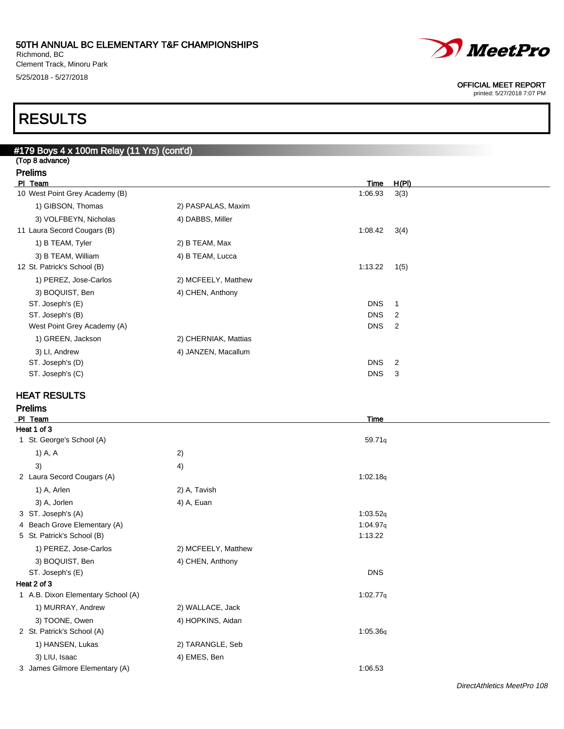# RESULTS

## #179 Boys 4 x 100m Relay (11 Yrs) (cont'd)

(Top 8 advance)

### Prelims

| Pl | Team | | Time | H(Pl) |
|---|---|---|---|---|
| 10 | West Point Grey Academy (B) | | 1:06.93 | 3(3) |
| | 1) GIBSON, Thomas | 2) PASPALAS, Maxim | | |
| | 3) VOLFBEYN, Nicholas | 4) DABBS, Miller | | |
| 11 | Laura Secord Cougars (B) | | 1:08.42 | 3(4) |
| | 1) B TEAM, Tyler | 2) B TEAM, Max | | |
| | 3) B TEAM, William | 4) B TEAM, Lucca | | |
| 12 | St. Patrick's School (B) | | 1:13.22 | 1(5) |
| | 1) PEREZ, Jose-Carlos | 2) MCFEELY, Matthew | | |
| | 3) BOQUIST, Ben | 4) CHEN, Anthony | | |
| | ST. Joseph's (E) | | DNS | 1 |
| | ST. Joseph's (B) | | DNS | 2 |
| | West Point Grey Academy (A) | | DNS | 2 |
| | 1) GREEN, Jackson | 2) CHERNIAK, Mattias | | |
| | 3) LI, Andrew | 4) JANZEN, Macallum | | |
| | ST. Joseph's (D) | | DNS | 2 |
| | ST. Joseph's (C) | | DNS | 3 |

## HEAT RESULTS

### Prelims

| Pl | Team | | Time |
|---|---|---|---|
| **Heat 1 of 3** | | | |
| 1 | St. George's School (A) | | 59.71q |
| | 1) A, A | 2) | |
| | 3) | 4) | |
| 2 | Laura Secord Cougars (A) | | 1:02.18q |
| | 1) A, Arlen | 2) A, Tavish | |
| | 3) A, Jorlen | 4) A, Euan | |
| 3 | ST. Joseph's (A) | | 1:03.52q |
| 4 | Beach Grove Elementary (A) | | 1:04.97q |
| 5 | St. Patrick's School (B) | | 1:13.22 |
| | 1) PEREZ, Jose-Carlos | 2) MCFEELY, Matthew | |
| | 3) BOQUIST, Ben | 4) CHEN, Anthony | |
| | ST. Joseph's (E) | | DNS |
| **Heat 2 of 3** | | | |
| 1 | A.B. Dixon Elementary School (A) | | 1:02.77q |
| | 1) MURRAY, Andrew | 2) WALLACE, Jack | |
| | 3) TOONE, Owen | 4) HOPKINS, Aidan | |
| 2 | St. Patrick's School (A) | | 1:05.36q |
| | 1) HANSEN, Lukas | 2) TARANGLE, Seb | |
| | 3) LIU, Isaac | 4) EMES, Ben | |
| 3 | James Gilmore Elementary (A) | | 1:06.53 |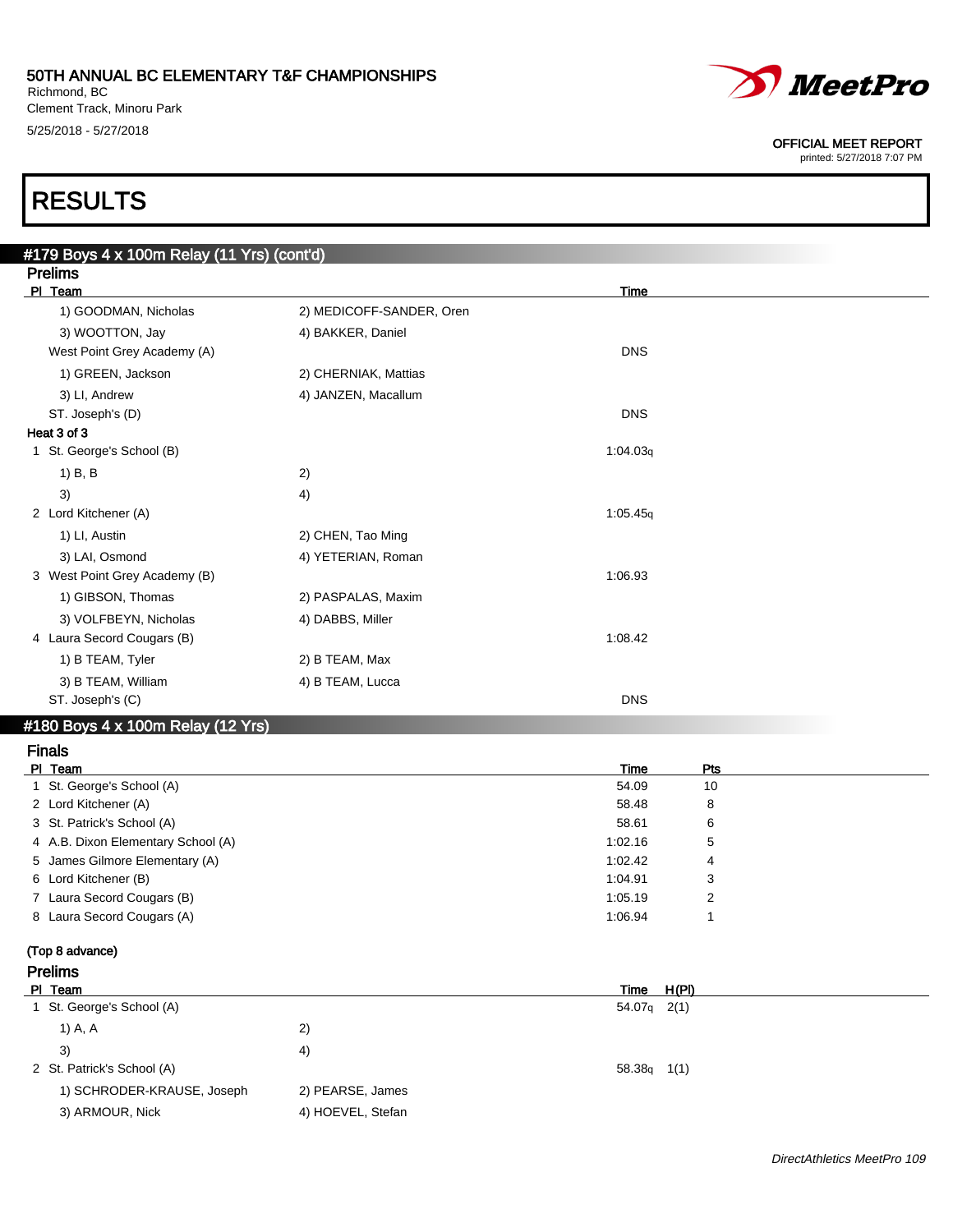50TH ANNUAL BC ELEMENTARY T&F CHAMPIONSHIPS
Richmond, BC
Clement Track, Minoru Park
5/25/2018 - 5/27/2018

OFFICIAL MEET REPORT
printed: 5/27/2018 7:07 PM

# RESULTS

## #179 Boys 4 x 100m Relay (11 Yrs) (cont'd)

### Prelims

| Pl | Team | | Time |
|---|---|---|---|
| | 1) GOODMAN, Nicholas | 2) MEDICOFF-SANDER, Oren | |
| | 3) WOOTTON, Jay | 4) BAKKER, Daniel | |
| | West Point Grey Academy (A) | | DNS |
| | 1) GREEN, Jackson | 2) CHERNIAK, Mattias | |
| | 3) LI, Andrew | 4) JANZEN, Macallum | |
| | ST. Joseph's (D) | | DNS |

**Heat 3 of 3**

| Pl | Team | | Time |
|---|---|---|---|
| 1 | St. George's School (B) | | 1:04.03q |
| | 1) B, B | 2) | |
| | 3) | 4) | |
| 2 | Lord Kitchener (A) | | 1:05.45q |
| | 1) LI, Austin | 2) CHEN, Tao Ming | |
| | 3) LAI, Osmond | 4) YETERIAN, Roman | |
| 3 | West Point Grey Academy (B) | | 1:06.93 |
| | 1) GIBSON, Thomas | 2) PASPALAS, Maxim | |
| | 3) VOLFBEYN, Nicholas | 4) DABBS, Miller | |
| 4 | Laura Secord Cougars (B) | | 1:08.42 |
| | 1) B TEAM, Tyler | 2) B TEAM, Max | |
| | 3) B TEAM, William | 4) B TEAM, Lucca | |
| | ST. Joseph's (C) | | DNS |

## #180 Boys 4 x 100m Relay (12 Yrs)

### Finals

| Pl | Team | Time | Pts |
|---|---|---|---|
| 1 | St. George's School (A) | 54.09 | 10 |
| 2 | Lord Kitchener (A) | 58.48 | 8 |
| 3 | St. Patrick's School (A) | 58.61 | 6 |
| 4 | A.B. Dixon Elementary School (A) | 1:02.16 | 5 |
| 5 | James Gilmore Elementary (A) | 1:02.42 | 4 |
| 6 | Lord Kitchener (B) | 1:04.91 | 3 |
| 7 | Laura Secord Cougars (B) | 1:05.19 | 2 |
| 8 | Laura Secord Cougars (A) | 1:06.94 | 1 |

**(Top 8 advance)**

### Prelims

| Pl | Team | | Time | H(Pl) |
|---|---|---|---|---|
| 1 | St. George's School (A) | | 54.07q | 2(1) |
| | 1) A, A | 2) | | |
| | 3) | 4) | | |
| 2 | St. Patrick's School (A) | | 58.38q | 1(1) |
| | 1) SCHRODER-KRAUSE, Joseph | 2) PEARSE, James | | |
| | 3) ARMOUR, Nick | 4) HOEVEL, Stefan | | |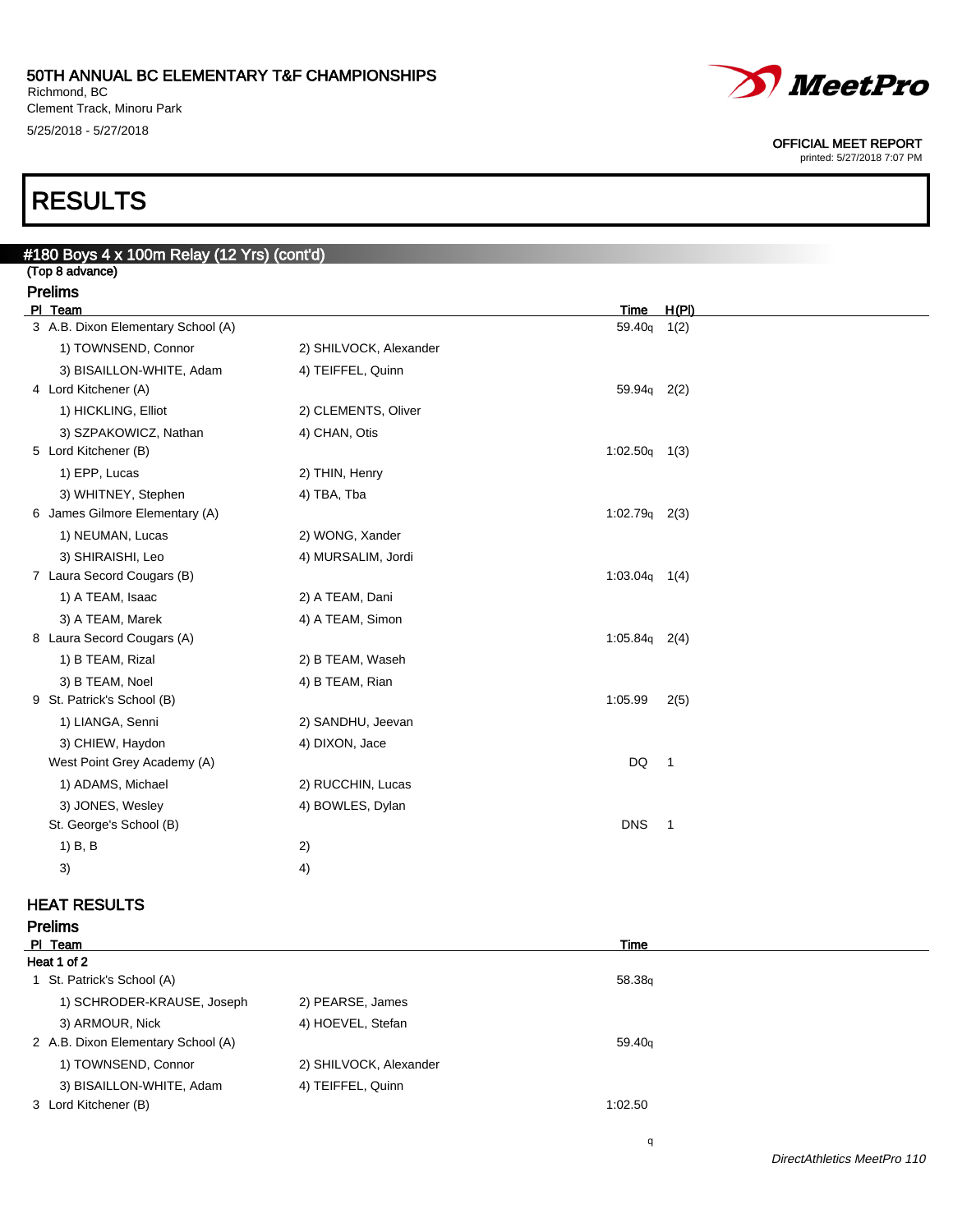50TH ANNUAL BC ELEMENTARY T&F CHAMPIONSHIPS
Richmond, BC
Clement Track, Minoru Park
5/25/2018 - 5/27/2018

OFFICIAL MEET REPORT
printed: 5/27/2018 7:07 PM

# RESULTS

## #180 Boys 4 x 100m Relay (12 Yrs) (cont'd)

(Top 8 advance)

### Prelims

| Pl | Team | | Time | H(Pl) |
|---|---|---|---|---|
| 3 | A.B. Dixon Elementary School (A) | | 59.40q | 1(2) |
| | 1) TOWNSEND, Connor | 2) SHILVOCK, Alexander | | |
| | 3) BISAILLON-WHITE, Adam | 4) TEIFFEL, Quinn | | |
| 4 | Lord Kitchener (A) | | 59.94q | 2(2) |
| | 1) HICKLING, Elliot | 2) CLEMENTS, Oliver | | |
| | 3) SZPAKOWICZ, Nathan | 4) CHAN, Otis | | |
| 5 | Lord Kitchener (B) | | 1:02.50q | 1(3) |
| | 1) EPP, Lucas | 2) THIN, Henry | | |
| | 3) WHITNEY, Stephen | 4) TBA, Tba | | |
| 6 | James Gilmore Elementary (A) | | 1:02.79q | 2(3) |
| | 1) NEUMAN, Lucas | 2) WONG, Xander | | |
| | 3) SHIRAISHI, Leo | 4) MURSALIM, Jordi | | |
| 7 | Laura Secord Cougars (B) | | 1:03.04q | 1(4) |
| | 1) A TEAM, Isaac | 2) A TEAM, Dani | | |
| | 3) A TEAM, Marek | 4) A TEAM, Simon | | |
| 8 | Laura Secord Cougars (A) | | 1:05.84q | 2(4) |
| | 1) B TEAM, Rizal | 2) B TEAM, Waseh | | |
| | 3) B TEAM, Noel | 4) B TEAM, Rian | | |
| 9 | St. Patrick's School (B) | | 1:05.99 | 2(5) |
| | 1) LIANGA, Senni | 2) SANDHU, Jeevan | | |
| | 3) CHIEW, Haydon | 4) DIXON, Jace | | |
| | West Point Grey Academy (A) | | DQ | 1 |
| | 1) ADAMS, Michael | 2) RUCCHIN, Lucas | | |
| | 3) JONES, Wesley | 4) BOWLES, Dylan | | |
| | St. George's School (B) | | DNS | 1 |
| | 1) B, B | 2) | | |
| | 3) | 4) | | |

## HEAT RESULTS

### Prelims

| Pl | Team | | Time |
|---|---|---|---|
| **Heat 1 of 2** | | | |
| 1 | St. Patrick's School (A) | | 58.38q |
| | 1) SCHRODER-KRAUSE, Joseph | 2) PEARSE, James | |
| | 3) ARMOUR, Nick | 4) HOEVEL, Stefan | |
| 2 | A.B. Dixon Elementary School (A) | | 59.40q |
| | 1) TOWNSEND, Connor | 2) SHILVOCK, Alexander | |
| | 3) BISAILLON-WHITE, Adam | 4) TEIFFEL, Quinn | |
| 3 | Lord Kitchener (B) | | 1:02.50q |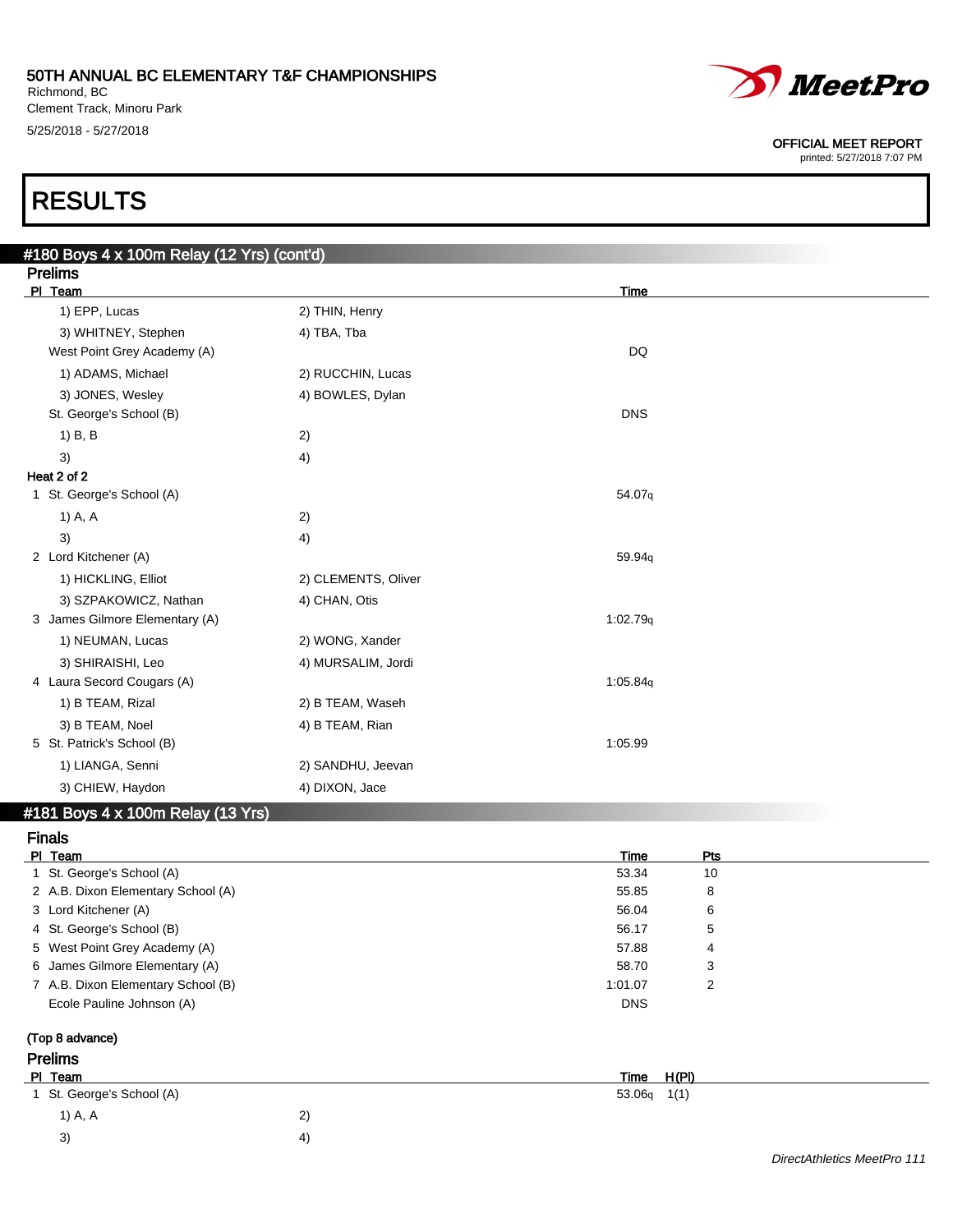# RESULTS

## #180 Boys 4 x 100m Relay (12 Yrs) (cont'd)

### Prelims

| Pl | Team | | Time |
|---|---|---|---|
| | 1) EPP, Lucas | 2) THIN, Henry | |
| | 3) WHITNEY, Stephen | 4) TBA, Tba | |
| | West Point Grey Academy (A) | | DQ |
| | 1) ADAMS, Michael | 2) RUCCHIN, Lucas | |
| | 3) JONES, Wesley | 4) BOWLES, Dylan | |
| | St. George's School (B) | | DNS |
| | 1) B, B | 2) | |
| | 3) | 4) | |

**Heat 2 of 2**

| Pl | Team | | Time |
|---|---|---|---|
| 1 | St. George's School (A) | | 54.07q |
| | 1) A, A | 2) | |
| | 3) | 4) | |
| 2 | Lord Kitchener (A) | | 59.94q |
| | 1) HICKLING, Elliot | 2) CLEMENTS, Oliver | |
| | 3) SZPAKOWICZ, Nathan | 4) CHAN, Otis | |
| 3 | James Gilmore Elementary (A) | | 1:02.79q |
| | 1) NEUMAN, Lucas | 2) WONG, Xander | |
| | 3) SHIRAISHI, Leo | 4) MURSALIM, Jordi | |
| 4 | Laura Secord Cougars (A) | | 1:05.84q |
| | 1) B TEAM, Rizal | 2) B TEAM, Waseh | |
| | 3) B TEAM, Noel | 4) B TEAM, Rian | |
| 5 | St. Patrick's School (B) | | 1:05.99 |
| | 1) LIANGA, Senni | 2) SANDHU, Jeevan | |
| | 3) CHIEW, Haydon | 4) DIXON, Jace | |

## #181 Boys 4 x 100m Relay (13 Yrs)

### Finals

| Pl | Team | Time | Pts |
|---|---|---|---|
| 1 | St. George's School (A) | 53.34 | 10 |
| 2 | A.B. Dixon Elementary School (A) | 55.85 | 8 |
| 3 | Lord Kitchener (A) | 56.04 | 6 |
| 4 | St. George's School (B) | 56.17 | 5 |
| 5 | West Point Grey Academy (A) | 57.88 | 4 |
| 6 | James Gilmore Elementary (A) | 58.70 | 3 |
| 7 | A.B. Dixon Elementary School (B) | 1:01.07 | 2 |
| | Ecole Pauline Johnson (A) | DNS | |

(Top 8 advance)

### Prelims

| Pl | Team | | Time | H(Pl) |
|---|---|---|---|---|
| 1 | St. George's School (A) | | 53.06q | 1(1) |
| | 1) A, A | 2) | | |
| | 3) | 4) | | |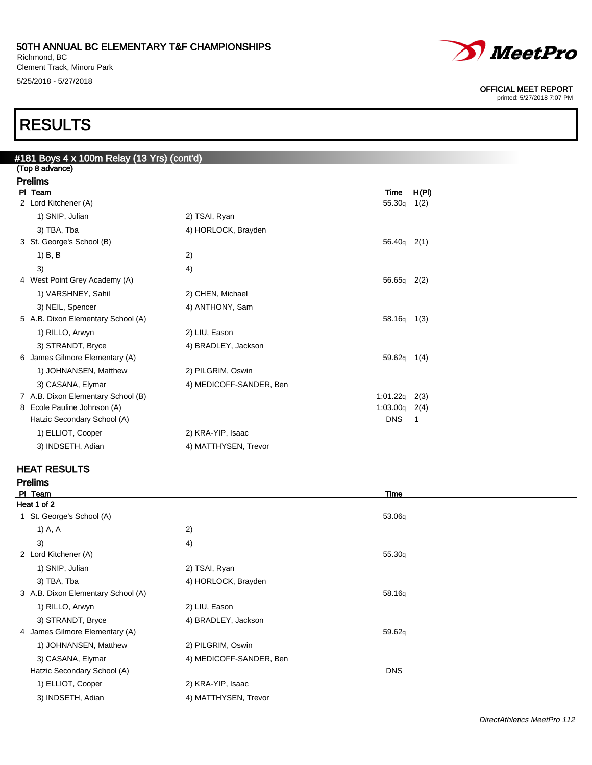50TH ANNUAL BC ELEMENTARY T&F CHAMPIONSHIPS
Richmond, BC
Clement Track, Minoru Park
5/25/2018 - 5/27/2018

OFFICIAL MEET REPORT
printed: 5/27/2018 7:07 PM

# RESULTS

## #181 Boys 4 x 100m Relay (13 Yrs) (cont'd)

(Top 8 advance)

### Prelims

| Pl | Team | | Time | H(Pl) |
|---|---|---|---|---|
| 2 | Lord Kitchener (A) | | 55.30q | 1(2) |
| | 1) SNIP, Julian | 2) TSAI, Ryan | | |
| | 3) TBA, Tba | 4) HORLOCK, Brayden | | |
| 3 | St. George's School (B) | | 56.40q | 2(1) |
| | 1) B, B | 2) | | |
| | 3) | 4) | | |
| 4 | West Point Grey Academy (A) | | 56.65q | 2(2) |
| | 1) VARSHNEY, Sahil | 2) CHEN, Michael | | |
| | 3) NEIL, Spencer | 4) ANTHONY, Sam | | |
| 5 | A.B. Dixon Elementary School (A) | | 58.16q | 1(3) |
| | 1) RILLO, Arwyn | 2) LIU, Eason | | |
| | 3) STRANDT, Bryce | 4) BRADLEY, Jackson | | |
| 6 | James Gilmore Elementary (A) | | 59.62q | 1(4) |
| | 1) JOHNANSEN, Matthew | 2) PILGRIM, Oswin | | |
| | 3) CASANA, Elymar | 4) MEDICOFF-SANDER, Ben | | |
| 7 | A.B. Dixon Elementary School (B) | | 1:01.22q | 2(3) |
| 8 | Ecole Pauline Johnson (A) | | 1:03.00q | 2(4) |
| | Hatzic Secondary School (A) | | DNS | 1 |
| | 1) ELLIOT, Cooper | 2) KRA-YIP, Isaac | | |
| | 3) INDSETH, Adian | 4) MATTHYSEN, Trevor | | |

## HEAT RESULTS

### Prelims

| Pl | Team | | Time |
|---|---|---|---|
| **Heat 1 of 2** | | | |
| 1 | St. George's School (A) | | 53.06q |
| | 1) A, A | 2) | |
| | 3) | 4) | |
| 2 | Lord Kitchener (A) | | 55.30q |
| | 1) SNIP, Julian | 2) TSAI, Ryan | |
| | 3) TBA, Tba | 4) HORLOCK, Brayden | |
| 3 | A.B. Dixon Elementary School (A) | | 58.16q |
| | 1) RILLO, Arwyn | 2) LIU, Eason | |
| | 3) STRANDT, Bryce | 4) BRADLEY, Jackson | |
| 4 | James Gilmore Elementary (A) | | 59.62q |
| | 1) JOHNANSEN, Matthew | 2) PILGRIM, Oswin | |
| | 3) CASANA, Elymar | 4) MEDICOFF-SANDER, Ben | |
| | Hatzic Secondary School (A) | | DNS |
| | 1) ELLIOT, Cooper | 2) KRA-YIP, Isaac | |
| | 3) INDSETH, Adian | 4) MATTHYSEN, Trevor | |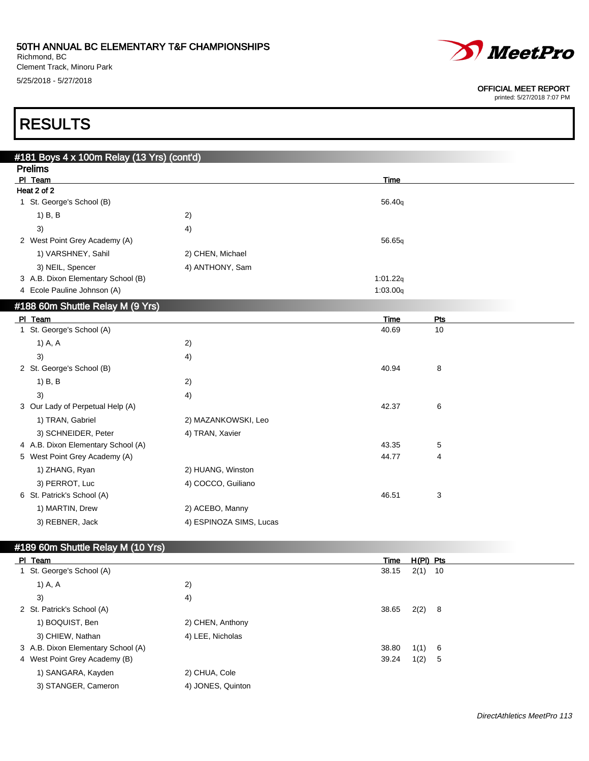50TH ANNUAL BC ELEMENTARY T&F CHAMPIONSHIPS
Richmond, BC
Clement Track, Minoru Park
5/25/2018 - 5/27/2018

OFFICIAL MEET REPORT
printed: 5/27/2018 7:07 PM

# RESULTS

## #181 Boys 4 x 100m Relay (13 Yrs) (cont'd)

### Prelims

**Heat 2 of 2**

| Pl | Team | | Time |
|---|---|---|---|
| 1 | St. George's School (B) | | 56.40q |
| | 1) B, B | 2) | |
| | 3) | 4) | |
| 2 | West Point Grey Academy (A) | | 56.65q |
| | 1) VARSHNEY, Sahil | 2) CHEN, Michael | |
| | 3) NEIL, Spencer | 4) ANTHONY, Sam | |
| 3 | A.B. Dixon Elementary School (B) | | 1:01.22q |
| 4 | Ecole Pauline Johnson (A) | | 1:03.00q |

## #188 60m Shuttle Relay M (9 Yrs)

| Pl | Team | | Time | Pts |
|---|---|---|---|---|
| 1 | St. George's School (A) | | 40.69 | 10 |
| | 1) A, A | 2) | | |
| | 3) | 4) | | |
| 2 | St. George's School (B) | | 40.94 | 8 |
| | 1) B, B | 2) | | |
| | 3) | 4) | | |
| 3 | Our Lady of Perpetual Help (A) | | 42.37 | 6 |
| | 1) TRAN, Gabriel | 2) MAZANKOWSKI, Leo | | |
| | 3) SCHNEIDER, Peter | 4) TRAN, Xavier | | |
| 4 | A.B. Dixon Elementary School (A) | | 43.35 | 5 |
| 5 | West Point Grey Academy (A) | | 44.77 | 4 |
| | 1) ZHANG, Ryan | 2) HUANG, Winston | | |
| | 3) PERROT, Luc | 4) COCCO, Guiliano | | |
| 6 | St. Patrick's School (A) | | 46.51 | 3 |
| | 1) MARTIN, Drew | 2) ACEBO, Manny | | |
| | 3) REBNER, Jack | 4) ESPINOZA SIMS, Lucas | | |

## #189 60m Shuttle Relay M (10 Yrs)

| Pl | Team | | Time | H(Pl) | Pts |
|---|---|---|---|---|---|
| 1 | St. George's School (A) | | 38.15 | 2(1) | 10 |
| | 1) A, A | 2) | | | |
| | 3) | 4) | | | |
| 2 | St. Patrick's School (A) | | 38.65 | 2(2) | 8 |
| | 1) BOQUIST, Ben | 2) CHEN, Anthony | | | |
| | 3) CHIEW, Nathan | 4) LEE, Nicholas | | | |
| 3 | A.B. Dixon Elementary School (A) | | 38.80 | 1(1) | 6 |
| 4 | West Point Grey Academy (B) | | 39.24 | 1(2) | 5 |
| | 1) SANGARA, Kayden | 2) CHUA, Cole | | | |
| | 3) STANGER, Cameron | 4) JONES, Quinton | | | |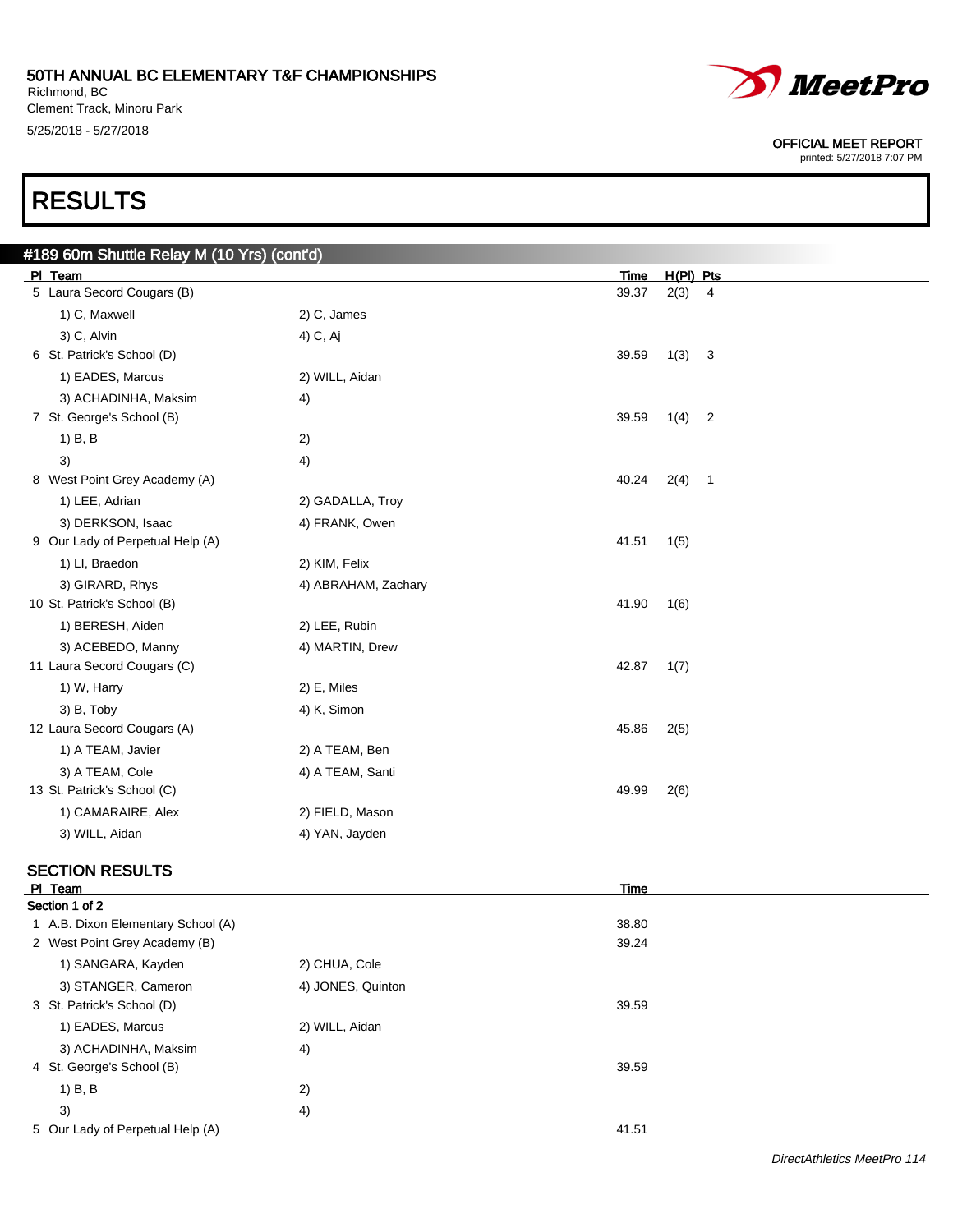50TH ANNUAL BC ELEMENTARY T&F CHAMPIONSHIPS
Richmond, BC
Clement Track, Minoru Park
5/25/2018 - 5/27/2018

OFFICIAL MEET REPORT
printed: 5/27/2018 7:07 PM

# RESULTS

## #189 60m Shuttle Relay M (10 Yrs) (cont'd)

| Pl | Team | | Time | H(Pl) | Pts |
|---|---|---|---|---|---|
| 5 | Laura Secord Cougars (B) | | 39.37 | 2(3) | 4 |
| | 1) C, Maxwell | 2) C, James | | | |
| | 3) C, Alvin | 4) C, Aj | | | |
| 6 | St. Patrick's School (D) | | 39.59 | 1(3) | 3 |
| | 1) EADES, Marcus | 2) WILL, Aidan | | | |
| | 3) ACHADINHA, Maksim | 4) | | | |
| 7 | St. George's School (B) | | 39.59 | 1(4) | 2 |
| | 1) B, B | 2) | | | |
| | 3) | 4) | | | |
| 8 | West Point Grey Academy (A) | | 40.24 | 2(4) | 1 |
| | 1) LEE, Adrian | 2) GADALLA, Troy | | | |
| | 3) DERKSON, Isaac | 4) FRANK, Owen | | | |
| 9 | Our Lady of Perpetual Help (A) | | 41.51 | 1(5) | |
| | 1) LI, Braedon | 2) KIM, Felix | | | |
| | 3) GIRARD, Rhys | 4) ABRAHAM, Zachary | | | |
| 10 | St. Patrick's School (B) | | 41.90 | 1(6) | |
| | 1) BERESH, Aiden | 2) LEE, Rubin | | | |
| | 3) ACEBEDO, Manny | 4) MARTIN, Drew | | | |
| 11 | Laura Secord Cougars (C) | | 42.87 | 1(7) | |
| | 1) W, Harry | 2) E, Miles | | | |
| | 3) B, Toby | 4) K, Simon | | | |
| 12 | Laura Secord Cougars (A) | | 45.86 | 2(5) | |
| | 1) A TEAM, Javier | 2) A TEAM, Ben | | | |
| | 3) A TEAM, Cole | 4) A TEAM, Santi | | | |
| 13 | St. Patrick's School (C) | | 49.99 | 2(6) | |
| | 1) CAMARAIRE, Alex | 2) FIELD, Mason | | | |
| | 3) WILL, Aidan | 4) YAN, Jayden | | | |

## SECTION RESULTS

| Pl | Team | | Time |
|---|---|---|---|
| **Section 1 of 2** | | | |
| 1 | A.B. Dixon Elementary School (A) | | 38.80 |
| 2 | West Point Grey Academy (B) | | 39.24 |
| | 1) SANGARA, Kayden | 2) CHUA, Cole | |
| | 3) STANGER, Cameron | 4) JONES, Quinton | |
| 3 | St. Patrick's School (D) | | 39.59 |
| | 1) EADES, Marcus | 2) WILL, Aidan | |
| | 3) ACHADINHA, Maksim | 4) | |
| 4 | St. George's School (B) | | 39.59 |
| | 1) B, B | 2) | |
| | 3) | 4) | |
| 5 | Our Lady of Perpetual Help (A) | | 41.51 |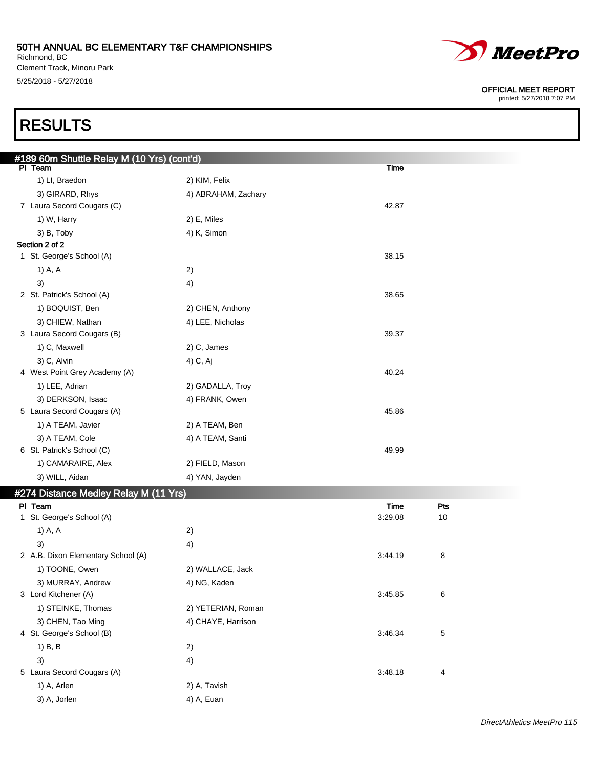# 50TH ANNUAL BC ELEMENTARY T&F CHAMPIONSHIPS

Richmond, BC
Clement Track, Minoru Park
5/25/2018 - 5/27/2018

OFFICIAL MEET REPORT
printed: 5/27/2018 7:07 PM

# RESULTS

## #189 60m Shuttle Relay M (10 Yrs) (cont'd)

| Pl | Team | | Time |
|---|---|---|---|
| | 1) LI, Braedon | 2) KIM, Felix | |
| | 3) GIRARD, Rhys | 4) ABRAHAM, Zachary | |
| 7 | Laura Secord Cougars (C) | | 42.87 |
| | 1) W, Harry | 2) E, Miles | |
| | 3) B, Toby | 4) K, Simon | |

**Section 2 of 2**

| Pl | Team | | Time |
|---|---|---|---|
| 1 | St. George's School (A) | | 38.15 |
| | 1) A, A | 2) | |
| | 3) | 4) | |
| 2 | St. Patrick's School (A) | | 38.65 |
| | 1) BOQUIST, Ben | 2) CHEN, Anthony | |
| | 3) CHIEW, Nathan | 4) LEE, Nicholas | |
| 3 | Laura Secord Cougars (B) | | 39.37 |
| | 1) C, Maxwell | 2) C, James | |
| | 3) C, Alvin | 4) C, Aj | |
| 4 | West Point Grey Academy (A) | | 40.24 |
| | 1) LEE, Adrian | 2) GADALLA, Troy | |
| | 3) DERKSON, Isaac | 4) FRANK, Owen | |
| 5 | Laura Secord Cougars (A) | | 45.86 |
| | 1) A TEAM, Javier | 2) A TEAM, Ben | |
| | 3) A TEAM, Cole | 4) A TEAM, Santi | |
| 6 | St. Patrick's School (C) | | 49.99 |
| | 1) CAMARAIRE, Alex | 2) FIELD, Mason | |
| | 3) WILL, Aidan | 4) YAN, Jayden | |

## #274 Distance Medley Relay M (11 Yrs)

| Pl | Team | | Time | Pts |
|---|---|---|---|---|
| 1 | St. George's School (A) | | 3:29.08 | 10 |
| | 1) A, A | 2) | | |
| | 3) | 4) | | |
| 2 | A.B. Dixon Elementary School (A) | | 3:44.19 | 8 |
| | 1) TOONE, Owen | 2) WALLACE, Jack | | |
| | 3) MURRAY, Andrew | 4) NG, Kaden | | |
| 3 | Lord Kitchener (A) | | 3:45.85 | 6 |
| | 1) STEINKE, Thomas | 2) YETERIAN, Roman | | |
| | 3) CHEN, Tao Ming | 4) CHAYE, Harrison | | |
| 4 | St. George's School (B) | | 3:46.34 | 5 |
| | 1) B, B | 2) | | |
| | 3) | 4) | | |
| 5 | Laura Secord Cougars (A) | | 3:48.18 | 4 |
| | 1) A, Arlen | 2) A, Tavish | | |
| | 3) A, Jorlen | 4) A, Euan | | |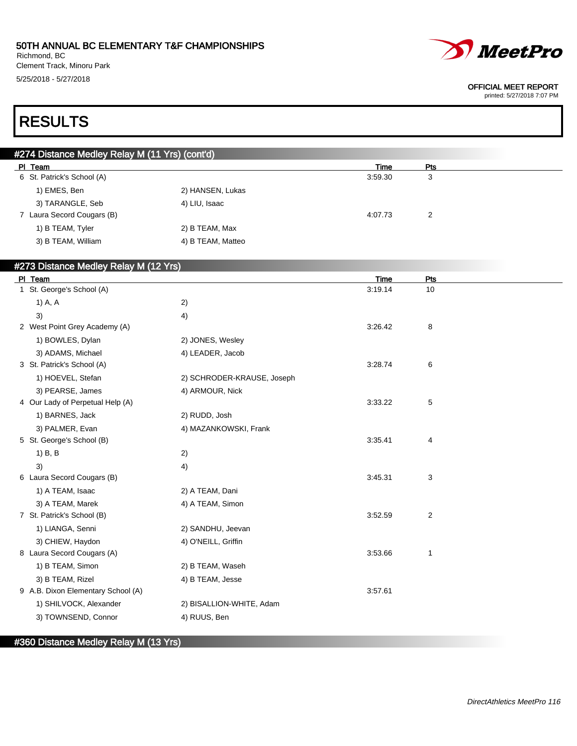# RESULTS

## #274 Distance Medley Relay M (11 Yrs) (cont'd)

| Pl | Team | | Time | Pts |
|---|---|---|---|---|
| 6 | St. Patrick's School (A) | | 3:59.30 | 3 |
| | 1) EMES, Ben | 2) HANSEN, Lukas | | |
| | 3) TARANGLE, Seb | 4) LIU, Isaac | | |
| 7 | Laura Secord Cougars (B) | | 4:07.73 | 2 |
| | 1) B TEAM, Tyler | 2) B TEAM, Max | | |
| | 3) B TEAM, William | 4) B TEAM, Matteo | | |

## #273 Distance Medley Relay M (12 Yrs)

| Pl | Team | | Time | Pts |
|---|---|---|---|---|
| 1 | St. George's School (A) | | 3:19.14 | 10 |
| | 1) A, A | 2) | | |
| | 3) | 4) | | |
| 2 | West Point Grey Academy (A) | | 3:26.42 | 8 |
| | 1) BOWLES, Dylan | 2) JONES, Wesley | | |
| | 3) ADAMS, Michael | 4) LEADER, Jacob | | |
| 3 | St. Patrick's School (A) | | 3:28.74 | 6 |
| | 1) HOEVEL, Stefan | 2) SCHRODER-KRAUSE, Joseph | | |
| | 3) PEARSE, James | 4) ARMOUR, Nick | | |
| 4 | Our Lady of Perpetual Help (A) | | 3:33.22 | 5 |
| | 1) BARNES, Jack | 2) RUDD, Josh | | |
| | 3) PALMER, Evan | 4) MAZANKOWSKI, Frank | | |
| 5 | St. George's School (B) | | 3:35.41 | 4 |
| | 1) B, B | 2) | | |
| | 3) | 4) | | |
| 6 | Laura Secord Cougars (B) | | 3:45.31 | 3 |
| | 1) A TEAM, Isaac | 2) A TEAM, Dani | | |
| | 3) A TEAM, Marek | 4) A TEAM, Simon | | |
| 7 | St. Patrick's School (B) | | 3:52.59 | 2 |
| | 1) LIANGA, Senni | 2) SANDHU, Jeevan | | |
| | 3) CHIEW, Haydon | 4) O'NEILL, Griffin | | |
| 8 | Laura Secord Cougars (A) | | 3:53.66 | 1 |
| | 1) B TEAM, Simon | 2) B TEAM, Waseh | | |
| | 3) B TEAM, Rizel | 4) B TEAM, Jesse | | |
| 9 | A.B. Dixon Elementary School (A) | | 3:57.61 | |
| | 1) SHILVOCK, Alexander | 2) BISALLION-WHITE, Adam | | |
| | 3) TOWNSEND, Connor | 4) RUUS, Ben | | |

## #360 Distance Medley Relay M (13 Yrs)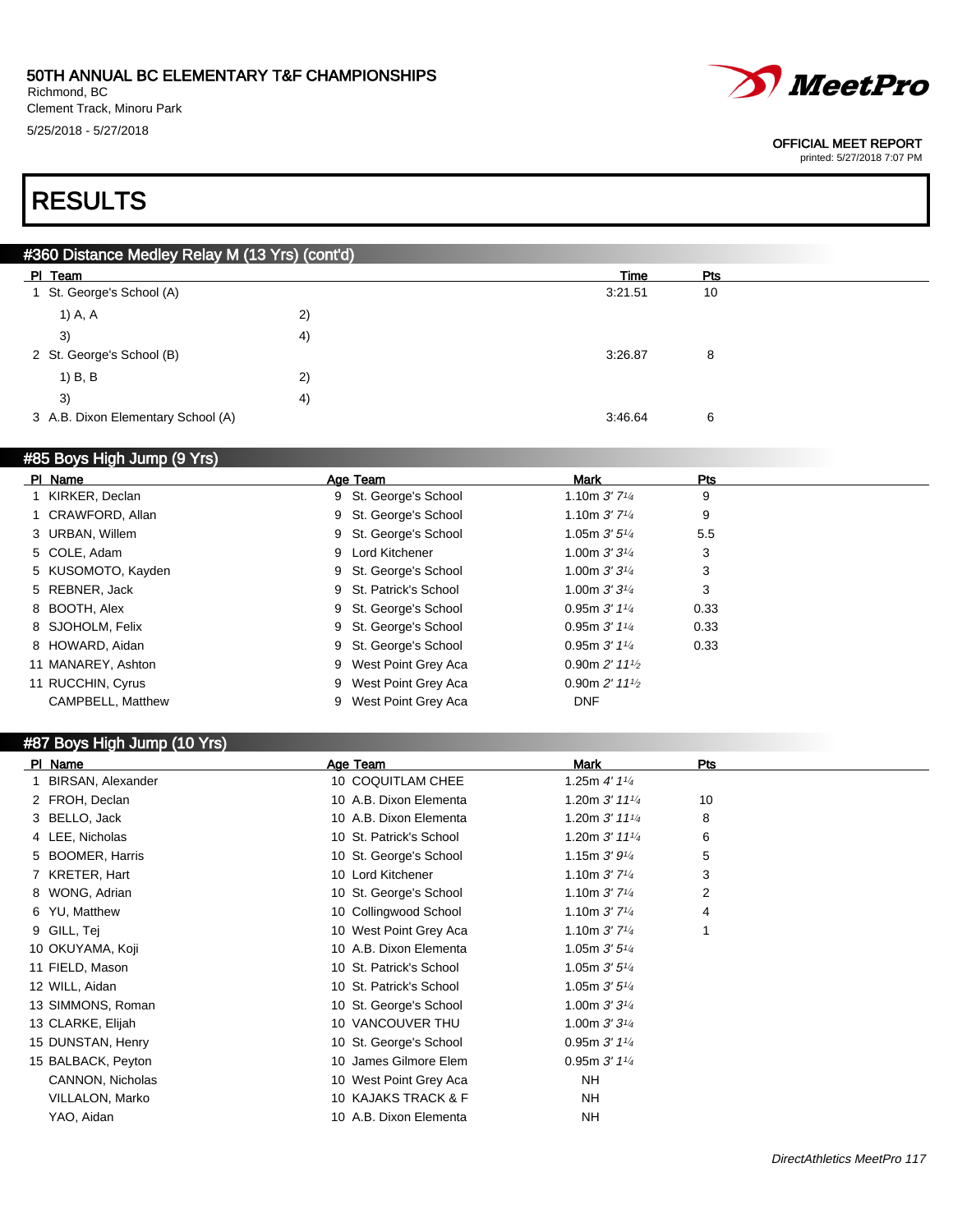50TH ANNUAL BC ELEMENTARY T&F CHAMPIONSHIPS
Richmond, BC
Clement Track, Minoru Park
5/25/2018 - 5/27/2018

OFFICIAL MEET REPORT
printed: 5/27/2018 7:07 PM

# RESULTS

## #360 Distance Medley Relay M (13 Yrs) (cont'd)

| Pl | Team | | Time | Pts |
|---|---|---|---|---|
| 1 | St. George's School (A) | | 3:21.51 | 10 |
| | 1) A, A | 2) | | |
| | 3) | 4) | | |
| 2 | St. George's School (B) | | 3:26.87 | 8 |
| | 1) B, B | 2) | | |
| | 3) | 4) | | |
| 3 | A.B. Dixon Elementary School (A) | | 3:46.64 | 6 |

## #85 Boys High Jump (9 Yrs)

| Pl | Name | Age | Team | Mark | Pts |
|---|---|---|---|---|---|
| 1 | KIRKER, Declan | 9 | St. George's School | 1.10m *3' 7¼* | 9 |
| 1 | CRAWFORD, Allan | 9 | St. George's School | 1.10m *3' 7¼* | 9 |
| 3 | URBAN, Willem | 9 | St. George's School | 1.05m *3' 5¼* | 5.5 |
| 5 | COLE, Adam | 9 | Lord Kitchener | 1.00m *3' 3¼* | 3 |
| 5 | KUSOMOTO, Kayden | 9 | St. George's School | 1.00m *3' 3¼* | 3 |
| 5 | REBNER, Jack | 9 | St. Patrick's School | 1.00m *3' 3¼* | 3 |
| 8 | BOOTH, Alex | 9 | St. George's School | 0.95m *3' 1¼* | 0.33 |
| 8 | SJOHOLM, Felix | 9 | St. George's School | 0.95m *3' 1¼* | 0.33 |
| 8 | HOWARD, Aidan | 9 | St. George's School | 0.95m *3' 1¼* | 0.33 |
| 11 | MANAREY, Ashton | 9 | West Point Grey Aca | 0.90m *2' 11½* | |
| 11 | RUCCHIN, Cyrus | 9 | West Point Grey Aca | 0.90m *2' 11½* | |
| | CAMPBELL, Matthew | 9 | West Point Grey Aca | DNF | |

## #87 Boys High Jump (10 Yrs)

| Pl | Name | Age | Team | Mark | Pts |
|---|---|---|---|---|---|
| 1 | BIRSAN, Alexander | 10 | COQUITLAM CHEE | 1.25m *4' 1¼* | |
| 2 | FROH, Declan | 10 | A.B. Dixon Elementa | 1.20m *3' 11¼* | 10 |
| 3 | BELLO, Jack | 10 | A.B. Dixon Elementa | 1.20m *3' 11¼* | 8 |
| 4 | LEE, Nicholas | 10 | St. Patrick's School | 1.20m *3' 11¼* | 6 |
| 5 | BOOMER, Harris | 10 | St. George's School | 1.15m *3' 9¼* | 5 |
| 7 | KRETER, Hart | 10 | Lord Kitchener | 1.10m *3' 7¼* | 3 |
| 8 | WONG, Adrian | 10 | St. George's School | 1.10m *3' 7¼* | 2 |
| 6 | YU, Matthew | 10 | Collingwood School | 1.10m *3' 7¼* | 4 |
| 9 | GILL, Tej | 10 | West Point Grey Aca | 1.10m *3' 7¼* | 1 |
| 10 | OKUYAMA, Koji | 10 | A.B. Dixon Elementa | 1.05m *3' 5¼* | |
| 11 | FIELD, Mason | 10 | St. Patrick's School | 1.05m *3' 5¼* | |
| 12 | WILL, Aidan | 10 | St. Patrick's School | 1.05m *3' 5¼* | |
| 13 | SIMMONS, Roman | 10 | St. George's School | 1.00m *3' 3¼* | |
| 13 | CLARKE, Elijah | 10 | VANCOUVER THU | 1.00m *3' 3¼* | |
| 15 | DUNSTAN, Henry | 10 | St. George's School | 0.95m *3' 1¼* | |
| 15 | BALBACK, Peyton | 10 | James Gilmore Elem | 0.95m *3' 1¼* | |
| | CANNON, Nicholas | 10 | West Point Grey Aca | NH | |
| | VILLALON, Marko | 10 | KAJAKS TRACK & F | NH | |
| | YAO, Aidan | 10 | A.B. Dixon Elementa | NH | |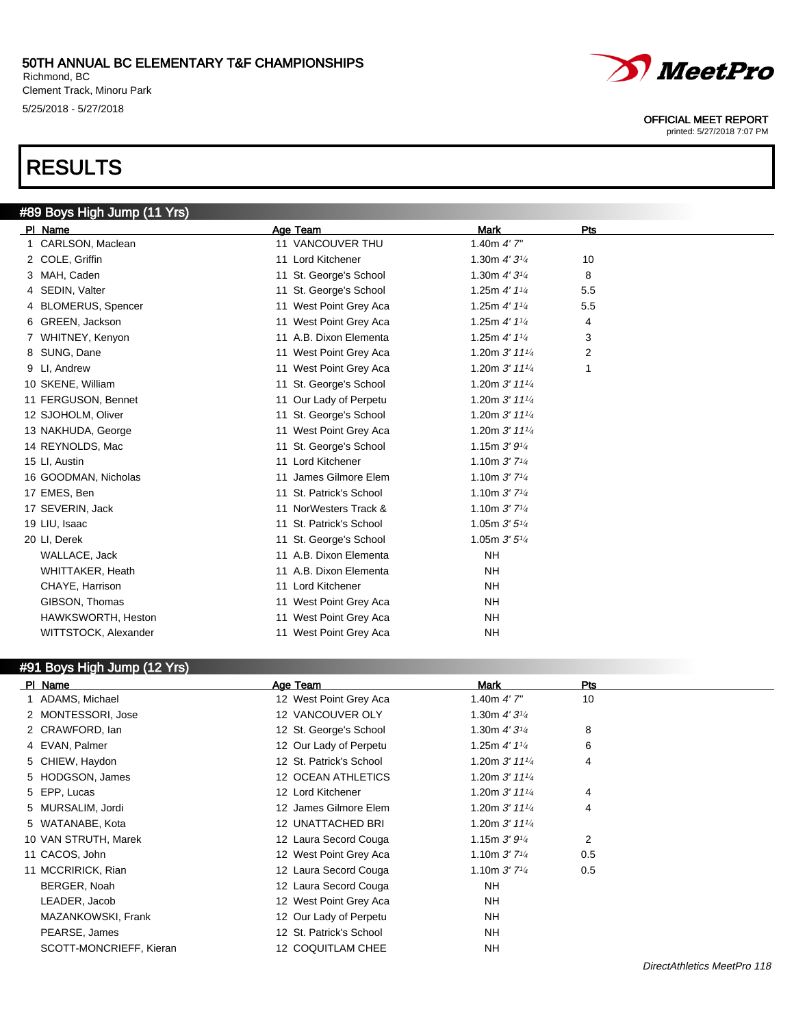50TH ANNUAL BC ELEMENTARY T&F CHAMPIONSHIPS
Richmond, BC
Clement Track, Minoru Park
5/25/2018 - 5/27/2018

OFFICIAL MEET REPORT
printed: 5/27/2018 7:07 PM

# RESULTS

## #89 Boys High Jump (11 Yrs)

| Pl | Name | Age | Team | Mark | Pts |
|---|---|---|---|---|---|
| 1 | CARLSON, Maclean | 11 | VANCOUVER THU | 1.40m 4' 7" | |
| 2 | COLE, Griffin | 11 | Lord Kitchener | 1.30m 4' 3¼ | 10 |
| 3 | MAH, Caden | 11 | St. George's School | 1.30m 4' 3¼ | 8 |
| 4 | SEDIN, Valter | 11 | St. George's School | 1.25m 4' 1¼ | 5.5 |
| 4 | BLOMERUS, Spencer | 11 | West Point Grey Aca | 1.25m 4' 1¼ | 5.5 |
| 6 | GREEN, Jackson | 11 | West Point Grey Aca | 1.25m 4' 1¼ | 4 |
| 7 | WHITNEY, Kenyon | 11 | A.B. Dixon Elementa | 1.25m 4' 1¼ | 3 |
| 8 | SUNG, Dane | 11 | West Point Grey Aca | 1.20m 3' 11¼ | 2 |
| 9 | LI, Andrew | 11 | West Point Grey Aca | 1.20m 3' 11¼ | 1 |
| 10 | SKENE, William | 11 | St. George's School | 1.20m 3' 11¼ | |
| 11 | FERGUSON, Bennet | 11 | Our Lady of Perpetu | 1.20m 3' 11¼ | |
| 12 | SJOHOLM, Oliver | 11 | St. George's School | 1.20m 3' 11¼ | |
| 13 | NAKHUDA, George | 11 | West Point Grey Aca | 1.20m 3' 11¼ | |
| 14 | REYNOLDS, Mac | 11 | St. George's School | 1.15m 3' 9¼ | |
| 15 | LI, Austin | 11 | Lord Kitchener | 1.10m 3' 7¼ | |
| 16 | GOODMAN, Nicholas | 11 | James Gilmore Elem | 1.10m 3' 7¼ | |
| 17 | EMES, Ben | 11 | St. Patrick's School | 1.10m 3' 7¼ | |
| 17 | SEVERIN, Jack | 11 | NorWesters Track & | 1.10m 3' 7¼ | |
| 19 | LIU, Isaac | 11 | St. Patrick's School | 1.05m 3' 5¼ | |
| 20 | LI, Derek | 11 | St. George's School | 1.05m 3' 5¼ | |
| | WALLACE, Jack | 11 | A.B. Dixon Elementa | NH | |
| | WHITTAKER, Heath | 11 | A.B. Dixon Elementa | NH | |
| | CHAYE, Harrison | 11 | Lord Kitchener | NH | |
| | GIBSON, Thomas | 11 | West Point Grey Aca | NH | |
| | HAWKSWORTH, Heston | 11 | West Point Grey Aca | NH | |
| | WITTSTOCK, Alexander | 11 | West Point Grey Aca | NH | |

## #91 Boys High Jump (12 Yrs)

| Pl | Name | Age | Team | Mark | Pts |
|---|---|---|---|---|---|
| 1 | ADAMS, Michael | 12 | West Point Grey Aca | 1.40m 4' 7" | 10 |
| 2 | MONTESSORI, Jose | 12 | VANCOUVER OLY | 1.30m 4' 3¼ | |
| 2 | CRAWFORD, Ian | 12 | St. George's School | 1.30m 4' 3¼ | 8 |
| 4 | EVAN, Palmer | 12 | Our Lady of Perpetu | 1.25m 4' 1¼ | 6 |
| 5 | CHIEW, Haydon | 12 | St. Patrick's School | 1.20m 3' 11¼ | 4 |
| 5 | HODGSON, James | 12 | OCEAN ATHLETICS | 1.20m 3' 11¼ | |
| 5 | EPP, Lucas | 12 | Lord Kitchener | 1.20m 3' 11¼ | 4 |
| 5 | MURSALIM, Jordi | 12 | James Gilmore Elem | 1.20m 3' 11¼ | 4 |
| 5 | WATANABE, Kota | 12 | UNATTACHED BRI | 1.20m 3' 11¼ | |
| 10 | VAN STRUTH, Marek | 12 | Laura Secord Couga | 1.15m 3' 9¼ | 2 |
| 11 | CACOS, John | 12 | West Point Grey Aca | 1.10m 3' 7¼ | 0.5 |
| 11 | MCCRIRICK, Rian | 12 | Laura Secord Couga | 1.10m 3' 7¼ | 0.5 |
| | BERGER, Noah | 12 | Laura Secord Couga | NH | |
| | LEADER, Jacob | 12 | West Point Grey Aca | NH | |
| | MAZANKOWSKI, Frank | 12 | Our Lady of Perpetu | NH | |
| | PEARSE, James | 12 | St. Patrick's School | NH | |
| | SCOTT-MONCRIEFF, Kieran | 12 | COQUITLAM CHEE | NH | |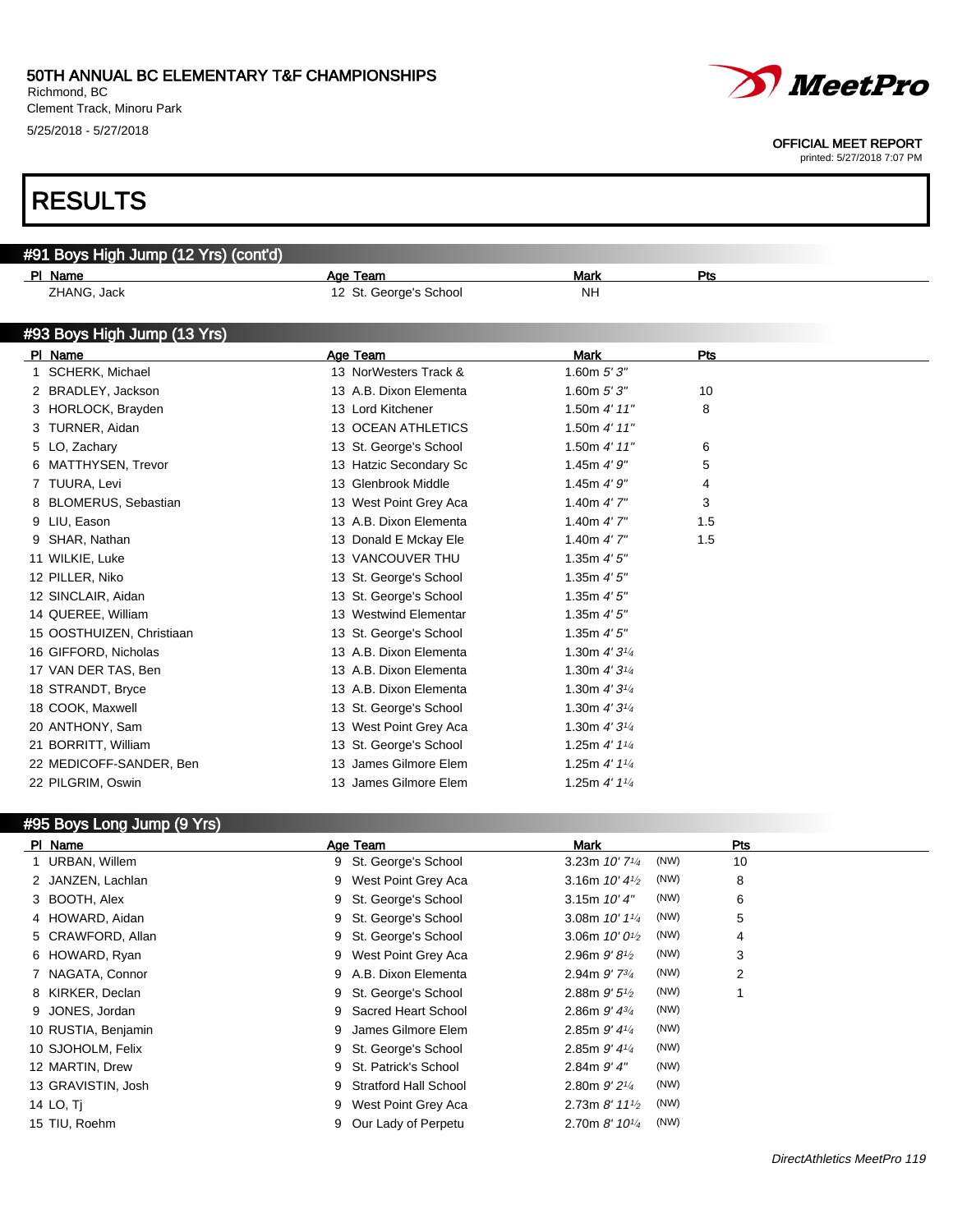# 50TH ANNUAL BC ELEMENTARY T&F CHAMPIONSHIPS

Richmond, BC
Clement Track, Minoru Park
5/25/2018 - 5/27/2018

OFFICIAL MEET REPORT
printed: 5/27/2018 7:07 PM

# RESULTS

## #91 Boys High Jump (12 Yrs) (cont'd)

| Pl | Name | Age | Team | Mark | Pts |
|---|---|---|---|---|---|
| | ZHANG, Jack | 12 | St. George's School | NH | |

## #93 Boys High Jump (13 Yrs)

| Pl | Name | Age | Team | Mark | Pts |
|---|---|---|---|---|---|
| 1 | SCHERK, Michael | 13 | NorWesters Track & | 1.60m *5' 3"* | |
| 2 | BRADLEY, Jackson | 13 | A.B. Dixon Elementa | 1.60m *5' 3"* | 10 |
| 3 | HORLOCK, Brayden | 13 | Lord Kitchener | 1.50m *4' 11"* | 8 |
| 3 | TURNER, Aidan | 13 | OCEAN ATHLETICS | 1.50m *4' 11"* | |
| 5 | LO, Zachary | 13 | St. George's School | 1.50m *4' 11"* | 6 |
| 6 | MATTHYSEN, Trevor | 13 | Hatzic Secondary Sc | 1.45m *4' 9"* | 5 |
| 7 | TUURA, Levi | 13 | Glenbrook Middle | 1.45m *4' 9"* | 4 |
| 8 | BLOMERUS, Sebastian | 13 | West Point Grey Aca | 1.40m *4' 7"* | 3 |
| 9 | LIU, Eason | 13 | A.B. Dixon Elementa | 1.40m *4' 7"* | 1.5 |
| 9 | SHAR, Nathan | 13 | Donald E Mckay Ele | 1.40m *4' 7"* | 1.5 |
| 11 | WILKIE, Luke | 13 | VANCOUVER THU | 1.35m *4' 5"* | |
| 12 | PILLER, Niko | 13 | St. George's School | 1.35m *4' 5"* | |
| 12 | SINCLAIR, Aidan | 13 | St. George's School | 1.35m *4' 5"* | |
| 14 | QUEREE, William | 13 | Westwind Elementar | 1.35m *4' 5"* | |
| 15 | OOSTHUIZEN, Christiaan | 13 | St. George's School | 1.35m *4' 5"* | |
| 16 | GIFFORD, Nicholas | 13 | A.B. Dixon Elementa | 1.30m *4' 3¼* | |
| 17 | VAN DER TAS, Ben | 13 | A.B. Dixon Elementa | 1.30m *4' 3¼* | |
| 18 | STRANDT, Bryce | 13 | A.B. Dixon Elementa | 1.30m *4' 3¼* | |
| 18 | COOK, Maxwell | 13 | St. George's School | 1.30m *4' 3¼* | |
| 20 | ANTHONY, Sam | 13 | West Point Grey Aca | 1.30m *4' 3¼* | |
| 21 | BORRITT, William | 13 | St. George's School | 1.25m *4' 1¼* | |
| 22 | MEDICOFF-SANDER, Ben | 13 | James Gilmore Elem | 1.25m *4' 1¼* | |
| 22 | PILGRIM, Oswin | 13 | James Gilmore Elem | 1.25m *4' 1¼* | |

## #95 Boys Long Jump (9 Yrs)

| Pl | Name | Age | Team | Mark | | Pts |
|---|---|---|---|---|---|---|
| 1 | URBAN, Willem | 9 | St. George's School | 3.23m *10' 7¼* | (NW) | 10 |
| 2 | JANZEN, Lachlan | 9 | West Point Grey Aca | 3.16m *10' 4½* | (NW) | 8 |
| 3 | BOOTH, Alex | 9 | St. George's School | 3.15m *10' 4"* | (NW) | 6 |
| 4 | HOWARD, Aidan | 9 | St. George's School | 3.08m *10' 1¼* | (NW) | 5 |
| 5 | CRAWFORD, Allan | 9 | St. George's School | 3.06m *10' 0½* | (NW) | 4 |
| 6 | HOWARD, Ryan | 9 | West Point Grey Aca | 2.96m *9' 8½* | (NW) | 3 |
| 7 | NAGATA, Connor | 9 | A.B. Dixon Elementa | 2.94m *9' 7¾* | (NW) | 2 |
| 8 | KIRKER, Declan | 9 | St. George's School | 2.88m *9' 5½* | (NW) | 1 |
| 9 | JONES, Jordan | 9 | Sacred Heart School | 2.86m *9' 4¾* | (NW) | |
| 10 | RUSTIA, Benjamin | 9 | James Gilmore Elem | 2.85m *9' 4¼* | (NW) | |
| 10 | SJOHOLM, Felix | 9 | St. George's School | 2.85m *9' 4¼* | (NW) | |
| 12 | MARTIN, Drew | 9 | St. Patrick's School | 2.84m *9' 4"* | (NW) | |
| 13 | GRAVISTIN, Josh | 9 | Stratford Hall School | 2.80m *9' 2¼* | (NW) | |
| 14 | LO, Tj | 9 | West Point Grey Aca | 2.73m *8' 11½* | (NW) | |
| 15 | TIU, Roehm | 9 | Our Lady of Perpetu | 2.70m *8' 10¼* | (NW) | |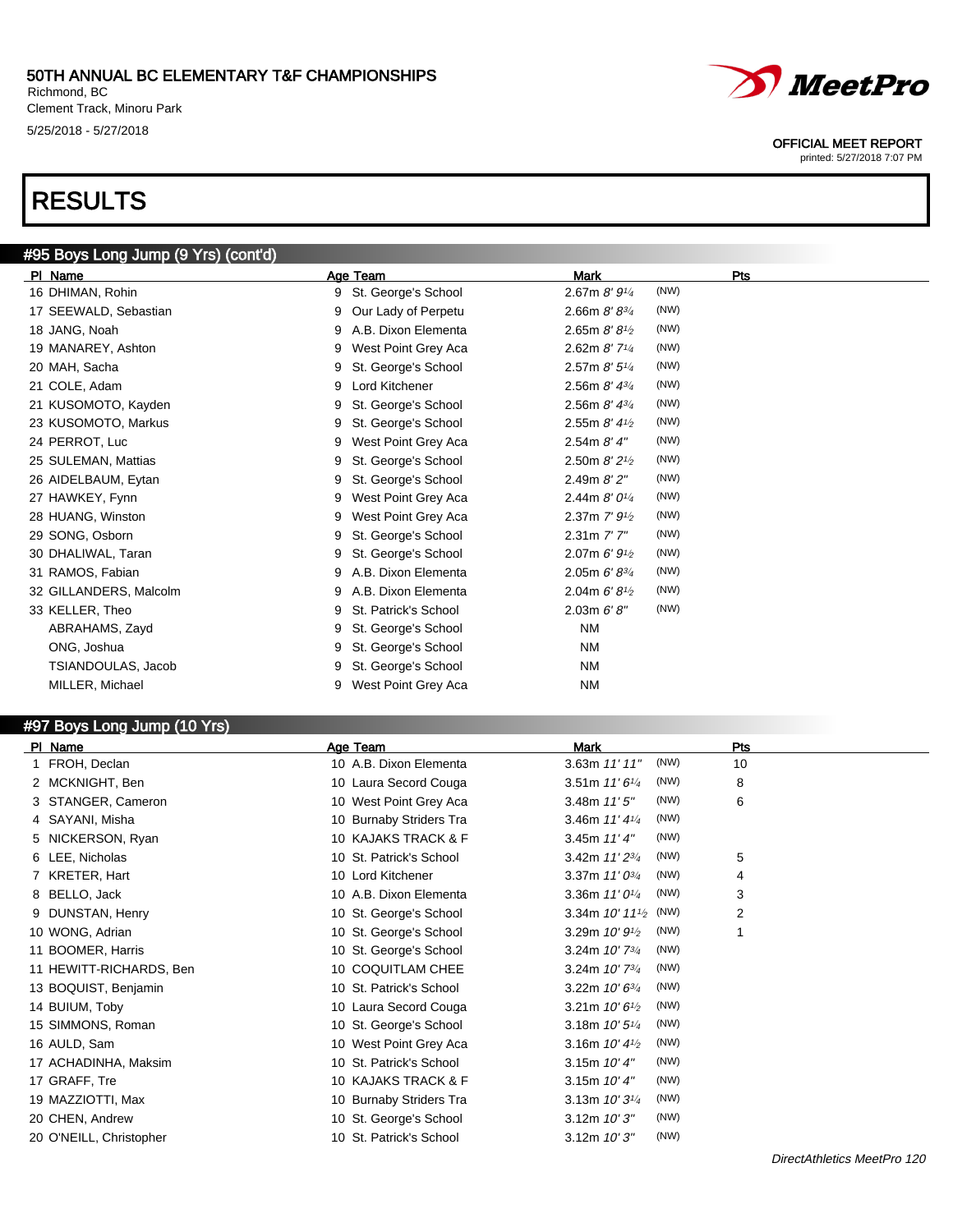# 50TH ANNUAL BC ELEMENTARY T&F CHAMPIONSHIPS

Richmond, BC
Clement Track, Minoru Park
5/25/2018 - 5/27/2018

OFFICIAL MEET REPORT
printed: 5/27/2018 7:07 PM

# RESULTS

## #95 Boys Long Jump (9 Yrs) (cont'd)

| Pl | Name | Age | Team | Mark | | Pts |
|---|---|---|---|---|---|---|
| 16 | DHIMAN, Rohin | 9 | St. George's School | 2.67m *8' 9¼* | (NW) | |
| 17 | SEEWALD, Sebastian | 9 | Our Lady of Perpetu | 2.66m *8' 8¾* | (NW) | |
| 18 | JANG, Noah | 9 | A.B. Dixon Elementa | 2.65m *8' 8½* | (NW) | |
| 19 | MANAREY, Ashton | 9 | West Point Grey Aca | 2.62m *8' 7¼* | (NW) | |
| 20 | MAH, Sacha | 9 | St. George's School | 2.57m *8' 5¼* | (NW) | |
| 21 | COLE, Adam | 9 | Lord Kitchener | 2.56m *8' 4¾* | (NW) | |
| 21 | KUSOMOTO, Kayden | 9 | St. George's School | 2.56m *8' 4¾* | (NW) | |
| 23 | KUSOMOTO, Markus | 9 | St. George's School | 2.55m *8' 4½* | (NW) | |
| 24 | PERROT, Luc | 9 | West Point Grey Aca | 2.54m *8' 4"* | (NW) | |
| 25 | SULEMAN, Mattias | 9 | St. George's School | 2.50m *8' 2½* | (NW) | |
| 26 | AIDELBAUM, Eytan | 9 | St. George's School | 2.49m *8' 2"* | (NW) | |
| 27 | HAWKEY, Fynn | 9 | West Point Grey Aca | 2.44m *8' 0¼* | (NW) | |
| 28 | HUANG, Winston | 9 | West Point Grey Aca | 2.37m *7' 9½* | (NW) | |
| 29 | SONG, Osborn | 9 | St. George's School | 2.31m *7' 7"* | (NW) | |
| 30 | DHALIWAL, Taran | 9 | St. George's School | 2.07m *6' 9½* | (NW) | |
| 31 | RAMOS, Fabian | 9 | A.B. Dixon Elementa | 2.05m *6' 8¾* | (NW) | |
| 32 | GILLANDERS, Malcolm | 9 | A.B. Dixon Elementa | 2.04m *6' 8½* | (NW) | |
| 33 | KELLER, Theo | 9 | St. Patrick's School | 2.03m *6' 8"* | (NW) | |
| | ABRAHAMS, Zayd | 9 | St. George's School | NM | | |
| | ONG, Joshua | 9 | St. George's School | NM | | |
| | TSIANDOULAS, Jacob | 9 | St. George's School | NM | | |
| | MILLER, Michael | 9 | West Point Grey Aca | NM | | |

## #97 Boys Long Jump (10 Yrs)

| Pl | Name | Age | Team | Mark | | Pts |
|---|---|---|---|---|---|---|
| 1 | FROH, Declan | 10 | A.B. Dixon Elementa | 3.63m *11' 11"* | (NW) | 10 |
| 2 | MCKNIGHT, Ben | 10 | Laura Secord Couga | 3.51m *11' 6¼* | (NW) | 8 |
| 3 | STANGER, Cameron | 10 | West Point Grey Aca | 3.48m *11' 5"* | (NW) | 6 |
| 4 | SAYANI, Misha | 10 | Burnaby Striders Tra | 3.46m *11' 4¼* | (NW) | |
| 5 | NICKERSON, Ryan | 10 | KAJAKS TRACK & F | 3.45m *11' 4"* | (NW) | |
| 6 | LEE, Nicholas | 10 | St. Patrick's School | 3.42m *11' 2¾* | (NW) | 5 |
| 7 | KRETER, Hart | 10 | Lord Kitchener | 3.37m *11' 0¾* | (NW) | 4 |
| 8 | BELLO, Jack | 10 | A.B. Dixon Elementa | 3.36m *11' 0¼* | (NW) | 3 |
| 9 | DUNSTAN, Henry | 10 | St. George's School | 3.34m *10' 11½* | (NW) | 2 |
| 10 | WONG, Adrian | 10 | St. George's School | 3.29m *10' 9½* | (NW) | 1 |
| 11 | BOOMER, Harris | 10 | St. George's School | 3.24m *10' 7¾* | (NW) | |
| 11 | HEWITT-RICHARDS, Ben | 10 | COQUITLAM CHEE | 3.24m *10' 7¾* | (NW) | |
| 13 | BOQUIST, Benjamin | 10 | St. Patrick's School | 3.22m *10' 6¾* | (NW) | |
| 14 | BUIUM, Toby | 10 | Laura Secord Couga | 3.21m *10' 6½* | (NW) | |
| 15 | SIMMONS, Roman | 10 | St. George's School | 3.18m *10' 5¼* | (NW) | |
| 16 | AULD, Sam | 10 | West Point Grey Aca | 3.16m *10' 4½* | (NW) | |
| 17 | ACHADINHA, Maksim | 10 | St. Patrick's School | 3.15m *10' 4"* | (NW) | |
| 17 | GRAFF, Tre | 10 | KAJAKS TRACK & F | 3.15m *10' 4"* | (NW) | |
| 19 | MAZZIOTTI, Max | 10 | Burnaby Striders Tra | 3.13m *10' 3¼* | (NW) | |
| 20 | CHEN, Andrew | 10 | St. George's School | 3.12m *10' 3"* | (NW) | |
| 20 | O'NEILL, Christopher | 10 | St. Patrick's School | 3.12m *10' 3"* | (NW) | |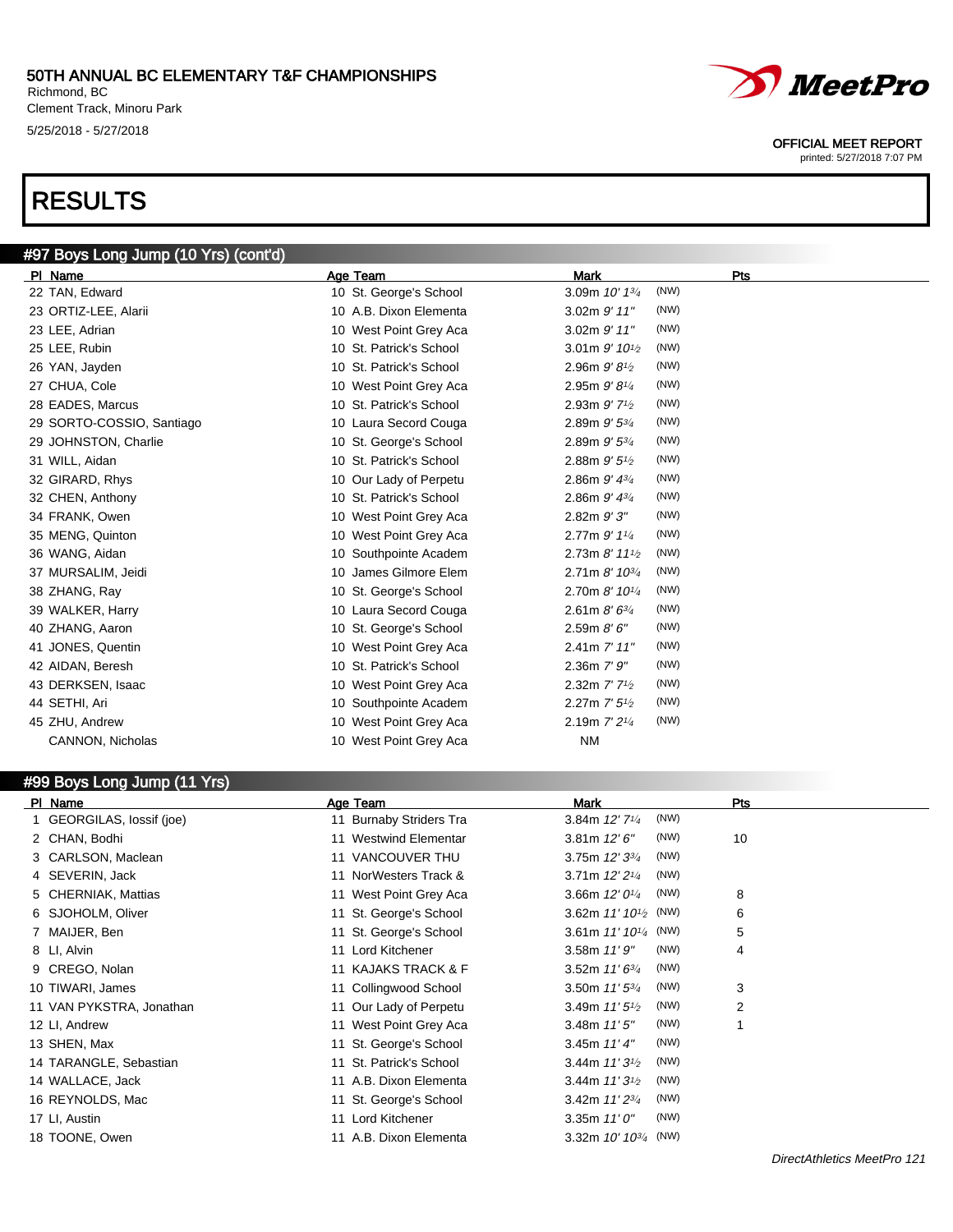# 50TH ANNUAL BC ELEMENTARY T&F CHAMPIONSHIPS

Richmond, BC
Clement Track, Minoru Park
5/25/2018 - 5/27/2018

OFFICIAL MEET REPORT
printed: 5/27/2018 7:07 PM

# RESULTS

## #97 Boys Long Jump (10 Yrs) (cont'd)

| Pl | Name | Age | Team | Mark | | Pts |
|---|---|---|---|---|---|---|
| 22 | TAN, Edward | 10 | St. George's School | 3.09m *10' 1¾* | (NW) | |
| 23 | ORTIZ-LEE, Alarii | 10 | A.B. Dixon Elementa | 3.02m *9' 11"* | (NW) | |
| 23 | LEE, Adrian | 10 | West Point Grey Aca | 3.02m *9' 11"* | (NW) | |
| 25 | LEE, Rubin | 10 | St. Patrick's School | 3.01m *9' 10½* | (NW) | |
| 26 | YAN, Jayden | 10 | St. Patrick's School | 2.96m *9' 8½* | (NW) | |
| 27 | CHUA, Cole | 10 | West Point Grey Aca | 2.95m *9' 8¼* | (NW) | |
| 28 | EADES, Marcus | 10 | St. Patrick's School | 2.93m *9' 7½* | (NW) | |
| 29 | SORTO-COSSIO, Santiago | 10 | Laura Secord Couga | 2.89m *9' 5¾* | (NW) | |
| 29 | JOHNSTON, Charlie | 10 | St. George's School | 2.89m *9' 5¾* | (NW) | |
| 31 | WILL, Aidan | 10 | St. Patrick's School | 2.88m *9' 5½* | (NW) | |
| 32 | GIRARD, Rhys | 10 | Our Lady of Perpetu | 2.86m *9' 4¾* | (NW) | |
| 32 | CHEN, Anthony | 10 | St. Patrick's School | 2.86m *9' 4¾* | (NW) | |
| 34 | FRANK, Owen | 10 | West Point Grey Aca | 2.82m *9' 3"* | (NW) | |
| 35 | MENG, Quinton | 10 | West Point Grey Aca | 2.77m *9' 1¼* | (NW) | |
| 36 | WANG, Aidan | 10 | Southpointe Academ | 2.73m *8' 11½* | (NW) | |
| 37 | MURSALIM, Jeidi | 10 | James Gilmore Elem | 2.71m *8' 10¾* | (NW) | |
| 38 | ZHANG, Ray | 10 | St. George's School | 2.70m *8' 10¼* | (NW) | |
| 39 | WALKER, Harry | 10 | Laura Secord Couga | 2.61m *8' 6¾* | (NW) | |
| 40 | ZHANG, Aaron | 10 | St. George's School | 2.59m *8' 6"* | (NW) | |
| 41 | JONES, Quentin | 10 | West Point Grey Aca | 2.41m *7' 11"* | (NW) | |
| 42 | AIDAN, Beresh | 10 | St. Patrick's School | 2.36m *7' 9"* | (NW) | |
| 43 | DERKSEN, Isaac | 10 | West Point Grey Aca | 2.32m *7' 7½* | (NW) | |
| 44 | SETHI, Ari | 10 | Southpointe Academ | 2.27m *7' 5½* | (NW) | |
| 45 | ZHU, Andrew | 10 | West Point Grey Aca | 2.19m *7' 2¼* | (NW) | |
| | CANNON, Nicholas | 10 | West Point Grey Aca | NM | | |

## #99 Boys Long Jump (11 Yrs)

| Pl | Name | Age | Team | Mark | | Pts |
|---|---|---|---|---|---|---|
| 1 | GEORGILAS, Iossif (joe) | 11 | Burnaby Striders Tra | 3.84m *12' 7¼* | (NW) | |
| 2 | CHAN, Bodhi | 11 | Westwind Elementar | 3.81m *12' 6"* | (NW) | 10 |
| 3 | CARLSON, Maclean | 11 | VANCOUVER THU | 3.75m *12' 3¾* | (NW) | |
| 4 | SEVERIN, Jack | 11 | NorWesters Track & | 3.71m *12' 2¼* | (NW) | |
| 5 | CHERNIAK, Mattias | 11 | West Point Grey Aca | 3.66m *12' 0¼* | (NW) | 8 |
| 6 | SJOHOLM, Oliver | 11 | St. George's School | 3.62m *11' 10½* | (NW) | 6 |
| 7 | MAIJER, Ben | 11 | St. George's School | 3.61m *11' 10¼* | (NW) | 5 |
| 8 | LI, Alvin | 11 | Lord Kitchener | 3.58m *11' 9"* | (NW) | 4 |
| 9 | CREGO, Nolan | 11 | KAJAKS TRACK & F | 3.52m *11' 6¾* | (NW) | |
| 10 | TIWARI, James | 11 | Collingwood School | 3.50m *11' 5¾* | (NW) | 3 |
| 11 | VAN PYKSTRA, Jonathan | 11 | Our Lady of Perpetu | 3.49m *11' 5½* | (NW) | 2 |
| 12 | LI, Andrew | 11 | West Point Grey Aca | 3.48m *11' 5"* | (NW) | 1 |
| 13 | SHEN, Max | 11 | St. George's School | 3.45m *11' 4"* | (NW) | |
| 14 | TARANGLE, Sebastian | 11 | St. Patrick's School | 3.44m *11' 3½* | (NW) | |
| 14 | WALLACE, Jack | 11 | A.B. Dixon Elementa | 3.44m *11' 3½* | (NW) | |
| 16 | REYNOLDS, Mac | 11 | St. George's School | 3.42m *11' 2¾* | (NW) | |
| 17 | LI, Austin | 11 | Lord Kitchener | 3.35m *11' 0"* | (NW) | |
| 18 | TOONE, Owen | 11 | A.B. Dixon Elementa | 3.32m *10' 10¾* | (NW) | |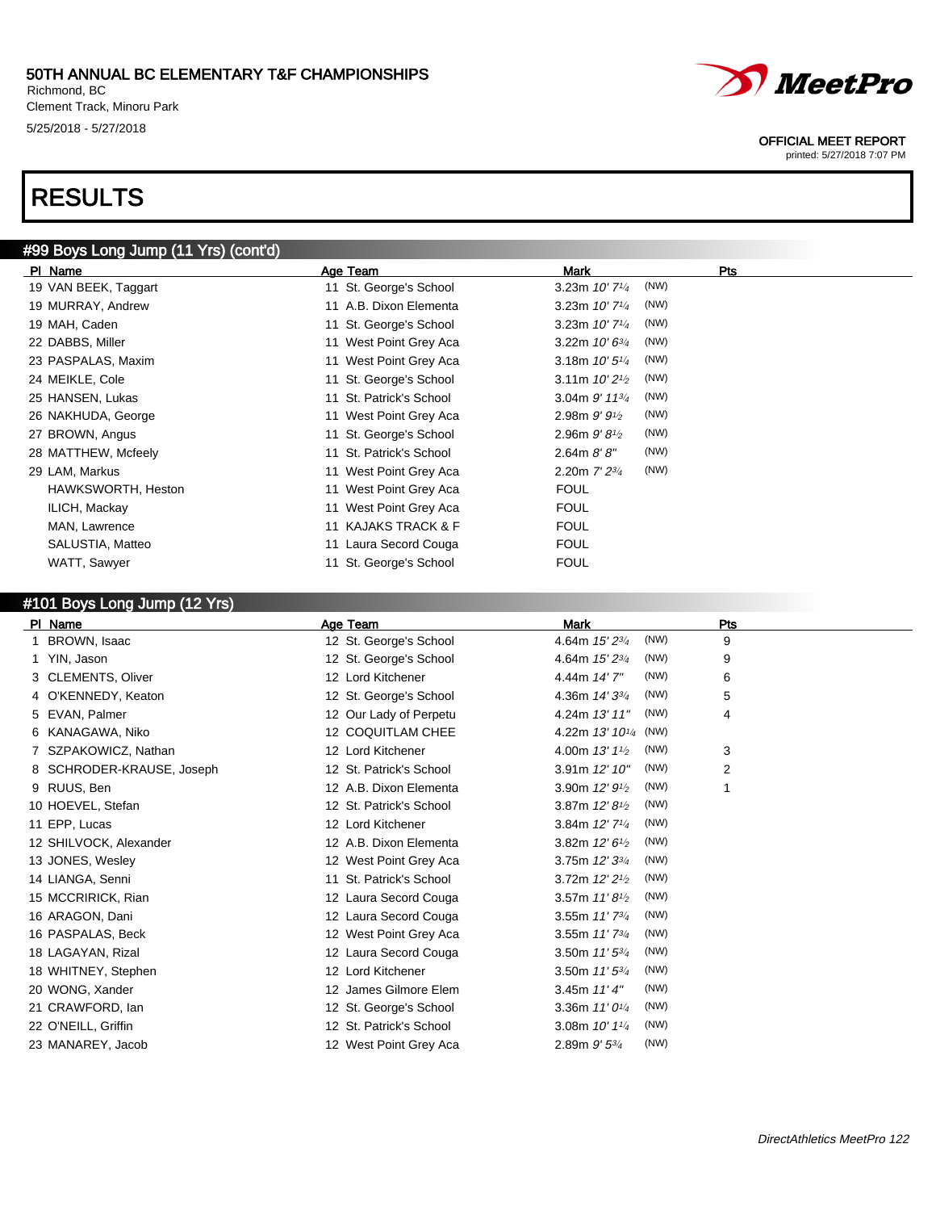50TH ANNUAL BC ELEMENTARY T&F CHAMPIONSHIPS
Richmond, BC
Clement Track, Minoru Park
5/25/2018 - 5/27/2018

OFFICIAL MEET REPORT
printed: 5/27/2018 7:07 PM

# RESULTS

## #99 Boys Long Jump (11 Yrs) (cont'd)

| Pl | Name | Age | Team | Mark | | Pts |
|---|---|---|---|---|---|---|
| 19 | VAN BEEK, Taggart | 11 | St. George's School | 3.23m *10' 7¼* | (NW) | |
| 19 | MURRAY, Andrew | 11 | A.B. Dixon Elementa | 3.23m *10' 7¼* | (NW) | |
| 19 | MAH, Caden | 11 | St. George's School | 3.23m *10' 7¼* | (NW) | |
| 22 | DABBS, Miller | 11 | West Point Grey Aca | 3.22m *10' 6¾* | (NW) | |
| 23 | PASPALAS, Maxim | 11 | West Point Grey Aca | 3.18m *10' 5¼* | (NW) | |
| 24 | MEIKLE, Cole | 11 | St. George's School | 3.11m *10' 2½* | (NW) | |
| 25 | HANSEN, Lukas | 11 | St. Patrick's School | 3.04m *9' 11¾* | (NW) | |
| 26 | NAKHUDA, George | 11 | West Point Grey Aca | 2.98m *9' 9½* | (NW) | |
| 27 | BROWN, Angus | 11 | St. George's School | 2.96m *9' 8½* | (NW) | |
| 28 | MATTHEW, Mcfeely | 11 | St. Patrick's School | 2.64m *8' 8"* | (NW) | |
| 29 | LAM, Markus | 11 | West Point Grey Aca | 2.20m *7' 2¾* | (NW) | |
| | HAWKSWORTH, Heston | 11 | West Point Grey Aca | FOUL | | |
| | ILICH, Mackay | 11 | West Point Grey Aca | FOUL | | |
| | MAN, Lawrence | 11 | KAJAKS TRACK & F | FOUL | | |
| | SALUSTIA, Matteo | 11 | Laura Secord Couga | FOUL | | |
| | WATT, Sawyer | 11 | St. George's School | FOUL | | |

## #101 Boys Long Jump (12 Yrs)

| Pl | Name | Age | Team | Mark | | Pts |
|---|---|---|---|---|---|---|
| 1 | BROWN, Isaac | 12 | St. George's School | 4.64m *15' 2¾* | (NW) | 9 |
| 1 | YIN, Jason | 12 | St. George's School | 4.64m *15' 2¾* | (NW) | 9 |
| 3 | CLEMENTS, Oliver | 12 | Lord Kitchener | 4.44m *14' 7"* | (NW) | 6 |
| 4 | O'KENNEDY, Keaton | 12 | St. George's School | 4.36m *14' 3¾* | (NW) | 5 |
| 5 | EVAN, Palmer | 12 | Our Lady of Perpetu | 4.24m *13' 11"* | (NW) | 4 |
| 6 | KANAGAWA, Niko | 12 | COQUITLAM CHEE | 4.22m *13' 10¼* | (NW) | |
| 7 | SZPAKOWICZ, Nathan | 12 | Lord Kitchener | 4.00m *13' 1½* | (NW) | 3 |
| 8 | SCHRODER-KRAUSE, Joseph | 12 | St. Patrick's School | 3.91m *12' 10"* | (NW) | 2 |
| 9 | RUUS, Ben | 12 | A.B. Dixon Elementa | 3.90m *12' 9½* | (NW) | 1 |
| 10 | HOEVEL, Stefan | 12 | St. Patrick's School | 3.87m *12' 8½* | (NW) | |
| 11 | EPP, Lucas | 12 | Lord Kitchener | 3.84m *12' 7¼* | (NW) | |
| 12 | SHILVOCK, Alexander | 12 | A.B. Dixon Elementa | 3.82m *12' 6½* | (NW) | |
| 13 | JONES, Wesley | 12 | West Point Grey Aca | 3.75m *12' 3¾* | (NW) | |
| 14 | LIANGA, Senni | 11 | St. Patrick's School | 3.72m *12' 2½* | (NW) | |
| 15 | MCCRIRICK, Rian | 12 | Laura Secord Couga | 3.57m *11' 8½* | (NW) | |
| 16 | ARAGON, Dani | 12 | Laura Secord Couga | 3.55m *11' 7¾* | (NW) | |
| 16 | PASPALAS, Beck | 12 | West Point Grey Aca | 3.55m *11' 7¾* | (NW) | |
| 18 | LAGAYAN, Rizal | 12 | Laura Secord Couga | 3.50m *11' 5¾* | (NW) | |
| 18 | WHITNEY, Stephen | 12 | Lord Kitchener | 3.50m *11' 5¾* | (NW) | |
| 20 | WONG, Xander | 12 | James Gilmore Elem | 3.45m *11' 4"* | (NW) | |
| 21 | CRAWFORD, Ian | 12 | St. George's School | 3.36m *11' 0¼* | (NW) | |
| 22 | O'NEILL, Griffin | 12 | St. Patrick's School | 3.08m *10' 1¼* | (NW) | |
| 23 | MANAREY, Jacob | 12 | West Point Grey Aca | 2.89m *9' 5¾* | (NW) | |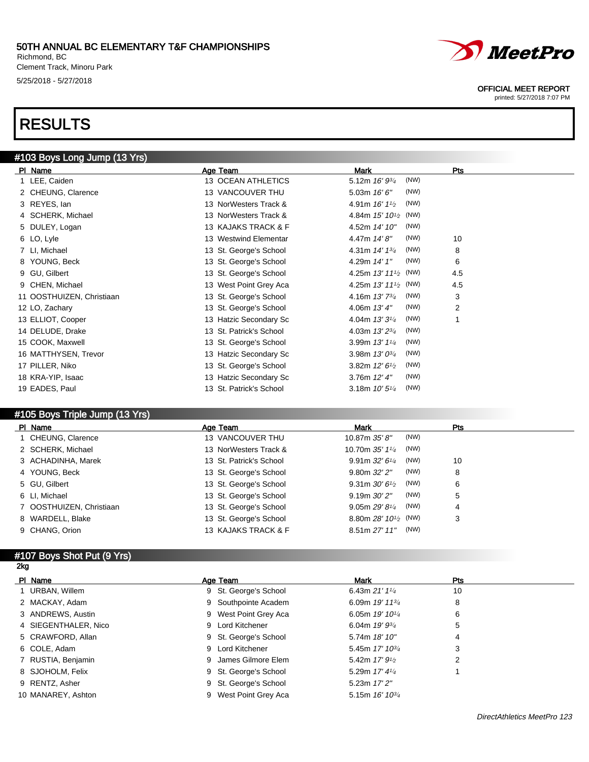50TH ANNUAL BC ELEMENTARY T&F CHAMPIONSHIPS
Richmond, BC
Clement Track, Minoru Park
5/25/2018 - 5/27/2018

OFFICIAL MEET REPORT
printed: 5/27/2018 7:07 PM

# RESULTS

## #103 Boys Long Jump (13 Yrs)

| Pl | Name | Age | Team | Mark | | Pts |
|---|---|---|---|---|---|---|
| 1 | LEE, Caiden | 13 | OCEAN ATHLETICS | 5.12m *16' 9¾* | (NW) | |
| 2 | CHEUNG, Clarence | 13 | VANCOUVER THU | 5.03m *16' 6"* | (NW) | |
| 3 | REYES, Ian | 13 | NorWesters Track & | 4.91m *16' 1½* | (NW) | |
| 4 | SCHERK, Michael | 13 | NorWesters Track & | 4.84m *15' 10½* | (NW) | |
| 5 | DULEY, Logan | 13 | KAJAKS TRACK & F | 4.52m *14' 10"* | (NW) | |
| 6 | LO, Lyle | 13 | Westwind Elementar | 4.47m *14' 8"* | (NW) | 10 |
| 7 | LI, Michael | 13 | St. George's School | 4.31m *14' 1¾* | (NW) | 8 |
| 8 | YOUNG, Beck | 13 | St. George's School | 4.29m *14' 1"* | (NW) | 6 |
| 9 | GU, Gilbert | 13 | St. George's School | 4.25m *13' 11½* | (NW) | 4.5 |
| 9 | CHEN, Michael | 13 | West Point Grey Aca | 4.25m *13' 11½* | (NW) | 4.5 |
| 11 | OOSTHUIZEN, Christiaan | 13 | St. George's School | 4.16m *13' 7¾* | (NW) | 3 |
| 12 | LO, Zachary | 13 | St. George's School | 4.06m *13' 4"* | (NW) | 2 |
| 13 | ELLIOT, Cooper | 13 | Hatzic Secondary Sc | 4.04m *13' 3¼* | (NW) | 1 |
| 14 | DELUDE, Drake | 13 | St. Patrick's School | 4.03m *13' 2¾* | (NW) | |
| 15 | COOK, Maxwell | 13 | St. George's School | 3.99m *13' 1¼* | (NW) | |
| 16 | MATTHYSEN, Trevor | 13 | Hatzic Secondary Sc | 3.98m *13' 0¾* | (NW) | |
| 17 | PILLER, Niko | 13 | St. George's School | 3.82m *12' 6½* | (NW) | |
| 18 | KRA-YIP, Isaac | 13 | Hatzic Secondary Sc | 3.76m *12' 4"* | (NW) | |
| 19 | EADES, Paul | 13 | St. Patrick's School | 3.18m *10' 5¼* | (NW) | |

## #105 Boys Triple Jump (13 Yrs)

| Pl | Name | Age | Team | Mark | | Pts |
|---|---|---|---|---|---|---|
| 1 | CHEUNG, Clarence | 13 | VANCOUVER THU | 10.87m *35' 8"* | (NW) | |
| 2 | SCHERK, Michael | 13 | NorWesters Track & | 10.70m *35' 1¼* | (NW) | |
| 3 | ACHADINHA, Marek | 13 | St. Patrick's School | 9.91m *32' 6¼* | (NW) | 10 |
| 4 | YOUNG, Beck | 13 | St. George's School | 9.80m *32' 2"* | (NW) | 8 |
| 5 | GU, Gilbert | 13 | St. George's School | 9.31m *30' 6½* | (NW) | 6 |
| 6 | LI, Michael | 13 | St. George's School | 9.19m *30' 2"* | (NW) | 5 |
| 7 | OOSTHUIZEN, Christiaan | 13 | St. George's School | 9.05m *29' 8¼* | (NW) | 4 |
| 8 | WARDELL, Blake | 13 | St. George's School | 8.80m *28' 10½* | (NW) | 3 |
| 9 | CHANG, Orion | 13 | KAJAKS TRACK & F | 8.51m *27' 11"* | (NW) | |

## #107 Boys Shot Put (9 Yrs)

2kg

| Pl | Name | Age | Team | Mark | Pts |
|---|---|---|---|---|---|
| 1 | URBAN, Willem | 9 | St. George's School | 6.43m *21' 1¼* | 10 |
| 2 | MACKAY, Adam | 9 | Southpointe Academ | 6.09m *19' 11¾* | 8 |
| 3 | ANDREWS, Austin | 9 | West Point Grey Aca | 6.05m *19' 10¼* | 6 |
| 4 | SIEGENTHALER, Nico | 9 | Lord Kitchener | 6.04m *19' 9¾* | 5 |
| 5 | CRAWFORD, Allan | 9 | St. George's School | 5.74m *18' 10"* | 4 |
| 6 | COLE, Adam | 9 | Lord Kitchener | 5.45m *17' 10¾* | 3 |
| 7 | RUSTIA, Benjamin | 9 | James Gilmore Elem | 5.42m *17' 9½* | 2 |
| 8 | SJOHOLM, Felix | 9 | St. George's School | 5.29m *17' 4¼* | 1 |
| 9 | RENTZ, Asher | 9 | St. George's School | 5.23m *17' 2"* | |
| 10 | MANAREY, Ashton | 9 | West Point Grey Aca | 5.15m *16' 10¾* | |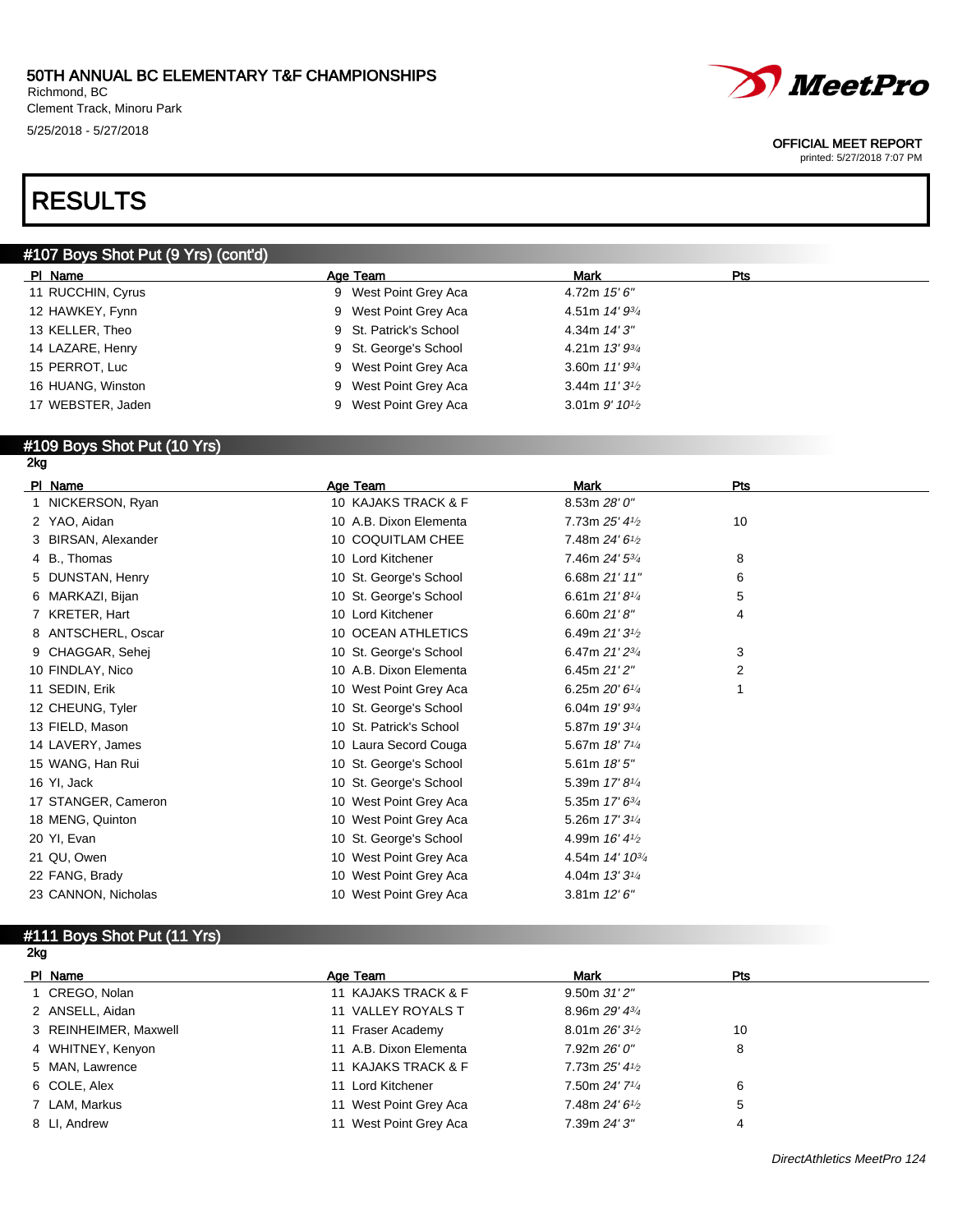50TH ANNUAL BC ELEMENTARY T&F CHAMPIONSHIPS
Richmond, BC
Clement Track, Minoru Park
5/25/2018 - 5/27/2018

OFFICIAL MEET REPORT
printed: 5/27/2018 7:07 PM

# RESULTS

## #107 Boys Shot Put (9 Yrs) (cont'd)

| Pl | Name | Age | Team | Mark | Pts |
|---|---|---|---|---|---|
| 11 | RUCCHIN, Cyrus | 9 | West Point Grey Aca | 4.72m *15' 6"* | |
| 12 | HAWKEY, Fynn | 9 | West Point Grey Aca | 4.51m *14' 9¾* | |
| 13 | KELLER, Theo | 9 | St. Patrick's School | 4.34m *14' 3"* | |
| 14 | LAZARE, Henry | 9 | St. George's School | 4.21m *13' 9¾* | |
| 15 | PERROT, Luc | 9 | West Point Grey Aca | 3.60m *11' 9¾* | |
| 16 | HUANG, Winston | 9 | West Point Grey Aca | 3.44m *11' 3½* | |
| 17 | WEBSTER, Jaden | 9 | West Point Grey Aca | 3.01m *9' 10½* | |

## #109 Boys Shot Put (10 Yrs)

2kg

| Pl | Name | Age | Team | Mark | Pts |
|---|---|---|---|---|---|
| 1 | NICKERSON, Ryan | 10 | KAJAKS TRACK & F | 8.53m *28' 0"* | |
| 2 | YAO, Aidan | 10 | A.B. Dixon Elementa | 7.73m *25' 4½* | 10 |
| 3 | BIRSAN, Alexander | 10 | COQUITLAM CHEE | 7.48m *24' 6½* | |
| 4 | B., Thomas | 10 | Lord Kitchener | 7.46m *24' 5¾* | 8 |
| 5 | DUNSTAN, Henry | 10 | St. George's School | 6.68m *21' 11"* | 6 |
| 6 | MARKAZI, Bijan | 10 | St. George's School | 6.61m *21' 8¼* | 5 |
| 7 | KRETER, Hart | 10 | Lord Kitchener | 6.60m *21' 8"* | 4 |
| 8 | ANTSCHERL, Oscar | 10 | OCEAN ATHLETICS | 6.49m *21' 3½* | |
| 9 | CHAGGAR, Sehej | 10 | St. George's School | 6.47m *21' 2¾* | 3 |
| 10 | FINDLAY, Nico | 10 | A.B. Dixon Elementa | 6.45m *21' 2"* | 2 |
| 11 | SEDIN, Erik | 10 | West Point Grey Aca | 6.25m *20' 6¼* | 1 |
| 12 | CHEUNG, Tyler | 10 | St. George's School | 6.04m *19' 9¾* | |
| 13 | FIELD, Mason | 10 | St. Patrick's School | 5.87m *19' 3¼* | |
| 14 | LAVERY, James | 10 | Laura Secord Couga | 5.67m *18' 7¼* | |
| 15 | WANG, Han Rui | 10 | St. George's School | 5.61m *18' 5"* | |
| 16 | YI, Jack | 10 | St. George's School | 5.39m *17' 8¼* | |
| 17 | STANGER, Cameron | 10 | West Point Grey Aca | 5.35m *17' 6¾* | |
| 18 | MENG, Quinton | 10 | West Point Grey Aca | 5.26m *17' 3¼* | |
| 20 | YI, Evan | 10 | St. George's School | 4.99m *16' 4½* | |
| 21 | QU, Owen | 10 | West Point Grey Aca | 4.54m *14' 10¾* | |
| 22 | FANG, Brady | 10 | West Point Grey Aca | 4.04m *13' 3¼* | |
| 23 | CANNON, Nicholas | 10 | West Point Grey Aca | 3.81m *12' 6"* | |

## #111 Boys Shot Put (11 Yrs)

2kg

| Pl | Name | Age | Team | Mark | Pts |
|---|---|---|---|---|---|
| 1 | CREGO, Nolan | 11 | KAJAKS TRACK & F | 9.50m *31' 2"* | |
| 2 | ANSELL, Aidan | 11 | VALLEY ROYALS T | 8.96m *29' 4¾* | |
| 3 | REINHEIMER, Maxwell | 11 | Fraser Academy | 8.01m *26' 3½* | 10 |
| 4 | WHITNEY, Kenyon | 11 | A.B. Dixon Elementa | 7.92m *26' 0"* | 8 |
| 5 | MAN, Lawrence | 11 | KAJAKS TRACK & F | 7.73m *25' 4½* | |
| 6 | COLE, Alex | 11 | Lord Kitchener | 7.50m *24' 7¼* | 6 |
| 7 | LAM, Markus | 11 | West Point Grey Aca | 7.48m *24' 6½* | 5 |
| 8 | LI, Andrew | 11 | West Point Grey Aca | 7.39m *24' 3"* | 4 |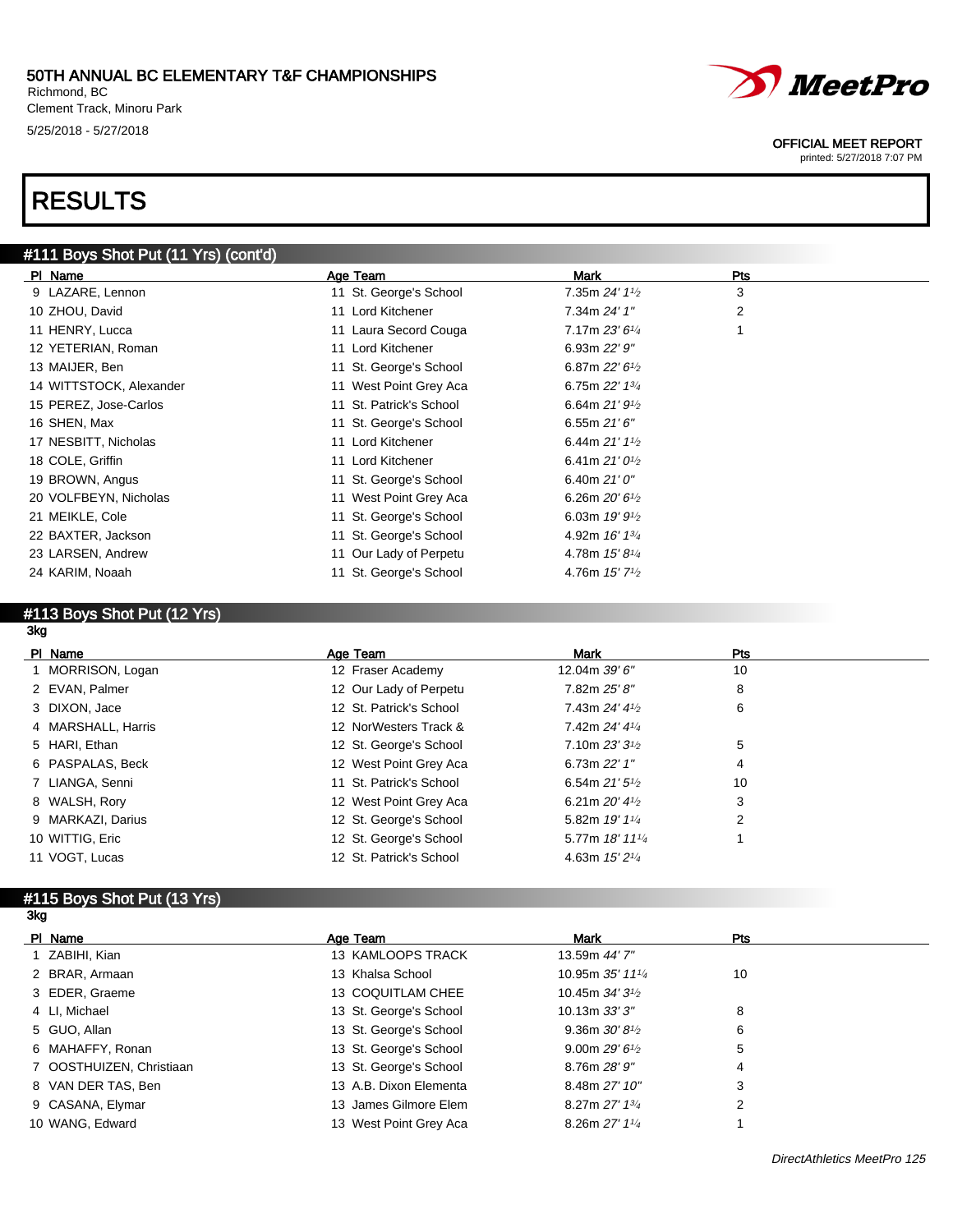50TH ANNUAL BC ELEMENTARY T&F CHAMPIONSHIPS
Richmond, BC
Clement Track, Minoru Park
5/25/2018 - 5/27/2018

OFFICIAL MEET REPORT
printed: 5/27/2018 7:07 PM

# RESULTS

## #111 Boys Shot Put (11 Yrs) (cont'd)

| Pl | Name | Age | Team | Mark | Pts |
|---|---|---|---|---|---|
| 9 | LAZARE, Lennon | 11 | St. George's School | 7.35m *24' 1½* | 3 |
| 10 | ZHOU, David | 11 | Lord Kitchener | 7.34m *24' 1"* | 2 |
| 11 | HENRY, Lucca | 11 | Laura Secord Couga | 7.17m *23' 6¼* | 1 |
| 12 | YETERIAN, Roman | 11 | Lord Kitchener | 6.93m *22' 9"* | |
| 13 | MAIJER, Ben | 11 | St. George's School | 6.87m *22' 6½* | |
| 14 | WITTSTOCK, Alexander | 11 | West Point Grey Aca | 6.75m *22' 1¾* | |
| 15 | PEREZ, Jose-Carlos | 11 | St. Patrick's School | 6.64m *21' 9½* | |
| 16 | SHEN, Max | 11 | St. George's School | 6.55m *21' 6"* | |
| 17 | NESBITT, Nicholas | 11 | Lord Kitchener | 6.44m *21' 1½* | |
| 18 | COLE, Griffin | 11 | Lord Kitchener | 6.41m *21' 0½* | |
| 19 | BROWN, Angus | 11 | St. George's School | 6.40m *21' 0"* | |
| 20 | VOLFBEYN, Nicholas | 11 | West Point Grey Aca | 6.26m *20' 6½* | |
| 21 | MEIKLE, Cole | 11 | St. George's School | 6.03m *19' 9½* | |
| 22 | BAXTER, Jackson | 11 | St. George's School | 4.92m *16' 1¾* | |
| 23 | LARSEN, Andrew | 11 | Our Lady of Perpetu | 4.78m *15' 8¼* | |
| 24 | KARIM, Noaah | 11 | St. George's School | 4.76m *15' 7½* | |

## #113 Boys Shot Put (12 Yrs)

3kg

| Pl | Name | Age | Team | Mark | Pts |
|---|---|---|---|---|---|
| 1 | MORRISON, Logan | 12 | Fraser Academy | 12.04m *39' 6"* | 10 |
| 2 | EVAN, Palmer | 12 | Our Lady of Perpetu | 7.82m *25' 8"* | 8 |
| 3 | DIXON, Jace | 12 | St. Patrick's School | 7.43m *24' 4½* | 6 |
| 4 | MARSHALL, Harris | 12 | NorWesters Track & | 7.42m *24' 4¼* | |
| 5 | HARI, Ethan | 12 | St. George's School | 7.10m *23' 3½* | 5 |
| 6 | PASPALAS, Beck | 12 | West Point Grey Aca | 6.73m *22' 1"* | 4 |
| 7 | LIANGA, Senni | 11 | St. Patrick's School | 6.54m *21' 5½* | 10 |
| 8 | WALSH, Rory | 12 | West Point Grey Aca | 6.21m *20' 4½* | 3 |
| 9 | MARKAZI, Darius | 12 | St. George's School | 5.82m *19' 1¼* | 2 |
| 10 | WITTIG, Eric | 12 | St. George's School | 5.77m *18' 11¼* | 1 |
| 11 | VOGT, Lucas | 12 | St. Patrick's School | 4.63m *15' 2¼* | |

## #115 Boys Shot Put (13 Yrs)

3kg

| Pl | Name | Age | Team | Mark | Pts |
|---|---|---|---|---|---|
| 1 | ZABIHI, Kian | 13 | KAMLOOPS TRACK | 13.59m *44' 7"* | |
| 2 | BRAR, Armaan | 13 | Khalsa School | 10.95m *35' 11¼* | 10 |
| 3 | EDER, Graeme | 13 | COQUITLAM CHEE | 10.45m *34' 3½* | |
| 4 | LI, Michael | 13 | St. George's School | 10.13m *33' 3"* | 8 |
| 5 | GUO, Allan | 13 | St. George's School | 9.36m *30' 8½* | 6 |
| 6 | MAHAFFY, Ronan | 13 | St. George's School | 9.00m *29' 6½* | 5 |
| 7 | OOSTHUIZEN, Christiaan | 13 | St. George's School | 8.76m *28' 9"* | 4 |
| 8 | VAN DER TAS, Ben | 13 | A.B. Dixon Elementa | 8.48m *27' 10"* | 3 |
| 9 | CASANA, Elymar | 13 | James Gilmore Elem | 8.27m *27' 1¾* | 2 |
| 10 | WANG, Edward | 13 | West Point Grey Aca | 8.26m *27' 1¼* | 1 |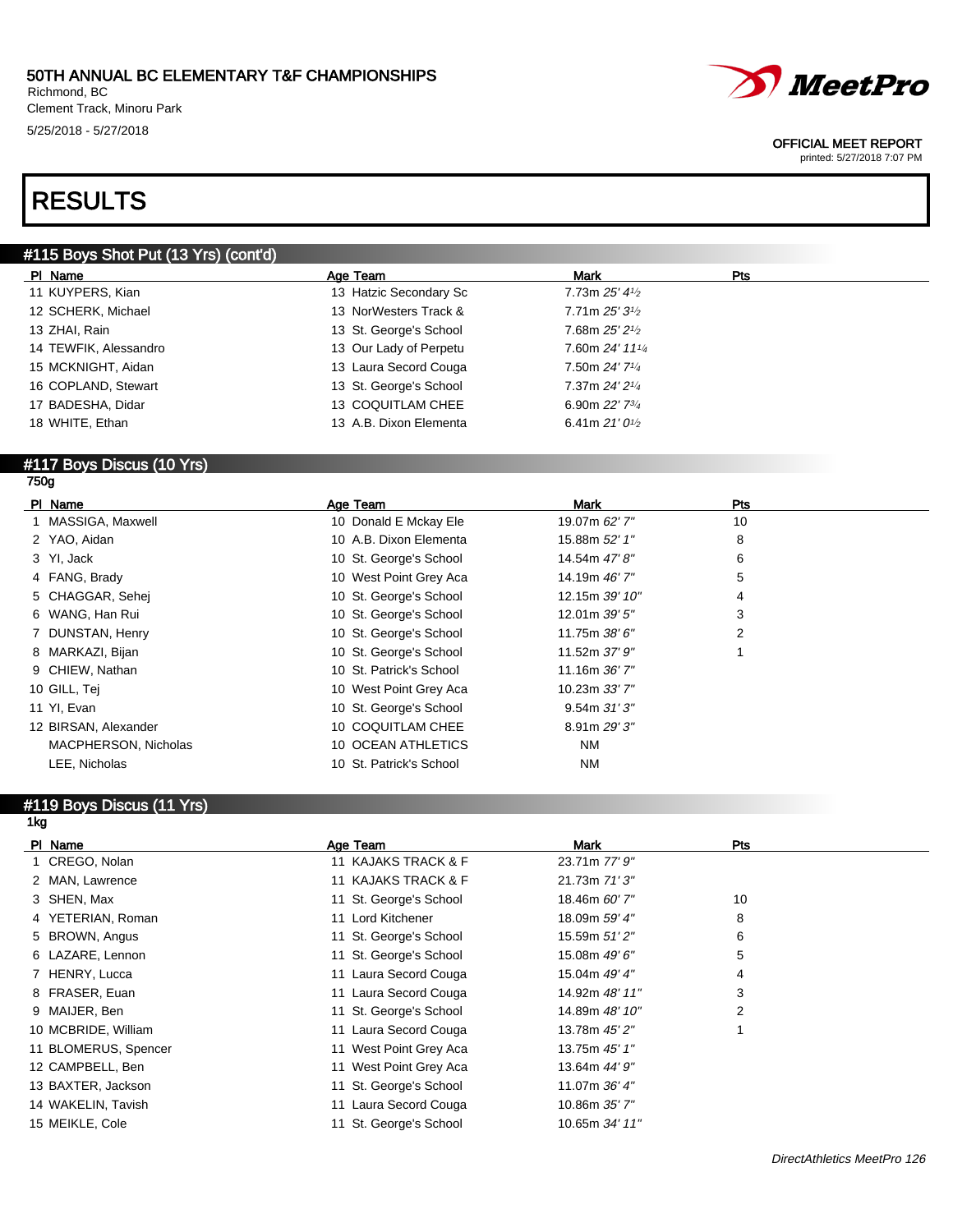# 50TH ANNUAL BC ELEMENTARY T&F CHAMPIONSHIPS

Richmond, BC
Clement Track, Minoru Park
5/25/2018 - 5/27/2018

OFFICIAL MEET REPORT
printed: 5/27/2018 7:07 PM

# RESULTS

## #115 Boys Shot Put (13 Yrs) (cont'd)

| Pl | Name | Age | Team | Mark | Pts |
|---|---|---|---|---|---|
| 11 | KUYPERS, Kian | 13 | Hatzic Secondary Sc | 7.73m *25' 4½* | |
| 12 | SCHERK, Michael | 13 | NorWesters Track & | 7.71m *25' 3½* | |
| 13 | ZHAI, Rain | 13 | St. George's School | 7.68m *25' 2½* | |
| 14 | TEWFIK, Alessandro | 13 | Our Lady of Perpetu | 7.60m *24' 11¼* | |
| 15 | MCKNIGHT, Aidan | 13 | Laura Secord Couga | 7.50m *24' 7¼* | |
| 16 | COPLAND, Stewart | 13 | St. George's School | 7.37m *24' 2¼* | |
| 17 | BADESHA, Didar | 13 | COQUITLAM CHEE | 6.90m *22' 7¾* | |
| 18 | WHITE, Ethan | 13 | A.B. Dixon Elementa | 6.41m *21' 0½* | |

## #117 Boys Discus (10 Yrs)

750g

| Pl | Name | Age | Team | Mark | Pts |
|---|---|---|---|---|---|
| 1 | MASSIGA, Maxwell | 10 | Donald E Mckay Ele | 19.07m *62' 7"* | 10 |
| 2 | YAO, Aidan | 10 | A.B. Dixon Elementa | 15.88m *52' 1"* | 8 |
| 3 | YI, Jack | 10 | St. George's School | 14.54m *47' 8"* | 6 |
| 4 | FANG, Brady | 10 | West Point Grey Aca | 14.19m *46' 7"* | 5 |
| 5 | CHAGGAR, Sehej | 10 | St. George's School | 12.15m *39' 10"* | 4 |
| 6 | WANG, Han Rui | 10 | St. George's School | 12.01m *39' 5"* | 3 |
| 7 | DUNSTAN, Henry | 10 | St. George's School | 11.75m *38' 6"* | 2 |
| 8 | MARKAZI, Bijan | 10 | St. George's School | 11.52m *37' 9"* | 1 |
| 9 | CHIEW, Nathan | 10 | St. Patrick's School | 11.16m *36' 7"* | |
| 10 | GILL, Tej | 10 | West Point Grey Aca | 10.23m *33' 7"* | |
| 11 | YI, Evan | 10 | St. George's School | 9.54m *31' 3"* | |
| 12 | BIRSAN, Alexander | 10 | COQUITLAM CHEE | 8.91m *29' 3"* | |
| | MACPHERSON, Nicholas | 10 | OCEAN ATHLETICS | NM | |
| | LEE, Nicholas | 10 | St. Patrick's School | NM | |

## #119 Boys Discus (11 Yrs)

1kg

| Pl | Name | Age | Team | Mark | Pts |
|---|---|---|---|---|---|
| 1 | CREGO, Nolan | 11 | KAJAKS TRACK & F | 23.71m *77' 9"* | |
| 2 | MAN, Lawrence | 11 | KAJAKS TRACK & F | 21.73m *71' 3"* | |
| 3 | SHEN, Max | 11 | St. George's School | 18.46m *60' 7"* | 10 |
| 4 | YETERIAN, Roman | 11 | Lord Kitchener | 18.09m *59' 4"* | 8 |
| 5 | BROWN, Angus | 11 | St. George's School | 15.59m *51' 2"* | 6 |
| 6 | LAZARE, Lennon | 11 | St. George's School | 15.08m *49' 6"* | 5 |
| 7 | HENRY, Lucca | 11 | Laura Secord Couga | 15.04m *49' 4"* | 4 |
| 8 | FRASER, Euan | 11 | Laura Secord Couga | 14.92m *48' 11"* | 3 |
| 9 | MAIJER, Ben | 11 | St. George's School | 14.89m *48' 10"* | 2 |
| 10 | MCBRIDE, William | 11 | Laura Secord Couga | 13.78m *45' 2"* | 1 |
| 11 | BLOMERUS, Spencer | 11 | West Point Grey Aca | 13.75m *45' 1"* | |
| 12 | CAMPBELL, Ben | 11 | West Point Grey Aca | 13.64m *44' 9"* | |
| 13 | BAXTER, Jackson | 11 | St. George's School | 11.07m *36' 4"* | |
| 14 | WAKELIN, Tavish | 11 | Laura Secord Couga | 10.86m *35' 7"* | |
| 15 | MEIKLE, Cole | 11 | St. George's School | 10.65m *34' 11"* | |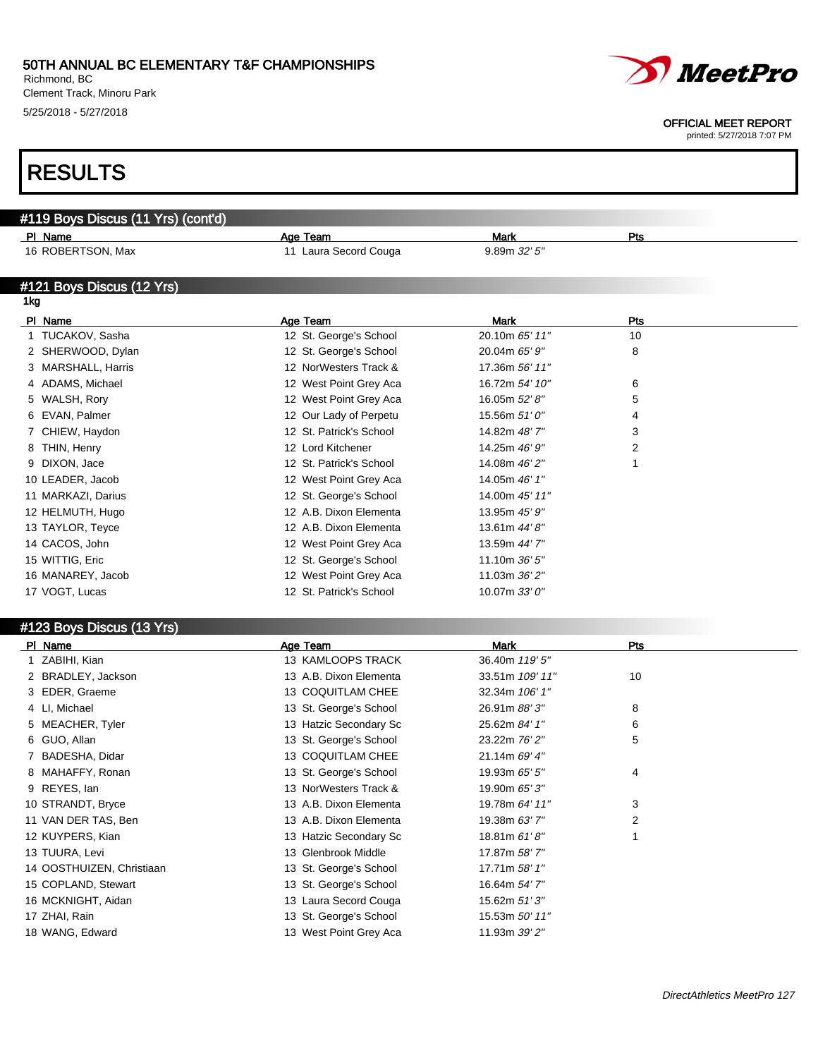# RESULTS

## #119 Boys Discus (11 Yrs) (cont'd)

| Pl | Name | Age | Team | Mark | Pts |
|---|---|---|---|---|---|
| 16 | ROBERTSON, Max | 11 | Laura Secord Couga | 9.89m *32' 5"* | |

## #121 Boys Discus (12 Yrs)

**1kg**

| Pl | Name | Age | Team | Mark | Pts |
|---|---|---|---|---|---|
| 1 | TUCAKOV, Sasha | 12 | St. George's School | 20.10m *65' 11"* | 10 |
| 2 | SHERWOOD, Dylan | 12 | St. George's School | 20.04m *65' 9"* | 8 |
| 3 | MARSHALL, Harris | 12 | NorWesters Track & | 17.36m *56' 11"* | |
| 4 | ADAMS, Michael | 12 | West Point Grey Aca | 16.72m *54' 10"* | 6 |
| 5 | WALSH, Rory | 12 | West Point Grey Aca | 16.05m *52' 8"* | 5 |
| 6 | EVAN, Palmer | 12 | Our Lady of Perpetu | 15.56m *51' 0"* | 4 |
| 7 | CHIEW, Haydon | 12 | St. Patrick's School | 14.82m *48' 7"* | 3 |
| 8 | THIN, Henry | 12 | Lord Kitchener | 14.25m *46' 9"* | 2 |
| 9 | DIXON, Jace | 12 | St. Patrick's School | 14.08m *46' 2"* | 1 |
| 10 | LEADER, Jacob | 12 | West Point Grey Aca | 14.05m *46' 1"* | |
| 11 | MARKAZI, Darius | 12 | St. George's School | 14.00m *45' 11"* | |
| 12 | HELMUTH, Hugo | 12 | A.B. Dixon Elementa | 13.95m *45' 9"* | |
| 13 | TAYLOR, Teyce | 12 | A.B. Dixon Elementa | 13.61m *44' 8"* | |
| 14 | CACOS, John | 12 | West Point Grey Aca | 13.59m *44' 7"* | |
| 15 | WITTIG, Eric | 12 | St. George's School | 11.10m *36' 5"* | |
| 16 | MANAREY, Jacob | 12 | West Point Grey Aca | 11.03m *36' 2"* | |
| 17 | VOGT, Lucas | 12 | St. Patrick's School | 10.07m *33' 0"* | |

## #123 Boys Discus (13 Yrs)

| Pl | Name | Age | Team | Mark | Pts |
|---|---|---|---|---|---|
| 1 | ZABIHI, Kian | 13 | KAMLOOPS TRACK | 36.40m *119' 5"* | |
| 2 | BRADLEY, Jackson | 13 | A.B. Dixon Elementa | 33.51m *109' 11"* | 10 |
| 3 | EDER, Graeme | 13 | COQUITLAM CHEE | 32.34m *106' 1"* | |
| 4 | LI, Michael | 13 | St. George's School | 26.91m *88' 3"* | 8 |
| 5 | MEACHER, Tyler | 13 | Hatzic Secondary Sc | 25.62m *84' 1"* | 6 |
| 6 | GUO, Allan | 13 | St. George's School | 23.22m *76' 2"* | 5 |
| 7 | BADESHA, Didar | 13 | COQUITLAM CHEE | 21.14m *69' 4"* | |
| 8 | MAHAFFY, Ronan | 13 | St. George's School | 19.93m *65' 5"* | 4 |
| 9 | REYES, Ian | 13 | NorWesters Track & | 19.90m *65' 3"* | |
| 10 | STRANDT, Bryce | 13 | A.B. Dixon Elementa | 19.78m *64' 11"* | 3 |
| 11 | VAN DER TAS, Ben | 13 | A.B. Dixon Elementa | 19.38m *63' 7"* | 2 |
| 12 | KUYPERS, Kian | 13 | Hatzic Secondary Sc | 18.81m *61' 8"* | 1 |
| 13 | TUURA, Levi | 13 | Glenbrook Middle | 17.87m *58' 7"* | |
| 14 | OOSTHUIZEN, Christiaan | 13 | St. George's School | 17.71m *58' 1"* | |
| 15 | COPLAND, Stewart | 13 | St. George's School | 16.64m *54' 7"* | |
| 16 | MCKNIGHT, Aidan | 13 | Laura Secord Couga | 15.62m *51' 3"* | |
| 17 | ZHAI, Rain | 13 | St. George's School | 15.53m *50' 11"* | |
| 18 | WANG, Edward | 13 | West Point Grey Aca | 11.93m *39' 2"* | |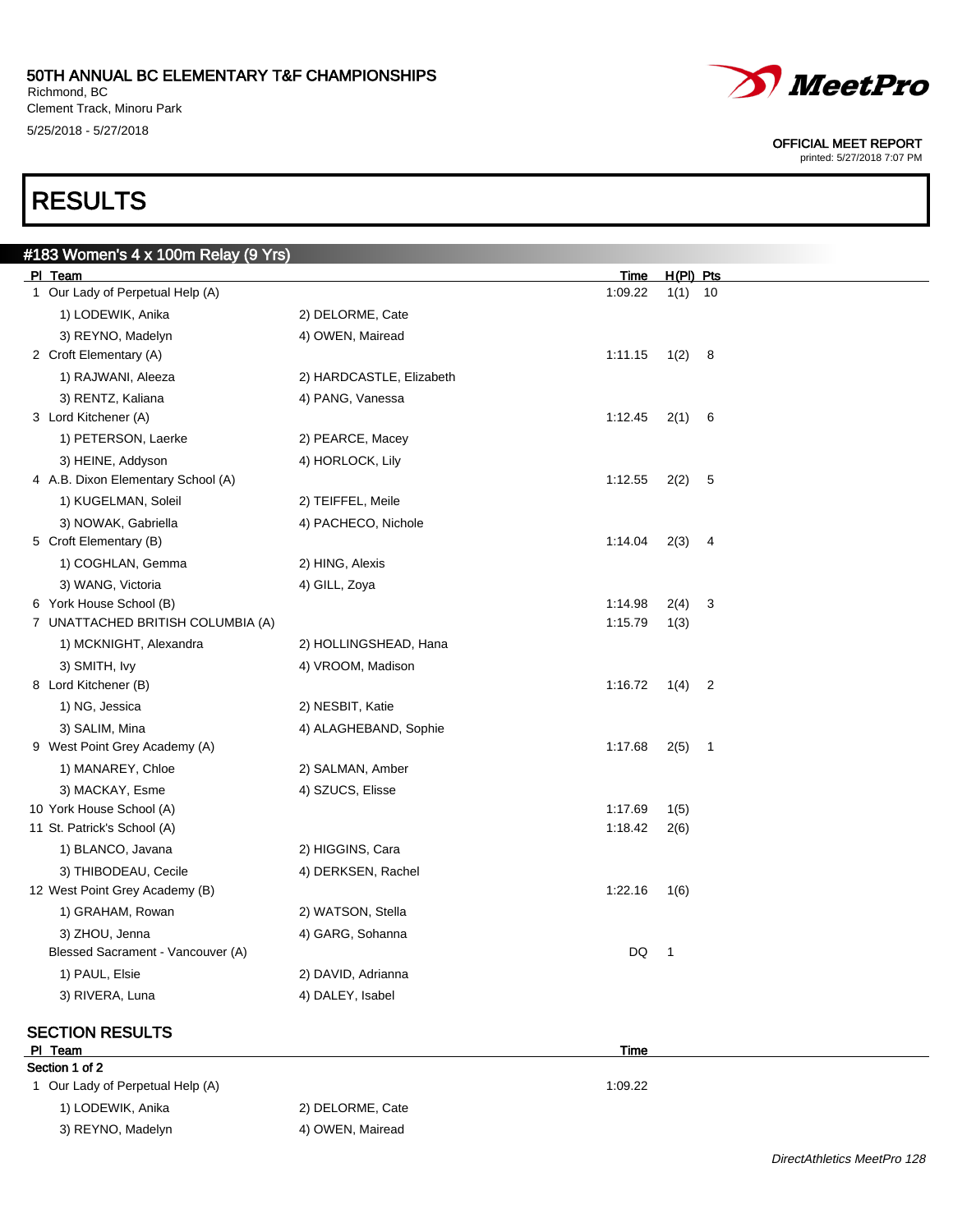# 50TH ANNUAL BC ELEMENTARY T&F CHAMPIONSHIPS

Richmond, BC
Clement Track, Minoru Park
5/25/2018 - 5/27/2018

OFFICIAL MEET REPORT
printed: 5/27/2018 7:07 PM

# RESULTS

## #183 Women's 4 x 100m Relay (9 Yrs)

| Pl | Team | | Time | H(Pl) | Pts |
|---|---|---|---|---|---|
| 1 | Our Lady of Perpetual Help (A) | | 1:09.22 | 1(1) | 10 |
| | 1) LODEWIK, Anika | 2) DELORME, Cate | | | |
| | 3) REYNO, Madelyn | 4) OWEN, Mairead | | | |
| 2 | Croft Elementary (A) | | 1:11.15 | 1(2) | 8 |
| | 1) RAJWANI, Aleeza | 2) HARDCASTLE, Elizabeth | | | |
| | 3) RENTZ, Kaliana | 4) PANG, Vanessa | | | |
| 3 | Lord Kitchener (A) | | 1:12.45 | 2(1) | 6 |
| | 1) PETERSON, Laerke | 2) PEARCE, Macey | | | |
| | 3) HEINE, Addyson | 4) HORLOCK, Lily | | | |
| 4 | A.B. Dixon Elementary School (A) | | 1:12.55 | 2(2) | 5 |
| | 1) KUGELMAN, Soleil | 2) TEIFFEL, Meile | | | |
| | 3) NOWAK, Gabriella | 4) PACHECO, Nichole | | | |
| 5 | Croft Elementary (B) | | 1:14.04 | 2(3) | 4 |
| | 1) COGHLAN, Gemma | 2) HING, Alexis | | | |
| | 3) WANG, Victoria | 4) GILL, Zoya | | | |
| 6 | York House School (B) | | 1:14.98 | 2(4) | 3 |
| 7 | UNATTACHED BRITISH COLUMBIA (A) | | 1:15.79 | 1(3) | |
| | 1) MCKNIGHT, Alexandra | 2) HOLLINGSHEAD, Hana | | | |
| | 3) SMITH, Ivy | 4) VROOM, Madison | | | |
| 8 | Lord Kitchener (B) | | 1:16.72 | 1(4) | 2 |
| | 1) NG, Jessica | 2) NESBIT, Katie | | | |
| | 3) SALIM, Mina | 4) ALAGHEBAND, Sophie | | | |
| 9 | West Point Grey Academy (A) | | 1:17.68 | 2(5) | 1 |
| | 1) MANAREY, Chloe | 2) SALMAN, Amber | | | |
| | 3) MACKAY, Esme | 4) SZUCS, Elisse | | | |
| 10 | York House School (A) | | 1:17.69 | 1(5) | |
| 11 | St. Patrick's School (A) | | 1:18.42 | 2(6) | |
| | 1) BLANCO, Javana | 2) HIGGINS, Cara | | | |
| | 3) THIBODEAU, Cecile | 4) DERKSEN, Rachel | | | |
| 12 | West Point Grey Academy (B) | | 1:22.16 | 1(6) | |
| | 1) GRAHAM, Rowan | 2) WATSON, Stella | | | |
| | 3) ZHOU, Jenna | 4) GARG, Sohanna | | | |
| | Blessed Sacrament - Vancouver (A) | | DQ | 1 | |
| | 1) PAUL, Elsie | 2) DAVID, Adrianna | | | |
| | 3) RIVERA, Luna | 4) DALEY, Isabel | | | |

## SECTION RESULTS

| Pl | Team | | Time |
|---|---|---|---|
| **Section 1 of 2** | | | |
| 1 | Our Lady of Perpetual Help (A) | | 1:09.22 |
| | 1) LODEWIK, Anika | 2) DELORME, Cate | |
| | 3) REYNO, Madelyn | 4) OWEN, Mairead | |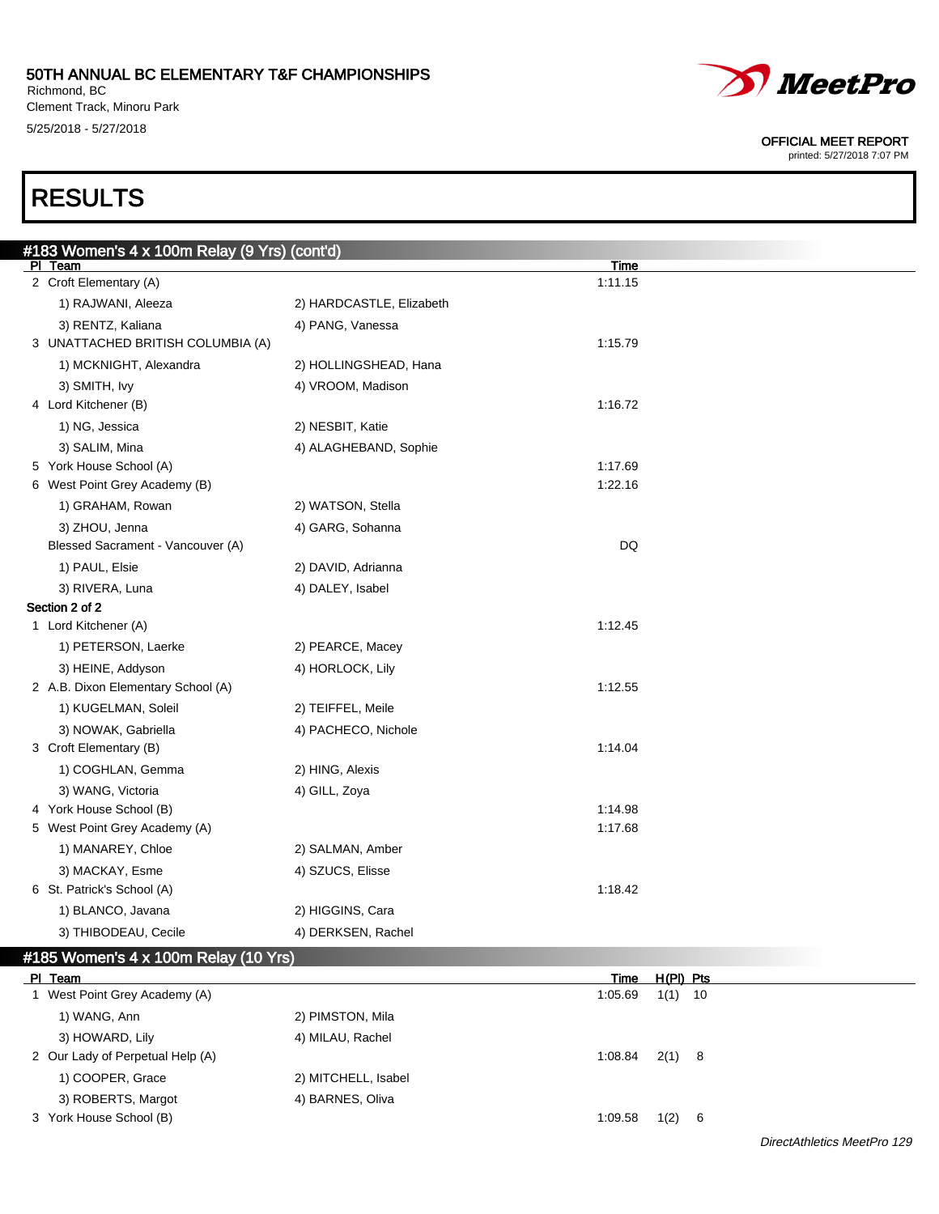# RESULTS

## #183 Women's 4 x 100m Relay (9 Yrs) (cont'd)

| Pl | Team | | Time |
|---|---|---|---|
| 2 | Croft Elementary (A) | | 1:11.15 |
| | 1) RAJWANI, Aleeza | 2) HARDCASTLE, Elizabeth | |
| | 3) RENTZ, Kaliana | 4) PANG, Vanessa | |
| 3 | UNATTACHED BRITISH COLUMBIA (A) | | 1:15.79 |
| | 1) MCKNIGHT, Alexandra | 2) HOLLINGSHEAD, Hana | |
| | 3) SMITH, Ivy | 4) VROOM, Madison | |
| 4 | Lord Kitchener (B) | | 1:16.72 |
| | 1) NG, Jessica | 2) NESBIT, Katie | |
| | 3) SALIM, Mina | 4) ALAGHEBAND, Sophie | |
| 5 | York House School (A) | | 1:17.69 |
| 6 | West Point Grey Academy (B) | | 1:22.16 |
| | 1) GRAHAM, Rowan | 2) WATSON, Stella | |
| | 3) ZHOU, Jenna | 4) GARG, Sohanna | |
| | Blessed Sacrament - Vancouver (A) | | DQ |
| | 1) PAUL, Elsie | 2) DAVID, Adrianna | |
| | 3) RIVERA, Luna | 4) DALEY, Isabel | |

**Section 2 of 2**

| Pl | Team | | Time |
|---|---|---|---|
| 1 | Lord Kitchener (A) | | 1:12.45 |
| | 1) PETERSON, Laerke | 2) PEARCE, Macey | |
| | 3) HEINE, Addyson | 4) HORLOCK, Lily | |
| 2 | A.B. Dixon Elementary School (A) | | 1:12.55 |
| | 1) KUGELMAN, Soleil | 2) TEIFFEL, Meile | |
| | 3) NOWAK, Gabriella | 4) PACHECO, Nichole | |
| 3 | Croft Elementary (B) | | 1:14.04 |
| | 1) COGHLAN, Gemma | 2) HING, Alexis | |
| | 3) WANG, Victoria | 4) GILL, Zoya | |
| 4 | York House School (B) | | 1:14.98 |
| 5 | West Point Grey Academy (A) | | 1:17.68 |
| | 1) MANAREY, Chloe | 2) SALMAN, Amber | |
| | 3) MACKAY, Esme | 4) SZUCS, Elisse | |
| 6 | St. Patrick's School (A) | | 1:18.42 |
| | 1) BLANCO, Javana | 2) HIGGINS, Cara | |
| | 3) THIBODEAU, Cecile | 4) DERKSEN, Rachel | |

## #185 Women's 4 x 100m Relay (10 Yrs)

| Pl | Team | | Time | H(Pl) | Pts |
|---|---|---|---|---|---|
| 1 | West Point Grey Academy (A) | | 1:05.69 | 1(1) | 10 |
| | 1) WANG, Ann | 2) PIMSTON, Mila | | | |
| | 3) HOWARD, Lily | 4) MILAU, Rachel | | | |
| 2 | Our Lady of Perpetual Help (A) | | 1:08.84 | 2(1) | 8 |
| | 1) COOPER, Grace | 2) MITCHELL, Isabel | | | |
| | 3) ROBERTS, Margot | 4) BARNES, Oliva | | | |
| 3 | York House School (B) | | 1:09.58 | 1(2) | 6 |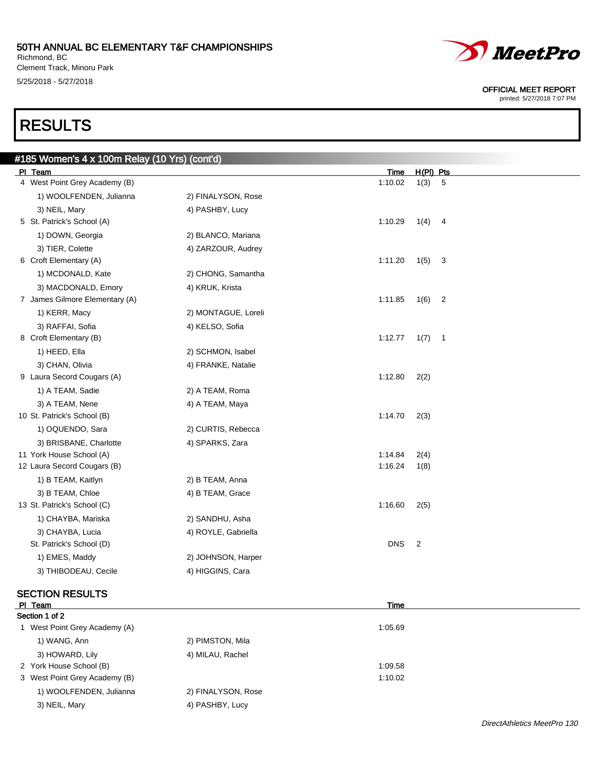# 50TH ANNUAL BC ELEMENTARY T&F CHAMPIONSHIPS

Richmond, BC
Clement Track, Minoru Park
5/25/2018 - 5/27/2018

OFFICIAL MEET REPORT
printed: 5/27/2018 7:07 PM

# RESULTS

## #185 Women's 4 x 100m Relay (10 Yrs) (cont'd)

| Pl | Team | | Time | H(Pl) | Pts |
|---|---|---|---|---|---|
| 4 | West Point Grey Academy (B) | | 1:10.02 | 1(3) | 5 |
| | 1) WOOLFENDEN, Julianna | 2) FINALYSON, Rose | | | |
| | 3) NEIL, Mary | 4) PASHBY, Lucy | | | |
| 5 | St. Patrick's School (A) | | 1:10.29 | 1(4) | 4 |
| | 1) DOWN, Georgia | 2) BLANCO, Mariana | | | |
| | 3) TIER, Colette | 4) ZARZOUR, Audrey | | | |
| 6 | Croft Elementary (A) | | 1:11.20 | 1(5) | 3 |
| | 1) MCDONALD, Kate | 2) CHONG, Samantha | | | |
| | 3) MACDONALD, Emory | 4) KRUK, Krista | | | |
| 7 | James Gilmore Elementary (A) | | 1:11.85 | 1(6) | 2 |
| | 1) KERR, Macy | 2) MONTAGUE, Loreli | | | |
| | 3) RAFFAI, Sofia | 4) KELSO, Sofia | | | |
| 8 | Croft Elementary (B) | | 1:12.77 | 1(7) | 1 |
| | 1) HEED, Ella | 2) SCHMON, Isabel | | | |
| | 3) CHAN, Olivia | 4) FRANKE, Natalie | | | |
| 9 | Laura Secord Cougars (A) | | 1:12.80 | 2(2) | |
| | 1) A TEAM, Sadie | 2) A TEAM, Roma | | | |
| | 3) A TEAM, Nene | 4) A TEAM, Maya | | | |
| 10 | St. Patrick's School (B) | | 1:14.70 | 2(3) | |
| | 1) OQUENDO, Sara | 2) CURTIS, Rebecca | | | |
| | 3) BRISBANE, Charlotte | 4) SPARKS, Zara | | | |
| 11 | York House School (A) | | 1:14.84 | 2(4) | |
| 12 | Laura Secord Cougars (B) | | 1:16.24 | 1(8) | |
| | 1) B TEAM, Kaitlyn | 2) B TEAM, Anna | | | |
| | 3) B TEAM, Chloe | 4) B TEAM, Grace | | | |
| 13 | St. Patrick's School (C) | | 1:16.60 | 2(5) | |
| | 1) CHAYBA, Mariska | 2) SANDHU, Asha | | | |
| | 3) CHAYBA, Lucia | 4) ROYLE, Gabriella | | | |
| | St. Patrick's School (D) | | DNS | 2 | |
| | 1) EMES, Maddy | 2) JOHNSON, Harper | | | |
| | 3) THIBODEAU, Cecile | 4) HIGGINS, Cara | | | |

### SECTION RESULTS

| Pl | Team | | Time |
|---|---|---|---|
| **Section 1 of 2** | | | |
| 1 | West Point Grey Academy (A) | | 1:05.69 |
| | 1) WANG, Ann | 2) PIMSTON, Mila | |
| | 3) HOWARD, Lily | 4) MILAU, Rachel | |
| 2 | York House School (B) | | 1:09.58 |
| 3 | West Point Grey Academy (B) | | 1:10.02 |
| | 1) WOOLFENDEN, Julianna | 2) FINALYSON, Rose | |
| | 3) NEIL, Mary | 4) PASHBY, Lucy | |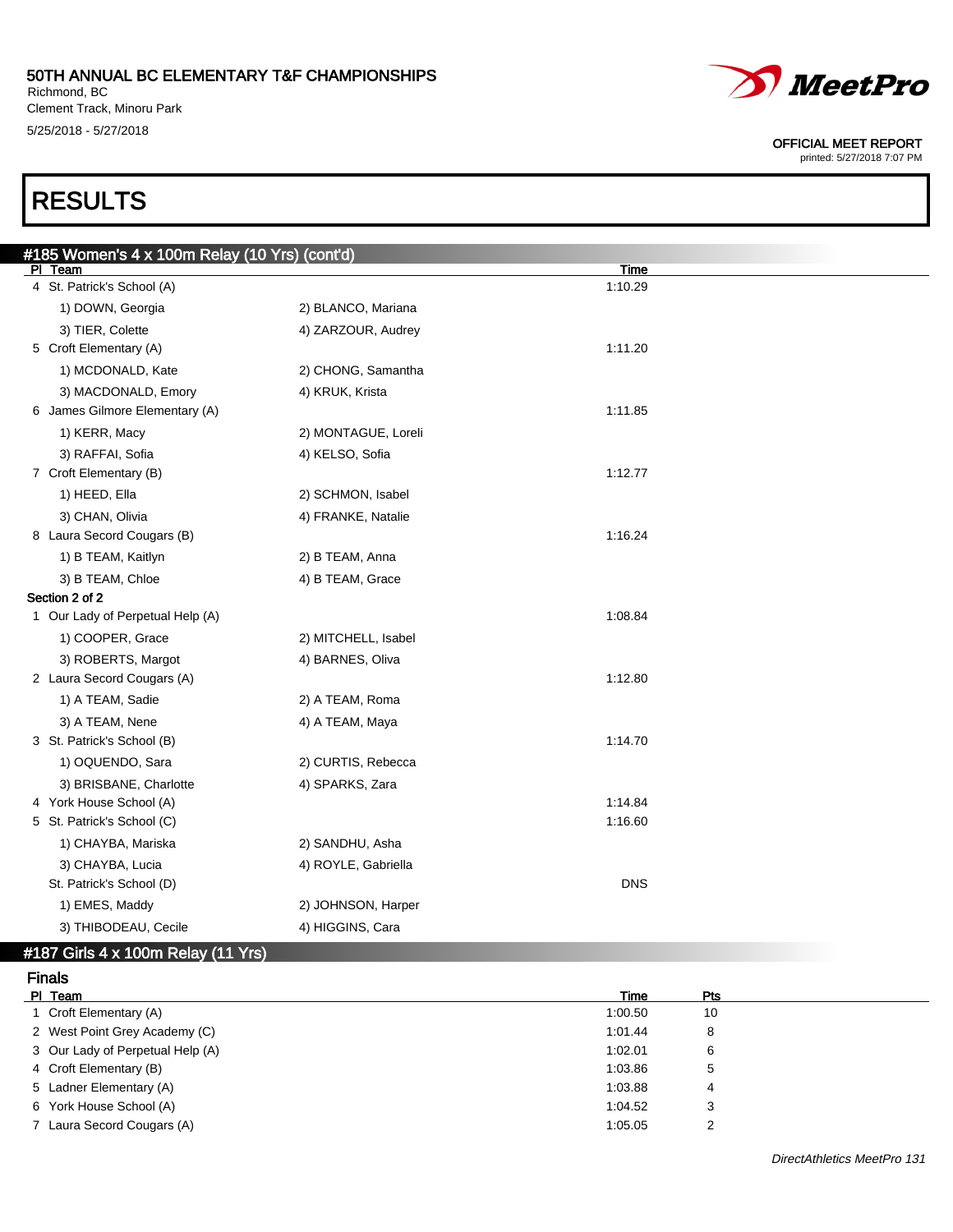# RESULTS

## #185 Women's 4 x 100m Relay (10 Yrs) (cont'd)

| Pl | Team | | Time |
|---|---|---|---|
| 4 | St. Patrick's School (A) | | 1:10.29 |
| | 1) DOWN, Georgia | 2) BLANCO, Mariana | |
| | 3) TIER, Colette | 4) ZARZOUR, Audrey | |
| 5 | Croft Elementary (A) | | 1:11.20 |
| | 1) MCDONALD, Kate | 2) CHONG, Samantha | |
| | 3) MACDONALD, Emory | 4) KRUK, Krista | |
| 6 | James Gilmore Elementary (A) | | 1:11.85 |
| | 1) KERR, Macy | 2) MONTAGUE, Loreli | |
| | 3) RAFFAI, Sofia | 4) KELSO, Sofia | |
| 7 | Croft Elementary (B) | | 1:12.77 |
| | 1) HEED, Ella | 2) SCHMON, Isabel | |
| | 3) CHAN, Olivia | 4) FRANKE, Natalie | |
| 8 | Laura Secord Cougars (B) | | 1:16.24 |
| | 1) B TEAM, Kaitlyn | 2) B TEAM, Anna | |
| | 3) B TEAM, Chloe | 4) B TEAM, Grace | |

**Section 2 of 2**

| Pl | Team | | Time |
|---|---|---|---|
| 1 | Our Lady of Perpetual Help (A) | | 1:08.84 |
| | 1) COOPER, Grace | 2) MITCHELL, Isabel | |
| | 3) ROBERTS, Margot | 4) BARNES, Oliva | |
| 2 | Laura Secord Cougars (A) | | 1:12.80 |
| | 1) A TEAM, Sadie | 2) A TEAM, Roma | |
| | 3) A TEAM, Nene | 4) A TEAM, Maya | |
| 3 | St. Patrick's School (B) | | 1:14.70 |
| | 1) OQUENDO, Sara | 2) CURTIS, Rebecca | |
| | 3) BRISBANE, Charlotte | 4) SPARKS, Zara | |
| 4 | York House School (A) | | 1:14.84 |
| 5 | St. Patrick's School (C) | | 1:16.60 |
| | 1) CHAYBA, Mariska | 2) SANDHU, Asha | |
| | 3) CHAYBA, Lucia | 4) ROYLE, Gabriella | |
| | St. Patrick's School (D) | | DNS |
| | 1) EMES, Maddy | 2) JOHNSON, Harper | |
| | 3) THIBODEAU, Cecile | 4) HIGGINS, Cara | |

## #187 Girls 4 x 100m Relay (11 Yrs)

### Finals

| Pl | Team | Time | Pts |
|---|---|---|---|
| 1 | Croft Elementary (A) | 1:00.50 | 10 |
| 2 | West Point Grey Academy (C) | 1:01.44 | 8 |
| 3 | Our Lady of Perpetual Help (A) | 1:02.01 | 6 |
| 4 | Croft Elementary (B) | 1:03.86 | 5 |
| 5 | Ladner Elementary (A) | 1:03.88 | 4 |
| 6 | York House School (A) | 1:04.52 | 3 |
| 7 | Laura Secord Cougars (A) | 1:05.05 | 2 |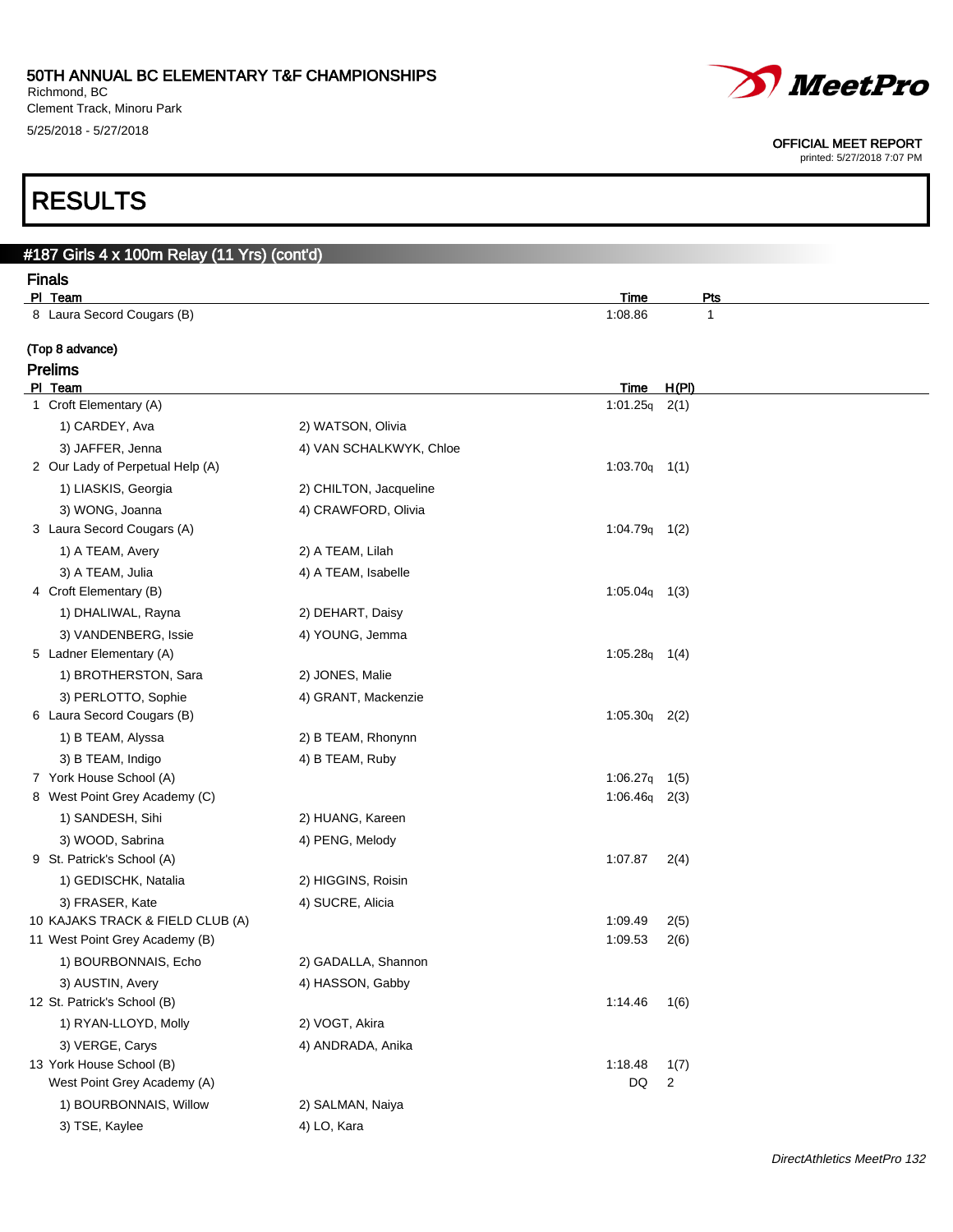# RESULTS

## #187 Girls 4 x 100m Relay (11 Yrs) (cont'd)

### Finals

| Pl | Team | Time | Pts |
|---|---|---|---|
| 8 | Laura Secord Cougars (B) | 1:08.86 | 1 |

(Top 8 advance)

### Prelims

| Pl | Team | | Time | H(Pl) |
|---|---|---|---|---|
| 1 | Croft Elementary (A) | | 1:01.25q | 2(1) |
| | 1) CARDEY, Ava | 2) WATSON, Olivia | | |
| | 3) JAFFER, Jenna | 4) VAN SCHALKWYK, Chloe | | |
| 2 | Our Lady of Perpetual Help (A) | | 1:03.70q | 1(1) |
| | 1) LIASKIS, Georgia | 2) CHILTON, Jacqueline | | |
| | 3) WONG, Joanna | 4) CRAWFORD, Olivia | | |
| 3 | Laura Secord Cougars (A) | | 1:04.79q | 1(2) |
| | 1) A TEAM, Avery | 2) A TEAM, Lilah | | |
| | 3) A TEAM, Julia | 4) A TEAM, Isabelle | | |
| 4 | Croft Elementary (B) | | 1:05.04q | 1(3) |
| | 1) DHALIWAL, Rayna | 2) DEHART, Daisy | | |
| | 3) VANDENBERG, Issie | 4) YOUNG, Jemma | | |
| 5 | Ladner Elementary (A) | | 1:05.28q | 1(4) |
| | 1) BROTHERSTON, Sara | 2) JONES, Malie | | |
| | 3) PERLOTTO, Sophie | 4) GRANT, Mackenzie | | |
| 6 | Laura Secord Cougars (B) | | 1:05.30q | 2(2) |
| | 1) B TEAM, Alyssa | 2) B TEAM, Rhonynn | | |
| | 3) B TEAM, Indigo | 4) B TEAM, Ruby | | |
| 7 | York House School (A) | | 1:06.27q | 1(5) |
| 8 | West Point Grey Academy (C) | | 1:06.46q | 2(3) |
| | 1) SANDESH, Sihi | 2) HUANG, Kareen | | |
| | 3) WOOD, Sabrina | 4) PENG, Melody | | |
| 9 | St. Patrick's School (A) | | 1:07.87 | 2(4) |
| | 1) GEDISCHK, Natalia | 2) HIGGINS, Roisin | | |
| | 3) FRASER, Kate | 4) SUCRE, Alicia | | |
| 10 | KAJAKS TRACK & FIELD CLUB (A) | | 1:09.49 | 2(5) |
| 11 | West Point Grey Academy (B) | | 1:09.53 | 2(6) |
| | 1) BOURBONNAIS, Echo | 2) GADALLA, Shannon | | |
| | 3) AUSTIN, Avery | 4) HASSON, Gabby | | |
| 12 | St. Patrick's School (B) | | 1:14.46 | 1(6) |
| | 1) RYAN-LLOYD, Molly | 2) VOGT, Akira | | |
| | 3) VERGE, Carys | 4) ANDRADA, Anika | | |
| 13 | York House School (B) | | 1:18.48 | 1(7) |
| | West Point Grey Academy (A) | | DQ | 2 |
| | 1) BOURBONNAIS, Willow | 2) SALMAN, Naiya | | |
| | 3) TSE, Kaylee | 4) LO, Kara | | |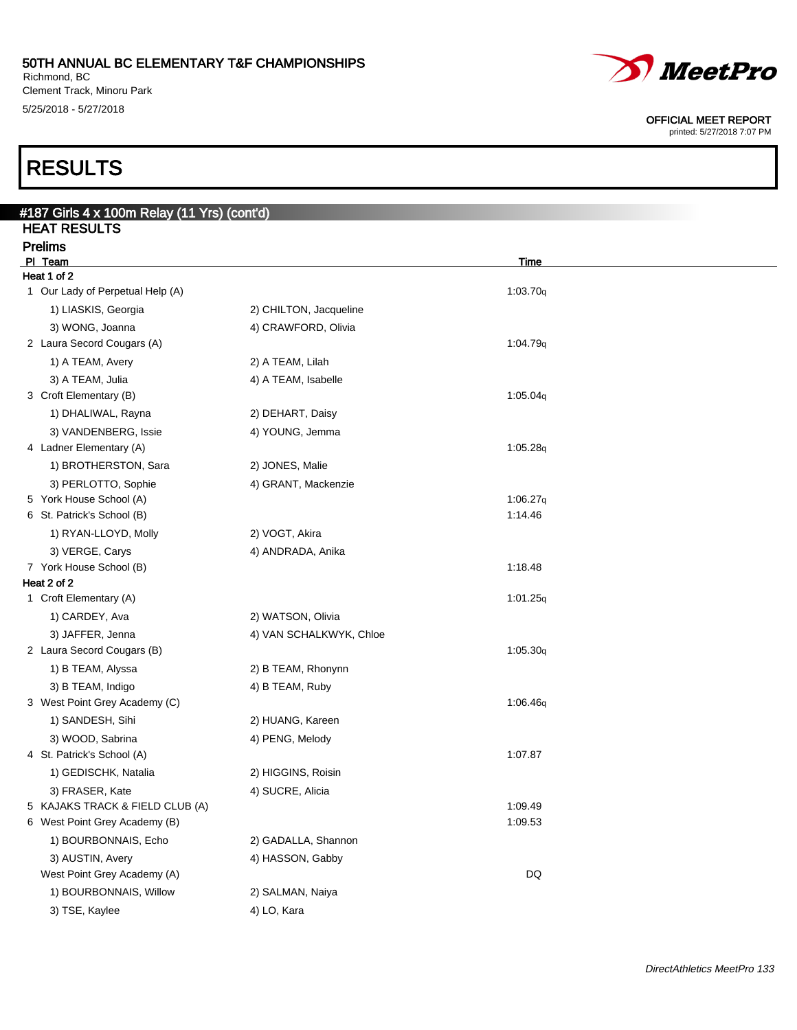## 50TH ANNUAL BC ELEMENTARY T&F CHAMPIONSHIPS

Richmond, BC
Clement Track, Minoru Park
5/25/2018 - 5/27/2018

OFFICIAL MEET REPORT
printed: 5/27/2018 7:07 PM

# RESULTS

### #187 Girls 4 x 100m Relay (11 Yrs) (cont'd)

### HEAT RESULTS

### Prelims

| Pl | Team | | Time |
|---|---|---|---|
| **Heat 1 of 2** | | | |
| 1 | Our Lady of Perpetual Help (A) | | 1:03.70q |
| | 1) LIASKIS, Georgia | 2) CHILTON, Jacqueline | |
| | 3) WONG, Joanna | 4) CRAWFORD, Olivia | |
| 2 | Laura Secord Cougars (A) | | 1:04.79q |
| | 1) A TEAM, Avery | 2) A TEAM, Lilah | |
| | 3) A TEAM, Julia | 4) A TEAM, Isabelle | |
| 3 | Croft Elementary (B) | | 1:05.04q |
| | 1) DHALIWAL, Rayna | 2) DEHART, Daisy | |
| | 3) VANDENBERG, Issie | 4) YOUNG, Jemma | |
| 4 | Ladner Elementary (A) | | 1:05.28q |
| | 1) BROTHERSTON, Sara | 2) JONES, Malie | |
| | 3) PERLOTTO, Sophie | 4) GRANT, Mackenzie | |
| 5 | York House School (A) | | 1:06.27q |
| 6 | St. Patrick's School (B) | | 1:14.46 |
| | 1) RYAN-LLOYD, Molly | 2) VOGT, Akira | |
| | 3) VERGE, Carys | 4) ANDRADA, Anika | |
| 7 | York House School (B) | | 1:18.48 |
| **Heat 2 of 2** | | | |
| 1 | Croft Elementary (A) | | 1:01.25q |
| | 1) CARDEY, Ava | 2) WATSON, Olivia | |
| | 3) JAFFER, Jenna | 4) VAN SCHALKWYK, Chloe | |
| 2 | Laura Secord Cougars (B) | | 1:05.30q |
| | 1) B TEAM, Alyssa | 2) B TEAM, Rhonynn | |
| | 3) B TEAM, Indigo | 4) B TEAM, Ruby | |
| 3 | West Point Grey Academy (C) | | 1:06.46q |
| | 1) SANDESH, Sihi | 2) HUANG, Kareen | |
| | 3) WOOD, Sabrina | 4) PENG, Melody | |
| 4 | St. Patrick's School (A) | | 1:07.87 |
| | 1) GEDISCHK, Natalia | 2) HIGGINS, Roisin | |
| | 3) FRASER, Kate | 4) SUCRE, Alicia | |
| 5 | KAJAKS TRACK & FIELD CLUB (A) | | 1:09.49 |
| 6 | West Point Grey Academy (B) | | 1:09.53 |
| | 1) BOURBONNAIS, Echo | 2) GADALLA, Shannon | |
| | 3) AUSTIN, Avery | 4) HASSON, Gabby | |
| | West Point Grey Academy (A) | | DQ |
| | 1) BOURBONNAIS, Willow | 2) SALMAN, Naiya | |
| | 3) TSE, Kaylee | 4) LO, Kara | |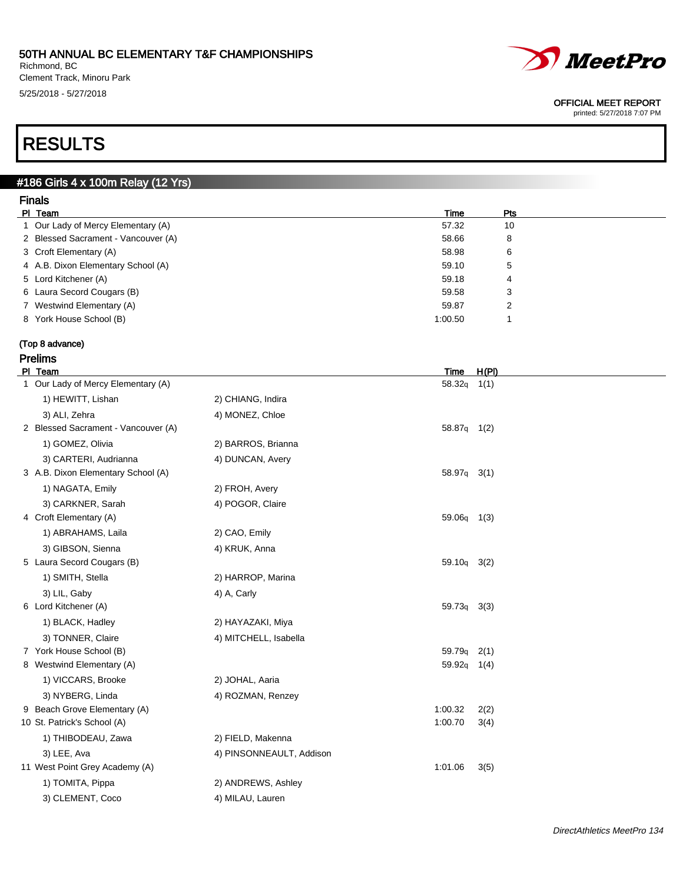50TH ANNUAL BC ELEMENTARY T&F CHAMPIONSHIPS
Richmond, BC
Clement Track, Minoru Park
5/25/2018 - 5/27/2018

OFFICIAL MEET REPORT
printed: 5/27/2018 7:07 PM

# RESULTS

## #186 Girls 4 x 100m Relay (12 Yrs)

### Finals

| Pl | Team | Time | Pts |
|---|---|---|---|
| 1 | Our Lady of Mercy Elementary (A) | 57.32 | 10 |
| 2 | Blessed Sacrament - Vancouver (A) | 58.66 | 8 |
| 3 | Croft Elementary (A) | 58.98 | 6 |
| 4 | A.B. Dixon Elementary School (A) | 59.10 | 5 |
| 5 | Lord Kitchener (A) | 59.18 | 4 |
| 6 | Laura Secord Cougars (B) | 59.58 | 3 |
| 7 | Westwind Elementary (A) | 59.87 | 2 |
| 8 | York House School (B) | 1:00.50 | 1 |

**(Top 8 advance)**

### Prelims

| Pl | Team | | Time | H(Pl) |
|---|---|---|---|---|
| 1 | Our Lady of Mercy Elementary (A) | | 58.32q | 1(1) |
| | 1) HEWITT, Lishan | 2) CHIANG, Indira | | |
| | 3) ALI, Zehra | 4) MONEZ, Chloe | | |
| 2 | Blessed Sacrament - Vancouver (A) | | 58.87q | 1(2) |
| | 1) GOMEZ, Olivia | 2) BARROS, Brianna | | |
| | 3) CARTERI, Audrianna | 4) DUNCAN, Avery | | |
| 3 | A.B. Dixon Elementary School (A) | | 58.97q | 3(1) |
| | 1) NAGATA, Emily | 2) FROH, Avery | | |
| | 3) CARKNER, Sarah | 4) POGOR, Claire | | |
| 4 | Croft Elementary (A) | | 59.06q | 1(3) |
| | 1) ABRAHAMS, Laila | 2) CAO, Emily | | |
| | 3) GIBSON, Sienna | 4) KRUK, Anna | | |
| 5 | Laura Secord Cougars (B) | | 59.10q | 3(2) |
| | 1) SMITH, Stella | 2) HARROP, Marina | | |
| | 3) LIL, Gaby | 4) A, Carly | | |
| 6 | Lord Kitchener (A) | | 59.73q | 3(3) |
| | 1) BLACK, Hadley | 2) HAYAZAKI, Miya | | |
| | 3) TONNER, Claire | 4) MITCHELL, Isabella | | |
| 7 | York House School (B) | | 59.79q | 2(1) |
| 8 | Westwind Elementary (A) | | 59.92q | 1(4) |
| | 1) VICCARS, Brooke | 2) JOHAL, Aaria | | |
| | 3) NYBERG, Linda | 4) ROZMAN, Renzey | | |
| 9 | Beach Grove Elementary (A) | | 1:00.32 | 2(2) |
| 10 | St. Patrick's School (A) | | 1:00.70 | 3(4) |
| | 1) THIBODEAU, Zawa | 2) FIELD, Makenna | | |
| | 3) LEE, Ava | 4) PINSONNEAULT, Addison | | |
| 11 | West Point Grey Academy (A) | | 1:01.06 | 3(5) |
| | 1) TOMITA, Pippa | 2) ANDREWS, Ashley | | |
| | 3) CLEMENT, Coco | 4) MILAU, Lauren | | |

*DirectAthletics MeetPro 134*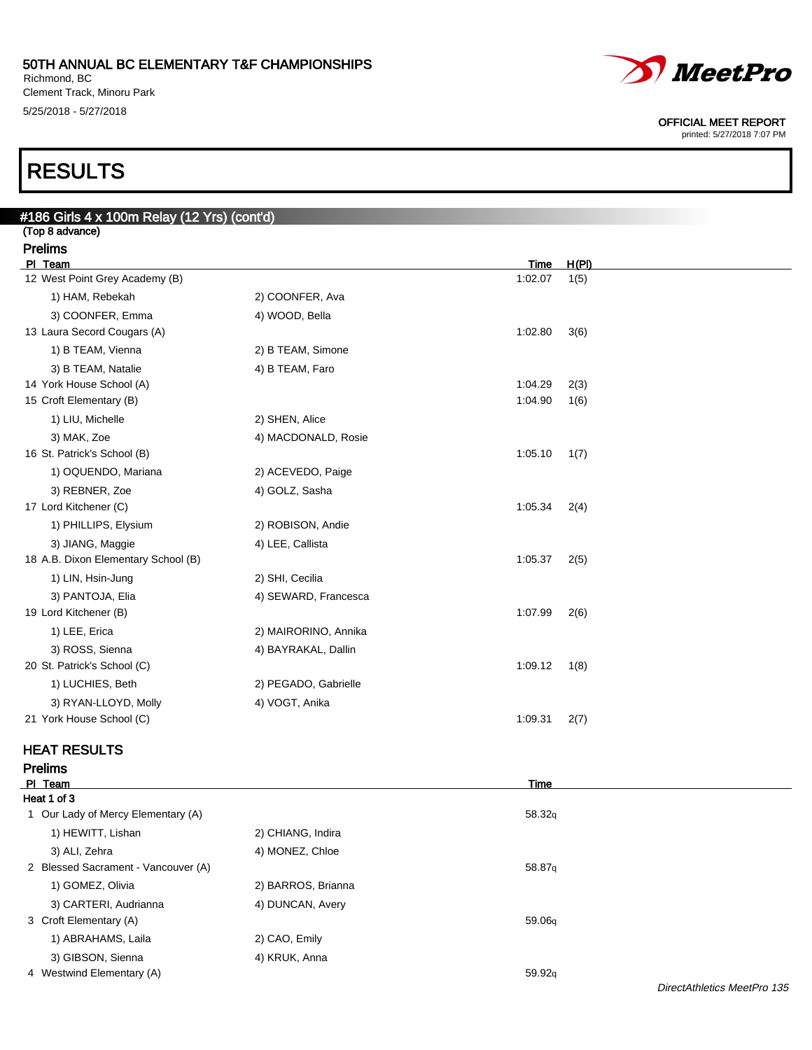50TH ANNUAL BC ELEMENTARY T&F CHAMPIONSHIPS
Richmond, BC
Clement Track, Minoru Park
5/25/2018 - 5/27/2018

OFFICIAL MEET REPORT
printed: 5/27/2018 7:07 PM

# RESULTS

## #186 Girls 4 x 100m Relay (12 Yrs) (cont'd)

(Top 8 advance)

### Prelims

| Pl | Team | | Time | H(Pl) |
|---|---|---|---|---|
| 12 | West Point Grey Academy (B) | | 1:02.07 | 1(5) |
| | 1) HAM, Rebekah | 2) COONFER, Ava | | |
| | 3) COONFER, Emma | 4) WOOD, Bella | | |
| 13 | Laura Secord Cougars (A) | | 1:02.80 | 3(6) |
| | 1) B TEAM, Vienna | 2) B TEAM, Simone | | |
| | 3) B TEAM, Natalie | 4) B TEAM, Faro | | |
| 14 | York House School (A) | | 1:04.29 | 2(3) |
| 15 | Croft Elementary (B) | | 1:04.90 | 1(6) |
| | 1) LIU, Michelle | 2) SHEN, Alice | | |
| | 3) MAK, Zoe | 4) MACDONALD, Rosie | | |
| 16 | St. Patrick's School (B) | | 1:05.10 | 1(7) |
| | 1) OQUENDO, Mariana | 2) ACEVEDO, Paige | | |
| | 3) REBNER, Zoe | 4) GOLZ, Sasha | | |
| 17 | Lord Kitchener (C) | | 1:05.34 | 2(4) |
| | 1) PHILLIPS, Elysium | 2) ROBISON, Andie | | |
| | 3) JIANG, Maggie | 4) LEE, Callista | | |
| 18 | A.B. Dixon Elementary School (B) | | 1:05.37 | 2(5) |
| | 1) LIN, Hsin-Jung | 2) SHI, Cecilia | | |
| | 3) PANTOJA, Elia | 4) SEWARD, Francesca | | |
| 19 | Lord Kitchener (B) | | 1:07.99 | 2(6) |
| | 1) LEE, Erica | 2) MAIRORINO, Annika | | |
| | 3) ROSS, Sienna | 4) BAYRAKAL, Dallin | | |
| 20 | St. Patrick's School (C) | | 1:09.12 | 1(8) |
| | 1) LUCHIES, Beth | 2) PEGADO, Gabrielle | | |
| | 3) RYAN-LLOYD, Molly | 4) VOGT, Anika | | |
| 21 | York House School (C) | | 1:09.31 | 2(7) |

## HEAT RESULTS

### Prelims

**Heat 1 of 3**

| Pl | Team | | Time |
|---|---|---|---|
| 1 | Our Lady of Mercy Elementary (A) | | 58.32q |
| | 1) HEWITT, Lishan | 2) CHIANG, Indira | |
| | 3) ALI, Zehra | 4) MONEZ, Chloe | |
| 2 | Blessed Sacrament - Vancouver (A) | | 58.87q |
| | 1) GOMEZ, Olivia | 2) BARROS, Brianna | |
| | 3) CARTERI, Audrianna | 4) DUNCAN, Avery | |
| 3 | Croft Elementary (A) | | 59.06q |
| | 1) ABRAHAMS, Laila | 2) CAO, Emily | |
| | 3) GIBSON, Sienna | 4) KRUK, Anna | |
| 4 | Westwind Elementary (A) | | 59.92q |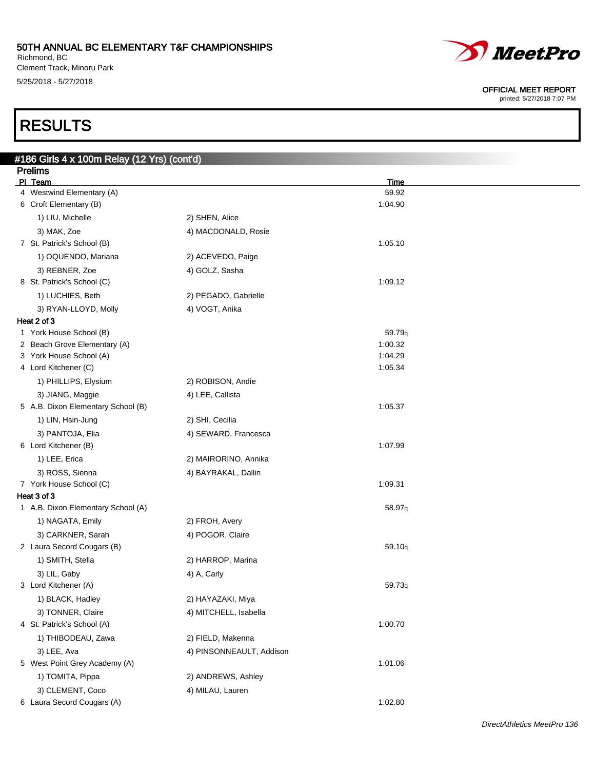50TH ANNUAL BC ELEMENTARY T&F CHAMPIONSHIPS
Richmond, BC
Clement Track, Minoru Park
5/25/2018 - 5/27/2018

OFFICIAL MEET REPORT
printed: 5/27/2018 7:07 PM

# RESULTS

## #186 Girls 4 x 100m Relay (12 Yrs) (cont'd)

### Prelims

| Pl | Team | | Time |
|---|---|---|---|
| 4 | Westwind Elementary (A) | | 59.92 |
| 6 | Croft Elementary (B) | | 1:04.90 |
| | 1) LIU, Michelle | 2) SHEN, Alice | |
| | 3) MAK, Zoe | 4) MACDONALD, Rosie | |
| 7 | St. Patrick's School (B) | | 1:05.10 |
| | 1) OQUENDO, Mariana | 2) ACEVEDO, Paige | |
| | 3) REBNER, Zoe | 4) GOLZ, Sasha | |
| 8 | St. Patrick's School (C) | | 1:09.12 |
| | 1) LUCHIES, Beth | 2) PEGADO, Gabrielle | |
| | 3) RYAN-LLOYD, Molly | 4) VOGT, Anika | |

**Heat 2 of 3**

| Pl | Team | | Time |
|---|---|---|---|
| 1 | York House School (B) | | 59.79q |
| 2 | Beach Grove Elementary (A) | | 1:00.32 |
| 3 | York House School (A) | | 1:04.29 |
| 4 | Lord Kitchener (C) | | 1:05.34 |
| | 1) PHILLIPS, Elysium | 2) ROBISON, Andie | |
| | 3) JIANG, Maggie | 4) LEE, Callista | |
| 5 | A.B. Dixon Elementary School (B) | | 1:05.37 |
| | 1) LIN, Hsin-Jung | 2) SHI, Cecilia | |
| | 3) PANTOJA, Elia | 4) SEWARD, Francesca | |
| 6 | Lord Kitchener (B) | | 1:07.99 |
| | 1) LEE, Erica | 2) MAIRORINO, Annika | |
| | 3) ROSS, Sienna | 4) BAYRAKAL, Dallin | |
| 7 | York House School (C) | | 1:09.31 |

**Heat 3 of 3**

| Pl | Team | | Time |
|---|---|---|---|
| 1 | A.B. Dixon Elementary School (A) | | 58.97q |
| | 1) NAGATA, Emily | 2) FROH, Avery | |
| | 3) CARKNER, Sarah | 4) POGOR, Claire | |
| 2 | Laura Secord Cougars (B) | | 59.10q |
| | 1) SMITH, Stella | 2) HARROP, Marina | |
| | 3) LIL, Gaby | 4) A, Carly | |
| 3 | Lord Kitchener (A) | | 59.73q |
| | 1) BLACK, Hadley | 2) HAYAZAKI, Miya | |
| | 3) TONNER, Claire | 4) MITCHELL, Isabella | |
| 4 | St. Patrick's School (A) | | 1:00.70 |
| | 1) THIBODEAU, Zawa | 2) FIELD, Makenna | |
| | 3) LEE, Ava | 4) PINSONNEAULT, Addison | |
| 5 | West Point Grey Academy (A) | | 1:01.06 |
| | 1) TOMITA, Pippa | 2) ANDREWS, Ashley | |
| | 3) CLEMENT, Coco | 4) MILAU, Lauren | |
| 6 | Laura Secord Cougars (A) | | 1:02.80 |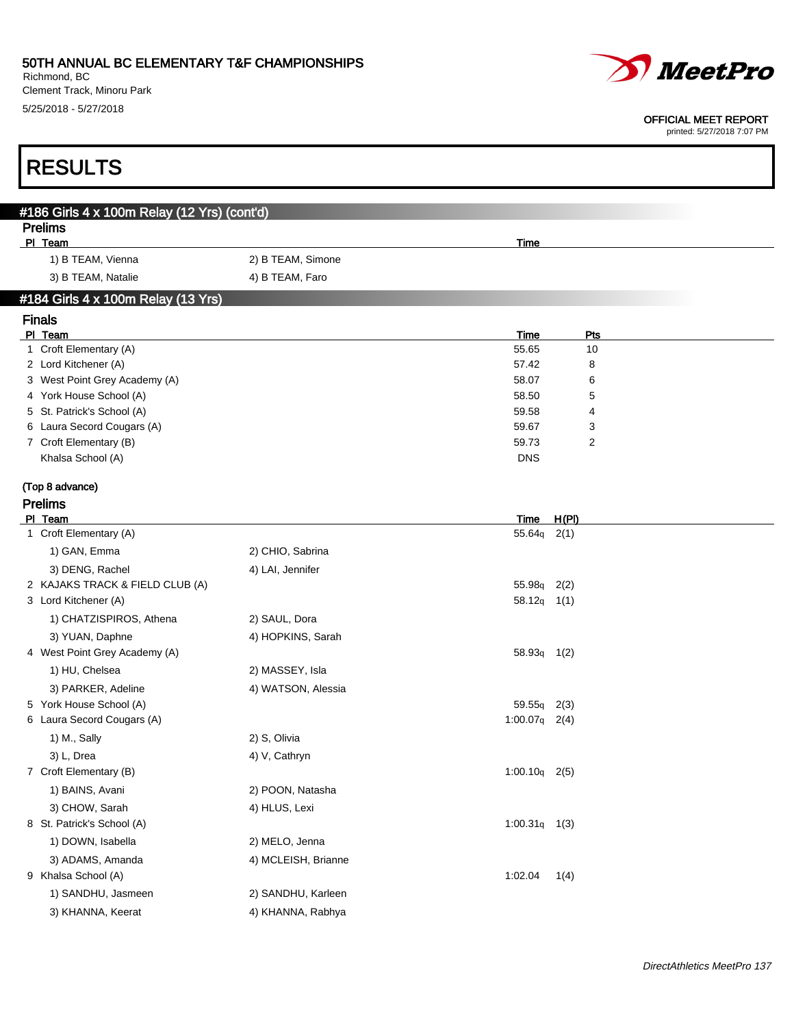# RESULTS

## #186 Girls 4 x 100m Relay (12 Yrs) (cont'd)

### Prelims

| Pl | Team | | Time |
|---|---|---|---|
| | 1) B TEAM, Vienna | 2) B TEAM, Simone | |
| | 3) B TEAM, Natalie | 4) B TEAM, Faro | |

## #184 Girls 4 x 100m Relay (13 Yrs)

### Finals

| Pl | Team | Time | Pts |
|---|---|---|---|
| 1 | Croft Elementary (A) | 55.65 | 10 |
| 2 | Lord Kitchener (A) | 57.42 | 8 |
| 3 | West Point Grey Academy (A) | 58.07 | 6 |
| 4 | York House School (A) | 58.50 | 5 |
| 5 | St. Patrick's School (A) | 59.58 | 4 |
| 6 | Laura Secord Cougars (A) | 59.67 | 3 |
| 7 | Croft Elementary (B) | 59.73 | 2 |
| | Khalsa School (A) | DNS | |

**(Top 8 advance)**

### Prelims

| Pl | Team | | Time | H(Pl) |
|---|---|---|---|---|
| 1 | Croft Elementary (A) | | 55.64q | 2(1) |
| | 1) GAN, Emma | 2) CHIO, Sabrina | | |
| | 3) DENG, Rachel | 4) LAI, Jennifer | | |
| 2 | KAJAKS TRACK & FIELD CLUB (A) | | 55.98q | 2(2) |
| 3 | Lord Kitchener (A) | | 58.12q | 1(1) |
| | 1) CHATZISPIROS, Athena | 2) SAUL, Dora | | |
| | 3) YUAN, Daphne | 4) HOPKINS, Sarah | | |
| 4 | West Point Grey Academy (A) | | 58.93q | 1(2) |
| | 1) HU, Chelsea | 2) MASSEY, Isla | | |
| | 3) PARKER, Adeline | 4) WATSON, Alessia | | |
| 5 | York House School (A) | | 59.55q | 2(3) |
| 6 | Laura Secord Cougars (A) | | 1:00.07q | 2(4) |
| | 1) M., Sally | 2) S, Olivia | | |
| | 3) L, Drea | 4) V, Cathryn | | |
| 7 | Croft Elementary (B) | | 1:00.10q | 2(5) |
| | 1) BAINS, Avani | 2) POON, Natasha | | |
| | 3) CHOW, Sarah | 4) HLUS, Lexi | | |
| 8 | St. Patrick's School (A) | | 1:00.31q | 1(3) |
| | 1) DOWN, Isabella | 2) MELO, Jenna | | |
| | 3) ADAMS, Amanda | 4) MCLEISH, Brianne | | |
| 9 | Khalsa School (A) | | 1:02.04 | 1(4) |
| | 1) SANDHU, Jasmeen | 2) SANDHU, Karleen | | |
| | 3) KHANNA, Keerat | 4) KHANNA, Rabhya | | |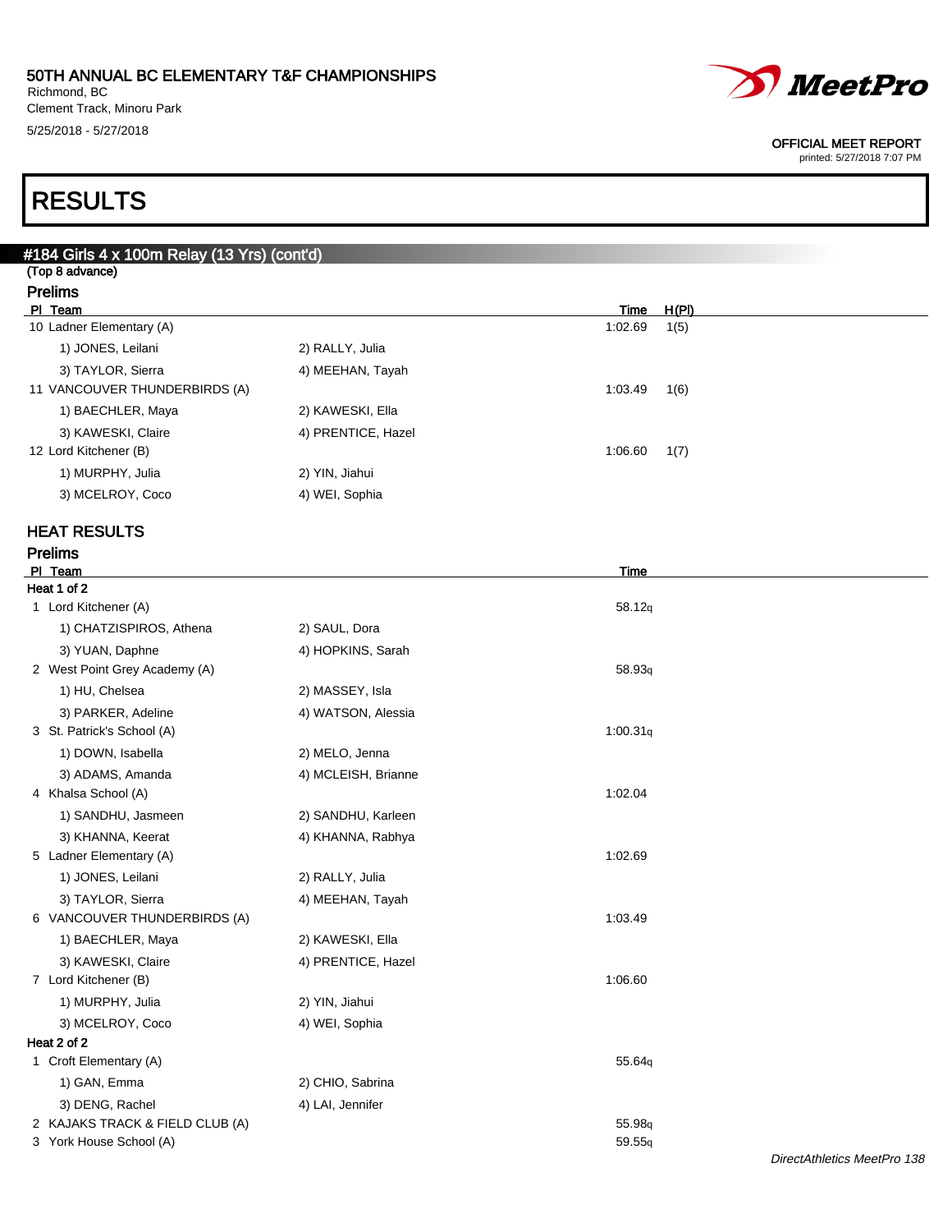# 50TH ANNUAL BC ELEMENTARY T&F CHAMPIONSHIPS

Richmond, BC
Clement Track, Minoru Park
5/25/2018 - 5/27/2018

OFFICIAL MEET REPORT
printed: 5/27/2018 7:07 PM

# RESULTS

## #184 Girls 4 x 100m Relay (13 Yrs) (cont'd)

(Top 8 advance)

### Prelims

| Pl | Team | | Time | H(Pl) |
|---|---|---|---|---|
| 10 | Ladner Elementary (A) | | 1:02.69 | 1(5) |
| | 1) JONES, Leilani | 2) RALLY, Julia | | |
| | 3) TAYLOR, Sierra | 4) MEEHAN, Tayah | | |
| 11 | VANCOUVER THUNDERBIRDS (A) | | 1:03.49 | 1(6) |
| | 1) BAECHLER, Maya | 2) KAWESKI, Ella | | |
| | 3) KAWESKI, Claire | 4) PRENTICE, Hazel | | |
| 12 | Lord Kitchener (B) | | 1:06.60 | 1(7) |
| | 1) MURPHY, Julia | 2) YIN, Jiahui | | |
| | 3) MCELROY, Coco | 4) WEI, Sophia | | |

## HEAT RESULTS

### Prelims

| Pl | Team | | Time |
|---|---|---|---|
| **Heat 1 of 2** | | | |
| 1 | Lord Kitchener (A) | | 58.12q |
| | 1) CHATZISPIROS, Athena | 2) SAUL, Dora | |
| | 3) YUAN, Daphne | 4) HOPKINS, Sarah | |
| 2 | West Point Grey Academy (A) | | 58.93q |
| | 1) HU, Chelsea | 2) MASSEY, Isla | |
| | 3) PARKER, Adeline | 4) WATSON, Alessia | |
| 3 | St. Patrick's School (A) | | 1:00.31q |
| | 1) DOWN, Isabella | 2) MELO, Jenna | |
| | 3) ADAMS, Amanda | 4) MCLEISH, Brianne | |
| 4 | Khalsa School (A) | | 1:02.04 |
| | 1) SANDHU, Jasmeen | 2) SANDHU, Karleen | |
| | 3) KHANNA, Keerat | 4) KHANNA, Rabhya | |
| 5 | Ladner Elementary (A) | | 1:02.69 |
| | 1) JONES, Leilani | 2) RALLY, Julia | |
| | 3) TAYLOR, Sierra | 4) MEEHAN, Tayah | |
| 6 | VANCOUVER THUNDERBIRDS (A) | | 1:03.49 |
| | 1) BAECHLER, Maya | 2) KAWESKI, Ella | |
| | 3) KAWESKI, Claire | 4) PRENTICE, Hazel | |
| 7 | Lord Kitchener (B) | | 1:06.60 |
| | 1) MURPHY, Julia | 2) YIN, Jiahui | |
| | 3) MCELROY, Coco | 4) WEI, Sophia | |
| **Heat 2 of 2** | | | |
| 1 | Croft Elementary (A) | | 55.64q |
| | 1) GAN, Emma | 2) CHIO, Sabrina | |
| | 3) DENG, Rachel | 4) LAI, Jennifer | |
| 2 | KAJAKS TRACK & FIELD CLUB (A) | | 55.98q |
| 3 | York House School (A) | | 59.55q |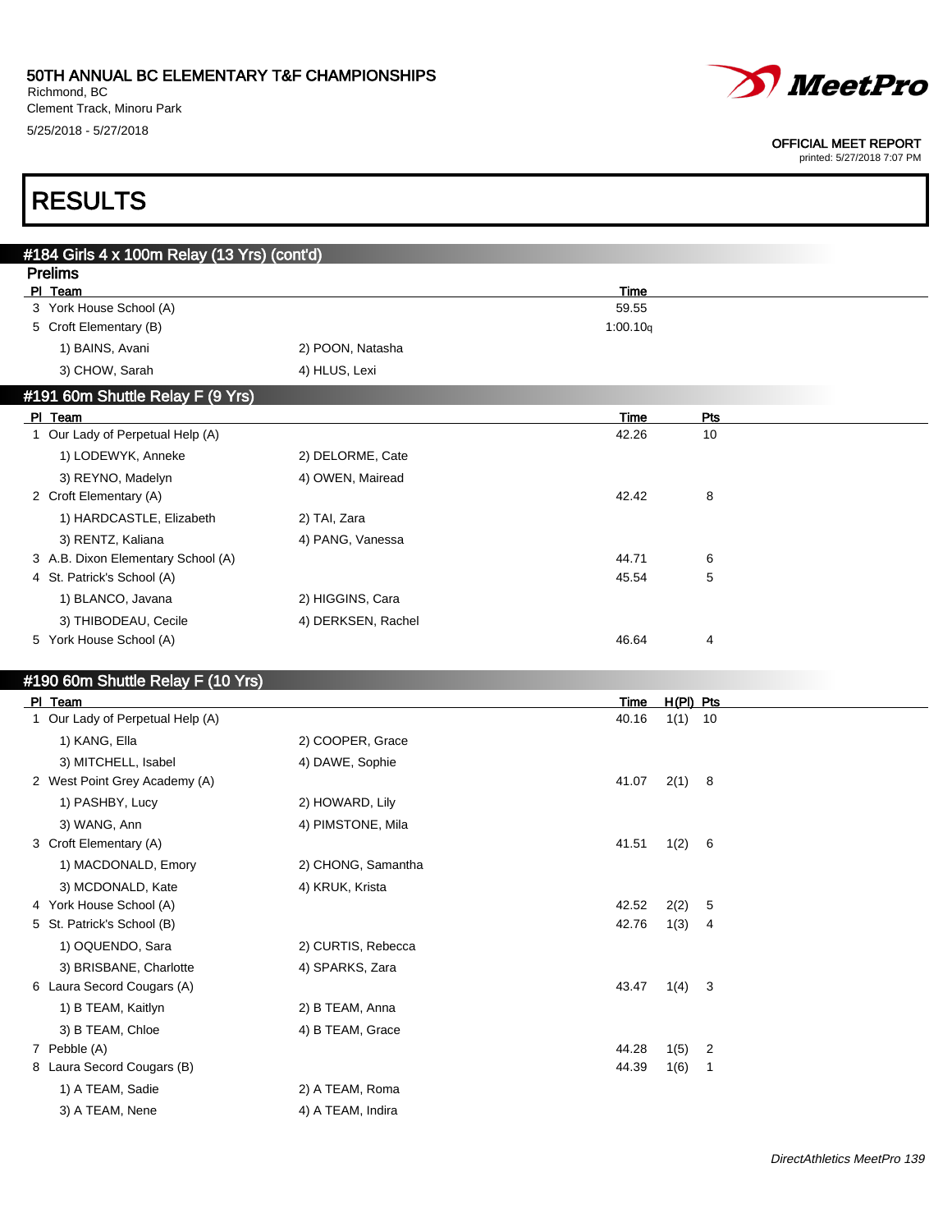50TH ANNUAL BC ELEMENTARY T&F CHAMPIONSHIPS
Richmond, BC
Clement Track, Minoru Park
5/25/2018 - 5/27/2018

OFFICIAL MEET REPORT
printed: 5/27/2018 7:07 PM

# RESULTS

## #184 Girls 4 x 100m Relay (13 Yrs) (cont'd)

### Prelims

| Pl | Team | | Time |
|---|---|---|---|
| 3 | York House School (A) | | 59.55 |
| 5 | Croft Elementary (B) | | 1:00.10q |
| | 1) BAINS, Avani | 2) POON, Natasha | |
| | 3) CHOW, Sarah | 4) HLUS, Lexi | |

## #191 60m Shuttle Relay F (9 Yrs)

| Pl | Team | | Time | Pts |
|---|---|---|---|---|
| 1 | Our Lady of Perpetual Help (A) | | 42.26 | 10 |
| | 1) LODEWYK, Anneke | 2) DELORME, Cate | | |
| | 3) REYNO, Madelyn | 4) OWEN, Mairead | | |
| 2 | Croft Elementary (A) | | 42.42 | 8 |
| | 1) HARDCASTLE, Elizabeth | 2) TAI, Zara | | |
| | 3) RENTZ, Kaliana | 4) PANG, Vanessa | | |
| 3 | A.B. Dixon Elementary School (A) | | 44.71 | 6 |
| 4 | St. Patrick's School (A) | | 45.54 | 5 |
| | 1) BLANCO, Javana | 2) HIGGINS, Cara | | |
| | 3) THIBODEAU, Cecile | 4) DERKSEN, Rachel | | |
| 5 | York House School (A) | | 46.64 | 4 |

## #190 60m Shuttle Relay F (10 Yrs)

| Pl | Team | | Time | H(Pl) | Pts |
|---|---|---|---|---|---|
| 1 | Our Lady of Perpetual Help (A) | | 40.16 | 1(1) | 10 |
| | 1) KANG, Ella | 2) COOPER, Grace | | | |
| | 3) MITCHELL, Isabel | 4) DAWE, Sophie | | | |
| 2 | West Point Grey Academy (A) | | 41.07 | 2(1) | 8 |
| | 1) PASHBY, Lucy | 2) HOWARD, Lily | | | |
| | 3) WANG, Ann | 4) PIMSTONE, Mila | | | |
| 3 | Croft Elementary (A) | | 41.51 | 1(2) | 6 |
| | 1) MACDONALD, Emory | 2) CHONG, Samantha | | | |
| | 3) MCDONALD, Kate | 4) KRUK, Krista | | | |
| 4 | York House School (A) | | 42.52 | 2(2) | 5 |
| 5 | St. Patrick's School (B) | | 42.76 | 1(3) | 4 |
| | 1) OQUENDO, Sara | 2) CURTIS, Rebecca | | | |
| | 3) BRISBANE, Charlotte | 4) SPARKS, Zara | | | |
| 6 | Laura Secord Cougars (A) | | 43.47 | 1(4) | 3 |
| | 1) B TEAM, Kaitlyn | 2) B TEAM, Anna | | | |
| | 3) B TEAM, Chloe | 4) B TEAM, Grace | | | |
| 7 | Pebble (A) | | 44.28 | 1(5) | 2 |
| 8 | Laura Secord Cougars (B) | | 44.39 | 1(6) | 1 |
| | 1) A TEAM, Sadie | 2) A TEAM, Roma | | | |
| | 3) A TEAM, Nene | 4) A TEAM, Indira | | | |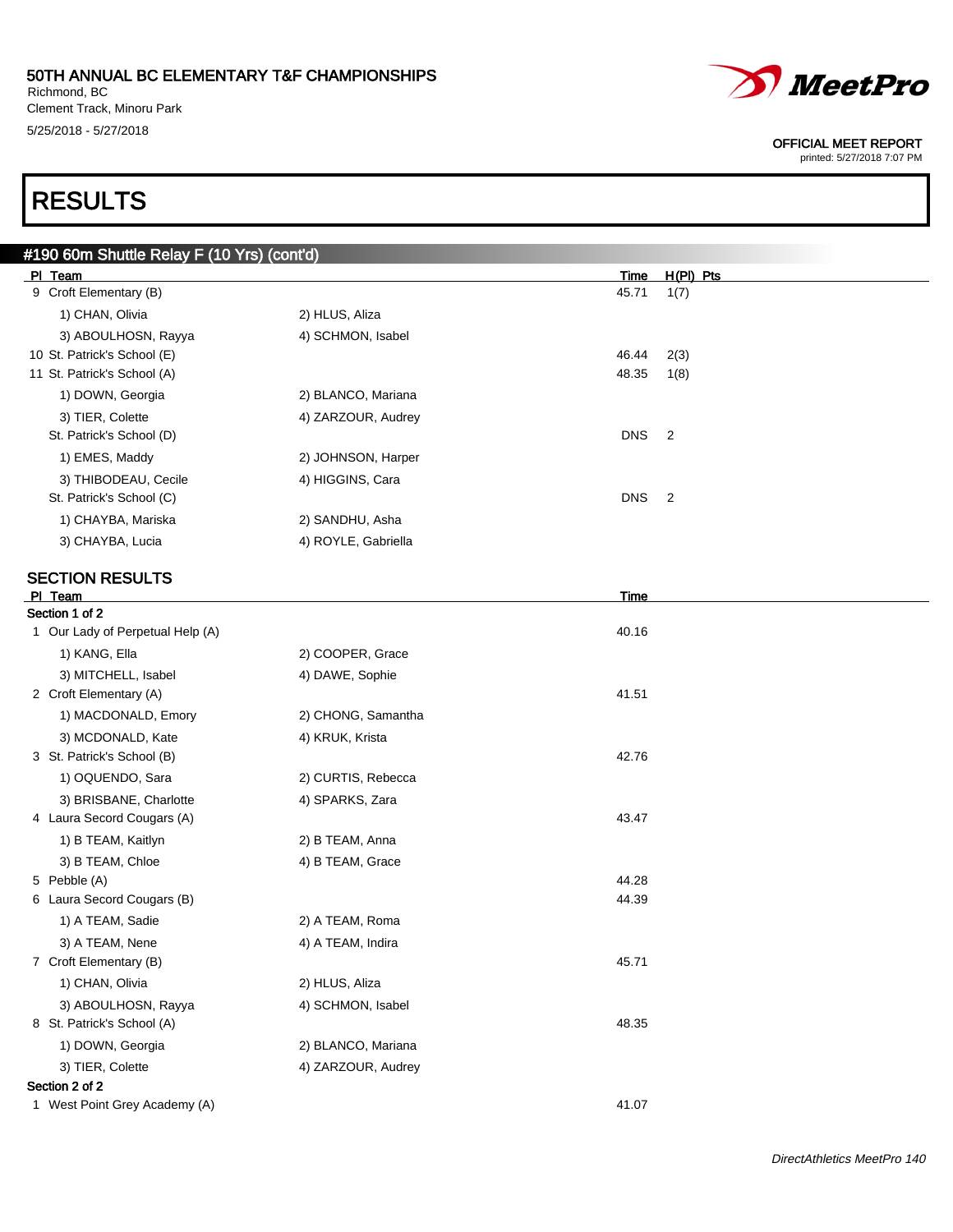# RESULTS

## #190 60m Shuttle Relay F (10 Yrs) (cont'd)

| Pl | Team | | Time | H(Pl) | Pts |
|---|---|---|---|---|---|
| 9 | Croft Elementary (B) | | 45.71 | 1(7) | |
| | 1) CHAN, Olivia | 2) HLUS, Aliza | | | |
| | 3) ABOULHOSN, Rayya | 4) SCHMON, Isabel | | | |
| 10 | St. Patrick's School (E) | | 46.44 | 2(3) | |
| 11 | St. Patrick's School (A) | | 48.35 | 1(8) | |
| | 1) DOWN, Georgia | 2) BLANCO, Mariana | | | |
| | 3) TIER, Colette | 4) ZARZOUR, Audrey | | | |
| | St. Patrick's School (D) | | DNS | 2 | |
| | 1) EMES, Maddy | 2) JOHNSON, Harper | | | |
| | 3) THIBODEAU, Cecile | 4) HIGGINS, Cara | | | |
| | St. Patrick's School (C) | | DNS | 2 | |
| | 1) CHAYBA, Mariska | 2) SANDHU, Asha | | | |
| | 3) CHAYBA, Lucia | 4) ROYLE, Gabriella | | | |

### SECTION RESULTS

| Pl | Team | | Time |
|---|---|---|---|
| **Section 1 of 2** | | | |
| 1 | Our Lady of Perpetual Help (A) | | 40.16 |
| | 1) KANG, Ella | 2) COOPER, Grace | |
| | 3) MITCHELL, Isabel | 4) DAWE, Sophie | |
| 2 | Croft Elementary (A) | | 41.51 |
| | 1) MACDONALD, Emory | 2) CHONG, Samantha | |
| | 3) MCDONALD, Kate | 4) KRUK, Krista | |
| 3 | St. Patrick's School (B) | | 42.76 |
| | 1) OQUENDO, Sara | 2) CURTIS, Rebecca | |
| | 3) BRISBANE, Charlotte | 4) SPARKS, Zara | |
| 4 | Laura Secord Cougars (A) | | 43.47 |
| | 1) B TEAM, Kaitlyn | 2) B TEAM, Anna | |
| | 3) B TEAM, Chloe | 4) B TEAM, Grace | |
| 5 | Pebble (A) | | 44.28 |
| 6 | Laura Secord Cougars (B) | | 44.39 |
| | 1) A TEAM, Sadie | 2) A TEAM, Roma | |
| | 3) A TEAM, Nene | 4) A TEAM, Indira | |
| 7 | Croft Elementary (B) | | 45.71 |
| | 1) CHAN, Olivia | 2) HLUS, Aliza | |
| | 3) ABOULHOSN, Rayya | 4) SCHMON, Isabel | |
| 8 | St. Patrick's School (A) | | 48.35 |
| | 1) DOWN, Georgia | 2) BLANCO, Mariana | |
| | 3) TIER, Colette | 4) ZARZOUR, Audrey | |
| **Section 2 of 2** | | | |
| 1 | West Point Grey Academy (A) | | 41.07 |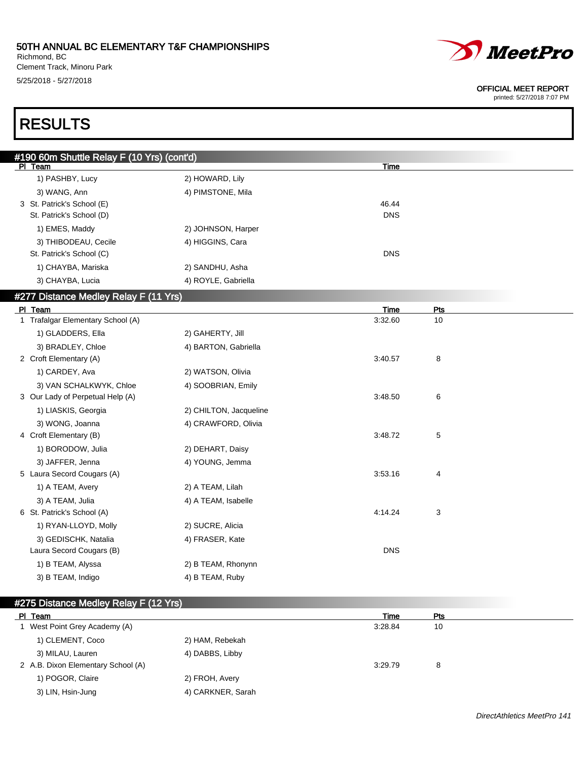# 50TH ANNUAL BC ELEMENTARY T&F CHAMPIONSHIPS

Richmond, BC
Clement Track, Minoru Park
5/25/2018 - 5/27/2018

OFFICIAL MEET REPORT
printed: 5/27/2018 7:07 PM

# RESULTS

## #190 60m Shuttle Relay F (10 Yrs) (cont'd)

| Pl | Team | | Time |
|---|---|---|---|
| | 1) PASHBY, Lucy | 2) HOWARD, Lily | |
| | 3) WANG, Ann | 4) PIMSTONE, Mila | |
| 3 | St. Patrick's School (E) | | 46.44 |
| | St. Patrick's School (D) | | DNS |
| | 1) EMES, Maddy | 2) JOHNSON, Harper | |
| | 3) THIBODEAU, Cecile | 4) HIGGINS, Cara | |
| | St. Patrick's School (C) | | DNS |
| | 1) CHAYBA, Mariska | 2) SANDHU, Asha | |
| | 3) CHAYBA, Lucia | 4) ROYLE, Gabriella | |

## #277 Distance Medley Relay F (11 Yrs)

| Pl | Team | | Time | Pts |
|---|---|---|---|---|
| 1 | Trafalgar Elementary School (A) | | 3:32.60 | 10 |
| | 1) GLADDERS, Ella | 2) GAHERTY, Jill | | |
| | 3) BRADLEY, Chloe | 4) BARTON, Gabriella | | |
| 2 | Croft Elementary (A) | | 3:40.57 | 8 |
| | 1) CARDEY, Ava | 2) WATSON, Olivia | | |
| | 3) VAN SCHALKWYK, Chloe | 4) SOOBRIAN, Emily | | |
| 3 | Our Lady of Perpetual Help (A) | | 3:48.50 | 6 |
| | 1) LIASKIS, Georgia | 2) CHILTON, Jacqueline | | |
| | 3) WONG, Joanna | 4) CRAWFORD, Olivia | | |
| 4 | Croft Elementary (B) | | 3:48.72 | 5 |
| | 1) BORODOW, Julia | 2) DEHART, Daisy | | |
| | 3) JAFFER, Jenna | 4) YOUNG, Jemma | | |
| 5 | Laura Secord Cougars (A) | | 3:53.16 | 4 |
| | 1) A TEAM, Avery | 2) A TEAM, Lilah | | |
| | 3) A TEAM, Julia | 4) A TEAM, Isabelle | | |
| 6 | St. Patrick's School (A) | | 4:14.24 | 3 |
| | 1) RYAN-LLOYD, Molly | 2) SUCRE, Alicia | | |
| | 3) GEDISCHK, Natalia | 4) FRASER, Kate | | |
| | Laura Secord Cougars (B) | | DNS | |
| | 1) B TEAM, Alyssa | 2) B TEAM, Rhonynn | | |
| | 3) B TEAM, Indigo | 4) B TEAM, Ruby | | |

## #275 Distance Medley Relay F (12 Yrs)

| Pl | Team | | Time | Pts |
|---|---|---|---|---|
| 1 | West Point Grey Academy (A) | | 3:28.84 | 10 |
| | 1) CLEMENT, Coco | 2) HAM, Rebekah | | |
| | 3) MILAU, Lauren | 4) DABBS, Libby | | |
| 2 | A.B. Dixon Elementary School (A) | | 3:29.79 | 8 |
| | 1) POGOR, Claire | 2) FROH, Avery | | |
| | 3) LIN, Hsin-Jung | 4) CARKNER, Sarah | | |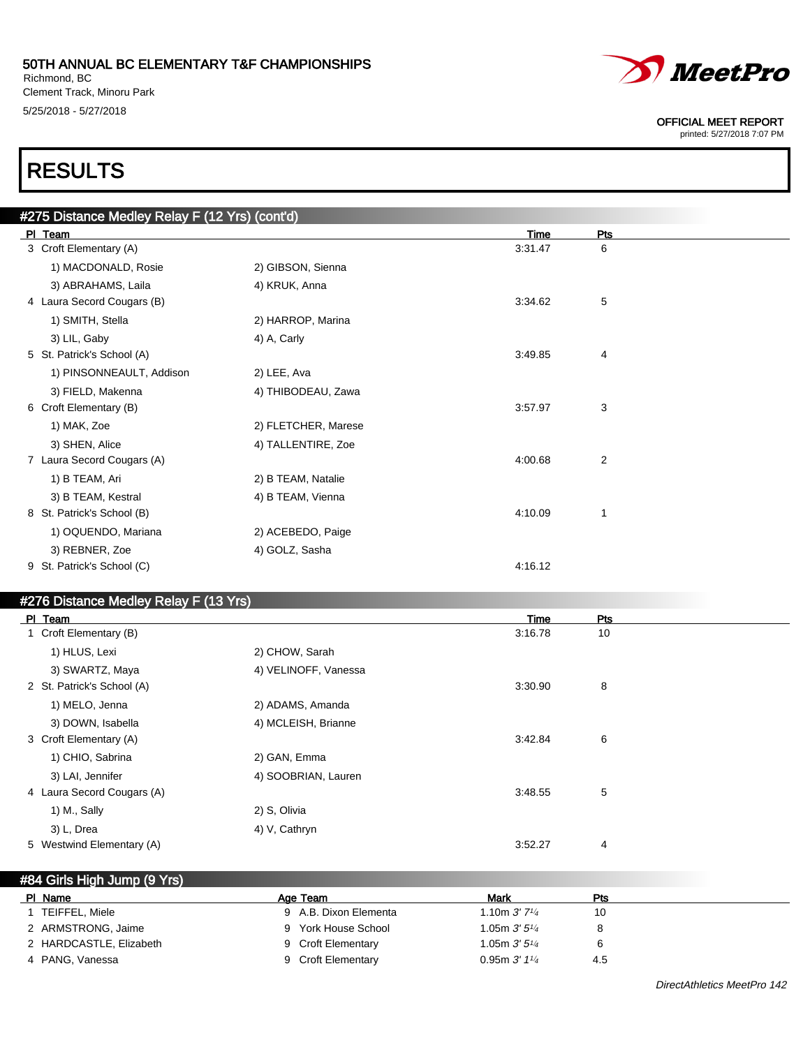# RESULTS

## #275 Distance Medley Relay F (12 Yrs) (cont'd)

| Pl | Team | | Time | Pts |
|---|---|---|---|---|
| 3 | Croft Elementary (A) | | 3:31.47 | 6 |
| | 1) MACDONALD, Rosie | 2) GIBSON, Sienna | | |
| | 3) ABRAHAMS, Laila | 4) KRUK, Anna | | |
| 4 | Laura Secord Cougars (B) | | 3:34.62 | 5 |
| | 1) SMITH, Stella | 2) HARROP, Marina | | |
| | 3) LIL, Gaby | 4) A, Carly | | |
| 5 | St. Patrick's School (A) | | 3:49.85 | 4 |
| | 1) PINSONNEAULT, Addison | 2) LEE, Ava | | |
| | 3) FIELD, Makenna | 4) THIBODEAU, Zawa | | |
| 6 | Croft Elementary (B) | | 3:57.97 | 3 |
| | 1) MAK, Zoe | 2) FLETCHER, Marese | | |
| | 3) SHEN, Alice | 4) TALLENTIRE, Zoe | | |
| 7 | Laura Secord Cougars (A) | | 4:00.68 | 2 |
| | 1) B TEAM, Ari | 2) B TEAM, Natalie | | |
| | 3) B TEAM, Kestral | 4) B TEAM, Vienna | | |
| 8 | St. Patrick's School (B) | | 4:10.09 | 1 |
| | 1) OQUENDO, Mariana | 2) ACEBEDO, Paige | | |
| | 3) REBNER, Zoe | 4) GOLZ, Sasha | | |
| 9 | St. Patrick's School (C) | | 4:16.12 | |

## #276 Distance Medley Relay F (13 Yrs)

| Pl | Team | | Time | Pts |
|---|---|---|---|---|
| 1 | Croft Elementary (B) | | 3:16.78 | 10 |
| | 1) HLUS, Lexi | 2) CHOW, Sarah | | |
| | 3) SWARTZ, Maya | 4) VELINOFF, Vanessa | | |
| 2 | St. Patrick's School (A) | | 3:30.90 | 8 |
| | 1) MELO, Jenna | 2) ADAMS, Amanda | | |
| | 3) DOWN, Isabella | 4) MCLEISH, Brianne | | |
| 3 | Croft Elementary (A) | | 3:42.84 | 6 |
| | 1) CHIO, Sabrina | 2) GAN, Emma | | |
| | 3) LAI, Jennifer | 4) SOOBRIAN, Lauren | | |
| 4 | Laura Secord Cougars (A) | | 3:48.55 | 5 |
| | 1) M., Sally | 2) S, Olivia | | |
| | 3) L, Drea | 4) V, Cathryn | | |
| 5 | Westwind Elementary (A) | | 3:52.27 | 4 |

## #84 Girls High Jump (9 Yrs)

| Pl | Name | Age | Team | Mark | Pts |
|---|---|---|---|---|---|
| 1 | TEIFFEL, Miele | 9 | A.B. Dixon Elementa | 1.10m *3' 7¼* | 10 |
| 2 | ARMSTRONG, Jaime | 9 | York House School | 1.05m *3' 5¼* | 8 |
| 2 | HARDCASTLE, Elizabeth | 9 | Croft Elementary | 1.05m *3' 5¼* | 6 |
| 4 | PANG, Vanessa | 9 | Croft Elementary | 0.95m *3' 1¼* | 4.5 |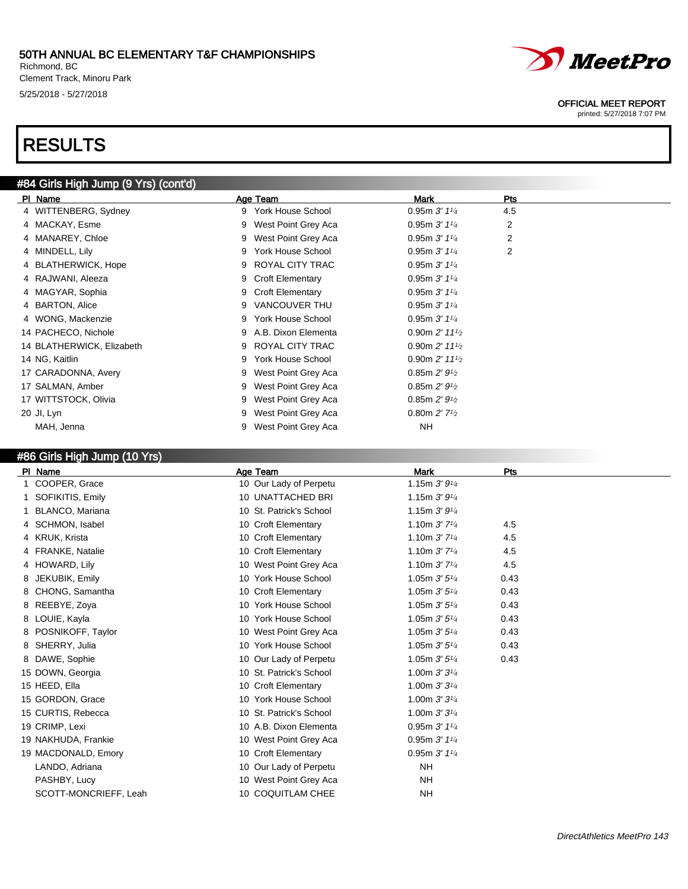# 50TH ANNUAL BC ELEMENTARY T&F CHAMPIONSHIPS

Richmond, BC
Clement Track, Minoru Park
5/25/2018 - 5/27/2018

OFFICIAL MEET REPORT
printed: 5/27/2018 7:07 PM

# RESULTS

## #84 Girls High Jump (9 Yrs) (cont'd)

| Pl | Name | Age | Team | Mark | Pts |
|---|---|---|---|---|---|
| 4 | WITTENBERG, Sydney | 9 | York House School | 0.95m 3' 1¼ | 4.5 |
| 4 | MACKAY, Esme | 9 | West Point Grey Aca | 0.95m 3' 1¼ | 2 |
| 4 | MANAREY, Chloe | 9 | West Point Grey Aca | 0.95m 3' 1¼ | 2 |
| 4 | MINDELL, Lily | 9 | York House School | 0.95m 3' 1¼ | 2 |
| 4 | BLATHERWICK, Hope | 9 | ROYAL CITY TRAC | 0.95m 3' 1¼ | |
| 4 | RAJWANI, Aleeza | 9 | Croft Elementary | 0.95m 3' 1¼ | |
| 4 | MAGYAR, Sophia | 9 | Croft Elementary | 0.95m 3' 1¼ | |
| 4 | BARTON, Alice | 9 | VANCOUVER THU | 0.95m 3' 1¼ | |
| 4 | WONG, Mackenzie | 9 | York House School | 0.95m 3' 1¼ | |
| 14 | PACHECO, Nichole | 9 | A.B. Dixon Elementa | 0.90m 2' 11½ | |
| 14 | BLATHERWICK, Elizabeth | 9 | ROYAL CITY TRAC | 0.90m 2' 11½ | |
| 14 | NG, Kaitlin | 9 | York House School | 0.90m 2' 11½ | |
| 17 | CARADONNA, Avery | 9 | West Point Grey Aca | 0.85m 2' 9½ | |
| 17 | SALMAN, Amber | 9 | West Point Grey Aca | 0.85m 2' 9½ | |
| 17 | WITTSTOCK, Olivia | 9 | West Point Grey Aca | 0.85m 2' 9½ | |
| 20 | JI, Lyn | 9 | West Point Grey Aca | 0.80m 2' 7½ | |
| | MAH, Jenna | 9 | West Point Grey Aca | NH | |

## #86 Girls High Jump (10 Yrs)

| Pl | Name | Age | Team | Mark | Pts |
|---|---|---|---|---|---|
| 1 | COOPER, Grace | 10 | Our Lady of Perpetu | 1.15m 3' 9¼ | |
| 1 | SOFIKITIS, Emily | 10 | UNATTACHED BRI | 1.15m 3' 9¼ | |
| 1 | BLANCO, Mariana | 10 | St. Patrick's School | 1.15m 3' 9¼ | |
| 4 | SCHMON, Isabel | 10 | Croft Elementary | 1.10m 3' 7¼ | 4.5 |
| 4 | KRUK, Krista | 10 | Croft Elementary | 1.10m 3' 7¼ | 4.5 |
| 4 | FRANKE, Natalie | 10 | Croft Elementary | 1.10m 3' 7¼ | 4.5 |
| 4 | HOWARD, Lily | 10 | West Point Grey Aca | 1.10m 3' 7¼ | 4.5 |
| 8 | JEKUBIK, Emily | 10 | York House School | 1.05m 3' 5¼ | 0.43 |
| 8 | CHONG, Samantha | 10 | Croft Elementary | 1.05m 3' 5¼ | 0.43 |
| 8 | REEBYE, Zoya | 10 | York House School | 1.05m 3' 5¼ | 0.43 |
| 8 | LOUIE, Kayla | 10 | York House School | 1.05m 3' 5¼ | 0.43 |
| 8 | POSNIKOFF, Taylor | 10 | West Point Grey Aca | 1.05m 3' 5¼ | 0.43 |
| 8 | SHERRY, Julia | 10 | York House School | 1.05m 3' 5¼ | 0.43 |
| 8 | DAWE, Sophie | 10 | Our Lady of Perpetu | 1.05m 3' 5¼ | 0.43 |
| 15 | DOWN, Georgia | 10 | St. Patrick's School | 1.00m 3' 3¼ | |
| 15 | HEED, Ella | 10 | Croft Elementary | 1.00m 3' 3¼ | |
| 15 | GORDON, Grace | 10 | York House School | 1.00m 3' 3¼ | |
| 15 | CURTIS, Rebecca | 10 | St. Patrick's School | 1.00m 3' 3¼ | |
| 19 | CRIMP, Lexi | 10 | A.B. Dixon Elementa | 0.95m 3' 1¼ | |
| 19 | NAKHUDA, Frankie | 10 | West Point Grey Aca | 0.95m 3' 1¼ | |
| 19 | MACDONALD, Emory | 10 | Croft Elementary | 0.95m 3' 1¼ | |
| | LANDO, Adriana | 10 | Our Lady of Perpetu | NH | |
| | PASHBY, Lucy | 10 | West Point Grey Aca | NH | |
| | SCOTT-MONCRIEFF, Leah | 10 | COQUITLAM CHEE | NH | |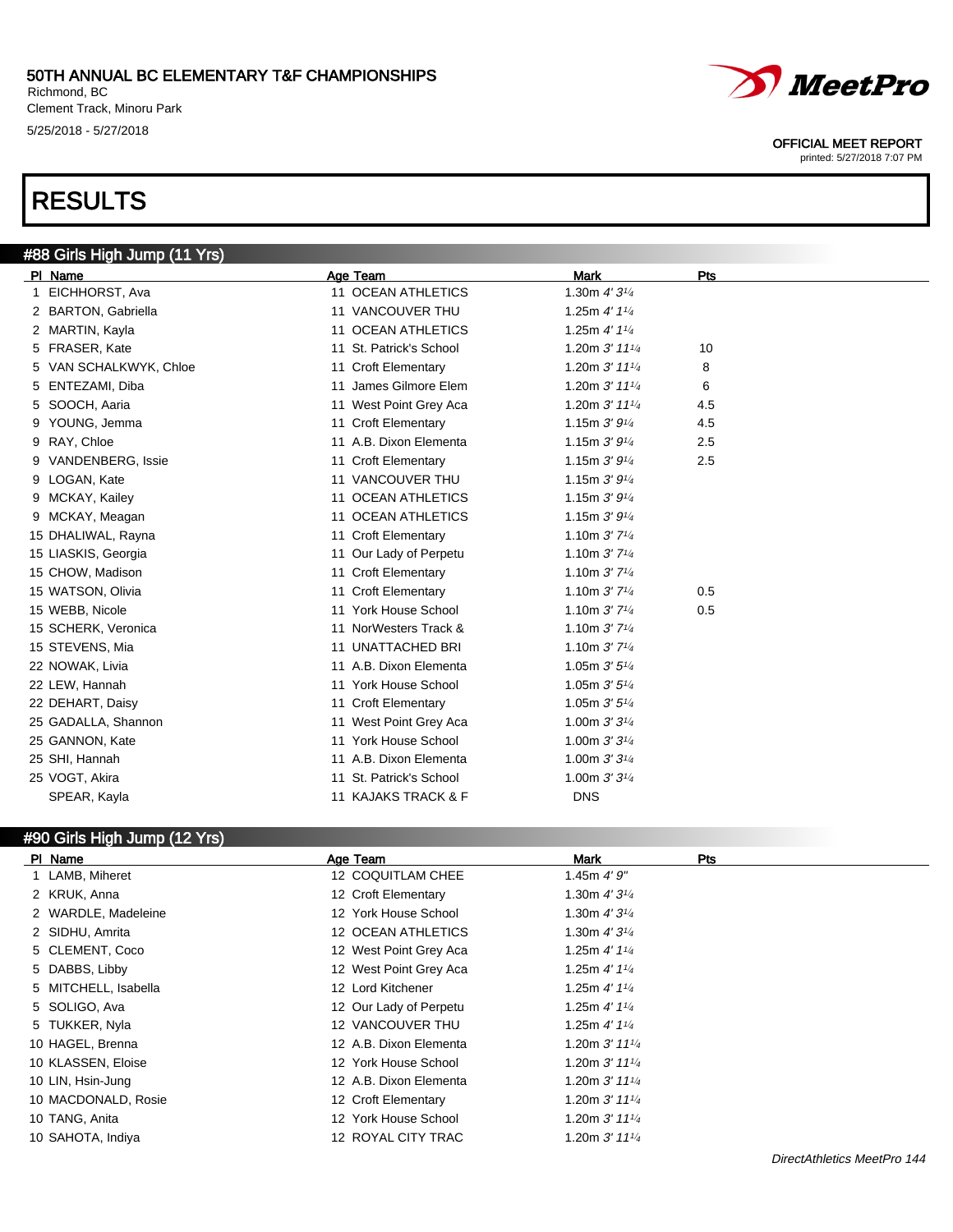50TH ANNUAL BC ELEMENTARY T&F CHAMPIONSHIPS
Richmond, BC
Clement Track, Minoru Park
5/25/2018 - 5/27/2018

OFFICIAL MEET REPORT
printed: 5/27/2018 7:07 PM

# RESULTS

## #88 Girls High Jump (11 Yrs)

| Pl | Name | Age | Team | Mark | Pts |
|---|---|---|---|---|---|
| 1 | EICHHORST, Ava | 11 | OCEAN ATHLETICS | 1.30m *4' 3¼* | |
| 2 | BARTON, Gabriella | 11 | VANCOUVER THU | 1.25m *4' 1¼* | |
| 2 | MARTIN, Kayla | 11 | OCEAN ATHLETICS | 1.25m *4' 1¼* | |
| 5 | FRASER, Kate | 11 | St. Patrick's School | 1.20m *3' 11¼* | 10 |
| 5 | VAN SCHALKWYK, Chloe | 11 | Croft Elementary | 1.20m *3' 11¼* | 8 |
| 5 | ENTEZAMI, Diba | 11 | James Gilmore Elem | 1.20m *3' 11¼* | 6 |
| 5 | SOOCH, Aaria | 11 | West Point Grey Aca | 1.20m *3' 11¼* | 4.5 |
| 9 | YOUNG, Jemma | 11 | Croft Elementary | 1.15m *3' 9¼* | 4.5 |
| 9 | RAY, Chloe | 11 | A.B. Dixon Elementa | 1.15m *3' 9¼* | 2.5 |
| 9 | VANDENBERG, Issie | 11 | Croft Elementary | 1.15m *3' 9¼* | 2.5 |
| 9 | LOGAN, Kate | 11 | VANCOUVER THU | 1.15m *3' 9¼* | |
| 9 | MCKAY, Kailey | 11 | OCEAN ATHLETICS | 1.15m *3' 9¼* | |
| 9 | MCKAY, Meagan | 11 | OCEAN ATHLETICS | 1.15m *3' 9¼* | |
| 15 | DHALIWAL, Rayna | 11 | Croft Elementary | 1.10m *3' 7¼* | |
| 15 | LIASKIS, Georgia | 11 | Our Lady of Perpetu | 1.10m *3' 7¼* | |
| 15 | CHOW, Madison | 11 | Croft Elementary | 1.10m *3' 7¼* | |
| 15 | WATSON, Olivia | 11 | Croft Elementary | 1.10m *3' 7¼* | 0.5 |
| 15 | WEBB, Nicole | 11 | York House School | 1.10m *3' 7¼* | 0.5 |
| 15 | SCHERK, Veronica | 11 | NorWesters Track & | 1.10m *3' 7¼* | |
| 15 | STEVENS, Mia | 11 | UNATTACHED BRI | 1.10m *3' 7¼* | |
| 22 | NOWAK, Livia | 11 | A.B. Dixon Elementa | 1.05m *3' 5¼* | |
| 22 | LEW, Hannah | 11 | York House School | 1.05m *3' 5¼* | |
| 22 | DEHART, Daisy | 11 | Croft Elementary | 1.05m *3' 5¼* | |
| 25 | GADALLA, Shannon | 11 | West Point Grey Aca | 1.00m *3' 3¼* | |
| 25 | GANNON, Kate | 11 | York House School | 1.00m *3' 3¼* | |
| 25 | SHI, Hannah | 11 | A.B. Dixon Elementa | 1.00m *3' 3¼* | |
| 25 | VOGT, Akira | 11 | St. Patrick's School | 1.00m *3' 3¼* | |
| | SPEAR, Kayla | 11 | KAJAKS TRACK & F | DNS | |

## #90 Girls High Jump (12 Yrs)

| Pl | Name | Age | Team | Mark | Pts |
|---|---|---|---|---|---|
| 1 | LAMB, Miheret | 12 | COQUITLAM CHEE | 1.45m *4' 9"* | |
| 2 | KRUK, Anna | 12 | Croft Elementary | 1.30m *4' 3¼* | |
| 2 | WARDLE, Madeleine | 12 | York House School | 1.30m *4' 3¼* | |
| 2 | SIDHU, Amrita | 12 | OCEAN ATHLETICS | 1.30m *4' 3¼* | |
| 5 | CLEMENT, Coco | 12 | West Point Grey Aca | 1.25m *4' 1¼* | |
| 5 | DABBS, Libby | 12 | West Point Grey Aca | 1.25m *4' 1¼* | |
| 5 | MITCHELL, Isabella | 12 | Lord Kitchener | 1.25m *4' 1¼* | |
| 5 | SOLIGO, Ava | 12 | Our Lady of Perpetu | 1.25m *4' 1¼* | |
| 5 | TUKKER, Nyla | 12 | VANCOUVER THU | 1.25m *4' 1¼* | |
| 10 | HAGEL, Brenna | 12 | A.B. Dixon Elementa | 1.20m *3' 11¼* | |
| 10 | KLASSEN, Eloise | 12 | York House School | 1.20m *3' 11¼* | |
| 10 | LIN, Hsin-Jung | 12 | A.B. Dixon Elementa | 1.20m *3' 11¼* | |
| 10 | MACDONALD, Rosie | 12 | Croft Elementary | 1.20m *3' 11¼* | |
| 10 | TANG, Anita | 12 | York House School | 1.20m *3' 11¼* | |
| 10 | SAHOTA, Indiya | 12 | ROYAL CITY TRAC | 1.20m *3' 11¼* | |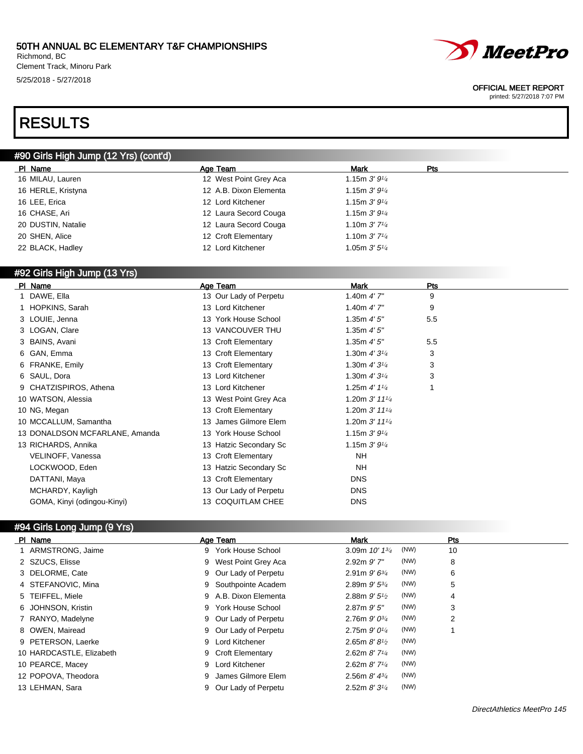# RESULTS

## #90 Girls High Jump (12 Yrs) (cont'd)

| Pl | Name | Age | Team | Mark | Pts |
|---|---|---|---|---|---|
| 16 | MILAU, Lauren | 12 | West Point Grey Aca | 1.15m 3' 9¼ | |
| 16 | HERLE, Kristyna | 12 | A.B. Dixon Elementa | 1.15m 3' 9¼ | |
| 16 | LEE, Erica | 12 | Lord Kitchener | 1.15m 3' 9¼ | |
| 16 | CHASE, Ari | 12 | Laura Secord Couga | 1.15m 3' 9¼ | |
| 20 | DUSTIN, Natalie | 12 | Laura Secord Couga | 1.10m 3' 7¼ | |
| 20 | SHEN, Alice | 12 | Croft Elementary | 1.10m 3' 7¼ | |
| 22 | BLACK, Hadley | 12 | Lord Kitchener | 1.05m 3' 5¼ | |

## #92 Girls High Jump (13 Yrs)

| Pl | Name | Age | Team | Mark | Pts |
|---|---|---|---|---|---|
| 1 | DAWE, Ella | 13 | Our Lady of Perpetu | 1.40m 4' 7" | 9 |
| 1 | HOPKINS, Sarah | 13 | Lord Kitchener | 1.40m 4' 7" | 9 |
| 3 | LOUIE, Jenna | 13 | York House School | 1.35m 4' 5" | 5.5 |
| 3 | LOGAN, Clare | 13 | VANCOUVER THU | 1.35m 4' 5" | |
| 3 | BAINS, Avani | 13 | Croft Elementary | 1.35m 4' 5" | 5.5 |
| 6 | GAN, Emma | 13 | Croft Elementary | 1.30m 4' 3¼ | 3 |
| 6 | FRANKE, Emily | 13 | Croft Elementary | 1.30m 4' 3¼ | 3 |
| 6 | SAUL, Dora | 13 | Lord Kitchener | 1.30m 4' 3¼ | 3 |
| 9 | CHATZISPIROS, Athena | 13 | Lord Kitchener | 1.25m 4' 1¼ | 1 |
| 10 | WATSON, Alessia | 13 | West Point Grey Aca | 1.20m 3' 11¼ | |
| 10 | NG, Megan | 13 | Croft Elementary | 1.20m 3' 11¼ | |
| 10 | MCCALLUM, Samantha | 13 | James Gilmore Elem | 1.20m 3' 11¼ | |
| 13 | DONALDSON MCFARLANE, Amanda | 13 | York House School | 1.15m 3' 9¼ | |
| 13 | RICHARDS, Annika | 13 | Hatzic Secondary Sc | 1.15m 3' 9¼ | |
| | VELINOFF, Vanessa | 13 | Croft Elementary | NH | |
| | LOCKWOOD, Eden | 13 | Hatzic Secondary Sc | NH | |
| | DATTANI, Maya | 13 | Croft Elementary | DNS | |
| | MCHARDY, Kayligh | 13 | Our Lady of Perpetu | DNS | |
| | GOMA, Kinyi (odingou-Kinyi) | 13 | COQUITLAM CHEE | DNS | |

## #94 Girls Long Jump (9 Yrs)

| Pl | Name | Age | Team | Mark | | Pts |
|---|---|---|---|---|---|---|
| 1 | ARMSTRONG, Jaime | 9 | York House School | 3.09m 10' 1¾ | (NW) | 10 |
| 2 | SZUCS, Elisse | 9 | West Point Grey Aca | 2.92m 9' 7" | (NW) | 8 |
| 3 | DELORME, Cate | 9 | Our Lady of Perpetu | 2.91m 9' 6¾ | (NW) | 6 |
| 4 | STEFANOVIC, Mina | 9 | Southpointe Academ | 2.89m 9' 5¾ | (NW) | 5 |
| 5 | TEIFFEL, Miele | 9 | A.B. Dixon Elementa | 2.88m 9' 5½ | (NW) | 4 |
| 6 | JOHNSON, Kristin | 9 | York House School | 2.87m 9' 5" | (NW) | 3 |
| 7 | RANYO, Madelyne | 9 | Our Lady of Perpetu | 2.76m 9' 0¾ | (NW) | 2 |
| 8 | OWEN, Mairead | 9 | Our Lady of Perpetu | 2.75m 9' 0¼ | (NW) | 1 |
| 9 | PETERSON, Laerke | 9 | Lord Kitchener | 2.65m 8' 8½ | (NW) | |
| 10 | HARDCASTLE, Elizabeth | 9 | Croft Elementary | 2.62m 8' 7¼ | (NW) | |
| 10 | PEARCE, Macey | 9 | Lord Kitchener | 2.62m 8' 7¼ | (NW) | |
| 12 | POPOVA, Theodora | 9 | James Gilmore Elem | 2.56m 8' 4¾ | (NW) | |
| 13 | LEHMAN, Sara | 9 | Our Lady of Perpetu | 2.52m 8' 3¼ | (NW) | |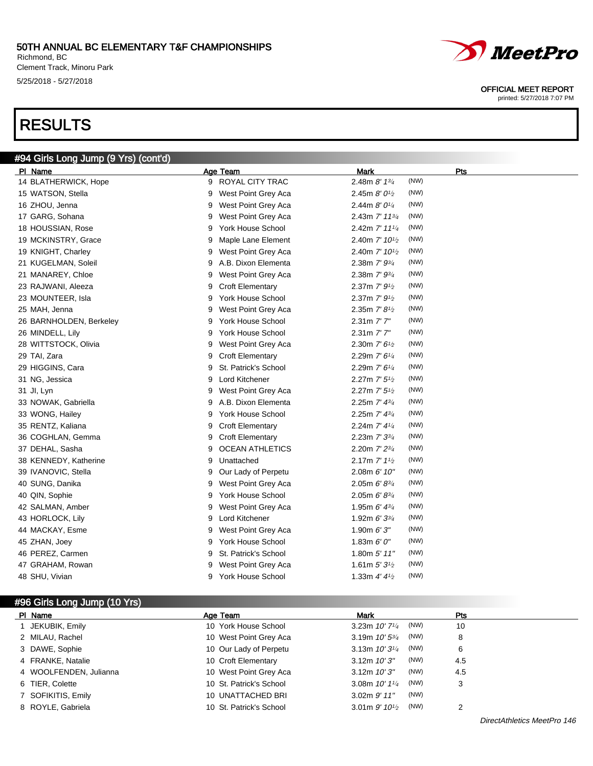# 50TH ANNUAL BC ELEMENTARY T&F CHAMPIONSHIPS

Richmond, BC
Clement Track, Minoru Park
5/25/2018 - 5/27/2018

OFFICIAL MEET REPORT
printed: 5/27/2018 7:07 PM

## RESULTS

### #94 Girls Long Jump (9 Yrs) (cont'd)

| Pl | Name | Age | Team | Mark | | Pts |
|---|---|---|---|---|---|---|
| 14 | BLATHERWICK, Hope | 9 | ROYAL CITY TRAC | 2.48m *8' 1¾* | (NW) | |
| 15 | WATSON, Stella | 9 | West Point Grey Aca | 2.45m *8' 0½* | (NW) | |
| 16 | ZHOU, Jenna | 9 | West Point Grey Aca | 2.44m *8' 0¼* | (NW) | |
| 17 | GARG, Sohana | 9 | West Point Grey Aca | 2.43m *7' 11¾* | (NW) | |
| 18 | HOUSSIAN, Rose | 9 | York House School | 2.42m *7' 11¼* | (NW) | |
| 19 | MCKINSTRY, Grace | 9 | Maple Lane Element | 2.40m *7' 10½* | (NW) | |
| 19 | KNIGHT, Charley | 9 | West Point Grey Aca | 2.40m *7' 10½* | (NW) | |
| 21 | KUGELMAN, Soleil | 9 | A.B. Dixon Elementa | 2.38m *7' 9¾* | (NW) | |
| 21 | MANAREY, Chloe | 9 | West Point Grey Aca | 2.38m *7' 9¾* | (NW) | |
| 23 | RAJWANI, Aleeza | 9 | Croft Elementary | 2.37m *7' 9½* | (NW) | |
| 23 | MOUNTEER, Isla | 9 | York House School | 2.37m *7' 9½* | (NW) | |
| 25 | MAH, Jenna | 9 | West Point Grey Aca | 2.35m *7' 8½* | (NW) | |
| 26 | BARNHOLDEN, Berkeley | 9 | York House School | 2.31m *7' 7"* | (NW) | |
| 26 | MINDELL, Lily | 9 | York House School | 2.31m *7' 7"* | (NW) | |
| 28 | WITTSTOCK, Olivia | 9 | West Point Grey Aca | 2.30m *7' 6½* | (NW) | |
| 29 | TAI, Zara | 9 | Croft Elementary | 2.29m *7' 6¼* | (NW) | |
| 29 | HIGGINS, Cara | 9 | St. Patrick's School | 2.29m *7' 6¼* | (NW) | |
| 31 | NG, Jessica | 9 | Lord Kitchener | 2.27m *7' 5½* | (NW) | |
| 31 | JI, Lyn | 9 | West Point Grey Aca | 2.27m *7' 5½* | (NW) | |
| 33 | NOWAK, Gabriella | 9 | A.B. Dixon Elementa | 2.25m *7' 4¾* | (NW) | |
| 33 | WONG, Hailey | 9 | York House School | 2.25m *7' 4¾* | (NW) | |
| 35 | RENTZ, Kaliana | 9 | Croft Elementary | 2.24m *7' 4¼* | (NW) | |
| 36 | COGHLAN, Gemma | 9 | Croft Elementary | 2.23m *7' 3¾* | (NW) | |
| 37 | DEHAL, Sasha | 9 | OCEAN ATHLETICS | 2.20m *7' 2¾* | (NW) | |
| 38 | KENNEDY, Katherine | 9 | Unattached | 2.17m *7' 1½* | (NW) | |
| 39 | IVANOVIC, Stella | 9 | Our Lady of Perpetu | 2.08m *6' 10"* | (NW) | |
| 40 | SUNG, Danika | 9 | West Point Grey Aca | 2.05m *6' 8¾* | (NW) | |
| 40 | QIN, Sophie | 9 | York House School | 2.05m *6' 8¾* | (NW) | |
| 42 | SALMAN, Amber | 9 | West Point Grey Aca | 1.95m *6' 4¾* | (NW) | |
| 43 | HORLOCK, Lily | 9 | Lord Kitchener | 1.92m *6' 3¾* | (NW) | |
| 44 | MACKAY, Esme | 9 | West Point Grey Aca | 1.90m *6' 3"* | (NW) | |
| 45 | ZHAN, Joey | 9 | York House School | 1.83m *6' 0"* | (NW) | |
| 46 | PEREZ, Carmen | 9 | St. Patrick's School | 1.80m *5' 11"* | (NW) | |
| 47 | GRAHAM, Rowan | 9 | West Point Grey Aca | 1.61m *5' 3½* | (NW) | |
| 48 | SHU, Vivian | 9 | York House School | 1.33m *4' 4½* | (NW) | |

### #96 Girls Long Jump (10 Yrs)

| Pl | Name | Age | Team | Mark | | Pts |
|---|---|---|---|---|---|---|
| 1 | JEKUBIK, Emily | 10 | York House School | 3.23m *10' 7¼* | (NW) | 10 |
| 2 | MILAU, Rachel | 10 | West Point Grey Aca | 3.19m *10' 5¾* | (NW) | 8 |
| 3 | DAWE, Sophie | 10 | Our Lady of Perpetu | 3.13m *10' 3¼* | (NW) | 6 |
| 4 | FRANKE, Natalie | 10 | Croft Elementary | 3.12m *10' 3"* | (NW) | 4.5 |
| 4 | WOOLFENDEN, Julianna | 10 | West Point Grey Aca | 3.12m *10' 3"* | (NW) | 4.5 |
| 6 | TIER, Colette | 10 | St. Patrick's School | 3.08m *10' 1¼* | (NW) | 3 |
| 7 | SOFIKITIS, Emily | 10 | UNATTACHED BRI | 3.02m *9' 11"* | (NW) | |
| 8 | ROYLE, Gabriela | 10 | St. Patrick's School | 3.01m *9' 10½* | (NW) | 2 |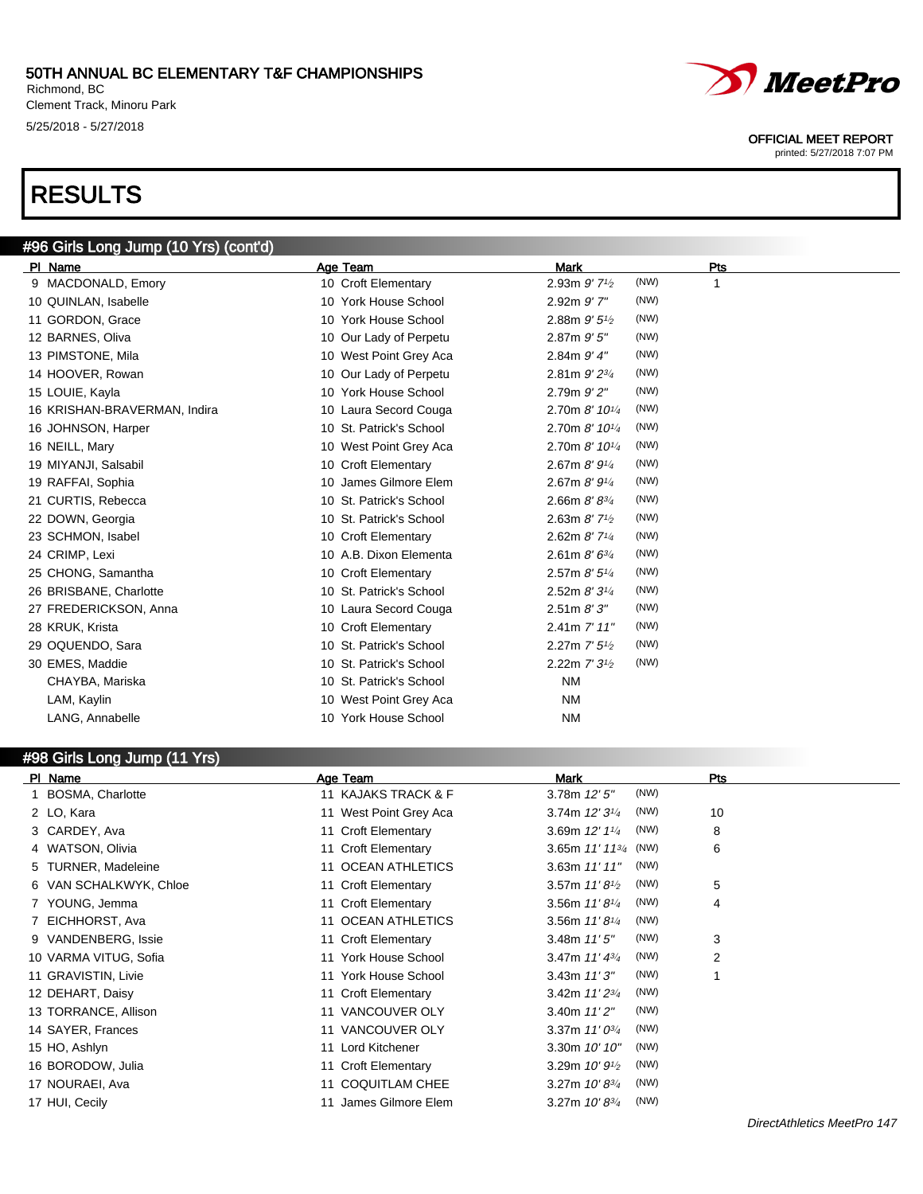# 50TH ANNUAL BC ELEMENTARY T&F CHAMPIONSHIPS

Richmond, BC
Clement Track, Minoru Park
5/25/2018 - 5/27/2018

OFFICIAL MEET REPORT
printed: 5/27/2018 7:07 PM

# RESULTS

## #96 Girls Long Jump (10 Yrs) (cont'd)

| Pl | Name | Age | Team | Mark | | Pts |
|---|---|---|---|---|---|---|
| 9 | MACDONALD, Emory | 10 | Croft Elementary | 2.93m 9' 7½ | (NW) | 1 |
| 10 | QUINLAN, Isabelle | 10 | York House School | 2.92m 9' 7" | (NW) | |
| 11 | GORDON, Grace | 10 | York House School | 2.88m 9' 5½ | (NW) | |
| 12 | BARNES, Oliva | 10 | Our Lady of Perpetu | 2.87m 9' 5" | (NW) | |
| 13 | PIMSTONE, Mila | 10 | West Point Grey Aca | 2.84m 9' 4" | (NW) | |
| 14 | HOOVER, Rowan | 10 | Our Lady of Perpetu | 2.81m 9' 2¾ | (NW) | |
| 15 | LOUIE, Kayla | 10 | York House School | 2.79m 9' 2" | (NW) | |
| 16 | KRISHAN-BRAVERMAN, Indira | 10 | Laura Secord Couga | 2.70m 8' 10¼ | (NW) | |
| 16 | JOHNSON, Harper | 10 | St. Patrick's School | 2.70m 8' 10¼ | (NW) | |
| 16 | NEILL, Mary | 10 | West Point Grey Aca | 2.70m 8' 10¼ | (NW) | |
| 19 | MIYANJI, Salsabil | 10 | Croft Elementary | 2.67m 8' 9¼ | (NW) | |
| 19 | RAFFAI, Sophia | 10 | James Gilmore Elem | 2.67m 8' 9¼ | (NW) | |
| 21 | CURTIS, Rebecca | 10 | St. Patrick's School | 2.66m 8' 8¾ | (NW) | |
| 22 | DOWN, Georgia | 10 | St. Patrick's School | 2.63m 8' 7½ | (NW) | |
| 23 | SCHMON, Isabel | 10 | Croft Elementary | 2.62m 8' 7¼ | (NW) | |
| 24 | CRIMP, Lexi | 10 | A.B. Dixon Elementa | 2.61m 8' 6¾ | (NW) | |
| 25 | CHONG, Samantha | 10 | Croft Elementary | 2.57m 8' 5¼ | (NW) | |
| 26 | BRISBANE, Charlotte | 10 | St. Patrick's School | 2.52m 8' 3¼ | (NW) | |
| 27 | FREDERICKSON, Anna | 10 | Laura Secord Couga | 2.51m 8' 3" | (NW) | |
| 28 | KRUK, Krista | 10 | Croft Elementary | 2.41m 7' 11" | (NW) | |
| 29 | OQUENDO, Sara | 10 | St. Patrick's School | 2.27m 7' 5½ | (NW) | |
| 30 | EMES, Maddie | 10 | St. Patrick's School | 2.22m 7' 3½ | (NW) | |
| | CHAYBA, Mariska | 10 | St. Patrick's School | NM | | |
| | LAM, Kaylin | 10 | West Point Grey Aca | NM | | |
| | LANG, Annabelle | 10 | York House School | NM | | |

## #98 Girls Long Jump (11 Yrs)

| Pl | Name | Age | Team | Mark | | Pts |
|---|---|---|---|---|---|---|
| 1 | BOSMA, Charlotte | 11 | KAJAKS TRACK & F | 3.78m 12' 5" | (NW) | |
| 2 | LO, Kara | 11 | West Point Grey Aca | 3.74m 12' 3¼ | (NW) | 10 |
| 3 | CARDEY, Ava | 11 | Croft Elementary | 3.69m 12' 1¼ | (NW) | 8 |
| 4 | WATSON, Olivia | 11 | Croft Elementary | 3.65m 11' 11¾ | (NW) | 6 |
| 5 | TURNER, Madeleine | 11 | OCEAN ATHLETICS | 3.63m 11' 11" | (NW) | |
| 6 | VAN SCHALKWYK, Chloe | 11 | Croft Elementary | 3.57m 11' 8½ | (NW) | 5 |
| 7 | YOUNG, Jemma | 11 | Croft Elementary | 3.56m 11' 8¼ | (NW) | 4 |
| 7 | EICHHORST, Ava | 11 | OCEAN ATHLETICS | 3.56m 11' 8¼ | (NW) | |
| 9 | VANDENBERG, Issie | 11 | Croft Elementary | 3.48m 11' 5" | (NW) | 3 |
| 10 | VARMA VITUG, Sofia | 11 | York House School | 3.47m 11' 4¾ | (NW) | 2 |
| 11 | GRAVISTIN, Livie | 11 | York House School | 3.43m 11' 3" | (NW) | 1 |
| 12 | DEHART, Daisy | 11 | Croft Elementary | 3.42m 11' 2¾ | (NW) | |
| 13 | TORRANCE, Allison | 11 | VANCOUVER OLY | 3.40m 11' 2" | (NW) | |
| 14 | SAYER, Frances | 11 | VANCOUVER OLY | 3.37m 11' 0¾ | (NW) | |
| 15 | HO, Ashlyn | 11 | Lord Kitchener | 3.30m 10' 10" | (NW) | |
| 16 | BORODOW, Julia | 11 | Croft Elementary | 3.29m 10' 9½ | (NW) | |
| 17 | NOURAEI, Ava | 11 | COQUITLAM CHEE | 3.27m 10' 8¾ | (NW) | |
| 17 | HUI, Cecily | 11 | James Gilmore Elem | 3.27m 10' 8¾ | (NW) | |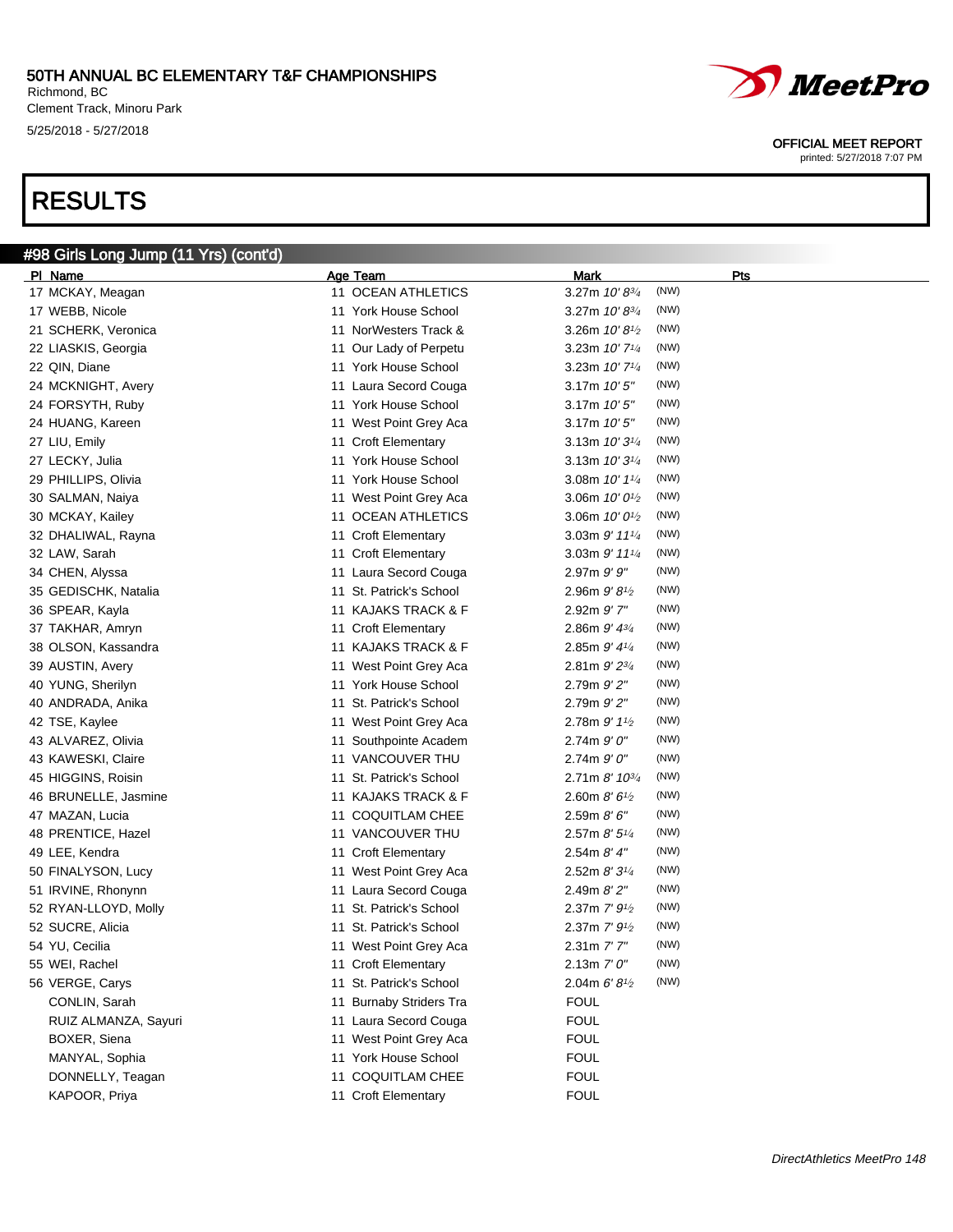# RESULTS

## #98 Girls Long Jump (11 Yrs) (cont'd)

| Pl | Name | Age | Team | Mark | | Pts |
|---|---|---|---|---|---|---|
| 17 | MCKAY, Meagan | 11 | OCEAN ATHLETICS | 3.27m *10' 8¾* | (NW) | |
| 17 | WEBB, Nicole | 11 | York House School | 3.27m *10' 8¾* | (NW) | |
| 21 | SCHERK, Veronica | 11 | NorWesters Track & | 3.26m *10' 8½* | (NW) | |
| 22 | LIASKIS, Georgia | 11 | Our Lady of Perpetu | 3.23m *10' 7¼* | (NW) | |
| 22 | QIN, Diane | 11 | York House School | 3.23m *10' 7¼* | (NW) | |
| 24 | MCKNIGHT, Avery | 11 | Laura Secord Couga | 3.17m *10' 5"* | (NW) | |
| 24 | FORSYTH, Ruby | 11 | York House School | 3.17m *10' 5"* | (NW) | |
| 24 | HUANG, Kareen | 11 | West Point Grey Aca | 3.17m *10' 5"* | (NW) | |
| 27 | LIU, Emily | 11 | Croft Elementary | 3.13m *10' 3¼* | (NW) | |
| 27 | LECKY, Julia | 11 | York House School | 3.13m *10' 3¼* | (NW) | |
| 29 | PHILLIPS, Olivia | 11 | York House School | 3.08m *10' 1¼* | (NW) | |
| 30 | SALMAN, Naiya | 11 | West Point Grey Aca | 3.06m *10' 0½* | (NW) | |
| 30 | MCKAY, Kailey | 11 | OCEAN ATHLETICS | 3.06m *10' 0½* | (NW) | |
| 32 | DHALIWAL, Rayna | 11 | Croft Elementary | 3.03m *9' 11¼* | (NW) | |
| 32 | LAW, Sarah | 11 | Croft Elementary | 3.03m *9' 11¼* | (NW) | |
| 34 | CHEN, Alyssa | 11 | Laura Secord Couga | 2.97m *9' 9"* | (NW) | |
| 35 | GEDISCHK, Natalia | 11 | St. Patrick's School | 2.96m *9' 8½* | (NW) | |
| 36 | SPEAR, Kayla | 11 | KAJAKS TRACK & F | 2.92m *9' 7"* | (NW) | |
| 37 | TAKHAR, Amryn | 11 | Croft Elementary | 2.86m *9' 4¾* | (NW) | |
| 38 | OLSON, Kassandra | 11 | KAJAKS TRACK & F | 2.85m *9' 4¼* | (NW) | |
| 39 | AUSTIN, Avery | 11 | West Point Grey Aca | 2.81m *9' 2¾* | (NW) | |
| 40 | YUNG, Sherilyn | 11 | York House School | 2.79m *9' 2"* | (NW) | |
| 40 | ANDRADA, Anika | 11 | St. Patrick's School | 2.79m *9' 2"* | (NW) | |
| 42 | TSE, Kaylee | 11 | West Point Grey Aca | 2.78m *9' 1½* | (NW) | |
| 43 | ALVAREZ, Olivia | 11 | Southpointe Academ | 2.74m *9' 0"* | (NW) | |
| 43 | KAWESKI, Claire | 11 | VANCOUVER THU | 2.74m *9' 0"* | (NW) | |
| 45 | HIGGINS, Roisin | 11 | St. Patrick's School | 2.71m *8' 10¾* | (NW) | |
| 46 | BRUNELLE, Jasmine | 11 | KAJAKS TRACK & F | 2.60m *8' 6½* | (NW) | |
| 47 | MAZAN, Lucia | 11 | COQUITLAM CHEE | 2.59m *8' 6"* | (NW) | |
| 48 | PRENTICE, Hazel | 11 | VANCOUVER THU | 2.57m *8' 5¼* | (NW) | |
| 49 | LEE, Kendra | 11 | Croft Elementary | 2.54m *8' 4"* | (NW) | |
| 50 | FINALYSON, Lucy | 11 | West Point Grey Aca | 2.52m *8' 3¼* | (NW) | |
| 51 | IRVINE, Rhonynn | 11 | Laura Secord Couga | 2.49m *8' 2"* | (NW) | |
| 52 | RYAN-LLOYD, Molly | 11 | St. Patrick's School | 2.37m *7' 9½* | (NW) | |
| 52 | SUCRE, Alicia | 11 | St. Patrick's School | 2.37m *7' 9½* | (NW) | |
| 54 | YU, Cecilia | 11 | West Point Grey Aca | 2.31m *7' 7"* | (NW) | |
| 55 | WEI, Rachel | 11 | Croft Elementary | 2.13m *7' 0"* | (NW) | |
| 56 | VERGE, Carys | 11 | St. Patrick's School | 2.04m *6' 8½* | (NW) | |
| | CONLIN, Sarah | 11 | Burnaby Striders Tra | FOUL | | |
| | RUIZ ALMANZA, Sayuri | 11 | Laura Secord Couga | FOUL | | |
| | BOXER, Siena | 11 | West Point Grey Aca | FOUL | | |
| | MANYAL, Sophia | 11 | York House School | FOUL | | |
| | DONNELLY, Teagan | 11 | COQUITLAM CHEE | FOUL | | |
| | KAPOOR, Priya | 11 | Croft Elementary | FOUL | | |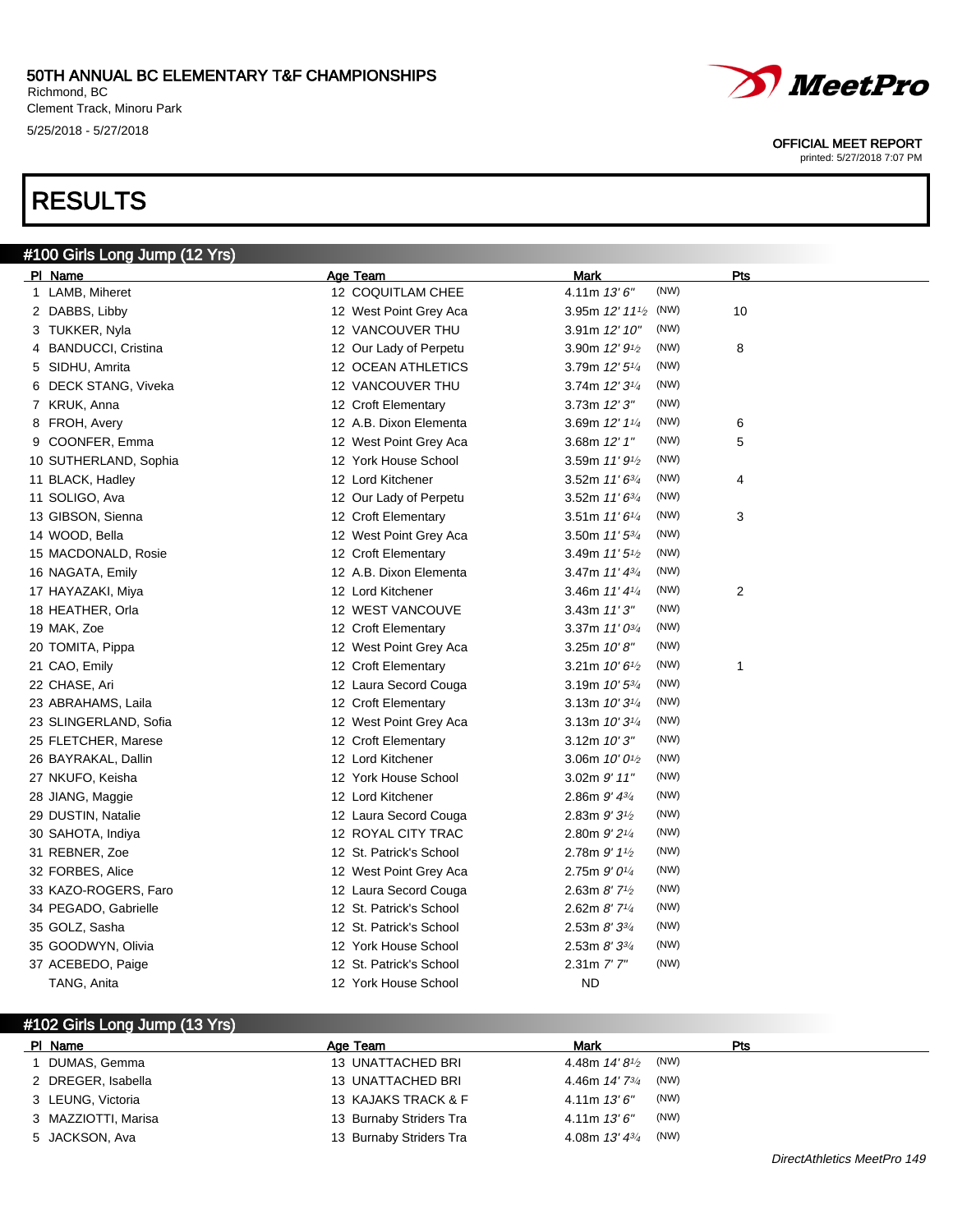# 50TH ANNUAL BC ELEMENTARY T&F CHAMPIONSHIPS

Richmond, BC
Clement Track, Minoru Park
5/25/2018 - 5/27/2018

OFFICIAL MEET REPORT
printed: 5/27/2018 7:07 PM

# RESULTS

## #100 Girls Long Jump (12 Yrs)

| Pl | Name | Age | Team | Mark | | Pts |
|---|---|---|---|---|---|---|
| 1 | LAMB, Miheret | 12 | COQUITLAM CHEE | 4.11m *13' 6"* | (NW) | |
| 2 | DABBS, Libby | 12 | West Point Grey Aca | 3.95m *12' 11½* | (NW) | 10 |
| 3 | TUKKER, Nyla | 12 | VANCOUVER THU | 3.91m *12' 10"* | (NW) | |
| 4 | BANDUCCI, Cristina | 12 | Our Lady of Perpetu | 3.90m *12' 9½* | (NW) | 8 |
| 5 | SIDHU, Amrita | 12 | OCEAN ATHLETICS | 3.79m *12' 5¼* | (NW) | |
| 6 | DECK STANG, Viveka | 12 | VANCOUVER THU | 3.74m *12' 3¼* | (NW) | |
| 7 | KRUK, Anna | 12 | Croft Elementary | 3.73m *12' 3"* | (NW) | |
| 8 | FROH, Avery | 12 | A.B. Dixon Elementa | 3.69m *12' 1¼* | (NW) | 6 |
| 9 | COONFER, Emma | 12 | West Point Grey Aca | 3.68m *12' 1"* | (NW) | 5 |
| 10 | SUTHERLAND, Sophia | 12 | York House School | 3.59m *11' 9½* | (NW) | |
| 11 | BLACK, Hadley | 12 | Lord Kitchener | 3.52m *11' 6¾* | (NW) | 4 |
| 11 | SOLIGO, Ava | 12 | Our Lady of Perpetu | 3.52m *11' 6¾* | (NW) | |
| 13 | GIBSON, Sienna | 12 | Croft Elementary | 3.51m *11' 6¼* | (NW) | 3 |
| 14 | WOOD, Bella | 12 | West Point Grey Aca | 3.50m *11' 5¾* | (NW) | |
| 15 | MACDONALD, Rosie | 12 | Croft Elementary | 3.49m *11' 5½* | (NW) | |
| 16 | NAGATA, Emily | 12 | A.B. Dixon Elementa | 3.47m *11' 4¾* | (NW) | |
| 17 | HAYAZAKI, Miya | 12 | Lord Kitchener | 3.46m *11' 4¼* | (NW) | 2 |
| 18 | HEATHER, Orla | 12 | WEST VANCOUVE | 3.43m *11' 3"* | (NW) | |
| 19 | MAK, Zoe | 12 | Croft Elementary | 3.37m *11' 0¾* | (NW) | |
| 20 | TOMITA, Pippa | 12 | West Point Grey Aca | 3.25m *10' 8"* | (NW) | |
| 21 | CAO, Emily | 12 | Croft Elementary | 3.21m *10' 6½* | (NW) | 1 |
| 22 | CHASE, Ari | 12 | Laura Secord Couga | 3.19m *10' 5¾* | (NW) | |
| 23 | ABRAHAMS, Laila | 12 | Croft Elementary | 3.13m *10' 3¼* | (NW) | |
| 23 | SLINGERLAND, Sofia | 12 | West Point Grey Aca | 3.13m *10' 3¼* | (NW) | |
| 25 | FLETCHER, Marese | 12 | Croft Elementary | 3.12m *10' 3"* | (NW) | |
| 26 | BAYRAKAL, Dallin | 12 | Lord Kitchener | 3.06m *10' 0½* | (NW) | |
| 27 | NKUFO, Keisha | 12 | York House School | 3.02m *9' 11"* | (NW) | |
| 28 | JIANG, Maggie | 12 | Lord Kitchener | 2.86m *9' 4¾* | (NW) | |
| 29 | DUSTIN, Natalie | 12 | Laura Secord Couga | 2.83m *9' 3½* | (NW) | |
| 30 | SAHOTA, Indiya | 12 | ROYAL CITY TRAC | 2.80m *9' 2¼* | (NW) | |
| 31 | REBNER, Zoe | 12 | St. Patrick's School | 2.78m *9' 1½* | (NW) | |
| 32 | FORBES, Alice | 12 | West Point Grey Aca | 2.75m *9' 0¼* | (NW) | |
| 33 | KAZO-ROGERS, Faro | 12 | Laura Secord Couga | 2.63m *8' 7½* | (NW) | |
| 34 | PEGADO, Gabrielle | 12 | St. Patrick's School | 2.62m *8' 7¼* | (NW) | |
| 35 | GOLZ, Sasha | 12 | St. Patrick's School | 2.53m *8' 3¾* | (NW) | |
| 35 | GOODWYN, Olivia | 12 | York House School | 2.53m *8' 3¾* | (NW) | |
| 37 | ACEBEDO, Paige | 12 | St. Patrick's School | 2.31m *7' 7"* | (NW) | |
| | TANG, Anita | 12 | York House School | ND | | |

## #102 Girls Long Jump (13 Yrs)

| Pl | Name | Age | Team | Mark | | Pts |
|---|---|---|---|---|---|---|
| 1 | DUMAS, Gemma | 13 | UNATTACHED BRI | 4.48m *14' 8½* | (NW) | |
| 2 | DREGER, Isabella | 13 | UNATTACHED BRI | 4.46m *14' 7¾* | (NW) | |
| 3 | LEUNG, Victoria | 13 | KAJAKS TRACK & F | 4.11m *13' 6"* | (NW) | |
| 3 | MAZZIOTTI, Marisa | 13 | Burnaby Striders Tra | 4.11m *13' 6"* | (NW) | |
| 5 | JACKSON, Ava | 13 | Burnaby Striders Tra | 4.08m *13' 4¾* | (NW) | |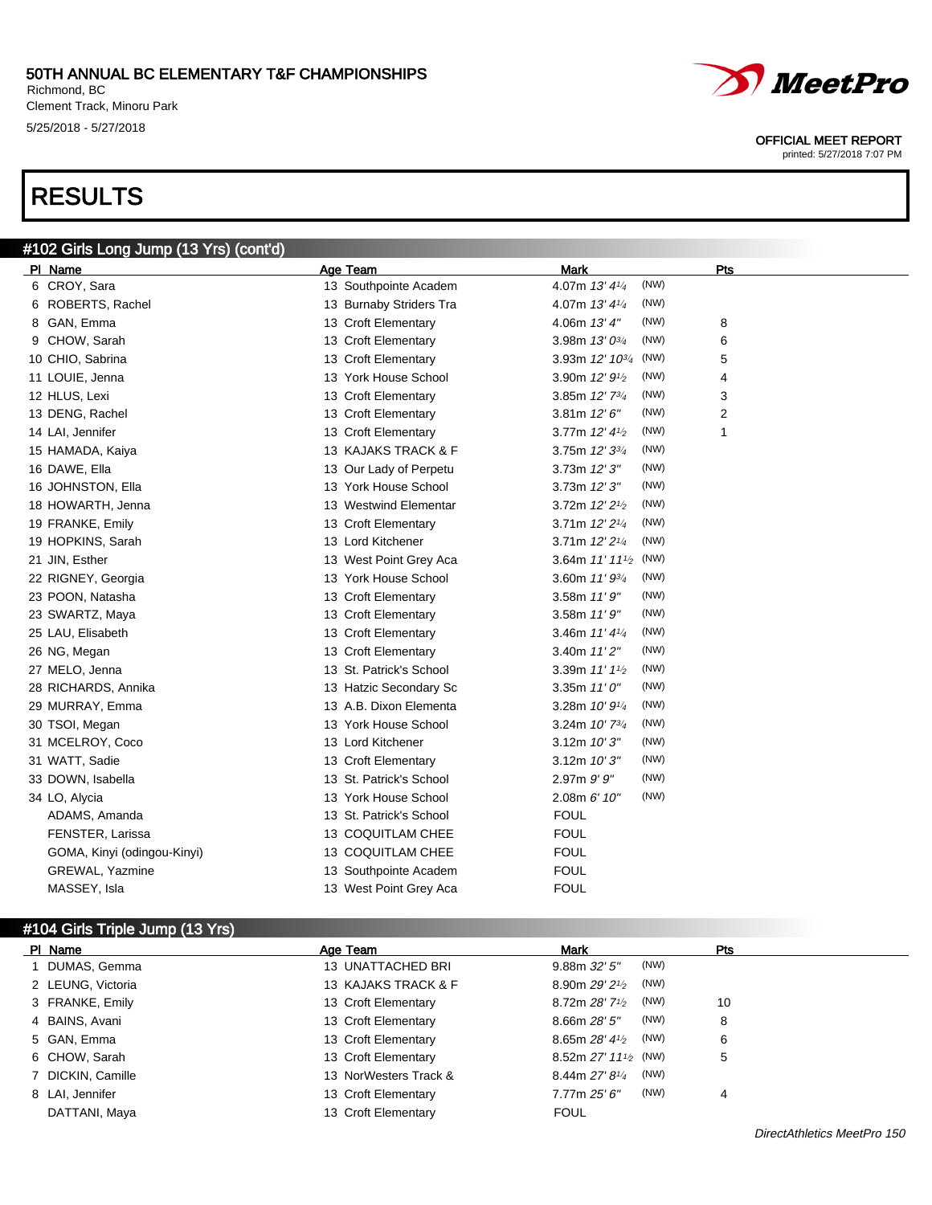# 50TH ANNUAL BC ELEMENTARY T&F CHAMPIONSHIPS

Richmond, BC
Clement Track, Minoru Park
5/25/2018 - 5/27/2018

OFFICIAL MEET REPORT
printed: 5/27/2018 7:07 PM

# RESULTS

## #102 Girls Long Jump (13 Yrs) (cont'd)

| Pl | Name | Age | Team | Mark | | Pts |
|---|---|---|---|---|---|---|
| 6 | CROY, Sara | 13 | Southpointe Academ | 4.07m *13' 4¼* | (NW) | |
| 6 | ROBERTS, Rachel | 13 | Burnaby Striders Tra | 4.07m *13' 4¼* | (NW) | |
| 8 | GAN, Emma | 13 | Croft Elementary | 4.06m *13' 4"* | (NW) | 8 |
| 9 | CHOW, Sarah | 13 | Croft Elementary | 3.98m *13' 0¾* | (NW) | 6 |
| 10 | CHIO, Sabrina | 13 | Croft Elementary | 3.93m *12' 10¾* | (NW) | 5 |
| 11 | LOUIE, Jenna | 13 | York House School | 3.90m *12' 9½* | (NW) | 4 |
| 12 | HLUS, Lexi | 13 | Croft Elementary | 3.85m *12' 7¾* | (NW) | 3 |
| 13 | DENG, Rachel | 13 | Croft Elementary | 3.81m *12' 6"* | (NW) | 2 |
| 14 | LAI, Jennifer | 13 | Croft Elementary | 3.77m *12' 4½* | (NW) | 1 |
| 15 | HAMADA, Kaiya | 13 | KAJAKS TRACK & F | 3.75m *12' 3¾* | (NW) | |
| 16 | DAWE, Ella | 13 | Our Lady of Perpetu | 3.73m *12' 3"* | (NW) | |
| 16 | JOHNSTON, Ella | 13 | York House School | 3.73m *12' 3"* | (NW) | |
| 18 | HOWARTH, Jenna | 13 | Westwind Elementar | 3.72m *12' 2½* | (NW) | |
| 19 | FRANKE, Emily | 13 | Croft Elementary | 3.71m *12' 2¼* | (NW) | |
| 19 | HOPKINS, Sarah | 13 | Lord Kitchener | 3.71m *12' 2¼* | (NW) | |
| 21 | JIN, Esther | 13 | West Point Grey Aca | 3.64m *11' 11½* | (NW) | |
| 22 | RIGNEY, Georgia | 13 | York House School | 3.60m *11' 9¾* | (NW) | |
| 23 | POON, Natasha | 13 | Croft Elementary | 3.58m *11' 9"* | (NW) | |
| 23 | SWARTZ, Maya | 13 | Croft Elementary | 3.58m *11' 9"* | (NW) | |
| 25 | LAU, Elisabeth | 13 | Croft Elementary | 3.46m *11' 4¼* | (NW) | |
| 26 | NG, Megan | 13 | Croft Elementary | 3.40m *11' 2"* | (NW) | |
| 27 | MELO, Jenna | 13 | St. Patrick's School | 3.39m *11' 1½* | (NW) | |
| 28 | RICHARDS, Annika | 13 | Hatzic Secondary Sc | 3.35m *11' 0"* | (NW) | |
| 29 | MURRAY, Emma | 13 | A.B. Dixon Elementa | 3.28m *10' 9¼* | (NW) | |
| 30 | TSOI, Megan | 13 | York House School | 3.24m *10' 7¾* | (NW) | |
| 31 | MCELROY, Coco | 13 | Lord Kitchener | 3.12m *10' 3"* | (NW) | |
| 31 | WATT, Sadie | 13 | Croft Elementary | 3.12m *10' 3"* | (NW) | |
| 33 | DOWN, Isabella | 13 | St. Patrick's School | 2.97m *9' 9"* | (NW) | |
| 34 | LO, Alycia | 13 | York House School | 2.08m *6' 10"* | (NW) | |
| | ADAMS, Amanda | 13 | St. Patrick's School | FOUL | | |
| | FENSTER, Larissa | 13 | COQUITLAM CHEE | FOUL | | |
| | GOMA, Kinyi (odingou-Kinyi) | 13 | COQUITLAM CHEE | FOUL | | |
| | GREWAL, Yazmine | 13 | Southpointe Academ | FOUL | | |
| | MASSEY, Isla | 13 | West Point Grey Aca | FOUL | | |

## #104 Girls Triple Jump (13 Yrs)

| Pl | Name | Age | Team | Mark | | Pts |
|---|---|---|---|---|---|---|
| 1 | DUMAS, Gemma | 13 | UNATTACHED BRI | 9.88m *32' 5"* | (NW) | |
| 2 | LEUNG, Victoria | 13 | KAJAKS TRACK & F | 8.90m *29' 2½* | (NW) | |
| 3 | FRANKE, Emily | 13 | Croft Elementary | 8.72m *28' 7½* | (NW) | 10 |
| 4 | BAINS, Avani | 13 | Croft Elementary | 8.66m *28' 5"* | (NW) | 8 |
| 5 | GAN, Emma | 13 | Croft Elementary | 8.65m *28' 4½* | (NW) | 6 |
| 6 | CHOW, Sarah | 13 | Croft Elementary | 8.52m *27' 11½* | (NW) | 5 |
| 7 | DICKIN, Camille | 13 | NorWesters Track & | 8.44m *27' 8¼* | (NW) | |
| 8 | LAI, Jennifer | 13 | Croft Elementary | 7.77m *25' 6"* | (NW) | 4 |
| | DATTANI, Maya | 13 | Croft Elementary | FOUL | | |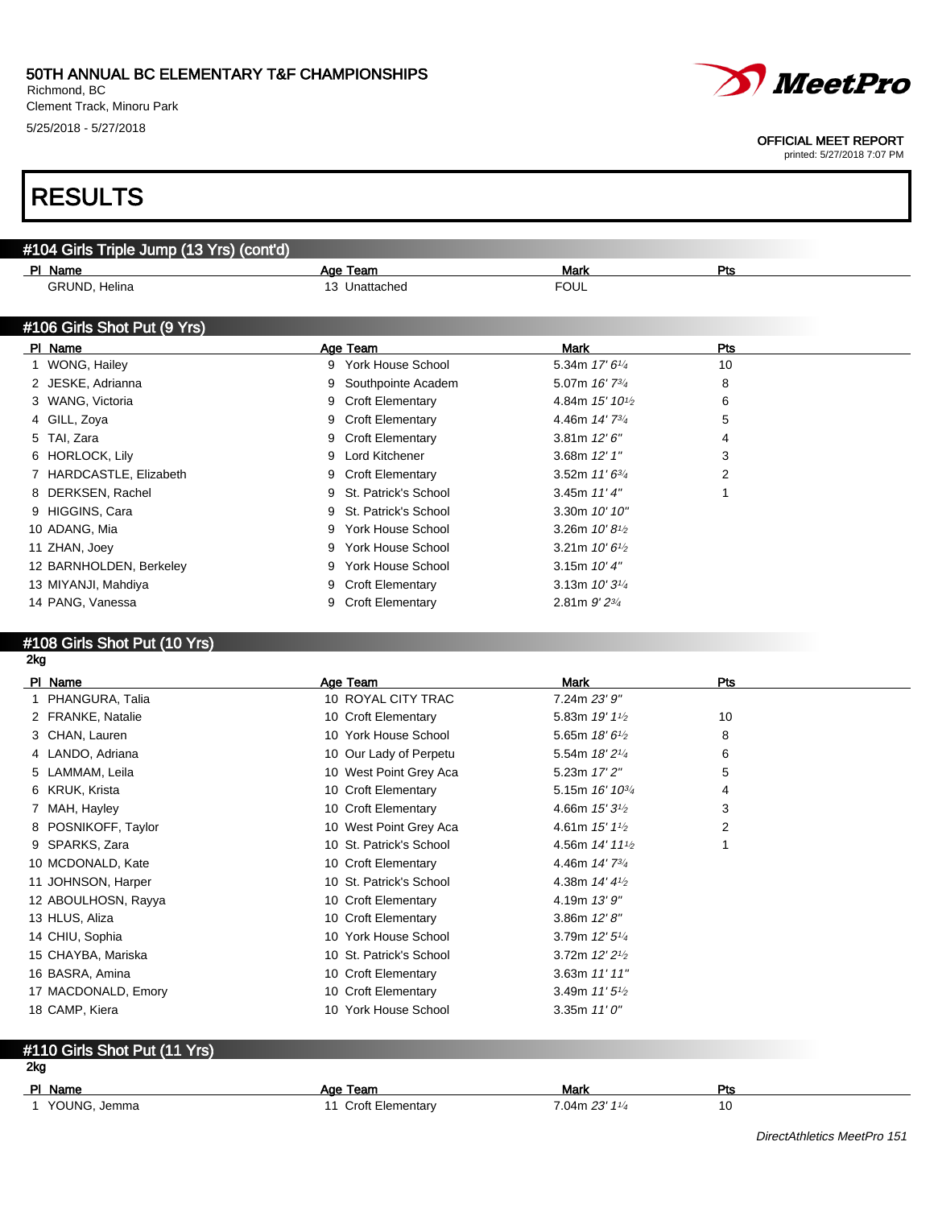# RESULTS

## #104 Girls Triple Jump (13 Yrs) (cont'd)

| Pl | Name | Age | Team | Mark | Pts |
|---|---|---|---|---|---|
| | GRUND, Helina | 13 | Unattached | FOUL | |

## #106 Girls Shot Put (9 Yrs)

| Pl | Name | Age | Team | Mark | Pts |
|---|---|---|---|---|---|
| 1 | WONG, Hailey | 9 | York House School | 5.34m *17' 6¼* | 10 |
| 2 | JESKE, Adrianna | 9 | Southpointe Academ | 5.07m *16' 7¾* | 8 |
| 3 | WANG, Victoria | 9 | Croft Elementary | 4.84m *15' 10½* | 6 |
| 4 | GILL, Zoya | 9 | Croft Elementary | 4.46m *14' 7¾* | 5 |
| 5 | TAI, Zara | 9 | Croft Elementary | 3.81m *12' 6"* | 4 |
| 6 | HORLOCK, Lily | 9 | Lord Kitchener | 3.68m *12' 1"* | 3 |
| 7 | HARDCASTLE, Elizabeth | 9 | Croft Elementary | 3.52m *11' 6¾* | 2 |
| 8 | DERKSEN, Rachel | 9 | St. Patrick's School | 3.45m *11' 4"* | 1 |
| 9 | HIGGINS, Cara | 9 | St. Patrick's School | 3.30m *10' 10"* | |
| 10 | ADANG, Mia | 9 | York House School | 3.26m *10' 8½* | |
| 11 | ZHAN, Joey | 9 | York House School | 3.21m *10' 6½* | |
| 12 | BARNHOLDEN, Berkeley | 9 | York House School | 3.15m *10' 4"* | |
| 13 | MIYANJI, Mahdiya | 9 | Croft Elementary | 3.13m *10' 3¼* | |
| 14 | PANG, Vanessa | 9 | Croft Elementary | 2.81m *9' 2¾* | |

## #108 Girls Shot Put (10 Yrs)

2kg

| Pl | Name | Age | Team | Mark | Pts |
|---|---|---|---|---|---|
| 1 | PHANGURA, Talia | 10 | ROYAL CITY TRAC | 7.24m *23' 9"* | |
| 2 | FRANKE, Natalie | 10 | Croft Elementary | 5.83m *19' 1½* | 10 |
| 3 | CHAN, Lauren | 10 | York House School | 5.65m *18' 6½* | 8 |
| 4 | LANDO, Adriana | 10 | Our Lady of Perpetu | 5.54m *18' 2¼* | 6 |
| 5 | LAMMAM, Leila | 10 | West Point Grey Aca | 5.23m *17' 2"* | 5 |
| 6 | KRUK, Krista | 10 | Croft Elementary | 5.15m *16' 10¾* | 4 |
| 7 | MAH, Hayley | 10 | Croft Elementary | 4.66m *15' 3½* | 3 |
| 8 | POSNIKOFF, Taylor | 10 | West Point Grey Aca | 4.61m *15' 1½* | 2 |
| 9 | SPARKS, Zara | 10 | St. Patrick's School | 4.56m *14' 11½* | 1 |
| 10 | MCDONALD, Kate | 10 | Croft Elementary | 4.46m *14' 7¾* | |
| 11 | JOHNSON, Harper | 10 | St. Patrick's School | 4.38m *14' 4½* | |
| 12 | ABOULHOSN, Rayya | 10 | Croft Elementary | 4.19m *13' 9"* | |
| 13 | HLUS, Aliza | 10 | Croft Elementary | 3.86m *12' 8"* | |
| 14 | CHIU, Sophia | 10 | York House School | 3.79m *12' 5¼* | |
| 15 | CHAYBA, Mariska | 10 | St. Patrick's School | 3.72m *12' 2½* | |
| 16 | BASRA, Amina | 10 | Croft Elementary | 3.63m *11' 11"* | |
| 17 | MACDONALD, Emory | 10 | Croft Elementary | 3.49m *11' 5½* | |
| 18 | CAMP, Kiera | 10 | York House School | 3.35m *11' 0"* | |

## #110 Girls Shot Put (11 Yrs)

2kg

| Pl | Name | Age | Team | Mark | Pts |
|---|---|---|---|---|---|
| 1 | YOUNG, Jemma | 11 | Croft Elementary | 7.04m *23' 1¼* | 10 |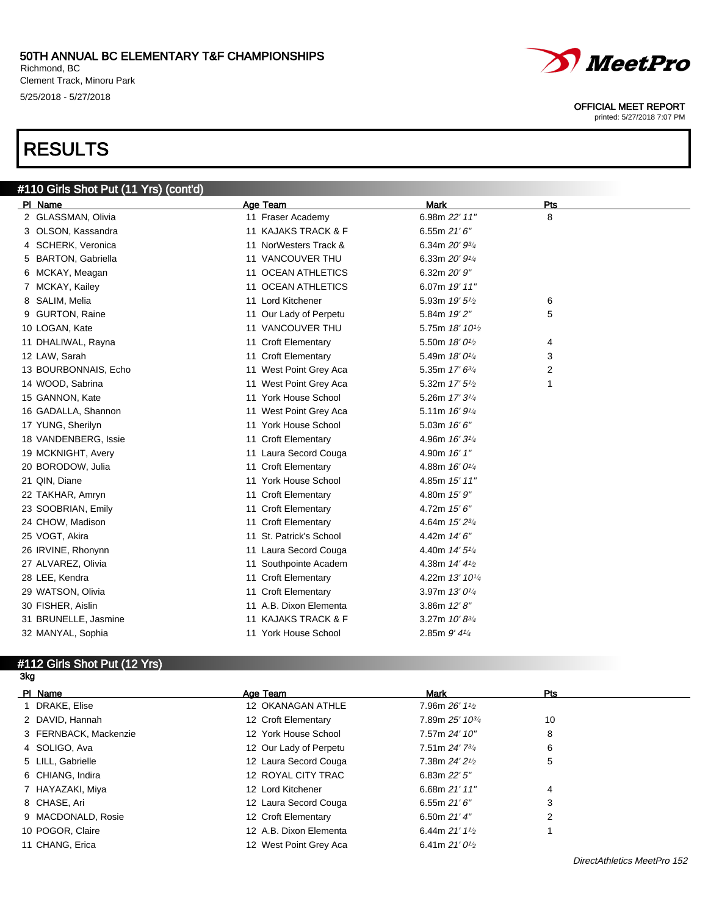# 50TH ANNUAL BC ELEMENTARY T&F CHAMPIONSHIPS

Richmond, BC
Clement Track, Minoru Park
5/25/2018 - 5/27/2018

OFFICIAL MEET REPORT
printed: 5/27/2018 7:07 PM

# RESULTS

## #110 Girls Shot Put (11 Yrs) (cont'd)

| Pl | Name | Age | Team | Mark | Pts |
|---|---|---|---|---|---|
| 2 | GLASSMAN, Olivia | 11 | Fraser Academy | 6.98m *22' 11"* | 8 |
| 3 | OLSON, Kassandra | 11 | KAJAKS TRACK & F | 6.55m *21' 6"* | |
| 4 | SCHERK, Veronica | 11 | NorWesters Track & | 6.34m *20' 9¾* | |
| 5 | BARTON, Gabriella | 11 | VANCOUVER THU | 6.33m *20' 9¼* | |
| 6 | MCKAY, Meagan | 11 | OCEAN ATHLETICS | 6.32m *20' 9"* | |
| 7 | MCKAY, Kailey | 11 | OCEAN ATHLETICS | 6.07m *19' 11"* | |
| 8 | SALIM, Melia | 11 | Lord Kitchener | 5.93m *19' 5½* | 6 |
| 9 | GURTON, Raine | 11 | Our Lady of Perpetu | 5.84m *19' 2"* | 5 |
| 10 | LOGAN, Kate | 11 | VANCOUVER THU | 5.75m *18' 10½* | |
| 11 | DHALIWAL, Rayna | 11 | Croft Elementary | 5.50m *18' 0½* | 4 |
| 12 | LAW, Sarah | 11 | Croft Elementary | 5.49m *18' 0¼* | 3 |
| 13 | BOURBONNAIS, Echo | 11 | West Point Grey Aca | 5.35m *17' 6¾* | 2 |
| 14 | WOOD, Sabrina | 11 | West Point Grey Aca | 5.32m *17' 5½* | 1 |
| 15 | GANNON, Kate | 11 | York House School | 5.26m *17' 3¼* | |
| 16 | GADALLA, Shannon | 11 | West Point Grey Aca | 5.11m *16' 9¼* | |
| 17 | YUNG, Sherilyn | 11 | York House School | 5.03m *16' 6"* | |
| 18 | VANDENBERG, Issie | 11 | Croft Elementary | 4.96m *16' 3¼* | |
| 19 | MCKNIGHT, Avery | 11 | Laura Secord Couga | 4.90m *16' 1"* | |
| 20 | BORODOW, Julia | 11 | Croft Elementary | 4.88m *16' 0¼* | |
| 21 | QIN, Diane | 11 | York House School | 4.85m *15' 11"* | |
| 22 | TAKHAR, Amryn | 11 | Croft Elementary | 4.80m *15' 9"* | |
| 23 | SOOBRIAN, Emily | 11 | Croft Elementary | 4.72m *15' 6"* | |
| 24 | CHOW, Madison | 11 | Croft Elementary | 4.64m *15' 2¾* | |
| 25 | VOGT, Akira | 11 | St. Patrick's School | 4.42m *14' 6"* | |
| 26 | IRVINE, Rhonynn | 11 | Laura Second Couga | 4.40m *14' 5¼* | |
| 27 | ALVAREZ, Olivia | 11 | Southpointe Academ | 4.38m *14' 4½* | |
| 28 | LEE, Kendra | 11 | Croft Elementary | 4.22m *13' 10¼* | |
| 29 | WATSON, Olivia | 11 | Croft Elementary | 3.97m *13' 0¼* | |
| 30 | FISHER, Aislin | 11 | A.B. Dixon Elementa | 3.86m *12' 8"* | |
| 31 | BRUNELLE, Jasmine | 11 | KAJAKS TRACK & F | 3.27m *10' 8¾* | |
| 32 | MANYAL, Sophia | 11 | York House School | 2.85m *9' 4¼* | |

## #112 Girls Shot Put (12 Yrs)

3kg

| Pl | Name | Age | Team | Mark | Pts |
|---|---|---|---|---|---|
| 1 | DRAKE, Elise | 12 | OKANAGAN ATHLE | 7.96m *26' 1½* | |
| 2 | DAVID, Hannah | 12 | Croft Elementary | 7.89m *25' 10¾* | 10 |
| 3 | FERNBACK, Mackenzie | 12 | York House School | 7.57m *24' 10"* | 8 |
| 4 | SOLIGO, Ava | 12 | Our Lady of Perpetu | 7.51m *24' 7¾* | 6 |
| 5 | LILL, Gabrielle | 12 | Laura Secord Couga | 7.38m *24' 2½* | 5 |
| 6 | CHIANG, Indira | 12 | ROYAL CITY TRAC | 6.83m *22' 5"* | |
| 7 | HAYAZAKI, Miya | 12 | Lord Kitchener | 6.68m *21' 11"* | 4 |
| 8 | CHASE, Ari | 12 | Laura Secord Couga | 6.55m *21' 6"* | 3 |
| 9 | MACDONALD, Rosie | 12 | Croft Elementary | 6.50m *21' 4"* | 2 |
| 10 | POGOR, Claire | 12 | A.B. Dixon Elementa | 6.44m *21' 1½* | 1 |
| 11 | CHANG, Erica | 12 | West Point Grey Aca | 6.41m *21' 0½* | |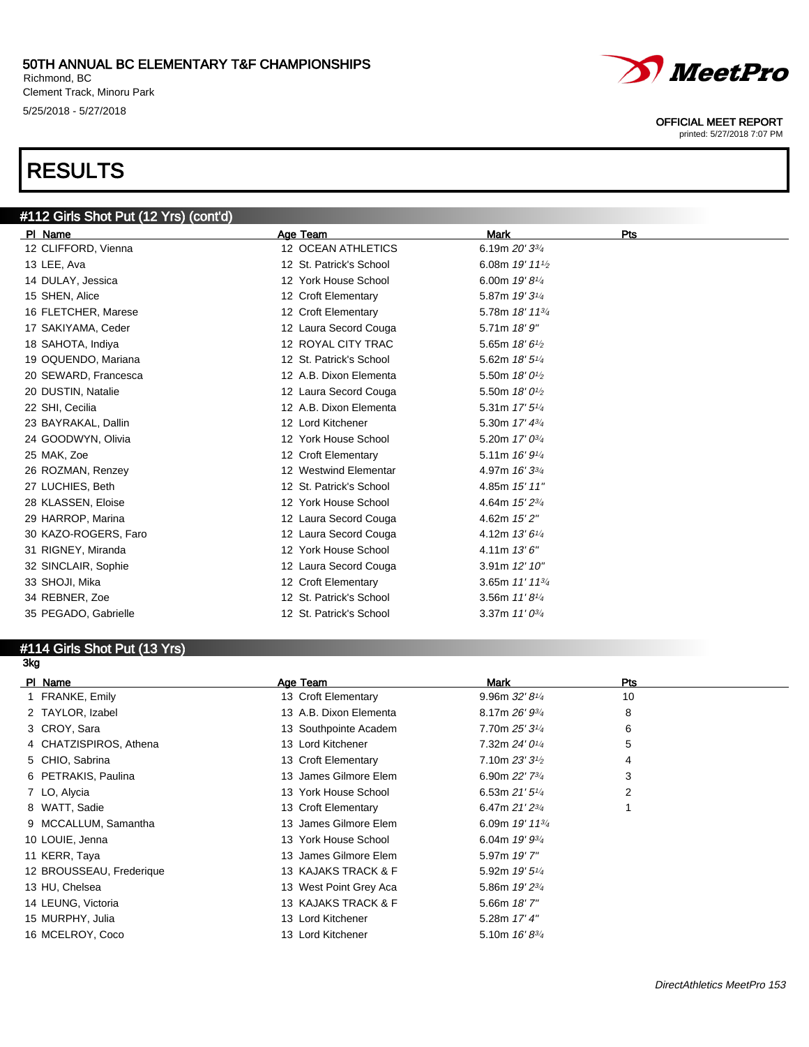# RESULTS

## #112 Girls Shot Put (12 Yrs) (cont'd)

| Pl | Name | Age | Team | Mark | Pts |
|---|---|---|---|---|---|
| 12 | CLIFFORD, Vienna | 12 | OCEAN ATHLETICS | 6.19m *20' 3¾* | |
| 13 | LEE, Ava | 12 | St. Patrick's School | 6.08m *19' 11½* | |
| 14 | DULAY, Jessica | 12 | York House School | 6.00m *19' 8¼* | |
| 15 | SHEN, Alice | 12 | Croft Elementary | 5.87m *19' 3¼* | |
| 16 | FLETCHER, Marese | 12 | Croft Elementary | 5.78m *18' 11¾* | |
| 17 | SAKIYAMA, Ceder | 12 | Laura Secord Couga | 5.71m *18' 9"* | |
| 18 | SAHOTA, Indiya | 12 | ROYAL CITY TRAC | 5.65m *18' 6½* | |
| 19 | OQUENDO, Mariana | 12 | St. Patrick's School | 5.62m *18' 5¼* | |
| 20 | SEWARD, Francesca | 12 | A.B. Dixon Elementa | 5.50m *18' 0½* | |
| 20 | DUSTIN, Natalie | 12 | Laura Secord Couga | 5.50m *18' 0½* | |
| 22 | SHI, Cecilia | 12 | A.B. Dixon Elementa | 5.31m *17' 5¼* | |
| 23 | BAYRAKAL, Dallin | 12 | Lord Kitchener | 5.30m *17' 4¾* | |
| 24 | GOODWYN, Olivia | 12 | York House School | 5.20m *17' 0¾* | |
| 25 | MAK, Zoe | 12 | Croft Elementary | 5.11m *16' 9¼* | |
| 26 | ROZMAN, Renzey | 12 | Westwind Elementar | 4.97m *16' 3¾* | |
| 27 | LUCHIES, Beth | 12 | St. Patrick's School | 4.85m *15' 11"* | |
| 28 | KLASSEN, Eloise | 12 | York House School | 4.64m *15' 2¾* | |
| 29 | HARROP, Marina | 12 | Laura Secord Couga | 4.62m *15' 2"* | |
| 30 | KAZO-ROGERS, Faro | 12 | Laura Secord Couga | 4.12m *13' 6¼* | |
| 31 | RIGNEY, Miranda | 12 | York House School | 4.11m *13' 6"* | |
| 32 | SINCLAIR, Sophie | 12 | Laura Secord Couga | 3.91m *12' 10"* | |
| 33 | SHOJI, Mika | 12 | Croft Elementary | 3.65m *11' 11¾* | |
| 34 | REBNER, Zoe | 12 | St. Patrick's School | 3.56m *11' 8¼* | |
| 35 | PEGADO, Gabrielle | 12 | St. Patrick's School | 3.37m *11' 0¾* | |

## #114 Girls Shot Put (13 Yrs)

3kg

| Pl | Name | Age | Team | Mark | Pts |
|---|---|---|---|---|---|
| 1 | FRANKE, Emily | 13 | Croft Elementary | 9.96m *32' 8¼* | 10 |
| 2 | TAYLOR, Izabel | 13 | A.B. Dixon Elementa | 8.17m *26' 9¾* | 8 |
| 3 | CROY, Sara | 13 | Southpointe Academ | 7.70m *25' 3¼* | 6 |
| 4 | CHATZISPIROS, Athena | 13 | Lord Kitchener | 7.32m *24' 0¼* | 5 |
| 5 | CHIO, Sabrina | 13 | Croft Elementary | 7.10m *23' 3½* | 4 |
| 6 | PETRAKIS, Paulina | 13 | James Gilmore Elem | 6.90m *22' 7¾* | 3 |
| 7 | LO, Alycia | 13 | York House School | 6.53m *21' 5¼* | 2 |
| 8 | WATT, Sadie | 13 | Croft Elementary | 6.47m *21' 2¾* | 1 |
| 9 | MCCALLUM, Samantha | 13 | James Gilmore Elem | 6.09m *19' 11¾* | |
| 10 | LOUIE, Jenna | 13 | York House School | 6.04m *19' 9¾* | |
| 11 | KERR, Taya | 13 | James Gilmore Elem | 5.97m *19' 7"* | |
| 12 | BROUSSEAU, Frederique | 13 | KAJAKS TRACK & F | 5.92m *19' 5¼* | |
| 13 | HU, Chelsea | 13 | West Point Grey Aca | 5.86m *19' 2¾* | |
| 14 | LEUNG, Victoria | 13 | KAJAKS TRACK & F | 5.66m *18' 7"* | |
| 15 | MURPHY, Julia | 13 | Lord Kitchener | 5.28m *17' 4"* | |
| 16 | MCELROY, Coco | 13 | Lord Kitchener | 5.10m *16' 8¾* | |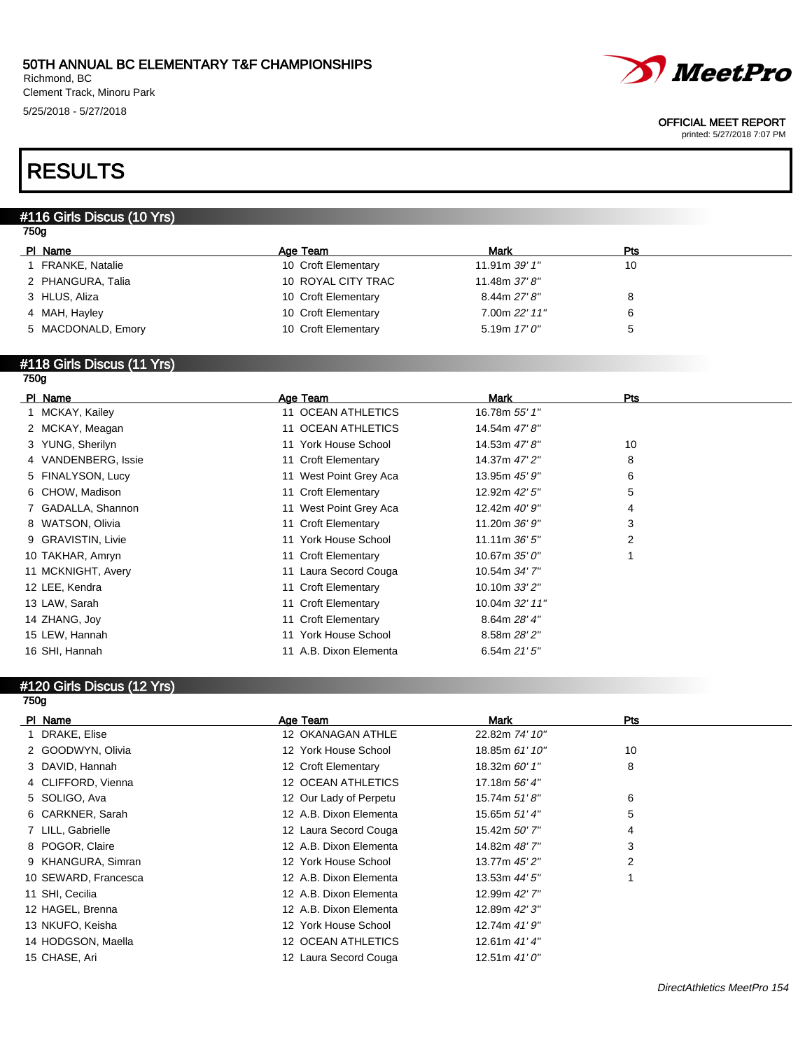# RESULTS

## #116 Girls Discus (10 Yrs)

750g

| Pl | Name | Age | Team | Mark | Pts |
|---|---|---|---|---|---|
| 1 | FRANKE, Natalie | 10 | Croft Elementary | 11.91m *39' 1"* | 10 |
| 2 | PHANGURA, Talia | 10 | ROYAL CITY TRAC | 11.48m *37' 8"* | |
| 3 | HLUS, Aliza | 10 | Croft Elementary | 8.44m *27' 8"* | 8 |
| 4 | MAH, Hayley | 10 | Croft Elementary | 7.00m *22' 11"* | 6 |
| 5 | MACDONALD, Emory | 10 | Croft Elementary | 5.19m *17' 0"* | 5 |

## #118 Girls Discus (11 Yrs)

750g

| Pl | Name | Age | Team | Mark | Pts |
|---|---|---|---|---|---|
| 1 | MCKAY, Kailey | 11 | OCEAN ATHLETICS | 16.78m *55' 1"* | |
| 2 | MCKAY, Meagan | 11 | OCEAN ATHLETICS | 14.54m *47' 8"* | |
| 3 | YUNG, Sherilyn | 11 | York House School | 14.53m *47' 8"* | 10 |
| 4 | VANDENBERG, Issie | 11 | Croft Elementary | 14.37m *47' 2"* | 8 |
| 5 | FINALYSON, Lucy | 11 | West Point Grey Aca | 13.95m *45' 9"* | 6 |
| 6 | CHOW, Madison | 11 | Croft Elementary | 12.92m *42' 5"* | 5 |
| 7 | GADALLA, Shannon | 11 | West Point Grey Aca | 12.42m *40' 9"* | 4 |
| 8 | WATSON, Olivia | 11 | Croft Elementary | 11.20m *36' 9"* | 3 |
| 9 | GRAVISTIN, Livie | 11 | York House School | 11.11m *36' 5"* | 2 |
| 10 | TAKHAR, Amryn | 11 | Croft Elementary | 10.67m *35' 0"* | 1 |
| 11 | MCKNIGHT, Avery | 11 | Laura Secord Couga | 10.54m *34' 7"* | |
| 12 | LEE, Kendra | 11 | Croft Elementary | 10.10m *33' 2"* | |
| 13 | LAW, Sarah | 11 | Croft Elementary | 10.04m *32' 11"* | |
| 14 | ZHANG, Joy | 11 | Croft Elementary | 8.64m *28' 4"* | |
| 15 | LEW, Hannah | 11 | York House School | 8.58m *28' 2"* | |
| 16 | SHI, Hannah | 11 | A.B. Dixon Elementa | 6.54m *21' 5"* | |

## #120 Girls Discus (12 Yrs)

750g

| Pl | Name | Age | Team | Mark | Pts |
|---|---|---|---|---|---|
| 1 | DRAKE, Elise | 12 | OKANAGAN ATHLE | 22.82m *74' 10"* | |
| 2 | GOODWYN, Olivia | 12 | York House School | 18.85m *61' 10"* | 10 |
| 3 | DAVID, Hannah | 12 | Croft Elementary | 18.32m *60' 1"* | 8 |
| 4 | CLIFFORD, Vienna | 12 | OCEAN ATHLETICS | 17.18m *56' 4"* | |
| 5 | SOLIGO, Ava | 12 | Our Lady of Perpetu | 15.74m *51' 8"* | 6 |
| 6 | CARKNER, Sarah | 12 | A.B. Dixon Elementa | 15.65m *51' 4"* | 5 |
| 7 | LILL, Gabrielle | 12 | Laura Secord Couga | 15.42m *50' 7"* | 4 |
| 8 | POGOR, Claire | 12 | A.B. Dixon Elementa | 14.82m *48' 7"* | 3 |
| 9 | KHANGURA, Simran | 12 | York House School | 13.77m *45' 2"* | 2 |
| 10 | SEWARD, Francesca | 12 | A.B. Dixon Elementa | 13.53m *44' 5"* | 1 |
| 11 | SHI, Cecilia | 12 | A.B. Dixon Elementa | 12.99m *42' 7"* | |
| 12 | HAGEL, Brenna | 12 | A.B. Dixon Elementa | 12.89m *42' 3"* | |
| 13 | NKUFO, Keisha | 12 | York House School | 12.74m *41' 9"* | |
| 14 | HODGSON, Maella | 12 | OCEAN ATHLETICS | 12.61m *41' 4"* | |
| 15 | CHASE, Ari | 12 | Laura Secord Couga | 12.51m *41' 0"* | |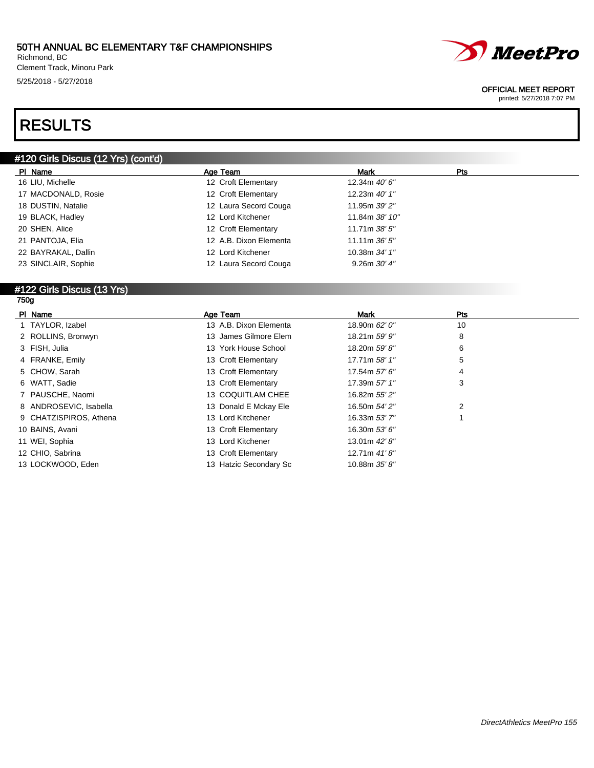# RESULTS

## #120 Girls Discus (12 Yrs) (cont'd)

| Pl | Name | Age | Team | Mark | Pts |
|---|---|---|---|---|---|
| 16 | LIU, Michelle | 12 | Croft Elementary | 12.34m *40' 6"* | |
| 17 | MACDONALD, Rosie | 12 | Croft Elementary | 12.23m *40' 1"* | |
| 18 | DUSTIN, Natalie | 12 | Laura Secord Couga | 11.95m *39' 2"* | |
| 19 | BLACK, Hadley | 12 | Lord Kitchener | 11.84m *38' 10"* | |
| 20 | SHEN, Alice | 12 | Croft Elementary | 11.71m *38' 5"* | |
| 21 | PANTOJA, Elia | 12 | A.B. Dixon Elementa | 11.11m *36' 5"* | |
| 22 | BAYRAKAL, Dallin | 12 | Lord Kitchener | 10.38m *34' 1"* | |
| 23 | SINCLAIR, Sophie | 12 | Laura Secord Couga | 9.26m *30' 4"* | |

## #122 Girls Discus (13 Yrs)

750g

| Pl | Name | Age | Team | Mark | Pts |
|---|---|---|---|---|---|
| 1 | TAYLOR, Izabel | 13 | A.B. Dixon Elementa | 18.90m *62' 0"* | 10 |
| 2 | ROLLINS, Bronwyn | 13 | James Gilmore Elem | 18.21m *59' 9"* | 8 |
| 3 | FISH, Julia | 13 | York House School | 18.20m *59' 8"* | 6 |
| 4 | FRANKE, Emily | 13 | Croft Elementary | 17.71m *58' 1"* | 5 |
| 5 | CHOW, Sarah | 13 | Croft Elementary | 17.54m *57' 6"* | 4 |
| 6 | WATT, Sadie | 13 | Croft Elementary | 17.39m *57' 1"* | 3 |
| 7 | PAUSCHE, Naomi | 13 | COQUITLAM CHEE | 16.82m *55' 2"* | |
| 8 | ANDROSEVIC, Isabella | 13 | Donald E Mckay Ele | 16.50m *54' 2"* | 2 |
| 9 | CHATZISPIROS, Athena | 13 | Lord Kitchener | 16.33m *53' 7"* | 1 |
| 10 | BAINS, Avani | 13 | Croft Elementary | 16.30m *53' 6"* | |
| 11 | WEI, Sophia | 13 | Lord Kitchener | 13.01m *42' 8"* | |
| 12 | CHIO, Sabrina | 13 | Croft Elementary | 12.71m *41' 8"* | |
| 13 | LOCKWOOD, Eden | 13 | Hatzic Secondary Sc | 10.88m *35' 8"* | |